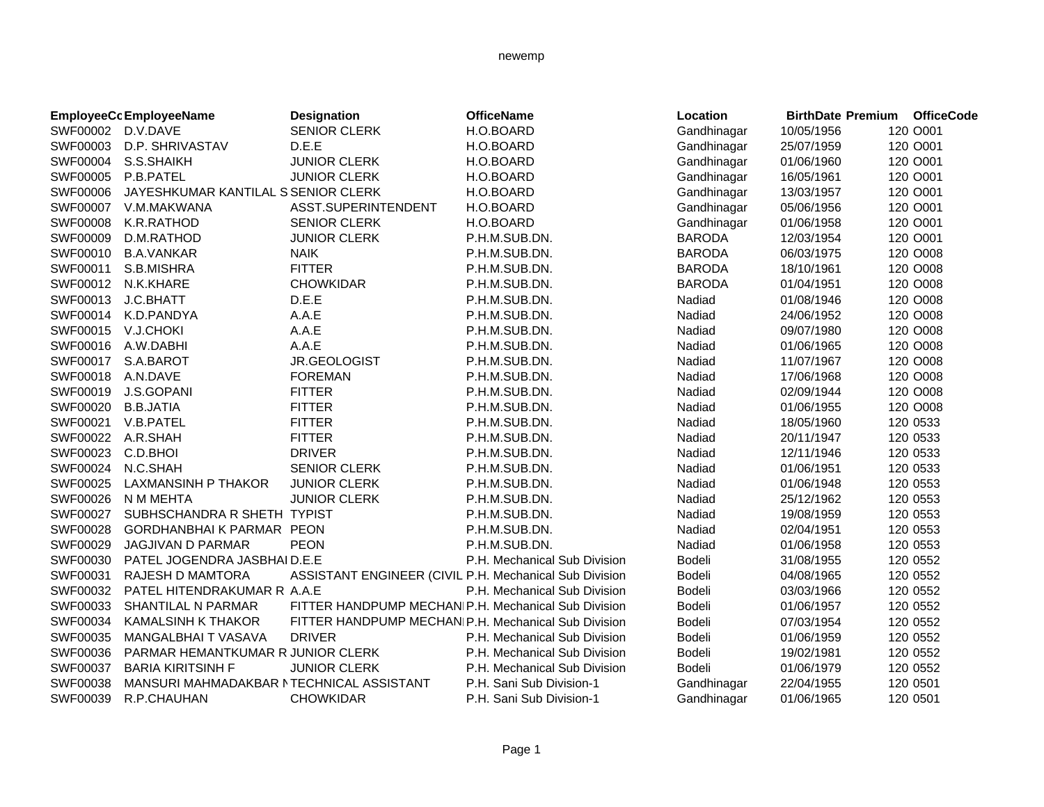newemp

| EmployeeCc | EmployeeName | Designation | OfficeName | Location | BirthDate | Premium | OfficeCode |
|---|---|---|---|---|---|---|---|
| SWF00002 | D.V.DAVE | SENIOR CLERK | H.O.BOARD | Gandhinagar | 10/05/1956 | 120 | O001 |
| SWF00003 | D.P. SHRIVASTAV | D.E.E | H.O.BOARD | Gandhinagar | 25/07/1959 | 120 | O001 |
| SWF00004 | S.S.SHAIKH | JUNIOR CLERK | H.O.BOARD | Gandhinagar | 01/06/1960 | 120 | O001 |
| SWF00005 | P.B.PATEL | JUNIOR CLERK | H.O.BOARD | Gandhinagar | 16/05/1961 | 120 | O001 |
| SWF00006 | JAYESHKUMAR KANTILAL S | SENIOR CLERK | H.O.BOARD | Gandhinagar | 13/03/1957 | 120 | O001 |
| SWF00007 | V.M.MAKWANA | ASST.SUPERINTENDENT | H.O.BOARD | Gandhinagar | 05/06/1956 | 120 | O001 |
| SWF00008 | K.R.RATHOD | SENIOR CLERK | H.O.BOARD | Gandhinagar | 01/06/1958 | 120 | O001 |
| SWF00009 | D.M.RATHOD | JUNIOR CLERK | P.H.M.SUB.DN. | BARODA | 12/03/1954 | 120 | O001 |
| SWF00010 | B.A.VANKAR | NAIK | P.H.M.SUB.DN. | BARODA | 06/03/1975 | 120 | O008 |
| SWF00011 | S.B.MISHRA | FITTER | P.H.M.SUB.DN. | BARODA | 18/10/1961 | 120 | O008 |
| SWF00012 | N.K.KHARE | CHOWKIDAR | P.H.M.SUB.DN. | BARODA | 01/04/1951 | 120 | O008 |
| SWF00013 | J.C.BHATT | D.E.E | P.H.M.SUB.DN. | Nadiad | 01/08/1946 | 120 | O008 |
| SWF00014 | K.D.PANDYA | A.A.E | P.H.M.SUB.DN. | Nadiad | 24/06/1952 | 120 | O008 |
| SWF00015 | V.J.CHOKI | A.A.E | P.H.M.SUB.DN. | Nadiad | 09/07/1980 | 120 | O008 |
| SWF00016 | A.W.DABHI | A.A.E | P.H.M.SUB.DN. | Nadiad | 01/06/1965 | 120 | O008 |
| SWF00017 | S.A.BAROT | JR.GEOLOGIST | P.H.M.SUB.DN. | Nadiad | 11/07/1967 | 120 | O008 |
| SWF00018 | A.N.DAVE | FOREMAN | P.H.M.SUB.DN. | Nadiad | 17/06/1968 | 120 | O008 |
| SWF00019 | J.S.GOPANI | FITTER | P.H.M.SUB.DN. | Nadiad | 02/09/1944 | 120 | O008 |
| SWF00020 | B.B.JATIA | FITTER | P.H.M.SUB.DN. | Nadiad | 01/06/1955 | 120 | O008 |
| SWF00021 | V.B.PATEL | FITTER | P.H.M.SUB.DN. | Nadiad | 18/05/1960 | 120 | 0533 |
| SWF00022 | A.R.SHAH | FITTER | P.H.M.SUB.DN. | Nadiad | 20/11/1947 | 120 | 0533 |
| SWF00023 | C.D.BHOI | DRIVER | P.H.M.SUB.DN. | Nadiad | 12/11/1946 | 120 | 0533 |
| SWF00024 | N.C.SHAH | SENIOR CLERK | P.H.M.SUB.DN. | Nadiad | 01/06/1951 | 120 | 0533 |
| SWF00025 | LAXMANSINH P THAKOR | JUNIOR CLERK | P.H.M.SUB.DN. | Nadiad | 01/06/1948 | 120 | 0553 |
| SWF00026 | N M MEHTA | JUNIOR CLERK | P.H.M.SUB.DN. | Nadiad | 25/12/1962 | 120 | 0553 |
| SWF00027 | SUBHSCHANDRA R SHETH | TYPIST | P.H.M.SUB.DN. | Nadiad | 19/08/1959 | 120 | 0553 |
| SWF00028 | GORDHANBHAI K PARMAR | PEON | P.H.M.SUB.DN. | Nadiad | 02/04/1951 | 120 | 0553 |
| SWF00029 | JAGJIVAN D PARMAR | PEON | P.H.M.SUB.DN. | Nadiad | 01/06/1958 | 120 | 0553 |
| SWF00030 | PATEL JOGENDRA JASBHAI | D.E.E | P.H. Mechanical Sub Division | Bodeli | 31/08/1955 | 120 | 0552 |
| SWF00031 | RAJESH D MAMTORA | ASSISTANT ENGINEER (CIVIL | P.H. Mechanical Sub Division | Bodeli | 04/08/1965 | 120 | 0552 |
| SWF00032 | PATEL HITENDRAKUMAR R | A.A.E | P.H. Mechanical Sub Division | Bodeli | 03/03/1966 | 120 | 0552 |
| SWF00033 | SHANTILAL N PARMAR | FITTER HANDPUMP MECHANI | P.H. Mechanical Sub Division | Bodeli | 01/06/1957 | 120 | 0552 |
| SWF00034 | KAMALSINH K THAKOR | FITTER HANDPUMP MECHANI | P.H. Mechanical Sub Division | Bodeli | 07/03/1954 | 120 | 0552 |
| SWF00035 | MANGALBHAI T VASAVA | DRIVER | P.H. Mechanical Sub Division | Bodeli | 01/06/1959 | 120 | 0552 |
| SWF00036 | PARMAR HEMANTKUMAR R | JUNIOR CLERK | P.H. Mechanical Sub Division | Bodeli | 19/02/1981 | 120 | 0552 |
| SWF00037 | BARIA KIRITSINH F | JUNIOR CLERK | P.H. Mechanical Sub Division | Bodeli | 01/06/1979 | 120 | 0552 |
| SWF00038 | MANSURI MAHMADAKBAR N | TECHNICAL ASSISTANT | P.H. Sani Sub Division-1 | Gandhinagar | 22/04/1955 | 120 | 0501 |
| SWF00039 | R.P.CHAUHAN | CHOWKIDAR | P.H. Sani Sub Division-1 | Gandhinagar | 01/06/1965 | 120 | 0501 |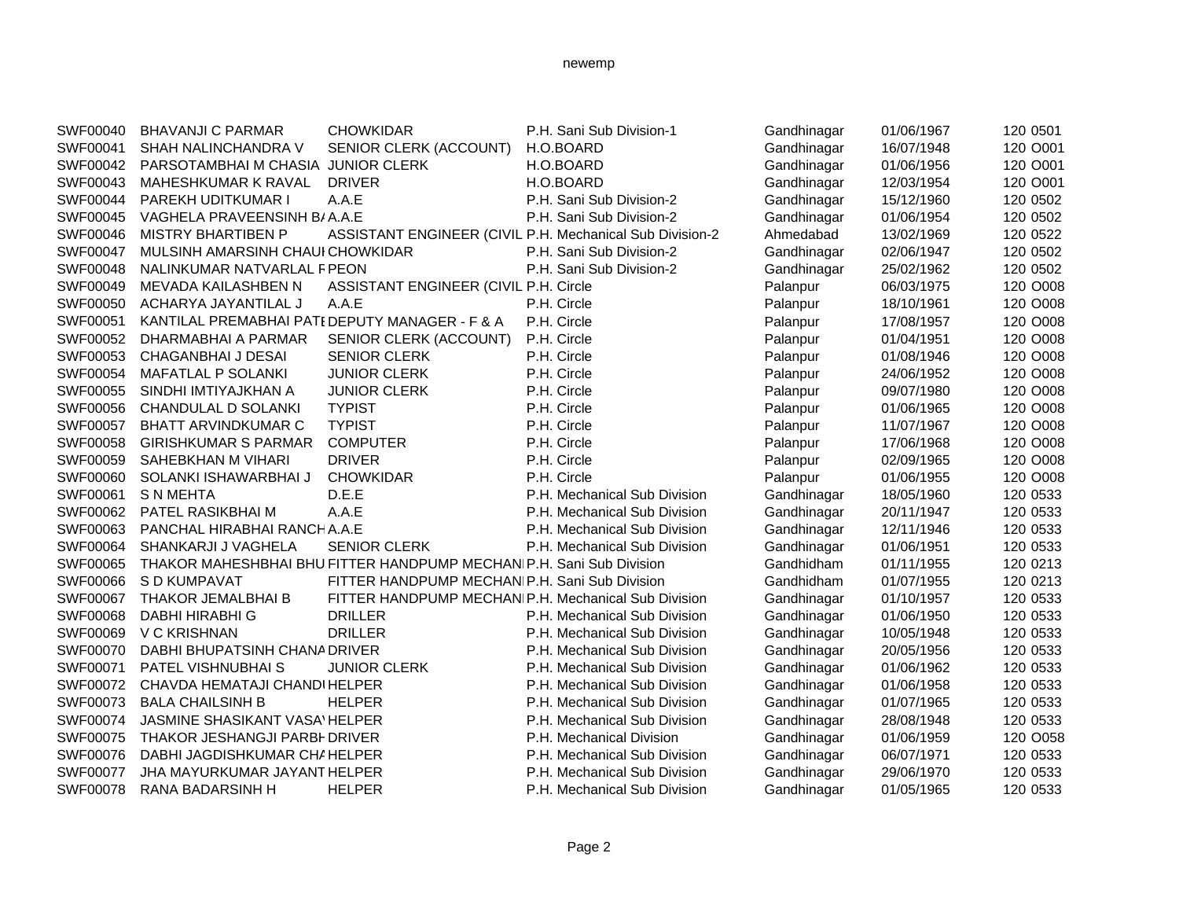| | | | | | | | |
|---|---|---|---|---|---|---|---|
| SWF00040 | BHAVANJI C PARMAR | CHOWKIDAR | P.H. Sani Sub Division-1 | Gandhinagar | 01/06/1967 | 120 | 0501 |
| SWF00041 | SHAH NALINCHANDRA V | SENIOR CLERK (ACCOUNT) | H.O.BOARD | Gandhinagar | 16/07/1948 | 120 | O001 |
| SWF00042 | PARSOTAMBHAI M CHASIA | JUNIOR CLERK | H.O.BOARD | Gandhinagar | 01/06/1956 | 120 | O001 |
| SWF00043 | MAHESHKUMAR K RAVAL | DRIVER | H.O.BOARD | Gandhinagar | 12/03/1954 | 120 | O001 |
| SWF00044 | PAREKH UDITKUMAR I | A.A.E | P.H. Sani Sub Division-2 | Gandhinagar | 15/12/1960 | 120 | 0502 |
| SWF00045 | VAGHELA PRAVEENSINH BA | A.A.E | P.H. Sani Sub Division-2 | Gandhinagar | 01/06/1954 | 120 | 0502 |
| SWF00046 | MISTRY BHARTIBEN P | ASSISTANT ENGINEER (CIVIL | P.H. Mechanical Sub Division-2 | Ahmedabad | 13/02/1969 | 120 | 0522 |
| SWF00047 | MULSINH AMARSINH CHAUI | CHOWKIDAR | P.H. Sani Sub Division-2 | Gandhinagar | 02/06/1947 | 120 | 0502 |
| SWF00048 | NALINKUMAR NATVARLAL F | PEON | P.H. Sani Sub Division-2 | Gandhinagar | 25/02/1962 | 120 | 0502 |
| SWF00049 | MEVADA KAILASHBEN N | ASSISTANT ENGINEER (CIVIL | P.H. Circle | Palanpur | 06/03/1975 | 120 | O008 |
| SWF00050 | ACHARYA JAYANTILAL J | A.A.E | P.H. Circle | Palanpur | 18/10/1961 | 120 | O008 |
| SWF00051 | KANTILAL PREMABHAI PATE | DEPUTY MANAGER - F & A | P.H. Circle | Palanpur | 17/08/1957 | 120 | O008 |
| SWF00052 | DHARMABHAI A PARMAR | SENIOR CLERK (ACCOUNT) | P.H. Circle | Palanpur | 01/04/1951 | 120 | O008 |
| SWF00053 | CHAGANBHAI J DESAI | SENIOR CLERK | P.H. Circle | Palanpur | 01/08/1946 | 120 | O008 |
| SWF00054 | MAFATLAL P SOLANKI | JUNIOR CLERK | P.H. Circle | Palanpur | 24/06/1952 | 120 | O008 |
| SWF00055 | SINDHI IMTIYAJKHAN A | JUNIOR CLERK | P.H. Circle | Palanpur | 09/07/1980 | 120 | O008 |
| SWF00056 | CHANDULAL D SOLANKI | TYPIST | P.H. Circle | Palanpur | 01/06/1965 | 120 | O008 |
| SWF00057 | BHATT ARVINDKUMAR C | TYPIST | P.H. Circle | Palanpur | 11/07/1967 | 120 | O008 |
| SWF00058 | GIRISHKUMAR S PARMAR | COMPUTER | P.H. Circle | Palanpur | 17/06/1968 | 120 | O008 |
| SWF00059 | SAHEBKHAN M VIHARI | DRIVER | P.H. Circle | Palanpur | 02/09/1965 | 120 | O008 |
| SWF00060 | SOLANKI ISHAWARBHAI J | CHOWKIDAR | P.H. Circle | Palanpur | 01/06/1955 | 120 | O008 |
| SWF00061 | S N MEHTA | D.E.E | P.H. Mechanical Sub Division | Gandhinagar | 18/05/1960 | 120 | 0533 |
| SWF00062 | PATEL RASIKBHAI M | A.A.E | P.H. Mechanical Sub Division | Gandhinagar | 20/11/1947 | 120 | 0533 |
| SWF00063 | PANCHAL HIRABHAI RANCH | A.A.E | P.H. Mechanical Sub Division | Gandhinagar | 12/11/1946 | 120 | 0533 |
| SWF00064 | SHANKARJI J VAGHELA | SENIOR CLERK | P.H. Mechanical Sub Division | Gandhinagar | 01/06/1951 | 120 | 0533 |
| SWF00065 | THAKOR MAHESHBHAI BHU | FITTER HANDPUMP MECHANI | P.H. Sani Sub Division | Gandhidham | 01/11/1955 | 120 | 0213 |
| SWF00066 | S D KUMPAVAT | FITTER HANDPUMP MECHANI | P.H. Sani Sub Division | Gandhidham | 01/07/1955 | 120 | 0213 |
| SWF00067 | THAKOR JEMALBHAI B | FITTER HANDPUMP MECHANI | P.H. Mechanical Sub Division | Gandhinagar | 01/10/1957 | 120 | 0533 |
| SWF00068 | DABHI HIRABHI G | DRILLER | P.H. Mechanical Sub Division | Gandhinagar | 01/06/1950 | 120 | 0533 |
| SWF00069 | V C KRISHNAN | DRILLER | P.H. Mechanical Sub Division | Gandhinagar | 10/05/1948 | 120 | 0533 |
| SWF00070 | DABHI BHUPATSINH CHANA | DRIVER | P.H. Mechanical Sub Division | Gandhinagar | 20/05/1956 | 120 | 0533 |
| SWF00071 | PATEL VISHNUBHAI S | JUNIOR CLERK | P.H. Mechanical Sub Division | Gandhinagar | 01/06/1962 | 120 | 0533 |
| SWF00072 | CHAVDA HEMATAJI CHANDI | HELPER | P.H. Mechanical Sub Division | Gandhinagar | 01/06/1958 | 120 | 0533 |
| SWF00073 | BALA CHAILSINH B | HELPER | P.H. Mechanical Sub Division | Gandhinagar | 01/07/1965 | 120 | 0533 |
| SWF00074 | JASMINE SHASIKANT VASA | HELPER | P.H. Mechanical Sub Division | Gandhinagar | 28/08/1948 | 120 | 0533 |
| SWF00075 | THAKOR JESHANGJI PARBH | DRIVER | P.H. Mechanical Division | Gandhinagar | 01/06/1959 | 120 | O058 |
| SWF00076 | DABHI JAGDISHKUMAR CHA | HELPER | P.H. Mechanical Sub Division | Gandhinagar | 06/07/1971 | 120 | 0533 |
| SWF00077 | JHA MAYURKUMAR JAYANT | HELPER | P.H. Mechanical Sub Division | Gandhinagar | 29/06/1970 | 120 | 0533 |
| SWF00078 | RANA BADARSINH H | HELPER | P.H. Mechanical Sub Division | Gandhinagar | 01/05/1965 | 120 | 0533 |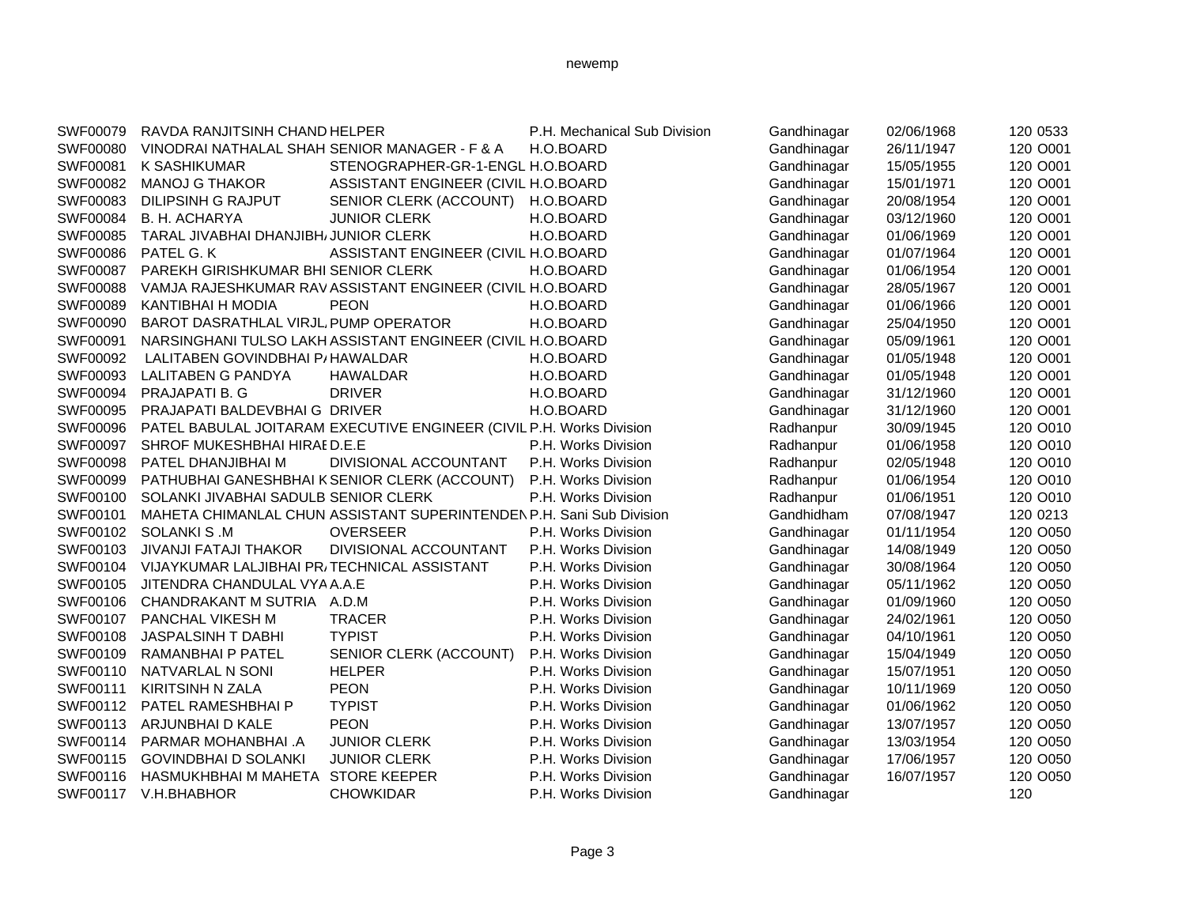| | | | | | | | |
|---|---|---|---|---|---|---|---|
| SWF00079 | RAVDA RANJITSINH CHAND | HELPER | P.H. Mechanical Sub Division | Gandhinagar | 02/06/1968 | 120 | 0533 |
| SWF00080 | VINODRAI NATHALAL SHAH | SENIOR MANAGER - F & A | H.O.BOARD | Gandhinagar | 26/11/1947 | 120 | O001 |
| SWF00081 | K SASHIKUMAR | STENOGRAPHER-GR-1-ENGL | H.O.BOARD | Gandhinagar | 15/05/1955 | 120 | O001 |
| SWF00082 | MANOJ G THAKOR | ASSISTANT ENGINEER (CIVIL | H.O.BOARD | Gandhinagar | 15/01/1971 | 120 | O001 |
| SWF00083 | DILIPSINH G RAJPUT | SENIOR CLERK (ACCOUNT) | H.O.BOARD | Gandhinagar | 20/08/1954 | 120 | O001 |
| SWF00084 | B. H. ACHARYA | JUNIOR CLERK | H.O.BOARD | Gandhinagar | 03/12/1960 | 120 | O001 |
| SWF00085 | TARAL JIVABHAI DHANJIBH. | JUNIOR CLERK | H.O.BOARD | Gandhinagar | 01/06/1969 | 120 | O001 |
| SWF00086 | PATEL G. K | ASSISTANT ENGINEER (CIVIL | H.O.BOARD | Gandhinagar | 01/07/1964 | 120 | O001 |
| SWF00087 | PAREKH GIRISHKUMAR BHI | SENIOR CLERK | H.O.BOARD | Gandhinagar | 01/06/1954 | 120 | O001 |
| SWF00088 | VAMJA RAJESHKUMAR RAV | ASSISTANT ENGINEER (CIVIL | H.O.BOARD | Gandhinagar | 28/05/1967 | 120 | O001 |
| SWF00089 | KANTIBHAI H MODIA | PEON | H.O.BOARD | Gandhinagar | 01/06/1966 | 120 | O001 |
| SWF00090 | BAROT DASRATHLAL VIRJL. | PUMP OPERATOR | H.O.BOARD | Gandhinagar | 25/04/1950 | 120 | O001 |
| SWF00091 | NARSINGHANI TULSO LAKH | ASSISTANT ENGINEER (CIVIL | H.O.BOARD | Gandhinagar | 05/09/1961 | 120 | O001 |
| SWF00092 | LALITABEN GOVINDBHAI P. | HAWALDAR | H.O.BOARD | Gandhinagar | 01/05/1948 | 120 | O001 |
| SWF00093 | LALITABEN G PANDYA | HAWALDAR | H.O.BOARD | Gandhinagar | 01/05/1948 | 120 | O001 |
| SWF00094 | PRAJAPATI B. G | DRIVER | H.O.BOARD | Gandhinagar | 31/12/1960 | 120 | O001 |
| SWF00095 | PRAJAPATI BALDEVBHAI G | DRIVER | H.O.BOARD | Gandhinagar | 31/12/1960 | 120 | O001 |
| SWF00096 | PATEL BABULAL JOITARAM | EXECUTIVE ENGINEER (CIVIL | P.H. Works Division | Radhanpur | 30/09/1945 | 120 | O010 |
| SWF00097 | SHROF MUKESHBHAI HIRAI | D.E.E | P.H. Works Division | Radhanpur | 01/06/1958 | 120 | O010 |
| SWF00098 | PATEL DHANJIBHAI M | DIVISIONAL ACCOUNTANT | P.H. Works Division | Radhanpur | 02/05/1948 | 120 | O010 |
| SWF00099 | PATHUBHAI GANESHBHAI K | SENIOR CLERK (ACCOUNT) | P.H. Works Division | Radhanpur | 01/06/1954 | 120 | O010 |
| SWF00100 | SOLANKI JIVABHAI SADULB | SENIOR CLERK | P.H. Works Division | Radhanpur | 01/06/1951 | 120 | O010 |
| SWF00101 | MAHETA CHIMANLAL CHUN | ASSISTANT SUPERINTENDEN | P.H. Sani Sub Division | Gandhidham | 07/08/1947 | 120 | 0213 |
| SWF00102 | SOLANKI S .M | OVERSEER | P.H. Works Division | Gandhinagar | 01/11/1954 | 120 | O050 |
| SWF00103 | JIVANJI FATAJI THAKOR | DIVISIONAL ACCOUNTANT | P.H. Works Division | Gandhinagar | 14/08/1949 | 120 | O050 |
| SWF00104 | VIJAYKUMAR LALJIBHAI PR. | TECHNICAL ASSISTANT | P.H. Works Division | Gandhinagar | 30/08/1964 | 120 | O050 |
| SWF00105 | JITENDRA CHANDULAL VYA | A.A.E | P.H. Works Division | Gandhinagar | 05/11/1962 | 120 | O050 |
| SWF00106 | CHANDRAKANT M SUTRIA | A.D.M | P.H. Works Division | Gandhinagar | 01/09/1960 | 120 | O050 |
| SWF00107 | PANCHAL VIKESH M | TRACER | P.H. Works Division | Gandhinagar | 24/02/1961 | 120 | O050 |
| SWF00108 | JASPALSINH T DABHI | TYPIST | P.H. Works Division | Gandhinagar | 04/10/1961 | 120 | O050 |
| SWF00109 | RAMANBHAI P PATEL | SENIOR CLERK (ACCOUNT) | P.H. Works Division | Gandhinagar | 15/04/1949 | 120 | O050 |
| SWF00110 | NATVARLAL N SONI | HELPER | P.H. Works Division | Gandhinagar | 15/07/1951 | 120 | O050 |
| SWF00111 | KIRITSINH N ZALA | PEON | P.H. Works Division | Gandhinagar | 10/11/1969 | 120 | O050 |
| SWF00112 | PATEL RAMESHBHAI P | TYPIST | P.H. Works Division | Gandhinagar | 01/06/1962 | 120 | O050 |
| SWF00113 | ARJUNBHAI D KALE | PEON | P.H. Works Division | Gandhinagar | 13/07/1957 | 120 | O050 |
| SWF00114 | PARMAR MOHANBHAI .A | JUNIOR CLERK | P.H. Works Division | Gandhinagar | 13/03/1954 | 120 | O050 |
| SWF00115 | GOVINDBHAI D SOLANKI | JUNIOR CLERK | P.H. Works Division | Gandhinagar | 17/06/1957 | 120 | O050 |
| SWF00116 | HASMUKHBHAI M MAHETA | STORE KEEPER | P.H. Works Division | Gandhinagar | 16/07/1957 | 120 | O050 |
| SWF00117 | V.H.BHABHOR | CHOWKIDAR | P.H. Works Division | Gandhinagar | | 120 | |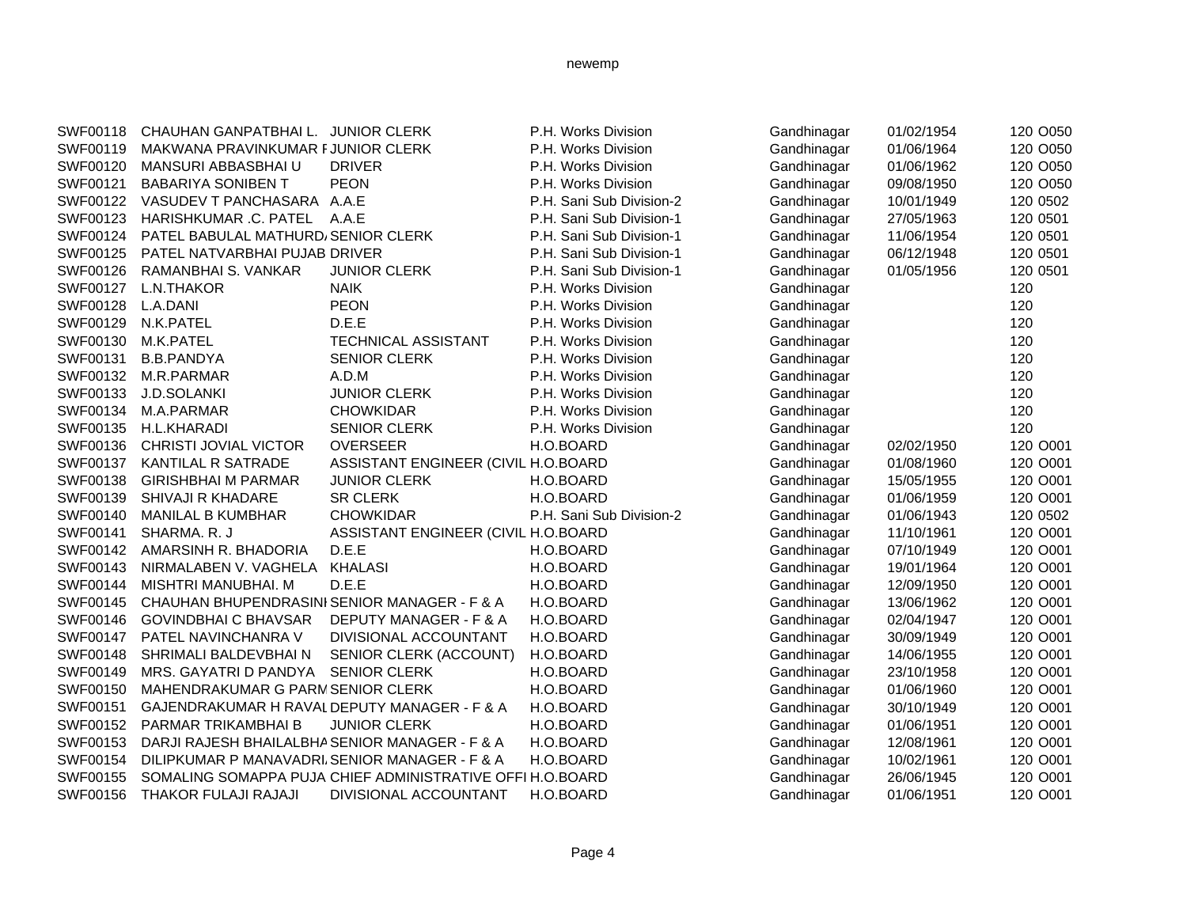| | | | | | | | |
|---|---|---|---|---|---|---|---|
| SWF00118 | CHAUHAN GANPATBHAI L. | JUNIOR CLERK | P.H. Works Division | Gandhinagar | 01/02/1954 | 120 | O050 |
| SWF00119 | MAKWANA PRAVINKUMAR F | JUNIOR CLERK | P.H. Works Division | Gandhinagar | 01/06/1964 | 120 | O050 |
| SWF00120 | MANSURI ABBASBHAI U | DRIVER | P.H. Works Division | Gandhinagar | 01/06/1962 | 120 | O050 |
| SWF00121 | BABARIYA SONIBEN T | PEON | P.H. Works Division | Gandhinagar | 09/08/1950 | 120 | O050 |
| SWF00122 | VASUDEV T PANCHASARA | A.A.E | P.H. Sani Sub Division-2 | Gandhinagar | 10/01/1949 | 120 | 0502 |
| SWF00123 | HARISHKUMAR .C. PATEL | A.A.E | P.H. Sani Sub Division-1 | Gandhinagar | 27/05/1963 | 120 | 0501 |
| SWF00124 | PATEL BABULAL MATHURD/ | SENIOR CLERK | P.H. Sani Sub Division-1 | Gandhinagar | 11/06/1954 | 120 | 0501 |
| SWF00125 | PATEL NATVARBHAI PUJAB | DRIVER | P.H. Sani Sub Division-1 | Gandhinagar | 06/12/1948 | 120 | 0501 |
| SWF00126 | RAMANBHAI S. VANKAR | JUNIOR CLERK | P.H. Sani Sub Division-1 | Gandhinagar | 01/05/1956 | 120 | 0501 |
| SWF00127 | L.N.THAKOR | NAIK | P.H. Works Division | Gandhinagar | | 120 | |
| SWF00128 | L.A.DANI | PEON | P.H. Works Division | Gandhinagar | | 120 | |
| SWF00129 | N.K.PATEL | D.E.E | P.H. Works Division | Gandhinagar | | 120 | |
| SWF00130 | M.K.PATEL | TECHNICAL ASSISTANT | P.H. Works Division | Gandhinagar | | 120 | |
| SWF00131 | B.B.PANDYA | SENIOR CLERK | P.H. Works Division | Gandhinagar | | 120 | |
| SWF00132 | M.R.PARMAR | A.D.M | P.H. Works Division | Gandhinagar | | 120 | |
| SWF00133 | J.D.SOLANKI | JUNIOR CLERK | P.H. Works Division | Gandhinagar | | 120 | |
| SWF00134 | M.A.PARMAR | CHOWKIDAR | P.H. Works Division | Gandhinagar | | 120 | |
| SWF00135 | H.L.KHARADI | SENIOR CLERK | P.H. Works Division | Gandhinagar | | 120 | |
| SWF00136 | CHRISTI JOVIAL VICTOR | OVERSEER | H.O.BOARD | Gandhinagar | 02/02/1950 | 120 | O001 |
| SWF00137 | KANTILAL R SATRADE | ASSISTANT ENGINEER (CIVIL | H.O.BOARD | Gandhinagar | 01/08/1960 | 120 | O001 |
| SWF00138 | GIRISHBHAI M PARMAR | JUNIOR CLERK | H.O.BOARD | Gandhinagar | 15/05/1955 | 120 | O001 |
| SWF00139 | SHIVAJI R KHADARE | SR CLERK | H.O.BOARD | Gandhinagar | 01/06/1959 | 120 | O001 |
| SWF00140 | MANILAL B KUMBHAR | CHOWKIDAR | P.H. Sani Sub Division-2 | Gandhinagar | 01/06/1943 | 120 | 0502 |
| SWF00141 | SHARMA. R. J | ASSISTANT ENGINEER (CIVIL | H.O.BOARD | Gandhinagar | 11/10/1961 | 120 | O001 |
| SWF00142 | AMARSINH R. BHADORIA | D.E.E | H.O.BOARD | Gandhinagar | 07/10/1949 | 120 | O001 |
| SWF00143 | NIRMALABEN V. VAGHELA | KHALASI | H.O.BOARD | Gandhinagar | 19/01/1964 | 120 | O001 |
| SWF00144 | MISHTRI MANUBHAI. M | D.E.E | H.O.BOARD | Gandhinagar | 12/09/1950 | 120 | O001 |
| SWF00145 | CHAUHAN BHUPENDRASINI | SENIOR MANAGER - F & A | H.O.BOARD | Gandhinagar | 13/06/1962 | 120 | O001 |
| SWF00146 | GOVINDBHAI C BHAVSAR | DEPUTY MANAGER - F & A | H.O.BOARD | Gandhinagar | 02/04/1947 | 120 | O001 |
| SWF00147 | PATEL NAVINCHANRA V | DIVISIONAL ACCOUNTANT | H.O.BOARD | Gandhinagar | 30/09/1949 | 120 | O001 |
| SWF00148 | SHRIMALI BALDEVBHAI N | SENIOR CLERK (ACCOUNT) | H.O.BOARD | Gandhinagar | 14/06/1955 | 120 | O001 |
| SWF00149 | MRS. GAYATRI D PANDYA | SENIOR CLERK | H.O.BOARD | Gandhinagar | 23/10/1958 | 120 | O001 |
| SWF00150 | MAHENDRAKUMAR G PARM | SENIOR CLERK | H.O.BOARD | Gandhinagar | 01/06/1960 | 120 | O001 |
| SWF00151 | GAJENDRAKUMAR H RAVAL | DEPUTY MANAGER - F & A | H.O.BOARD | Gandhinagar | 30/10/1949 | 120 | O001 |
| SWF00152 | PARMAR TRIKAMBHAI B | JUNIOR CLERK | H.O.BOARD | Gandhinagar | 01/06/1951 | 120 | O001 |
| SWF00153 | DARJI RAJESH BHAILALBHA | SENIOR MANAGER - F & A | H.O.BOARD | Gandhinagar | 12/08/1961 | 120 | O001 |
| SWF00154 | DILIPKUMAR P MANAVADRI | SENIOR MANAGER - F & A | H.O.BOARD | Gandhinagar | 10/02/1961 | 120 | O001 |
| SWF00155 | SOMALING SOMAPPA PUJA | CHIEF ADMINISTRATIVE OFFI | H.O.BOARD | Gandhinagar | 26/06/1945 | 120 | O001 |
| SWF00156 | THAKOR FULAJI RAJAJI | DIVISIONAL ACCOUNTANT | H.O.BOARD | Gandhinagar | 01/06/1951 | 120 | O001 |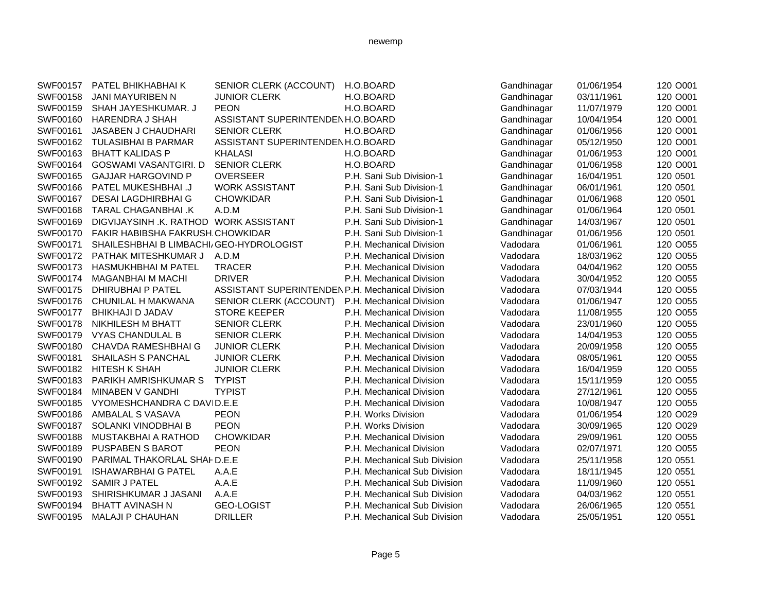| | | | | | | | |
|---|---|---|---|---|---|---|---|
| SWF00157 | PATEL BHIKHABHAI K | SENIOR CLERK (ACCOUNT) | H.O.BOARD | Gandhinagar | 01/06/1954 | 120 | O001 |
| SWF00158 | JANI MAYURIBEN N | JUNIOR CLERK | H.O.BOARD | Gandhinagar | 03/11/1961 | 120 | O001 |
| SWF00159 | SHAH JAYESHKUMAR. J | PEON | H.O.BOARD | Gandhinagar | 11/07/1979 | 120 | O001 |
| SWF00160 | HARENDRA J SHAH | ASSISTANT SUPERINTENDEN | H.O.BOARD | Gandhinagar | 10/04/1954 | 120 | O001 |
| SWF00161 | JASABEN J CHAUDHARI | SENIOR CLERK | H.O.BOARD | Gandhinagar | 01/06/1956 | 120 | O001 |
| SWF00162 | TULASIBHAI B PARMAR | ASSISTANT SUPERINTENDEN | H.O.BOARD | Gandhinagar | 05/12/1950 | 120 | O001 |
| SWF00163 | BHATT KALIDAS P | KHALASI | H.O.BOARD | Gandhinagar | 01/06/1953 | 120 | O001 |
| SWF00164 | GOSWAMI VASANTGIRI. D | SENIOR CLERK | H.O.BOARD | Gandhinagar | 01/06/1958 | 120 | O001 |
| SWF00165 | GAJJAR HARGOVIND P | OVERSEER | P.H. Sani Sub Division-1 | Gandhinagar | 16/04/1951 | 120 | 0501 |
| SWF00166 | PATEL MUKESHBHAI .J | WORK ASSISTANT | P.H. Sani Sub Division-1 | Gandhinagar | 06/01/1961 | 120 | 0501 |
| SWF00167 | DESAI LAGDHIRBHAI G | CHOWKIDAR | P.H. Sani Sub Division-1 | Gandhinagar | 01/06/1968 | 120 | 0501 |
| SWF00168 | TARAL CHAGANBHAI .K | A.D.M | P.H. Sani Sub Division-1 | Gandhinagar | 01/06/1964 | 120 | 0501 |
| SWF00169 | DIGVIJAYSINH .K. RATHOD | WORK ASSISTANT | P.H. Sani Sub Division-1 | Gandhinagar | 14/03/1967 | 120 | 0501 |
| SWF00170 | FAKIR HABIBSHA FAKRUSH. | CHOWKIDAR | P.H. Sani Sub Division-1 | Gandhinagar | 01/06/1956 | 120 | 0501 |
| SWF00171 | SHAILESHBHAI B LIMBACHI | GEO-HYDROLOGIST | P.H. Mechanical Division | Vadodara | 01/06/1961 | 120 | O055 |
| SWF00172 | PATHAK MITESHKUMAR J | A.D.M | P.H. Mechanical Division | Vadodara | 18/03/1962 | 120 | O055 |
| SWF00173 | HASMUKHBHAI M PATEL | TRACER | P.H. Mechanical Division | Vadodara | 04/04/1962 | 120 | O055 |
| SWF00174 | MAGANBHAI M MACHI | DRIVER | P.H. Mechanical Division | Vadodara | 30/04/1952 | 120 | O055 |
| SWF00175 | DHIRUBHAI P PATEL | ASSISTANT SUPERINTENDEN | P.H. Mechanical Division | Vadodara | 07/03/1944 | 120 | O055 |
| SWF00176 | CHUNILAL H MAKWANA | SENIOR CLERK (ACCOUNT) | P.H. Mechanical Division | Vadodara | 01/06/1947 | 120 | O055 |
| SWF00177 | BHIKHAJI D JADAV | STORE KEEPER | P.H. Mechanical Division | Vadodara | 11/08/1955 | 120 | O055 |
| SWF00178 | NIKHILESH M BHATT | SENIOR CLERK | P.H. Mechanical Division | Vadodara | 23/01/1960 | 120 | O055 |
| SWF00179 | VYAS CHANDULAL B | SENIOR CLERK | P.H. Mechanical Division | Vadodara | 14/04/1953 | 120 | O055 |
| SWF00180 | CHAVDA RAMESHBHAI G | JUNIOR CLERK | P.H. Mechanical Division | Vadodara | 20/09/1958 | 120 | O055 |
| SWF00181 | SHAILASH S PANCHAL | JUNIOR CLERK | P.H. Mechanical Division | Vadodara | 08/05/1961 | 120 | O055 |
| SWF00182 | HITESH K SHAH | JUNIOR CLERK | P.H. Mechanical Division | Vadodara | 16/04/1959 | 120 | O055 |
| SWF00183 | PARIKH AMRISHKUMAR S | TYPIST | P.H. Mechanical Division | Vadodara | 15/11/1959 | 120 | O055 |
| SWF00184 | MINABEN V GANDHI | TYPIST | P.H. Mechanical Division | Vadodara | 27/12/1961 | 120 | O055 |
| SWF00185 | VYOMESHCHANDRA C DAVI | D.E.E | P.H. Mechanical Division | Vadodara | 10/08/1947 | 120 | O055 |
| SWF00186 | AMBALAL S VASAVA | PEON | P.H. Works Division | Vadodara | 01/06/1954 | 120 | O029 |
| SWF00187 | SOLANKI VINODBHAI B | PEON | P.H. Works Division | Vadodara | 30/09/1965 | 120 | O029 |
| SWF00188 | MUSTAKBHAI A RATHOD | CHOWKIDAR | P.H. Mechanical Division | Vadodara | 29/09/1961 | 120 | O055 |
| SWF00189 | PUSPABEN S BAROT | PEON | P.H. Mechanical Division | Vadodara | 02/07/1971 | 120 | O055 |
| SWF00190 | PARIMAL THAKORLAL SHAH | D.E.E | P.H. Mechanical Sub Division | Vadodara | 25/11/1958 | 120 | 0551 |
| SWF00191 | ISHAWARBHAI G PATEL | A.A.E | P.H. Mechanical Sub Division | Vadodara | 18/11/1945 | 120 | 0551 |
| SWF00192 | SAMIR J PATEL | A.A.E | P.H. Mechanical Sub Division | Vadodara | 11/09/1960 | 120 | 0551 |
| SWF00193 | SHIRISHKUMAR J JASANI | A.A.E | P.H. Mechanical Sub Division | Vadodara | 04/03/1962 | 120 | 0551 |
| SWF00194 | BHATT AVINASH N | GEO-LOGIST | P.H. Mechanical Sub Division | Vadodara | 26/06/1965 | 120 | 0551 |
| SWF00195 | MALAJI P CHAUHAN | DRILLER | P.H. Mechanical Sub Division | Vadodara | 25/05/1951 | 120 | 0551 |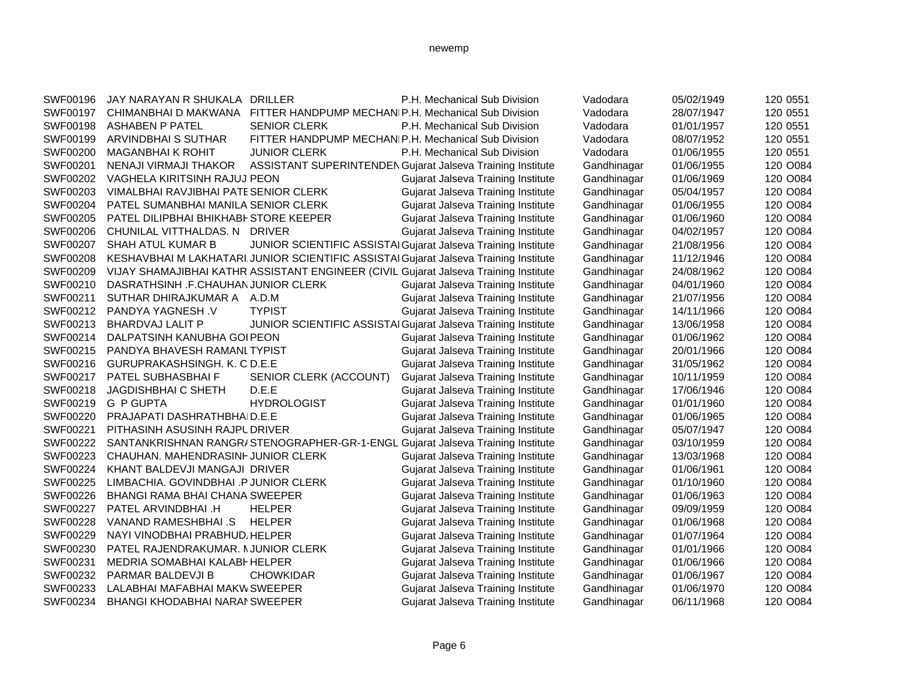| | | | | | | | |
|---|---|---|---|---|---|---|---|
| SWF00196 | JAY NARAYAN R SHUKALA | DRILLER | P.H. Mechanical Sub Division | Vadodara | 05/02/1949 | 120 | 0551 |
| SWF00197 | CHIMANBHAI D MAKWANA | FITTER HANDPUMP MECHANI | P.H. Mechanical Sub Division | Vadodara | 28/07/1947 | 120 | 0551 |
| SWF00198 | ASHABEN P PATEL | SENIOR CLERK | P.H. Mechanical Sub Division | Vadodara | 01/01/1957 | 120 | 0551 |
| SWF00199 | ARVINDBHAI S SUTHAR | FITTER HANDPUMP MECHANI | P.H. Mechanical Sub Division | Vadodara | 08/07/1952 | 120 | 0551 |
| SWF00200 | MAGANBHAI K ROHIT | JUNIOR CLERK | P.H. Mechanical Sub Division | Vadodara | 01/06/1955 | 120 | 0551 |
| SWF00201 | NENAJI VIRMAJI THAKOR | ASSISTANT SUPERINTENDEN | Gujarat Jalseva Training Institute | Gandhinagar | 01/06/1955 | 120 | O084 |
| SWF00202 | VAGHELA KIRITSINH RAJUJ | PEON | Gujarat Jalseva Training Institute | Gandhinagar | 01/06/1969 | 120 | O084 |
| SWF00203 | VIMALBHAI RAVJIBHAI PATE | SENIOR CLERK | Gujarat Jalseva Training Institute | Gandhinagar | 05/04/1957 | 120 | O084 |
| SWF00204 | PATEL SUMANBHAI MANILA | SENIOR CLERK | Gujarat Jalseva Training Institute | Gandhinagar | 01/06/1955 | 120 | O084 |
| SWF00205 | PATEL DILIPBHAI BHIKHABH | STORE KEEPER | Gujarat Jalseva Training Institute | Gandhinagar | 01/06/1960 | 120 | O084 |
| SWF00206 | CHUNILAL VITTHALDAS. N | DRIVER | Gujarat Jalseva Training Institute | Gandhinagar | 04/02/1957 | 120 | O084 |
| SWF00207 | SHAH ATUL KUMAR B | JUNIOR SCIENTIFIC ASSISTA | Gujarat Jalseva Training Institute | Gandhinagar | 21/08/1956 | 120 | O084 |
| SWF00208 | KESHAVBHAI M LAKHATARI | JUNIOR SCIENTIFIC ASSISTA | Gujarat Jalseva Training Institute | Gandhinagar | 11/12/1946 | 120 | O084 |
| SWF00209 | VIJAY SHAMAJIBHAI KATHR | ASSISTANT ENGINEER (CIVIL | Gujarat Jalseva Training Institute | Gandhinagar | 24/08/1962 | 120 | O084 |
| SWF00210 | DASRATHSINH .F.CHAUHAN | JUNIOR CLERK | Gujarat Jalseva Training Institute | Gandhinagar | 04/01/1960 | 120 | O084 |
| SWF00211 | SUTHAR DHIRAJKUMAR A | A.D.M | Gujarat Jalseva Training Institute | Gandhinagar | 21/07/1956 | 120 | O084 |
| SWF00212 | PANDYA YAGNESH .V | TYPIST | Gujarat Jalseva Training Institute | Gandhinagar | 14/11/1966 | 120 | O084 |
| SWF00213 | BHARDVAJ LALIT P | JUNIOR SCIENTIFIC ASSISTA | Gujarat Jalseva Training Institute | Gandhinagar | 13/06/1958 | 120 | O084 |
| SWF00214 | DALPATSINH KANUBHA GOI | PEON | Gujarat Jalseva Training Institute | Gandhinagar | 01/06/1962 | 120 | O084 |
| SWF00215 | PANDYA BHAVESH RAMANL | TYPIST | Gujarat Jalseva Training Institute | Gandhinagar | 20/01/1966 | 120 | O084 |
| SWF00216 | GURUPRAKASHSINGH. K. C | D.E.E | Gujarat Jalseva Training Institute | Gandhinagar | 31/05/1962 | 120 | O084 |
| SWF00217 | PATEL SUBHASBHAI F | SENIOR CLERK (ACCOUNT) | Gujarat Jalseva Training Institute | Gandhinagar | 10/11/1959 | 120 | O084 |
| SWF00218 | JAGDISHBHAI C SHETH | D.E.E | Gujarat Jalseva Training Institute | Gandhinagar | 17/06/1946 | 120 | O084 |
| SWF00219 | G P GUPTA | HYDROLOGIST | Gujarat Jalseva Training Institute | Gandhinagar | 01/01/1960 | 120 | O084 |
| SWF00220 | PRAJAPATI DASHRATHBHAI | D.E.E | Gujarat Jalseva Training Institute | Gandhinagar | 01/06/1965 | 120 | O084 |
| SWF00221 | PITHASINH ASUSINH RAJPU | DRIVER | Gujarat Jalseva Training Institute | Gandhinagar | 05/07/1947 | 120 | O084 |
| SWF00222 | SANTANKRISHNAN RANGRA | STENOGRAPHER-GR-1-ENGL | Gujarat Jalseva Training Institute | Gandhinagar | 03/10/1959 | 120 | O084 |
| SWF00223 | CHAUHAN. MAHENDRASINH | JUNIOR CLERK | Gujarat Jalseva Training Institute | Gandhinagar | 13/03/1968 | 120 | O084 |
| SWF00224 | KHANT BALDEVJI MANGAJI | DRIVER | Gujarat Jalseva Training Institute | Gandhinagar | 01/06/1961 | 120 | O084 |
| SWF00225 | LIMBACHIA. GOVINDBHAI .P | JUNIOR CLERK | Gujarat Jalseva Training Institute | Gandhinagar | 01/10/1960 | 120 | O084 |
| SWF00226 | BHANGI RAMA BHAI CHANA | SWEEPER | Gujarat Jalseva Training Institute | Gandhinagar | 01/06/1963 | 120 | O084 |
| SWF00227 | PATEL ARVINDBHAI .H | HELPER | Gujarat Jalseva Training Institute | Gandhinagar | 09/09/1959 | 120 | O084 |
| SWF00228 | VANAND RAMESHBHAI .S | HELPER | Gujarat Jalseva Training Institute | Gandhinagar | 01/06/1968 | 120 | O084 |
| SWF00229 | NAYI VINODBHAI PRABHUD | HELPER | Gujarat Jalseva Training Institute | Gandhinagar | 01/07/1964 | 120 | O084 |
| SWF00230 | PATEL RAJENDRAKUMAR. N | JUNIOR CLERK | Gujarat Jalseva Training Institute | Gandhinagar | 01/01/1966 | 120 | O084 |
| SWF00231 | MEDRIA SOMABHAI KALABH | HELPER | Gujarat Jalseva Training Institute | Gandhinagar | 01/06/1966 | 120 | O084 |
| SWF00232 | PARMAR BALDEVJI B | CHOWKIDAR | Gujarat Jalseva Training Institute | Gandhinagar | 01/06/1967 | 120 | O084 |
| SWF00233 | LALABHAI MAFABHAI MAKW | SWEEPER | Gujarat Jalseva Training Institute | Gandhinagar | 01/06/1970 | 120 | O084 |
| SWF00234 | BHANGI KHODABHAI NARAN | SWEEPER | Gujarat Jalseva Training Institute | Gandhinagar | 06/11/1968 | 120 | O084 |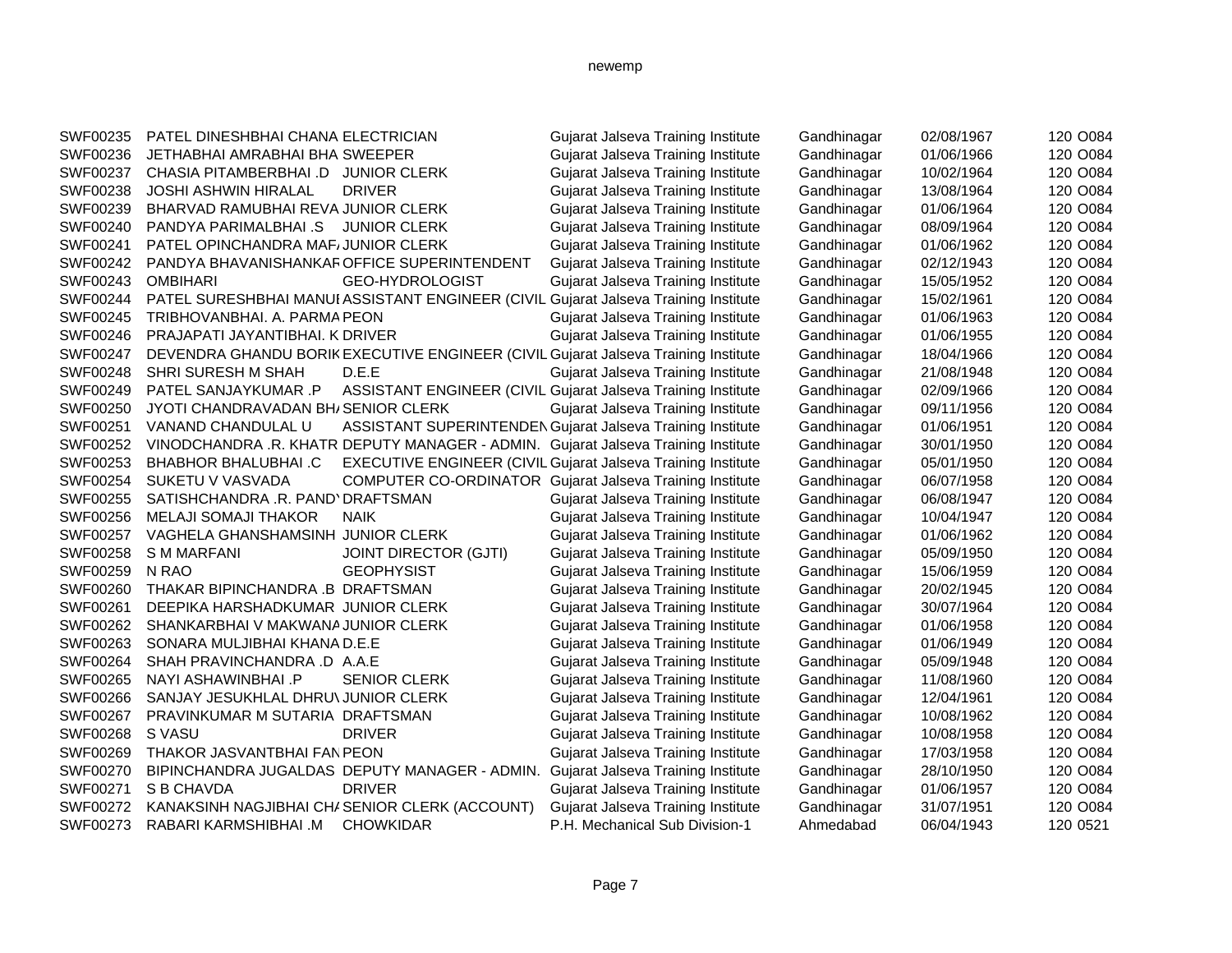newemp

| | | | | | | | |
|---|---|---|---|---|---|---|---|
| SWF00235 | PATEL DINESHBHAI CHANA | ELECTRICIAN | Gujarat Jalseva Training Institute | Gandhinagar | 02/08/1967 | 120 | O084 |
| SWF00236 | JETHABHAI AMRABHAI BHA | SWEEPER | Gujarat Jalseva Training Institute | Gandhinagar | 01/06/1966 | 120 | O084 |
| SWF00237 | CHASIA PITAMBERBHAI .D | JUNIOR CLERK | Gujarat Jalseva Training Institute | Gandhinagar | 10/02/1964 | 120 | O084 |
| SWF00238 | JOSHI ASHWIN HIRALAL | DRIVER | Gujarat Jalseva Training Institute | Gandhinagar | 13/08/1964 | 120 | O084 |
| SWF00239 | BHARVAD RAMUBHAI REVA | JUNIOR CLERK | Gujarat Jalseva Training Institute | Gandhinagar | 01/06/1964 | 120 | O084 |
| SWF00240 | PANDYA PARIMALBHAI .S | JUNIOR CLERK | Gujarat Jalseva Training Institute | Gandhinagar | 08/09/1964 | 120 | O084 |
| SWF00241 | PATEL OPINCHANDRA MAF/ | JUNIOR CLERK | Gujarat Jalseva Training Institute | Gandhinagar | 01/06/1962 | 120 | O084 |
| SWF00242 | PANDYA BHAVANISHANKAF | OFFICE SUPERINTENDENT | Gujarat Jalseva Training Institute | Gandhinagar | 02/12/1943 | 120 | O084 |
| SWF00243 | OMBIHARI | GEO-HYDROLOGIST | Gujarat Jalseva Training Institute | Gandhinagar | 15/05/1952 | 120 | O084 |
| SWF00244 | PATEL SURESHBHAI MANUI | ASSISTANT ENGINEER (CIVIL | Gujarat Jalseva Training Institute | Gandhinagar | 15/02/1961 | 120 | O084 |
| SWF00245 | TRIBHOVANBHAI. A. PARMA | PEON | Gujarat Jalseva Training Institute | Gandhinagar | 01/06/1963 | 120 | O084 |
| SWF00246 | PRAJAPATI JAYANTIBHAI. K | DRIVER | Gujarat Jalseva Training Institute | Gandhinagar | 01/06/1955 | 120 | O084 |
| SWF00247 | DEVENDRA GHANDU BORIK | EXECUTIVE ENGINEER (CIVIL | Gujarat Jalseva Training Institute | Gandhinagar | 18/04/1966 | 120 | O084 |
| SWF00248 | SHRI SURESH M SHAH | D.E.E | Gujarat Jalseva Training Institute | Gandhinagar | 21/08/1948 | 120 | O084 |
| SWF00249 | PATEL SANJAYKUMAR .P | ASSISTANT ENGINEER (CIVIL | Gujarat Jalseva Training Institute | Gandhinagar | 02/09/1966 | 120 | O084 |
| SWF00250 | JYOTI CHANDRAVADAN BH/ | SENIOR CLERK | Gujarat Jalseva Training Institute | Gandhinagar | 09/11/1956 | 120 | O084 |
| SWF00251 | VANAND CHANDULAL U | ASSISTANT SUPERINTENDEN | Gujarat Jalseva Training Institute | Gandhinagar | 01/06/1951 | 120 | O084 |
| SWF00252 | VINODCHANDRA .R. KHATR | DEPUTY MANAGER - ADMIN. | Gujarat Jalseva Training Institute | Gandhinagar | 30/01/1950 | 120 | O084 |
| SWF00253 | BHABHOR BHALUBHAI .C | EXECUTIVE ENGINEER (CIVIL | Gujarat Jalseva Training Institute | Gandhinagar | 05/01/1950 | 120 | O084 |
| SWF00254 | SUKETU V VASVADA | COMPUTER CO-ORDINATOR | Gujarat Jalseva Training Institute | Gandhinagar | 06/07/1958 | 120 | O084 |
| SWF00255 | SATISHCHANDRA .R. PAND' | DRAFTSMAN | Gujarat Jalseva Training Institute | Gandhinagar | 06/08/1947 | 120 | O084 |
| SWF00256 | MELAJI SOMAJI THAKOR | NAIK | Gujarat Jalseva Training Institute | Gandhinagar | 10/04/1947 | 120 | O084 |
| SWF00257 | VAGHELA GHANSHAMSINH | JUNIOR CLERK | Gujarat Jalseva Training Institute | Gandhinagar | 01/06/1962 | 120 | O084 |
| SWF00258 | S M MARFANI | JOINT DIRECTOR (GJTI) | Gujarat Jalseva Training Institute | Gandhinagar | 05/09/1950 | 120 | O084 |
| SWF00259 | N RAO | GEOPHYSIST | Gujarat Jalseva Training Institute | Gandhinagar | 15/06/1959 | 120 | O084 |
| SWF00260 | THAKAR BIPINCHANDRA .B | DRAFTSMAN | Gujarat Jalseva Training Institute | Gandhinagar | 20/02/1945 | 120 | O084 |
| SWF00261 | DEEPIKA HARSHADKUMAR | JUNIOR CLERK | Gujarat Jalseva Training Institute | Gandhinagar | 30/07/1964 | 120 | O084 |
| SWF00262 | SHANKARBHAI V MAKWANA | JUNIOR CLERK | Gujarat Jalseva Training Institute | Gandhinagar | 01/06/1958 | 120 | O084 |
| SWF00263 | SONARA MULJIBHAI KHANA | D.E.E | Gujarat Jalseva Training Institute | Gandhinagar | 01/06/1949 | 120 | O084 |
| SWF00264 | SHAH PRAVINCHANDRA .D | A.A.E | Gujarat Jalseva Training Institute | Gandhinagar | 05/09/1948 | 120 | O084 |
| SWF00265 | NAYI ASHAWINBHAI .P | SENIOR CLERK | Gujarat Jalseva Training Institute | Gandhinagar | 11/08/1960 | 120 | O084 |
| SWF00266 | SANJAY JESUKHLAL DHRU\ | JUNIOR CLERK | Gujarat Jalseva Training Institute | Gandhinagar | 12/04/1961 | 120 | O084 |
| SWF00267 | PRAVINKUMAR M SUTARIA | DRAFTSMAN | Gujarat Jalseva Training Institute | Gandhinagar | 10/08/1962 | 120 | O084 |
| SWF00268 | S VASU | DRIVER | Gujarat Jalseva Training Institute | Gandhinagar | 10/08/1958 | 120 | O084 |
| SWF00269 | THAKOR JASVANTBHAI FAN | PEON | Gujarat Jalseva Training Institute | Gandhinagar | 17/03/1958 | 120 | O084 |
| SWF00270 | BIPINCHANDRA JUGALDAS | DEPUTY MANAGER - ADMIN. | Gujarat Jalseva Training Institute | Gandhinagar | 28/10/1950 | 120 | O084 |
| SWF00271 | S B CHAVDA | DRIVER | Gujarat Jalseva Training Institute | Gandhinagar | 01/06/1957 | 120 | O084 |
| SWF00272 | KANAKSINH NAGJIBHAI CH/ | SENIOR CLERK (ACCOUNT) | Gujarat Jalseva Training Institute | Gandhinagar | 31/07/1951 | 120 | O084 |
| SWF00273 | RABARI KARMSHIBHAI .M | CHOWKIDAR | P.H. Mechanical Sub Division-1 | Ahmedabad | 06/04/1943 | 120 | 0521 |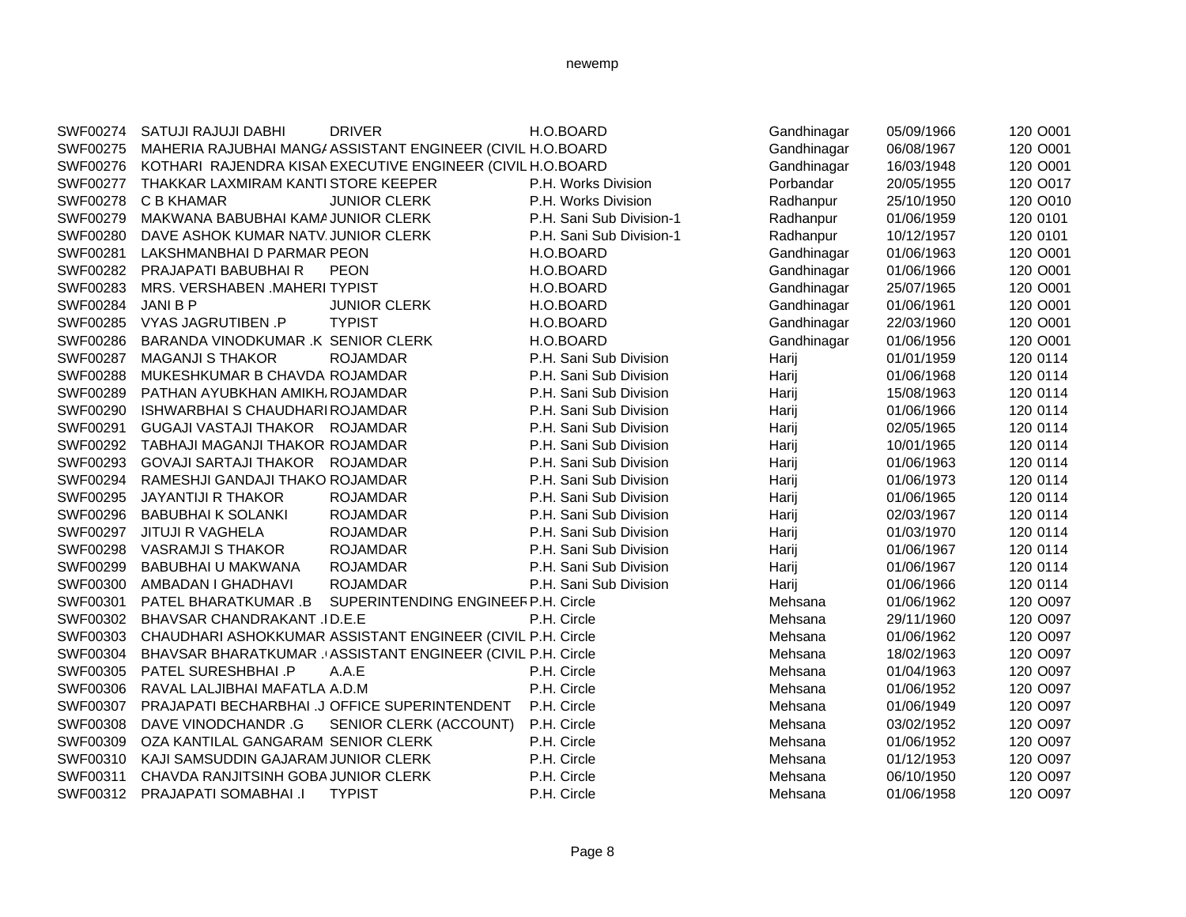| | | | | | | | |
|---|---|---|---|---|---|---|---|
| SWF00274 | SATUJI RAJUJI DABHI | DRIVER | H.O.BOARD | Gandhinagar | 05/09/1966 | 120 | O001 |
| SWF00275 | MAHERIA RAJUBHAI MANGA | ASSISTANT ENGINEER (CIVIL | H.O.BOARD | Gandhinagar | 06/08/1967 | 120 | O001 |
| SWF00276 | KOTHARI RAJENDRA KISAN | EXECUTIVE ENGINEER (CIVIL | H.O.BOARD | Gandhinagar | 16/03/1948 | 120 | O001 |
| SWF00277 | THAKKAR LAXMIRAM KANTI | STORE KEEPER | P.H. Works Division | Porbandar | 20/05/1955 | 120 | O017 |
| SWF00278 | C B KHAMAR | JUNIOR CLERK | P.H. Works Division | Radhanpur | 25/10/1950 | 120 | O010 |
| SWF00279 | MAKWANA BABUBHAI KAMA | JUNIOR CLERK | P.H. Sani Sub Division-1 | Radhanpur | 01/06/1959 | 120 | 0101 |
| SWF00280 | DAVE ASHOK KUMAR NATV | JUNIOR CLERK | P.H. Sani Sub Division-1 | Radhanpur | 10/12/1957 | 120 | 0101 |
| SWF00281 | LAKSHMANBHAI D PARMAR | PEON | H.O.BOARD | Gandhinagar | 01/06/1963 | 120 | O001 |
| SWF00282 | PRAJAPATI BABUBHAI R | PEON | H.O.BOARD | Gandhinagar | 01/06/1966 | 120 | O001 |
| SWF00283 | MRS. VERSHABEN .MAHERI | TYPIST | H.O.BOARD | Gandhinagar | 25/07/1965 | 120 | O001 |
| SWF00284 | JANI B P | JUNIOR CLERK | H.O.BOARD | Gandhinagar | 01/06/1961 | 120 | O001 |
| SWF00285 | VYAS JAGRUTIBEN .P | TYPIST | H.O.BOARD | Gandhinagar | 22/03/1960 | 120 | O001 |
| SWF00286 | BARANDA VINODKUMAR .K | SENIOR CLERK | H.O.BOARD | Gandhinagar | 01/06/1956 | 120 | O001 |
| SWF00287 | MAGANJI S THAKOR | ROJAMDAR | P.H. Sani Sub Division | Harij | 01/01/1959 | 120 | 0114 |
| SWF00288 | MUKESHKUMAR B CHAVDA | ROJAMDAR | P.H. Sani Sub Division | Harij | 01/06/1968 | 120 | 0114 |
| SWF00289 | PATHAN AYUBKHAN AMIKH | ROJAMDAR | P.H. Sani Sub Division | Harij | 15/08/1963 | 120 | 0114 |
| SWF00290 | ISHWARBHAI S CHAUDHARI | ROJAMDAR | P.H. Sani Sub Division | Harij | 01/06/1966 | 120 | 0114 |
| SWF00291 | GUGAJI VASTAJI THAKOR | ROJAMDAR | P.H. Sani Sub Division | Harij | 02/05/1965 | 120 | 0114 |
| SWF00292 | TABHAJI MAGANJI THAKOR | ROJAMDAR | P.H. Sani Sub Division | Harij | 10/01/1965 | 120 | 0114 |
| SWF00293 | GOVAJI SARTAJI THAKOR | ROJAMDAR | P.H. Sani Sub Division | Harij | 01/06/1963 | 120 | 0114 |
| SWF00294 | RAMESHJI GANDAJI THAKO | ROJAMDAR | P.H. Sani Sub Division | Harij | 01/06/1973 | 120 | 0114 |
| SWF00295 | JAYANTIJI R THAKOR | ROJAMDAR | P.H. Sani Sub Division | Harij | 01/06/1965 | 120 | 0114 |
| SWF00296 | BABUBHAI K SOLANKI | ROJAMDAR | P.H. Sani Sub Division | Harij | 02/03/1967 | 120 | 0114 |
| SWF00297 | JITUJI R VAGHELA | ROJAMDAR | P.H. Sani Sub Division | Harij | 01/03/1970 | 120 | 0114 |
| SWF00298 | VASRAMJI S THAKOR | ROJAMDAR | P.H. Sani Sub Division | Harij | 01/06/1967 | 120 | 0114 |
| SWF00299 | BABUBHAI U MAKWANA | ROJAMDAR | P.H. Sani Sub Division | Harij | 01/06/1967 | 120 | 0114 |
| SWF00300 | AMBADAN I GHADHAVI | ROJAMDAR | P.H. Sani Sub Division | Harij | 01/06/1966 | 120 | 0114 |
| SWF00301 | PATEL BHARATKUMAR .B | SUPERINTENDING ENGINEER | P.H. Circle | Mehsana | 01/06/1962 | 120 | O097 |
| SWF00302 | BHAVSAR CHANDRAKANT .I | D.E.E | P.H. Circle | Mehsana | 29/11/1960 | 120 | O097 |
| SWF00303 | CHAUDHARI ASHOKKUMAR | ASSISTANT ENGINEER (CIVIL | P.H. Circle | Mehsana | 01/06/1962 | 120 | O097 |
| SWF00304 | BHAVSAR BHARATKUMAR . | ASSISTANT ENGINEER (CIVIL | P.H. Circle | Mehsana | 18/02/1963 | 120 | O097 |
| SWF00305 | PATEL SURESHBHAI .P | A.A.E | P.H. Circle | Mehsana | 01/04/1963 | 120 | O097 |
| SWF00306 | RAVAL LALJIBHAI MAFATLA | A.D.M | P.H. Circle | Mehsana | 01/06/1952 | 120 | O097 |
| SWF00307 | PRAJAPATI BECHARBHAI .J | OFFICE SUPERINTENDENT | P.H. Circle | Mehsana | 01/06/1949 | 120 | O097 |
| SWF00308 | DAVE VINODCHANDR .G | SENIOR CLERK (ACCOUNT) | P.H. Circle | Mehsana | 03/02/1952 | 120 | O097 |
| SWF00309 | OZA KANTILAL GANGARAM | SENIOR CLERK | P.H. Circle | Mehsana | 01/06/1952 | 120 | O097 |
| SWF00310 | KAJI SAMSUDDIN GAJARAM | JUNIOR CLERK | P.H. Circle | Mehsana | 01/12/1953 | 120 | O097 |
| SWF00311 | CHAVDA RANJITSINH GOBA | JUNIOR CLERK | P.H. Circle | Mehsana | 06/10/1950 | 120 | O097 |
| SWF00312 | PRAJAPATI SOMABHAI .I | TYPIST | P.H. Circle | Mehsana | 01/06/1958 | 120 | O097 |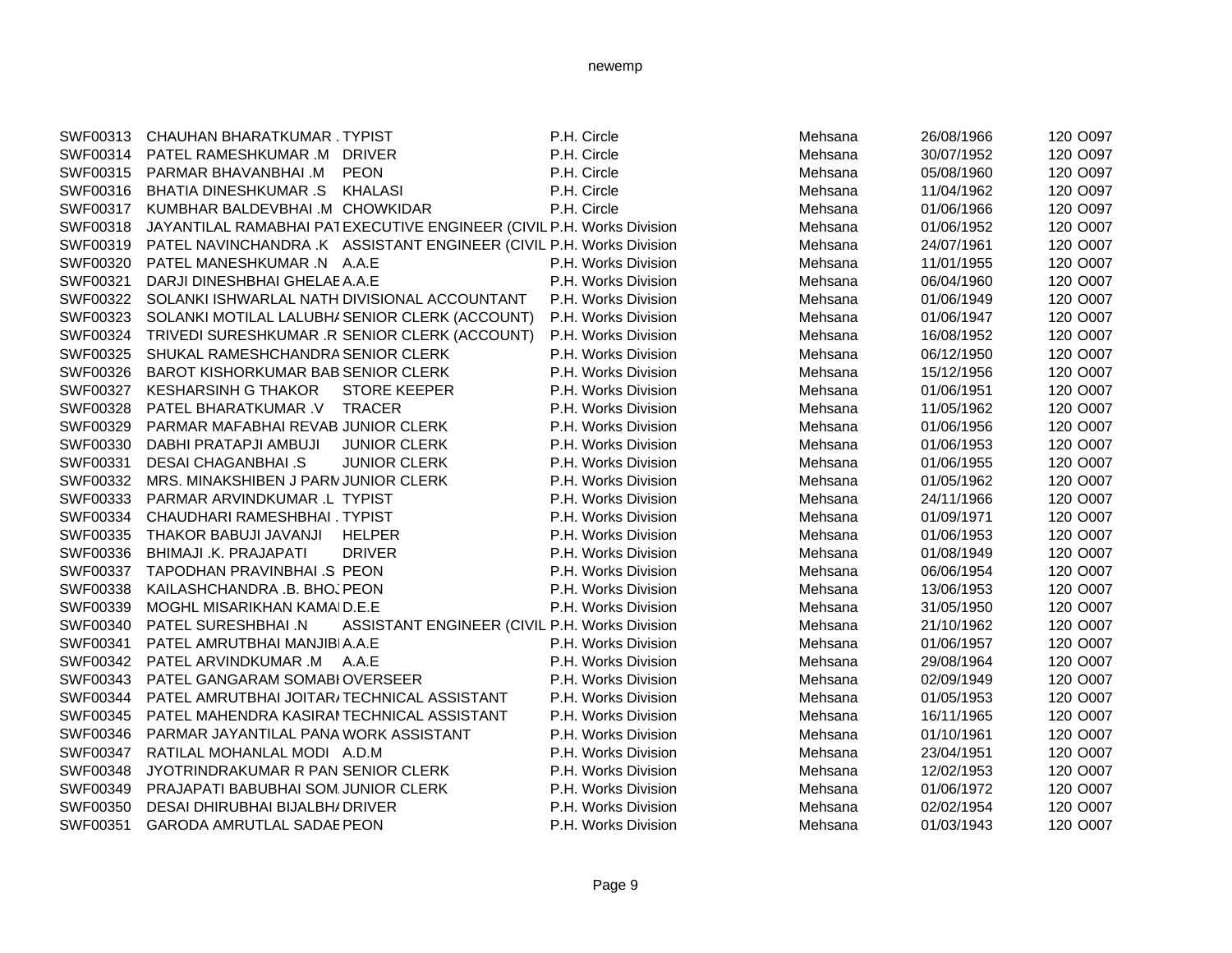| | | | | | | | |
|---|---|---|---|---|---|---|---|
| SWF00313 | CHAUHAN BHARATKUMAR . | TYPIST | P.H. Circle | Mehsana | 26/08/1966 | 120 | O097 |
| SWF00314 | PATEL RAMESHKUMAR .M | DRIVER | P.H. Circle | Mehsana | 30/07/1952 | 120 | O097 |
| SWF00315 | PARMAR BHAVANBHAI .M | PEON | P.H. Circle | Mehsana | 05/08/1960 | 120 | O097 |
| SWF00316 | BHATIA DINESHKUMAR .S | KHALASI | P.H. Circle | Mehsana | 11/04/1962 | 120 | O097 |
| SWF00317 | KUMBHAR BALDEVBHAI .M | CHOWKIDAR | P.H. Circle | Mehsana | 01/06/1966 | 120 | O097 |
| SWF00318 | JAYANTILAL RAMABHAI PAT | EXECUTIVE ENGINEER (CIVIL | P.H. Works Division | Mehsana | 01/06/1952 | 120 | O007 |
| SWF00319 | PATEL NAVINCHANDRA .K | ASSISTANT ENGINEER (CIVIL | P.H. Works Division | Mehsana | 24/07/1961 | 120 | O007 |
| SWF00320 | PATEL MANESHKUMAR .N | A.A.E | P.H. Works Division | Mehsana | 11/01/1955 | 120 | O007 |
| SWF00321 | DARJI DINESHBHAI GHELAE | A.A.E | P.H. Works Division | Mehsana | 06/04/1960 | 120 | O007 |
| SWF00322 | SOLANKI ISHWARLAL NATH | DIVISIONAL ACCOUNTANT | P.H. Works Division | Mehsana | 01/06/1949 | 120 | O007 |
| SWF00323 | SOLANKI MOTILAL LALUBHA | SENIOR CLERK (ACCOUNT) | P.H. Works Division | Mehsana | 01/06/1947 | 120 | O007 |
| SWF00324 | TRIVEDI SURESHKUMAR .R | SENIOR CLERK (ACCOUNT) | P.H. Works Division | Mehsana | 16/08/1952 | 120 | O007 |
| SWF00325 | SHUKAL RAMESHCHANDRA | SENIOR CLERK | P.H. Works Division | Mehsana | 06/12/1950 | 120 | O007 |
| SWF00326 | BAROT KISHORKUMAR BAB | SENIOR CLERK | P.H. Works Division | Mehsana | 15/12/1956 | 120 | O007 |
| SWF00327 | KESHARSINH G THAKOR | STORE KEEPER | P.H. Works Division | Mehsana | 01/06/1951 | 120 | O007 |
| SWF00328 | PATEL BHARATKUMAR .V | TRACER | P.H. Works Division | Mehsana | 11/05/1962 | 120 | O007 |
| SWF00329 | PARMAR MAFABHAI REVAB | JUNIOR CLERK | P.H. Works Division | Mehsana | 01/06/1956 | 120 | O007 |
| SWF00330 | DABHI PRATAPJI AMBUJI | JUNIOR CLERK | P.H. Works Division | Mehsana | 01/06/1953 | 120 | O007 |
| SWF00331 | DESAI CHAGANBHAI .S | JUNIOR CLERK | P.H. Works Division | Mehsana | 01/06/1955 | 120 | O007 |
| SWF00332 | MRS. MINAKSHIBEN J PARM | JUNIOR CLERK | P.H. Works Division | Mehsana | 01/05/1962 | 120 | O007 |
| SWF00333 | PARMAR ARVINDKUMAR .L | TYPIST | P.H. Works Division | Mehsana | 24/11/1966 | 120 | O007 |
| SWF00334 | CHAUDHARI RAMESHBHAI . | TYPIST | P.H. Works Division | Mehsana | 01/09/1971 | 120 | O007 |
| SWF00335 | THAKOR BABUJI JAVANJI | HELPER | P.H. Works Division | Mehsana | 01/06/1953 | 120 | O007 |
| SWF00336 | BHIMAJI .K. PRAJAPATI | DRIVER | P.H. Works Division | Mehsana | 01/08/1949 | 120 | O007 |
| SWF00337 | TAPODHAN PRAVINBHAI .S | PEON | P.H. Works Division | Mehsana | 06/06/1954 | 120 | O007 |
| SWF00338 | KAILASHCHANDRA .B. BHOJ | PEON | P.H. Works Division | Mehsana | 13/06/1953 | 120 | O007 |
| SWF00339 | MOGHL MISARIKHAN KAMAI | D.E.E | P.H. Works Division | Mehsana | 31/05/1950 | 120 | O007 |
| SWF00340 | PATEL SURESHBHAI .N | ASSISTANT ENGINEER (CIVIL | P.H. Works Division | Mehsana | 21/10/1962 | 120 | O007 |
| SWF00341 | PATEL AMRUTBHAI MANJIBI | A.A.E | P.H. Works Division | Mehsana | 01/06/1957 | 120 | O007 |
| SWF00342 | PATEL ARVINDKUMAR .M | A.A.E | P.H. Works Division | Mehsana | 29/08/1964 | 120 | O007 |
| SWF00343 | PATEL GANGARAM SOMABI | OVERSEER | P.H. Works Division | Mehsana | 02/09/1949 | 120 | O007 |
| SWF00344 | PATEL AMRUTBHAI JOITAR | TECHNICAL ASSISTANT | P.H. Works Division | Mehsana | 01/05/1953 | 120 | O007 |
| SWF00345 | PATEL MAHENDRA KASIRAI | TECHNICAL ASSISTANT | P.H. Works Division | Mehsana | 16/11/1965 | 120 | O007 |
| SWF00346 | PARMAR JAYANTILAL PANA | WORK ASSISTANT | P.H. Works Division | Mehsana | 01/10/1961 | 120 | O007 |
| SWF00347 | RATILAL MOHANLAL MODI | A.D.M | P.H. Works Division | Mehsana | 23/04/1951 | 120 | O007 |
| SWF00348 | JYOTRINDRAKUMAR R PAN | SENIOR CLERK | P.H. Works Division | Mehsana | 12/02/1953 | 120 | O007 |
| SWF00349 | PRAJAPATI BABUBHAI SOM | JUNIOR CLERK | P.H. Works Division | Mehsana | 01/06/1972 | 120 | O007 |
| SWF00350 | DESAI DHIRUBHAI BIJALBH | DRIVER | P.H. Works Division | Mehsana | 02/02/1954 | 120 | O007 |
| SWF00351 | GARODA AMRUTLAL SADAE | PEON | P.H. Works Division | Mehsana | 01/03/1943 | 120 | O007 |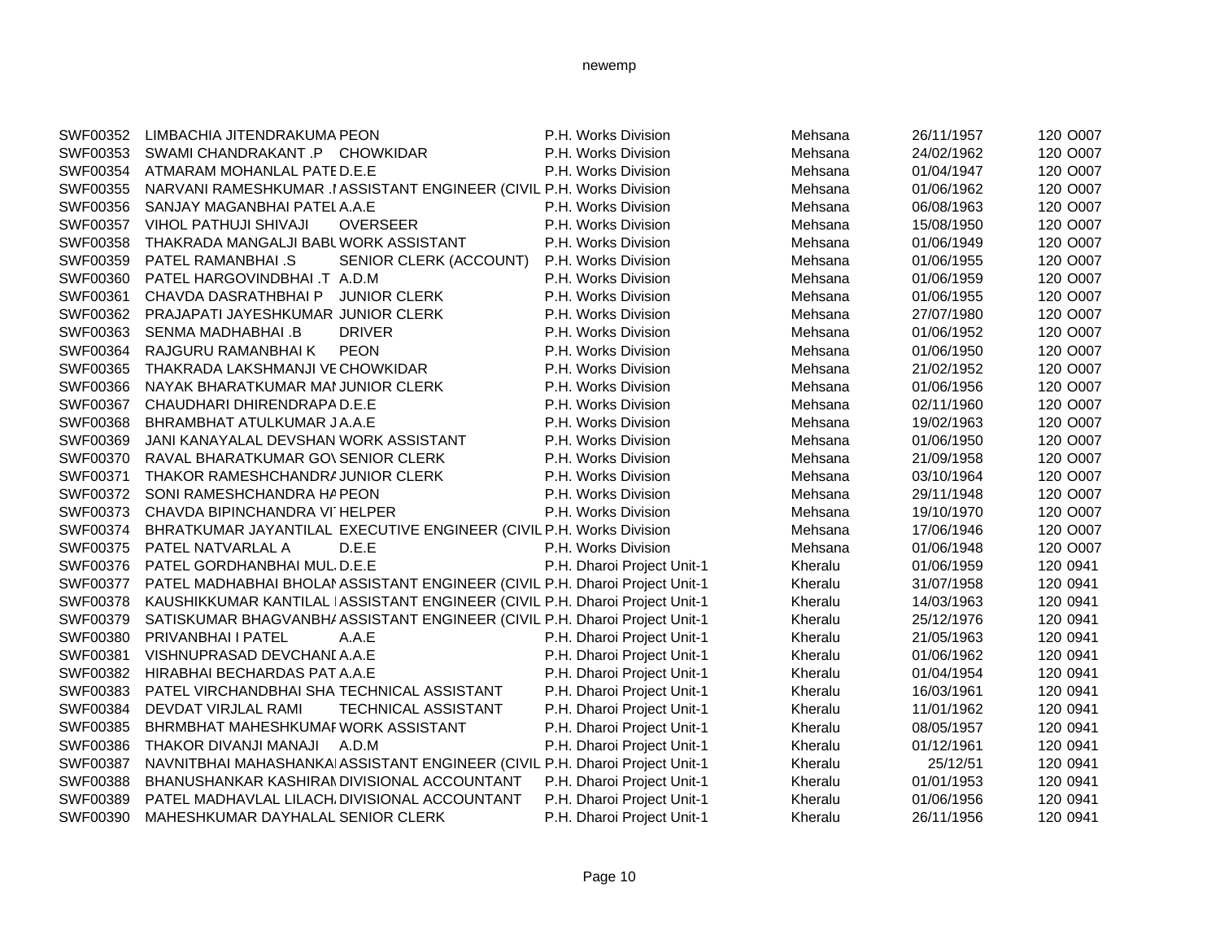| | | | | | | | |
|---|---|---|---|---|---|---|---|
| SWF00352 | LIMBACHIA JITENDRAKUMA | PEON | P.H. Works Division | Mehsana | 26/11/1957 | 120 | O007 |
| SWF00353 | SWAMI CHANDRAKANT .P | CHOWKIDAR | P.H. Works Division | Mehsana | 24/02/1962 | 120 | O007 |
| SWF00354 | ATMARAM MOHANLAL PATE | D.E.E | P.H. Works Division | Mehsana | 01/04/1947 | 120 | O007 |
| SWF00355 | NARVANI RAMESHKUMAR .I | ASSISTANT ENGINEER (CIVIL | P.H. Works Division | Mehsana | 01/06/1962 | 120 | O007 |
| SWF00356 | SANJAY MAGANBHAI PATEL | A.A.E | P.H. Works Division | Mehsana | 06/08/1963 | 120 | O007 |
| SWF00357 | VIHOL PATHUJI SHIVAJI | OVERSEER | P.H. Works Division | Mehsana | 15/08/1950 | 120 | O007 |
| SWF00358 | THAKRADA MANGALJI BABU | WORK ASSISTANT | P.H. Works Division | Mehsana | 01/06/1949 | 120 | O007 |
| SWF00359 | PATEL RAMANBHAI .S | SENIOR CLERK (ACCOUNT) | P.H. Works Division | Mehsana | 01/06/1955 | 120 | O007 |
| SWF00360 | PATEL HARGOVINDBHAI .T | A.D.M | P.H. Works Division | Mehsana | 01/06/1959 | 120 | O007 |
| SWF00361 | CHAVDA DASRATHBHAI P | JUNIOR CLERK | P.H. Works Division | Mehsana | 01/06/1955 | 120 | O007 |
| SWF00362 | PRAJAPATI JAYESHKUMAR | JUNIOR CLERK | P.H. Works Division | Mehsana | 27/07/1980 | 120 | O007 |
| SWF00363 | SENMA MADHABHAI .B | DRIVER | P.H. Works Division | Mehsana | 01/06/1952 | 120 | O007 |
| SWF00364 | RAJGURU RAMANBHAI K | PEON | P.H. Works Division | Mehsana | 01/06/1950 | 120 | O007 |
| SWF00365 | THAKRADA LAKSHMANJI VE | CHOWKIDAR | P.H. Works Division | Mehsana | 21/02/1952 | 120 | O007 |
| SWF00366 | NAYAK BHARATKUMAR MAI | JUNIOR CLERK | P.H. Works Division | Mehsana | 01/06/1956 | 120 | O007 |
| SWF00367 | CHAUDHARI DHIRENDRAPA | D.E.E | P.H. Works Division | Mehsana | 02/11/1960 | 120 | O007 |
| SWF00368 | BHRAMBHAT ATULKUMAR J | A.A.E | P.H. Works Division | Mehsana | 19/02/1963 | 120 | O007 |
| SWF00369 | JANI KANAYALAL DEVSHAN | WORK ASSISTANT | P.H. Works Division | Mehsana | 01/06/1950 | 120 | O007 |
| SWF00370 | RAVAL BHARATKUMAR GO\ | SENIOR CLERK | P.H. Works Division | Mehsana | 21/09/1958 | 120 | O007 |
| SWF00371 | THAKOR RAMESHCHANDRA | JUNIOR CLERK | P.H. Works Division | Mehsana | 03/10/1964 | 120 | O007 |
| SWF00372 | SONI RAMESHCHANDRA HA | PEON | P.H. Works Division | Mehsana | 29/11/1948 | 120 | O007 |
| SWF00373 | CHAVDA BIPINCHANDRA VI | HELPER | P.H. Works Division | Mehsana | 19/10/1970 | 120 | O007 |
| SWF00374 | BHRATKUMAR JAYANTILAL | EXECUTIVE ENGINEER (CIVIL | P.H. Works Division | Mehsana | 17/06/1946 | 120 | O007 |
| SWF00375 | PATEL NATVARLAL A | D.E.E | P.H. Works Division | Mehsana | 01/06/1948 | 120 | O007 |
| SWF00376 | PATEL GORDHANBHAI MUL. | D.E.E | P.H. Dharoi Project Unit-1 | Kheralu | 01/06/1959 | 120 | 0941 |
| SWF00377 | PATEL MADHABHAI BHOLAI | ASSISTANT ENGINEER (CIVIL | P.H. Dharoi Project Unit-1 | Kheralu | 31/07/1958 | 120 | 0941 |
| SWF00378 | KAUSHIKKUMAR KANTILAL I | ASSISTANT ENGINEER (CIVIL | P.H. Dharoi Project Unit-1 | Kheralu | 14/03/1963 | 120 | 0941 |
| SWF00379 | SATISKUMAR BHAGVANBHA | ASSISTANT ENGINEER (CIVIL | P.H. Dharoi Project Unit-1 | Kheralu | 25/12/1976 | 120 | 0941 |
| SWF00380 | PRIVANBHAI I PATEL | A.A.E | P.H. Dharoi Project Unit-1 | Kheralu | 21/05/1963 | 120 | 0941 |
| SWF00381 | VISHNUPRASAD DEVCHANI | A.A.E | P.H. Dharoi Project Unit-1 | Kheralu | 01/06/1962 | 120 | 0941 |
| SWF00382 | HIRABHAI BECHARDAS PAT | A.A.E | P.H. Dharoi Project Unit-1 | Kheralu | 01/04/1954 | 120 | 0941 |
| SWF00383 | PATEL VIRCHANDBHAI SHA | TECHNICAL ASSISTANT | P.H. Dharoi Project Unit-1 | Kheralu | 16/03/1961 | 120 | 0941 |
| SWF00384 | DEVDAT VIRJLAL RAMI | TECHNICAL ASSISTANT | P.H. Dharoi Project Unit-1 | Kheralu | 11/01/1962 | 120 | 0941 |
| SWF00385 | BHRMBHAT MAHESHKUMAF | WORK ASSISTANT | P.H. Dharoi Project Unit-1 | Kheralu | 08/05/1957 | 120 | 0941 |
| SWF00386 | THAKOR DIVANJI MANAJI | A.D.M | P.H. Dharoi Project Unit-1 | Kheralu | 01/12/1961 | 120 | 0941 |
| SWF00387 | NAVNITBHAI MAHASHANKAI | ASSISTANT ENGINEER (CIVIL | P.H. Dharoi Project Unit-1 | Kheralu | 25/12/51 | 120 | 0941 |
| SWF00388 | BHANUSHANKAR KASHIRAI | DIVISIONAL ACCOUNTANT | P.H. Dharoi Project Unit-1 | Kheralu | 01/01/1953 | 120 | 0941 |
| SWF00389 | PATEL MADHAVLAL LILACH. | DIVISIONAL ACCOUNTANT | P.H. Dharoi Project Unit-1 | Kheralu | 01/06/1956 | 120 | 0941 |
| SWF00390 | MAHESHKUMAR DAYHALAL | SENIOR CLERK | P.H. Dharoi Project Unit-1 | Kheralu | 26/11/1956 | 120 | 0941 |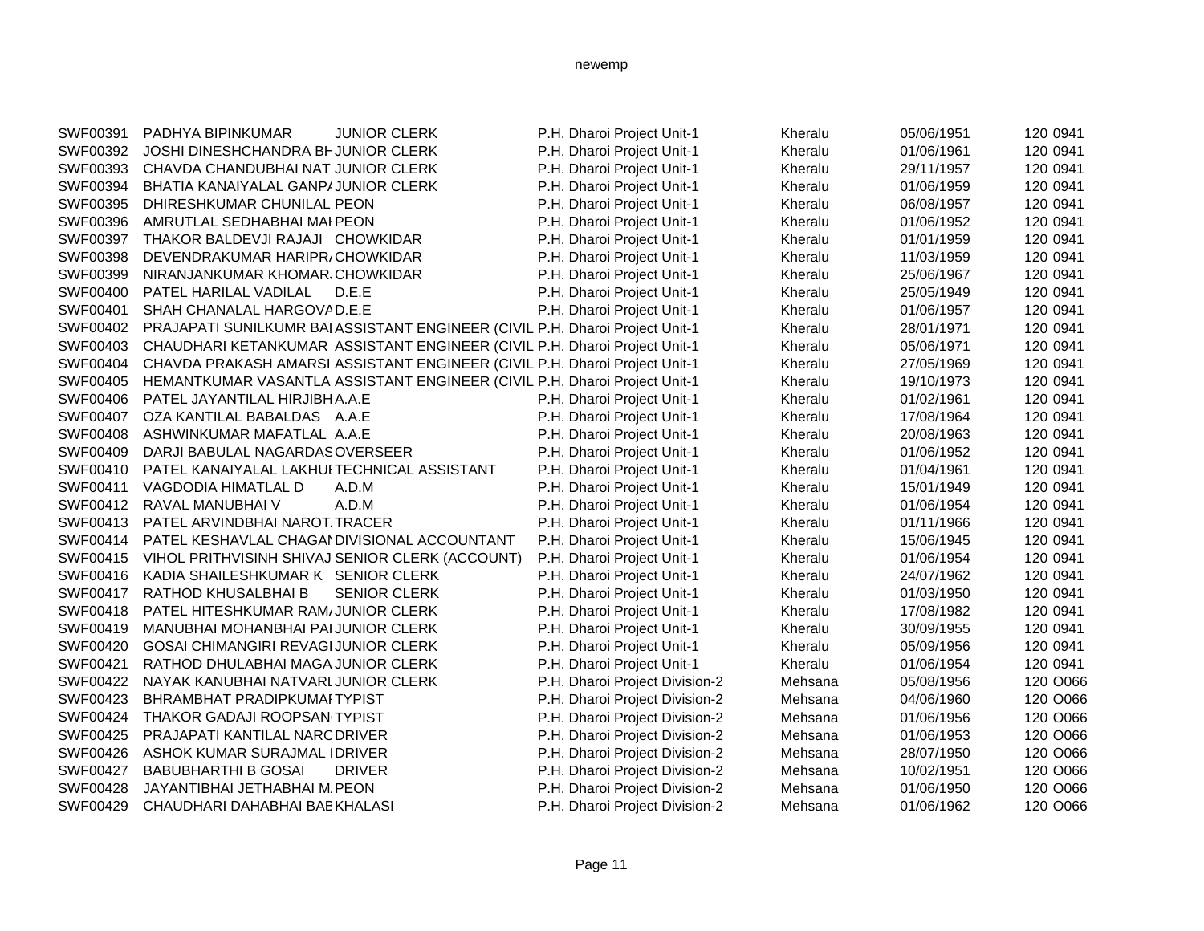| | | | | | | | |
|---|---|---|---|---|---|---|---|
| SWF00391 | PADHYA BIPINKUMAR | JUNIOR CLERK | P.H. Dharoi Project Unit-1 | Kheralu | 05/06/1951 | 120 | 0941 |
| SWF00392 | JOSHI DINESHCHANDRA BH | JUNIOR CLERK | P.H. Dharoi Project Unit-1 | Kheralu | 01/06/1961 | 120 | 0941 |
| SWF00393 | CHAVDA CHANDUBHAI NAT | JUNIOR CLERK | P.H. Dharoi Project Unit-1 | Kheralu | 29/11/1957 | 120 | 0941 |
| SWF00394 | BHATIA KANAIYALAL GANPA | JUNIOR CLERK | P.H. Dharoi Project Unit-1 | Kheralu | 01/06/1959 | 120 | 0941 |
| SWF00395 | DHIRESHKUMAR CHUNILAL | PEON | P.H. Dharoi Project Unit-1 | Kheralu | 06/08/1957 | 120 | 0941 |
| SWF00396 | AMRUTLAL SEDHABHAI MAI | PEON | P.H. Dharoi Project Unit-1 | Kheralu | 01/06/1952 | 120 | 0941 |
| SWF00397 | THAKOR BALDEVJI RAJAJI | CHOWKIDAR | P.H. Dharoi Project Unit-1 | Kheralu | 01/01/1959 | 120 | 0941 |
| SWF00398 | DEVENDRAKUMAR HARIPRA | CHOWKIDAR | P.H. Dharoi Project Unit-1 | Kheralu | 11/03/1959 | 120 | 0941 |
| SWF00399 | NIRANJANKUMAR KHOMAR. | CHOWKIDAR | P.H. Dharoi Project Unit-1 | Kheralu | 25/06/1967 | 120 | 0941 |
| SWF00400 | PATEL HARILAL VADILAL | D.E.E | P.H. Dharoi Project Unit-1 | Kheralu | 25/05/1949 | 120 | 0941 |
| SWF00401 | SHAH CHANALAL HARGOVA | D.E.E | P.H. Dharoi Project Unit-1 | Kheralu | 01/06/1957 | 120 | 0941 |
| SWF00402 | PRAJAPATI SUNILKUMR BAI | ASSISTANT ENGINEER (CIVIL | P.H. Dharoi Project Unit-1 | Kheralu | 28/01/1971 | 120 | 0941 |
| SWF00403 | CHAUDHARI KETANKUMAR | ASSISTANT ENGINEER (CIVIL | P.H. Dharoi Project Unit-1 | Kheralu | 05/06/1971 | 120 | 0941 |
| SWF00404 | CHAVDA PRAKASH AMARSI | ASSISTANT ENGINEER (CIVIL | P.H. Dharoi Project Unit-1 | Kheralu | 27/05/1969 | 120 | 0941 |
| SWF00405 | HEMANTKUMAR VASANTLA | ASSISTANT ENGINEER (CIVIL | P.H. Dharoi Project Unit-1 | Kheralu | 19/10/1973 | 120 | 0941 |
| SWF00406 | PATEL JAYANTILAL HIRJIBH | A.A.E | P.H. Dharoi Project Unit-1 | Kheralu | 01/02/1961 | 120 | 0941 |
| SWF00407 | OZA KANTILAL BABALDAS | A.A.E | P.H. Dharoi Project Unit-1 | Kheralu | 17/08/1964 | 120 | 0941 |
| SWF00408 | ASHWINKUMAR MAFATLAL | A.A.E | P.H. Dharoi Project Unit-1 | Kheralu | 20/08/1963 | 120 | 0941 |
| SWF00409 | DARJI BABULAL NAGARDAS | OVERSEER | P.H. Dharoi Project Unit-1 | Kheralu | 01/06/1952 | 120 | 0941 |
| SWF00410 | PATEL KANAIYALAL LAKHUI | TECHNICAL ASSISTANT | P.H. Dharoi Project Unit-1 | Kheralu | 01/04/1961 | 120 | 0941 |
| SWF00411 | VAGDODIA HIMATLAL D | A.D.M | P.H. Dharoi Project Unit-1 | Kheralu | 15/01/1949 | 120 | 0941 |
| SWF00412 | RAVAL MANUBHAI V | A.D.M | P.H. Dharoi Project Unit-1 | Kheralu | 01/06/1954 | 120 | 0941 |
| SWF00413 | PATEL ARVINDBHAI NAROT. | TRACER | P.H. Dharoi Project Unit-1 | Kheralu | 01/11/1966 | 120 | 0941 |
| SWF00414 | PATEL KESHAVLAL CHAGAI | DIVISIONAL ACCOUNTANT | P.H. Dharoi Project Unit-1 | Kheralu | 15/06/1945 | 120 | 0941 |
| SWF00415 | VIHOL PRITHVISINH SHIVAJ | SENIOR CLERK (ACCOUNT) | P.H. Dharoi Project Unit-1 | Kheralu | 01/06/1954 | 120 | 0941 |
| SWF00416 | KADIA SHAILESHKUMAR K | SENIOR CLERK | P.H. Dharoi Project Unit-1 | Kheralu | 24/07/1962 | 120 | 0941 |
| SWF00417 | RATHOD KHUSALBHAI B | SENIOR CLERK | P.H. Dharoi Project Unit-1 | Kheralu | 01/03/1950 | 120 | 0941 |
| SWF00418 | PATEL HITESHKUMAR RAM. | JUNIOR CLERK | P.H. Dharoi Project Unit-1 | Kheralu | 17/08/1982 | 120 | 0941 |
| SWF00419 | MANUBHAI MOHANBHAI PAI | JUNIOR CLERK | P.H. Dharoi Project Unit-1 | Kheralu | 30/09/1955 | 120 | 0941 |
| SWF00420 | GOSAI CHIMANGIRI REVAGI | JUNIOR CLERK | P.H. Dharoi Project Unit-1 | Kheralu | 05/09/1956 | 120 | 0941 |
| SWF00421 | RATHOD DHULABHAI MAGA | JUNIOR CLERK | P.H. Dharoi Project Unit-1 | Kheralu | 01/06/1954 | 120 | 0941 |
| SWF00422 | NAYAK KANUBHAI NATVARL | JUNIOR CLERK | P.H. Dharoi Project Division-2 | Mehsana | 05/08/1956 | 120 | O066 |
| SWF00423 | BHRAMBHAT PRADIPKUMAI | TYPIST | P.H. Dharoi Project Division-2 | Mehsana | 04/06/1960 | 120 | O066 |
| SWF00424 | THAKOR GADAJI ROOPSAN | TYPIST | P.H. Dharoi Project Division-2 | Mehsana | 01/06/1956 | 120 | O066 |
| SWF00425 | PRAJAPATI KANTILAL NARC | DRIVER | P.H. Dharoi Project Division-2 | Mehsana | 01/06/1953 | 120 | O066 |
| SWF00426 | ASHOK KUMAR SURAJMAL I | DRIVER | P.H. Dharoi Project Division-2 | Mehsana | 28/07/1950 | 120 | O066 |
| SWF00427 | BABUBHARTHI B GOSAI | DRIVER | P.H. Dharoi Project Division-2 | Mehsana | 10/02/1951 | 120 | O066 |
| SWF00428 | JAYANTIBHAI JETHABHAI M. | PEON | P.H. Dharoi Project Division-2 | Mehsana | 01/06/1950 | 120 | O066 |
| SWF00429 | CHAUDHARI DAHABHAI BAE | KHALASI | P.H. Dharoi Project Division-2 | Mehsana | 01/06/1962 | 120 | O066 |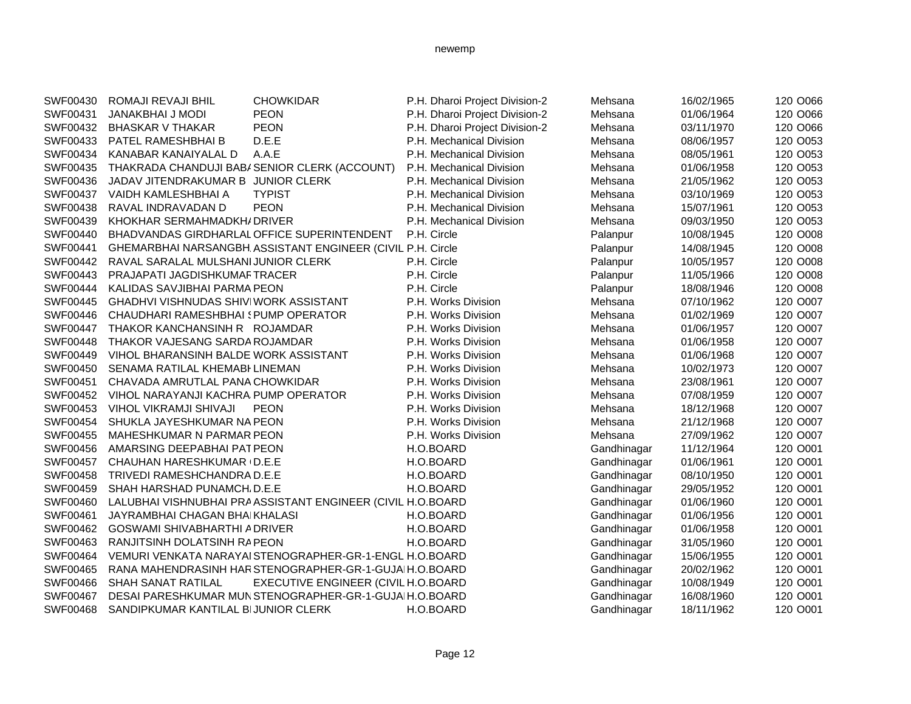| | | | | | | | |
|---|---|---|---|---|---|---|---|
| SWF00430 | ROMAJI REVAJI BHIL | CHOWKIDAR | P.H. Dharoi Project Division-2 | Mehsana | 16/02/1965 | 120 | O066 |
| SWF00431 | JANAKBHAI J MODI | PEON | P.H. Dharoi Project Division-2 | Mehsana | 01/06/1964 | 120 | O066 |
| SWF00432 | BHASKAR V THAKAR | PEON | P.H. Dharoi Project Division-2 | Mehsana | 03/11/1970 | 120 | O066 |
| SWF00433 | PATEL RAMESHBHAI B | D.E.E | P.H. Mechanical Division | Mehsana | 08/06/1957 | 120 | O053 |
| SWF00434 | KANABAR KANAIYALAL D | A.A.E | P.H. Mechanical Division | Mehsana | 08/05/1961 | 120 | O053 |
| SWF00435 | THAKRADA CHANDUJI BABA | SENIOR CLERK (ACCOUNT) | P.H. Mechanical Division | Mehsana | 01/06/1958 | 120 | O053 |
| SWF00436 | JADAV JITENDRAKUMAR B | JUNIOR CLERK | P.H. Mechanical Division | Mehsana | 21/05/1962 | 120 | O053 |
| SWF00437 | VAIDH KAMLESHBHAI A | TYPIST | P.H. Mechanical Division | Mehsana | 03/10/1969 | 120 | O053 |
| SWF00438 | RAVAL INDRAVADAN D | PEON | P.H. Mechanical Division | Mehsana | 15/07/1961 | 120 | O053 |
| SWF00439 | KHOKHAR SERMAHMADKHA | DRIVER | P.H. Mechanical Division | Mehsana | 09/03/1950 | 120 | O053 |
| SWF00440 | BHADVANDAS GIRDHARLAL | OFFICE SUPERINTENDENT | P.H. Circle | Palanpur | 10/08/1945 | 120 | O008 |
| SWF00441 | GHEMARBHAI NARSANGBH | ASSISTANT ENGINEER (CIVIL | P.H. Circle | Palanpur | 14/08/1945 | 120 | O008 |
| SWF00442 | RAVAL SARALAL MULSHANI | JUNIOR CLERK | P.H. Circle | Palanpur | 10/05/1957 | 120 | O008 |
| SWF00443 | PRAJAPATI JAGDISHKUMAR | TRACER | P.H. Circle | Palanpur | 11/05/1966 | 120 | O008 |
| SWF00444 | KALIDAS SAVJIBHAI PARMA | PEON | P.H. Circle | Palanpur | 18/08/1946 | 120 | O008 |
| SWF00445 | GHADHVI VISHNUDAS SHIVI | WORK ASSISTANT | P.H. Works Division | Mehsana | 07/10/1962 | 120 | O007 |
| SWF00446 | CHAUDHARI RAMESHBHAI S | PUMP OPERATOR | P.H. Works Division | Mehsana | 01/02/1969 | 120 | O007 |
| SWF00447 | THAKOR KANCHANSINH R | ROJAMDAR | P.H. Works Division | Mehsana | 01/06/1957 | 120 | O007 |
| SWF00448 | THAKOR VAJESANG SARDA | ROJAMDAR | P.H. Works Division | Mehsana | 01/06/1958 | 120 | O007 |
| SWF00449 | VIHOL BHARANSINH BALDE | WORK ASSISTANT | P.H. Works Division | Mehsana | 01/06/1968 | 120 | O007 |
| SWF00450 | SENAMA RATILAL KHEMABH | LINEMAN | P.H. Works Division | Mehsana | 10/02/1973 | 120 | O007 |
| SWF00451 | CHAVADA AMRUTLAL PANA | CHOWKIDAR | P.H. Works Division | Mehsana | 23/08/1961 | 120 | O007 |
| SWF00452 | VIHOL NARAYANJI KACHRA | PUMP OPERATOR | P.H. Works Division | Mehsana | 07/08/1959 | 120 | O007 |
| SWF00453 | VIHOL VIKRAMJI SHIVAJI | PEON | P.H. Works Division | Mehsana | 18/12/1968 | 120 | O007 |
| SWF00454 | SHUKLA JAYESHKUMAR NA | PEON | P.H. Works Division | Mehsana | 21/12/1968 | 120 | O007 |
| SWF00455 | MAHESHKUMAR N PARMAR | PEON | P.H. Works Division | Mehsana | 27/09/1962 | 120 | O007 |
| SWF00456 | AMARSING DEEPABHAI PAT | PEON | H.O.BOARD | Gandhinagar | 11/12/1964 | 120 | O001 |
| SWF00457 | CHAUHAN HARESHKUMAR | D.E.E | H.O.BOARD | Gandhinagar | 01/06/1961 | 120 | O001 |
| SWF00458 | TRIVEDI RAMESHCHANDRA | D.E.E | H.O.BOARD | Gandhinagar | 08/10/1950 | 120 | O001 |
| SWF00459 | SHAH HARSHAD PUNAMCH | D.E.E | H.O.BOARD | Gandhinagar | 29/05/1952 | 120 | O001 |
| SWF00460 | LALUBHAI VISHNUBHAI PRA | ASSISTANT ENGINEER (CIVIL | H.O.BOARD | Gandhinagar | 01/06/1960 | 120 | O001 |
| SWF00461 | JAYRAMBHAI CHAGAN BHAI | KHALASI | H.O.BOARD | Gandhinagar | 01/06/1956 | 120 | O001 |
| SWF00462 | GOSWAMI SHIVABHARTHI A | DRIVER | H.O.BOARD | Gandhinagar | 01/06/1958 | 120 | O001 |
| SWF00463 | RANJITSINH DOLATSINH RA | PEON | H.O.BOARD | Gandhinagar | 31/05/1960 | 120 | O001 |
| SWF00464 | VEMURI VENKATA NARAYAI | STENOGRAPHER-GR-1-ENGL | H.O.BOARD | Gandhinagar | 15/06/1955 | 120 | O001 |
| SWF00465 | RANA MAHENDRASINH HAR | STENOGRAPHER-GR-1-GUJA | H.O.BOARD | Gandhinagar | 20/02/1962 | 120 | O001 |
| SWF00466 | SHAH SANAT RATILAL | EXECUTIVE ENGINEER (CIVIL | H.O.BOARD | Gandhinagar | 10/08/1949 | 120 | O001 |
| SWF00467 | DESAI PARESHKUMAR MUN | STENOGRAPHER-GR-1-GUJA | H.O.BOARD | Gandhinagar | 16/08/1960 | 120 | O001 |
| SWF00468 | SANDIPKUMAR KANTILAL B | JUNIOR CLERK | H.O.BOARD | Gandhinagar | 18/11/1962 | 120 | O001 |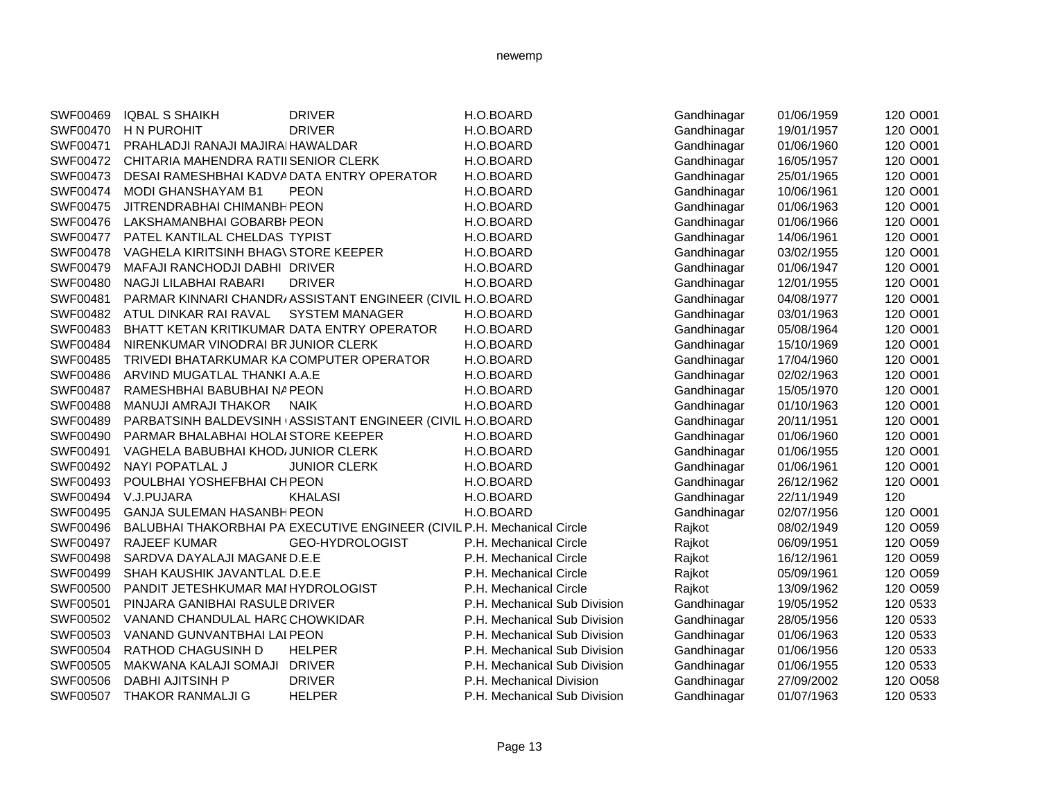| | | | | | | | |
|---|---|---|---|---|---|---|---|
| SWF00469 | IQBAL S SHAIKH | DRIVER | H.O.BOARD | Gandhinagar | 01/06/1959 | 120 | O001 |
| SWF00470 | H N PUROHIT | DRIVER | H.O.BOARD | Gandhinagar | 19/01/1957 | 120 | O001 |
| SWF00471 | PRAHLADJI RANAJI MAJIRAI | HAWALDAR | H.O.BOARD | Gandhinagar | 01/06/1960 | 120 | O001 |
| SWF00472 | CHITARIA MAHENDRA RATII | SENIOR CLERK | H.O.BOARD | Gandhinagar | 16/05/1957 | 120 | O001 |
| SWF00473 | DESAI RAMESHBHAI KADVA | DATA ENTRY OPERATOR | H.O.BOARD | Gandhinagar | 25/01/1965 | 120 | O001 |
| SWF00474 | MODI GHANSHAYAM B1 | PEON | H.O.BOARD | Gandhinagar | 10/06/1961 | 120 | O001 |
| SWF00475 | JITRENDRABHAI CHIMANBH | PEON | H.O.BOARD | Gandhinagar | 01/06/1963 | 120 | O001 |
| SWF00476 | LAKSHAMANBHAI GOBARBH | PEON | H.O.BOARD | Gandhinagar | 01/06/1966 | 120 | O001 |
| SWF00477 | PATEL KANTILAL CHELDAS | TYPIST | H.O.BOARD | Gandhinagar | 14/06/1961 | 120 | O001 |
| SWF00478 | VAGHELA KIRITSINH BHAGV | STORE KEEPER | H.O.BOARD | Gandhinagar | 03/02/1955 | 120 | O001 |
| SWF00479 | MAFAJI RANCHODJI DABHI | DRIVER | H.O.BOARD | Gandhinagar | 01/06/1947 | 120 | O001 |
| SWF00480 | NAGJI LILABHAI RABARI | DRIVER | H.O.BOARD | Gandhinagar | 12/01/1955 | 120 | O001 |
| SWF00481 | PARMAR KINNARI CHANDRA | ASSISTANT ENGINEER (CIVIL | H.O.BOARD | Gandhinagar | 04/08/1977 | 120 | O001 |
| SWF00482 | ATUL DINKAR RAI RAVAL | SYSTEM MANAGER | H.O.BOARD | Gandhinagar | 03/01/1963 | 120 | O001 |
| SWF00483 | BHATT KETAN KRITIKUMAR | DATA ENTRY OPERATOR | H.O.BOARD | Gandhinagar | 05/08/1964 | 120 | O001 |
| SWF00484 | NIRENKUMAR VINODRAI BR | JUNIOR CLERK | H.O.BOARD | Gandhinagar | 15/10/1969 | 120 | O001 |
| SWF00485 | TRIVEDI BHATARKUMAR KA | COMPUTER OPERATOR | H.O.BOARD | Gandhinagar | 17/04/1960 | 120 | O001 |
| SWF00486 | ARVIND MUGATLAL THANKI | A.A.E | H.O.BOARD | Gandhinagar | 02/02/1963 | 120 | O001 |
| SWF00487 | RAMESHBHAI BABUBHAI NA | PEON | H.O.BOARD | Gandhinagar | 15/05/1970 | 120 | O001 |
| SWF00488 | MANUJI AMRAJI THAKOR | NAIK | H.O.BOARD | Gandhinagar | 01/10/1963 | 120 | O001 |
| SWF00489 | PARBATSINH BALDEVSINH ( | ASSISTANT ENGINEER (CIVIL | H.O.BOARD | Gandhinagar | 20/11/1951 | 120 | O001 |
| SWF00490 | PARMAR BHALABHAI HOLAI | STORE KEEPER | H.O.BOARD | Gandhinagar | 01/06/1960 | 120 | O001 |
| SWF00491 | VAGHELA BABUBHAI KHODA | JUNIOR CLERK | H.O.BOARD | Gandhinagar | 01/06/1955 | 120 | O001 |
| SWF00492 | NAYI POPATLAL J | JUNIOR CLERK | H.O.BOARD | Gandhinagar | 01/06/1961 | 120 | O001 |
| SWF00493 | POULBHAI YOSHEFBHAI CH | PEON | H.O.BOARD | Gandhinagar | 26/12/1962 | 120 | O001 |
| SWF00494 | V.J.PUJARA | KHALASI | H.O.BOARD | Gandhinagar | 22/11/1949 | 120 | |
| SWF00495 | GANJA SULEMAN HASANBH | PEON | H.O.BOARD | Gandhinagar | 02/07/1956 | 120 | O001 |
| SWF00496 | BALUBHAI THAKORBHAI PA | EXECUTIVE ENGINEER (CIVIL | P.H. Mechanical Circle | Rajkot | 08/02/1949 | 120 | O059 |
| SWF00497 | RAJEEF KUMAR | GEO-HYDROLOGIST | P.H. Mechanical Circle | Rajkot | 06/09/1951 | 120 | O059 |
| SWF00498 | SARDVA DAYALAJI MAGANE | D.E.E | P.H. Mechanical Circle | Rajkot | 16/12/1961 | 120 | O059 |
| SWF00499 | SHAH KAUSHIK JAVANTLAL | D.E.E | P.H. Mechanical Circle | Rajkot | 05/09/1961 | 120 | O059 |
| SWF00500 | PANDIT JETESHKUMAR MAI | HYDROLOGIST | P.H. Mechanical Circle | Rajkot | 13/09/1962 | 120 | O059 |
| SWF00501 | PINJARA GANIBHAI RASULE | DRIVER | P.H. Mechanical Sub Division | Gandhinagar | 19/05/1952 | 120 | 0533 |
| SWF00502 | VANAND CHANDULAL HARG | CHOWKIDAR | P.H. Mechanical Sub Division | Gandhinagar | 28/05/1956 | 120 | 0533 |
| SWF00503 | VANAND GUNVANTBHAI LAI | PEON | P.H. Mechanical Sub Division | Gandhinagar | 01/06/1963 | 120 | 0533 |
| SWF00504 | RATHOD CHAGUSINH D | HELPER | P.H. Mechanical Sub Division | Gandhinagar | 01/06/1956 | 120 | 0533 |
| SWF00505 | MAKWANA KALAJI SOMAJI | DRIVER | P.H. Mechanical Sub Division | Gandhinagar | 01/06/1955 | 120 | 0533 |
| SWF00506 | DABHI AJITSINH P | DRIVER | P.H. Mechanical Division | Gandhinagar | 27/09/2002 | 120 | O058 |
| SWF00507 | THAKOR RANMALJI G | HELPER | P.H. Mechanical Sub Division | Gandhinagar | 01/07/1963 | 120 | 0533 |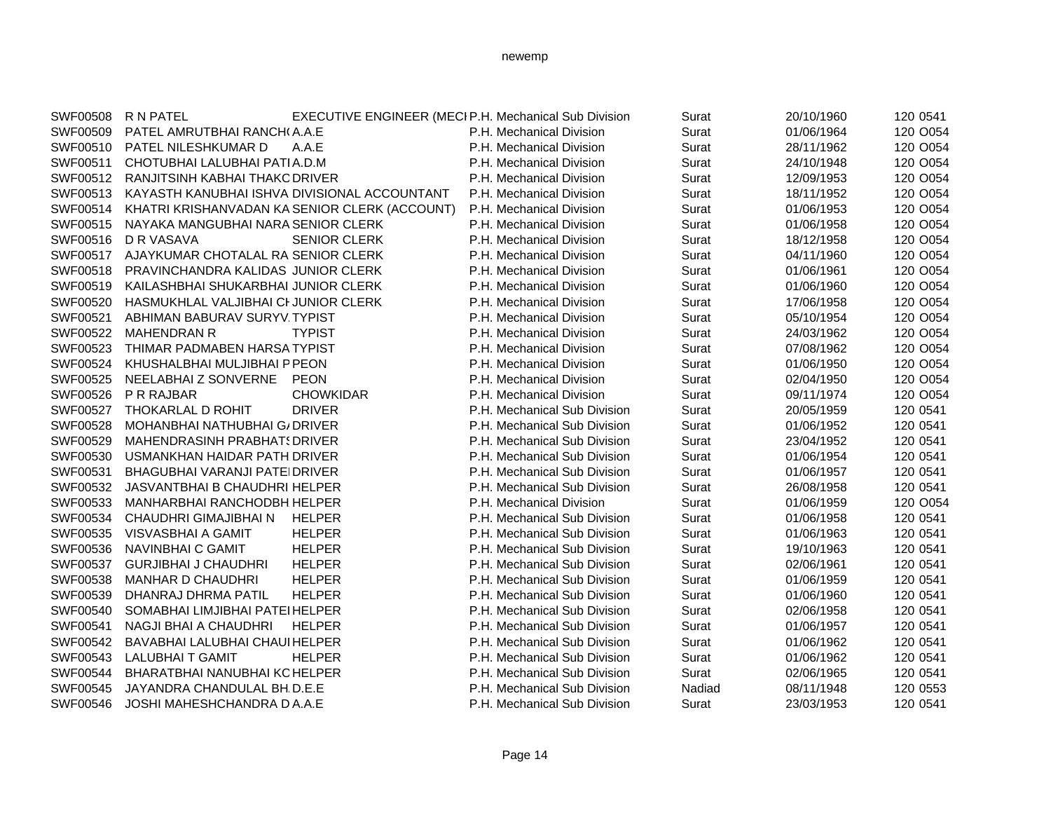| | | | | | | | |
|---|---|---|---|---|---|---|---|
| SWF00508 | R N PATEL | EXECUTIVE ENGINEER (MECI | P.H. Mechanical Sub Division | Surat | 20/10/1960 | 120 | 0541 |
| SWF00509 | PATEL AMRUTBHAI RANCH( | A.A.E | P.H. Mechanical Division | Surat | 01/06/1964 | 120 | O054 |
| SWF00510 | PATEL NILESHKUMAR D | A.A.E | P.H. Mechanical Division | Surat | 28/11/1962 | 120 | O054 |
| SWF00511 | CHOTUBHAI LALUBHAI PATI | A.D.M | P.H. Mechanical Division | Surat | 24/10/1948 | 120 | O054 |
| SWF00512 | RANJITSINH KABHAI THAKC | DRIVER | P.H. Mechanical Division | Surat | 12/09/1953 | 120 | O054 |
| SWF00513 | KAYASTH KANUBHAI ISHVA | DIVISIONAL ACCOUNTANT | P.H. Mechanical Division | Surat | 18/11/1952 | 120 | O054 |
| SWF00514 | KHATRI KRISHANVADAN KA | SENIOR CLERK (ACCOUNT) | P.H. Mechanical Division | Surat | 01/06/1953 | 120 | O054 |
| SWF00515 | NAYAKA MANGUBHAI NARA | SENIOR CLERK | P.H. Mechanical Division | Surat | 01/06/1958 | 120 | O054 |
| SWF00516 | D R VASAVA | SENIOR CLERK | P.H. Mechanical Division | Surat | 18/12/1958 | 120 | O054 |
| SWF00517 | AJAYKUMAR CHOTALAL RA | SENIOR CLERK | P.H. Mechanical Division | Surat | 04/11/1960 | 120 | O054 |
| SWF00518 | PRAVINCHANDRA KALIDAS | JUNIOR CLERK | P.H. Mechanical Division | Surat | 01/06/1961 | 120 | O054 |
| SWF00519 | KAILASHBHAI SHUKARBHAI | JUNIOR CLERK | P.H. Mechanical Division | Surat | 01/06/1960 | 120 | O054 |
| SWF00520 | HASMUKHLAL VALJIBHAI CI | JUNIOR CLERK | P.H. Mechanical Division | Surat | 17/06/1958 | 120 | O054 |
| SWF00521 | ABHIMAN BABURAV SURYV. | TYPIST | P.H. Mechanical Division | Surat | 05/10/1954 | 120 | O054 |
| SWF00522 | MAHENDRAN R | TYPIST | P.H. Mechanical Division | Surat | 24/03/1962 | 120 | O054 |
| SWF00523 | THIMAR PADMABEN HARSA | TYPIST | P.H. Mechanical Division | Surat | 07/08/1962 | 120 | O054 |
| SWF00524 | KHUSHALBHAI MULJIBHAI P | PEON | P.H. Mechanical Division | Surat | 01/06/1950 | 120 | O054 |
| SWF00525 | NEELABHAI Z SONVERNE | PEON | P.H. Mechanical Division | Surat | 02/04/1950 | 120 | O054 |
| SWF00526 | P R RAJBAR | CHOWKIDAR | P.H. Mechanical Division | Surat | 09/11/1974 | 120 | O054 |
| SWF00527 | THOKARLAL D ROHIT | DRIVER | P.H. Mechanical Sub Division | Surat | 20/05/1959 | 120 | 0541 |
| SWF00528 | MOHANBHAI NATHUBHAI G/ | DRIVER | P.H. Mechanical Sub Division | Surat | 01/06/1952 | 120 | 0541 |
| SWF00529 | MAHENDRASINH PRABHATS | DRIVER | P.H. Mechanical Sub Division | Surat | 23/04/1952 | 120 | 0541 |
| SWF00530 | USMANKHAN HAIDAR PATH | DRIVER | P.H. Mechanical Sub Division | Surat | 01/06/1954 | 120 | 0541 |
| SWF00531 | BHAGUBHAI VARANJI PATEI | DRIVER | P.H. Mechanical Sub Division | Surat | 01/06/1957 | 120 | 0541 |
| SWF00532 | JASVANTBHAI B CHAUDHRI | HELPER | P.H. Mechanical Sub Division | Surat | 26/08/1958 | 120 | 0541 |
| SWF00533 | MANHARBHAI RANCHODBH | HELPER | P.H. Mechanical Division | Surat | 01/06/1959 | 120 | O054 |
| SWF00534 | CHAUDHRI GIMAJIBHAI N | HELPER | P.H. Mechanical Sub Division | Surat | 01/06/1958 | 120 | 0541 |
| SWF00535 | VISVASBHAI A GAMIT | HELPER | P.H. Mechanical Sub Division | Surat | 01/06/1963 | 120 | 0541 |
| SWF00536 | NAVINBHAI C GAMIT | HELPER | P.H. Mechanical Sub Division | Surat | 19/10/1963 | 120 | 0541 |
| SWF00537 | GURJIBHAI J CHAUDHRI | HELPER | P.H. Mechanical Sub Division | Surat | 02/06/1961 | 120 | 0541 |
| SWF00538 | MANHAR D CHAUDHRI | HELPER | P.H. Mechanical Sub Division | Surat | 01/06/1959 | 120 | 0541 |
| SWF00539 | DHANRAJ DHRMA PATIL | HELPER | P.H. Mechanical Sub Division | Surat | 01/06/1960 | 120 | 0541 |
| SWF00540 | SOMABHAI LIMJIBHAI PATEI | HELPER | P.H. Mechanical Sub Division | Surat | 02/06/1958 | 120 | 0541 |
| SWF00541 | NAGJI BHAI A CHAUDHRI | HELPER | P.H. Mechanical Sub Division | Surat | 01/06/1957 | 120 | 0541 |
| SWF00542 | BAVABHAI LALUBHAI CHAUI | HELPER | P.H. Mechanical Sub Division | Surat | 01/06/1962 | 120 | 0541 |
| SWF00543 | LALUBHAI T GAMIT | HELPER | P.H. Mechanical Sub Division | Surat | 01/06/1962 | 120 | 0541 |
| SWF00544 | BHARATBHAI NANUBHAI KC | HELPER | P.H. Mechanical Sub Division | Surat | 02/06/1965 | 120 | 0541 |
| SWF00545 | JAYANDRA CHANDULAL BH. | D.E.E | P.H. Mechanical Sub Division | Nadiad | 08/11/1948 | 120 | 0553 |
| SWF00546 | JOSHI MAHESHCHANDRA D | A.A.E | P.H. Mechanical Sub Division | Surat | 23/03/1953 | 120 | 0541 |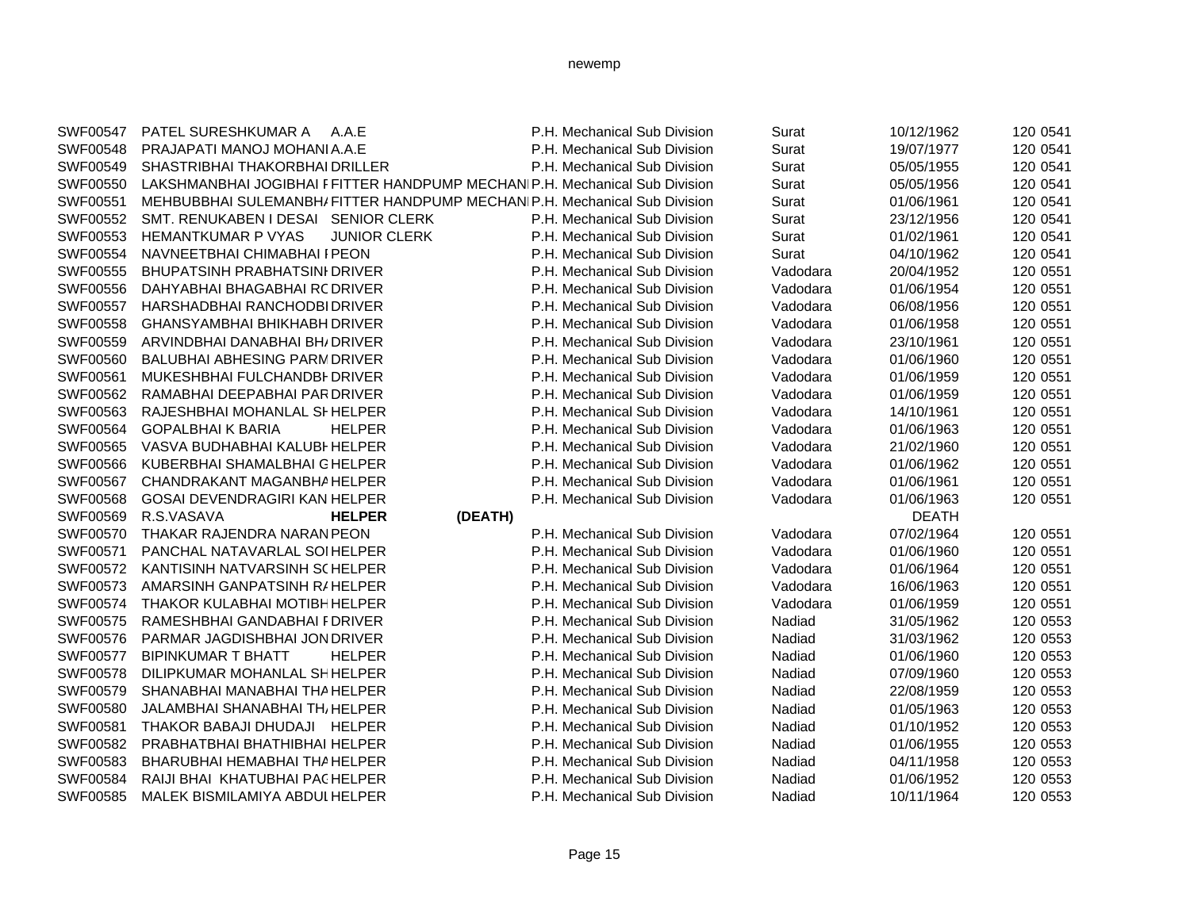| | | | | | | | |
|---|---|---|---|---|---|---|---|
| SWF00547 | PATEL SURESHKUMAR A | A.A.E | | P.H. Mechanical Sub Division | Surat | 10/12/1962 | 120 0541 |
| SWF00548 | PRAJAPATI MANOJ MOHANI | A.A.E | | P.H. Mechanical Sub Division | Surat | 19/07/1977 | 120 0541 |
| SWF00549 | SHASTRIBHAI THAKORBHAI | DRILLER | | P.H. Mechanical Sub Division | Surat | 05/05/1955 | 120 0541 |
| SWF00550 | LAKSHMANBHAI JOGIBHAI F | FITTER HANDPUMP MECHANI | | P.H. Mechanical Sub Division | Surat | 05/05/1956 | 120 0541 |
| SWF00551 | MEHBUBBHAI SULEMANBHA | FITTER HANDPUMP MECHANI | | P.H. Mechanical Sub Division | Surat | 01/06/1961 | 120 0541 |
| SWF00552 | SMT. RENUKABEN I DESAI | SENIOR CLERK | | P.H. Mechanical Sub Division | Surat | 23/12/1956 | 120 0541 |
| SWF00553 | HEMANTKUMAR P VYAS | JUNIOR CLERK | | P.H. Mechanical Sub Division | Surat | 01/02/1961 | 120 0541 |
| SWF00554 | NAVNEETBHAI CHIMABHAI I | PEON | | P.H. Mechanical Sub Division | Surat | 04/10/1962 | 120 0541 |
| SWF00555 | BHUPATSINH PRABHATSINI | DRIVER | | P.H. Mechanical Sub Division | Vadodara | 20/04/1952 | 120 0551 |
| SWF00556 | DAHYABHAI BHAGABHAI RC | DRIVER | | P.H. Mechanical Sub Division | Vadodara | 01/06/1954 | 120 0551 |
| SWF00557 | HARSHADBHAI RANCHODBI | DRIVER | | P.H. Mechanical Sub Division | Vadodara | 06/08/1956 | 120 0551 |
| SWF00558 | GHANSYAMBHAI BHIKHABH | DRIVER | | P.H. Mechanical Sub Division | Vadodara | 01/06/1958 | 120 0551 |
| SWF00559 | ARVINDBHAI DANABHAI BH/ | DRIVER | | P.H. Mechanical Sub Division | Vadodara | 23/10/1961 | 120 0551 |
| SWF00560 | BALUBHAI ABHESING PARM | DRIVER | | P.H. Mechanical Sub Division | Vadodara | 01/06/1960 | 120 0551 |
| SWF00561 | MUKESHBHAI FULCHANDBH | DRIVER | | P.H. Mechanical Sub Division | Vadodara | 01/06/1959 | 120 0551 |
| SWF00562 | RAMABHAI DEEPABHAI PAR | DRIVER | | P.H. Mechanical Sub Division | Vadodara | 01/06/1959 | 120 0551 |
| SWF00563 | RAJESHBHAI MOHANLAL SH | HELPER | | P.H. Mechanical Sub Division | Vadodara | 14/10/1961 | 120 0551 |
| SWF00564 | GOPALBHAI K BARIA | HELPER | | P.H. Mechanical Sub Division | Vadodara | 01/06/1963 | 120 0551 |
| SWF00565 | VASVA BUDHABHAI KALUBH | HELPER | | P.H. Mechanical Sub Division | Vadodara | 21/02/1960 | 120 0551 |
| SWF00566 | KUBERBHAI SHAMALBHAI G | HELPER | | P.H. Mechanical Sub Division | Vadodara | 01/06/1962 | 120 0551 |
| SWF00567 | CHANDRAKANT MAGANBHA | HELPER | | P.H. Mechanical Sub Division | Vadodara | 01/06/1961 | 120 0551 |
| SWF00568 | GOSAI DEVENDRAGIRI KAN | HELPER | | P.H. Mechanical Sub Division | Vadodara | 01/06/1963 | 120 0551 |
| SWF00569 | R.S.VASAVA | **HELPER** | **(DEATH)** | | | DEATH | |
| SWF00570 | THAKAR RAJENDRA NARAN | PEON | | P.H. Mechanical Sub Division | Vadodara | 07/02/1964 | 120 0551 |
| SWF00571 | PANCHAL NATAVARLAL SOI | HELPER | | P.H. Mechanical Sub Division | Vadodara | 01/06/1960 | 120 0551 |
| SWF00572 | KANTISINH NATVARSINH SC | HELPER | | P.H. Mechanical Sub Division | Vadodara | 01/06/1964 | 120 0551 |
| SWF00573 | AMARSINH GANPATSINH R/ | HELPER | | P.H. Mechanical Sub Division | Vadodara | 16/06/1963 | 120 0551 |
| SWF00574 | THAKOR KULABHAI MOTIBH | HELPER | | P.H. Mechanical Sub Division | Vadodara | 01/06/1959 | 120 0551 |
| SWF00575 | RAMESHBHAI GANDABHAI F | DRIVER | | P.H. Mechanical Sub Division | Nadiad | 31/05/1962 | 120 0553 |
| SWF00576 | PARMAR JAGDISHBHAI JON | DRIVER | | P.H. Mechanical Sub Division | Nadiad | 31/03/1962 | 120 0553 |
| SWF00577 | BIPINKUMAR T BHATT | HELPER | | P.H. Mechanical Sub Division | Nadiad | 01/06/1960 | 120 0553 |
| SWF00578 | DILIPKUMAR MOHANLAL SH | HELPER | | P.H. Mechanical Sub Division | Nadiad | 07/09/1960 | 120 0553 |
| SWF00579 | SHANABHAI MANABHAI THA | HELPER | | P.H. Mechanical Sub Division | Nadiad | 22/08/1959 | 120 0553 |
| SWF00580 | JALAMBHAI SHANABHAI TH/ | HELPER | | P.H. Mechanical Sub Division | Nadiad | 01/05/1963 | 120 0553 |
| SWF00581 | THAKOR BABAJI DHUDAJI | HELPER | | P.H. Mechanical Sub Division | Nadiad | 01/10/1952 | 120 0553 |
| SWF00582 | PRABHATBHAI BHATHIBHAI | HELPER | | P.H. Mechanical Sub Division | Nadiad | 01/06/1955 | 120 0553 |
| SWF00583 | BHARUBHAI HEMABHAI THA | HELPER | | P.H. Mechanical Sub Division | Nadiad | 04/11/1958 | 120 0553 |
| SWF00584 | RAIJI BHAI KHATUBHAI PAC | HELPER | | P.H. Mechanical Sub Division | Nadiad | 01/06/1952 | 120 0553 |
| SWF00585 | MALEK BISMILAMIYA ABDUI | HELPER | | P.H. Mechanical Sub Division | Nadiad | 10/11/1964 | 120 0553 |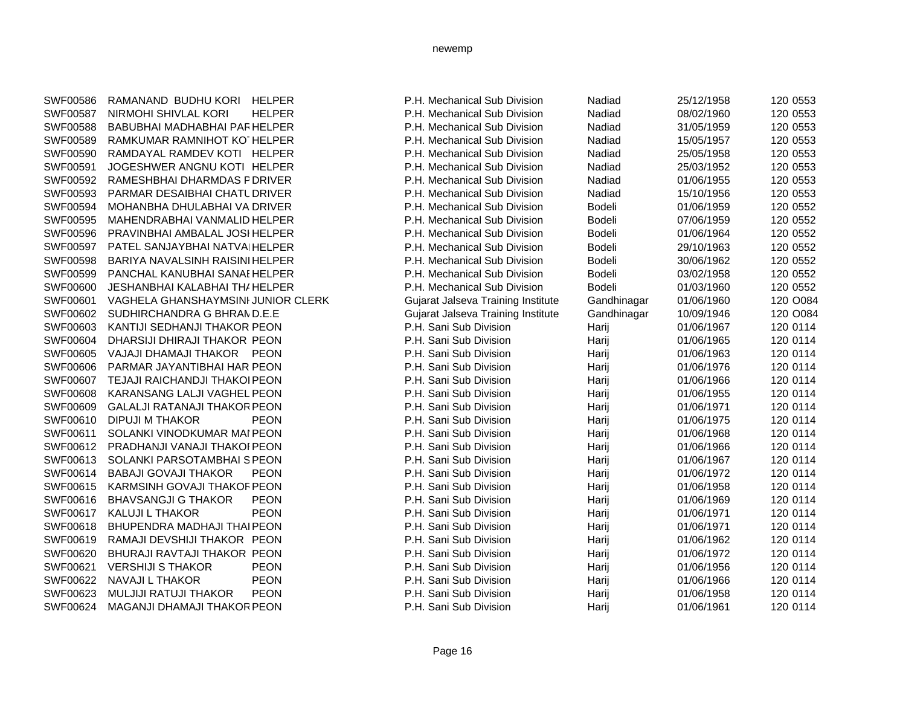| | | | | | | |
|---|---|---|---|---|---|---|
| SWF00586 | RAMANAND BUDHU KORI | HELPER | P.H. Mechanical Sub Division | Nadiad | 25/12/1958 | 120 0553 |
| SWF00587 | NIRMOHI SHIVLAL KORI | HELPER | P.H. Mechanical Sub Division | Nadiad | 08/02/1960 | 120 0553 |
| SWF00588 | BABUBHAI MADHABHAI PAF | HELPER | P.H. Mechanical Sub Division | Nadiad | 31/05/1959 | 120 0553 |
| SWF00589 | RAMKUMAR RAMNIHOT KO | HELPER | P.H. Mechanical Sub Division | Nadiad | 15/05/1957 | 120 0553 |
| SWF00590 | RAMDAYAL RAMDEV KOTI | HELPER | P.H. Mechanical Sub Division | Nadiad | 25/05/1958 | 120 0553 |
| SWF00591 | JOGESHWER ANGNU KOTI | HELPER | P.H. Mechanical Sub Division | Nadiad | 25/03/1952 | 120 0553 |
| SWF00592 | RAMESHBHAI DHARMDAS F | DRIVER | P.H. Mechanical Sub Division | Nadiad | 01/06/1955 | 120 0553 |
| SWF00593 | PARMAR DESAIBHAI CHATU | DRIVER | P.H. Mechanical Sub Division | Nadiad | 15/10/1956 | 120 0553 |
| SWF00594 | MOHANBHA DHULABHAI VA | DRIVER | P.H. Mechanical Sub Division | Bodeli | 01/06/1959 | 120 0552 |
| SWF00595 | MAHENDRABHAI VANMALID | HELPER | P.H. Mechanical Sub Division | Bodeli | 07/06/1959 | 120 0552 |
| SWF00596 | PRAVINBHAI AMBALAL JOSI | HELPER | P.H. Mechanical Sub Division | Bodeli | 01/06/1964 | 120 0552 |
| SWF00597 | PATEL SANJAYBHAI NATVAI | HELPER | P.H. Mechanical Sub Division | Bodeli | 29/10/1963 | 120 0552 |
| SWF00598 | BARIYA NAVALSINH RAISINI | HELPER | P.H. Mechanical Sub Division | Bodeli | 30/06/1962 | 120 0552 |
| SWF00599 | PANCHAL KANUBHAI SANAI | HELPER | P.H. Mechanical Sub Division | Bodeli | 03/02/1958 | 120 0552 |
| SWF00600 | JESHANBHAI KALABHAI TH/ | HELPER | P.H. Mechanical Sub Division | Bodeli | 01/03/1960 | 120 0552 |
| SWF00601 | VAGHELA GHANSHAYMSINI | JUNIOR CLERK | Gujarat Jalseva Training Institute | Gandhinagar | 01/06/1960 | 120 O084 |
| SWF00602 | SUDHIRCHANDRA G BHRAM | D.E.E | Gujarat Jalseva Training Institute | Gandhinagar | 10/09/1946 | 120 O084 |
| SWF00603 | KANTIJI SEDHANJI THAKOR | PEON | P.H. Sani Sub Division | Harij | 01/06/1967 | 120 0114 |
| SWF00604 | DHARSIJI DHIRAJI THAKOR | PEON | P.H. Sani Sub Division | Harij | 01/06/1965 | 120 0114 |
| SWF00605 | VAJAJI DHAMAJI THAKOR | PEON | P.H. Sani Sub Division | Harij | 01/06/1963 | 120 0114 |
| SWF00606 | PARMAR JAYANTIBHAI HAR | PEON | P.H. Sani Sub Division | Harij | 01/06/1976 | 120 0114 |
| SWF00607 | TEJAJI RAICHANDJI THAKOI | PEON | P.H. Sani Sub Division | Harij | 01/06/1966 | 120 0114 |
| SWF00608 | KARANSANG LALJI VAGHEL | PEON | P.H. Sani Sub Division | Harij | 01/06/1955 | 120 0114 |
| SWF00609 | GALALJI RATANAJI THAKOR | PEON | P.H. Sani Sub Division | Harij | 01/06/1971 | 120 0114 |
| SWF00610 | DIPUJI M THAKOR | PEON | P.H. Sani Sub Division | Harij | 01/06/1975 | 120 0114 |
| SWF00611 | SOLANKI VINODKUMAR MAI | PEON | P.H. Sani Sub Division | Harij | 01/06/1968 | 120 0114 |
| SWF00612 | PRADHANJI VANAJI THAKOI | PEON | P.H. Sani Sub Division | Harij | 01/06/1966 | 120 0114 |
| SWF00613 | SOLANKI PARSOTAMBHAI S | PEON | P.H. Sani Sub Division | Harij | 01/06/1967 | 120 0114 |
| SWF00614 | BABAJI GOVAJI THAKOR | PEON | P.H. Sani Sub Division | Harij | 01/06/1972 | 120 0114 |
| SWF00615 | KARMSINH GOVAJI THAKOF | PEON | P.H. Sani Sub Division | Harij | 01/06/1958 | 120 0114 |
| SWF00616 | BHAVSANGJI G THAKOR | PEON | P.H. Sani Sub Division | Harij | 01/06/1969 | 120 0114 |
| SWF00617 | KALUJI L THAKOR | PEON | P.H. Sani Sub Division | Harij | 01/06/1971 | 120 0114 |
| SWF00618 | BHUPENDRA MADHAJI THAI | PEON | P.H. Sani Sub Division | Harij | 01/06/1971 | 120 0114 |
| SWF00619 | RAMAJI DEVSHIJI THAKOR | PEON | P.H. Sani Sub Division | Harij | 01/06/1962 | 120 0114 |
| SWF00620 | BHURAJI RAVTAJI THAKOR | PEON | P.H. Sani Sub Division | Harij | 01/06/1972 | 120 0114 |
| SWF00621 | VERSHIJI S THAKOR | PEON | P.H. Sani Sub Division | Harij | 01/06/1956 | 120 0114 |
| SWF00622 | NAVAJI L THAKOR | PEON | P.H. Sani Sub Division | Harij | 01/06/1966 | 120 0114 |
| SWF00623 | MULJIJI RATUJI THAKOR | PEON | P.H. Sani Sub Division | Harij | 01/06/1958 | 120 0114 |
| SWF00624 | MAGANJI DHAMAJI THAKOR | PEON | P.H. Sani Sub Division | Harij | 01/06/1961 | 120 0114 |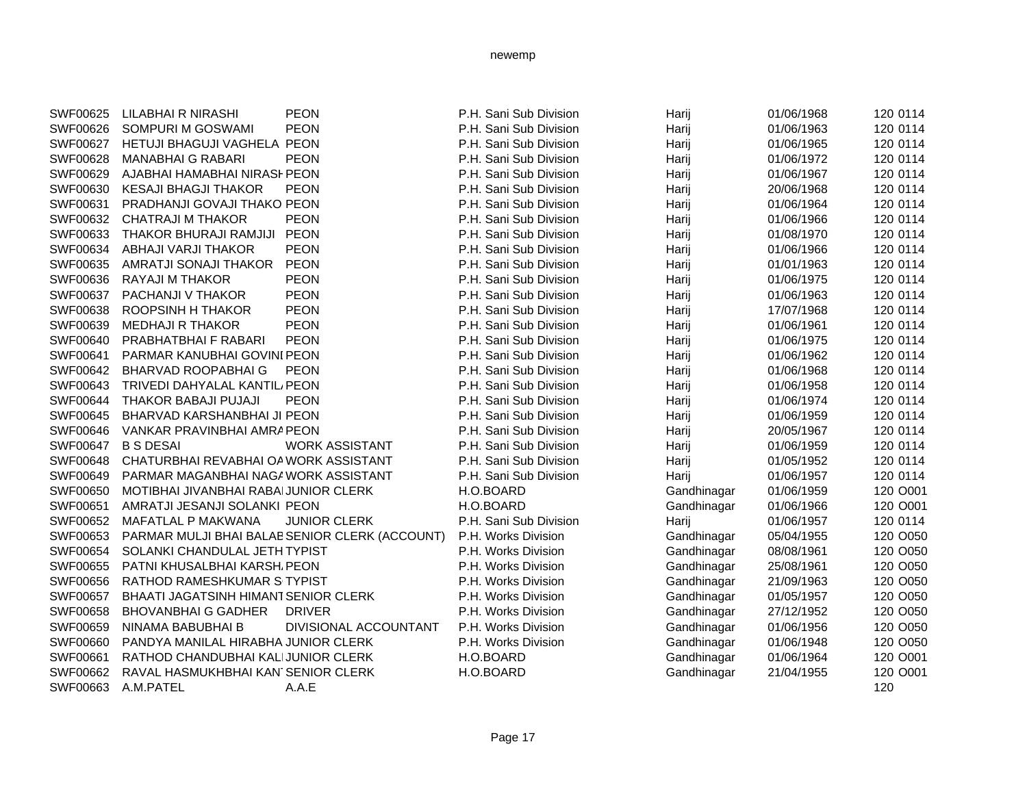| | | | | | | | |
|---|---|---|---|---|---|---|---|
| SWF00625 | LILABHAI R NIRASHI | PEON | P.H. Sani Sub Division | Harij | 01/06/1968 | 120 | 0114 |
| SWF00626 | SOMPURI M GOSWAMI | PEON | P.H. Sani Sub Division | Harij | 01/06/1963 | 120 | 0114 |
| SWF00627 | HETUJI BHAGUJI VAGHELA | PEON | P.H. Sani Sub Division | Harij | 01/06/1965 | 120 | 0114 |
| SWF00628 | MANABHAI G RABARI | PEON | P.H. Sani Sub Division | Harij | 01/06/1972 | 120 | 0114 |
| SWF00629 | AJABHAI HAMABHAI NIRASH | PEON | P.H. Sani Sub Division | Harij | 01/06/1967 | 120 | 0114 |
| SWF00630 | KESAJI BHAGJI THAKOR | PEON | P.H. Sani Sub Division | Harij | 20/06/1968 | 120 | 0114 |
| SWF00631 | PRADHANJI GOVAJI THAKO | PEON | P.H. Sani Sub Division | Harij | 01/06/1964 | 120 | 0114 |
| SWF00632 | CHATRAJI M THAKOR | PEON | P.H. Sani Sub Division | Harij | 01/06/1966 | 120 | 0114 |
| SWF00633 | THAKOR BHURAJI RAMJIJI | PEON | P.H. Sani Sub Division | Harij | 01/08/1970 | 120 | 0114 |
| SWF00634 | ABHAJI VARJI THAKOR | PEON | P.H. Sani Sub Division | Harij | 01/06/1966 | 120 | 0114 |
| SWF00635 | AMRATJI SONAJI THAKOR | PEON | P.H. Sani Sub Division | Harij | 01/01/1963 | 120 | 0114 |
| SWF00636 | RAYAJI M THAKOR | PEON | P.H. Sani Sub Division | Harij | 01/06/1975 | 120 | 0114 |
| SWF00637 | PACHANJI V THAKOR | PEON | P.H. Sani Sub Division | Harij | 01/06/1963 | 120 | 0114 |
| SWF00638 | ROOPSINH H THAKOR | PEON | P.H. Sani Sub Division | Harij | 17/07/1968 | 120 | 0114 |
| SWF00639 | MEDHAJI R THAKOR | PEON | P.H. Sani Sub Division | Harij | 01/06/1961 | 120 | 0114 |
| SWF00640 | PRABHATBHAI F RABARI | PEON | P.H. Sani Sub Division | Harij | 01/06/1975 | 120 | 0114 |
| SWF00641 | PARMAR KANUBHAI GOVINI | PEON | P.H. Sani Sub Division | Harij | 01/06/1962 | 120 | 0114 |
| SWF00642 | BHARVAD ROOPABHAI G | PEON | P.H. Sani Sub Division | Harij | 01/06/1968 | 120 | 0114 |
| SWF00643 | TRIVEDI DAHYALAL KANTIL | PEON | P.H. Sani Sub Division | Harij | 01/06/1958 | 120 | 0114 |
| SWF00644 | THAKOR BABAJI PUJAJI | PEON | P.H. Sani Sub Division | Harij | 01/06/1974 | 120 | 0114 |
| SWF00645 | BHARVAD KARSHANBHAI JI | PEON | P.H. Sani Sub Division | Harij | 01/06/1959 | 120 | 0114 |
| SWF00646 | VANKAR PRAVINBHAI AMRA | PEON | P.H. Sani Sub Division | Harij | 20/05/1967 | 120 | 0114 |
| SWF00647 | B S DESAI | WORK ASSISTANT | P.H. Sani Sub Division | Harij | 01/06/1959 | 120 | 0114 |
| SWF00648 | CHATURBHAI REVABHAI OA | WORK ASSISTANT | P.H. Sani Sub Division | Harij | 01/05/1952 | 120 | 0114 |
| SWF00649 | PARMAR MAGANBHAI NAGA | WORK ASSISTANT | P.H. Sani Sub Division | Harij | 01/06/1957 | 120 | 0114 |
| SWF00650 | MOTIBHAI JIVANBHAI RABA | JUNIOR CLERK | H.O.BOARD | Gandhinagar | 01/06/1959 | 120 | O001 |
| SWF00651 | AMRATJI JESANJI SOLANKI | PEON | H.O.BOARD | Gandhinagar | 01/06/1966 | 120 | O001 |
| SWF00652 | MAFATLAL P MAKWANA | JUNIOR CLERK | P.H. Sani Sub Division | Harij | 01/06/1957 | 120 | 0114 |
| SWF00653 | PARMAR MULJI BHAI BALAB | SENIOR CLERK (ACCOUNT) | P.H. Works Division | Gandhinagar | 05/04/1955 | 120 | O050 |
| SWF00654 | SOLANKI CHANDULAL JETH | TYPIST | P.H. Works Division | Gandhinagar | 08/08/1961 | 120 | O050 |
| SWF00655 | PATNI KHUSALBHAI KARSH | PEON | P.H. Works Division | Gandhinagar | 25/08/1961 | 120 | O050 |
| SWF00656 | RATHOD RAMESHKUMAR S | TYPIST | P.H. Works Division | Gandhinagar | 21/09/1963 | 120 | O050 |
| SWF00657 | BHAATI JAGATSINH HIMANT | SENIOR CLERK | P.H. Works Division | Gandhinagar | 01/05/1957 | 120 | O050 |
| SWF00658 | BHOVANBHAI G GADHER | DRIVER | P.H. Works Division | Gandhinagar | 27/12/1952 | 120 | O050 |
| SWF00659 | NINAMA BABUBHAI B | DIVISIONAL ACCOUNTANT | P.H. Works Division | Gandhinagar | 01/06/1956 | 120 | O050 |
| SWF00660 | PANDYA MANILAL HIRABHA | JUNIOR CLERK | P.H. Works Division | Gandhinagar | 01/06/1948 | 120 | O050 |
| SWF00661 | RATHOD CHANDUBHAI KALI | JUNIOR CLERK | H.O.BOARD | Gandhinagar | 01/06/1964 | 120 | O001 |
| SWF00662 | RAVAL HASMUKHBHAI KAN | SENIOR CLERK | H.O.BOARD | Gandhinagar | 21/04/1955 | 120 | O001 |
| SWF00663 | A.M.PATEL | A.A.E | | | | 120 | |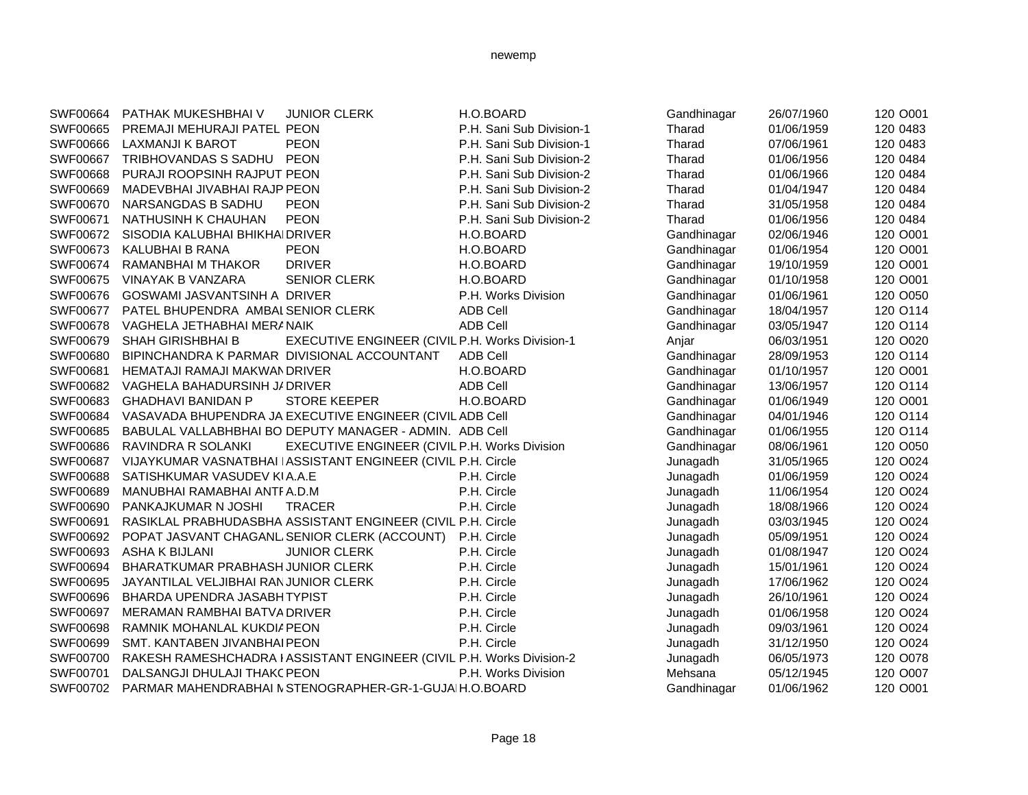| | | | | | | | |
|---|---|---|---|---|---|---|---|
| SWF00664 | PATHAK MUKESHBHAI V | JUNIOR CLERK | H.O.BOARD | Gandhinagar | 26/07/1960 | 120 | O001 |
| SWF00665 | PREMAJI MEHURAJI PATEL | PEON | P.H. Sani Sub Division-1 | Tharad | 01/06/1959 | 120 | 0483 |
| SWF00666 | LAXMANJI K BAROT | PEON | P.H. Sani Sub Division-1 | Tharad | 07/06/1961 | 120 | 0483 |
| SWF00667 | TRIBHOVANDAS S SADHU | PEON | P.H. Sani Sub Division-2 | Tharad | 01/06/1956 | 120 | 0484 |
| SWF00668 | PURAJI ROOPSINH RAJPUT | PEON | P.H. Sani Sub Division-2 | Tharad | 01/06/1966 | 120 | 0484 |
| SWF00669 | MADEVBHAI JIVABHAI RAJP | PEON | P.H. Sani Sub Division-2 | Tharad | 01/04/1947 | 120 | 0484 |
| SWF00670 | NARSANGDAS B SADHU | PEON | P.H. Sani Sub Division-2 | Tharad | 31/05/1958 | 120 | 0484 |
| SWF00671 | NATHUSINH K CHAUHAN | PEON | P.H. Sani Sub Division-2 | Tharad | 01/06/1956 | 120 | 0484 |
| SWF00672 | SISODIA KALUBHAI BHIKHAI | DRIVER | H.O.BOARD | Gandhinagar | 02/06/1946 | 120 | O001 |
| SWF00673 | KALUBHAI B RANA | PEON | H.O.BOARD | Gandhinagar | 01/06/1954 | 120 | O001 |
| SWF00674 | RAMANBHAI M THAKOR | DRIVER | H.O.BOARD | Gandhinagar | 19/10/1959 | 120 | O001 |
| SWF00675 | VINAYAK B VANZARA | SENIOR CLERK | H.O.BOARD | Gandhinagar | 01/10/1958 | 120 | O001 |
| SWF00676 | GOSWAMI JASVANTSINH A | DRIVER | P.H. Works Division | Gandhinagar | 01/06/1961 | 120 | O050 |
| SWF00677 | PATEL BHUPENDRA AMBAL | SENIOR CLERK | ADB Cell | Gandhinagar | 18/04/1957 | 120 | O114 |
| SWF00678 | VAGHELA JETHABHAI MERA | NAIK | ADB Cell | Gandhinagar | 03/05/1947 | 120 | O114 |
| SWF00679 | SHAH GIRISHBHAI B | EXECUTIVE ENGINEER (CIVIL | P.H. Works Division-1 | Anjar | 06/03/1951 | 120 | O020 |
| SWF00680 | BIPINCHANDRA K PARMAR | DIVISIONAL ACCOUNTANT | ADB Cell | Gandhinagar | 28/09/1953 | 120 | O114 |
| SWF00681 | HEMATAJI RAMAJI MAKWAN | DRIVER | H.O.BOARD | Gandhinagar | 01/10/1957 | 120 | O001 |
| SWF00682 | VAGHELA BAHADURSINH JA | DRIVER | ADB Cell | Gandhinagar | 13/06/1957 | 120 | O114 |
| SWF00683 | GHADHAVI BANIDAN P | STORE KEEPER | H.O.BOARD | Gandhinagar | 01/06/1949 | 120 | O001 |
| SWF00684 | VASAVADA BHUPENDRA JA | EXECUTIVE ENGINEER (CIVIL | ADB Cell | Gandhinagar | 04/01/1946 | 120 | O114 |
| SWF00685 | BABULAL VALLABHBHAI BO | DEPUTY MANAGER - ADMIN. | ADB Cell | Gandhinagar | 01/06/1955 | 120 | O114 |
| SWF00686 | RAVINDRA R SOLANKI | EXECUTIVE ENGINEER (CIVIL | P.H. Works Division | Gandhinagar | 08/06/1961 | 120 | O050 |
| SWF00687 | VIJAYKUMAR VASNATBHAI I | ASSISTANT ENGINEER (CIVIL | P.H. Circle | Junagadh | 31/05/1965 | 120 | O024 |
| SWF00688 | SATISHKUMAR VASUDEV KI | A.A.E | P.H. Circle | Junagadh | 01/06/1959 | 120 | O024 |
| SWF00689 | MANUBHAI RAMABHAI ANTI | A.D.M | P.H. Circle | Junagadh | 11/06/1954 | 120 | O024 |
| SWF00690 | PANKAJKUMAR N JOSHI | TRACER | P.H. Circle | Junagadh | 18/08/1966 | 120 | O024 |
| SWF00691 | RASIKLAL PRABHUDASBHA | ASSISTANT ENGINEER (CIVIL | P.H. Circle | Junagadh | 03/03/1945 | 120 | O024 |
| SWF00692 | POPAT JASVANT CHAGANL | SENIOR CLERK (ACCOUNT) | P.H. Circle | Junagadh | 05/09/1951 | 120 | O024 |
| SWF00693 | ASHA K BIJLANI | JUNIOR CLERK | P.H. Circle | Junagadh | 01/08/1947 | 120 | O024 |
| SWF00694 | BHARATKUMAR PRABHASH | JUNIOR CLERK | P.H. Circle | Junagadh | 15/01/1961 | 120 | O024 |
| SWF00695 | JAYANTILAL VELJIBHAI RAN | JUNIOR CLERK | P.H. Circle | Junagadh | 17/06/1962 | 120 | O024 |
| SWF00696 | BHARDA UPENDRA JASABH | TYPIST | P.H. Circle | Junagadh | 26/10/1961 | 120 | O024 |
| SWF00697 | MERAMAN RAMBHAI BATVA | DRIVER | P.H. Circle | Junagadh | 01/06/1958 | 120 | O024 |
| SWF00698 | RAMNIK MOHANLAL KUKDIA | PEON | P.H. Circle | Junagadh | 09/03/1961 | 120 | O024 |
| SWF00699 | SMT. KANTABEN JIVANBHAI | PEON | P.H. Circle | Junagadh | 31/12/1950 | 120 | O024 |
| SWF00700 | RAKESH RAMESHCHADRA I | ASSISTANT ENGINEER (CIVIL | P.H. Works Division-2 | Junagadh | 06/05/1973 | 120 | O078 |
| SWF00701 | DALSANGJI DHULAJI THAKO | PEON | P.H. Works Division | Mehsana | 05/12/1945 | 120 | O007 |
| SWF00702 | PARMAR MAHENDRABHAI M | STENOGRAPHER-GR-1-GUJAI | H.O.BOARD | Gandhinagar | 01/06/1962 | 120 | O001 |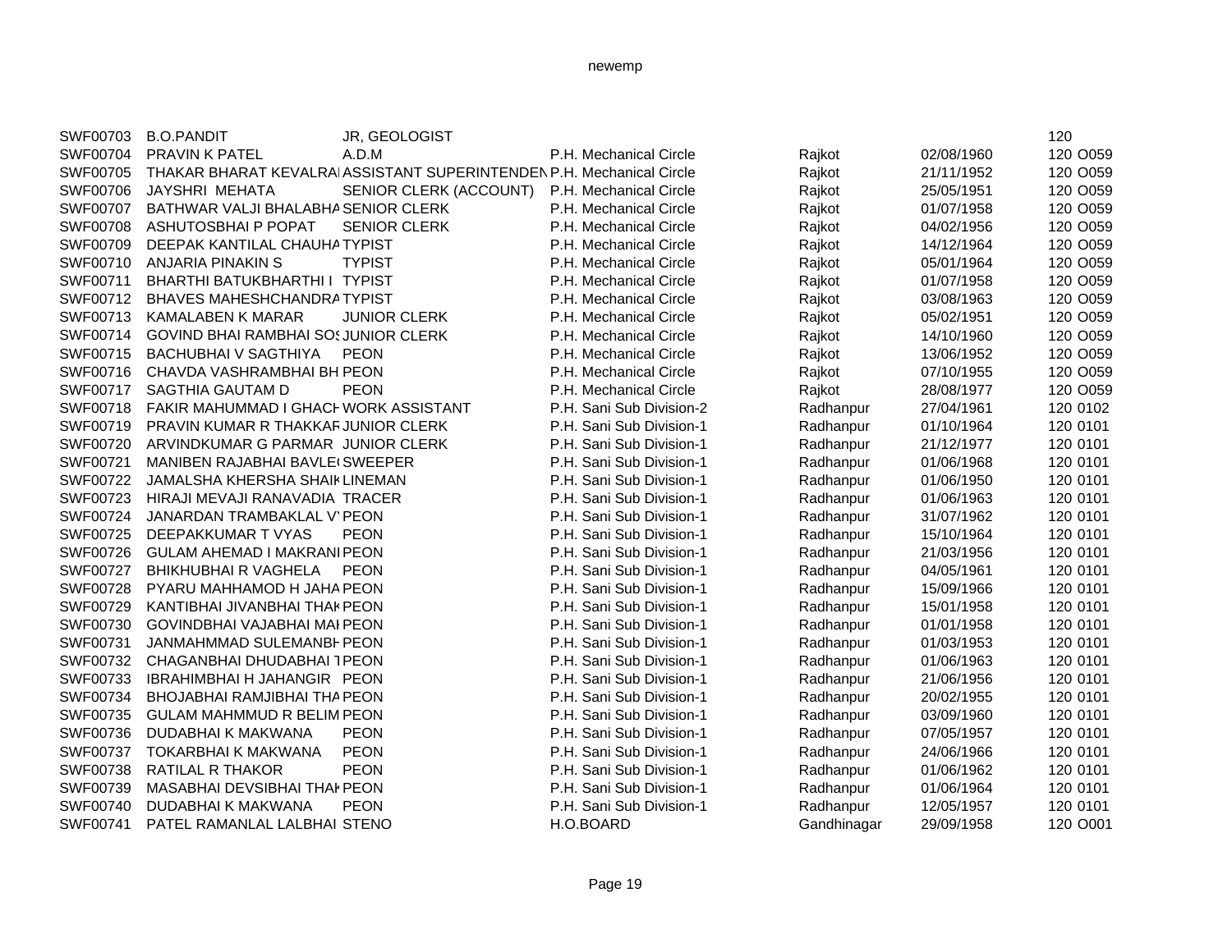| | | | | | | | |
|---|---|---|---|---|---|---|---|
| SWF00703 | B.O.PANDIT | JR, GEOLOGIST | | | | 120 | |
| SWF00704 | PRAVIN K PATEL | A.D.M | P.H. Mechanical Circle | Rajkot | 02/08/1960 | 120 | O059 |
| SWF00705 | THAKAR BHARAT KEVALRAI | ASSISTANT SUPERINTENDEN | P.H. Mechanical Circle | Rajkot | 21/11/1952 | 120 | O059 |
| SWF00706 | JAYSHRI MEHATA | SENIOR CLERK (ACCOUNT) | P.H. Mechanical Circle | Rajkot | 25/05/1951 | 120 | O059 |
| SWF00707 | BATHWAR VALJI BHALABHA | SENIOR CLERK | P.H. Mechanical Circle | Rajkot | 01/07/1958 | 120 | O059 |
| SWF00708 | ASHUTOSBHAI P POPAT | SENIOR CLERK | P.H. Mechanical Circle | Rajkot | 04/02/1956 | 120 | O059 |
| SWF00709 | DEEPAK KANTILAL CHAUHA | TYPIST | P.H. Mechanical Circle | Rajkot | 14/12/1964 | 120 | O059 |
| SWF00710 | ANJARIA PINAKIN S | TYPIST | P.H. Mechanical Circle | Rajkot | 05/01/1964 | 120 | O059 |
| SWF00711 | BHARTHI BATUKBHARTHI I | TYPIST | P.H. Mechanical Circle | Rajkot | 01/07/1958 | 120 | O059 |
| SWF00712 | BHAVES MAHESHCHANDRA | TYPIST | P.H. Mechanical Circle | Rajkot | 03/08/1963 | 120 | O059 |
| SWF00713 | KAMALABEN K MARAR | JUNIOR CLERK | P.H. Mechanical Circle | Rajkot | 05/02/1951 | 120 | O059 |
| SWF00714 | GOVIND BHAI RAMBHAI SOS | JUNIOR CLERK | P.H. Mechanical Circle | Rajkot | 14/10/1960 | 120 | O059 |
| SWF00715 | BACHUBHAI V SAGTHIYA | PEON | P.H. Mechanical Circle | Rajkot | 13/06/1952 | 120 | O059 |
| SWF00716 | CHAVDA VASHRAMBHAI BH | PEON | P.H. Mechanical Circle | Rajkot | 07/10/1955 | 120 | O059 |
| SWF00717 | SAGTHIA GAUTAM D | PEON | P.H. Mechanical Circle | Rajkot | 28/08/1977 | 120 | O059 |
| SWF00718 | FAKIR MAHUMMAD I GHACH | WORK ASSISTANT | P.H. Sani Sub Division-2 | Radhanpur | 27/04/1961 | 120 | 0102 |
| SWF00719 | PRAVIN KUMAR R THAKKAR | JUNIOR CLERK | P.H. Sani Sub Division-1 | Radhanpur | 01/10/1964 | 120 | 0101 |
| SWF00720 | ARVINDKUMAR G PARMAR | JUNIOR CLERK | P.H. Sani Sub Division-1 | Radhanpur | 21/12/1977 | 120 | 0101 |
| SWF00721 | MANIBEN RAJABHAI BAVLE( | SWEEPER | P.H. Sani Sub Division-1 | Radhanpur | 01/06/1968 | 120 | 0101 |
| SWF00722 | JAMALSHA KHERSHA SHAIK | LINEMAN | P.H. Sani Sub Division-1 | Radhanpur | 01/06/1950 | 120 | 0101 |
| SWF00723 | HIRAJI MEVAJI RANAVADIA | TRACER | P.H. Sani Sub Division-1 | Radhanpur | 01/06/1963 | 120 | 0101 |
| SWF00724 | JANARDAN TRAMBAKLAL V' | PEON | P.H. Sani Sub Division-1 | Radhanpur | 31/07/1962 | 120 | 0101 |
| SWF00725 | DEEPAKKUMAR T VYAS | PEON | P.H. Sani Sub Division-1 | Radhanpur | 15/10/1964 | 120 | 0101 |
| SWF00726 | GULAM AHEMAD I MAKRANI | PEON | P.H. Sani Sub Division-1 | Radhanpur | 21/03/1956 | 120 | 0101 |
| SWF00727 | BHIKHUBHAI R VAGHELA | PEON | P.H. Sani Sub Division-1 | Radhanpur | 04/05/1961 | 120 | 0101 |
| SWF00728 | PYARU MAHHAMOD H JAHA | PEON | P.H. Sani Sub Division-1 | Radhanpur | 15/09/1966 | 120 | 0101 |
| SWF00729 | KANTIBHAI JIVANBHAI THAK | PEON | P.H. Sani Sub Division-1 | Radhanpur | 15/01/1958 | 120 | 0101 |
| SWF00730 | GOVINDBHAI VAJABHAI MAI | PEON | P.H. Sani Sub Division-1 | Radhanpur | 01/01/1958 | 120 | 0101 |
| SWF00731 | JANMAHMMAD SULEMANBH | PEON | P.H. Sani Sub Division-1 | Radhanpur | 01/03/1953 | 120 | 0101 |
| SWF00732 | CHAGANBHAI DHUDABHAI T | PEON | P.H. Sani Sub Division-1 | Radhanpur | 01/06/1963 | 120 | 0101 |
| SWF00733 | IBRAHIMBHAI H JAHANGIR | PEON | P.H. Sani Sub Division-1 | Radhanpur | 21/06/1956 | 120 | 0101 |
| SWF00734 | BHOJABHAI RAMJIBHAI THA | PEON | P.H. Sani Sub Division-1 | Radhanpur | 20/02/1955 | 120 | 0101 |
| SWF00735 | GULAM MAHMMUD R BELIM | PEON | P.H. Sani Sub Division-1 | Radhanpur | 03/09/1960 | 120 | 0101 |
| SWF00736 | DUDABHAI K MAKWANA | PEON | P.H. Sani Sub Division-1 | Radhanpur | 07/05/1957 | 120 | 0101 |
| SWF00737 | TOKARBHAI K MAKWANA | PEON | P.H. Sani Sub Division-1 | Radhanpur | 24/06/1966 | 120 | 0101 |
| SWF00738 | RATILAL R THAKOR | PEON | P.H. Sani Sub Division-1 | Radhanpur | 01/06/1962 | 120 | 0101 |
| SWF00739 | MASABHAI DEVSIBHAI THAK | PEON | P.H. Sani Sub Division-1 | Radhanpur | 01/06/1964 | 120 | 0101 |
| SWF00740 | DUDABHAI K MAKWANA | PEON | P.H. Sani Sub Division-1 | Radhanpur | 12/05/1957 | 120 | 0101 |
| SWF00741 | PATEL RAMANLAL LALBHAI | STENO | H.O.BOARD | Gandhinagar | 29/09/1958 | 120 | O001 |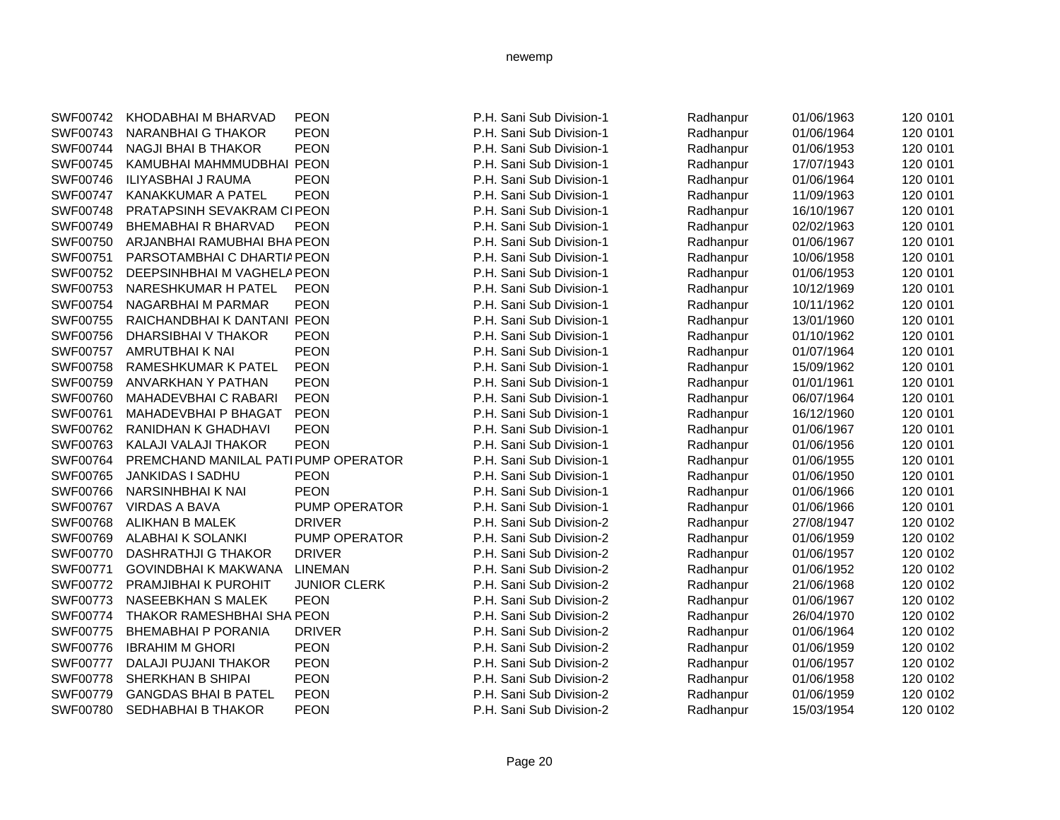| | | | | | | |
|---|---|---|---|---|---|---|
| SWF00742 | KHODABHAI M BHARVAD | PEON | P.H. Sani Sub Division-1 | Radhanpur | 01/06/1963 | 120 0101 |
| SWF00743 | NARANBHAI G THAKOR | PEON | P.H. Sani Sub Division-1 | Radhanpur | 01/06/1964 | 120 0101 |
| SWF00744 | NAGJI BHAI B THAKOR | PEON | P.H. Sani Sub Division-1 | Radhanpur | 01/06/1953 | 120 0101 |
| SWF00745 | KAMUBHAI MAHMMUDBHAI | PEON | P.H. Sani Sub Division-1 | Radhanpur | 17/07/1943 | 120 0101 |
| SWF00746 | ILIYASBHAI J RAUMA | PEON | P.H. Sani Sub Division-1 | Radhanpur | 01/06/1964 | 120 0101 |
| SWF00747 | KANAKKUMAR A PATEL | PEON | P.H. Sani Sub Division-1 | Radhanpur | 11/09/1963 | 120 0101 |
| SWF00748 | PRATAPSINH SEVAKRAM CI | PEON | P.H. Sani Sub Division-1 | Radhanpur | 16/10/1967 | 120 0101 |
| SWF00749 | BHEMABHAI R BHARVAD | PEON | P.H. Sani Sub Division-1 | Radhanpur | 02/02/1963 | 120 0101 |
| SWF00750 | ARJANBHAI RAMUBHAI BHA | PEON | P.H. Sani Sub Division-1 | Radhanpur | 01/06/1967 | 120 0101 |
| SWF00751 | PARSOTAMBHAI C DHARTIA | PEON | P.H. Sani Sub Division-1 | Radhanpur | 10/06/1958 | 120 0101 |
| SWF00752 | DEEPSINHBHAI M VAGHELA | PEON | P.H. Sani Sub Division-1 | Radhanpur | 01/06/1953 | 120 0101 |
| SWF00753 | NARESHKUMAR H PATEL | PEON | P.H. Sani Sub Division-1 | Radhanpur | 10/12/1969 | 120 0101 |
| SWF00754 | NAGARBHAI M PARMAR | PEON | P.H. Sani Sub Division-1 | Radhanpur | 10/11/1962 | 120 0101 |
| SWF00755 | RAICHANDBHAI K DANTANI | PEON | P.H. Sani Sub Division-1 | Radhanpur | 13/01/1960 | 120 0101 |
| SWF00756 | DHARSIBHAI V THAKOR | PEON | P.H. Sani Sub Division-1 | Radhanpur | 01/10/1962 | 120 0101 |
| SWF00757 | AMRUTBHAI K NAI | PEON | P.H. Sani Sub Division-1 | Radhanpur | 01/07/1964 | 120 0101 |
| SWF00758 | RAMESHKUMAR K PATEL | PEON | P.H. Sani Sub Division-1 | Radhanpur | 15/09/1962 | 120 0101 |
| SWF00759 | ANVARKHAN Y PATHAN | PEON | P.H. Sani Sub Division-1 | Radhanpur | 01/01/1961 | 120 0101 |
| SWF00760 | MAHADEVBHAI C RABARI | PEON | P.H. Sani Sub Division-1 | Radhanpur | 06/07/1964 | 120 0101 |
| SWF00761 | MAHADEVBHAI P BHAGAT | PEON | P.H. Sani Sub Division-1 | Radhanpur | 16/12/1960 | 120 0101 |
| SWF00762 | RANIDHAN K GHADHAVI | PEON | P.H. Sani Sub Division-1 | Radhanpur | 01/06/1967 | 120 0101 |
| SWF00763 | KALAJI VALAJI THAKOR | PEON | P.H. Sani Sub Division-1 | Radhanpur | 01/06/1956 | 120 0101 |
| SWF00764 | PREMCHAND MANILAL PATI | PUMP OPERATOR | P.H. Sani Sub Division-1 | Radhanpur | 01/06/1955 | 120 0101 |
| SWF00765 | JANKIDAS I SADHU | PEON | P.H. Sani Sub Division-1 | Radhanpur | 01/06/1950 | 120 0101 |
| SWF00766 | NARSINHBHAI K NAI | PEON | P.H. Sani Sub Division-1 | Radhanpur | 01/06/1966 | 120 0101 |
| SWF00767 | VIRDAS A BAVA | PUMP OPERATOR | P.H. Sani Sub Division-1 | Radhanpur | 01/06/1966 | 120 0101 |
| SWF00768 | ALIKHAN B MALEK | DRIVER | P.H. Sani Sub Division-2 | Radhanpur | 27/08/1947 | 120 0102 |
| SWF00769 | ALABHAI K SOLANKI | PUMP OPERATOR | P.H. Sani Sub Division-2 | Radhanpur | 01/06/1959 | 120 0102 |
| SWF00770 | DASHRATHJI G THAKOR | DRIVER | P.H. Sani Sub Division-2 | Radhanpur | 01/06/1957 | 120 0102 |
| SWF00771 | GOVINDBHAI K MAKWANA | LINEMAN | P.H. Sani Sub Division-2 | Radhanpur | 01/06/1952 | 120 0102 |
| SWF00772 | PRAMJIBHAI K PUROHIT | JUNIOR CLERK | P.H. Sani Sub Division-2 | Radhanpur | 21/06/1968 | 120 0102 |
| SWF00773 | NASEEBKHAN S MALEK | PEON | P.H. Sani Sub Division-2 | Radhanpur | 01/06/1967 | 120 0102 |
| SWF00774 | THAKOR RAMESHBHAI SHA | PEON | P.H. Sani Sub Division-2 | Radhanpur | 26/04/1970 | 120 0102 |
| SWF00775 | BHEMABHAI P PORANIA | DRIVER | P.H. Sani Sub Division-2 | Radhanpur | 01/06/1964 | 120 0102 |
| SWF00776 | IBRAHIM M GHORI | PEON | P.H. Sani Sub Division-2 | Radhanpur | 01/06/1959 | 120 0102 |
| SWF00777 | DALAJI PUJANI THAKOR | PEON | P.H. Sani Sub Division-2 | Radhanpur | 01/06/1957 | 120 0102 |
| SWF00778 | SHERKHAN B SHIPAI | PEON | P.H. Sani Sub Division-2 | Radhanpur | 01/06/1958 | 120 0102 |
| SWF00779 | GANGDAS BHAI B PATEL | PEON | P.H. Sani Sub Division-2 | Radhanpur | 01/06/1959 | 120 0102 |
| SWF00780 | SEDHABHAI B THAKOR | PEON | P.H. Sani Sub Division-2 | Radhanpur | 15/03/1954 | 120 0102 |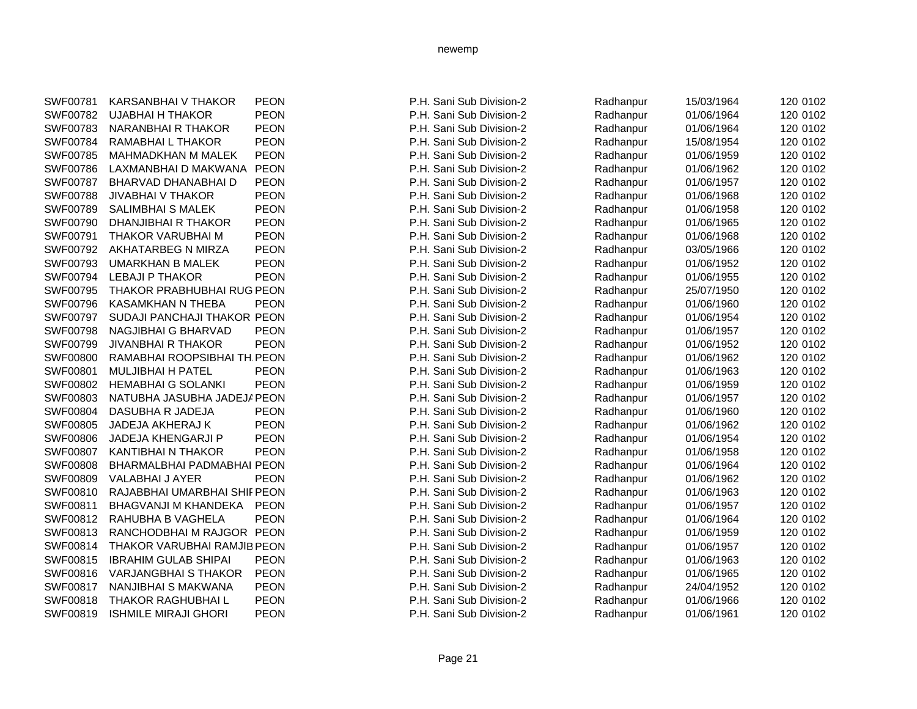| | | | | | | |
|---|---|---|---|---|---|---|
| SWF00781 | KARSANBHAI V THAKOR | PEON | P.H. Sani Sub Division-2 | Radhanpur | 15/03/1964 | 120 0102 |
| SWF00782 | UJABHAI H THAKOR | PEON | P.H. Sani Sub Division-2 | Radhanpur | 01/06/1964 | 120 0102 |
| SWF00783 | NARANBHAI R THAKOR | PEON | P.H. Sani Sub Division-2 | Radhanpur | 01/06/1964 | 120 0102 |
| SWF00784 | RAMABHAI L THAKOR | PEON | P.H. Sani Sub Division-2 | Radhanpur | 15/08/1954 | 120 0102 |
| SWF00785 | MAHMADKHAN M MALEK | PEON | P.H. Sani Sub Division-2 | Radhanpur | 01/06/1959 | 120 0102 |
| SWF00786 | LAXMANBHAI D MAKWANA | PEON | P.H. Sani Sub Division-2 | Radhanpur | 01/06/1962 | 120 0102 |
| SWF00787 | BHARVAD DHANABHAI D | PEON | P.H. Sani Sub Division-2 | Radhanpur | 01/06/1957 | 120 0102 |
| SWF00788 | JIVABHAI V THAKOR | PEON | P.H. Sani Sub Division-2 | Radhanpur | 01/06/1968 | 120 0102 |
| SWF00789 | SALIMBHAI S MALEK | PEON | P.H. Sani Sub Division-2 | Radhanpur | 01/06/1958 | 120 0102 |
| SWF00790 | DHANJIBHAI R THAKOR | PEON | P.H. Sani Sub Division-2 | Radhanpur | 01/06/1965 | 120 0102 |
| SWF00791 | THAKOR VARUBHAI M | PEON | P.H. Sani Sub Division-2 | Radhanpur | 01/06/1968 | 120 0102 |
| SWF00792 | AKHATARBEG N MIRZA | PEON | P.H. Sani Sub Division-2 | Radhanpur | 03/05/1966 | 120 0102 |
| SWF00793 | UMARKHAN B MALEK | PEON | P.H. Sani Sub Division-2 | Radhanpur | 01/06/1952 | 120 0102 |
| SWF00794 | LEBAJI P THAKOR | PEON | P.H. Sani Sub Division-2 | Radhanpur | 01/06/1955 | 120 0102 |
| SWF00795 | THAKOR PRABHUBHAI RUG | PEON | P.H. Sani Sub Division-2 | Radhanpur | 25/07/1950 | 120 0102 |
| SWF00796 | KASAMKHAN N THEBA | PEON | P.H. Sani Sub Division-2 | Radhanpur | 01/06/1960 | 120 0102 |
| SWF00797 | SUDAJI PANCHAJI THAKOR | PEON | P.H. Sani Sub Division-2 | Radhanpur | 01/06/1954 | 120 0102 |
| SWF00798 | NAGJIBHAI G BHARVAD | PEON | P.H. Sani Sub Division-2 | Radhanpur | 01/06/1957 | 120 0102 |
| SWF00799 | JIVANBHAI R THAKOR | PEON | P.H. Sani Sub Division-2 | Radhanpur | 01/06/1952 | 120 0102 |
| SWF00800 | RAMABHAI ROOPSIBHAI TH. | PEON | P.H. Sani Sub Division-2 | Radhanpur | 01/06/1962 | 120 0102 |
| SWF00801 | MULJIBHAI H PATEL | PEON | P.H. Sani Sub Division-2 | Radhanpur | 01/06/1963 | 120 0102 |
| SWF00802 | HEMABHAI G SOLANKI | PEON | P.H. Sani Sub Division-2 | Radhanpur | 01/06/1959 | 120 0102 |
| SWF00803 | NATUBHA JASUBHA JADEJA | PEON | P.H. Sani Sub Division-2 | Radhanpur | 01/06/1957 | 120 0102 |
| SWF00804 | DASUBHA R JADEJA | PEON | P.H. Sani Sub Division-2 | Radhanpur | 01/06/1960 | 120 0102 |
| SWF00805 | JADEJA AKHERAJ K | PEON | P.H. Sani Sub Division-2 | Radhanpur | 01/06/1962 | 120 0102 |
| SWF00806 | JADEJA KHENGARJI P | PEON | P.H. Sani Sub Division-2 | Radhanpur | 01/06/1954 | 120 0102 |
| SWF00807 | KANTIBHAI N THAKOR | PEON | P.H. Sani Sub Division-2 | Radhanpur | 01/06/1958 | 120 0102 |
| SWF00808 | BHARMALBHAI PADMABHAI | PEON | P.H. Sani Sub Division-2 | Radhanpur | 01/06/1964 | 120 0102 |
| SWF00809 | VALABHAI J AYER | PEON | P.H. Sani Sub Division-2 | Radhanpur | 01/06/1962 | 120 0102 |
| SWF00810 | RAJABBHAI UMARBHAI SHIF | PEON | P.H. Sani Sub Division-2 | Radhanpur | 01/06/1963 | 120 0102 |
| SWF00811 | BHAGVANJI M KHANDEKA | PEON | P.H. Sani Sub Division-2 | Radhanpur | 01/06/1957 | 120 0102 |
| SWF00812 | RAHUBHA B VAGHELA | PEON | P.H. Sani Sub Division-2 | Radhanpur | 01/06/1964 | 120 0102 |
| SWF00813 | RANCHODBHAI M RAJGOR | PEON | P.H. Sani Sub Division-2 | Radhanpur | 01/06/1959 | 120 0102 |
| SWF00814 | THAKOR VARUBHAI RAMJIB | PEON | P.H. Sani Sub Division-2 | Radhanpur | 01/06/1957 | 120 0102 |
| SWF00815 | IBRAHIM GULAB SHIPAI | PEON | P.H. Sani Sub Division-2 | Radhanpur | 01/06/1963 | 120 0102 |
| SWF00816 | VARJANGBHAI S THAKOR | PEON | P.H. Sani Sub Division-2 | Radhanpur | 01/06/1965 | 120 0102 |
| SWF00817 | NANJIBHAI S MAKWANA | PEON | P.H. Sani Sub Division-2 | Radhanpur | 24/04/1952 | 120 0102 |
| SWF00818 | THAKOR RAGHUBHAI L | PEON | P.H. Sani Sub Division-2 | Radhanpur | 01/06/1966 | 120 0102 |
| SWF00819 | ISHMILE MIRAJI GHORI | PEON | P.H. Sani Sub Division-2 | Radhanpur | 01/06/1961 | 120 0102 |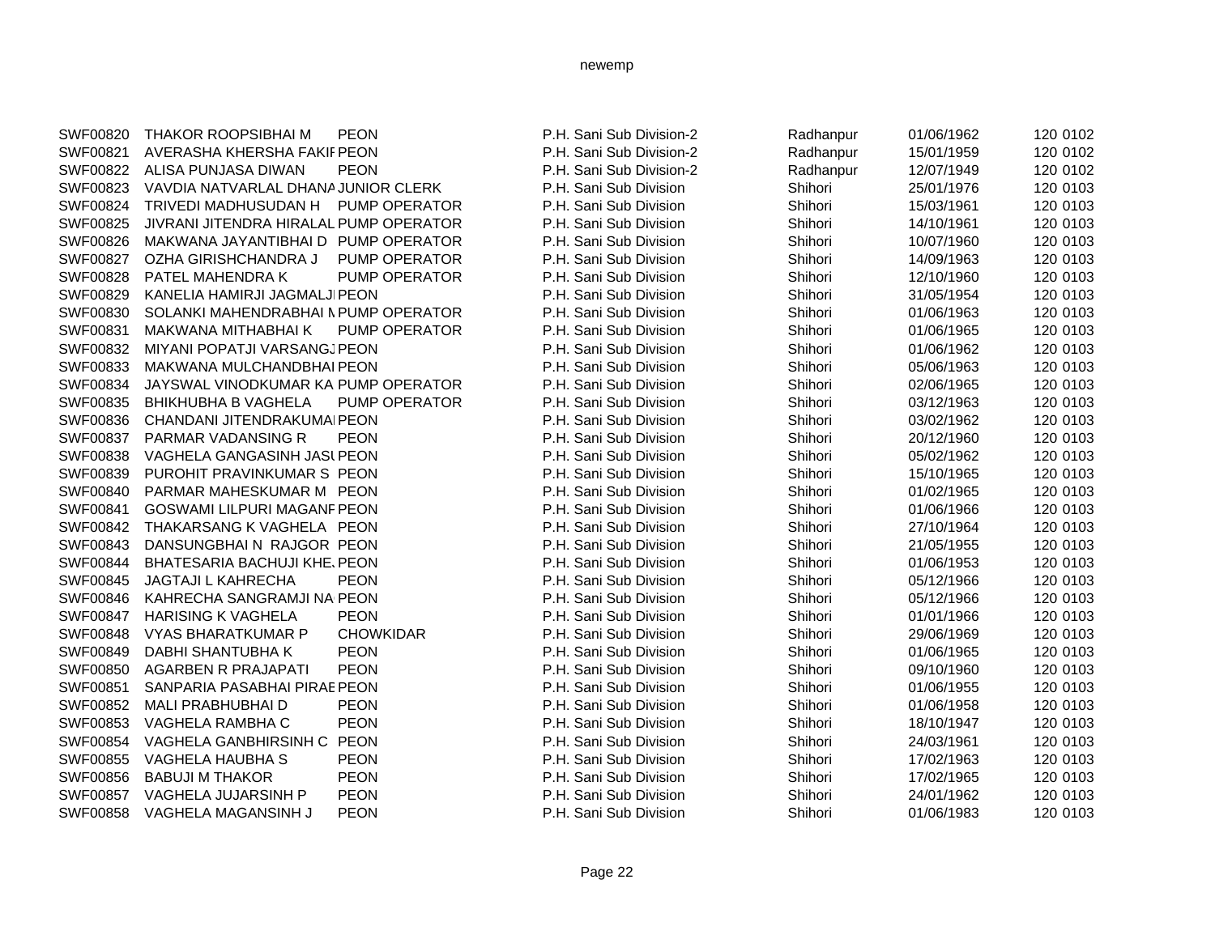| SWF00820 | THAKOR ROOPSIBHAI M | PEON | P.H. Sani Sub Division-2 | Radhanpur | 01/06/1962 | 120 | 0102 |
|---|---|---|---|---|---|---|---|
| SWF00821 | AVERASHA KHERSHA FAKIF | PEON | P.H. Sani Sub Division-2 | Radhanpur | 15/01/1959 | 120 | 0102 |
| SWF00822 | ALISA PUNJASA DIWAN | PEON | P.H. Sani Sub Division-2 | Radhanpur | 12/07/1949 | 120 | 0102 |
| SWF00823 | VAVDIA NATVARLAL DHANA | JUNIOR CLERK | P.H. Sani Sub Division | Shihori | 25/01/1976 | 120 | 0103 |
| SWF00824 | TRIVEDI MADHUSUDAN H | PUMP OPERATOR | P.H. Sani Sub Division | Shihori | 15/03/1961 | 120 | 0103 |
| SWF00825 | JIVRANI JITENDRA HIRALAL | PUMP OPERATOR | P.H. Sani Sub Division | Shihori | 14/10/1961 | 120 | 0103 |
| SWF00826 | MAKWANA JAYANTIBHAI D | PUMP OPERATOR | P.H. Sani Sub Division | Shihori | 10/07/1960 | 120 | 0103 |
| SWF00827 | OZHA GIRISHCHANDRA J | PUMP OPERATOR | P.H. Sani Sub Division | Shihori | 14/09/1963 | 120 | 0103 |
| SWF00828 | PATEL MAHENDRA K | PUMP OPERATOR | P.H. Sani Sub Division | Shihori | 12/10/1960 | 120 | 0103 |
| SWF00829 | KANELIA HAMIRJI JAGMALJI | PEON | P.H. Sani Sub Division | Shihori | 31/05/1954 | 120 | 0103 |
| SWF00830 | SOLANKI MAHENDRABHAI M | PUMP OPERATOR | P.H. Sani Sub Division | Shihori | 01/06/1963 | 120 | 0103 |
| SWF00831 | MAKWANA MITHABHAI K | PUMP OPERATOR | P.H. Sani Sub Division | Shihori | 01/06/1965 | 120 | 0103 |
| SWF00832 | MIYANI POPATJI VARSANGJ | PEON | P.H. Sani Sub Division | Shihori | 01/06/1962 | 120 | 0103 |
| SWF00833 | MAKWANA MULCHANDBHAI | PEON | P.H. Sani Sub Division | Shihori | 05/06/1963 | 120 | 0103 |
| SWF00834 | JAYSWAL VINODKUMAR KA | PUMP OPERATOR | P.H. Sani Sub Division | Shihori | 02/06/1965 | 120 | 0103 |
| SWF00835 | BHIKHUBHA B VAGHELA | PUMP OPERATOR | P.H. Sani Sub Division | Shihori | 03/12/1963 | 120 | 0103 |
| SWF00836 | CHANDANI JITENDRAKUMAI | PEON | P.H. Sani Sub Division | Shihori | 03/02/1962 | 120 | 0103 |
| SWF00837 | PARMAR VADANSING R | PEON | P.H. Sani Sub Division | Shihori | 20/12/1960 | 120 | 0103 |
| SWF00838 | VAGHELA GANGASINH JASU | PEON | P.H. Sani Sub Division | Shihori | 05/02/1962 | 120 | 0103 |
| SWF00839 | PUROHIT PRAVINKUMAR S | PEON | P.H. Sani Sub Division | Shihori | 15/10/1965 | 120 | 0103 |
| SWF00840 | PARMAR MAHESKUMAR M | PEON | P.H. Sani Sub Division | Shihori | 01/02/1965 | 120 | 0103 |
| SWF00841 | GOSWAMI LILPURI MAGANF | PEON | P.H. Sani Sub Division | Shihori | 01/06/1966 | 120 | 0103 |
| SWF00842 | THAKARSANG K VAGHELA | PEON | P.H. Sani Sub Division | Shihori | 27/10/1964 | 120 | 0103 |
| SWF00843 | DANSUNGBHAI N RAJGOR | PEON | P.H. Sani Sub Division | Shihori | 21/05/1955 | 120 | 0103 |
| SWF00844 | BHATESARIA BACHUJI KHE. | PEON | P.H. Sani Sub Division | Shihori | 01/06/1953 | 120 | 0103 |
| SWF00845 | JAGTAJI L KAHRECHA | PEON | P.H. Sani Sub Division | Shihori | 05/12/1966 | 120 | 0103 |
| SWF00846 | KAHRECHA SANGRAMJI NA | PEON | P.H. Sani Sub Division | Shihori | 05/12/1966 | 120 | 0103 |
| SWF00847 | HARISING K VAGHELA | PEON | P.H. Sani Sub Division | Shihori | 01/01/1966 | 120 | 0103 |
| SWF00848 | VYAS BHARATKUMAR P | CHOWKIDAR | P.H. Sani Sub Division | Shihori | 29/06/1969 | 120 | 0103 |
| SWF00849 | DABHI SHANTUBHA K | PEON | P.H. Sani Sub Division | Shihori | 01/06/1965 | 120 | 0103 |
| SWF00850 | AGARBEN R PRAJAPATI | PEON | P.H. Sani Sub Division | Shihori | 09/10/1960 | 120 | 0103 |
| SWF00851 | SANPARIA PASABHAI PIRAE | PEON | P.H. Sani Sub Division | Shihori | 01/06/1955 | 120 | 0103 |
| SWF00852 | MALI PRABHUBHAI D | PEON | P.H. Sani Sub Division | Shihori | 01/06/1958 | 120 | 0103 |
| SWF00853 | VAGHELA RAMBHA C | PEON | P.H. Sani Sub Division | Shihori | 18/10/1947 | 120 | 0103 |
| SWF00854 | VAGHELA GANBHIRSINH C | PEON | P.H. Sani Sub Division | Shihori | 24/03/1961 | 120 | 0103 |
| SWF00855 | VAGHELA HAUBHA S | PEON | P.H. Sani Sub Division | Shihori | 17/02/1963 | 120 | 0103 |
| SWF00856 | BABUJI M THAKOR | PEON | P.H. Sani Sub Division | Shihori | 17/02/1965 | 120 | 0103 |
| SWF00857 | VAGHELA JUJARSINH P | PEON | P.H. Sani Sub Division | Shihori | 24/01/1962 | 120 | 0103 |
| SWF00858 | VAGHELA MAGANSINH J | PEON | P.H. Sani Sub Division | Shihori | 01/06/1983 | 120 | 0103 |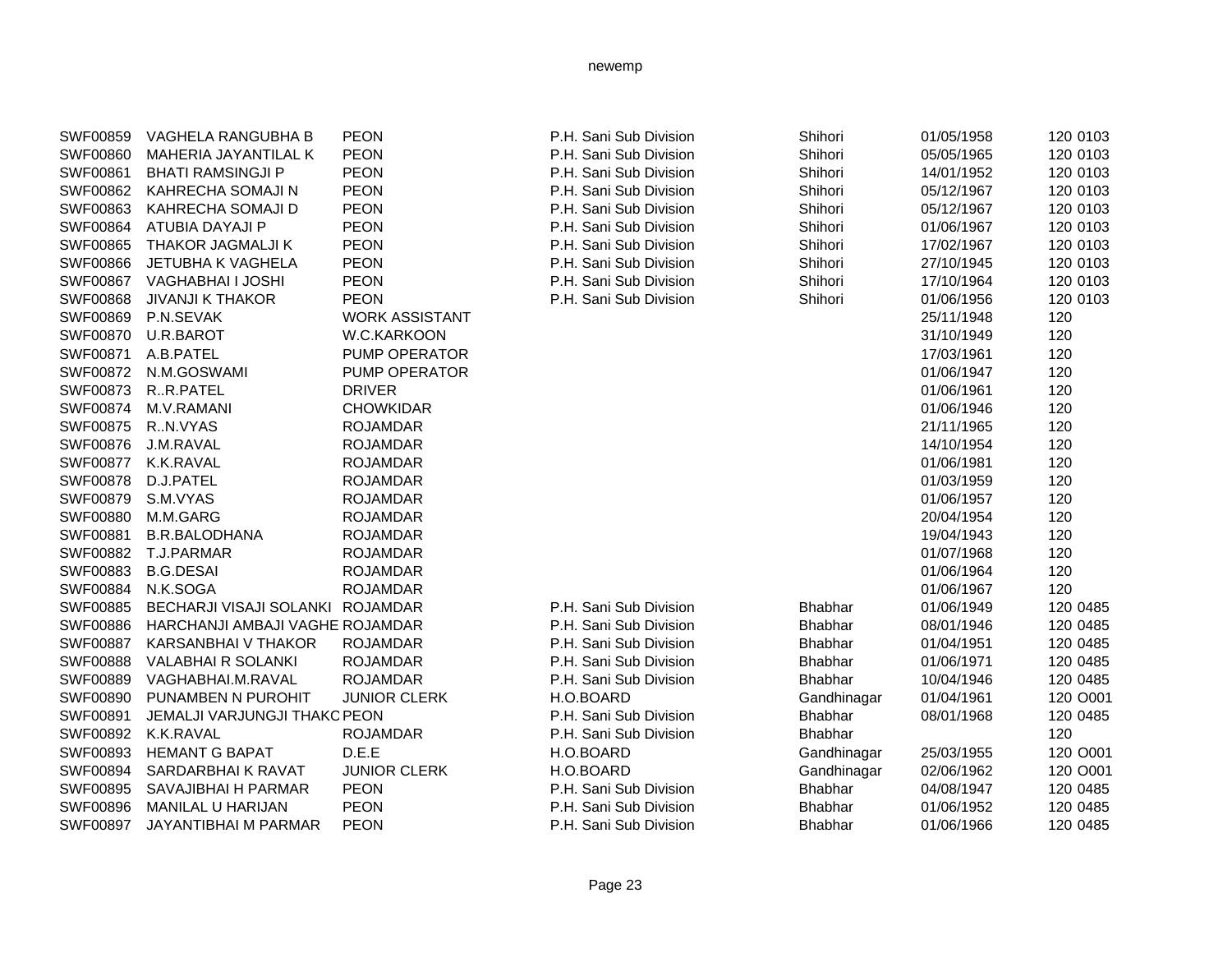| | | | | | | |
|---|---|---|---|---|---|---|
| SWF00859 | VAGHELA RANGUBHA B | PEON | P.H. Sani Sub Division | Shihori | 01/05/1958 | 120 0103 |
| SWF00860 | MAHERIA JAYANTILAL K | PEON | P.H. Sani Sub Division | Shihori | 05/05/1965 | 120 0103 |
| SWF00861 | BHATI RAMSINGJI P | PEON | P.H. Sani Sub Division | Shihori | 14/01/1952 | 120 0103 |
| SWF00862 | KAHRECHA SOMAJI N | PEON | P.H. Sani Sub Division | Shihori | 05/12/1967 | 120 0103 |
| SWF00863 | KAHRECHA SOMAJI D | PEON | P.H. Sani Sub Division | Shihori | 05/12/1967 | 120 0103 |
| SWF00864 | ATUBIA DAYAJI P | PEON | P.H. Sani Sub Division | Shihori | 01/06/1967 | 120 0103 |
| SWF00865 | THAKOR JAGMALJI K | PEON | P.H. Sani Sub Division | Shihori | 17/02/1967 | 120 0103 |
| SWF00866 | JETUBHA K VAGHELA | PEON | P.H. Sani Sub Division | Shihori | 27/10/1945 | 120 0103 |
| SWF00867 | VAGHABHAI I JOSHI | PEON | P.H. Sani Sub Division | Shihori | 17/10/1964 | 120 0103 |
| SWF00868 | JIVANJI K THAKOR | PEON | P.H. Sani Sub Division | Shihori | 01/06/1956 | 120 0103 |
| SWF00869 | P.N.SEVAK | WORK ASSISTANT | | | 25/11/1948 | 120 |
| SWF00870 | U.R.BAROT | W.C.KARKOON | | | 31/10/1949 | 120 |
| SWF00871 | A.B.PATEL | PUMP OPERATOR | | | 17/03/1961 | 120 |
| SWF00872 | N.M.GOSWAMI | PUMP OPERATOR | | | 01/06/1947 | 120 |
| SWF00873 | R..R.PATEL | DRIVER | | | 01/06/1961 | 120 |
| SWF00874 | M.V.RAMANI | CHOWKIDAR | | | 01/06/1946 | 120 |
| SWF00875 | R..N.VYAS | ROJAMDAR | | | 21/11/1965 | 120 |
| SWF00876 | J.M.RAVAL | ROJAMDAR | | | 14/10/1954 | 120 |
| SWF00877 | K.K.RAVAL | ROJAMDAR | | | 01/06/1981 | 120 |
| SWF00878 | D.J.PATEL | ROJAMDAR | | | 01/03/1959 | 120 |
| SWF00879 | S.M.VYAS | ROJAMDAR | | | 01/06/1957 | 120 |
| SWF00880 | M.M.GARG | ROJAMDAR | | | 20/04/1954 | 120 |
| SWF00881 | B.R.BALODHANA | ROJAMDAR | | | 19/04/1943 | 120 |
| SWF00882 | T.J.PARMAR | ROJAMDAR | | | 01/07/1968 | 120 |
| SWF00883 | B.G.DESAI | ROJAMDAR | | | 01/06/1964 | 120 |
| SWF00884 | N.K.SOGA | ROJAMDAR | | | 01/06/1967 | 120 |
| SWF00885 | BECHARJI VISAJI SOLANKI | ROJAMDAR | P.H. Sani Sub Division | Bhabhar | 01/06/1949 | 120 0485 |
| SWF00886 | HARCHANJI AMBAJI VAGHE | ROJAMDAR | P.H. Sani Sub Division | Bhabhar | 08/01/1946 | 120 0485 |
| SWF00887 | KARSANBHAI V THAKOR | ROJAMDAR | P.H. Sani Sub Division | Bhabhar | 01/04/1951 | 120 0485 |
| SWF00888 | VALABHAI R SOLANKI | ROJAMDAR | P.H. Sani Sub Division | Bhabhar | 01/06/1971 | 120 0485 |
| SWF00889 | VAGHABHAI.M.RAVAL | ROJAMDAR | P.H. Sani Sub Division | Bhabhar | 10/04/1946 | 120 0485 |
| SWF00890 | PUNAMBEN N PUROHIT | JUNIOR CLERK | H.O.BOARD | Gandhinagar | 01/04/1961 | 120 O001 |
| SWF00891 | JEMALJI VARJUNGJI THAKC | PEON | P.H. Sani Sub Division | Bhabhar | 08/01/1968 | 120 0485 |
| SWF00892 | K.K.RAVAL | ROJAMDAR | P.H. Sani Sub Division | Bhabhar | | 120 |
| SWF00893 | HEMANT G BAPAT | D.E.E | H.O.BOARD | Gandhinagar | 25/03/1955 | 120 O001 |
| SWF00894 | SARDARBHAI K RAVAT | JUNIOR CLERK | H.O.BOARD | Gandhinagar | 02/06/1962 | 120 O001 |
| SWF00895 | SAVAJIBHAI H PARMAR | PEON | P.H. Sani Sub Division | Bhabhar | 04/08/1947 | 120 0485 |
| SWF00896 | MANILAL U HARIJAN | PEON | P.H. Sani Sub Division | Bhabhar | 01/06/1952 | 120 0485 |
| SWF00897 | JAYANTIBHAI M PARMAR | PEON | P.H. Sani Sub Division | Bhabhar | 01/06/1966 | 120 0485 |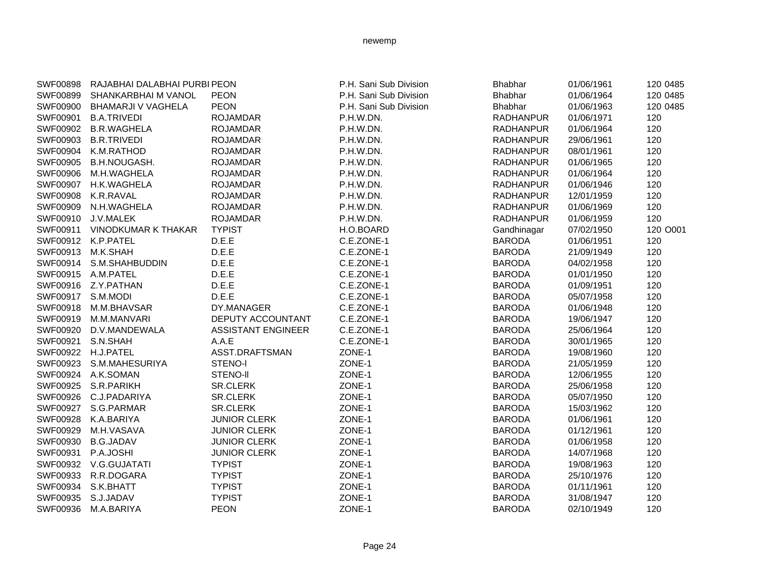| | | | | | | | |
|---|---|---|---|---|---|---|---|
| SWF00898 | RAJABHAI DALABHAI PURBI | PEON | P.H. Sani Sub Division | Bhabhar | 01/06/1961 | 120 | 0485 |
| SWF00899 | SHANKARBHAI M VANOL | PEON | P.H. Sani Sub Division | Bhabhar | 01/06/1964 | 120 | 0485 |
| SWF00900 | BHAMARJI V VAGHELA | PEON | P.H. Sani Sub Division | Bhabhar | 01/06/1963 | 120 | 0485 |
| SWF00901 | B.A.TRIVEDI | ROJAMDAR | P.H.W.DN. | RADHANPUR | 01/06/1971 | 120 | |
| SWF00902 | B.R.WAGHELA | ROJAMDAR | P.H.W.DN. | RADHANPUR | 01/06/1964 | 120 | |
| SWF00903 | B.R.TRIVEDI | ROJAMDAR | P.H.W.DN. | RADHANPUR | 29/06/1961 | 120 | |
| SWF00904 | K.M.RATHOD | ROJAMDAR | P.H.W.DN. | RADHANPUR | 08/01/1961 | 120 | |
| SWF00905 | B.H.NOUGASH. | ROJAMDAR | P.H.W.DN. | RADHANPUR | 01/06/1965 | 120 | |
| SWF00906 | M.H.WAGHELA | ROJAMDAR | P.H.W.DN. | RADHANPUR | 01/06/1964 | 120 | |
| SWF00907 | H.K.WAGHELA | ROJAMDAR | P.H.W.DN. | RADHANPUR | 01/06/1946 | 120 | |
| SWF00908 | K.R.RAVAL | ROJAMDAR | P.H.W.DN. | RADHANPUR | 12/01/1959 | 120 | |
| SWF00909 | N.H.WAGHELA | ROJAMDAR | P.H.W.DN. | RADHANPUR | 01/06/1969 | 120 | |
| SWF00910 | J.V.MALEK | ROJAMDAR | P.H.W.DN. | RADHANPUR | 01/06/1959 | 120 | |
| SWF00911 | VINODKUMAR K THAKAR | TYPIST | H.O.BOARD | Gandhinagar | 07/02/1950 | 120 | O001 |
| SWF00912 | K.P.PATEL | D.E.E | C.E.ZONE-1 | BARODA | 01/06/1951 | 120 | |
| SWF00913 | M.K.SHAH | D.E.E | C.E.ZONE-1 | BARODA | 21/09/1949 | 120 | |
| SWF00914 | S.M.SHAHBUDDIN | D.E.E | C.E.ZONE-1 | BARODA | 04/02/1958 | 120 | |
| SWF00915 | A.M.PATEL | D.E.E | C.E.ZONE-1 | BARODA | 01/01/1950 | 120 | |
| SWF00916 | Z.Y.PATHAN | D.E.E | C.E.ZONE-1 | BARODA | 01/09/1951 | 120 | |
| SWF00917 | S.M.MODI | D.E.E | C.E.ZONE-1 | BARODA | 05/07/1958 | 120 | |
| SWF00918 | M.M.BHAVSAR | DY.MANAGER | C.E.ZONE-1 | BARODA | 01/06/1948 | 120 | |
| SWF00919 | M.M.MANVARI | DEPUTY ACCOUNTANT | C.E.ZONE-1 | BARODA | 19/06/1947 | 120 | |
| SWF00920 | D.V.MANDEWALA | ASSISTANT ENGINEER | C.E.ZONE-1 | BARODA | 25/06/1964 | 120 | |
| SWF00921 | S.N.SHAH | A.A.E | C.E.ZONE-1 | BARODA | 30/01/1965 | 120 | |
| SWF00922 | H.J.PATEL | ASST.DRAFTSMAN | ZONE-1 | BARODA | 19/08/1960 | 120 | |
| SWF00923 | S.M.MAHESURIYA | STENO-I | ZONE-1 | BARODA | 21/05/1959 | 120 | |
| SWF00924 | A.K.SOMAN | STENO-II | ZONE-1 | BARODA | 12/06/1955 | 120 | |
| SWF00925 | S.R.PARIKH | SR.CLERK | ZONE-1 | BARODA | 25/06/1958 | 120 | |
| SWF00926 | C.J.PADARIYA | SR.CLERK | ZONE-1 | BARODA | 05/07/1950 | 120 | |
| SWF00927 | S.G.PARMAR | SR.CLERK | ZONE-1 | BARODA | 15/03/1962 | 120 | |
| SWF00928 | K.A.BARIYA | JUNIOR CLERK | ZONE-1 | BARODA | 01/06/1961 | 120 | |
| SWF00929 | M.H.VASAVA | JUNIOR CLERK | ZONE-1 | BARODA | 01/12/1961 | 120 | |
| SWF00930 | B.G.JADAV | JUNIOR CLERK | ZONE-1 | BARODA | 01/06/1958 | 120 | |
| SWF00931 | P.A.JOSHI | JUNIOR CLERK | ZONE-1 | BARODA | 14/07/1968 | 120 | |
| SWF00932 | V.G.GUJATATI | TYPIST | ZONE-1 | BARODA | 19/08/1963 | 120 | |
| SWF00933 | R.R.DOGARA | TYPIST | ZONE-1 | BARODA | 25/10/1976 | 120 | |
| SWF00934 | S.K.BHATT | TYPIST | ZONE-1 | BARODA | 01/11/1961 | 120 | |
| SWF00935 | S.J.JADAV | TYPIST | ZONE-1 | BARODA | 31/08/1947 | 120 | |
| SWF00936 | M.A.BARIYA | PEON | ZONE-1 | BARODA | 02/10/1949 | 120 | |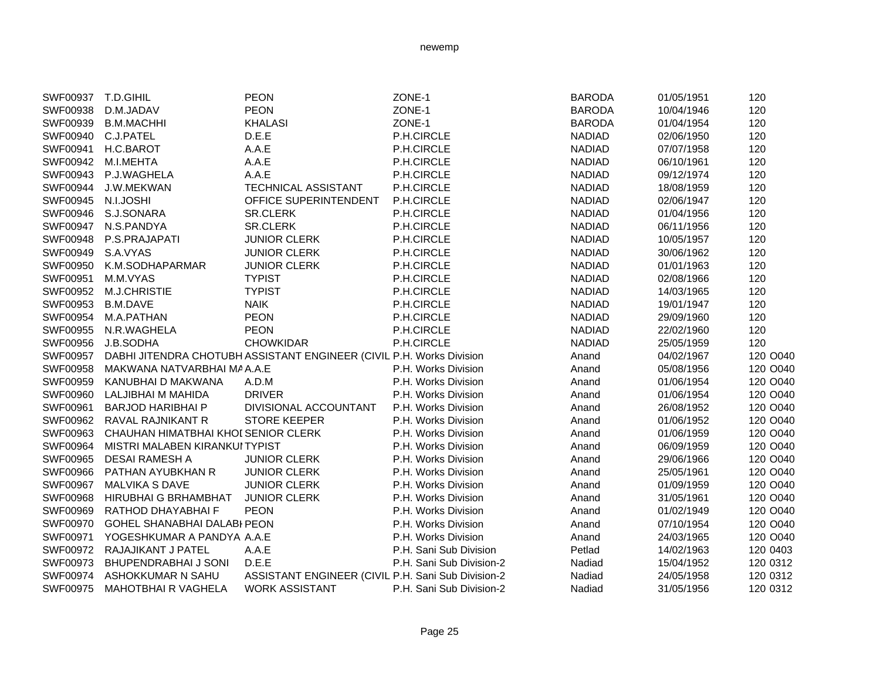| | | | | | | | |
|---|---|---|---|---|---|---|---|
| SWF00937 | T.D.GIHIL | PEON | ZONE-1 | BARODA | 01/05/1951 | 120 | |
| SWF00938 | D.M.JADAV | PEON | ZONE-1 | BARODA | 10/04/1946 | 120 | |
| SWF00939 | B.M.MACHHI | KHALASI | ZONE-1 | BARODA | 01/04/1954 | 120 | |
| SWF00940 | C.J.PATEL | D.E.E | P.H.CIRCLE | NADIAD | 02/06/1950 | 120 | |
| SWF00941 | H.C.BAROT | A.A.E | P.H.CIRCLE | NADIAD | 07/07/1958 | 120 | |
| SWF00942 | M.I.MEHTA | A.A.E | P.H.CIRCLE | NADIAD | 06/10/1961 | 120 | |
| SWF00943 | P.J.WAGHELA | A.A.E | P.H.CIRCLE | NADIAD | 09/12/1974 | 120 | |
| SWF00944 | J.W.MEKWAN | TECHNICAL ASSISTANT | P.H.CIRCLE | NADIAD | 18/08/1959 | 120 | |
| SWF00945 | N.I.JOSHI | OFFICE SUPERINTENDENT | P.H.CIRCLE | NADIAD | 02/06/1947 | 120 | |
| SWF00946 | S.J.SONARA | SR.CLERK | P.H.CIRCLE | NADIAD | 01/04/1956 | 120 | |
| SWF00947 | N.S.PANDYA | SR.CLERK | P.H.CIRCLE | NADIAD | 06/11/1956 | 120 | |
| SWF00948 | P.S.PRAJAPATI | JUNIOR CLERK | P.H.CIRCLE | NADIAD | 10/05/1957 | 120 | |
| SWF00949 | S.A.VYAS | JUNIOR CLERK | P.H.CIRCLE | NADIAD | 30/06/1962 | 120 | |
| SWF00950 | K.M.SODHAPARMAR | JUNIOR CLERK | P.H.CIRCLE | NADIAD | 01/01/1963 | 120 | |
| SWF00951 | M.M.VYAS | TYPIST | P.H.CIRCLE | NADIAD | 02/08/1966 | 120 | |
| SWF00952 | M.J.CHRISTIE | TYPIST | P.H.CIRCLE | NADIAD | 14/03/1965 | 120 | |
| SWF00953 | B.M.DAVE | NAIK | P.H.CIRCLE | NADIAD | 19/01/1947 | 120 | |
| SWF00954 | M.A.PATHAN | PEON | P.H.CIRCLE | NADIAD | 29/09/1960 | 120 | |
| SWF00955 | N.R.WAGHELA | PEON | P.H.CIRCLE | NADIAD | 22/02/1960 | 120 | |
| SWF00956 | J.B.SODHA | CHOWKIDAR | P.H.CIRCLE | NADIAD | 25/05/1959 | 120 | |
| SWF00957 | DABHI JITENDRA CHOTUBH | ASSISTANT ENGINEER (CIVIL | P.H. Works Division | Anand | 04/02/1967 | 120 | O040 |
| SWF00958 | MAKWANA NATVARBHAI MA | A.A.E | P.H. Works Division | Anand | 05/08/1956 | 120 | O040 |
| SWF00959 | KANUBHAI D MAKWANA | A.D.M | P.H. Works Division | Anand | 01/06/1954 | 120 | O040 |
| SWF00960 | LALJIBHAI M MAHIDA | DRIVER | P.H. Works Division | Anand | 01/06/1954 | 120 | O040 |
| SWF00961 | BARJOD HARIBHAI P | DIVISIONAL ACCOUNTANT | P.H. Works Division | Anand | 26/08/1952 | 120 | O040 |
| SWF00962 | RAVAL RAJNIKANT R | STORE KEEPER | P.H. Works Division | Anand | 01/06/1952 | 120 | O040 |
| SWF00963 | CHAUHAN HIMATBHAI KHOI | SENIOR CLERK | P.H. Works Division | Anand | 01/06/1959 | 120 | O040 |
| SWF00964 | MISTRI MALABEN KIRANKUI | TYPIST | P.H. Works Division | Anand | 06/09/1959 | 120 | O040 |
| SWF00965 | DESAI RAMESH A | JUNIOR CLERK | P.H. Works Division | Anand | 29/06/1966 | 120 | O040 |
| SWF00966 | PATHAN AYUBKHAN R | JUNIOR CLERK | P.H. Works Division | Anand | 25/05/1961 | 120 | O040 |
| SWF00967 | MALVIKA S DAVE | JUNIOR CLERK | P.H. Works Division | Anand | 01/09/1959 | 120 | O040 |
| SWF00968 | HIRUBHAI G BRHAMBHAT | JUNIOR CLERK | P.H. Works Division | Anand | 31/05/1961 | 120 | O040 |
| SWF00969 | RATHOD DHAYABHAI F | PEON | P.H. Works Division | Anand | 01/02/1949 | 120 | O040 |
| SWF00970 | GOHEL SHANABHAI DALABH | PEON | P.H. Works Division | Anand | 07/10/1954 | 120 | O040 |
| SWF00971 | YOGESHKUMAR A PANDYA | A.A.E | P.H. Works Division | Anand | 24/03/1965 | 120 | O040 |
| SWF00972 | RAJAJIKANT J PATEL | A.A.E | P.H. Sani Sub Division | Petlad | 14/02/1963 | 120 | 0403 |
| SWF00973 | BHUPENDRABHAI J SONI | D.E.E | P.H. Sani Sub Division-2 | Nadiad | 15/04/1952 | 120 | 0312 |
| SWF00974 | ASHOKKUMAR N SAHU | ASSISTANT ENGINEER (CIVIL | P.H. Sani Sub Division-2 | Nadiad | 24/05/1958 | 120 | 0312 |
| SWF00975 | MAHOTBHAI R VAGHELA | WORK ASSISTANT | P.H. Sani Sub Division-2 | Nadiad | 31/05/1956 | 120 | 0312 |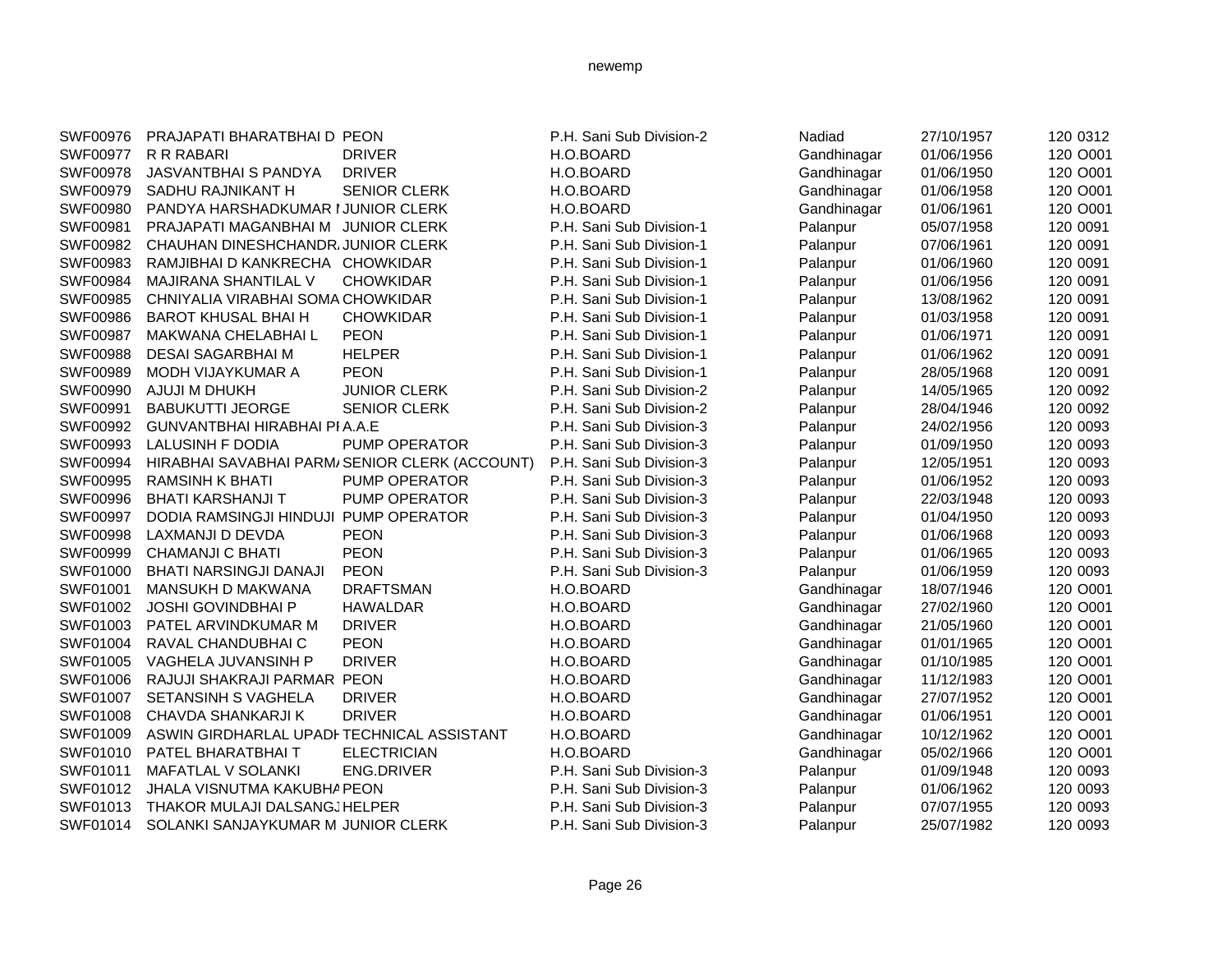newemp

| | | | | | | | |
|---|---|---|---|---|---|---|---|
| SWF00976 | PRAJAPATI BHARATBHAI D | PEON | P.H. Sani Sub Division-2 | Nadiad | 27/10/1957 | 120 | 0312 |
| SWF00977 | R R RABARI | DRIVER | H.O.BOARD | Gandhinagar | 01/06/1956 | 120 | O001 |
| SWF00978 | JASVANTBHAI S PANDYA | DRIVER | H.O.BOARD | Gandhinagar | 01/06/1950 | 120 | O001 |
| SWF00979 | SADHU RAJNIKANT H | SENIOR CLERK | H.O.BOARD | Gandhinagar | 01/06/1958 | 120 | O001 |
| SWF00980 | PANDYA HARSHADKUMAR I | JUNIOR CLERK | H.O.BOARD | Gandhinagar | 01/06/1961 | 120 | O001 |
| SWF00981 | PRAJAPATI MAGANBHAI M | JUNIOR CLERK | P.H. Sani Sub Division-1 | Palanpur | 05/07/1958 | 120 | 0091 |
| SWF00982 | CHAUHAN DINESHCHANDR | JUNIOR CLERK | P.H. Sani Sub Division-1 | Palanpur | 07/06/1961 | 120 | 0091 |
| SWF00983 | RAMJIBHAI D KANKRECHA | CHOWKIDAR | P.H. Sani Sub Division-1 | Palanpur | 01/06/1960 | 120 | 0091 |
| SWF00984 | MAJIRANA SHANTILAL V | CHOWKIDAR | P.H. Sani Sub Division-1 | Palanpur | 01/06/1956 | 120 | 0091 |
| SWF00985 | CHNIYALIA VIRABHAI SOMA | CHOWKIDAR | P.H. Sani Sub Division-1 | Palanpur | 13/08/1962 | 120 | 0091 |
| SWF00986 | BAROT KHUSAL BHAI H | CHOWKIDAR | P.H. Sani Sub Division-1 | Palanpur | 01/03/1958 | 120 | 0091 |
| SWF00987 | MAKWANA CHELABHAI L | PEON | P.H. Sani Sub Division-1 | Palanpur | 01/06/1971 | 120 | 0091 |
| SWF00988 | DESAI SAGARBHAI M | HELPER | P.H. Sani Sub Division-1 | Palanpur | 01/06/1962 | 120 | 0091 |
| SWF00989 | MODH VIJAYKUMAR A | PEON | P.H. Sani Sub Division-1 | Palanpur | 28/05/1968 | 120 | 0091 |
| SWF00990 | AJUJI M DHUKH | JUNIOR CLERK | P.H. Sani Sub Division-2 | Palanpur | 14/05/1965 | 120 | 0092 |
| SWF00991 | BABUKUTTI JEORGE | SENIOR CLERK | P.H. Sani Sub Division-2 | Palanpur | 28/04/1946 | 120 | 0092 |
| SWF00992 | GUNVANTBHAI HIRABHAI PI | A.A.E | P.H. Sani Sub Division-3 | Palanpur | 24/02/1956 | 120 | 0093 |
| SWF00993 | LALUSINH F DODIA | PUMP OPERATOR | P.H. Sani Sub Division-3 | Palanpur | 01/09/1950 | 120 | 0093 |
| SWF00994 | HIRABHAI SAVABHAI PARM | SENIOR CLERK (ACCOUNT) | P.H. Sani Sub Division-3 | Palanpur | 12/05/1951 | 120 | 0093 |
| SWF00995 | RAMSINH K BHATI | PUMP OPERATOR | P.H. Sani Sub Division-3 | Palanpur | 01/06/1952 | 120 | 0093 |
| SWF00996 | BHATI KARSHANJI T | PUMP OPERATOR | P.H. Sani Sub Division-3 | Palanpur | 22/03/1948 | 120 | 0093 |
| SWF00997 | DODIA RAMSINGJI HINDUJI | PUMP OPERATOR | P.H. Sani Sub Division-3 | Palanpur | 01/04/1950 | 120 | 0093 |
| SWF00998 | LAXMANJI D DEVDA | PEON | P.H. Sani Sub Division-3 | Palanpur | 01/06/1968 | 120 | 0093 |
| SWF00999 | CHAMANJI C BHATI | PEON | P.H. Sani Sub Division-3 | Palanpur | 01/06/1965 | 120 | 0093 |
| SWF01000 | BHATI NARSINGJI DANAJI | PEON | P.H. Sani Sub Division-3 | Palanpur | 01/06/1959 | 120 | 0093 |
| SWF01001 | MANSUKH D MAKWANA | DRAFTSMAN | H.O.BOARD | Gandhinagar | 18/07/1946 | 120 | O001 |
| SWF01002 | JOSHI GOVINDBHAI P | HAWALDAR | H.O.BOARD | Gandhinagar | 27/02/1960 | 120 | O001 |
| SWF01003 | PATEL ARVINDKUMAR M | DRIVER | H.O.BOARD | Gandhinagar | 21/05/1960 | 120 | O001 |
| SWF01004 | RAVAL CHANDUBHAI C | PEON | H.O.BOARD | Gandhinagar | 01/01/1965 | 120 | O001 |
| SWF01005 | VAGHELA JUVANSINH P | DRIVER | H.O.BOARD | Gandhinagar | 01/10/1985 | 120 | O001 |
| SWF01006 | RAJUJI SHAKRAJI PARMAR | PEON | H.O.BOARD | Gandhinagar | 11/12/1983 | 120 | O001 |
| SWF01007 | SETANSINH S VAGHELA | DRIVER | H.O.BOARD | Gandhinagar | 27/07/1952 | 120 | O001 |
| SWF01008 | CHAVDA SHANKARJI K | DRIVER | H.O.BOARD | Gandhinagar | 01/06/1951 | 120 | O001 |
| SWF01009 | ASWIN GIRDHARLAL UPADH | TECHNICAL ASSISTANT | H.O.BOARD | Gandhinagar | 10/12/1962 | 120 | O001 |
| SWF01010 | PATEL BHARATBHAI T | ELECTRICIAN | H.O.BOARD | Gandhinagar | 05/02/1966 | 120 | O001 |
| SWF01011 | MAFATLAL V SOLANKI | ENG.DRIVER | P.H. Sani Sub Division-3 | Palanpur | 01/09/1948 | 120 | 0093 |
| SWF01012 | JHALA VISNUTMA KAKUBHA | PEON | P.H. Sani Sub Division-3 | Palanpur | 01/06/1962 | 120 | 0093 |
| SWF01013 | THAKOR MULAJI DALSANGJ | HELPER | P.H. Sani Sub Division-3 | Palanpur | 07/07/1955 | 120 | 0093 |
| SWF01014 | SOLANKI SANJAYKUMAR M | JUNIOR CLERK | P.H. Sani Sub Division-3 | Palanpur | 25/07/1982 | 120 | 0093 |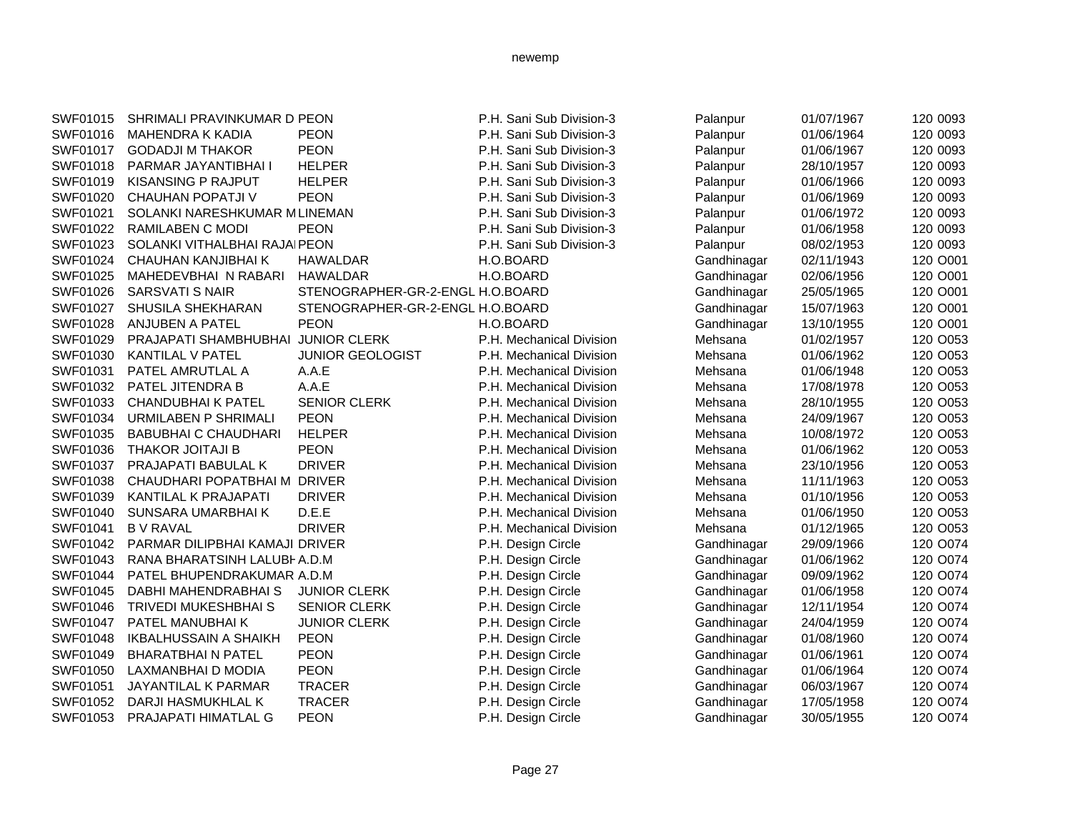| | | | | | | | |
|---|---|---|---|---|---|---|---|
| SWF01015 | SHRIMALI PRAVINKUMAR D | PEON | P.H. Sani Sub Division-3 | Palanpur | 01/07/1967 | 120 | 0093 |
| SWF01016 | MAHENDRA K KADIA | PEON | P.H. Sani Sub Division-3 | Palanpur | 01/06/1964 | 120 | 0093 |
| SWF01017 | GODADJI M THAKOR | PEON | P.H. Sani Sub Division-3 | Palanpur | 01/06/1967 | 120 | 0093 |
| SWF01018 | PARMAR JAYANTIBHAI I | HELPER | P.H. Sani Sub Division-3 | Palanpur | 28/10/1957 | 120 | 0093 |
| SWF01019 | KISANSING P RAJPUT | HELPER | P.H. Sani Sub Division-3 | Palanpur | 01/06/1966 | 120 | 0093 |
| SWF01020 | CHAUHAN POPATJI V | PEON | P.H. Sani Sub Division-3 | Palanpur | 01/06/1969 | 120 | 0093 |
| SWF01021 | SOLANKI NARESHKUMAR M | LINEMAN | P.H. Sani Sub Division-3 | Palanpur | 01/06/1972 | 120 | 0093 |
| SWF01022 | RAMILABEN C MODI | PEON | P.H. Sani Sub Division-3 | Palanpur | 01/06/1958 | 120 | 0093 |
| SWF01023 | SOLANKI VITHALBHAI RAJAI | PEON | P.H. Sani Sub Division-3 | Palanpur | 08/02/1953 | 120 | 0093 |
| SWF01024 | CHAUHAN KANJIBHAI K | HAWALDAR | H.O.BOARD | Gandhinagar | 02/11/1943 | 120 | O001 |
| SWF01025 | MAHEDEVBHAI N RABARI | HAWALDAR | H.O.BOARD | Gandhinagar | 02/06/1956 | 120 | O001 |
| SWF01026 | SARSVATI S NAIR | STENOGRAPHER-GR-2-ENGL | H.O.BOARD | Gandhinagar | 25/05/1965 | 120 | O001 |
| SWF01027 | SHUSILA SHEKHARAN | STENOGRAPHER-GR-2-ENGL | H.O.BOARD | Gandhinagar | 15/07/1963 | 120 | O001 |
| SWF01028 | ANJUBEN A PATEL | PEON | H.O.BOARD | Gandhinagar | 13/10/1955 | 120 | O001 |
| SWF01029 | PRAJAPATI SHAMBHUBHAI | JUNIOR CLERK | P.H. Mechanical Division | Mehsana | 01/02/1957 | 120 | O053 |
| SWF01030 | KANTILAL V PATEL | JUNIOR GEOLOGIST | P.H. Mechanical Division | Mehsana | 01/06/1962 | 120 | O053 |
| SWF01031 | PATEL AMRUTLAL A | A.A.E | P.H. Mechanical Division | Mehsana | 01/06/1948 | 120 | O053 |
| SWF01032 | PATEL JITENDRA B | A.A.E | P.H. Mechanical Division | Mehsana | 17/08/1978 | 120 | O053 |
| SWF01033 | CHANDUBHAI K PATEL | SENIOR CLERK | P.H. Mechanical Division | Mehsana | 28/10/1955 | 120 | O053 |
| SWF01034 | URMILABEN P SHRIMALI | PEON | P.H. Mechanical Division | Mehsana | 24/09/1967 | 120 | O053 |
| SWF01035 | BABUBHAI C CHAUDHARI | HELPER | P.H. Mechanical Division | Mehsana | 10/08/1972 | 120 | O053 |
| SWF01036 | THAKOR JOITAJI B | PEON | P.H. Mechanical Division | Mehsana | 01/06/1962 | 120 | O053 |
| SWF01037 | PRAJAPATI BABULAL K | DRIVER | P.H. Mechanical Division | Mehsana | 23/10/1956 | 120 | O053 |
| SWF01038 | CHAUDHARI POPATBHAI M | DRIVER | P.H. Mechanical Division | Mehsana | 11/11/1963 | 120 | O053 |
| SWF01039 | KANTILAL K PRAJAPATI | DRIVER | P.H. Mechanical Division | Mehsana | 01/10/1956 | 120 | O053 |
| SWF01040 | SUNSARA UMARBHAI K | D.E.E | P.H. Mechanical Division | Mehsana | 01/06/1950 | 120 | O053 |
| SWF01041 | B V RAVAL | DRIVER | P.H. Mechanical Division | Mehsana | 01/12/1965 | 120 | O053 |
| SWF01042 | PARMAR DILIPBHAI KAMAJI | DRIVER | P.H. Design Circle | Gandhinagar | 29/09/1966 | 120 | O074 |
| SWF01043 | RANA BHARATSINH LALUBH | A.D.M | P.H. Design Circle | Gandhinagar | 01/06/1962 | 120 | O074 |
| SWF01044 | PATEL BHUPENDRAKUMAR | A.D.M | P.H. Design Circle | Gandhinagar | 09/09/1962 | 120 | O074 |
| SWF01045 | DABHI MAHENDRABHAI S | JUNIOR CLERK | P.H. Design Circle | Gandhinagar | 01/06/1958 | 120 | O074 |
| SWF01046 | TRIVEDI MUKESHBHAI S | SENIOR CLERK | P.H. Design Circle | Gandhinagar | 12/11/1954 | 120 | O074 |
| SWF01047 | PATEL MANUBHAI K | JUNIOR CLERK | P.H. Design Circle | Gandhinagar | 24/04/1959 | 120 | O074 |
| SWF01048 | IKBALHUSSAIN A SHAIKH | PEON | P.H. Design Circle | Gandhinagar | 01/08/1960 | 120 | O074 |
| SWF01049 | BHARATBHAI N PATEL | PEON | P.H. Design Circle | Gandhinagar | 01/06/1961 | 120 | O074 |
| SWF01050 | LAXMANBHAI D MODIA | PEON | P.H. Design Circle | Gandhinagar | 01/06/1964 | 120 | O074 |
| SWF01051 | JAYANTILAL K PARMAR | TRACER | P.H. Design Circle | Gandhinagar | 06/03/1967 | 120 | O074 |
| SWF01052 | DARJI HASMUKHLAL K | TRACER | P.H. Design Circle | Gandhinagar | 17/05/1958 | 120 | O074 |
| SWF01053 | PRAJAPATI HIMATLAL G | PEON | P.H. Design Circle | Gandhinagar | 30/05/1955 | 120 | O074 |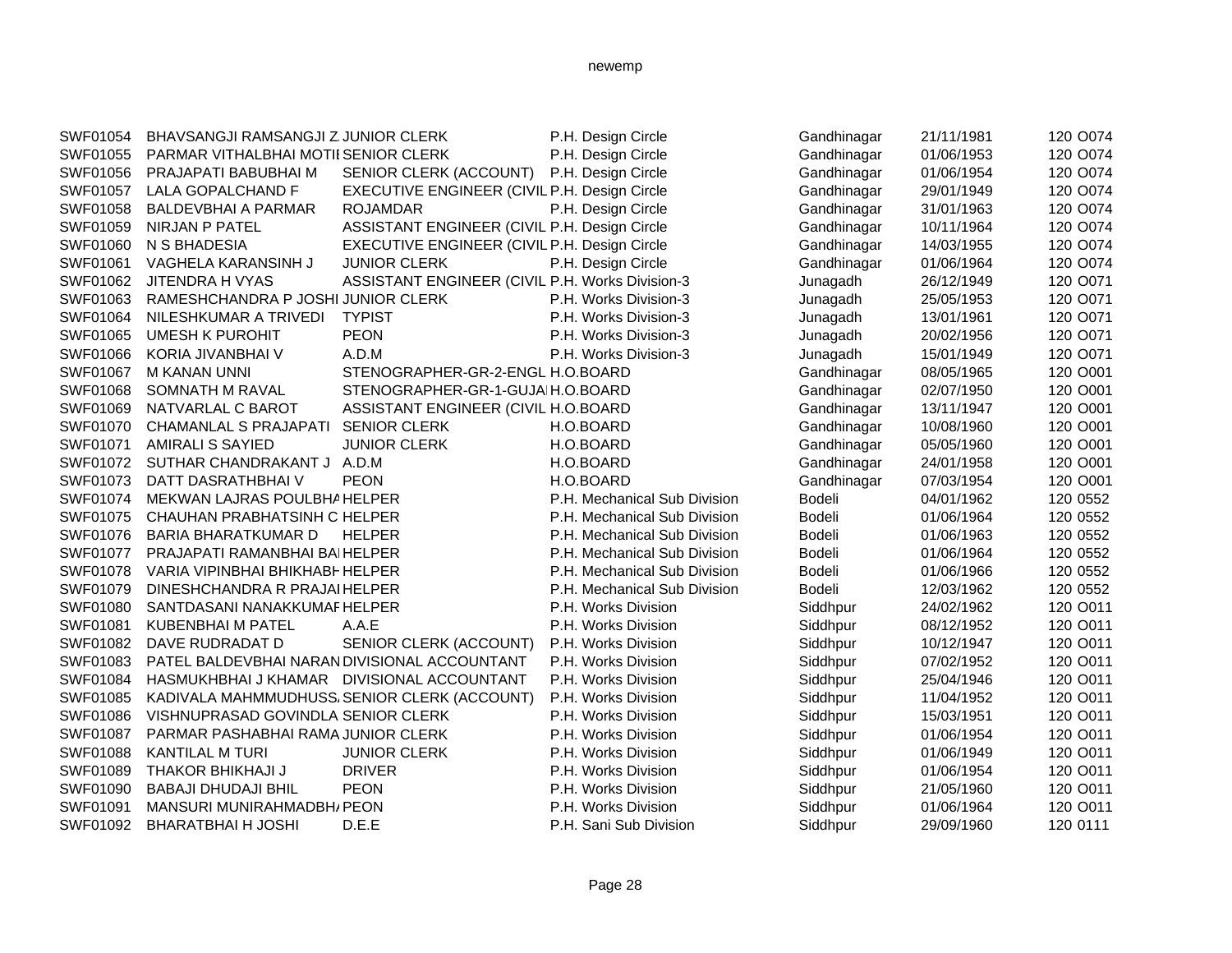| | | | | | | | |
|---|---|---|---|---|---|---|---|
| SWF01054 | BHAVSANGJI RAMSANGJI Z. | JUNIOR CLERK | P.H. Design Circle | Gandhinagar | 21/11/1981 | 120 | O074 |
| SWF01055 | PARMAR VITHALBHAI MOTII | SENIOR CLERK | P.H. Design Circle | Gandhinagar | 01/06/1953 | 120 | O074 |
| SWF01056 | PRAJAPATI BABUBHAI M | SENIOR CLERK (ACCOUNT) | P.H. Design Circle | Gandhinagar | 01/06/1954 | 120 | O074 |
| SWF01057 | LALA GOPALCHAND F | EXECUTIVE ENGINEER (CIVIL | P.H. Design Circle | Gandhinagar | 29/01/1949 | 120 | O074 |
| SWF01058 | BALDEVBHAI A PARMAR | ROJAMDAR | P.H. Design Circle | Gandhinagar | 31/01/1963 | 120 | O074 |
| SWF01059 | NIRJAN P PATEL | ASSISTANT ENGINEER (CIVIL | P.H. Design Circle | Gandhinagar | 10/11/1964 | 120 | O074 |
| SWF01060 | N S BHADESIA | EXECUTIVE ENGINEER (CIVIL | P.H. Design Circle | Gandhinagar | 14/03/1955 | 120 | O074 |
| SWF01061 | VAGHELA KARANSINH J | JUNIOR CLERK | P.H. Design Circle | Gandhinagar | 01/06/1964 | 120 | O074 |
| SWF01062 | JITENDRA H VYAS | ASSISTANT ENGINEER (CIVIL | P.H. Works Division-3 | Junagadh | 26/12/1949 | 120 | O071 |
| SWF01063 | RAMESHCHANDRA P JOSHI | JUNIOR CLERK | P.H. Works Division-3 | Junagadh | 25/05/1953 | 120 | O071 |
| SWF01064 | NILESHKUMAR A TRIVEDI | TYPIST | P.H. Works Division-3 | Junagadh | 13/01/1961 | 120 | O071 |
| SWF01065 | UMESH K PUROHIT | PEON | P.H. Works Division-3 | Junagadh | 20/02/1956 | 120 | O071 |
| SWF01066 | KORIA JIVANBHAI V | A.D.M | P.H. Works Division-3 | Junagadh | 15/01/1949 | 120 | O071 |
| SWF01067 | M KANAN UNNI | STENOGRAPHER-GR-2-ENGL | H.O.BOARD | Gandhinagar | 08/05/1965 | 120 | O001 |
| SWF01068 | SOMNATH M RAVAL | STENOGRAPHER-GR-1-GUJA | H.O.BOARD | Gandhinagar | 02/07/1950 | 120 | O001 |
| SWF01069 | NATVARLAL C BAROT | ASSISTANT ENGINEER (CIVIL | H.O.BOARD | Gandhinagar | 13/11/1947 | 120 | O001 |
| SWF01070 | CHAMANLAL S PRAJAPATI | SENIOR CLERK | H.O.BOARD | Gandhinagar | 10/08/1960 | 120 | O001 |
| SWF01071 | AMIRALI S SAYIED | JUNIOR CLERK | H.O.BOARD | Gandhinagar | 05/05/1960 | 120 | O001 |
| SWF01072 | SUTHAR CHANDRAKANT J | A.D.M | H.O.BOARD | Gandhinagar | 24/01/1958 | 120 | O001 |
| SWF01073 | DATT DASRATHBHAI V | PEON | H.O.BOARD | Gandhinagar | 07/03/1954 | 120 | O001 |
| SWF01074 | MEKWAN LAJRAS POULBHA | HELPER | P.H. Mechanical Sub Division | Bodeli | 04/01/1962 | 120 | 0552 |
| SWF01075 | CHAUHAN PRABHATSINH C | HELPER | P.H. Mechanical Sub Division | Bodeli | 01/06/1964 | 120 | 0552 |
| SWF01076 | BARIA BHARATKUMAR D | HELPER | P.H. Mechanical Sub Division | Bodeli | 01/06/1963 | 120 | 0552 |
| SWF01077 | PRAJAPATI RAMANBHAI BA | HELPER | P.H. Mechanical Sub Division | Bodeli | 01/06/1964 | 120 | 0552 |
| SWF01078 | VARIA VIPINBHAI BHIKHABH | HELPER | P.H. Mechanical Sub Division | Bodeli | 01/06/1966 | 120 | 0552 |
| SWF01079 | DINESHCHANDRA R PRAJA | HELPER | P.H. Mechanical Sub Division | Bodeli | 12/03/1962 | 120 | 0552 |
| SWF01080 | SANTDASANI NANAKKUMAF | HELPER | P.H. Works Division | Siddhpur | 24/02/1962 | 120 | O011 |
| SWF01081 | KUBENBHAI M PATEL | A.A.E | P.H. Works Division | Siddhpur | 08/12/1952 | 120 | O011 |
| SWF01082 | DAVE RUDRADAT D | SENIOR CLERK (ACCOUNT) | P.H. Works Division | Siddhpur | 10/12/1947 | 120 | O011 |
| SWF01083 | PATEL BALDEVBHAI NARAN | DIVISIONAL ACCOUNTANT | P.H. Works Division | Siddhpur | 07/02/1952 | 120 | O011 |
| SWF01084 | HASMUKHBHAI J KHAMAR | DIVISIONAL ACCOUNTANT | P.H. Works Division | Siddhpur | 25/04/1946 | 120 | O011 |
| SWF01085 | KADIVALA MAHMMUDHUSS. | SENIOR CLERK (ACCOUNT) | P.H. Works Division | Siddhpur | 11/04/1952 | 120 | O011 |
| SWF01086 | VISHNUPRASAD GOVINDLA | SENIOR CLERK | P.H. Works Division | Siddhpur | 15/03/1951 | 120 | O011 |
| SWF01087 | PARMAR PASHABHAI RAMA | JUNIOR CLERK | P.H. Works Division | Siddhpur | 01/06/1954 | 120 | O011 |
| SWF01088 | KANTILAL M TURI | JUNIOR CLERK | P.H. Works Division | Siddhpur | 01/06/1949 | 120 | O011 |
| SWF01089 | THAKOR BHIKHAJI J | DRIVER | P.H. Works Division | Siddhpur | 01/06/1954 | 120 | O011 |
| SWF01090 | BABAJI DHUDAJI BHIL | PEON | P.H. Works Division | Siddhpur | 21/05/1960 | 120 | O011 |
| SWF01091 | MANSURI MUNIRAHMADBH/ | PEON | P.H. Works Division | Siddhpur | 01/06/1964 | 120 | O011 |
| SWF01092 | BHARATBHAI H JOSHI | D.E.E | P.H. Sani Sub Division | Siddhpur | 29/09/1960 | 120 | 0111 |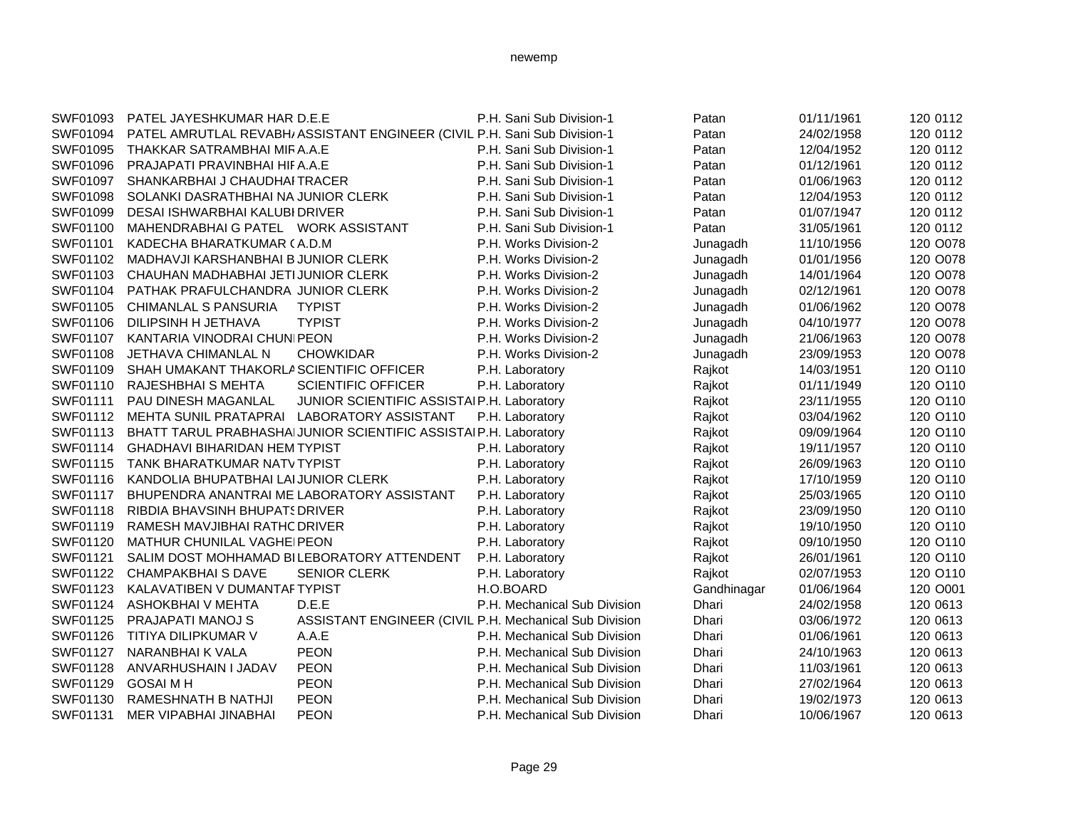| | | | | | | | |
|---|---|---|---|---|---|---|---|
| SWF01093 | PATEL JAYESHKUMAR HAR | D.E.E | P.H. Sani Sub Division-1 | Patan | 01/11/1961 | 120 | 0112 |
| SWF01094 | PATEL AMRUTLAL REVABH/ | ASSISTANT ENGINEER (CIVIL | P.H. Sani Sub Division-1 | Patan | 24/02/1958 | 120 | 0112 |
| SWF01095 | THAKKAR SATRAMBHAI MIF | A.A.E | P.H. Sani Sub Division-1 | Patan | 12/04/1952 | 120 | 0112 |
| SWF01096 | PRAJAPATI PRAVINBHAI HIF | A.A.E | P.H. Sani Sub Division-1 | Patan | 01/12/1961 | 120 | 0112 |
| SWF01097 | SHANKARBHAI J CHAUDHAI | TRACER | P.H. Sani Sub Division-1 | Patan | 01/06/1963 | 120 | 0112 |
| SWF01098 | SOLANKI DASRATHBHAI NA | JUNIOR CLERK | P.H. Sani Sub Division-1 | Patan | 12/04/1953 | 120 | 0112 |
| SWF01099 | DESAI ISHWARBHAI KALUBI | DRIVER | P.H. Sani Sub Division-1 | Patan | 01/07/1947 | 120 | 0112 |
| SWF01100 | MAHENDRABHAI G PATEL | WORK ASSISTANT | P.H. Sani Sub Division-1 | Patan | 31/05/1961 | 120 | 0112 |
| SWF01101 | KADECHA BHARATKUMAR ( | A.D.M | P.H. Works Division-2 | Junagadh | 11/10/1956 | 120 | O078 |
| SWF01102 | MADHAVJI KARSHANBHAI B | JUNIOR CLERK | P.H. Works Division-2 | Junagadh | 01/01/1956 | 120 | O078 |
| SWF01103 | CHAUHAN MADHABHAI JETI | JUNIOR CLERK | P.H. Works Division-2 | Junagadh | 14/01/1964 | 120 | O078 |
| SWF01104 | PATHAK PRAFULCHANDRA | JUNIOR CLERK | P.H. Works Division-2 | Junagadh | 02/12/1961 | 120 | O078 |
| SWF01105 | CHIMANLAL S PANSURIA | TYPIST | P.H. Works Division-2 | Junagadh | 01/06/1962 | 120 | O078 |
| SWF01106 | DILIPSINH H JETHAVA | TYPIST | P.H. Works Division-2 | Junagadh | 04/10/1977 | 120 | O078 |
| SWF01107 | KANTARIA VINODRAI CHUNI | PEON | P.H. Works Division-2 | Junagadh | 21/06/1963 | 120 | O078 |
| SWF01108 | JETHAVA CHIMANLAL N | CHOWKIDAR | P.H. Works Division-2 | Junagadh | 23/09/1953 | 120 | O078 |
| SWF01109 | SHAH UMAKANT THAKORLA | SCIENTIFIC OFFICER | P.H. Laboratory | Rajkot | 14/03/1951 | 120 | O110 |
| SWF01110 | RAJESHBHAI S MEHTA | SCIENTIFIC OFFICER | P.H. Laboratory | Rajkot | 01/11/1949 | 120 | O110 |
| SWF01111 | PAU DINESH MAGANLAL | JUNIOR SCIENTIFIC ASSISTAI | P.H. Laboratory | Rajkot | 23/11/1955 | 120 | O110 |
| SWF01112 | MEHTA SUNIL PRATAPRAI | LABORATORY ASSISTANT | P.H. Laboratory | Rajkot | 03/04/1962 | 120 | O110 |
| SWF01113 | BHATT TARUL PRABHASHAI | JUNIOR SCIENTIFIC ASSISTAI | P.H. Laboratory | Rajkot | 09/09/1964 | 120 | O110 |
| SWF01114 | GHADHAVI BIHARIDAN HEM | TYPIST | P.H. Laboratory | Rajkot | 19/11/1957 | 120 | O110 |
| SWF01115 | TANK BHARATKUMAR NATV | TYPIST | P.H. Laboratory | Rajkot | 26/09/1963 | 120 | O110 |
| SWF01116 | KANDOLIA BHUPATBHAI LAI | JUNIOR CLERK | P.H. Laboratory | Rajkot | 17/10/1959 | 120 | O110 |
| SWF01117 | BHUPENDRA ANANTRAI ME | LABORATORY ASSISTANT | P.H. Laboratory | Rajkot | 25/03/1965 | 120 | O110 |
| SWF01118 | RIBDIA BHAVSINH BHUPATS | DRIVER | P.H. Laboratory | Rajkot | 23/09/1950 | 120 | O110 |
| SWF01119 | RAMESH MAVJIBHAI RATHC | DRIVER | P.H. Laboratory | Rajkot | 19/10/1950 | 120 | O110 |
| SWF01120 | MATHUR CHUNILAL VAGHEI | PEON | P.H. Laboratory | Rajkot | 09/10/1950 | 120 | O110 |
| SWF01121 | SALIM DOST MOHHAMAD BI | LEBORATORY ATTENDENT | P.H. Laboratory | Rajkot | 26/01/1961 | 120 | O110 |
| SWF01122 | CHAMPAKBHAI S DAVE | SENIOR CLERK | P.H. Laboratory | Rajkot | 02/07/1953 | 120 | O110 |
| SWF01123 | KALAVATIBEN V DUMANTAF | TYPIST | H.O.BOARD | Gandhinagar | 01/06/1964 | 120 | O001 |
| SWF01124 | ASHOKBHAI V MEHTA | D.E.E | P.H. Mechanical Sub Division | Dhari | 24/02/1958 | 120 | 0613 |
| SWF01125 | PRAJAPATI MANOJ S | ASSISTANT ENGINEER (CIVIL | P.H. Mechanical Sub Division | Dhari | 03/06/1972 | 120 | 0613 |
| SWF01126 | TITIYA DILIPKUMAR V | A.A.E | P.H. Mechanical Sub Division | Dhari | 01/06/1961 | 120 | 0613 |
| SWF01127 | NARANBHAI K VALA | PEON | P.H. Mechanical Sub Division | Dhari | 24/10/1963 | 120 | 0613 |
| SWF01128 | ANVARHUSHAIN I JADAV | PEON | P.H. Mechanical Sub Division | Dhari | 11/03/1961 | 120 | 0613 |
| SWF01129 | GOSAI M H | PEON | P.H. Mechanical Sub Division | Dhari | 27/02/1964 | 120 | 0613 |
| SWF01130 | RAMESHNATH B NATHJI | PEON | P.H. Mechanical Sub Division | Dhari | 19/02/1973 | 120 | 0613 |
| SWF01131 | MER VIPABHAI JINABHAI | PEON | P.H. Mechanical Sub Division | Dhari | 10/06/1967 | 120 | 0613 |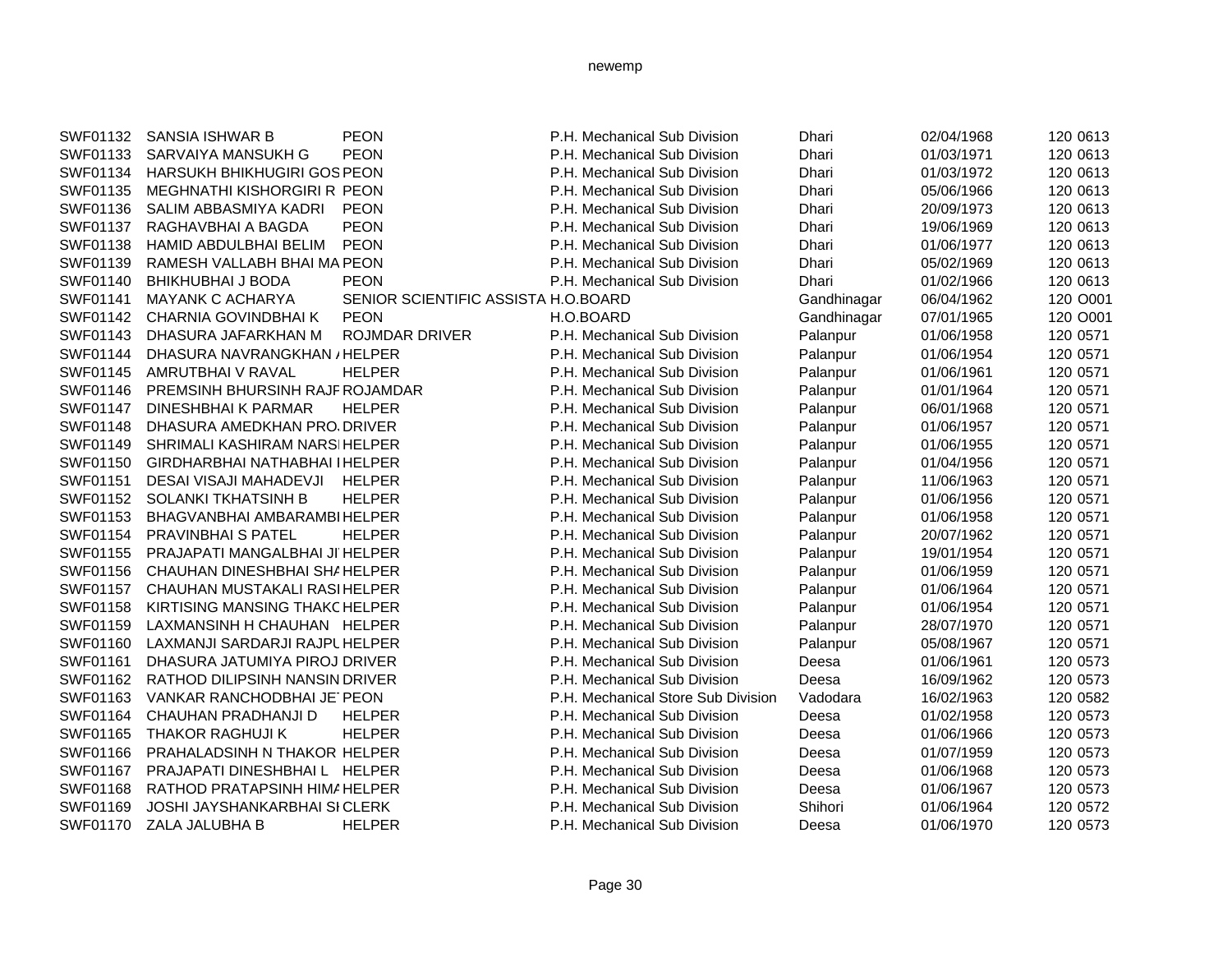| | | | | | | | |
|---|---|---|---|---|---|---|---|
| SWF01132 | SANSIA ISHWAR B | PEON | P.H. Mechanical Sub Division | Dhari | 02/04/1968 | 120 | 0613 |
| SWF01133 | SARVAIYA MANSUKH G | PEON | P.H. Mechanical Sub Division | Dhari | 01/03/1971 | 120 | 0613 |
| SWF01134 | HARSUKH BHIKHUGIRI GOS | PEON | P.H. Mechanical Sub Division | Dhari | 01/03/1972 | 120 | 0613 |
| SWF01135 | MEGHNATHI KISHORGIRI R | PEON | P.H. Mechanical Sub Division | Dhari | 05/06/1966 | 120 | 0613 |
| SWF01136 | SALIM ABBASMIYA KADRI | PEON | P.H. Mechanical Sub Division | Dhari | 20/09/1973 | 120 | 0613 |
| SWF01137 | RAGHAVBHAI A BAGDA | PEON | P.H. Mechanical Sub Division | Dhari | 19/06/1969 | 120 | 0613 |
| SWF01138 | HAMID ABDULBHAI BELIM | PEON | P.H. Mechanical Sub Division | Dhari | 01/06/1977 | 120 | 0613 |
| SWF01139 | RAMESH VALLABH BHAI MA | PEON | P.H. Mechanical Sub Division | Dhari | 05/02/1969 | 120 | 0613 |
| SWF01140 | BHIKHUBHAI J BODA | PEON | P.H. Mechanical Sub Division | Dhari | 01/02/1966 | 120 | 0613 |
| SWF01141 | MAYANK C ACHARYA | SENIOR SCIENTIFIC ASSISTA | H.O.BOARD | Gandhinagar | 06/04/1962 | 120 | O001 |
| SWF01142 | CHARNIA GOVINDBHAI K | PEON | H.O.BOARD | Gandhinagar | 07/01/1965 | 120 | O001 |
| SWF01143 | DHASURA JAFARKHAN M | ROJMDAR DRIVER | P.H. Mechanical Sub Division | Palanpur | 01/06/1958 | 120 | 0571 |
| SWF01144 | DHASURA NAVRANGKHAN / | HELPER | P.H. Mechanical Sub Division | Palanpur | 01/06/1954 | 120 | 0571 |
| SWF01145 | AMRUTBHAI V RAVAL | HELPER | P.H. Mechanical Sub Division | Palanpur | 01/06/1961 | 120 | 0571 |
| SWF01146 | PREMSINH BHURSINH RAJF | ROJAMDAR | P.H. Mechanical Sub Division | Palanpur | 01/01/1964 | 120 | 0571 |
| SWF01147 | DINESHBHAI K PARMAR | HELPER | P.H. Mechanical Sub Division | Palanpur | 06/01/1968 | 120 | 0571 |
| SWF01148 | DHASURA AMEDKHAN PRO. | DRIVER | P.H. Mechanical Sub Division | Palanpur | 01/06/1957 | 120 | 0571 |
| SWF01149 | SHRIMALI KASHIRAM NARSI | HELPER | P.H. Mechanical Sub Division | Palanpur | 01/06/1955 | 120 | 0571 |
| SWF01150 | GIRDHARBHAI NATHABHAI I | HELPER | P.H. Mechanical Sub Division | Palanpur | 01/04/1956 | 120 | 0571 |
| SWF01151 | DESAI VISAJI MAHADEVJI | HELPER | P.H. Mechanical Sub Division | Palanpur | 11/06/1963 | 120 | 0571 |
| SWF01152 | SOLANKI TKHATSINH B | HELPER | P.H. Mechanical Sub Division | Palanpur | 01/06/1956 | 120 | 0571 |
| SWF01153 | BHAGVANBHAI AMBARAMBI | HELPER | P.H. Mechanical Sub Division | Palanpur | 01/06/1958 | 120 | 0571 |
| SWF01154 | PRAVINBHAI S PATEL | HELPER | P.H. Mechanical Sub Division | Palanpur | 20/07/1962 | 120 | 0571 |
| SWF01155 | PRAJAPATI MANGALBHAI JI | HELPER | P.H. Mechanical Sub Division | Palanpur | 19/01/1954 | 120 | 0571 |
| SWF01156 | CHAUHAN DINESHBHAI SHA | HELPER | P.H. Mechanical Sub Division | Palanpur | 01/06/1959 | 120 | 0571 |
| SWF01157 | CHAUHAN MUSTAKALI RASI | HELPER | P.H. Mechanical Sub Division | Palanpur | 01/06/1964 | 120 | 0571 |
| SWF01158 | KIRTISING MANSING THAKC | HELPER | P.H. Mechanical Sub Division | Palanpur | 01/06/1954 | 120 | 0571 |
| SWF01159 | LAXMANSINH H CHAUHAN | HELPER | P.H. Mechanical Sub Division | Palanpur | 28/07/1970 | 120 | 0571 |
| SWF01160 | LAXMANJI SARDARJI RAJPL | HELPER | P.H. Mechanical Sub Division | Palanpur | 05/08/1967 | 120 | 0571 |
| SWF01161 | DHASURA JATUMIYA PIROJ | DRIVER | P.H. Mechanical Sub Division | Deesa | 01/06/1961 | 120 | 0573 |
| SWF01162 | RATHOD DILIPSINH NANSIN | DRIVER | P.H. Mechanical Sub Division | Deesa | 16/09/1962 | 120 | 0573 |
| SWF01163 | VANKAR RANCHODBHAI JE | PEON | P.H. Mechanical Store Sub Division | Vadodara | 16/02/1963 | 120 | 0582 |
| SWF01164 | CHAUHAN PRADHANJI D | HELPER | P.H. Mechanical Sub Division | Deesa | 01/02/1958 | 120 | 0573 |
| SWF01165 | THAKOR RAGHUJI K | HELPER | P.H. Mechanical Sub Division | Deesa | 01/06/1966 | 120 | 0573 |
| SWF01166 | PRAHALADSINH N THAKOR | HELPER | P.H. Mechanical Sub Division | Deesa | 01/07/1959 | 120 | 0573 |
| SWF01167 | PRAJAPATI DINESHBHAI L | HELPER | P.H. Mechanical Sub Division | Deesa | 01/06/1968 | 120 | 0573 |
| SWF01168 | RATHOD PRATAPSINH HIMA | HELPER | P.H. Mechanical Sub Division | Deesa | 01/06/1967 | 120 | 0573 |
| SWF01169 | JOSHI JAYSHANKARBHAI SI | CLERK | P.H. Mechanical Sub Division | Shihori | 01/06/1964 | 120 | 0572 |
| SWF01170 | ZALA JALUBHA B | HELPER | P.H. Mechanical Sub Division | Deesa | 01/06/1970 | 120 | 0573 |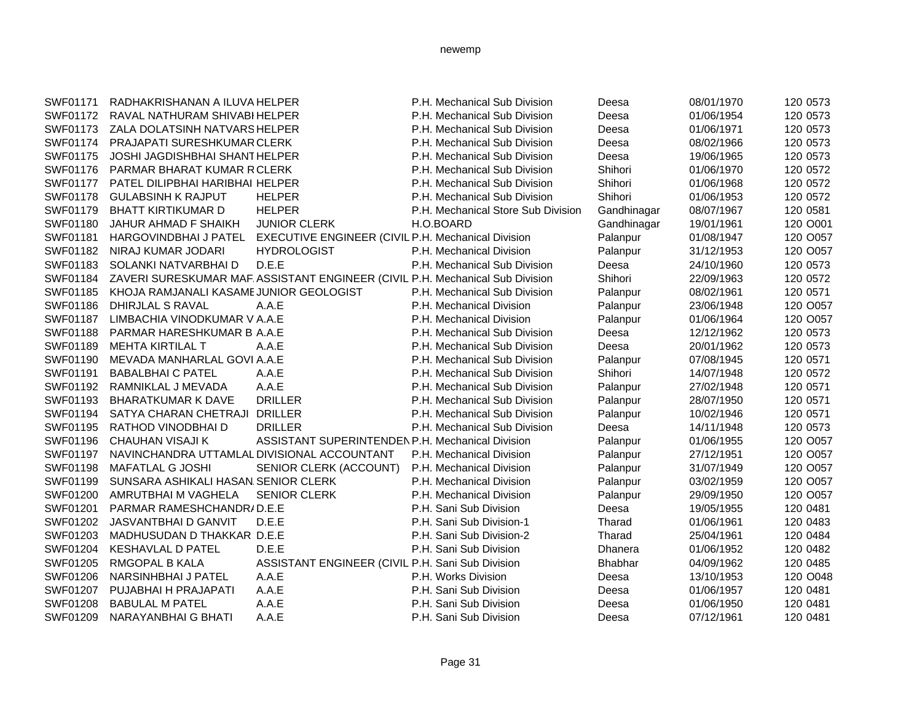| | | | | | | | |
|---|---|---|---|---|---|---|---|
| SWF01171 | RADHAKRISHANAN A ILUVA | HELPER | P.H. Mechanical Sub Division | Deesa | 08/01/1970 | 120 | 0573 |
| SWF01172 | RAVAL NATHURAM SHIVABH | HELPER | P.H. Mechanical Sub Division | Deesa | 01/06/1954 | 120 | 0573 |
| SWF01173 | ZALA DOLATSINH NATVARS | HELPER | P.H. Mechanical Sub Division | Deesa | 01/06/1971 | 120 | 0573 |
| SWF01174 | PRAJAPATI SURESHKUMAR | CLERK | P.H. Mechanical Sub Division | Deesa | 08/02/1966 | 120 | 0573 |
| SWF01175 | JOSHI JAGDISHBHAI SHANT | HELPER | P.H. Mechanical Sub Division | Deesa | 19/06/1965 | 120 | 0573 |
| SWF01176 | PARMAR BHARAT KUMAR R | CLERK | P.H. Mechanical Sub Division | Shihori | 01/06/1970 | 120 | 0572 |
| SWF01177 | PATEL DILIPBHAI HARIBHAI | HELPER | P.H. Mechanical Sub Division | Shihori | 01/06/1968 | 120 | 0572 |
| SWF01178 | GULABSINH K RAJPUT | HELPER | P.H. Mechanical Sub Division | Shihori | 01/06/1953 | 120 | 0572 |
| SWF01179 | BHATT KIRTIKUMAR D | HELPER | P.H. Mechanical Store Sub Division | Gandhinagar | 08/07/1967 | 120 | 0581 |
| SWF01180 | JAHUR AHMAD F SHAIKH | JUNIOR CLERK | H.O.BOARD | Gandhinagar | 19/01/1961 | 120 | O001 |
| SWF01181 | HARGOVINDBHAI J PATEL | EXECUTIVE ENGINEER (CIVIL | P.H. Mechanical Division | Palanpur | 01/08/1947 | 120 | O057 |
| SWF01182 | NIRAJ KUMAR JODARI | HYDROLOGIST | P.H. Mechanical Division | Palanpur | 31/12/1953 | 120 | O057 |
| SWF01183 | SOLANKI NATVARBHAI D | D.E.E | P.H. Mechanical Sub Division | Deesa | 24/10/1960 | 120 | 0573 |
| SWF01184 | ZAVERI SURESKUMAR MAF | ASSISTANT ENGINEER (CIVIL | P.H. Mechanical Sub Division | Shihori | 22/09/1963 | 120 | 0572 |
| SWF01185 | KHOJA RAMJANALI KASAME | JUNIOR GEOLOGIST | P.H. Mechanical Sub Division | Palanpur | 08/02/1961 | 120 | 0571 |
| SWF01186 | DHIRJLAL S RAVAL | A.A.E | P.H. Mechanical Division | Palanpur | 23/06/1948 | 120 | O057 |
| SWF01187 | LIMBACHIA VINODKUMAR V | A.A.E | P.H. Mechanical Division | Palanpur | 01/06/1964 | 120 | O057 |
| SWF01188 | PARMAR HARESHKUMAR B | A.A.E | P.H. Mechanical Sub Division | Deesa | 12/12/1962 | 120 | 0573 |
| SWF01189 | MEHTA KIRTILAL T | A.A.E | P.H. Mechanical Sub Division | Deesa | 20/01/1962 | 120 | 0573 |
| SWF01190 | MEVADA MANHARLAL GOVI | A.A.E | P.H. Mechanical Sub Division | Palanpur | 07/08/1945 | 120 | 0571 |
| SWF01191 | BABALBHAI C PATEL | A.A.E | P.H. Mechanical Sub Division | Shihori | 14/07/1948 | 120 | 0572 |
| SWF01192 | RAMNIKLAL J MEVADA | A.A.E | P.H. Mechanical Sub Division | Palanpur | 27/02/1948 | 120 | 0571 |
| SWF01193 | BHARATKUMAR K DAVE | DRILLER | P.H. Mechanical Sub Division | Palanpur | 28/07/1950 | 120 | 0571 |
| SWF01194 | SATYA CHARAN CHETRAJI | DRILLER | P.H. Mechanical Sub Division | Palanpur | 10/02/1946 | 120 | 0571 |
| SWF01195 | RATHOD VINODBHAI D | DRILLER | P.H. Mechanical Sub Division | Deesa | 14/11/1948 | 120 | 0573 |
| SWF01196 | CHAUHAN VISAJI K | ASSISTANT SUPERINTENDEN | P.H. Mechanical Division | Palanpur | 01/06/1955 | 120 | O057 |
| SWF01197 | NAVINCHANDRA UTTAMLAL | DIVISIONAL ACCOUNTANT | P.H. Mechanical Division | Palanpur | 27/12/1951 | 120 | O057 |
| SWF01198 | MAFATLAL G JOSHI | SENIOR CLERK (ACCOUNT) | P.H. Mechanical Division | Palanpur | 31/07/1949 | 120 | O057 |
| SWF01199 | SUNSARA ASHIKALI HASAN | SENIOR CLERK | P.H. Mechanical Division | Palanpur | 03/02/1959 | 120 | O057 |
| SWF01200 | AMRUTBHAI M VAGHELA | SENIOR CLERK | P.H. Mechanical Division | Palanpur | 29/09/1950 | 120 | O057 |
| SWF01201 | PARMAR RAMESHCHANDRA | D.E.E | P.H. Sani Sub Division | Deesa | 19/05/1955 | 120 | 0481 |
| SWF01202 | JASVANTBHAI D GANVIT | D.E.E | P.H. Sani Sub Division-1 | Tharad | 01/06/1961 | 120 | 0483 |
| SWF01203 | MADHUSUDAN D THAKKAR | D.E.E | P.H. Sani Sub Division-2 | Tharad | 25/04/1961 | 120 | 0484 |
| SWF01204 | KESHAVLAL D PATEL | D.E.E | P.H. Sani Sub Division | Dhanera | 01/06/1952 | 120 | 0482 |
| SWF01205 | RMGOPAL B KALA | ASSISTANT ENGINEER (CIVIL | P.H. Sani Sub Division | Bhabhar | 04/09/1962 | 120 | 0485 |
| SWF01206 | NARSINHBHAI J PATEL | A.A.E | P.H. Works Division | Deesa | 13/10/1953 | 120 | O048 |
| SWF01207 | PUJABHAI H PRAJAPATI | A.A.E | P.H. Sani Sub Division | Deesa | 01/06/1957 | 120 | 0481 |
| SWF01208 | BABULAL M PATEL | A.A.E | P.H. Sani Sub Division | Deesa | 01/06/1950 | 120 | 0481 |
| SWF01209 | NARAYANBHAI G BHATI | A.A.E | P.H. Sani Sub Division | Deesa | 07/12/1961 | 120 | 0481 |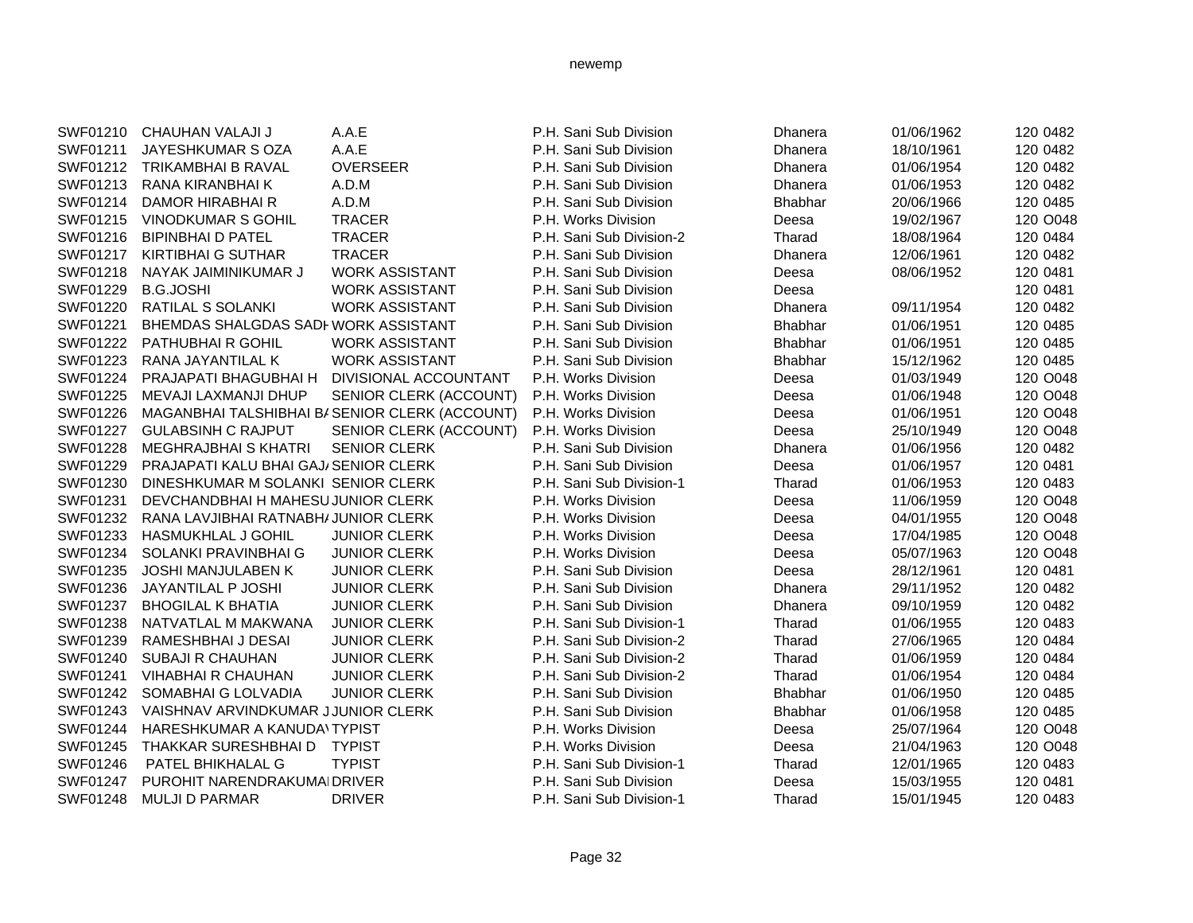| | | | | | | |
|---|---|---|---|---|---|---|
| SWF01210 | CHAUHAN VALAJI J | A.A.E | P.H. Sani Sub Division | Dhanera | 01/06/1962 | 120 0482 |
| SWF01211 | JAYESHKUMAR S OZA | A.A.E | P.H. Sani Sub Division | Dhanera | 18/10/1961 | 120 0482 |
| SWF01212 | TRIKAMBHAI B RAVAL | OVERSEER | P.H. Sani Sub Division | Dhanera | 01/06/1954 | 120 0482 |
| SWF01213 | RANA KIRANBHAI K | A.D.M | P.H. Sani Sub Division | Dhanera | 01/06/1953 | 120 0482 |
| SWF01214 | DAMOR HIRABHAI R | A.D.M | P.H. Sani Sub Division | Bhabhar | 20/06/1966 | 120 0485 |
| SWF01215 | VINODKUMAR S GOHIL | TRACER | P.H. Works Division | Deesa | 19/02/1967 | 120 O048 |
| SWF01216 | BIPINBHAI D PATEL | TRACER | P.H. Sani Sub Division-2 | Tharad | 18/08/1964 | 120 0484 |
| SWF01217 | KIRTIBHAI G SUTHAR | TRACER | P.H. Sani Sub Division | Dhanera | 12/06/1961 | 120 0482 |
| SWF01218 | NAYAK JAIMINIKUMAR J | WORK ASSISTANT | P.H. Sani Sub Division | Deesa | 08/06/1952 | 120 0481 |
| SWF01229 | B.G.JOSHI | WORK ASSISTANT | P.H. Sani Sub Division | Deesa | | 120 0481 |
| SWF01220 | RATILAL S SOLANKI | WORK ASSISTANT | P.H. Sani Sub Division | Dhanera | 09/11/1954 | 120 0482 |
| SWF01221 | BHEMDAS SHALGDAS SADH | WORK ASSISTANT | P.H. Sani Sub Division | Bhabhar | 01/06/1951 | 120 0485 |
| SWF01222 | PATHUBHAI R GOHIL | WORK ASSISTANT | P.H. Sani Sub Division | Bhabhar | 01/06/1951 | 120 0485 |
| SWF01223 | RANA JAYANTILAL K | WORK ASSISTANT | P.H. Sani Sub Division | Bhabhar | 15/12/1962 | 120 0485 |
| SWF01224 | PRAJAPATI BHAGUBHAI H | DIVISIONAL ACCOUNTANT | P.H. Works Division | Deesa | 01/03/1949 | 120 O048 |
| SWF01225 | MEVAJI LAXMANJI DHUP | SENIOR CLERK (ACCOUNT) | P.H. Works Division | Deesa | 01/06/1948 | 120 O048 |
| SWF01226 | MAGANBHAI TALSHIBHAI BA | SENIOR CLERK (ACCOUNT) | P.H. Works Division | Deesa | 01/06/1951 | 120 O048 |
| SWF01227 | GULABSINH C RAJPUT | SENIOR CLERK (ACCOUNT) | P.H. Works Division | Deesa | 25/10/1949 | 120 O048 |
| SWF01228 | MEGHRAJBHAI S KHATRI | SENIOR CLERK | P.H. Sani Sub Division | Dhanera | 01/06/1956 | 120 0482 |
| SWF01229 | PRAJAPATI KALU BHAI GAJA | SENIOR CLERK | P.H. Sani Sub Division | Deesa | 01/06/1957 | 120 0481 |
| SWF01230 | DINESHKUMAR M SOLANKI | SENIOR CLERK | P.H. Sani Sub Division-1 | Tharad | 01/06/1953 | 120 0483 |
| SWF01231 | DEVCHANDBHAI H MAHESU | JUNIOR CLERK | P.H. Works Division | Deesa | 11/06/1959 | 120 O048 |
| SWF01232 | RANA LAVJIBHAI RATNABHA | JUNIOR CLERK | P.H. Works Division | Deesa | 04/01/1955 | 120 O048 |
| SWF01233 | HASMUKHLAL J GOHIL | JUNIOR CLERK | P.H. Works Division | Deesa | 17/04/1985 | 120 O048 |
| SWF01234 | SOLANKI PRAVINBHAI G | JUNIOR CLERK | P.H. Works Division | Deesa | 05/07/1963 | 120 O048 |
| SWF01235 | JOSHI MANJULABEN K | JUNIOR CLERK | P.H. Sani Sub Division | Deesa | 28/12/1961 | 120 0481 |
| SWF01236 | JAYANTILAL P JOSHI | JUNIOR CLERK | P.H. Sani Sub Division | Dhanera | 29/11/1952 | 120 0482 |
| SWF01237 | BHOGILAL K BHATIA | JUNIOR CLERK | P.H. Sani Sub Division | Dhanera | 09/10/1959 | 120 0482 |
| SWF01238 | NATVATLAL M MAKWANA | JUNIOR CLERK | P.H. Sani Sub Division-1 | Tharad | 01/06/1955 | 120 0483 |
| SWF01239 | RAMESHBHAI J DESAI | JUNIOR CLERK | P.H. Sani Sub Division-2 | Tharad | 27/06/1965 | 120 0484 |
| SWF01240 | SUBAJI R CHAUHAN | JUNIOR CLERK | P.H. Sani Sub Division-2 | Tharad | 01/06/1959 | 120 0484 |
| SWF01241 | VIHABHAI R CHAUHAN | JUNIOR CLERK | P.H. Sani Sub Division-2 | Tharad | 01/06/1954 | 120 0484 |
| SWF01242 | SOMABHAI G LOLVADIA | JUNIOR CLERK | P.H. Sani Sub Division | Bhabhar | 01/06/1950 | 120 0485 |
| SWF01243 | VAISHNAV ARVINDKUMAR J | JUNIOR CLERK | P.H. Sani Sub Division | Bhabhar | 01/06/1958 | 120 0485 |
| SWF01244 | HARESHKUMAR A KANUDA\ | TYPIST | P.H. Works Division | Deesa | 25/07/1964 | 120 O048 |
| SWF01245 | THAKKAR SURESHBHAI D | TYPIST | P.H. Works Division | Deesa | 21/04/1963 | 120 O048 |
| SWF01246 | PATEL BHIKHALAL G | TYPIST | P.H. Sani Sub Division-1 | Tharad | 12/01/1965 | 120 0483 |
| SWF01247 | PUROHIT NARENDRAKUMA | DRIVER | P.H. Sani Sub Division | Deesa | 15/03/1955 | 120 0481 |
| SWF01248 | MULJI D PARMAR | DRIVER | P.H. Sani Sub Division-1 | Tharad | 15/01/1945 | 120 0483 |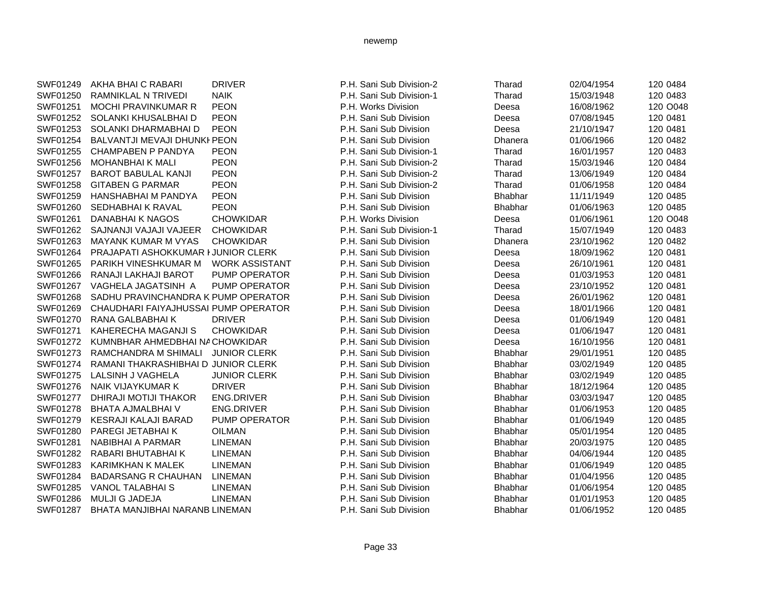| | | | | | | |
|---|---|---|---|---|---|---|
| SWF01249 | AKHA BHAI C RABARI | DRIVER | P.H. Sani Sub Division-2 | Tharad | 02/04/1954 | 120 0484 |
| SWF01250 | RAMNIKLAL N TRIVEDI | NAIK | P.H. Sani Sub Division-1 | Tharad | 15/03/1948 | 120 0483 |
| SWF01251 | MOCHI PRAVINKUMAR R | PEON | P.H. Works Division | Deesa | 16/08/1962 | 120 O048 |
| SWF01252 | SOLANKI KHUSALBHAI D | PEON | P.H. Sani Sub Division | Deesa | 07/08/1945 | 120 0481 |
| SWF01253 | SOLANKI DHARMABHAI D | PEON | P.H. Sani Sub Division | Deesa | 21/10/1947 | 120 0481 |
| SWF01254 | BALVANTJI MEVAJI DHUNKI | PEON | P.H. Sani Sub Division | Dhanera | 01/06/1966 | 120 0482 |
| SWF01255 | CHAMPABEN P PANDYA | PEON | P.H. Sani Sub Division-1 | Tharad | 16/01/1957 | 120 0483 |
| SWF01256 | MOHANBHAI K MALI | PEON | P.H. Sani Sub Division-2 | Tharad | 15/03/1946 | 120 0484 |
| SWF01257 | BAROT BABULAL KANJI | PEON | P.H. Sani Sub Division-2 | Tharad | 13/06/1949 | 120 0484 |
| SWF01258 | GITABEN G PARMAR | PEON | P.H. Sani Sub Division-2 | Tharad | 01/06/1958 | 120 0484 |
| SWF01259 | HANSHABHAI M PANDYA | PEON | P.H. Sani Sub Division | Bhabhar | 11/11/1949 | 120 0485 |
| SWF01260 | SEDHABHAI K RAVAL | PEON | P.H. Sani Sub Division | Bhabhar | 01/06/1963 | 120 0485 |
| SWF01261 | DANABHAI K NAGOS | CHOWKIDAR | P.H. Works Division | Deesa | 01/06/1961 | 120 O048 |
| SWF01262 | SAJNANJI VAJAJI VAJEER | CHOWKIDAR | P.H. Sani Sub Division-1 | Tharad | 15/07/1949 | 120 0483 |
| SWF01263 | MAYANK KUMAR M VYAS | CHOWKIDAR | P.H. Sani Sub Division | Dhanera | 23/10/1962 | 120 0482 |
| SWF01264 | PRAJAPATI ASHOKKUMAR I | JUNIOR CLERK | P.H. Sani Sub Division | Deesa | 18/09/1962 | 120 0481 |
| SWF01265 | PARIKH VINESHKUMAR M | WORK ASSISTANT | P.H. Sani Sub Division | Deesa | 26/10/1961 | 120 0481 |
| SWF01266 | RANAJI LAKHAJI BAROT | PUMP OPERATOR | P.H. Sani Sub Division | Deesa | 01/03/1953 | 120 0481 |
| SWF01267 | VAGHELA JAGATSINH A | PUMP OPERATOR | P.H. Sani Sub Division | Deesa | 23/10/1952 | 120 0481 |
| SWF01268 | SADHU PRAVINCHANDRA K | PUMP OPERATOR | P.H. Sani Sub Division | Deesa | 26/01/1962 | 120 0481 |
| SWF01269 | CHAUDHARI FAIYAJHUSSAI | PUMP OPERATOR | P.H. Sani Sub Division | Deesa | 18/01/1966 | 120 0481 |
| SWF01270 | RANA GALBABHAI K | DRIVER | P.H. Sani Sub Division | Deesa | 01/06/1949 | 120 0481 |
| SWF01271 | KAHERECHA MAGANJI S | CHOWKIDAR | P.H. Sani Sub Division | Deesa | 01/06/1947 | 120 0481 |
| SWF01272 | KUMNBHAR AHMEDBHAI NA | CHOWKIDAR | P.H. Sani Sub Division | Deesa | 16/10/1956 | 120 0481 |
| SWF01273 | RAMCHANDRA M SHIMALI | JUNIOR CLERK | P.H. Sani Sub Division | Bhabhar | 29/01/1951 | 120 0485 |
| SWF01274 | RAMANI THAKRASHIBHAI D | JUNIOR CLERK | P.H. Sani Sub Division | Bhabhar | 03/02/1949 | 120 0485 |
| SWF01275 | LALSINH J VAGHELA | JUNIOR CLERK | P.H. Sani Sub Division | Bhabhar | 03/02/1949 | 120 0485 |
| SWF01276 | NAIK VIJAYKUMAR K | DRIVER | P.H. Sani Sub Division | Bhabhar | 18/12/1964 | 120 0485 |
| SWF01277 | DHIRAJI MOTIJI THAKOR | ENG.DRIVER | P.H. Sani Sub Division | Bhabhar | 03/03/1947 | 120 0485 |
| SWF01278 | BHATA AJMALBHAI V | ENG.DRIVER | P.H. Sani Sub Division | Bhabhar | 01/06/1953 | 120 0485 |
| SWF01279 | KESRAJI KALAJI BARAD | PUMP OPERATOR | P.H. Sani Sub Division | Bhabhar | 01/06/1949 | 120 0485 |
| SWF01280 | PAREGI JETABHAI K | OILMAN | P.H. Sani Sub Division | Bhabhar | 05/01/1954 | 120 0485 |
| SWF01281 | NABIBHAI A PARMAR | LINEMAN | P.H. Sani Sub Division | Bhabhar | 20/03/1975 | 120 0485 |
| SWF01282 | RABARI BHUTABHAI K | LINEMAN | P.H. Sani Sub Division | Bhabhar | 04/06/1944 | 120 0485 |
| SWF01283 | KARIMKHAN K MALEK | LINEMAN | P.H. Sani Sub Division | Bhabhar | 01/06/1949 | 120 0485 |
| SWF01284 | BADARSANG R CHAUHAN | LINEMAN | P.H. Sani Sub Division | Bhabhar | 01/04/1956 | 120 0485 |
| SWF01285 | VANOL TALABHAI S | LINEMAN | P.H. Sani Sub Division | Bhabhar | 01/06/1954 | 120 0485 |
| SWF01286 | MULJI G JADEJA | LINEMAN | P.H. Sani Sub Division | Bhabhar | 01/01/1953 | 120 0485 |
| SWF01287 | BHATA MANJIBHAI NARANB | LINEMAN | P.H. Sani Sub Division | Bhabhar | 01/06/1952 | 120 0485 |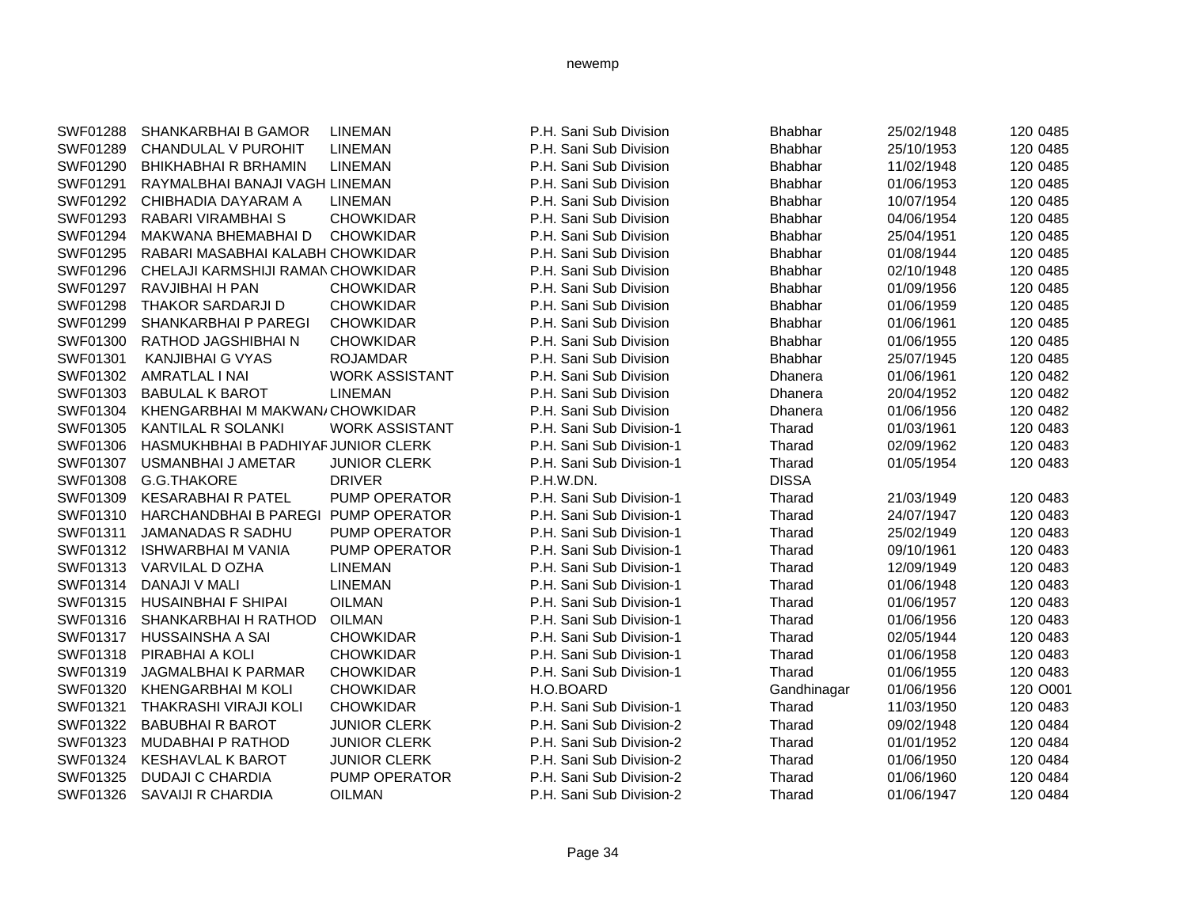| | | | | | | | |
|---|---|---|---|---|---|---|---|
| SWF01288 | SHANKARBHAI B GAMOR | LINEMAN | P.H. Sani Sub Division | Bhabhar | 25/02/1948 | 120 | 0485 |
| SWF01289 | CHANDULAL V PUROHIT | LINEMAN | P.H. Sani Sub Division | Bhabhar | 25/10/1953 | 120 | 0485 |
| SWF01290 | BHIKHABHAI R BRHAMIN | LINEMAN | P.H. Sani Sub Division | Bhabhar | 11/02/1948 | 120 | 0485 |
| SWF01291 | RAYMALBHAI BANAJI VAGH | LINEMAN | P.H. Sani Sub Division | Bhabhar | 01/06/1953 | 120 | 0485 |
| SWF01292 | CHIBHADIA DAYARAM A | LINEMAN | P.H. Sani Sub Division | Bhabhar | 10/07/1954 | 120 | 0485 |
| SWF01293 | RABARI VIRAMBHAI S | CHOWKIDAR | P.H. Sani Sub Division | Bhabhar | 04/06/1954 | 120 | 0485 |
| SWF01294 | MAKWANA BHEMABHAI D | CHOWKIDAR | P.H. Sani Sub Division | Bhabhar | 25/04/1951 | 120 | 0485 |
| SWF01295 | RABARI MASABHAI KALABH | CHOWKIDAR | P.H. Sani Sub Division | Bhabhar | 01/08/1944 | 120 | 0485 |
| SWF01296 | CHELAJI KARMSHIJI RAMAN | CHOWKIDAR | P.H. Sani Sub Division | Bhabhar | 02/10/1948 | 120 | 0485 |
| SWF01297 | RAVJIBHAI H PAN | CHOWKIDAR | P.H. Sani Sub Division | Bhabhar | 01/09/1956 | 120 | 0485 |
| SWF01298 | THAKOR SARDARJI D | CHOWKIDAR | P.H. Sani Sub Division | Bhabhar | 01/06/1959 | 120 | 0485 |
| SWF01299 | SHANKARBHAI P PAREGI | CHOWKIDAR | P.H. Sani Sub Division | Bhabhar | 01/06/1961 | 120 | 0485 |
| SWF01300 | RATHOD JAGSHIBHAI N | CHOWKIDAR | P.H. Sani Sub Division | Bhabhar | 01/06/1955 | 120 | 0485 |
| SWF01301 | KANJIBHAI G VYAS | ROJAMDAR | P.H. Sani Sub Division | Bhabhar | 25/07/1945 | 120 | 0485 |
| SWF01302 | AMRATLAL I NAI | WORK ASSISTANT | P.H. Sani Sub Division | Dhanera | 01/06/1961 | 120 | 0482 |
| SWF01303 | BABULAL K BAROT | LINEMAN | P.H. Sani Sub Division | Dhanera | 20/04/1952 | 120 | 0482 |
| SWF01304 | KHENGARBHAI M MAKWAN/ | CHOWKIDAR | P.H. Sani Sub Division | Dhanera | 01/06/1956 | 120 | 0482 |
| SWF01305 | KANTILAL R SOLANKI | WORK ASSISTANT | P.H. Sani Sub Division-1 | Tharad | 01/03/1961 | 120 | 0483 |
| SWF01306 | HASMUKHBHAI B PADHIYAF | JUNIOR CLERK | P.H. Sani Sub Division-1 | Tharad | 02/09/1962 | 120 | 0483 |
| SWF01307 | USMANBHAI J AMETAR | JUNIOR CLERK | P.H. Sani Sub Division-1 | Tharad | 01/05/1954 | 120 | 0483 |
| SWF01308 | G.G.THAKORE | DRIVER | P.H.W.DN. | DISSA | | | |
| SWF01309 | KESARABHAI R PATEL | PUMP OPERATOR | P.H. Sani Sub Division-1 | Tharad | 21/03/1949 | 120 | 0483 |
| SWF01310 | HARCHANDBHAI B PAREGI | PUMP OPERATOR | P.H. Sani Sub Division-1 | Tharad | 24/07/1947 | 120 | 0483 |
| SWF01311 | JAMANADAS R SADHU | PUMP OPERATOR | P.H. Sani Sub Division-1 | Tharad | 25/02/1949 | 120 | 0483 |
| SWF01312 | ISHWARBHAI M VANIA | PUMP OPERATOR | P.H. Sani Sub Division-1 | Tharad | 09/10/1961 | 120 | 0483 |
| SWF01313 | VARVILAL D OZHA | LINEMAN | P.H. Sani Sub Division-1 | Tharad | 12/09/1949 | 120 | 0483 |
| SWF01314 | DANAJI V MALI | LINEMAN | P.H. Sani Sub Division-1 | Tharad | 01/06/1948 | 120 | 0483 |
| SWF01315 | HUSAINBHAI F SHIPAI | OILMAN | P.H. Sani Sub Division-1 | Tharad | 01/06/1957 | 120 | 0483 |
| SWF01316 | SHANKARBHAI H RATHOD | OILMAN | P.H. Sani Sub Division-1 | Tharad | 01/06/1956 | 120 | 0483 |
| SWF01317 | HUSSAINSHA A SAI | CHOWKIDAR | P.H. Sani Sub Division-1 | Tharad | 02/05/1944 | 120 | 0483 |
| SWF01318 | PIRABHAI A KOLI | CHOWKIDAR | P.H. Sani Sub Division-1 | Tharad | 01/06/1958 | 120 | 0483 |
| SWF01319 | JAGMALBHAI K PARMAR | CHOWKIDAR | P.H. Sani Sub Division-1 | Tharad | 01/06/1955 | 120 | 0483 |
| SWF01320 | KHENGARBHAI M KOLI | CHOWKIDAR | H.O.BOARD | Gandhinagar | 01/06/1956 | 120 | O001 |
| SWF01321 | THAKRASHI VIRAJI KOLI | CHOWKIDAR | P.H. Sani Sub Division-1 | Tharad | 11/03/1950 | 120 | 0483 |
| SWF01322 | BABUBHAI R BAROT | JUNIOR CLERK | P.H. Sani Sub Division-2 | Tharad | 09/02/1948 | 120 | 0484 |
| SWF01323 | MUDABHAI P RATHOD | JUNIOR CLERK | P.H. Sani Sub Division-2 | Tharad | 01/01/1952 | 120 | 0484 |
| SWF01324 | KESHAVLAL K BAROT | JUNIOR CLERK | P.H. Sani Sub Division-2 | Tharad | 01/06/1950 | 120 | 0484 |
| SWF01325 | DUDAJI C CHARDIA | PUMP OPERATOR | P.H. Sani Sub Division-2 | Tharad | 01/06/1960 | 120 | 0484 |
| SWF01326 | SAVAIJI R CHARDIA | OILMAN | P.H. Sani Sub Division-2 | Tharad | 01/06/1947 | 120 | 0484 |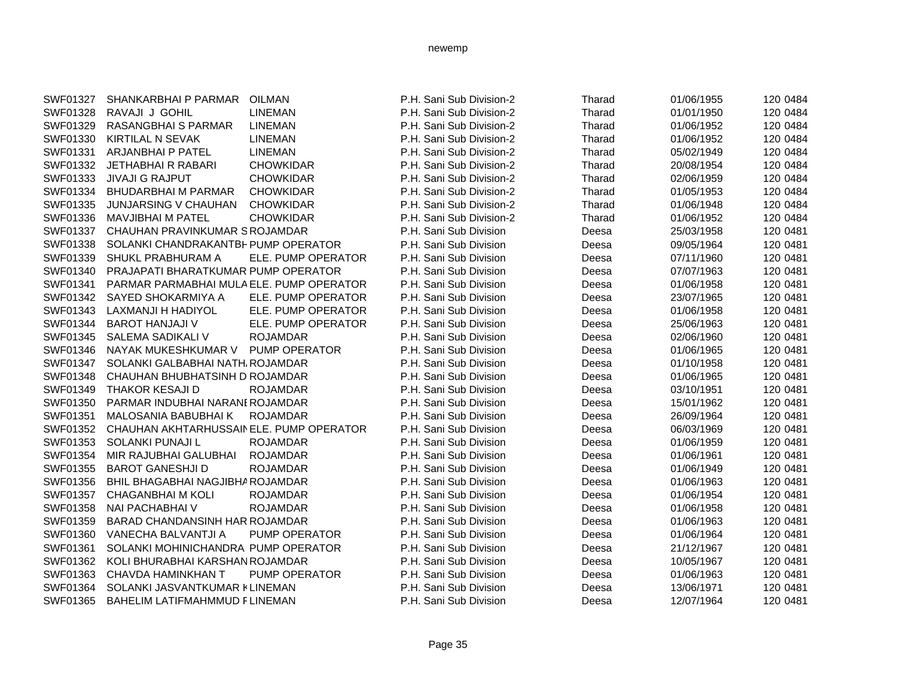| | | | | | | | |
|---|---|---|---|---|---|---|---|
| SWF01327 | SHANKARBHAI P PARMAR | OILMAN | P.H. Sani Sub Division-2 | Tharad | 01/06/1955 | 120 | 0484 |
| SWF01328 | RAVAJI J GOHIL | LINEMAN | P.H. Sani Sub Division-2 | Tharad | 01/01/1950 | 120 | 0484 |
| SWF01329 | RASANGBHAI S PARMAR | LINEMAN | P.H. Sani Sub Division-2 | Tharad | 01/06/1952 | 120 | 0484 |
| SWF01330 | KIRTILAL N SEVAK | LINEMAN | P.H. Sani Sub Division-2 | Tharad | 01/06/1952 | 120 | 0484 |
| SWF01331 | ARJANBHAI P PATEL | LINEMAN | P.H. Sani Sub Division-2 | Tharad | 05/02/1949 | 120 | 0484 |
| SWF01332 | JETHABHAI R RABARI | CHOWKIDAR | P.H. Sani Sub Division-2 | Tharad | 20/08/1954 | 120 | 0484 |
| SWF01333 | JIVAJI G RAJPUT | CHOWKIDAR | P.H. Sani Sub Division-2 | Tharad | 02/06/1959 | 120 | 0484 |
| SWF01334 | BHUDARBHAI M PARMAR | CHOWKIDAR | P.H. Sani Sub Division-2 | Tharad | 01/05/1953 | 120 | 0484 |
| SWF01335 | JUNJARSING V CHAUHAN | CHOWKIDAR | P.H. Sani Sub Division-2 | Tharad | 01/06/1948 | 120 | 0484 |
| SWF01336 | MAVJIBHAI M PATEL | CHOWKIDAR | P.H. Sani Sub Division-2 | Tharad | 01/06/1952 | 120 | 0484 |
| SWF01337 | CHAUHAN PRAVINKUMAR S | ROJAMDAR | P.H. Sani Sub Division | Deesa | 25/03/1958 | 120 | 0481 |
| SWF01338 | SOLANKI CHANDRAKANTBH | PUMP OPERATOR | P.H. Sani Sub Division | Deesa | 09/05/1964 | 120 | 0481 |
| SWF01339 | SHUKL PRABHURAM A | ELE. PUMP OPERATOR | P.H. Sani Sub Division | Deesa | 07/11/1960 | 120 | 0481 |
| SWF01340 | PRAJAPATI BHARATKUMAR | PUMP OPERATOR | P.H. Sani Sub Division | Deesa | 07/07/1963 | 120 | 0481 |
| SWF01341 | PARMAR PARMABHAI MULA | ELE. PUMP OPERATOR | P.H. Sani Sub Division | Deesa | 01/06/1958 | 120 | 0481 |
| SWF01342 | SAYED SHOKARMIYA A | ELE. PUMP OPERATOR | P.H. Sani Sub Division | Deesa | 23/07/1965 | 120 | 0481 |
| SWF01343 | LAXMANJI H HADIYOL | ELE. PUMP OPERATOR | P.H. Sani Sub Division | Deesa | 01/06/1958 | 120 | 0481 |
| SWF01344 | BAROT HANJAJI V | ELE. PUMP OPERATOR | P.H. Sani Sub Division | Deesa | 25/06/1963 | 120 | 0481 |
| SWF01345 | SALEMA SADIKALI V | ROJAMDAR | P.H. Sani Sub Division | Deesa | 02/06/1960 | 120 | 0481 |
| SWF01346 | NAYAK MUKESHKUMAR V | PUMP OPERATOR | P.H. Sani Sub Division | Deesa | 01/06/1965 | 120 | 0481 |
| SWF01347 | SOLANKI GALBABHAI NATH | ROJAMDAR | P.H. Sani Sub Division | Deesa | 01/10/1958 | 120 | 0481 |
| SWF01348 | CHAUHAN BHUBHATSINH D | ROJAMDAR | P.H. Sani Sub Division | Deesa | 01/06/1965 | 120 | 0481 |
| SWF01349 | THAKOR KESAJI D | ROJAMDAR | P.H. Sani Sub Division | Deesa | 03/10/1951 | 120 | 0481 |
| SWF01350 | PARMAR INDUBHAI NARANI | ROJAMDAR | P.H. Sani Sub Division | Deesa | 15/01/1962 | 120 | 0481 |
| SWF01351 | MALOSANIA BABUBHAI K | ROJAMDAR | P.H. Sani Sub Division | Deesa | 26/09/1964 | 120 | 0481 |
| SWF01352 | CHAUHAN AKHTARHUSSAIN | ELE. PUMP OPERATOR | P.H. Sani Sub Division | Deesa | 06/03/1969 | 120 | 0481 |
| SWF01353 | SOLANKI PUNAJI L | ROJAMDAR | P.H. Sani Sub Division | Deesa | 01/06/1959 | 120 | 0481 |
| SWF01354 | MIR RAJUBHAI GALUBHAI | ROJAMDAR | P.H. Sani Sub Division | Deesa | 01/06/1961 | 120 | 0481 |
| SWF01355 | BAROT GANESHJI D | ROJAMDAR | P.H. Sani Sub Division | Deesa | 01/06/1949 | 120 | 0481 |
| SWF01356 | BHIL BHAGABHAI NAGJIBHA | ROJAMDAR | P.H. Sani Sub Division | Deesa | 01/06/1963 | 120 | 0481 |
| SWF01357 | CHAGANBHAI M KOLI | ROJAMDAR | P.H. Sani Sub Division | Deesa | 01/06/1954 | 120 | 0481 |
| SWF01358 | NAI PACHABHAI V | ROJAMDAR | P.H. Sani Sub Division | Deesa | 01/06/1958 | 120 | 0481 |
| SWF01359 | BARAD CHANDANSINH HAR | ROJAMDAR | P.H. Sani Sub Division | Deesa | 01/06/1963 | 120 | 0481 |
| SWF01360 | VANECHA BALVANTJI A | PUMP OPERATOR | P.H. Sani Sub Division | Deesa | 01/06/1964 | 120 | 0481 |
| SWF01361 | SOLANKI MOHINICHANDRA | PUMP OPERATOR | P.H. Sani Sub Division | Deesa | 21/12/1967 | 120 | 0481 |
| SWF01362 | KOLI BHURABHAI KARSHAN | ROJAMDAR | P.H. Sani Sub Division | Deesa | 10/05/1967 | 120 | 0481 |
| SWF01363 | CHAVDA HAMINKHAN T | PUMP OPERATOR | P.H. Sani Sub Division | Deesa | 01/06/1963 | 120 | 0481 |
| SWF01364 | SOLANKI JASVANTKUMAR K | LINEMAN | P.H. Sani Sub Division | Deesa | 13/06/1971 | 120 | 0481 |
| SWF01365 | BAHELIM LATIFMAHMMUD F | LINEMAN | P.H. Sani Sub Division | Deesa | 12/07/1964 | 120 | 0481 |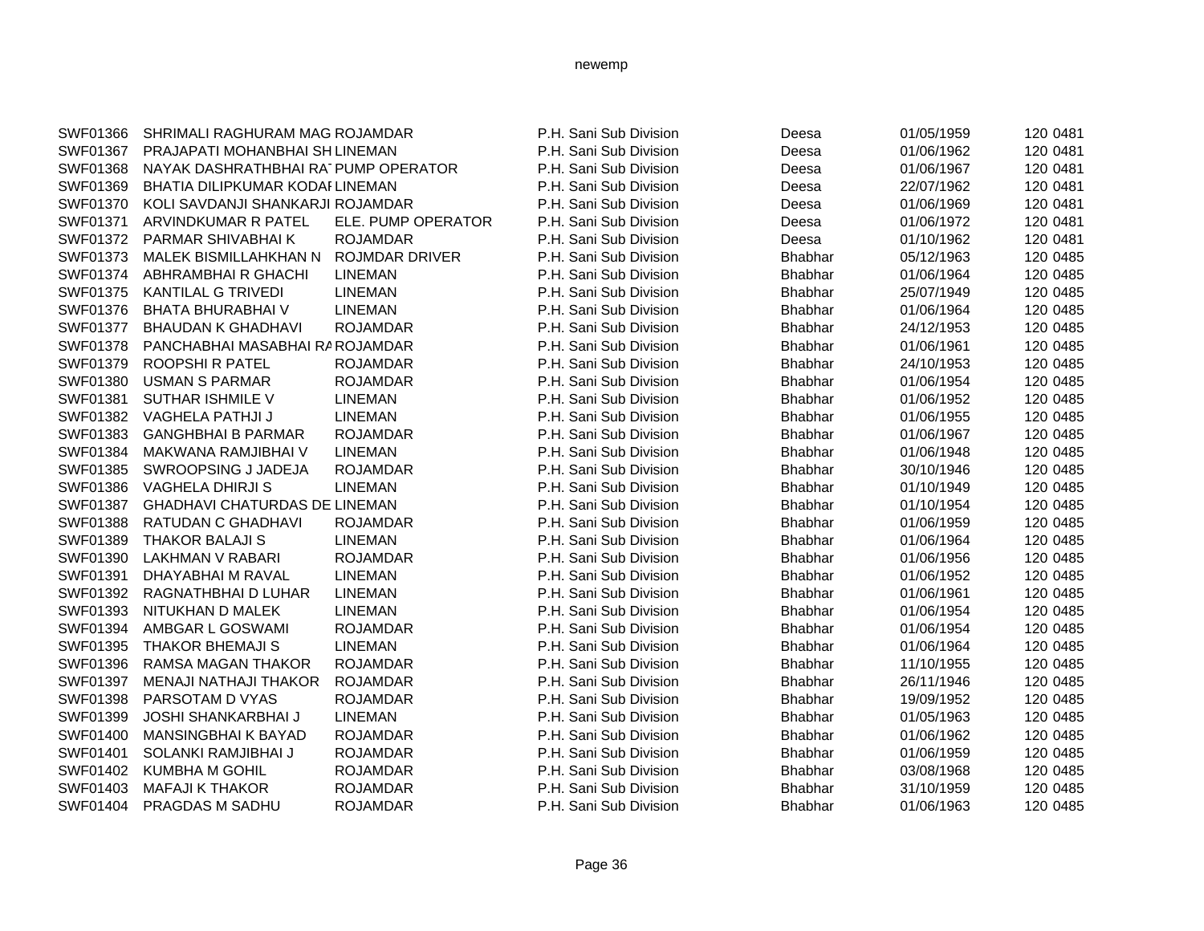| | | | | | | |
|---|---|---|---|---|---|---|
| SWF01366 | SHRIMALI RAGHURAM MAG | ROJAMDAR | P.H. Sani Sub Division | Deesa | 01/05/1959 | 120 0481 |
| SWF01367 | PRAJAPATI MOHANBHAI SH | LINEMAN | P.H. Sani Sub Division | Deesa | 01/06/1962 | 120 0481 |
| SWF01368 | NAYAK DASHRATHBHAI RA | PUMP OPERATOR | P.H. Sani Sub Division | Deesa | 01/06/1967 | 120 0481 |
| SWF01369 | BHATIA DILIPKUMAR KODAI | LINEMAN | P.H. Sani Sub Division | Deesa | 22/07/1962 | 120 0481 |
| SWF01370 | KOLI SAVDANJI SHANKARJI | ROJAMDAR | P.H. Sani Sub Division | Deesa | 01/06/1969 | 120 0481 |
| SWF01371 | ARVINDKUMAR R PATEL | ELE. PUMP OPERATOR | P.H. Sani Sub Division | Deesa | 01/06/1972 | 120 0481 |
| SWF01372 | PARMAR SHIVABHAI K | ROJAMDAR | P.H. Sani Sub Division | Deesa | 01/10/1962 | 120 0481 |
| SWF01373 | MALEK BISMILLAHKHAN N | ROJMDAR DRIVER | P.H. Sani Sub Division | Bhabhar | 05/12/1963 | 120 0485 |
| SWF01374 | ABHRAMBHAI R GHACHI | LINEMAN | P.H. Sani Sub Division | Bhabhar | 01/06/1964 | 120 0485 |
| SWF01375 | KANTILAL G TRIVEDI | LINEMAN | P.H. Sani Sub Division | Bhabhar | 25/07/1949 | 120 0485 |
| SWF01376 | BHATA BHURABHAI V | LINEMAN | P.H. Sani Sub Division | Bhabhar | 01/06/1964 | 120 0485 |
| SWF01377 | BHAUDAN K GHADHAVI | ROJAMDAR | P.H. Sani Sub Division | Bhabhar | 24/12/1953 | 120 0485 |
| SWF01378 | PANCHABHAI MASABHAI RA | ROJAMDAR | P.H. Sani Sub Division | Bhabhar | 01/06/1961 | 120 0485 |
| SWF01379 | ROOPSHI R PATEL | ROJAMDAR | P.H. Sani Sub Division | Bhabhar | 24/10/1953 | 120 0485 |
| SWF01380 | USMAN S PARMAR | ROJAMDAR | P.H. Sani Sub Division | Bhabhar | 01/06/1954 | 120 0485 |
| SWF01381 | SUTHAR ISHMILE V | LINEMAN | P.H. Sani Sub Division | Bhabhar | 01/06/1952 | 120 0485 |
| SWF01382 | VAGHELA PATHJI J | LINEMAN | P.H. Sani Sub Division | Bhabhar | 01/06/1955 | 120 0485 |
| SWF01383 | GANGHBHAI B PARMAR | ROJAMDAR | P.H. Sani Sub Division | Bhabhar | 01/06/1967 | 120 0485 |
| SWF01384 | MAKWANA RAMJIBHAI V | LINEMAN | P.H. Sani Sub Division | Bhabhar | 01/06/1948 | 120 0485 |
| SWF01385 | SWROOPSING J JADEJA | ROJAMDAR | P.H. Sani Sub Division | Bhabhar | 30/10/1946 | 120 0485 |
| SWF01386 | VAGHELA DHIRJI S | LINEMAN | P.H. Sani Sub Division | Bhabhar | 01/10/1949 | 120 0485 |
| SWF01387 | GHADHAVI CHATURDAS DE | LINEMAN | P.H. Sani Sub Division | Bhabhar | 01/10/1954 | 120 0485 |
| SWF01388 | RATUDAN C GHADHAVI | ROJAMDAR | P.H. Sani Sub Division | Bhabhar | 01/06/1959 | 120 0485 |
| SWF01389 | THAKOR BALAJI S | LINEMAN | P.H. Sani Sub Division | Bhabhar | 01/06/1964 | 120 0485 |
| SWF01390 | LAKHMAN V RABARI | ROJAMDAR | P.H. Sani Sub Division | Bhabhar | 01/06/1956 | 120 0485 |
| SWF01391 | DHAYABHAI M RAVAL | LINEMAN | P.H. Sani Sub Division | Bhabhar | 01/06/1952 | 120 0485 |
| SWF01392 | RAGNATHBHAI D LUHAR | LINEMAN | P.H. Sani Sub Division | Bhabhar | 01/06/1961 | 120 0485 |
| SWF01393 | NITUKHAN D MALEK | LINEMAN | P.H. Sani Sub Division | Bhabhar | 01/06/1954 | 120 0485 |
| SWF01394 | AMBGAR L GOSWAMI | ROJAMDAR | P.H. Sani Sub Division | Bhabhar | 01/06/1954 | 120 0485 |
| SWF01395 | THAKOR BHEMAJI S | LINEMAN | P.H. Sani Sub Division | Bhabhar | 01/06/1964 | 120 0485 |
| SWF01396 | RAMSA MAGAN THAKOR | ROJAMDAR | P.H. Sani Sub Division | Bhabhar | 11/10/1955 | 120 0485 |
| SWF01397 | MENAJI NATHAJI THAKOR | ROJAMDAR | P.H. Sani Sub Division | Bhabhar | 26/11/1946 | 120 0485 |
| SWF01398 | PARSOTAM D VYAS | ROJAMDAR | P.H. Sani Sub Division | Bhabhar | 19/09/1952 | 120 0485 |
| SWF01399 | JOSHI SHANKARBHAI J | LINEMAN | P.H. Sani Sub Division | Bhabhar | 01/05/1963 | 120 0485 |
| SWF01400 | MANSINGBHAI K BAYAD | ROJAMDAR | P.H. Sani Sub Division | Bhabhar | 01/06/1962 | 120 0485 |
| SWF01401 | SOLANKI RAMJIBHAI J | ROJAMDAR | P.H. Sani Sub Division | Bhabhar | 01/06/1959 | 120 0485 |
| SWF01402 | KUMBHA M GOHIL | ROJAMDAR | P.H. Sani Sub Division | Bhabhar | 03/08/1968 | 120 0485 |
| SWF01403 | MAFAJI K THAKOR | ROJAMDAR | P.H. Sani Sub Division | Bhabhar | 31/10/1959 | 120 0485 |
| SWF01404 | PRAGDAS M SADHU | ROJAMDAR | P.H. Sani Sub Division | Bhabhar | 01/06/1963 | 120 0485 |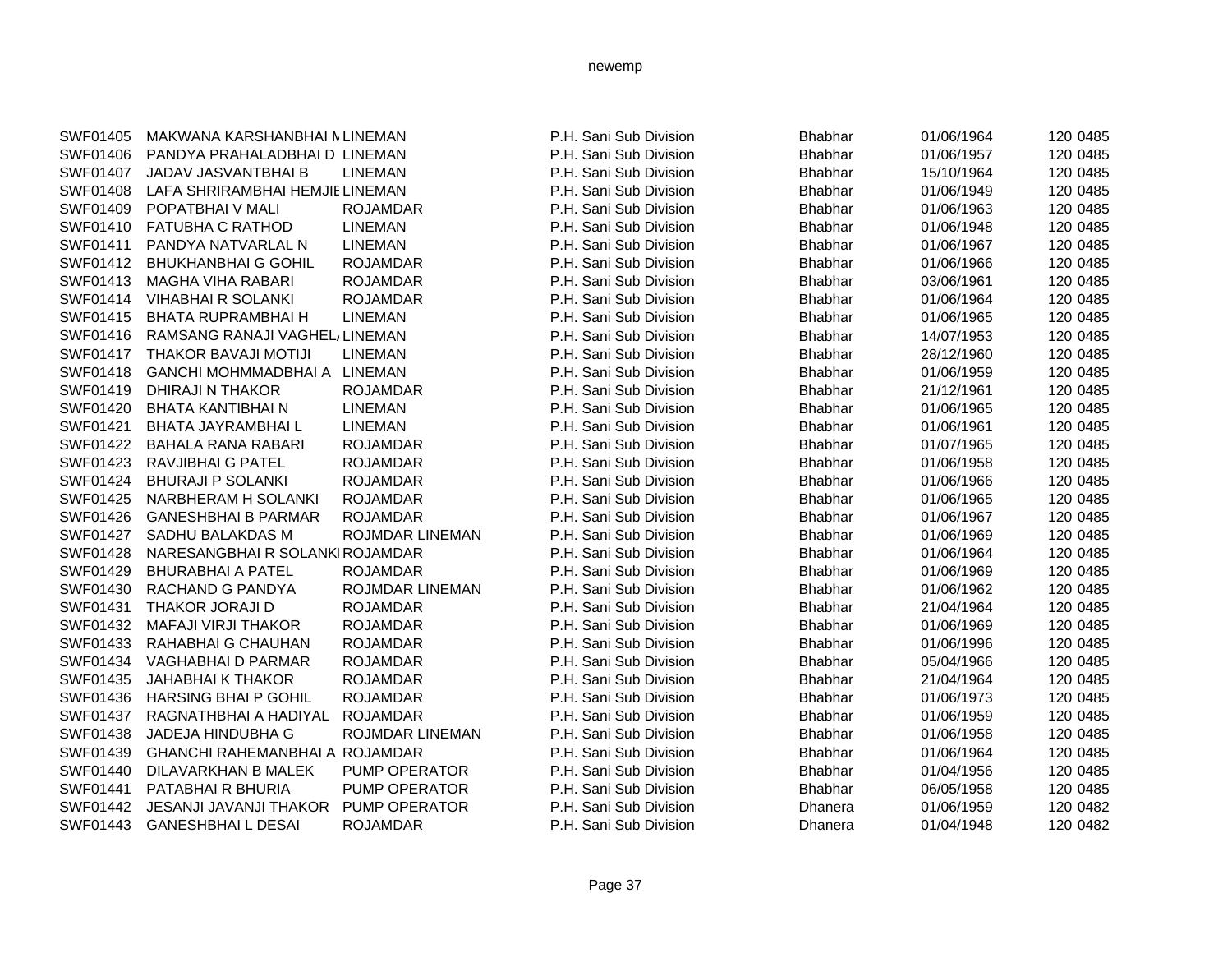| | | | | | | |
|---|---|---|---|---|---|---|
| SWF01405 | MAKWANA KARSHANBHAI M | LINEMAN | P.H. Sani Sub Division | Bhabhar | 01/06/1964 | 120 0485 |
| SWF01406 | PANDYA PRAHALADBHAI D | LINEMAN | P.H. Sani Sub Division | Bhabhar | 01/06/1957 | 120 0485 |
| SWF01407 | JADAV JASVANTBHAI B | LINEMAN | P.H. Sani Sub Division | Bhabhar | 15/10/1964 | 120 0485 |
| SWF01408 | LAFA SHRIRAMBHAI HEMJIE | LINEMAN | P.H. Sani Sub Division | Bhabhar | 01/06/1949 | 120 0485 |
| SWF01409 | POPATBHAI V MALI | ROJAMDAR | P.H. Sani Sub Division | Bhabhar | 01/06/1963 | 120 0485 |
| SWF01410 | FATUBHA C RATHOD | LINEMAN | P.H. Sani Sub Division | Bhabhar | 01/06/1948 | 120 0485 |
| SWF01411 | PANDYA NATVARLAL N | LINEMAN | P.H. Sani Sub Division | Bhabhar | 01/06/1967 | 120 0485 |
| SWF01412 | BHUKHANBHAI G GOHIL | ROJAMDAR | P.H. Sani Sub Division | Bhabhar | 01/06/1966 | 120 0485 |
| SWF01413 | MAGHA VIHA RABARI | ROJAMDAR | P.H. Sani Sub Division | Bhabhar | 03/06/1961 | 120 0485 |
| SWF01414 | VIHABHAI R SOLANKI | ROJAMDAR | P.H. Sani Sub Division | Bhabhar | 01/06/1964 | 120 0485 |
| SWF01415 | BHATA RUPRAMBHAI H | LINEMAN | P.H. Sani Sub Division | Bhabhar | 01/06/1965 | 120 0485 |
| SWF01416 | RAMSANG RANAJI VAGHEL/ | LINEMAN | P.H. Sani Sub Division | Bhabhar | 14/07/1953 | 120 0485 |
| SWF01417 | THAKOR BAVAJI MOTIJI | LINEMAN | P.H. Sani Sub Division | Bhabhar | 28/12/1960 | 120 0485 |
| SWF01418 | GANCHI MOHMMADBHAI A | LINEMAN | P.H. Sani Sub Division | Bhabhar | 01/06/1959 | 120 0485 |
| SWF01419 | DHIRAJI N THAKOR | ROJAMDAR | P.H. Sani Sub Division | Bhabhar | 21/12/1961 | 120 0485 |
| SWF01420 | BHATA KANTIBHAI N | LINEMAN | P.H. Sani Sub Division | Bhabhar | 01/06/1965 | 120 0485 |
| SWF01421 | BHATA JAYRAMBHAI L | LINEMAN | P.H. Sani Sub Division | Bhabhar | 01/06/1961 | 120 0485 |
| SWF01422 | BAHALA RANA RABARI | ROJAMDAR | P.H. Sani Sub Division | Bhabhar | 01/07/1965 | 120 0485 |
| SWF01423 | RAVJIBHAI G PATEL | ROJAMDAR | P.H. Sani Sub Division | Bhabhar | 01/06/1958 | 120 0485 |
| SWF01424 | BHURAJI P SOLANKI | ROJAMDAR | P.H. Sani Sub Division | Bhabhar | 01/06/1966 | 120 0485 |
| SWF01425 | NARBHERAM H SOLANKI | ROJAMDAR | P.H. Sani Sub Division | Bhabhar | 01/06/1965 | 120 0485 |
| SWF01426 | GANESHBHAI B PARMAR | ROJAMDAR | P.H. Sani Sub Division | Bhabhar | 01/06/1967 | 120 0485 |
| SWF01427 | SADHU BALAKDAS M | ROJMDAR LINEMAN | P.H. Sani Sub Division | Bhabhar | 01/06/1969 | 120 0485 |
| SWF01428 | NARESANGBHAI R SOLANKI | ROJAMDAR | P.H. Sani Sub Division | Bhabhar | 01/06/1964 | 120 0485 |
| SWF01429 | BHURABHAI A PATEL | ROJAMDAR | P.H. Sani Sub Division | Bhabhar | 01/06/1969 | 120 0485 |
| SWF01430 | RACHAND G PANDYA | ROJMDAR LINEMAN | P.H. Sani Sub Division | Bhabhar | 01/06/1962 | 120 0485 |
| SWF01431 | THAKOR JORAJI D | ROJAMDAR | P.H. Sani Sub Division | Bhabhar | 21/04/1964 | 120 0485 |
| SWF01432 | MAFAJI VIRJI THAKOR | ROJAMDAR | P.H. Sani Sub Division | Bhabhar | 01/06/1969 | 120 0485 |
| SWF01433 | RAHABHAI G CHAUHAN | ROJAMDAR | P.H. Sani Sub Division | Bhabhar | 01/06/1996 | 120 0485 |
| SWF01434 | VAGHABHAI D PARMAR | ROJAMDAR | P.H. Sani Sub Division | Bhabhar | 05/04/1966 | 120 0485 |
| SWF01435 | JAHABHAI K THAKOR | ROJAMDAR | P.H. Sani Sub Division | Bhabhar | 21/04/1964 | 120 0485 |
| SWF01436 | HARSING BHAI P GOHIL | ROJAMDAR | P.H. Sani Sub Division | Bhabhar | 01/06/1973 | 120 0485 |
| SWF01437 | RAGNATHBHAI A HADIYAL | ROJAMDAR | P.H. Sani Sub Division | Bhabhar | 01/06/1959 | 120 0485 |
| SWF01438 | JADEJA HINDUBHA G | ROJMDAR LINEMAN | P.H. Sani Sub Division | Bhabhar | 01/06/1958 | 120 0485 |
| SWF01439 | GHANCHI RAHEMANBHAI A | ROJAMDAR | P.H. Sani Sub Division | Bhabhar | 01/06/1964 | 120 0485 |
| SWF01440 | DILAVARKHAN B MALEK | PUMP OPERATOR | P.H. Sani Sub Division | Bhabhar | 01/04/1956 | 120 0485 |
| SWF01441 | PATABHAI R BHURIA | PUMP OPERATOR | P.H. Sani Sub Division | Bhabhar | 06/05/1958 | 120 0485 |
| SWF01442 | JESANJI JAVANJI THAKOR | PUMP OPERATOR | P.H. Sani Sub Division | Dhanera | 01/06/1959 | 120 0482 |
| SWF01443 | GANESHBHAI L DESAI | ROJAMDAR | P.H. Sani Sub Division | Dhanera | 01/04/1948 | 120 0482 |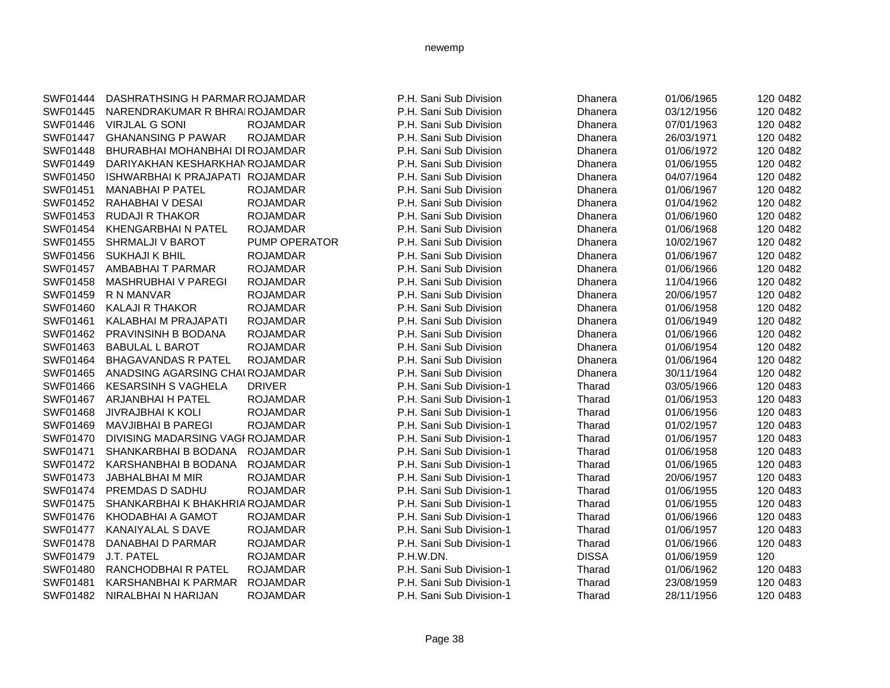| | | | | | | | |
|---|---|---|---|---|---|---|---|
| SWF01444 | DASHRATHSING H PARMAR | ROJAMDAR | P.H. Sani Sub Division | Dhanera | 01/06/1965 | 120 | 0482 |
| SWF01445 | NARENDRAKUMAR R BHRAI | ROJAMDAR | P.H. Sani Sub Division | Dhanera | 03/12/1956 | 120 | 0482 |
| SWF01446 | VIRJLAL G SONI | ROJAMDAR | P.H. Sani Sub Division | Dhanera | 07/01/1963 | 120 | 0482 |
| SWF01447 | GHANANSING P PAWAR | ROJAMDAR | P.H. Sani Sub Division | Dhanera | 26/03/1971 | 120 | 0482 |
| SWF01448 | BHURABHAI MOHANBHAI DI | ROJAMDAR | P.H. Sani Sub Division | Dhanera | 01/06/1972 | 120 | 0482 |
| SWF01449 | DARIYAKHAN KESHARKHAN | ROJAMDAR | P.H. Sani Sub Division | Dhanera | 01/06/1955 | 120 | 0482 |
| SWF01450 | ISHWARBHAI K PRAJAPATI | ROJAMDAR | P.H. Sani Sub Division | Dhanera | 04/07/1964 | 120 | 0482 |
| SWF01451 | MANABHAI P PATEL | ROJAMDAR | P.H. Sani Sub Division | Dhanera | 01/06/1967 | 120 | 0482 |
| SWF01452 | RAHABHAI V DESAI | ROJAMDAR | P.H. Sani Sub Division | Dhanera | 01/04/1962 | 120 | 0482 |
| SWF01453 | RUDAJI R THAKOR | ROJAMDAR | P.H. Sani Sub Division | Dhanera | 01/06/1960 | 120 | 0482 |
| SWF01454 | KHENGARBHAI N PATEL | ROJAMDAR | P.H. Sani Sub Division | Dhanera | 01/06/1968 | 120 | 0482 |
| SWF01455 | SHRMALJI V BAROT | PUMP OPERATOR | P.H. Sani Sub Division | Dhanera | 10/02/1967 | 120 | 0482 |
| SWF01456 | SUKHAJI K BHIL | ROJAMDAR | P.H. Sani Sub Division | Dhanera | 01/06/1967 | 120 | 0482 |
| SWF01457 | AMBABHAI T PARMAR | ROJAMDAR | P.H. Sani Sub Division | Dhanera | 01/06/1966 | 120 | 0482 |
| SWF01458 | MASHRUBHAI V PAREGI | ROJAMDAR | P.H. Sani Sub Division | Dhanera | 11/04/1966 | 120 | 0482 |
| SWF01459 | R N MANVAR | ROJAMDAR | P.H. Sani Sub Division | Dhanera | 20/06/1957 | 120 | 0482 |
| SWF01460 | KALAJI R THAKOR | ROJAMDAR | P.H. Sani Sub Division | Dhanera | 01/06/1958 | 120 | 0482 |
| SWF01461 | KALABHAI M PRAJAPATI | ROJAMDAR | P.H. Sani Sub Division | Dhanera | 01/06/1949 | 120 | 0482 |
| SWF01462 | PRAVINSINH B BODANA | ROJAMDAR | P.H. Sani Sub Division | Dhanera | 01/06/1966 | 120 | 0482 |
| SWF01463 | BABULAL L BAROT | ROJAMDAR | P.H. Sani Sub Division | Dhanera | 01/06/1954 | 120 | 0482 |
| SWF01464 | BHAGAVANDAS R PATEL | ROJAMDAR | P.H. Sani Sub Division | Dhanera | 01/06/1964 | 120 | 0482 |
| SWF01465 | ANADSING AGARSING CHAI | ROJAMDAR | P.H. Sani Sub Division | Dhanera | 30/11/1964 | 120 | 0482 |
| SWF01466 | KESARSINH S VAGHELA | DRIVER | P.H. Sani Sub Division-1 | Tharad | 03/05/1966 | 120 | 0483 |
| SWF01467 | ARJANBHAI H PATEL | ROJAMDAR | P.H. Sani Sub Division-1 | Tharad | 01/06/1953 | 120 | 0483 |
| SWF01468 | JIVRAJBHAI K KOLI | ROJAMDAR | P.H. Sani Sub Division-1 | Tharad | 01/06/1956 | 120 | 0483 |
| SWF01469 | MAVJIBHAI B PAREGI | ROJAMDAR | P.H. Sani Sub Division-1 | Tharad | 01/02/1957 | 120 | 0483 |
| SWF01470 | DIVISING MADARSING VAGI | ROJAMDAR | P.H. Sani Sub Division-1 | Tharad | 01/06/1957 | 120 | 0483 |
| SWF01471 | SHANKARBHAI B BODANA | ROJAMDAR | P.H. Sani Sub Division-1 | Tharad | 01/06/1958 | 120 | 0483 |
| SWF01472 | KARSHANBHAI B BODANA | ROJAMDAR | P.H. Sani Sub Division-1 | Tharad | 01/06/1965 | 120 | 0483 |
| SWF01473 | JABHALBHAI M MIR | ROJAMDAR | P.H. Sani Sub Division-1 | Tharad | 20/06/1957 | 120 | 0483 |
| SWF01474 | PREMDAS D SADHU | ROJAMDAR | P.H. Sani Sub Division-1 | Tharad | 01/06/1955 | 120 | 0483 |
| SWF01475 | SHANKARBHAI K BHAKHRIA | ROJAMDAR | P.H. Sani Sub Division-1 | Tharad | 01/06/1955 | 120 | 0483 |
| SWF01476 | KHODABHAI A GAMOT | ROJAMDAR | P.H. Sani Sub Division-1 | Tharad | 01/06/1966 | 120 | 0483 |
| SWF01477 | KANAIYALAL S DAVE | ROJAMDAR | P.H. Sani Sub Division-1 | Tharad | 01/06/1957 | 120 | 0483 |
| SWF01478 | DANABHAI D PARMAR | ROJAMDAR | P.H. Sani Sub Division-1 | Tharad | 01/06/1966 | 120 | 0483 |
| SWF01479 | J.T. PATEL | ROJAMDAR | P.H.W.DN. | DISSA | 01/06/1959 | 120 | |
| SWF01480 | RANCHODBHAI R PATEL | ROJAMDAR | P.H. Sani Sub Division-1 | Tharad | 01/06/1962 | 120 | 0483 |
| SWF01481 | KARSHANBHAI K PARMAR | ROJAMDAR | P.H. Sani Sub Division-1 | Tharad | 23/08/1959 | 120 | 0483 |
| SWF01482 | NIRALBHAI N HARIJAN | ROJAMDAR | P.H. Sani Sub Division-1 | Tharad | 28/11/1956 | 120 | 0483 |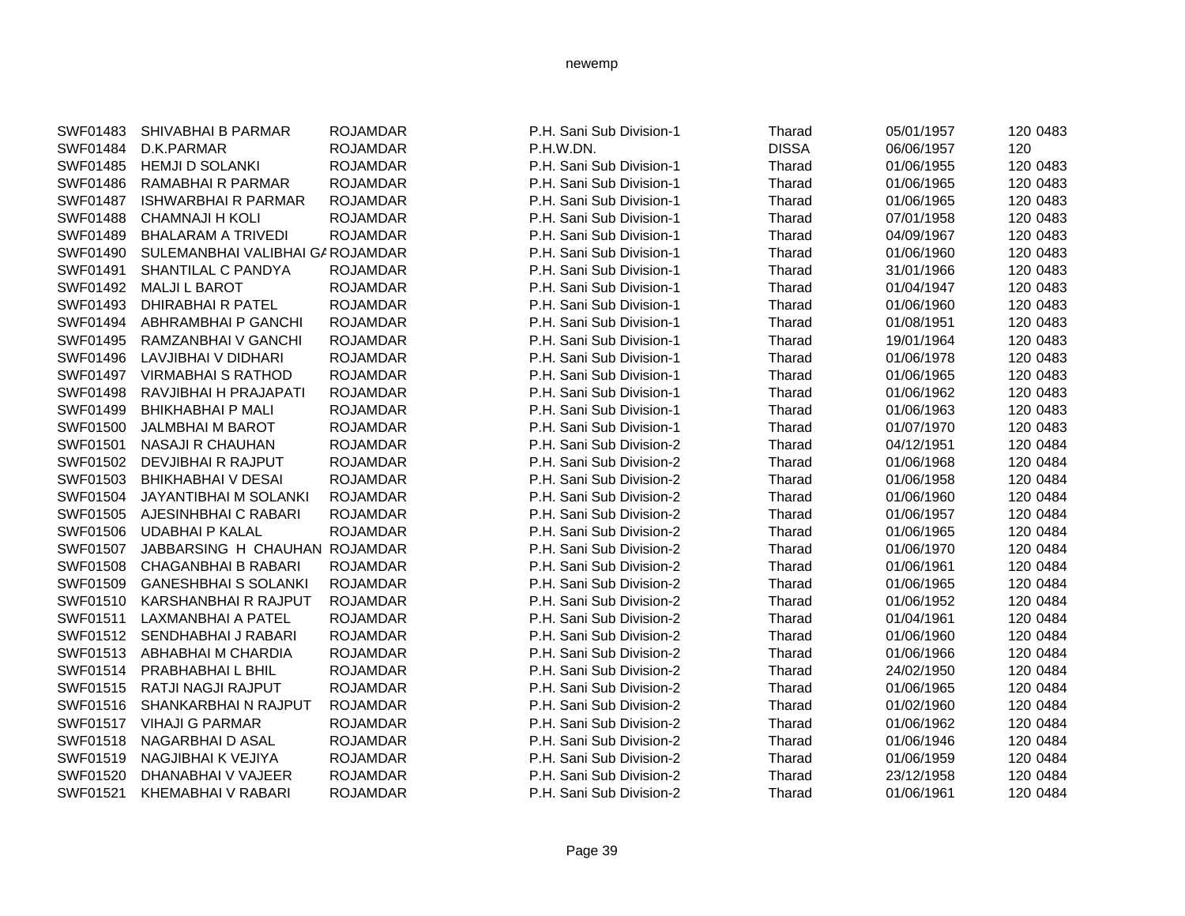| | | | | | | | |
|---|---|---|---|---|---|---|---|
| SWF01483 | SHIVABHAI B PARMAR | ROJAMDAR | P.H. Sani Sub Division-1 | Tharad | 05/01/1957 | 120 | 0483 |
| SWF01484 | D.K.PARMAR | ROJAMDAR | P.H.W.DN. | DISSA | 06/06/1957 | 120 | |
| SWF01485 | HEMJI D SOLANKI | ROJAMDAR | P.H. Sani Sub Division-1 | Tharad | 01/06/1955 | 120 | 0483 |
| SWF01486 | RAMABHAI R PARMAR | ROJAMDAR | P.H. Sani Sub Division-1 | Tharad | 01/06/1965 | 120 | 0483 |
| SWF01487 | ISHWARBHAI R PARMAR | ROJAMDAR | P.H. Sani Sub Division-1 | Tharad | 01/06/1965 | 120 | 0483 |
| SWF01488 | CHAMNAJI H KOLI | ROJAMDAR | P.H. Sani Sub Division-1 | Tharad | 07/01/1958 | 120 | 0483 |
| SWF01489 | BHALARAM A TRIVEDI | ROJAMDAR | P.H. Sani Sub Division-1 | Tharad | 04/09/1967 | 120 | 0483 |
| SWF01490 | SULEMANBHAI VALIBHAI GA | ROJAMDAR | P.H. Sani Sub Division-1 | Tharad | 01/06/1960 | 120 | 0483 |
| SWF01491 | SHANTILAL C PANDYA | ROJAMDAR | P.H. Sani Sub Division-1 | Tharad | 31/01/1966 | 120 | 0483 |
| SWF01492 | MALJI L BAROT | ROJAMDAR | P.H. Sani Sub Division-1 | Tharad | 01/04/1947 | 120 | 0483 |
| SWF01493 | DHIRABHAI R PATEL | ROJAMDAR | P.H. Sani Sub Division-1 | Tharad | 01/06/1960 | 120 | 0483 |
| SWF01494 | ABHRAMBHAI P GANCHI | ROJAMDAR | P.H. Sani Sub Division-1 | Tharad | 01/08/1951 | 120 | 0483 |
| SWF01495 | RAMZANBHAI V GANCHI | ROJAMDAR | P.H. Sani Sub Division-1 | Tharad | 19/01/1964 | 120 | 0483 |
| SWF01496 | LAVJIBHAI V DIDHARI | ROJAMDAR | P.H. Sani Sub Division-1 | Tharad | 01/06/1978 | 120 | 0483 |
| SWF01497 | VIRMABHAI S RATHOD | ROJAMDAR | P.H. Sani Sub Division-1 | Tharad | 01/06/1965 | 120 | 0483 |
| SWF01498 | RAVJIBHAI H PRAJAPATI | ROJAMDAR | P.H. Sani Sub Division-1 | Tharad | 01/06/1962 | 120 | 0483 |
| SWF01499 | BHIKHABHAI P MALI | ROJAMDAR | P.H. Sani Sub Division-1 | Tharad | 01/06/1963 | 120 | 0483 |
| SWF01500 | JALMBHAI M BAROT | ROJAMDAR | P.H. Sani Sub Division-1 | Tharad | 01/07/1970 | 120 | 0483 |
| SWF01501 | NASAJI R CHAUHAN | ROJAMDAR | P.H. Sani Sub Division-2 | Tharad | 04/12/1951 | 120 | 0484 |
| SWF01502 | DEVJIBHAI R RAJPUT | ROJAMDAR | P.H. Sani Sub Division-2 | Tharad | 01/06/1968 | 120 | 0484 |
| SWF01503 | BHIKHABHAI V DESAI | ROJAMDAR | P.H. Sani Sub Division-2 | Tharad | 01/06/1958 | 120 | 0484 |
| SWF01504 | JAYANTIBHAI M SOLANKI | ROJAMDAR | P.H. Sani Sub Division-2 | Tharad | 01/06/1960 | 120 | 0484 |
| SWF01505 | AJESINHBHAI C RABARI | ROJAMDAR | P.H. Sani Sub Division-2 | Tharad | 01/06/1957 | 120 | 0484 |
| SWF01506 | UDABHAI P KALAL | ROJAMDAR | P.H. Sani Sub Division-2 | Tharad | 01/06/1965 | 120 | 0484 |
| SWF01507 | JABBARSING H CHAUHAN | ROJAMDAR | P.H. Sani Sub Division-2 | Tharad | 01/06/1970 | 120 | 0484 |
| SWF01508 | CHAGANBHAI B RABARI | ROJAMDAR | P.H. Sani Sub Division-2 | Tharad | 01/06/1961 | 120 | 0484 |
| SWF01509 | GANESHBHAI S SOLANKI | ROJAMDAR | P.H. Sani Sub Division-2 | Tharad | 01/06/1965 | 120 | 0484 |
| SWF01510 | KARSHANBHAI R RAJPUT | ROJAMDAR | P.H. Sani Sub Division-2 | Tharad | 01/06/1952 | 120 | 0484 |
| SWF01511 | LAXMANBHAI A PATEL | ROJAMDAR | P.H. Sani Sub Division-2 | Tharad | 01/04/1961 | 120 | 0484 |
| SWF01512 | SENDHABHAI J RABARI | ROJAMDAR | P.H. Sani Sub Division-2 | Tharad | 01/06/1960 | 120 | 0484 |
| SWF01513 | ABHABHAI M CHARDIA | ROJAMDAR | P.H. Sani Sub Division-2 | Tharad | 01/06/1966 | 120 | 0484 |
| SWF01514 | PRABHABHAI L BHIL | ROJAMDAR | P.H. Sani Sub Division-2 | Tharad | 24/02/1950 | 120 | 0484 |
| SWF01515 | RATJI NAGJI RAJPUT | ROJAMDAR | P.H. Sani Sub Division-2 | Tharad | 01/06/1965 | 120 | 0484 |
| SWF01516 | SHANKARBHAI N RAJPUT | ROJAMDAR | P.H. Sani Sub Division-2 | Tharad | 01/02/1960 | 120 | 0484 |
| SWF01517 | VIHAJI G PARMAR | ROJAMDAR | P.H. Sani Sub Division-2 | Tharad | 01/06/1962 | 120 | 0484 |
| SWF01518 | NAGARBHAI D ASAL | ROJAMDAR | P.H. Sani Sub Division-2 | Tharad | 01/06/1946 | 120 | 0484 |
| SWF01519 | NAGJIBHAI K VEJIYA | ROJAMDAR | P.H. Sani Sub Division-2 | Tharad | 01/06/1959 | 120 | 0484 |
| SWF01520 | DHANABHAI V VAJEER | ROJAMDAR | P.H. Sani Sub Division-2 | Tharad | 23/12/1958 | 120 | 0484 |
| SWF01521 | KHEMABHAI V RABARI | ROJAMDAR | P.H. Sani Sub Division-2 | Tharad | 01/06/1961 | 120 | 0484 |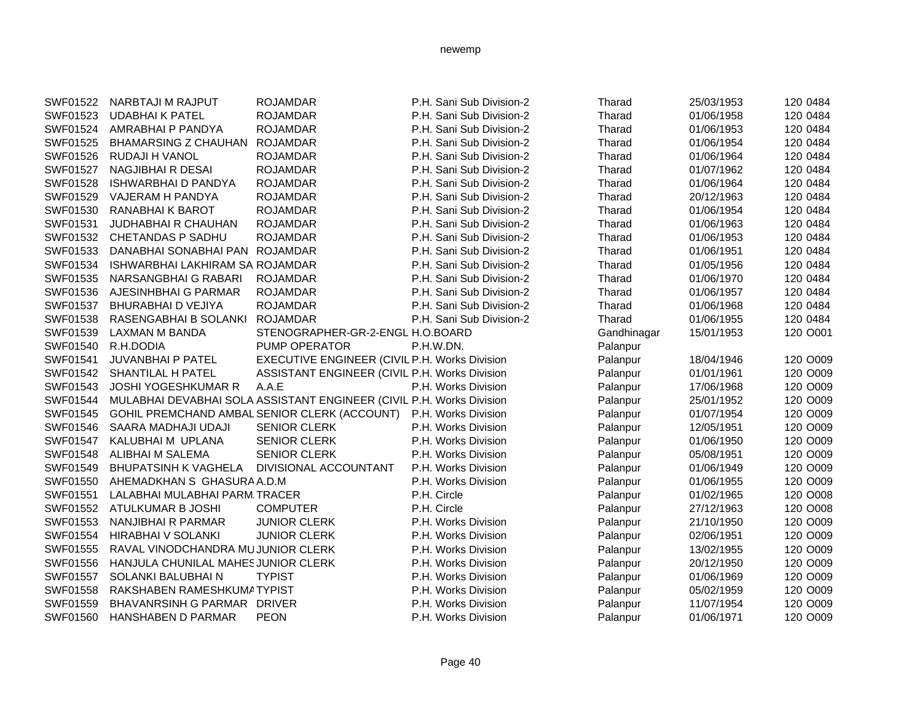| | | | | | | | |
|---|---|---|---|---|---|---|---|
| SWF01522 | NARBTAJI M RAJPUT | ROJAMDAR | P.H. Sani Sub Division-2 | Tharad | 25/03/1953 | 120 | 0484 |
| SWF01523 | UDABHAI K PATEL | ROJAMDAR | P.H. Sani Sub Division-2 | Tharad | 01/06/1958 | 120 | 0484 |
| SWF01524 | AMRABHAI P PANDYA | ROJAMDAR | P.H. Sani Sub Division-2 | Tharad | 01/06/1953 | 120 | 0484 |
| SWF01525 | BHAMARSING Z CHAUHAN | ROJAMDAR | P.H. Sani Sub Division-2 | Tharad | 01/06/1954 | 120 | 0484 |
| SWF01526 | RUDAJI H VANOL | ROJAMDAR | P.H. Sani Sub Division-2 | Tharad | 01/06/1964 | 120 | 0484 |
| SWF01527 | NAGJIBHAI R DESAI | ROJAMDAR | P.H. Sani Sub Division-2 | Tharad | 01/07/1962 | 120 | 0484 |
| SWF01528 | ISHWARBHAI D PANDYA | ROJAMDAR | P.H. Sani Sub Division-2 | Tharad | 01/06/1964 | 120 | 0484 |
| SWF01529 | VAJERAM H PANDYA | ROJAMDAR | P.H. Sani Sub Division-2 | Tharad | 20/12/1963 | 120 | 0484 |
| SWF01530 | RANABHAI K BAROT | ROJAMDAR | P.H. Sani Sub Division-2 | Tharad | 01/06/1954 | 120 | 0484 |
| SWF01531 | JUDHABHAI R CHAUHAN | ROJAMDAR | P.H. Sani Sub Division-2 | Tharad | 01/06/1963 | 120 | 0484 |
| SWF01532 | CHETANDAS P SADHU | ROJAMDAR | P.H. Sani Sub Division-2 | Tharad | 01/06/1953 | 120 | 0484 |
| SWF01533 | DANABHAI SONABHAI PAN | ROJAMDAR | P.H. Sani Sub Division-2 | Tharad | 01/06/1951 | 120 | 0484 |
| SWF01534 | ISHWARBHAI LAKHIRAM SA | ROJAMDAR | P.H. Sani Sub Division-2 | Tharad | 01/05/1956 | 120 | 0484 |
| SWF01535 | NARSANGBHAI G RABARI | ROJAMDAR | P.H. Sani Sub Division-2 | Tharad | 01/06/1970 | 120 | 0484 |
| SWF01536 | AJESINHBHAI G PARMAR | ROJAMDAR | P.H. Sani Sub Division-2 | Tharad | 01/06/1957 | 120 | 0484 |
| SWF01537 | BHURABHAI D VEJIYA | ROJAMDAR | P.H. Sani Sub Division-2 | Tharad | 01/06/1968 | 120 | 0484 |
| SWF01538 | RASENGABHAI B SOLANKI | ROJAMDAR | P.H. Sani Sub Division-2 | Tharad | 01/06/1955 | 120 | 0484 |
| SWF01539 | LAXMAN M BANDA | STENOGRAPHER-GR-2-ENGL | H.O.BOARD | Gandhinagar | 15/01/1953 | 120 | O001 |
| SWF01540 | R.H.DODIA | PUMP OPERATOR | P.H.W.DN. | Palanpur | | | |
| SWF01541 | JUVANBHAI P PATEL | EXECUTIVE ENGINEER (CIVIL | P.H. Works Division | Palanpur | 18/04/1946 | 120 | O009 |
| SWF01542 | SHANTILAL H PATEL | ASSISTANT ENGINEER (CIVIL | P.H. Works Division | Palanpur | 01/01/1961 | 120 | O009 |
| SWF01543 | JOSHI YOGESHKUMAR R | A.A.E | P.H. Works Division | Palanpur | 17/06/1968 | 120 | O009 |
| SWF01544 | MULABHAI DEVABHAI SOLA | ASSISTANT ENGINEER (CIVIL | P.H. Works Division | Palanpur | 25/01/1952 | 120 | O009 |
| SWF01545 | GOHIL PREMCHAND AMBAL | SENIOR CLERK (ACCOUNT) | P.H. Works Division | Palanpur | 01/07/1954 | 120 | O009 |
| SWF01546 | SAARA MADHAJI UDAJI | SENIOR CLERK | P.H. Works Division | Palanpur | 12/05/1951 | 120 | O009 |
| SWF01547 | KALUBHAI M UPLANA | SENIOR CLERK | P.H. Works Division | Palanpur | 01/06/1950 | 120 | O009 |
| SWF01548 | ALIBHAI M SALEMA | SENIOR CLERK | P.H. Works Division | Palanpur | 05/08/1951 | 120 | O009 |
| SWF01549 | BHUPATSINH K VAGHELA | DIVISIONAL ACCOUNTANT | P.H. Works Division | Palanpur | 01/06/1949 | 120 | O009 |
| SWF01550 | AHEMADKHAN S GHASURA | A.D.M | P.H. Works Division | Palanpur | 01/06/1955 | 120 | O009 |
| SWF01551 | LALABHAI MULABHAI PARM | TRACER | P.H. Circle | Palanpur | 01/02/1965 | 120 | O008 |
| SWF01552 | ATULKUMAR B JOSHI | COMPUTER | P.H. Circle | Palanpur | 27/12/1963 | 120 | O008 |
| SWF01553 | NANJIBHAI R PARMAR | JUNIOR CLERK | P.H. Works Division | Palanpur | 21/10/1950 | 120 | O009 |
| SWF01554 | HIRABHAI V SOLANKI | JUNIOR CLERK | P.H. Works Division | Palanpur | 02/06/1951 | 120 | O009 |
| SWF01555 | RAVAL VINODCHANDRA MU | JUNIOR CLERK | P.H. Works Division | Palanpur | 13/02/1955 | 120 | O009 |
| SWF01556 | HANJULA CHUNILAL MAHES | JUNIOR CLERK | P.H. Works Division | Palanpur | 20/12/1950 | 120 | O009 |
| SWF01557 | SOLANKI BALUBHAI N | TYPIST | P.H. Works Division | Palanpur | 01/06/1969 | 120 | O009 |
| SWF01558 | RAKSHABEN RAMESHKUMA | TYPIST | P.H. Works Division | Palanpur | 05/02/1959 | 120 | O009 |
| SWF01559 | BHAVANRSINH G PARMAR | DRIVER | P.H. Works Division | Palanpur | 11/07/1954 | 120 | O009 |
| SWF01560 | HANSHABEN D PARMAR | PEON | P.H. Works Division | Palanpur | 01/06/1971 | 120 | O009 |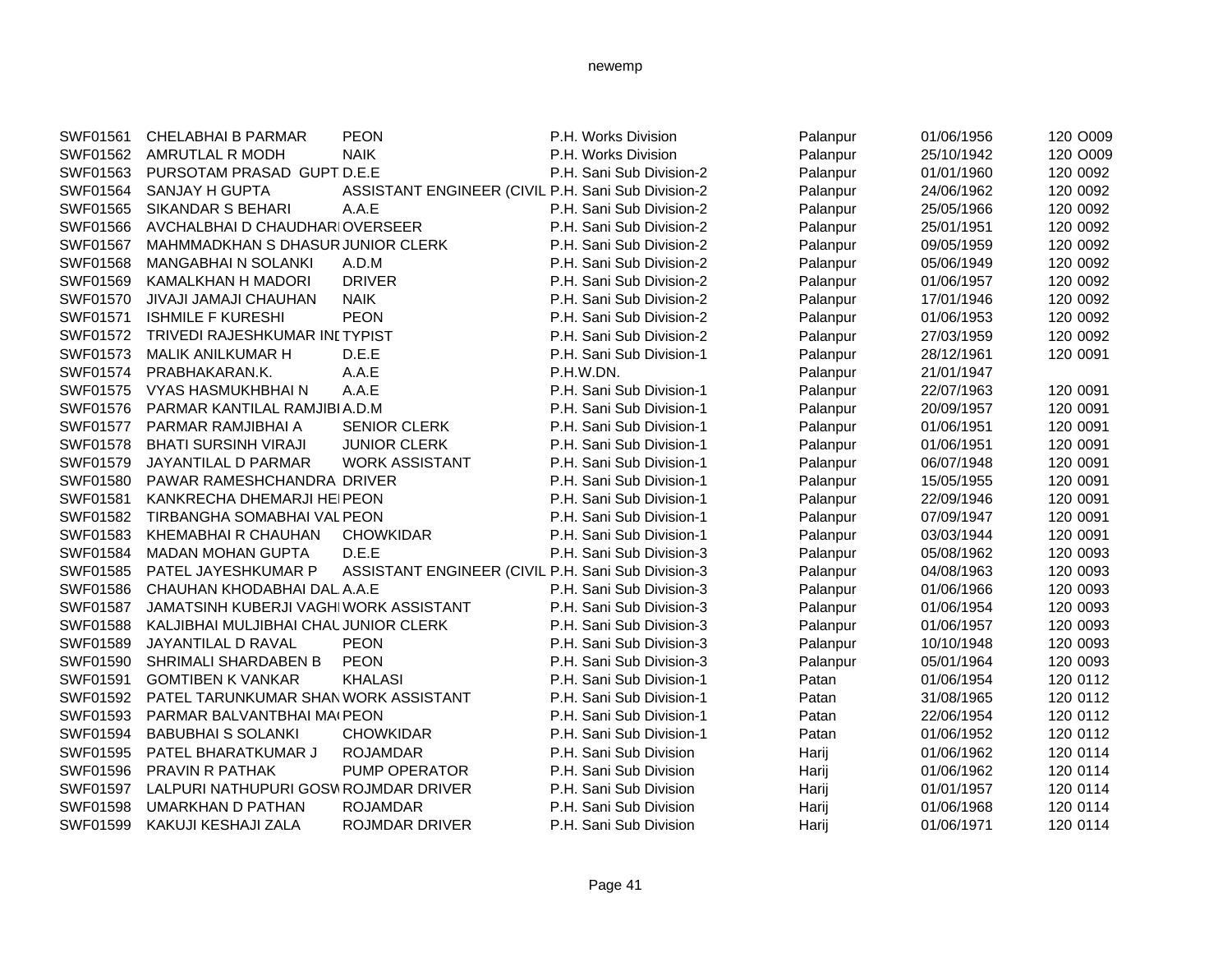| | | | | | | | |
|---|---|---|---|---|---|---|---|
| SWF01561 | CHELABHAI B PARMAR | PEON | P.H. Works Division | Palanpur | 01/06/1956 | 120 | O009 |
| SWF01562 | AMRUTLAL R MODH | NAIK | P.H. Works Division | Palanpur | 25/10/1942 | 120 | O009 |
| SWF01563 | PURSOTAM PRASAD GUPT | D.E.E | P.H. Sani Sub Division-2 | Palanpur | 01/01/1960 | 120 | 0092 |
| SWF01564 | SANJAY H GUPTA | ASSISTANT ENGINEER (CIVIL | P.H. Sani Sub Division-2 | Palanpur | 24/06/1962 | 120 | 0092 |
| SWF01565 | SIKANDAR S BEHARI | A.A.E | P.H. Sani Sub Division-2 | Palanpur | 25/05/1966 | 120 | 0092 |
| SWF01566 | AVCHALBHAI D CHAUDHARI | OVERSEER | P.H. Sani Sub Division-2 | Palanpur | 25/01/1951 | 120 | 0092 |
| SWF01567 | MAHMMADKHAN S DHASUR | JUNIOR CLERK | P.H. Sani Sub Division-2 | Palanpur | 09/05/1959 | 120 | 0092 |
| SWF01568 | MANGABHAI N SOLANKI | A.D.M | P.H. Sani Sub Division-2 | Palanpur | 05/06/1949 | 120 | 0092 |
| SWF01569 | KAMALKHAN H MADORI | DRIVER | P.H. Sani Sub Division-2 | Palanpur | 01/06/1957 | 120 | 0092 |
| SWF01570 | JIVAJI JAMAJI CHAUHAN | NAIK | P.H. Sani Sub Division-2 | Palanpur | 17/01/1946 | 120 | 0092 |
| SWF01571 | ISHMILE F KURESHI | PEON | P.H. Sani Sub Division-2 | Palanpur | 01/06/1953 | 120 | 0092 |
| SWF01572 | TRIVEDI RAJESHKUMAR INI | TYPIST | P.H. Sani Sub Division-2 | Palanpur | 27/03/1959 | 120 | 0092 |
| SWF01573 | MALIK ANILKUMAR H | D.E.E | P.H. Sani Sub Division-1 | Palanpur | 28/12/1961 | 120 | 0091 |
| SWF01574 | PRABHAKARAN.K. | A.A.E | P.H.W.DN. | Palanpur | 21/01/1947 | | |
| SWF01575 | VYAS HASMUKHBHAI N | A.A.E | P.H. Sani Sub Division-1 | Palanpur | 22/07/1963 | 120 | 0091 |
| SWF01576 | PARMAR KANTILAL RAMJIBI | A.D.M | P.H. Sani Sub Division-1 | Palanpur | 20/09/1957 | 120 | 0091 |
| SWF01577 | PARMAR RAMJIBHAI A | SENIOR CLERK | P.H. Sani Sub Division-1 | Palanpur | 01/06/1951 | 120 | 0091 |
| SWF01578 | BHATI SURSINH VIRAJI | JUNIOR CLERK | P.H. Sani Sub Division-1 | Palanpur | 01/06/1951 | 120 | 0091 |
| SWF01579 | JAYANTILAL D PARMAR | WORK ASSISTANT | P.H. Sani Sub Division-1 | Palanpur | 06/07/1948 | 120 | 0091 |
| SWF01580 | PAWAR RAMESHCHANDRA | DRIVER | P.H. Sani Sub Division-1 | Palanpur | 15/05/1955 | 120 | 0091 |
| SWF01581 | KANKRECHA DHEMARJI HEI | PEON | P.H. Sani Sub Division-1 | Palanpur | 22/09/1946 | 120 | 0091 |
| SWF01582 | TIRBANGHA SOMABHAI VAL | PEON | P.H. Sani Sub Division-1 | Palanpur | 07/09/1947 | 120 | 0091 |
| SWF01583 | KHEMABHAI R CHAUHAN | CHOWKIDAR | P.H. Sani Sub Division-1 | Palanpur | 03/03/1944 | 120 | 0091 |
| SWF01584 | MADAN MOHAN GUPTA | D.E.E | P.H. Sani Sub Division-3 | Palanpur | 05/08/1962 | 120 | 0093 |
| SWF01585 | PATEL JAYESHKUMAR P | ASSISTANT ENGINEER (CIVIL | P.H. Sani Sub Division-3 | Palanpur | 04/08/1963 | 120 | 0093 |
| SWF01586 | CHAUHAN KHODABHAI DAL | A.A.E | P.H. Sani Sub Division-3 | Palanpur | 01/06/1966 | 120 | 0093 |
| SWF01587 | JAMATSINH KUBERJI VAGHI | WORK ASSISTANT | P.H. Sani Sub Division-3 | Palanpur | 01/06/1954 | 120 | 0093 |
| SWF01588 | KALJIBHAI MULJIBHAI CHAU | JUNIOR CLERK | P.H. Sani Sub Division-3 | Palanpur | 01/06/1957 | 120 | 0093 |
| SWF01589 | JAYANTILAL D RAVAL | PEON | P.H. Sani Sub Division-3 | Palanpur | 10/10/1948 | 120 | 0093 |
| SWF01590 | SHRIMALI SHARDABEN B | PEON | P.H. Sani Sub Division-3 | Palanpur | 05/01/1964 | 120 | 0093 |
| SWF01591 | GOMTIBEN K VANKAR | KHALASI | P.H. Sani Sub Division-1 | Patan | 01/06/1954 | 120 | 0112 |
| SWF01592 | PATEL TARUNKUMAR SHAN | WORK ASSISTANT | P.H. Sani Sub Division-1 | Patan | 31/08/1965 | 120 | 0112 |
| SWF01593 | PARMAR BALVANTBHAI MA | PEON | P.H. Sani Sub Division-1 | Patan | 22/06/1954 | 120 | 0112 |
| SWF01594 | BABUBHAI S SOLANKI | CHOWKIDAR | P.H. Sani Sub Division-1 | Patan | 01/06/1952 | 120 | 0112 |
| SWF01595 | PATEL BHARATKUMAR J | ROJAMDAR | P.H. Sani Sub Division | Harij | 01/06/1962 | 120 | 0114 |
| SWF01596 | PRAVIN R PATHAK | PUMP OPERATOR | P.H. Sani Sub Division | Harij | 01/06/1962 | 120 | 0114 |
| SWF01597 | LALPURI NATHUPURI GOSW | ROJMDAR DRIVER | P.H. Sani Sub Division | Harij | 01/01/1957 | 120 | 0114 |
| SWF01598 | UMARKHAN D PATHAN | ROJAMDAR | P.H. Sani Sub Division | Harij | 01/06/1968 | 120 | 0114 |
| SWF01599 | KAKUJI KESHAJI ZALA | ROJMDAR DRIVER | P.H. Sani Sub Division | Harij | 01/06/1971 | 120 | 0114 |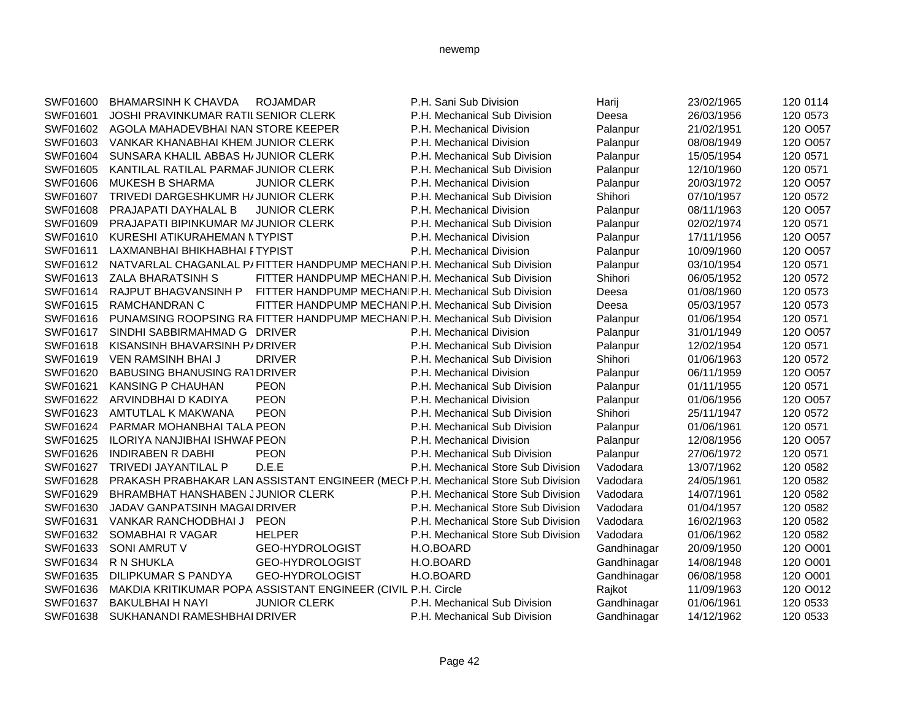| | | | | | | |
|---|---|---|---|---|---|---|
| SWF01600 | BHAMARSINH K CHAVDA | ROJAMDAR | P.H. Sani Sub Division | Harij | 23/02/1965 | 120 0114 |
| SWF01601 | JOSHI PRAVINKUMAR RATIL | SENIOR CLERK | P.H. Mechanical Sub Division | Deesa | 26/03/1956 | 120 0573 |
| SWF01602 | AGOLA MAHADEVBHAI NAN | STORE KEEPER | P.H. Mechanical Division | Palanpur | 21/02/1951 | 120 O057 |
| SWF01603 | VANKAR KHANABHAI KHEM. | JUNIOR CLERK | P.H. Mechanical Division | Palanpur | 08/08/1949 | 120 O057 |
| SWF01604 | SUNSARA KHALIL ABBAS H/ | JUNIOR CLERK | P.H. Mechanical Sub Division | Palanpur | 15/05/1954 | 120 0571 |
| SWF01605 | KANTILAL RATILAL PARMAF | JUNIOR CLERK | P.H. Mechanical Sub Division | Palanpur | 12/10/1960 | 120 0571 |
| SWF01606 | MUKESH B SHARMA | JUNIOR CLERK | P.H. Mechanical Division | Palanpur | 20/03/1972 | 120 O057 |
| SWF01607 | TRIVEDI DARGESHKUMR H/ | JUNIOR CLERK | P.H. Mechanical Sub Division | Shihori | 07/10/1957 | 120 0572 |
| SWF01608 | PRAJAPATI DAYHALAL B | JUNIOR CLERK | P.H. Mechanical Division | Palanpur | 08/11/1963 | 120 O057 |
| SWF01609 | PRAJAPATI BIPINKUMAR M/ | JUNIOR CLERK | P.H. Mechanical Sub Division | Palanpur | 02/02/1974 | 120 0571 |
| SWF01610 | KURESHI ATIKURAHEMAN M | TYPIST | P.H. Mechanical Division | Palanpur | 17/11/1956 | 120 O057 |
| SWF01611 | LAXMANBHAI BHIKHABHAI F | TYPIST | P.H. Mechanical Division | Palanpur | 10/09/1960 | 120 O057 |
| SWF01612 | NATVARLAL CHAGANLAL P/ | FITTER HANDPUMP MECHANI | P.H. Mechanical Sub Division | Palanpur | 03/10/1954 | 120 0571 |
| SWF01613 | ZALA BHARATSINH S | FITTER HANDPUMP MECHANI | P.H. Mechanical Sub Division | Shihori | 06/05/1952 | 120 0572 |
| SWF01614 | RAJPUT BHAGVANSINH P | FITTER HANDPUMP MECHANI | P.H. Mechanical Sub Division | Deesa | 01/08/1960 | 120 0573 |
| SWF01615 | RAMCHANDRAN C | FITTER HANDPUMP MECHANI | P.H. Mechanical Sub Division | Deesa | 05/03/1957 | 120 0573 |
| SWF01616 | PUNAMSING ROOPSING RA | FITTER HANDPUMP MECHANI | P.H. Mechanical Sub Division | Palanpur | 01/06/1954 | 120 0571 |
| SWF01617 | SINDHI SABBIRMAHMAD G | DRIVER | P.H. Mechanical Division | Palanpur | 31/01/1949 | 120 O057 |
| SWF01618 | KISANSINH BHAVARSINH P/ | DRIVER | P.H. Mechanical Sub Division | Palanpur | 12/02/1954 | 120 0571 |
| SWF01619 | VEN RAMSINH BHAI J | DRIVER | P.H. Mechanical Sub Division | Shihori | 01/06/1963 | 120 0572 |
| SWF01620 | BABUSING BHANUSING RAT | DRIVER | P.H. Mechanical Division | Palanpur | 06/11/1959 | 120 O057 |
| SWF01621 | KANSING P CHAUHAN | PEON | P.H. Mechanical Sub Division | Palanpur | 01/11/1955 | 120 0571 |
| SWF01622 | ARVINDBHAI D KADIYA | PEON | P.H. Mechanical Division | Palanpur | 01/06/1956 | 120 O057 |
| SWF01623 | AMTUTLAL K MAKWANA | PEON | P.H. Mechanical Sub Division | Shihori | 25/11/1947 | 120 0572 |
| SWF01624 | PARMAR MOHANBHAI TALA | PEON | P.H. Mechanical Sub Division | Palanpur | 01/06/1961 | 120 0571 |
| SWF01625 | ILORIYA NANJIBHAI ISHWAF | PEON | P.H. Mechanical Division | Palanpur | 12/08/1956 | 120 O057 |
| SWF01626 | INDIRABEN R DABHI | PEON | P.H. Mechanical Sub Division | Palanpur | 27/06/1972 | 120 0571 |
| SWF01627 | TRIVEDI JAYANTILAL P | D.E.E | P.H. Mechanical Store Sub Division | Vadodara | 13/07/1962 | 120 0582 |
| SWF01628 | PRAKASH PRABHAKAR LAN | ASSISTANT ENGINEER (MECH | P.H. Mechanical Store Sub Division | Vadodara | 24/05/1961 | 120 0582 |
| SWF01629 | BHRAMBHAT HANSHABEN J | JUNIOR CLERK | P.H. Mechanical Store Sub Division | Vadodara | 14/07/1961 | 120 0582 |
| SWF01630 | JADAV GANPATSINH MAGAI | DRIVER | P.H. Mechanical Store Sub Division | Vadodara | 01/04/1957 | 120 0582 |
| SWF01631 | VANKAR RANCHODBHAI J | PEON | P.H. Mechanical Store Sub Division | Vadodara | 16/02/1963 | 120 0582 |
| SWF01632 | SOMABHAI R VAGAR | HELPER | P.H. Mechanical Store Sub Division | Vadodara | 01/06/1962 | 120 0582 |
| SWF01633 | SONI AMRUT V | GEO-HYDROLOGIST | H.O.BOARD | Gandhinagar | 20/09/1950 | 120 O001 |
| SWF01634 | R N SHUKLA | GEO-HYDROLOGIST | H.O.BOARD | Gandhinagar | 14/08/1948 | 120 O001 |
| SWF01635 | DILIPKUMAR S PANDYA | GEO-HYDROLOGIST | H.O.BOARD | Gandhinagar | 06/08/1958 | 120 O001 |
| SWF01636 | MAKDIA KRITIKUMAR POPA | ASSISTANT ENGINEER (CIVIL | P.H. Circle | Rajkot | 11/09/1963 | 120 O012 |
| SWF01637 | BAKULBHAI H NAYI | JUNIOR CLERK | P.H. Mechanical Sub Division | Gandhinagar | 01/06/1961 | 120 0533 |
| SWF01638 | SUKHANANDI RAMESHBHAI | DRIVER | P.H. Mechanical Sub Division | Gandhinagar | 14/12/1962 | 120 0533 |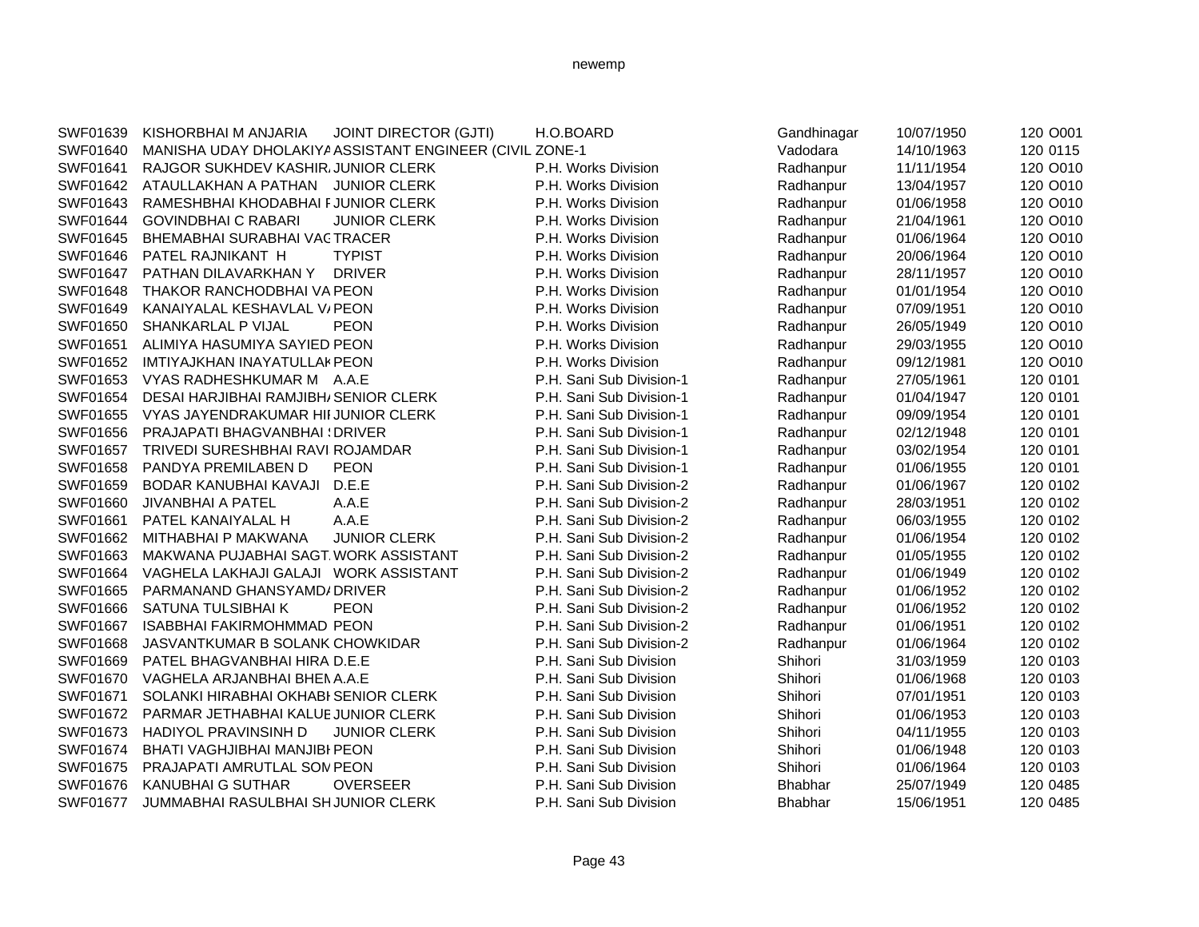| | | | | | | | |
|---|---|---|---|---|---|---|---|
| SWF01639 | KISHORBHAI M ANJARIA | JOINT DIRECTOR (GJTI) | H.O.BOARD | Gandhinagar | 10/07/1950 | 120 | O001 |
| SWF01640 | MANISHA UDAY DHOLAKIYA | ASSISTANT ENGINEER (CIVIL | ZONE-1 | Vadodara | 14/10/1963 | 120 | 0115 |
| SWF01641 | RAJGOR SUKHDEV KASHIR | JUNIOR CLERK | P.H. Works Division | Radhanpur | 11/11/1954 | 120 | O010 |
| SWF01642 | ATAULLAKHAN A PATHAN | JUNIOR CLERK | P.H. Works Division | Radhanpur | 13/04/1957 | 120 | O010 |
| SWF01643 | RAMESHBHAI KHODABHAI I | JUNIOR CLERK | P.H. Works Division | Radhanpur | 01/06/1958 | 120 | O010 |
| SWF01644 | GOVINDBHAI C RABARI | JUNIOR CLERK | P.H. Works Division | Radhanpur | 21/04/1961 | 120 | O010 |
| SWF01645 | BHEMABHAI SURABHAI VAG | TRACER | P.H. Works Division | Radhanpur | 01/06/1964 | 120 | O010 |
| SWF01646 | PATEL RAJNIKANT H | TYPIST | P.H. Works Division | Radhanpur | 20/06/1964 | 120 | O010 |
| SWF01647 | PATHAN DILAVARKHAN Y | DRIVER | P.H. Works Division | Radhanpur | 28/11/1957 | 120 | O010 |
| SWF01648 | THAKOR RANCHODBHAI VA | PEON | P.H. Works Division | Radhanpur | 01/01/1954 | 120 | O010 |
| SWF01649 | KANAIYALAL KESHAVLAL V | PEON | P.H. Works Division | Radhanpur | 07/09/1951 | 120 | O010 |
| SWF01650 | SHANKARLAL P VIJAL | PEON | P.H. Works Division | Radhanpur | 26/05/1949 | 120 | O010 |
| SWF01651 | ALIMIYA HASUMIYA SAYIED | PEON | P.H. Works Division | Radhanpur | 29/03/1955 | 120 | O010 |
| SWF01652 | IMTIYAJKHAN INAYATULLAK | PEON | P.H. Works Division | Radhanpur | 09/12/1981 | 120 | O010 |
| SWF01653 | VYAS RADHESHKUMAR M | A.A.E | P.H. Sani Sub Division-1 | Radhanpur | 27/05/1961 | 120 | 0101 |
| SWF01654 | DESAI HARJIBHAI RAMJIBH | SENIOR CLERK | P.H. Sani Sub Division-1 | Radhanpur | 01/04/1947 | 120 | 0101 |
| SWF01655 | VYAS JAYENDRAKUMAR HI | JUNIOR CLERK | P.H. Sani Sub Division-1 | Radhanpur | 09/09/1954 | 120 | 0101 |
| SWF01656 | PRAJAPATI BHAGVANBHAI | DRIVER | P.H. Sani Sub Division-1 | Radhanpur | 02/12/1948 | 120 | 0101 |
| SWF01657 | TRIVEDI SURESHBHAI RAVI | ROJAMDAR | P.H. Sani Sub Division-1 | Radhanpur | 03/02/1954 | 120 | 0101 |
| SWF01658 | PANDYA PREMILABEN D | PEON | P.H. Sani Sub Division-1 | Radhanpur | 01/06/1955 | 120 | 0101 |
| SWF01659 | BODAR KANUBHAI KAVAJI | D.E.E | P.H. Sani Sub Division-2 | Radhanpur | 01/06/1967 | 120 | 0102 |
| SWF01660 | JIVANBHAI A PATEL | A.A.E | P.H. Sani Sub Division-2 | Radhanpur | 28/03/1951 | 120 | 0102 |
| SWF01661 | PATEL KANAIYALAL H | A.A.E | P.H. Sani Sub Division-2 | Radhanpur | 06/03/1955 | 120 | 0102 |
| SWF01662 | MITHABHAI P MAKWANA | JUNIOR CLERK | P.H. Sani Sub Division-2 | Radhanpur | 01/06/1954 | 120 | 0102 |
| SWF01663 | MAKWANA PUJABHAI SAGT | WORK ASSISTANT | P.H. Sani Sub Division-2 | Radhanpur | 01/05/1955 | 120 | 0102 |
| SWF01664 | VAGHELA LAKHAJI GALAJI | WORK ASSISTANT | P.H. Sani Sub Division-2 | Radhanpur | 01/06/1949 | 120 | 0102 |
| SWF01665 | PARMANAND GHANSYAMDA | DRIVER | P.H. Sani Sub Division-2 | Radhanpur | 01/06/1952 | 120 | 0102 |
| SWF01666 | SATUNA TULSIBHAI K | PEON | P.H. Sani Sub Division-2 | Radhanpur | 01/06/1952 | 120 | 0102 |
| SWF01667 | ISABBHAI FAKIRMOHMMAD | PEON | P.H. Sani Sub Division-2 | Radhanpur | 01/06/1951 | 120 | 0102 |
| SWF01668 | JASVANTKUMAR B SOLANK | CHOWKIDAR | P.H. Sani Sub Division-2 | Radhanpur | 01/06/1964 | 120 | 0102 |
| SWF01669 | PATEL BHAGVANBHAI HIRA | D.E.E | P.H. Sani Sub Division | Shihori | 31/03/1959 | 120 | 0103 |
| SWF01670 | VAGHELA ARJANBHAI BHEI | A.A.E | P.H. Sani Sub Division | Shihori | 01/06/1968 | 120 | 0103 |
| SWF01671 | SOLANKI HIRABHAI OKHABI | SENIOR CLERK | P.H. Sani Sub Division | Shihori | 07/01/1951 | 120 | 0103 |
| SWF01672 | PARMAR JETHABHAI KALUE | JUNIOR CLERK | P.H. Sani Sub Division | Shihori | 01/06/1953 | 120 | 0103 |
| SWF01673 | HADIYOL PRAVINSINH D | JUNIOR CLERK | P.H. Sani Sub Division | Shihori | 04/11/1955 | 120 | 0103 |
| SWF01674 | BHATI VAGHJIBHAI MANJIBI | PEON | P.H. Sani Sub Division | Shihori | 01/06/1948 | 120 | 0103 |
| SWF01675 | PRAJAPATI AMRUTLAL SOM | PEON | P.H. Sani Sub Division | Shihori | 01/06/1964 | 120 | 0103 |
| SWF01676 | KANUBHAI G SUTHAR | OVERSEER | P.H. Sani Sub Division | Bhabhar | 25/07/1949 | 120 | 0485 |
| SWF01677 | JUMMABHAI RASULBHAI SH | JUNIOR CLERK | P.H. Sani Sub Division | Bhabhar | 15/06/1951 | 120 | 0485 |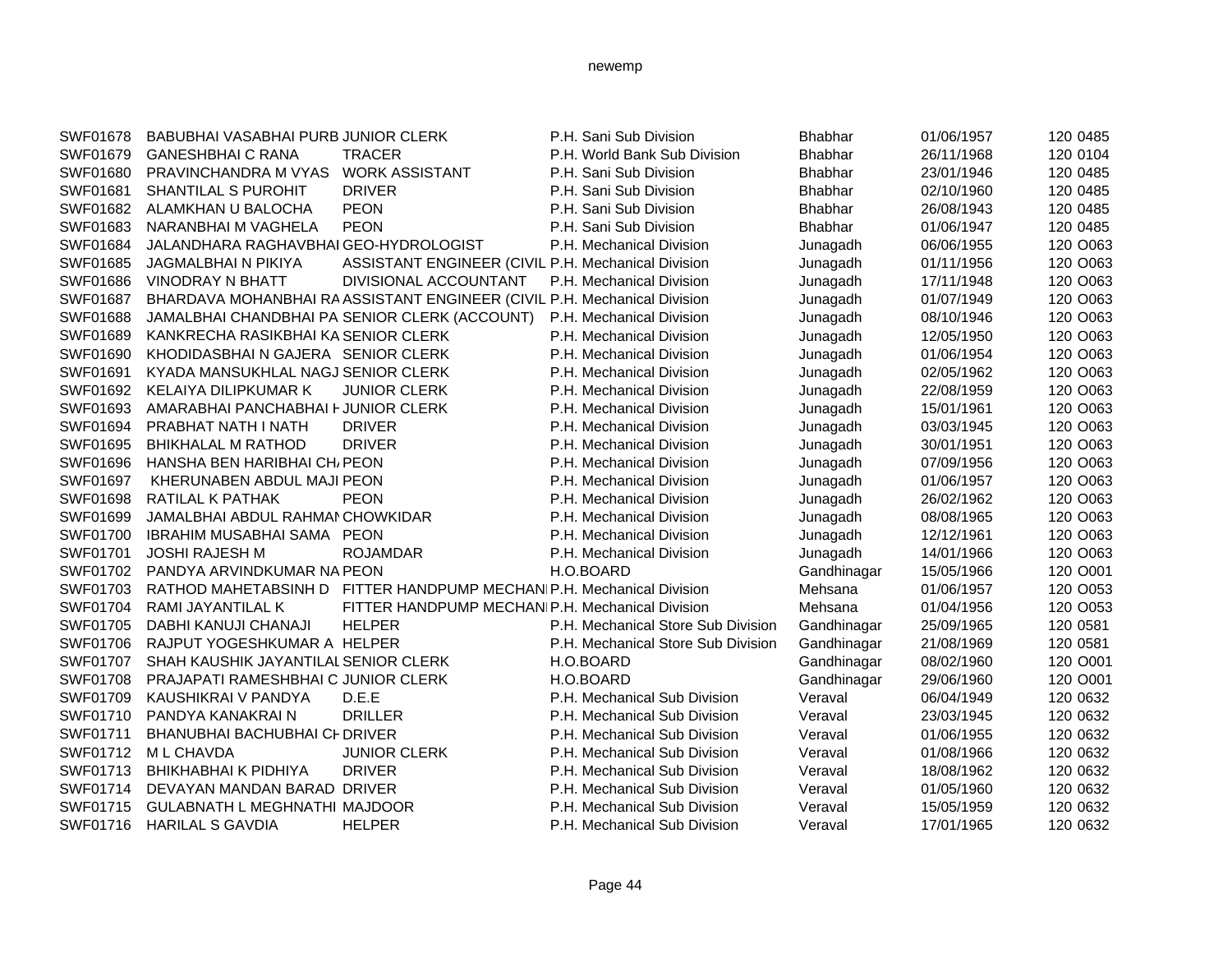| | | | | | | |
|---|---|---|---|---|---|---|
| SWF01678 | BABUBHAI VASABHAI PURB | JUNIOR CLERK | P.H. Sani Sub Division | Bhabhar | 01/06/1957 | 120 0485 |
| SWF01679 | GANESHBHAI C RANA | TRACER | P.H. World Bank Sub Division | Bhabhar | 26/11/1968 | 120 0104 |
| SWF01680 | PRAVINCHANDRA M VYAS | WORK ASSISTANT | P.H. Sani Sub Division | Bhabhar | 23/01/1946 | 120 0485 |
| SWF01681 | SHANTILAL S PUROHIT | DRIVER | P.H. Sani Sub Division | Bhabhar | 02/10/1960 | 120 0485 |
| SWF01682 | ALAMKHAN U BALOCHA | PEON | P.H. Sani Sub Division | Bhabhar | 26/08/1943 | 120 0485 |
| SWF01683 | NARANBHAI M VAGHELA | PEON | P.H. Sani Sub Division | Bhabhar | 01/06/1947 | 120 0485 |
| SWF01684 | JALANDHARA RAGHAVBHAI | GEO-HYDROLOGIST | P.H. Mechanical Division | Junagadh | 06/06/1955 | 120 O063 |
| SWF01685 | JAGMALBHAI N PIKIYA | ASSISTANT ENGINEER (CIVIL | P.H. Mechanical Division | Junagadh | 01/11/1956 | 120 O063 |
| SWF01686 | VINODRAY N BHATT | DIVISIONAL ACCOUNTANT | P.H. Mechanical Division | Junagadh | 17/11/1948 | 120 O063 |
| SWF01687 | BHARDAVA MOHANBHAI RA | ASSISTANT ENGINEER (CIVIL | P.H. Mechanical Division | Junagadh | 01/07/1949 | 120 O063 |
| SWF01688 | JAMALBHAI CHANDBHAI PA | SENIOR CLERK (ACCOUNT) | P.H. Mechanical Division | Junagadh | 08/10/1946 | 120 O063 |
| SWF01689 | KANKRECHA RASIKBHAI KA | SENIOR CLERK | P.H. Mechanical Division | Junagadh | 12/05/1950 | 120 O063 |
| SWF01690 | KHODIDASBHAI N GAJERA | SENIOR CLERK | P.H. Mechanical Division | Junagadh | 01/06/1954 | 120 O063 |
| SWF01691 | KYADA MANSUKHLAL NAGJ | SENIOR CLERK | P.H. Mechanical Division | Junagadh | 02/05/1962 | 120 O063 |
| SWF01692 | KELAIYA DILIPKUMAR K | JUNIOR CLERK | P.H. Mechanical Division | Junagadh | 22/08/1959 | 120 O063 |
| SWF01693 | AMARABHAI PANCHABHAI H | JUNIOR CLERK | P.H. Mechanical Division | Junagadh | 15/01/1961 | 120 O063 |
| SWF01694 | PRABHAT NATH I NATH | DRIVER | P.H. Mechanical Division | Junagadh | 03/03/1945 | 120 O063 |
| SWF01695 | BHIKHALAL M RATHOD | DRIVER | P.H. Mechanical Division | Junagadh | 30/01/1951 | 120 O063 |
| SWF01696 | HANSHA BEN HARIBHAI CH/ | PEON | P.H. Mechanical Division | Junagadh | 07/09/1956 | 120 O063 |
| SWF01697 | KHERUNABEN ABDUL MAJI | PEON | P.H. Mechanical Division | Junagadh | 01/06/1957 | 120 O063 |
| SWF01698 | RATILAL K PATHAK | PEON | P.H. Mechanical Division | Junagadh | 26/02/1962 | 120 O063 |
| SWF01699 | JAMALBHAI ABDUL RAHMAN | CHOWKIDAR | P.H. Mechanical Division | Junagadh | 08/08/1965 | 120 O063 |
| SWF01700 | IBRAHIM MUSABHAI SAMA | PEON | P.H. Mechanical Division | Junagadh | 12/12/1961 | 120 O063 |
| SWF01701 | JOSHI RAJESH M | ROJAMDAR | P.H. Mechanical Division | Junagadh | 14/01/1966 | 120 O063 |
| SWF01702 | PANDYA ARVINDKUMAR NA | PEON | H.O.BOARD | Gandhinagar | 15/05/1966 | 120 O001 |
| SWF01703 | RATHOD MAHETABSINH D | FITTER HANDPUMP MECHAN | P.H. Mechanical Division | Mehsana | 01/06/1957 | 120 O053 |
| SWF01704 | RAMI JAYANTILAL K | FITTER HANDPUMP MECHAN | P.H. Mechanical Division | Mehsana | 01/04/1956 | 120 O053 |
| SWF01705 | DABHI KANUJI CHANAJI | HELPER | P.H. Mechanical Store Sub Division | Gandhinagar | 25/09/1965 | 120 0581 |
| SWF01706 | RAJPUT YOGESHKUMAR A | HELPER | P.H. Mechanical Store Sub Division | Gandhinagar | 21/08/1969 | 120 0581 |
| SWF01707 | SHAH KAUSHIK JAYANTILAL | SENIOR CLERK | H.O.BOARD | Gandhinagar | 08/02/1960 | 120 O001 |
| SWF01708 | PRAJAPATI RAMESHBHAI C | JUNIOR CLERK | H.O.BOARD | Gandhinagar | 29/06/1960 | 120 O001 |
| SWF01709 | KAUSHIKRAI V PANDYA | D.E.E | P.H. Mechanical Sub Division | Veraval | 06/04/1949 | 120 0632 |
| SWF01710 | PANDYA KANAKRAI N | DRILLER | P.H. Mechanical Sub Division | Veraval | 23/03/1945 | 120 0632 |
| SWF01711 | BHANUBHAI BACHUBHAI CH | DRIVER | P.H. Mechanical Sub Division | Veraval | 01/06/1955 | 120 0632 |
| SWF01712 | M L CHAVDA | JUNIOR CLERK | P.H. Mechanical Sub Division | Veraval | 01/08/1966 | 120 0632 |
| SWF01713 | BHIKHABHAI K PIDHIYA | DRIVER | P.H. Mechanical Sub Division | Veraval | 18/08/1962 | 120 0632 |
| SWF01714 | DEVAYAN MANDAN BARAD | DRIVER | P.H. Mechanical Sub Division | Veraval | 01/05/1960 | 120 0632 |
| SWF01715 | GULABNATH L MEGHNATHI | MAJDOOR | P.H. Mechanical Sub Division | Veraval | 15/05/1959 | 120 0632 |
| SWF01716 | HARILAL S GAVDIA | HELPER | P.H. Mechanical Sub Division | Veraval | 17/01/1965 | 120 0632 |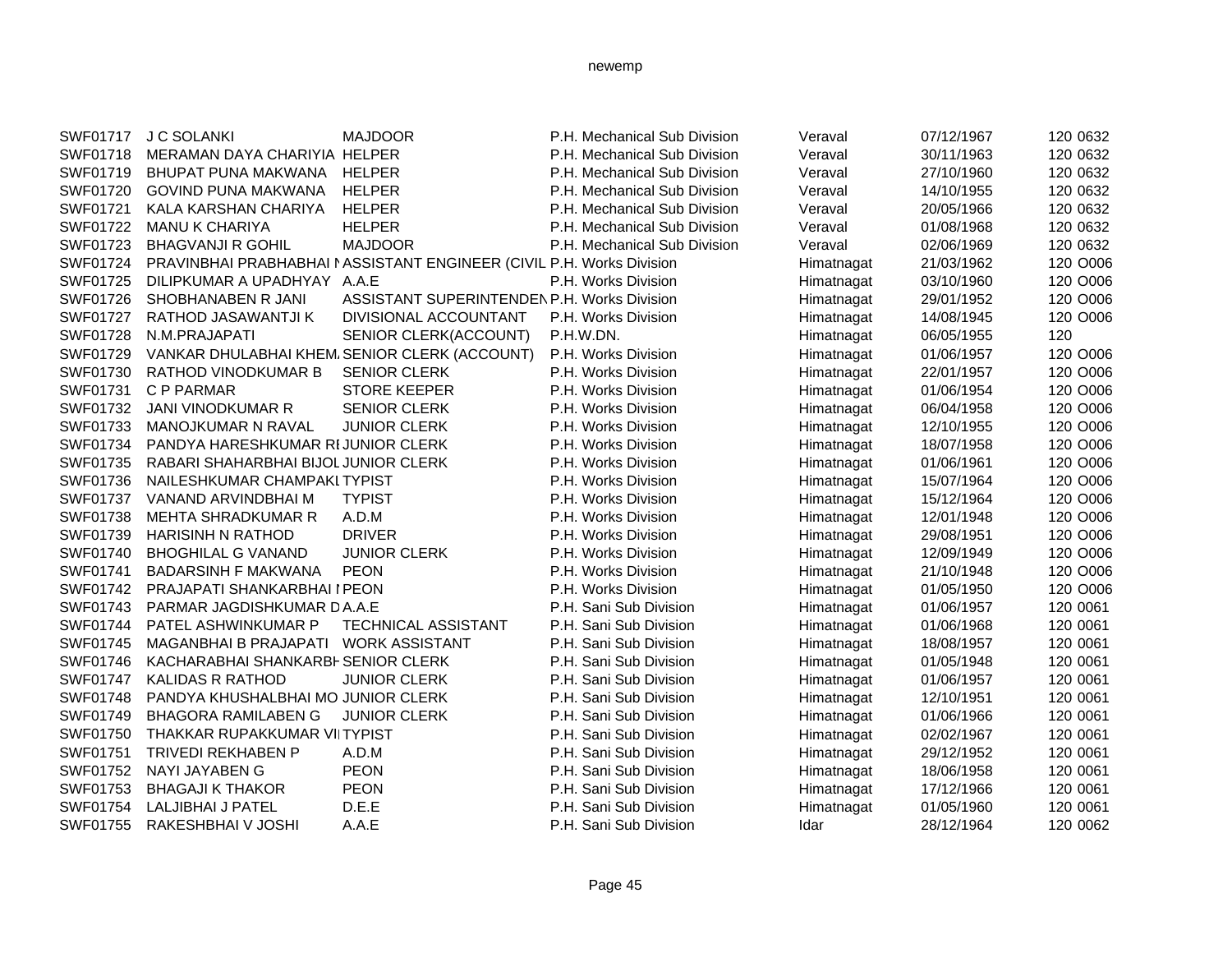| | | | | | | | |
|---|---|---|---|---|---|---|---|
| SWF01717 | J C SOLANKI | MAJDOOR | P.H. Mechanical Sub Division | Veraval | 07/12/1967 | 120 | 0632 |
| SWF01718 | MERAMAN DAYA CHARIYIA | HELPER | P.H. Mechanical Sub Division | Veraval | 30/11/1963 | 120 | 0632 |
| SWF01719 | BHUPAT PUNA MAKWANA | HELPER | P.H. Mechanical Sub Division | Veraval | 27/10/1960 | 120 | 0632 |
| SWF01720 | GOVIND PUNA MAKWANA | HELPER | P.H. Mechanical Sub Division | Veraval | 14/10/1955 | 120 | 0632 |
| SWF01721 | KALA KARSHAN CHARIYA | HELPER | P.H. Mechanical Sub Division | Veraval | 20/05/1966 | 120 | 0632 |
| SWF01722 | MANU K CHARIYA | HELPER | P.H. Mechanical Sub Division | Veraval | 01/08/1968 | 120 | 0632 |
| SWF01723 | BHAGVANJI R GOHIL | MAJDOOR | P.H. Mechanical Sub Division | Veraval | 02/06/1969 | 120 | 0632 |
| SWF01724 | PRAVINBHAI PRABHABHAI N | ASSISTANT ENGINEER (CIVIL | P.H. Works Division | Himatnagat | 21/03/1962 | 120 | O006 |
| SWF01725 | DILIPKUMAR A UPADHYAY | A.A.E | P.H. Works Division | Himatnagat | 03/10/1960 | 120 | O006 |
| SWF01726 | SHOBHANABEN R JANI | ASSISTANT SUPERINTENDEN | P.H. Works Division | Himatnagat | 29/01/1952 | 120 | O006 |
| SWF01727 | RATHOD JASAWANTJI K | DIVISIONAL ACCOUNTANT | P.H. Works Division | Himatnagat | 14/08/1945 | 120 | O006 |
| SWF01728 | N.M.PRAJAPATI | SENIOR CLERK(ACCOUNT) | P.H.W.DN. | Himatnagat | 06/05/1955 | 120 | |
| SWF01729 | VANKAR DHULABHAI KHEM | SENIOR CLERK (ACCOUNT) | P.H. Works Division | Himatnagat | 01/06/1957 | 120 | O006 |
| SWF01730 | RATHOD VINODKUMAR B | SENIOR CLERK | P.H. Works Division | Himatnagat | 22/01/1957 | 120 | O006 |
| SWF01731 | C P PARMAR | STORE KEEPER | P.H. Works Division | Himatnagat | 01/06/1954 | 120 | O006 |
| SWF01732 | JANI VINODKUMAR R | SENIOR CLERK | P.H. Works Division | Himatnagat | 06/04/1958 | 120 | O006 |
| SWF01733 | MANOJKUMAR N RAVAL | JUNIOR CLERK | P.H. Works Division | Himatnagat | 12/10/1955 | 120 | O006 |
| SWF01734 | PANDYA HARESHKUMAR RI | JUNIOR CLERK | P.H. Works Division | Himatnagat | 18/07/1958 | 120 | O006 |
| SWF01735 | RABARI SHAHARBHAI BIJOL | JUNIOR CLERK | P.H. Works Division | Himatnagat | 01/06/1961 | 120 | O006 |
| SWF01736 | NAILESHKUMAR CHAMPAKL | TYPIST | P.H. Works Division | Himatnagat | 15/07/1964 | 120 | O006 |
| SWF01737 | VANAND ARVINDBHAI M | TYPIST | P.H. Works Division | Himatnagat | 15/12/1964 | 120 | O006 |
| SWF01738 | MEHTA SHRADKUMAR R | A.D.M | P.H. Works Division | Himatnagat | 12/01/1948 | 120 | O006 |
| SWF01739 | HARISINH N RATHOD | DRIVER | P.H. Works Division | Himatnagat | 29/08/1951 | 120 | O006 |
| SWF01740 | BHOGHILAL G VANAND | JUNIOR CLERK | P.H. Works Division | Himatnagat | 12/09/1949 | 120 | O006 |
| SWF01741 | BADARSINH F MAKWANA | PEON | P.H. Works Division | Himatnagat | 21/10/1948 | 120 | O006 |
| SWF01742 | PRAJAPATI SHANKARBHAI I | PEON | P.H. Works Division | Himatnagat | 01/05/1950 | 120 | O006 |
| SWF01743 | PARMAR JAGDISHKUMAR D | A.A.E | P.H. Sani Sub Division | Himatnagat | 01/06/1957 | 120 | 0061 |
| SWF01744 | PATEL ASHWINKUMAR P | TECHNICAL ASSISTANT | P.H. Sani Sub Division | Himatnagat | 01/06/1968 | 120 | 0061 |
| SWF01745 | MAGANBHAI B PRAJAPATI | WORK ASSISTANT | P.H. Sani Sub Division | Himatnagat | 18/08/1957 | 120 | 0061 |
| SWF01746 | KACHARABHAI SHANKARBH | SENIOR CLERK | P.H. Sani Sub Division | Himatnagat | 01/05/1948 | 120 | 0061 |
| SWF01747 | KALIDAS R RATHOD | JUNIOR CLERK | P.H. Sani Sub Division | Himatnagat | 01/06/1957 | 120 | 0061 |
| SWF01748 | PANDYA KHUSHALBHAI MO | JUNIOR CLERK | P.H. Sani Sub Division | Himatnagat | 12/10/1951 | 120 | 0061 |
| SWF01749 | BHAGORA RAMILABEN G | JUNIOR CLERK | P.H. Sani Sub Division | Himatnagat | 01/06/1966 | 120 | 0061 |
| SWF01750 | THAKKAR RUPAKKUMAR VI | TYPIST | P.H. Sani Sub Division | Himatnagat | 02/02/1967 | 120 | 0061 |
| SWF01751 | TRIVEDI REKHABEN P | A.D.M | P.H. Sani Sub Division | Himatnagat | 29/12/1952 | 120 | 0061 |
| SWF01752 | NAYI JAYABEN G | PEON | P.H. Sani Sub Division | Himatnagat | 18/06/1958 | 120 | 0061 |
| SWF01753 | BHAGAJI K THAKOR | PEON | P.H. Sani Sub Division | Himatnagat | 17/12/1966 | 120 | 0061 |
| SWF01754 | LALJIBHAI J PATEL | D.E.E | P.H. Sani Sub Division | Himatnagat | 01/05/1960 | 120 | 0061 |
| SWF01755 | RAKESHBHAI V JOSHI | A.A.E | P.H. Sani Sub Division | Idar | 28/12/1964 | 120 | 0062 |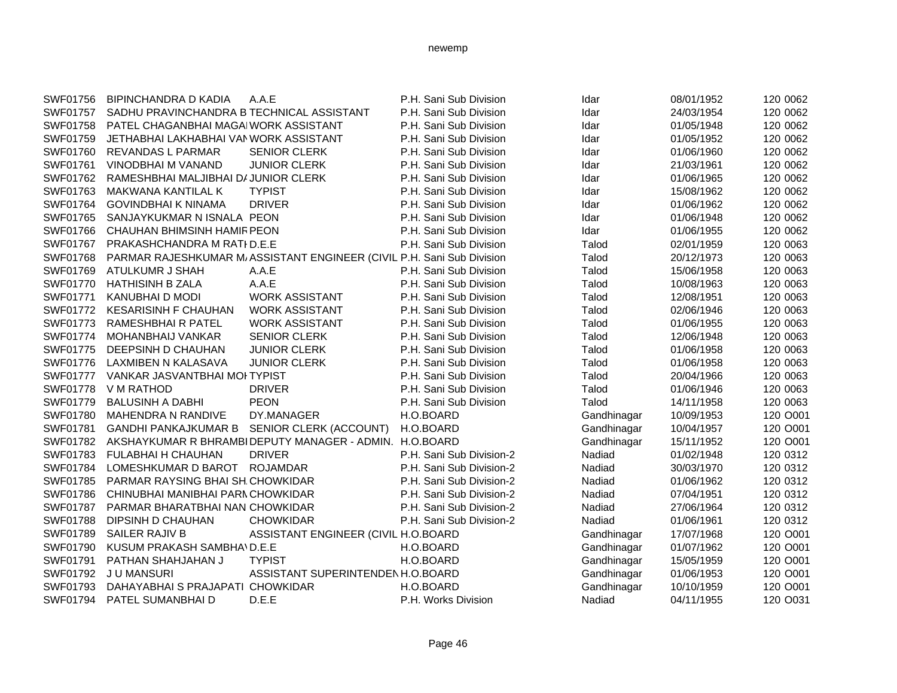| SWF01756 | BIPINCHANDRA D KADIA | A.A.E | P.H. Sani Sub Division | Idar | 08/01/1952 | 120 0062 |
|---|---|---|---|---|---|---|
| SWF01757 | SADHU PRAVINCHANDRA B | TECHNICAL ASSISTANT | P.H. Sani Sub Division | Idar | 24/03/1954 | 120 0062 |
| SWF01758 | PATEL CHAGANBHAI MAGAI | WORK ASSISTANT | P.H. Sani Sub Division | Idar | 01/05/1948 | 120 0062 |
| SWF01759 | JETHABHAI LAKHABHAI VAN | WORK ASSISTANT | P.H. Sani Sub Division | Idar | 01/05/1952 | 120 0062 |
| SWF01760 | REVANDAS L PARMAR | SENIOR CLERK | P.H. Sani Sub Division | Idar | 01/06/1960 | 120 0062 |
| SWF01761 | VINODBHAI M VANAND | JUNIOR CLERK | P.H. Sani Sub Division | Idar | 21/03/1961 | 120 0062 |
| SWF01762 | RAMESHBHAI MALJIBHAI DA | JUNIOR CLERK | P.H. Sani Sub Division | Idar | 01/06/1965 | 120 0062 |
| SWF01763 | MAKWANA KANTILAL K | TYPIST | P.H. Sani Sub Division | Idar | 15/08/1962 | 120 0062 |
| SWF01764 | GOVINDBHAI K NINAMA | DRIVER | P.H. Sani Sub Division | Idar | 01/06/1962 | 120 0062 |
| SWF01765 | SANJAYKUKMAR N ISNALA | PEON | P.H. Sani Sub Division | Idar | 01/06/1948 | 120 0062 |
| SWF01766 | CHAUHAN BHIMSINH HAMIR | PEON | P.H. Sani Sub Division | Idar | 01/06/1955 | 120 0062 |
| SWF01767 | PRAKASHCHANDRA M RATH | D.E.E | P.H. Sani Sub Division | Talod | 02/01/1959 | 120 0063 |
| SWF01768 | PARMAR RAJESHKUMAR MA | ASSISTANT ENGINEER (CIVIL | P.H. Sani Sub Division | Talod | 20/12/1973 | 120 0063 |
| SWF01769 | ATULKUMR J SHAH | A.A.E | P.H. Sani Sub Division | Talod | 15/06/1958 | 120 0063 |
| SWF01770 | HATHISINH B ZALA | A.A.E | P.H. Sani Sub Division | Talod | 10/08/1963 | 120 0063 |
| SWF01771 | KANUBHAI D MODI | WORK ASSISTANT | P.H. Sani Sub Division | Talod | 12/08/1951 | 120 0063 |
| SWF01772 | KESARISINH F CHAUHAN | WORK ASSISTANT | P.H. Sani Sub Division | Talod | 02/06/1946 | 120 0063 |
| SWF01773 | RAMESHBHAI R PATEL | WORK ASSISTANT | P.H. Sani Sub Division | Talod | 01/06/1955 | 120 0063 |
| SWF01774 | MOHANBHAIJ VANKAR | SENIOR CLERK | P.H. Sani Sub Division | Talod | 12/06/1948 | 120 0063 |
| SWF01775 | DEEPSINH D CHAUHAN | JUNIOR CLERK | P.H. Sani Sub Division | Talod | 01/06/1958 | 120 0063 |
| SWF01776 | LAXMIBEN N KALASAVA | JUNIOR CLERK | P.H. Sani Sub Division | Talod | 01/06/1958 | 120 0063 |
| SWF01777 | VANKAR JASVANTBHAI MOH | TYPIST | P.H. Sani Sub Division | Talod | 20/04/1966 | 120 0063 |
| SWF01778 | V M RATHOD | DRIVER | P.H. Sani Sub Division | Talod | 01/06/1946 | 120 0063 |
| SWF01779 | BALUSINH A DABHI | PEON | P.H. Sani Sub Division | Talod | 14/11/1958 | 120 0063 |
| SWF01780 | MAHENDRA N RANDIVE | DY.MANAGER | H.O.BOARD | Gandhinagar | 10/09/1953 | 120 O001 |
| SWF01781 | GANDHI PANKAJKUMAR B | SENIOR CLERK (ACCOUNT) | H.O.BOARD | Gandhinagar | 10/04/1957 | 120 O001 |
| SWF01782 | AKSHAYKUMAR R BHRAMBI | DEPUTY MANAGER - ADMIN. | H.O.BOARD | Gandhinagar | 15/11/1952 | 120 O001 |
| SWF01783 | FULABHAI H CHAUHAN | DRIVER | P.H. Sani Sub Division-2 | Nadiad | 01/02/1948 | 120 0312 |
| SWF01784 | LOMESHKUMAR D BAROT | ROJAMDAR | P.H. Sani Sub Division-2 | Nadiad | 30/03/1970 | 120 0312 |
| SWF01785 | PARMAR RAYSING BHAI SH | CHOWKIDAR | P.H. Sani Sub Division-2 | Nadiad | 01/06/1962 | 120 0312 |
| SWF01786 | CHINUBHAI MANIBHAI PARM | CHOWKIDAR | P.H. Sani Sub Division-2 | Nadiad | 07/04/1951 | 120 0312 |
| SWF01787 | PARMAR BHARATBHAI NAN | CHOWKIDAR | P.H. Sani Sub Division-2 | Nadiad | 27/06/1964 | 120 0312 |
| SWF01788 | DIPSINH D CHAUHAN | CHOWKIDAR | P.H. Sani Sub Division-2 | Nadiad | 01/06/1961 | 120 0312 |
| SWF01789 | SAILER RAJIV B | ASSISTANT ENGINEER (CIVIL | H.O.BOARD | Gandhinagar | 17/07/1968 | 120 O001 |
| SWF01790 | KUSUM PRAKASH SAMBHAV | D.E.E | H.O.BOARD | Gandhinagar | 01/07/1962 | 120 O001 |
| SWF01791 | PATHAN SHAHJAHAN J | TYPIST | H.O.BOARD | Gandhinagar | 15/05/1959 | 120 O001 |
| SWF01792 | J U MANSURI | ASSISTANT SUPERINTENDEN | H.O.BOARD | Gandhinagar | 01/06/1953 | 120 O001 |
| SWF01793 | DAHAYABHAI S PRAJAPATI | CHOWKIDAR | H.O.BOARD | Gandhinagar | 10/10/1959 | 120 O001 |
| SWF01794 | PATEL SUMANBHAI D | D.E.E | P.H. Works Division | Nadiad | 04/11/1955 | 120 O031 |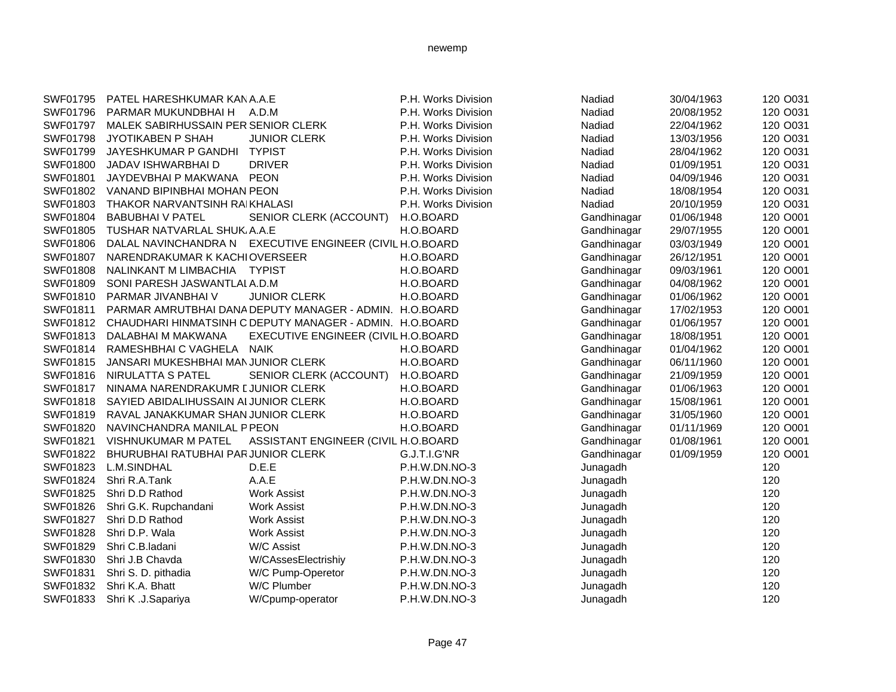| | | | | | | | |
|---|---|---|---|---|---|---|---|
| SWF01795 | PATEL HARESHKUMAR KAN | A.A.E | P.H. Works Division | Nadiad | 30/04/1963 | 120 | O031 |
| SWF01796 | PARMAR MUKUNDBHAI H | A.D.M | P.H. Works Division | Nadiad | 20/08/1952 | 120 | O031 |
| SWF01797 | MALEK SABIRHUSSAIN PER | SENIOR CLERK | P.H. Works Division | Nadiad | 22/04/1962 | 120 | O031 |
| SWF01798 | JYOTIKABEN P SHAH | JUNIOR CLERK | P.H. Works Division | Nadiad | 13/03/1956 | 120 | O031 |
| SWF01799 | JAYESHKUMAR P GANDHI | TYPIST | P.H. Works Division | Nadiad | 28/04/1962 | 120 | O031 |
| SWF01800 | JADAV ISHWARBHAI D | DRIVER | P.H. Works Division | Nadiad | 01/09/1951 | 120 | O031 |
| SWF01801 | JAYDEVBHAI P MAKWANA | PEON | P.H. Works Division | Nadiad | 04/09/1946 | 120 | O031 |
| SWF01802 | VANAND BIPINBHAI MOHAN | PEON | P.H. Works Division | Nadiad | 18/08/1954 | 120 | O031 |
| SWF01803 | THAKOR NARVANTSINH RAI | KHALASI | P.H. Works Division | Nadiad | 20/10/1959 | 120 | O031 |
| SWF01804 | BABUBHAI V PATEL | SENIOR CLERK (ACCOUNT) | H.O.BOARD | Gandhinagar | 01/06/1948 | 120 | O001 |
| SWF01805 | TUSHAR NATVARLAL SHUK | A.A.E | H.O.BOARD | Gandhinagar | 29/07/1955 | 120 | O001 |
| SWF01806 | DALAL NAVINCHANDRA N | EXECUTIVE ENGINEER (CIVIL | H.O.BOARD | Gandhinagar | 03/03/1949 | 120 | O001 |
| SWF01807 | NARENDRAKUMAR K KACHI | OVERSEER | H.O.BOARD | Gandhinagar | 26/12/1951 | 120 | O001 |
| SWF01808 | NALINKANT M LIMBACHIA | TYPIST | H.O.BOARD | Gandhinagar | 09/03/1961 | 120 | O001 |
| SWF01809 | SONI PARESH JASWANTLAL | A.D.M | H.O.BOARD | Gandhinagar | 04/08/1962 | 120 | O001 |
| SWF01810 | PARMAR JIVANBHAI V | JUNIOR CLERK | H.O.BOARD | Gandhinagar | 01/06/1962 | 120 | O001 |
| SWF01811 | PARMAR AMRUTBHAI DANA | DEPUTY MANAGER - ADMIN. | H.O.BOARD | Gandhinagar | 17/02/1953 | 120 | O001 |
| SWF01812 | CHAUDHARI HINMATSINH C | DEPUTY MANAGER - ADMIN. | H.O.BOARD | Gandhinagar | 01/06/1957 | 120 | O001 |
| SWF01813 | DALABHAI M MAKWANA | EXECUTIVE ENGINEER (CIVIL | H.O.BOARD | Gandhinagar | 18/08/1951 | 120 | O001 |
| SWF01814 | RAMESHBHAI C VAGHELA | NAIK | H.O.BOARD | Gandhinagar | 01/04/1962 | 120 | O001 |
| SWF01815 | JANSARI MUKESHBHAI MAN | JUNIOR CLERK | H.O.BOARD | Gandhinagar | 06/11/1960 | 120 | O001 |
| SWF01816 | NIRULATTA S PATEL | SENIOR CLERK (ACCOUNT) | H.O.BOARD | Gandhinagar | 21/09/1959 | 120 | O001 |
| SWF01817 | NINAMA NARENDRAKUMR D | JUNIOR CLERK | H.O.BOARD | Gandhinagar | 01/06/1963 | 120 | O001 |
| SWF01818 | SAYIED ABIDALIHUSSAIN AI | JUNIOR CLERK | H.O.BOARD | Gandhinagar | 15/08/1961 | 120 | O001 |
| SWF01819 | RAVAL JANAKKUMAR SHAN | JUNIOR CLERK | H.O.BOARD | Gandhinagar | 31/05/1960 | 120 | O001 |
| SWF01820 | NAVINCHANDRA MANILAL P | PEON | H.O.BOARD | Gandhinagar | 01/11/1969 | 120 | O001 |
| SWF01821 | VISHNUKUMAR M PATEL | ASSISTANT ENGINEER (CIVIL | H.O.BOARD | Gandhinagar | 01/08/1961 | 120 | O001 |
| SWF01822 | BHURUBHAI RATUBHAI PAR | JUNIOR CLERK | G.J.T.I.G'NR | Gandhinagar | 01/09/1959 | 120 | O001 |
| SWF01823 | L.M.SINDHAL | D.E.E | P.H.W.DN.NO-3 | Junagadh | | 120 | |
| SWF01824 | Shri R.A.Tank | A.A.E | P.H.W.DN.NO-3 | Junagadh | | 120 | |
| SWF01825 | Shri D.D Rathod | Work Assist | P.H.W.DN.NO-3 | Junagadh | | 120 | |
| SWF01826 | Shri G.K. Rupchandani | Work Assist | P.H.W.DN.NO-3 | Junagadh | | 120 | |
| SWF01827 | Shri D.D Rathod | Work Assist | P.H.W.DN.NO-3 | Junagadh | | 120 | |
| SWF01828 | Shri D.P. Wala | Work Assist | P.H.W.DN.NO-3 | Junagadh | | 120 | |
| SWF01829 | Shri C.B.ladani | W/C Assist | P.H.W.DN.NO-3 | Junagadh | | 120 | |
| SWF01830 | Shri J.B Chavda | W/CAssesElectrishiy | P.H.W.DN.NO-3 | Junagadh | | 120 | |
| SWF01831 | Shri S. D. pithadia | W/C Pump-Operetor | P.H.W.DN.NO-3 | Junagadh | | 120 | |
| SWF01832 | Shri K.A. Bhatt | W/C Plumber | P.H.W.DN.NO-3 | Junagadh | | 120 | |
| SWF01833 | Shri K .J.Sapariya | W/Cpump-operator | P.H.W.DN.NO-3 | Junagadh | | 120 | |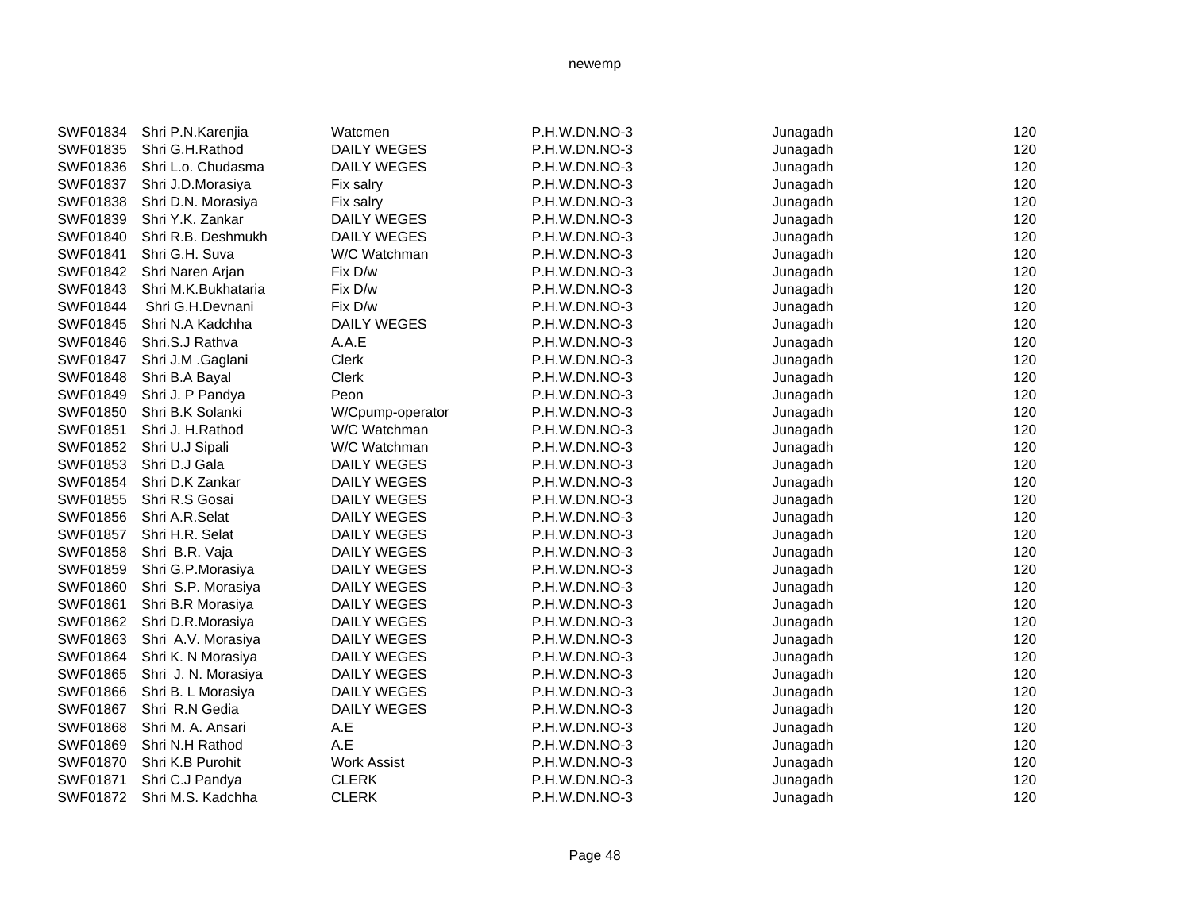| SWF01834 | Shri P.N.Karenjia | Watcmen | P.H.W.DN.NO-3 | Junagadh | 120 |
|---|---|---|---|---|---|
| SWF01835 | Shri G.H.Rathod | DAILY WEGES | P.H.W.DN.NO-3 | Junagadh | 120 |
| SWF01836 | Shri L.o. Chudasma | DAILY WEGES | P.H.W.DN.NO-3 | Junagadh | 120 |
| SWF01837 | Shri J.D.Morasiya | Fix salry | P.H.W.DN.NO-3 | Junagadh | 120 |
| SWF01838 | Shri D.N. Morasiya | Fix salry | P.H.W.DN.NO-3 | Junagadh | 120 |
| SWF01839 | Shri Y.K. Zankar | DAILY WEGES | P.H.W.DN.NO-3 | Junagadh | 120 |
| SWF01840 | Shri R.B. Deshmukh | DAILY WEGES | P.H.W.DN.NO-3 | Junagadh | 120 |
| SWF01841 | Shri G.H. Suva | W/C Watchman | P.H.W.DN.NO-3 | Junagadh | 120 |
| SWF01842 | Shri Naren Arjan | Fix D/w | P.H.W.DN.NO-3 | Junagadh | 120 |
| SWF01843 | Shri M.K.Bukhataria | Fix D/w | P.H.W.DN.NO-3 | Junagadh | 120 |
| SWF01844 | Shri G.H.Devnani | Fix D/w | P.H.W.DN.NO-3 | Junagadh | 120 |
| SWF01845 | Shri N.A Kadchha | DAILY WEGES | P.H.W.DN.NO-3 | Junagadh | 120 |
| SWF01846 | Shri.S.J Rathva | A.A.E | P.H.W.DN.NO-3 | Junagadh | 120 |
| SWF01847 | Shri J.M .Gaglani | Clerk | P.H.W.DN.NO-3 | Junagadh | 120 |
| SWF01848 | Shri B.A Bayal | Clerk | P.H.W.DN.NO-3 | Junagadh | 120 |
| SWF01849 | Shri J. P Pandya | Peon | P.H.W.DN.NO-3 | Junagadh | 120 |
| SWF01850 | Shri B.K Solanki | W/Cpump-operator | P.H.W.DN.NO-3 | Junagadh | 120 |
| SWF01851 | Shri J. H.Rathod | W/C Watchman | P.H.W.DN.NO-3 | Junagadh | 120 |
| SWF01852 | Shri U.J Sipali | W/C Watchman | P.H.W.DN.NO-3 | Junagadh | 120 |
| SWF01853 | Shri D.J Gala | DAILY WEGES | P.H.W.DN.NO-3 | Junagadh | 120 |
| SWF01854 | Shri D.K Zankar | DAILY WEGES | P.H.W.DN.NO-3 | Junagadh | 120 |
| SWF01855 | Shri R.S Gosai | DAILY WEGES | P.H.W.DN.NO-3 | Junagadh | 120 |
| SWF01856 | Shri A.R.Selat | DAILY WEGES | P.H.W.DN.NO-3 | Junagadh | 120 |
| SWF01857 | Shri H.R. Selat | DAILY WEGES | P.H.W.DN.NO-3 | Junagadh | 120 |
| SWF01858 | Shri B.R. Vaja | DAILY WEGES | P.H.W.DN.NO-3 | Junagadh | 120 |
| SWF01859 | Shri G.P.Morasiya | DAILY WEGES | P.H.W.DN.NO-3 | Junagadh | 120 |
| SWF01860 | Shri S.P. Morasiya | DAILY WEGES | P.H.W.DN.NO-3 | Junagadh | 120 |
| SWF01861 | Shri B.R Morasiya | DAILY WEGES | P.H.W.DN.NO-3 | Junagadh | 120 |
| SWF01862 | Shri D.R.Morasiya | DAILY WEGES | P.H.W.DN.NO-3 | Junagadh | 120 |
| SWF01863 | Shri A.V. Morasiya | DAILY WEGES | P.H.W.DN.NO-3 | Junagadh | 120 |
| SWF01864 | Shri K. N Morasiya | DAILY WEGES | P.H.W.DN.NO-3 | Junagadh | 120 |
| SWF01865 | Shri J. N. Morasiya | DAILY WEGES | P.H.W.DN.NO-3 | Junagadh | 120 |
| SWF01866 | Shri B. L Morasiya | DAILY WEGES | P.H.W.DN.NO-3 | Junagadh | 120 |
| SWF01867 | Shri R.N Gedia | DAILY WEGES | P.H.W.DN.NO-3 | Junagadh | 120 |
| SWF01868 | Shri M. A. Ansari | A.E | P.H.W.DN.NO-3 | Junagadh | 120 |
| SWF01869 | Shri N.H Rathod | A.E | P.H.W.DN.NO-3 | Junagadh | 120 |
| SWF01870 | Shri K.B Purohit | Work Assist | P.H.W.DN.NO-3 | Junagadh | 120 |
| SWF01871 | Shri C.J Pandya | CLERK | P.H.W.DN.NO-3 | Junagadh | 120 |
| SWF01872 | Shri M.S. Kadchha | CLERK | P.H.W.DN.NO-3 | Junagadh | 120 |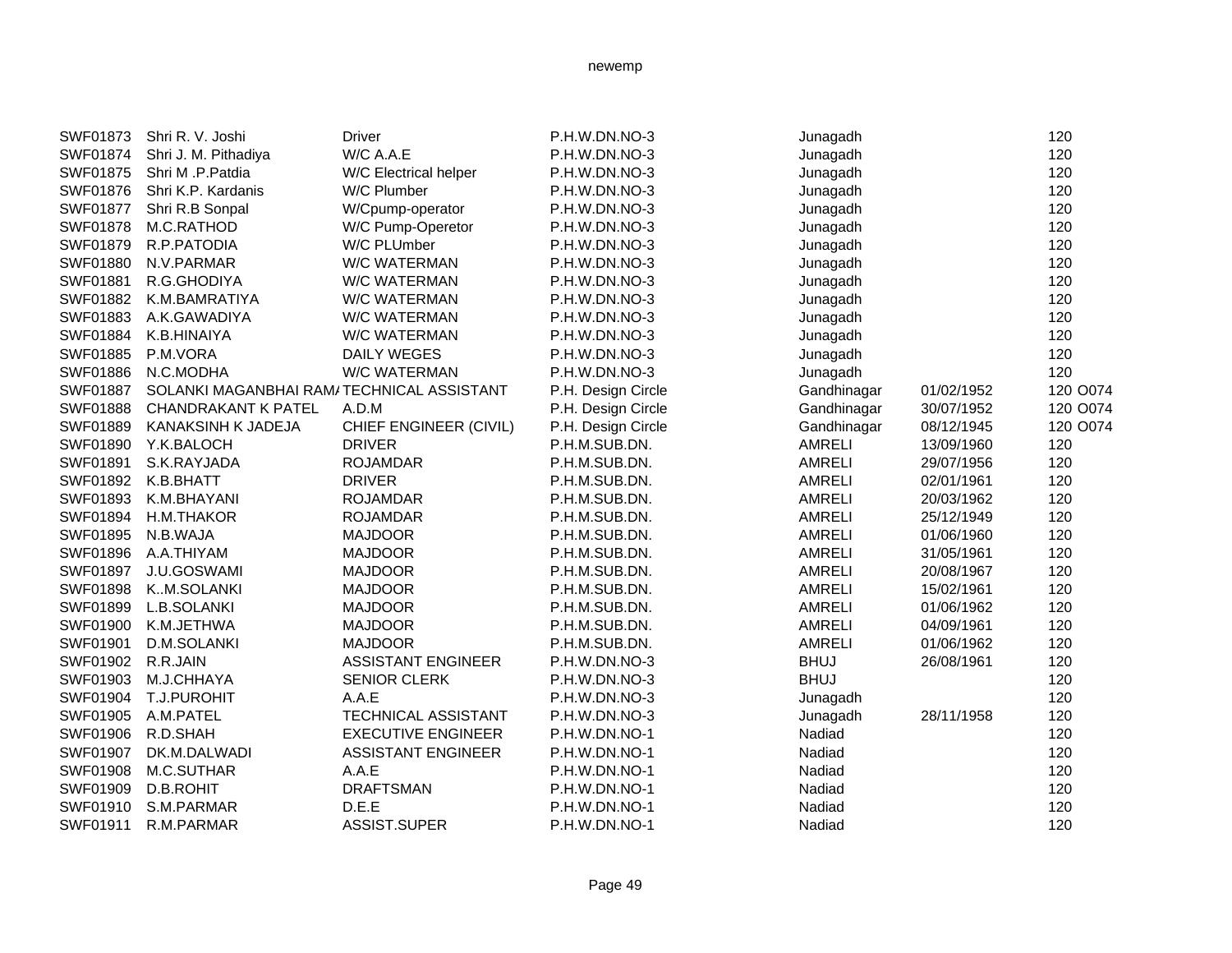| | | | | | | | |
|---|---|---|---|---|---|---|---|
| SWF01873 | Shri R. V. Joshi | Driver | P.H.W.DN.NO-3 | Junagadh | | 120 | |
| SWF01874 | Shri J. M. Pithadiya | W/C A.A.E | P.H.W.DN.NO-3 | Junagadh | | 120 | |
| SWF01875 | Shri M .P.Patdia | W/C Electrical helper | P.H.W.DN.NO-3 | Junagadh | | 120 | |
| SWF01876 | Shri K.P. Kardanis | W/C Plumber | P.H.W.DN.NO-3 | Junagadh | | 120 | |
| SWF01877 | Shri R.B Sonpal | W/Cpump-operator | P.H.W.DN.NO-3 | Junagadh | | 120 | |
| SWF01878 | M.C.RATHOD | W/C Pump-Operetor | P.H.W.DN.NO-3 | Junagadh | | 120 | |
| SWF01879 | R.P.PATODIA | W/C PLUmber | P.H.W.DN.NO-3 | Junagadh | | 120 | |
| SWF01880 | N.V.PARMAR | W/C WATERMAN | P.H.W.DN.NO-3 | Junagadh | | 120 | |
| SWF01881 | R.G.GHODIYA | W/C WATERMAN | P.H.W.DN.NO-3 | Junagadh | | 120 | |
| SWF01882 | K.M.BAMRATIYA | W/C WATERMAN | P.H.W.DN.NO-3 | Junagadh | | 120 | |
| SWF01883 | A.K.GAWADIYA | W/C WATERMAN | P.H.W.DN.NO-3 | Junagadh | | 120 | |
| SWF01884 | K.B.HINAIYA | W/C WATERMAN | P.H.W.DN.NO-3 | Junagadh | | 120 | |
| SWF01885 | P.M.VORA | DAILY WEGES | P.H.W.DN.NO-3 | Junagadh | | 120 | |
| SWF01886 | N.C.MODHA | W/C WATERMAN | P.H.W.DN.NO-3 | Junagadh | | 120 | |
| SWF01887 | SOLANKI MAGANBHAI RAM/ | TECHNICAL ASSISTANT | P.H. Design Circle | Gandhinagar | 01/02/1952 | 120 | O074 |
| SWF01888 | CHANDRAKANT K PATEL | A.D.M | P.H. Design Circle | Gandhinagar | 30/07/1952 | 120 | O074 |
| SWF01889 | KANAKSINH K JADEJA | CHIEF ENGINEER (CIVIL) | P.H. Design Circle | Gandhinagar | 08/12/1945 | 120 | O074 |
| SWF01890 | Y.K.BALOCH | DRIVER | P.H.M.SUB.DN. | AMRELI | 13/09/1960 | 120 | |
| SWF01891 | S.K.RAYJADA | ROJAMDAR | P.H.M.SUB.DN. | AMRELI | 29/07/1956 | 120 | |
| SWF01892 | K.B.BHATT | DRIVER | P.H.M.SUB.DN. | AMRELI | 02/01/1961 | 120 | |
| SWF01893 | K.M.BHAYANI | ROJAMDAR | P.H.M.SUB.DN. | AMRELI | 20/03/1962 | 120 | |
| SWF01894 | H.M.THAKOR | ROJAMDAR | P.H.M.SUB.DN. | AMRELI | 25/12/1949 | 120 | |
| SWF01895 | N.B.WAJA | MAJDOOR | P.H.M.SUB.DN. | AMRELI | 01/06/1960 | 120 | |
| SWF01896 | A.A.THIYAM | MAJDOOR | P.H.M.SUB.DN. | AMRELI | 31/05/1961 | 120 | |
| SWF01897 | J.U.GOSWAMI | MAJDOOR | P.H.M.SUB.DN. | AMRELI | 20/08/1967 | 120 | |
| SWF01898 | K..M.SOLANKI | MAJDOOR | P.H.M.SUB.DN. | AMRELI | 15/02/1961 | 120 | |
| SWF01899 | L.B.SOLANKI | MAJDOOR | P.H.M.SUB.DN. | AMRELI | 01/06/1962 | 120 | |
| SWF01900 | K.M.JETHWA | MAJDOOR | P.H.M.SUB.DN. | AMRELI | 04/09/1961 | 120 | |
| SWF01901 | D.M.SOLANKI | MAJDOOR | P.H.M.SUB.DN. | AMRELI | 01/06/1962 | 120 | |
| SWF01902 | R.R.JAIN | ASSISTANT ENGINEER | P.H.W.DN.NO-3 | BHUJ | 26/08/1961 | 120 | |
| SWF01903 | M.J.CHHAYA | SENIOR CLERK | P.H.W.DN.NO-3 | BHUJ | | 120 | |
| SWF01904 | T.J.PUROHIT | A.A.E | P.H.W.DN.NO-3 | Junagadh | | 120 | |
| SWF01905 | A.M.PATEL | TECHNICAL ASSISTANT | P.H.W.DN.NO-3 | Junagadh | 28/11/1958 | 120 | |
| SWF01906 | R.D.SHAH | EXECUTIVE ENGINEER | P.H.W.DN.NO-1 | Nadiad | | 120 | |
| SWF01907 | DK.M.DALWADI | ASSISTANT ENGINEER | P.H.W.DN.NO-1 | Nadiad | | 120 | |
| SWF01908 | M.C.SUTHAR | A.A.E | P.H.W.DN.NO-1 | Nadiad | | 120 | |
| SWF01909 | D.B.ROHIT | DRAFTSMAN | P.H.W.DN.NO-1 | Nadiad | | 120 | |
| SWF01910 | S.M.PARMAR | D.E.E | P.H.W.DN.NO-1 | Nadiad | | 120 | |
| SWF01911 | R.M.PARMAR | ASSIST.SUPER | P.H.W.DN.NO-1 | Nadiad | | 120 | |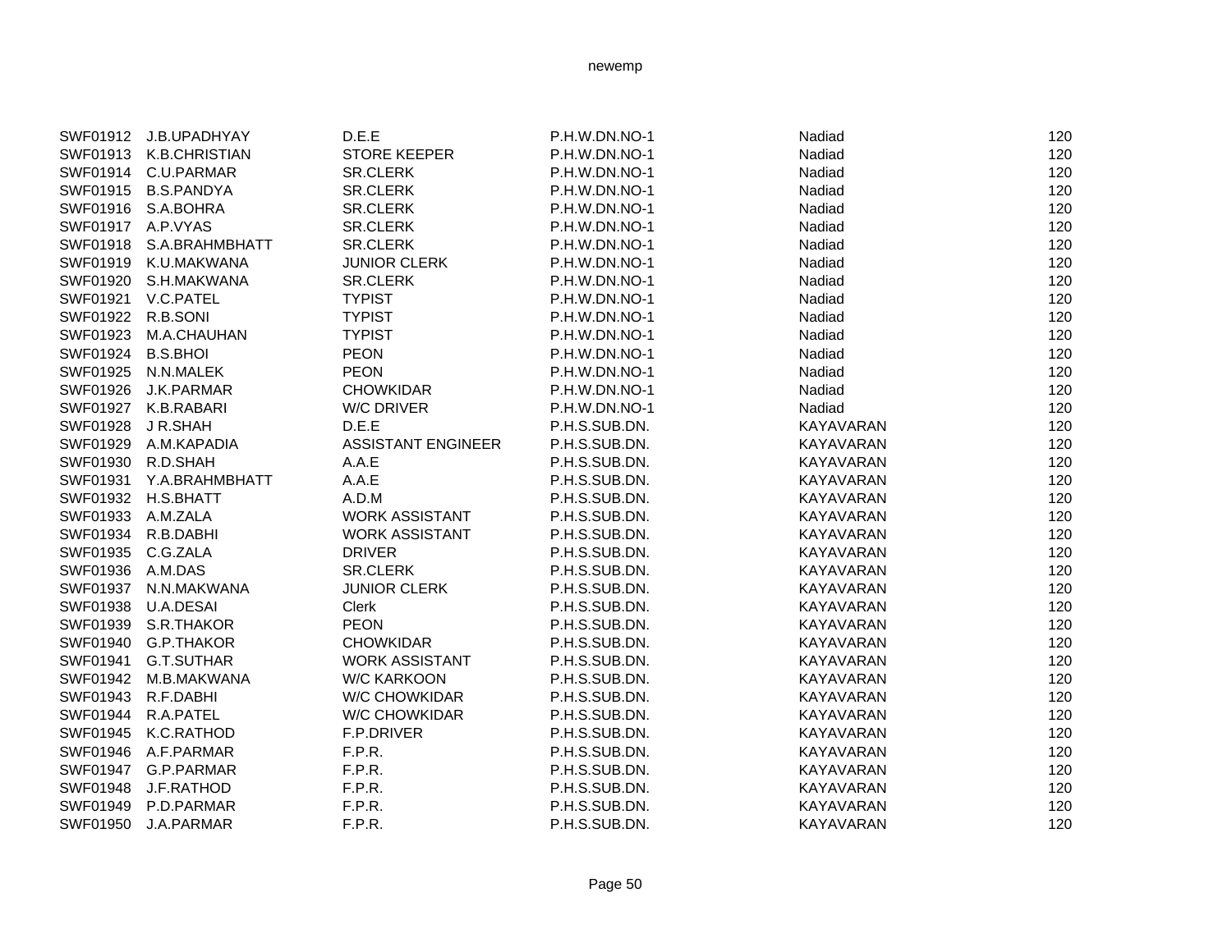| | | | | | |
|---|---|---|---|---|---|
| SWF01912 | J.B.UPADHYAY | D.E.E | P.H.W.DN.NO-1 | Nadiad | 120 |
| SWF01913 | K.B.CHRISTIAN | STORE KEEPER | P.H.W.DN.NO-1 | Nadiad | 120 |
| SWF01914 | C.U.PARMAR | SR.CLERK | P.H.W.DN.NO-1 | Nadiad | 120 |
| SWF01915 | B.S.PANDYA | SR.CLERK | P.H.W.DN.NO-1 | Nadiad | 120 |
| SWF01916 | S.A.BOHRA | SR.CLERK | P.H.W.DN.NO-1 | Nadiad | 120 |
| SWF01917 | A.P.VYAS | SR.CLERK | P.H.W.DN.NO-1 | Nadiad | 120 |
| SWF01918 | S.A.BRAHMBHATT | SR.CLERK | P.H.W.DN.NO-1 | Nadiad | 120 |
| SWF01919 | K.U.MAKWANA | JUNIOR CLERK | P.H.W.DN.NO-1 | Nadiad | 120 |
| SWF01920 | S.H.MAKWANA | SR.CLERK | P.H.W.DN.NO-1 | Nadiad | 120 |
| SWF01921 | V.C.PATEL | TYPIST | P.H.W.DN.NO-1 | Nadiad | 120 |
| SWF01922 | R.B.SONI | TYPIST | P.H.W.DN.NO-1 | Nadiad | 120 |
| SWF01923 | M.A.CHAUHAN | TYPIST | P.H.W.DN.NO-1 | Nadiad | 120 |
| SWF01924 | B.S.BHOI | PEON | P.H.W.DN.NO-1 | Nadiad | 120 |
| SWF01925 | N.N.MALEK | PEON | P.H.W.DN.NO-1 | Nadiad | 120 |
| SWF01926 | J.K.PARMAR | CHOWKIDAR | P.H.W.DN.NO-1 | Nadiad | 120 |
| SWF01927 | K.B.RABARI | W/C DRIVER | P.H.W.DN.NO-1 | Nadiad | 120 |
| SWF01928 | J R.SHAH | D.E.E | P.H.S.SUB.DN. | KAYAVARAN | 120 |
| SWF01929 | A.M.KAPADIA | ASSISTANT ENGINEER | P.H.S.SUB.DN. | KAYAVARAN | 120 |
| SWF01930 | R.D.SHAH | A.A.E | P.H.S.SUB.DN. | KAYAVARAN | 120 |
| SWF01931 | Y.A.BRAHMBHATT | A.A.E | P.H.S.SUB.DN. | KAYAVARAN | 120 |
| SWF01932 | H.S.BHATT | A.D.M | P.H.S.SUB.DN. | KAYAVARAN | 120 |
| SWF01933 | A.M.ZALA | WORK ASSISTANT | P.H.S.SUB.DN. | KAYAVARAN | 120 |
| SWF01934 | R.B.DABHI | WORK ASSISTANT | P.H.S.SUB.DN. | KAYAVARAN | 120 |
| SWF01935 | C.G.ZALA | DRIVER | P.H.S.SUB.DN. | KAYAVARAN | 120 |
| SWF01936 | A.M.DAS | SR.CLERK | P.H.S.SUB.DN. | KAYAVARAN | 120 |
| SWF01937 | N.N.MAKWANA | JUNIOR CLERK | P.H.S.SUB.DN. | KAYAVARAN | 120 |
| SWF01938 | U.A.DESAI | Clerk | P.H.S.SUB.DN. | KAYAVARAN | 120 |
| SWF01939 | S.R.THAKOR | PEON | P.H.S.SUB.DN. | KAYAVARAN | 120 |
| SWF01940 | G.P.THAKOR | CHOWKIDAR | P.H.S.SUB.DN. | KAYAVARAN | 120 |
| SWF01941 | G.T.SUTHAR | WORK ASSISTANT | P.H.S.SUB.DN. | KAYAVARAN | 120 |
| SWF01942 | M.B.MAKWANA | W/C KARKOON | P.H.S.SUB.DN. | KAYAVARAN | 120 |
| SWF01943 | R.F.DABHI | W/C CHOWKIDAR | P.H.S.SUB.DN. | KAYAVARAN | 120 |
| SWF01944 | R.A.PATEL | W/C CHOWKIDAR | P.H.S.SUB.DN. | KAYAVARAN | 120 |
| SWF01945 | K.C.RATHOD | F.P.DRIVER | P.H.S.SUB.DN. | KAYAVARAN | 120 |
| SWF01946 | A.F.PARMAR | F.P.R. | P.H.S.SUB.DN. | KAYAVARAN | 120 |
| SWF01947 | G.P.PARMAR | F.P.R. | P.H.S.SUB.DN. | KAYAVARAN | 120 |
| SWF01948 | J.F.RATHOD | F.P.R. | P.H.S.SUB.DN. | KAYAVARAN | 120 |
| SWF01949 | P.D.PARMAR | F.P.R. | P.H.S.SUB.DN. | KAYAVARAN | 120 |
| SWF01950 | J.A.PARMAR | F.P.R. | P.H.S.SUB.DN. | KAYAVARAN | 120 |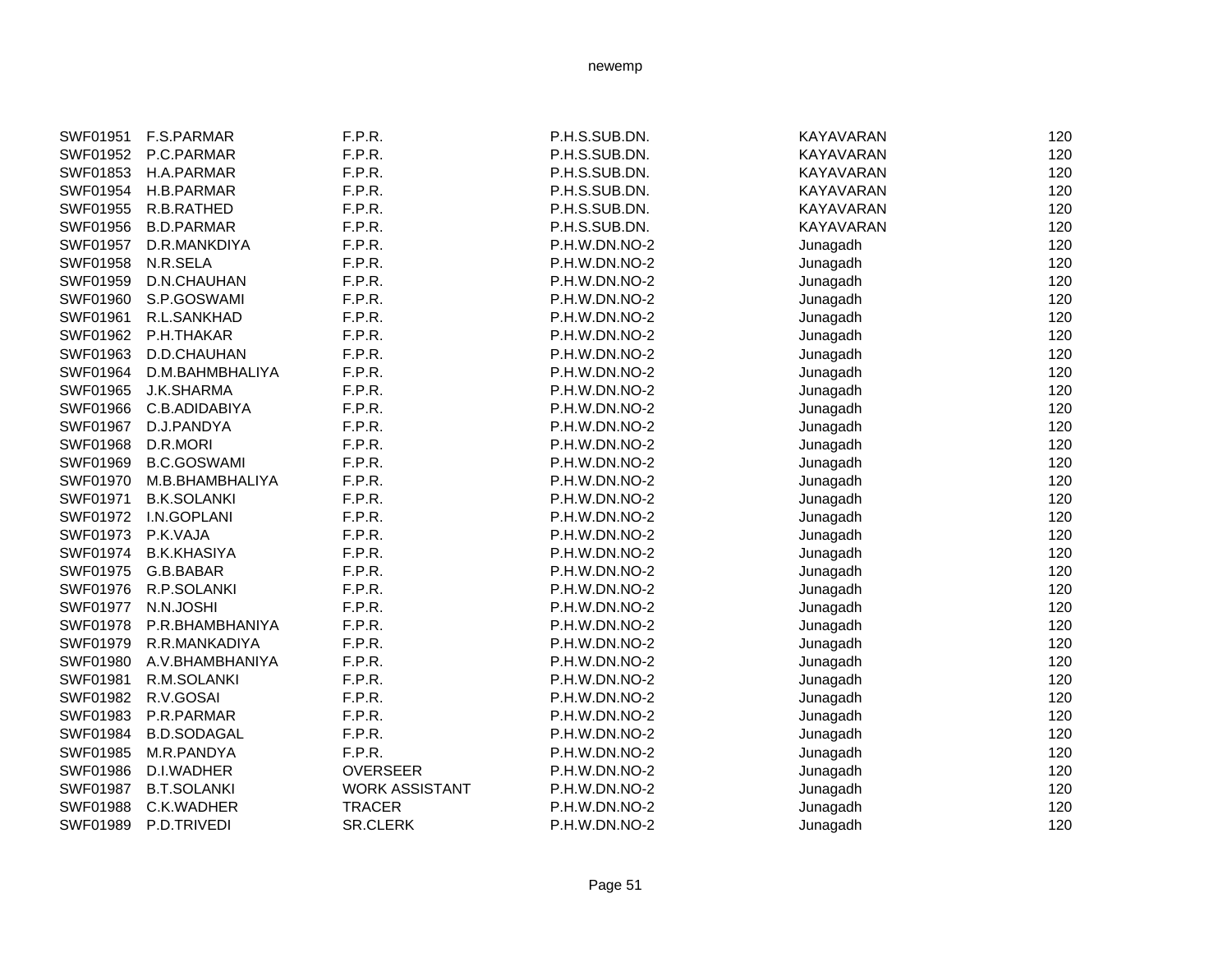| | | | | | |
|---|---|---|---|---|---|
| SWF01951 | F.S.PARMAR | F.P.R. | P.H.S.SUB.DN. | KAYAVARAN | 120 |
| SWF01952 | P.C.PARMAR | F.P.R. | P.H.S.SUB.DN. | KAYAVARAN | 120 |
| SWF01853 | H.A.PARMAR | F.P.R. | P.H.S.SUB.DN. | KAYAVARAN | 120 |
| SWF01954 | H.B.PARMAR | F.P.R. | P.H.S.SUB.DN. | KAYAVARAN | 120 |
| SWF01955 | R.B.RATHED | F.P.R. | P.H.S.SUB.DN. | KAYAVARAN | 120 |
| SWF01956 | B.D.PARMAR | F.P.R. | P.H.S.SUB.DN. | KAYAVARAN | 120 |
| SWF01957 | D.R.MANKDIYA | F.P.R. | P.H.W.DN.NO-2 | Junagadh | 120 |
| SWF01958 | N.R.SELA | F.P.R. | P.H.W.DN.NO-2 | Junagadh | 120 |
| SWF01959 | D.N.CHAUHAN | F.P.R. | P.H.W.DN.NO-2 | Junagadh | 120 |
| SWF01960 | S.P.GOSWAMI | F.P.R. | P.H.W.DN.NO-2 | Junagadh | 120 |
| SWF01961 | R.L.SANKHAD | F.P.R. | P.H.W.DN.NO-2 | Junagadh | 120 |
| SWF01962 | P.H.THAKAR | F.P.R. | P.H.W.DN.NO-2 | Junagadh | 120 |
| SWF01963 | D.D.CHAUHAN | F.P.R. | P.H.W.DN.NO-2 | Junagadh | 120 |
| SWF01964 | D.M.BAHMBHALIYA | F.P.R. | P.H.W.DN.NO-2 | Junagadh | 120 |
| SWF01965 | J.K.SHARMA | F.P.R. | P.H.W.DN.NO-2 | Junagadh | 120 |
| SWF01966 | C.B.ADIDABIYA | F.P.R. | P.H.W.DN.NO-2 | Junagadh | 120 |
| SWF01967 | D.J.PANDYA | F.P.R. | P.H.W.DN.NO-2 | Junagadh | 120 |
| SWF01968 | D.R.MORI | F.P.R. | P.H.W.DN.NO-2 | Junagadh | 120 |
| SWF01969 | B.C.GOSWAMI | F.P.R. | P.H.W.DN.NO-2 | Junagadh | 120 |
| SWF01970 | M.B.BHAMBHALIYA | F.P.R. | P.H.W.DN.NO-2 | Junagadh | 120 |
| SWF01971 | B.K.SOLANKI | F.P.R. | P.H.W.DN.NO-2 | Junagadh | 120 |
| SWF01972 | I.N.GOPLANI | F.P.R. | P.H.W.DN.NO-2 | Junagadh | 120 |
| SWF01973 | P.K.VAJA | F.P.R. | P.H.W.DN.NO-2 | Junagadh | 120 |
| SWF01974 | B.K.KHASIYA | F.P.R. | P.H.W.DN.NO-2 | Junagadh | 120 |
| SWF01975 | G.B.BABAR | F.P.R. | P.H.W.DN.NO-2 | Junagadh | 120 |
| SWF01976 | R.P.SOLANKI | F.P.R. | P.H.W.DN.NO-2 | Junagadh | 120 |
| SWF01977 | N.N.JOSHI | F.P.R. | P.H.W.DN.NO-2 | Junagadh | 120 |
| SWF01978 | P.R.BHAMBHANIYA | F.P.R. | P.H.W.DN.NO-2 | Junagadh | 120 |
| SWF01979 | R.R.MANKADIYA | F.P.R. | P.H.W.DN.NO-2 | Junagadh | 120 |
| SWF01980 | A.V.BHAMBHANIYA | F.P.R. | P.H.W.DN.NO-2 | Junagadh | 120 |
| SWF01981 | R.M.SOLANKI | F.P.R. | P.H.W.DN.NO-2 | Junagadh | 120 |
| SWF01982 | R.V.GOSAI | F.P.R. | P.H.W.DN.NO-2 | Junagadh | 120 |
| SWF01983 | P.R.PARMAR | F.P.R. | P.H.W.DN.NO-2 | Junagadh | 120 |
| SWF01984 | B.D.SODAGAL | F.P.R. | P.H.W.DN.NO-2 | Junagadh | 120 |
| SWF01985 | M.R.PANDYA | F.P.R. | P.H.W.DN.NO-2 | Junagadh | 120 |
| SWF01986 | D.I.WADHER | OVERSEER | P.H.W.DN.NO-2 | Junagadh | 120 |
| SWF01987 | B.T.SOLANKI | WORK ASSISTANT | P.H.W.DN.NO-2 | Junagadh | 120 |
| SWF01988 | C.K.WADHER | TRACER | P.H.W.DN.NO-2 | Junagadh | 120 |
| SWF01989 | P.D.TRIVEDI | SR.CLERK | P.H.W.DN.NO-2 | Junagadh | 120 |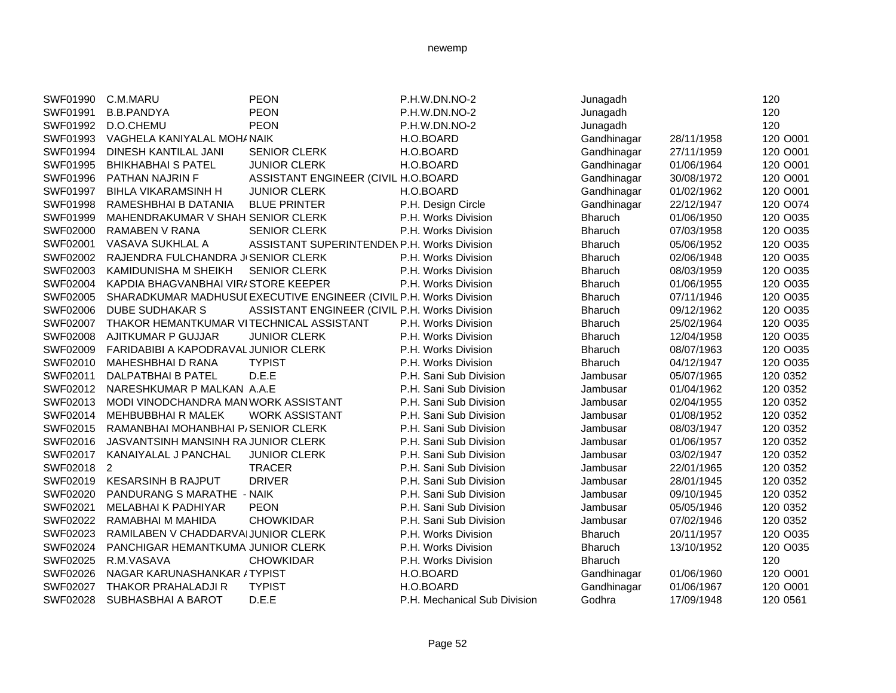| | | | | | | |
|---|---|---|---|---|---|---|
| SWF01990 | C.M.MARU | PEON | P.H.W.DN.NO-2 | Junagadh | | 120 |
| SWF01991 | B.B.PANDYA | PEON | P.H.W.DN.NO-2 | Junagadh | | 120 |
| SWF01992 | D.O.CHEMU | PEON | P.H.W.DN.NO-2 | Junagadh | | 120 |
| SWF01993 | VAGHELA KANIYALAL MOHA | NAIK | H.O.BOARD | Gandhinagar | 28/11/1958 | 120 O001 |
| SWF01994 | DINESH KANTILAL JANI | SENIOR CLERK | H.O.BOARD | Gandhinagar | 27/11/1959 | 120 O001 |
| SWF01995 | BHIKHABHAI S PATEL | JUNIOR CLERK | H.O.BOARD | Gandhinagar | 01/06/1964 | 120 O001 |
| SWF01996 | PATHAN NAJRIN F | ASSISTANT ENGINEER (CIVIL | H.O.BOARD | Gandhinagar | 30/08/1972 | 120 O001 |
| SWF01997 | BIHLA VIKARAMSINH H | JUNIOR CLERK | H.O.BOARD | Gandhinagar | 01/02/1962 | 120 O001 |
| SWF01998 | RAMESHBHAI B DATANIA | BLUE PRINTER | P.H. Design Circle | Gandhinagar | 22/12/1947 | 120 O074 |
| SWF01999 | MAHENDRAKUMAR V SHAH | SENIOR CLERK | P.H. Works Division | Bharuch | 01/06/1950 | 120 O035 |
| SWF02000 | RAMABEN V RANA | SENIOR CLERK | P.H. Works Division | Bharuch | 07/03/1958 | 120 O035 |
| SWF02001 | VASAVA SUKHLAL A | ASSISTANT SUPERINTENDEN | P.H. Works Division | Bharuch | 05/06/1952 | 120 O035 |
| SWF02002 | RAJENDRA FULCHANDRA J | SENIOR CLERK | P.H. Works Division | Bharuch | 02/06/1948 | 120 O035 |
| SWF02003 | KAMIDUNISHA M SHEIKH | SENIOR CLERK | P.H. Works Division | Bharuch | 08/03/1959 | 120 O035 |
| SWF02004 | KAPDIA BHAGVANBHAI VIR | STORE KEEPER | P.H. Works Division | Bharuch | 01/06/1955 | 120 O035 |
| SWF02005 | SHARADKUMAR MADHUSUI | EXECUTIVE ENGINEER (CIVIL | P.H. Works Division | Bharuch | 07/11/1946 | 120 O035 |
| SWF02006 | DUBE SUDHAKAR S | ASSISTANT ENGINEER (CIVIL | P.H. Works Division | Bharuch | 09/12/1962 | 120 O035 |
| SWF02007 | THAKOR HEMANTKUMAR VI | TECHNICAL ASSISTANT | P.H. Works Division | Bharuch | 25/02/1964 | 120 O035 |
| SWF02008 | AJITKUMAR P GUJJAR | JUNIOR CLERK | P.H. Works Division | Bharuch | 12/04/1958 | 120 O035 |
| SWF02009 | FARIDABIBI A KAPODRAVAL | JUNIOR CLERK | P.H. Works Division | Bharuch | 08/07/1963 | 120 O035 |
| SWF02010 | MAHESHBHAI D RANA | TYPIST | P.H. Works Division | Bharuch | 04/12/1947 | 120 O035 |
| SWF02011 | DALPATBHAI B PATEL | D.E.E | P.H. Sani Sub Division | Jambusar | 05/07/1965 | 120 0352 |
| SWF02012 | NARESHKUMAR P MALKAN | A.A.E | P.H. Sani Sub Division | Jambusar | 01/04/1962 | 120 0352 |
| SWF02013 | MODI VINODCHANDRA MAN | WORK ASSISTANT | P.H. Sani Sub Division | Jambusar | 02/04/1955 | 120 0352 |
| SWF02014 | MEHBUBBHAI R MALEK | WORK ASSISTANT | P.H. Sani Sub Division | Jambusar | 01/08/1952 | 120 0352 |
| SWF02015 | RAMANBHAI MOHANBHAI P | SENIOR CLERK | P.H. Sani Sub Division | Jambusar | 08/03/1947 | 120 0352 |
| SWF02016 | JASVANTSINH MANSINH RA | JUNIOR CLERK | P.H. Sani Sub Division | Jambusar | 01/06/1957 | 120 0352 |
| SWF02017 | KANAIYALAL J PANCHAL | JUNIOR CLERK | P.H. Sani Sub Division | Jambusar | 03/02/1947 | 120 0352 |
| SWF02018 | 2 | TRACER | P.H. Sani Sub Division | Jambusar | 22/01/1965 | 120 0352 |
| SWF02019 | KESARSINH B RAJPUT | DRIVER | P.H. Sani Sub Division | Jambusar | 28/01/1945 | 120 0352 |
| SWF02020 | PANDURANG S MARATHE - | NAIK | P.H. Sani Sub Division | Jambusar | 09/10/1945 | 120 0352 |
| SWF02021 | MELABHAI K PADHIYAR | PEON | P.H. Sani Sub Division | Jambusar | 05/05/1946 | 120 0352 |
| SWF02022 | RAMABHAI M MAHIDA | CHOWKIDAR | P.H. Sani Sub Division | Jambusar | 07/02/1946 | 120 0352 |
| SWF02023 | RAMILABEN V CHADDARVA | JUNIOR CLERK | P.H. Works Division | Bharuch | 20/11/1957 | 120 O035 |
| SWF02024 | PANCHIGAR HEMANTKUMA | JUNIOR CLERK | P.H. Works Division | Bharuch | 13/10/1952 | 120 O035 |
| SWF02025 | R.M.VASAVA | CHOWKIDAR | P.H. Works Division | Bharuch | | 120 |
| SWF02026 | NAGAR KARUNASHANKAR A | TYPIST | H.O.BOARD | Gandhinagar | 01/06/1960 | 120 O001 |
| SWF02027 | THAKOR PRAHALADJI R | TYPIST | H.O.BOARD | Gandhinagar | 01/06/1967 | 120 O001 |
| SWF02028 | SUBHASBHAI A BAROT | D.E.E | P.H. Mechanical Sub Division | Godhra | 17/09/1948 | 120 0561 |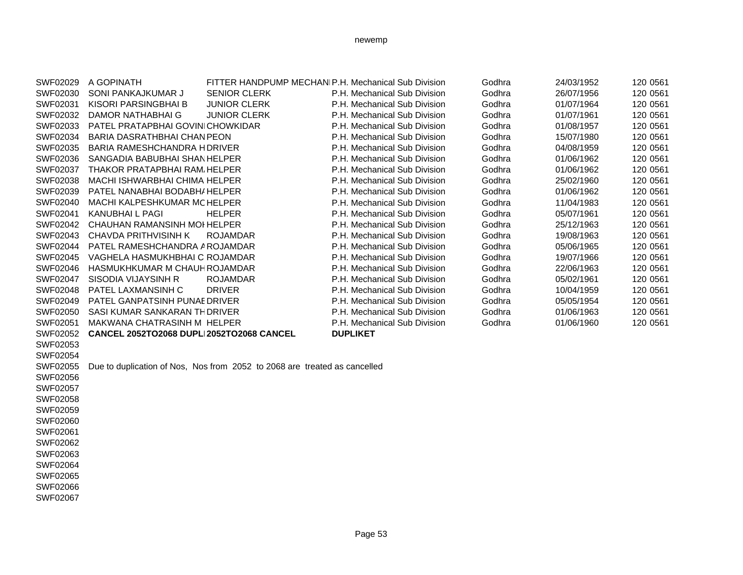| | | | | | | |
|---|---|---|---|---|---|---|
| SWF02029 | A GOPINATH | FITTER HANDPUMP MECHANI | P.H. Mechanical Sub Division | Godhra | 24/03/1952 | 120 0561 |
| SWF02030 | SONI PANKAJKUMAR J | SENIOR CLERK | P.H. Mechanical Sub Division | Godhra | 26/07/1956 | 120 0561 |
| SWF02031 | KISORI PARSINGBHAI B | JUNIOR CLERK | P.H. Mechanical Sub Division | Godhra | 01/07/1964 | 120 0561 |
| SWF02032 | DAMOR NATHABHAI G | JUNIOR CLERK | P.H. Mechanical Sub Division | Godhra | 01/07/1961 | 120 0561 |
| SWF02033 | PATEL PRATAPBHAI GOVINI | CHOWKIDAR | P.H. Mechanical Sub Division | Godhra | 01/08/1957 | 120 0561 |
| SWF02034 | BARIA DASRATHBHAI CHAN | PEON | P.H. Mechanical Sub Division | Godhra | 15/07/1980 | 120 0561 |
| SWF02035 | BARIA RAMESHCHANDRA H | DRIVER | P.H. Mechanical Sub Division | Godhra | 04/08/1959 | 120 0561 |
| SWF02036 | SANGADIA BABUBHAI SHAN | HELPER | P.H. Mechanical Sub Division | Godhra | 01/06/1962 | 120 0561 |
| SWF02037 | THAKOR PRATAPBHAI RAM. | HELPER | P.H. Mechanical Sub Division | Godhra | 01/06/1962 | 120 0561 |
| SWF02038 | MACHI ISHWARBHAI CHIMA | HELPER | P.H. Mechanical Sub Division | Godhra | 25/02/1960 | 120 0561 |
| SWF02039 | PATEL NANABHAI BODABHA | HELPER | P.H. Mechanical Sub Division | Godhra | 01/06/1962 | 120 0561 |
| SWF02040 | MACHI KALPESHKUMAR MC | HELPER | P.H. Mechanical Sub Division | Godhra | 11/04/1983 | 120 0561 |
| SWF02041 | KANUBHAI L PAGI | HELPER | P.H. Mechanical Sub Division | Godhra | 05/07/1961 | 120 0561 |
| SWF02042 | CHAUHAN RAMANSINH MOI | HELPER | P.H. Mechanical Sub Division | Godhra | 25/12/1963 | 120 0561 |
| SWF02043 | CHAVDA PRITHVISINH K | ROJAMDAR | P.H. Mechanical Sub Division | Godhra | 19/08/1963 | 120 0561 |
| SWF02044 | PATEL RAMESHCHANDRA A | ROJAMDAR | P.H. Mechanical Sub Division | Godhra | 05/06/1965 | 120 0561 |
| SWF02045 | VAGHELA HASMUKHBHAI C | ROJAMDAR | P.H. Mechanical Sub Division | Godhra | 19/07/1966 | 120 0561 |
| SWF02046 | HASMUKHKUMAR M CHAUH | ROJAMDAR | P.H. Mechanical Sub Division | Godhra | 22/06/1963 | 120 0561 |
| SWF02047 | SISODIA VIJAYSINH R | ROJAMDAR | P.H. Mechanical Sub Division | Godhra | 05/02/1961 | 120 0561 |
| SWF02048 | PATEL LAXMANSINH C | DRIVER | P.H. Mechanical Sub Division | Godhra | 10/04/1959 | 120 0561 |
| SWF02049 | PATEL GANPATSINH PUNAE | DRIVER | P.H. Mechanical Sub Division | Godhra | 05/05/1954 | 120 0561 |
| SWF02050 | SASI KUMAR SANKARAN TH | DRIVER | P.H. Mechanical Sub Division | Godhra | 01/06/1963 | 120 0561 |
| SWF02051 | MAKWANA CHATRASINH M | HELPER | P.H. Mechanical Sub Division | Godhra | 01/06/1960 | 120 0561 |
| SWF02052 | **CANCEL 2052TO2068 DUPLI** | **2052TO2068 CANCEL** | **DUPLIKET** | | | |
| SWF02053 | | | | | | |
| SWF02054 | | | | | | |
| SWF02055 | Due to duplication of Nos, Nos from 2052 to 2068 are treated as cancelled | | | | | |
| SWF02056 | | | | | | |
| SWF02057 | | | | | | |
| SWF02058 | | | | | | |
| SWF02059 | | | | | | |
| SWF02060 | | | | | | |
| SWF02061 | | | | | | |
| SWF02062 | | | | | | |
| SWF02063 | | | | | | |
| SWF02064 | | | | | | |
| SWF02065 | | | | | | |
| SWF02066 | | | | | | |
| SWF02067 | | | | | | |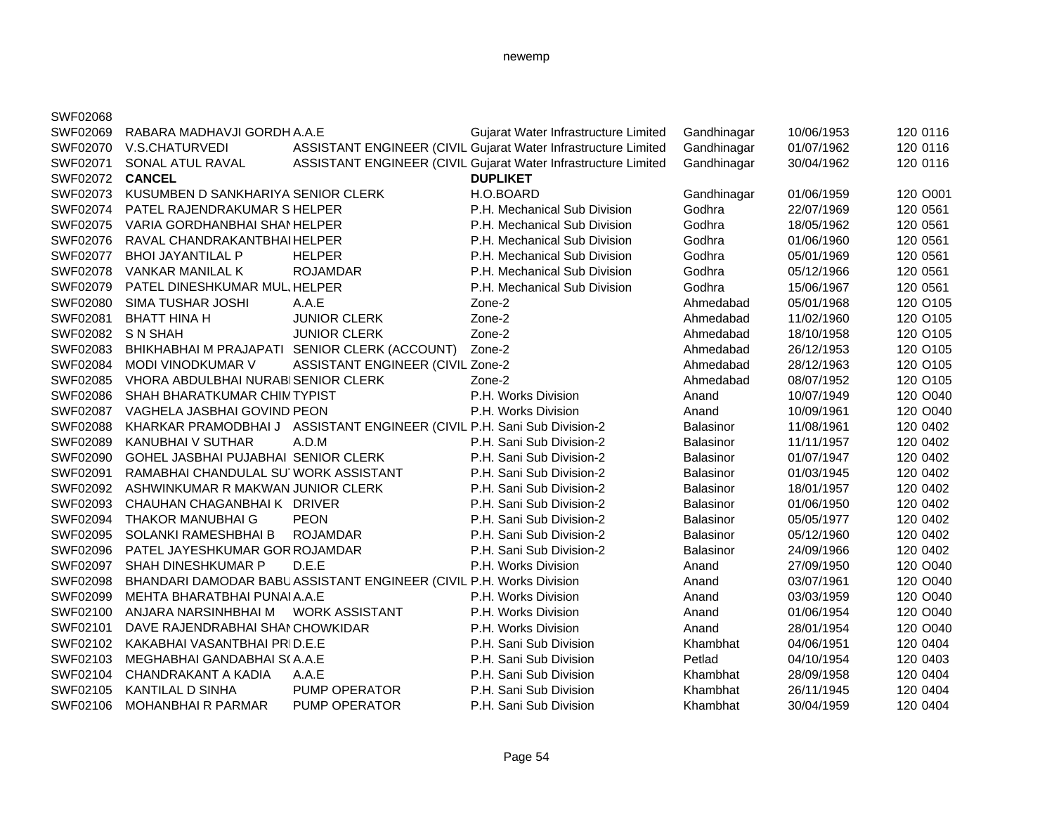| | | | | | | |
|---|---|---|---|---|---|---|
| SWF02068 | | | | | | |
| SWF02069 | RABARA MADHAVJI GORDH | A.A.E | Gujarat Water Infrastructure Limited | Gandhinagar | 10/06/1953 | 120 0116 |
| SWF02070 | V.S.CHATURVEDI | ASSISTANT ENGINEER (CIVIL | Gujarat Water Infrastructure Limited | Gandhinagar | 01/07/1962 | 120 0116 |
| SWF02071 | SONAL ATUL RAVAL | ASSISTANT ENGINEER (CIVIL | Gujarat Water Infrastructure Limited | Gandhinagar | 30/04/1962 | 120 0116 |
| SWF02072 | **CANCEL** | | **DUPLIKET** | | | |
| SWF02073 | KUSUMBEN D SANKHARIYA | SENIOR CLERK | H.O.BOARD | Gandhinagar | 01/06/1959 | 120 O001 |
| SWF02074 | PATEL RAJENDRAKUMAR S | HELPER | P.H. Mechanical Sub Division | Godhra | 22/07/1969 | 120 0561 |
| SWF02075 | VARIA GORDHANBHAI SHAN | HELPER | P.H. Mechanical Sub Division | Godhra | 18/05/1962 | 120 0561 |
| SWF02076 | RAVAL CHANDRAKANTBHAI | HELPER | P.H. Mechanical Sub Division | Godhra | 01/06/1960 | 120 0561 |
| SWF02077 | BHOI JAYANTILAL P | HELPER | P.H. Mechanical Sub Division | Godhra | 05/01/1969 | 120 0561 |
| SWF02078 | VANKAR MANILAL K | ROJAMDAR | P.H. Mechanical Sub Division | Godhra | 05/12/1966 | 120 0561 |
| SWF02079 | PATEL DINESHKUMAR MUL | HELPER | P.H. Mechanical Sub Division | Godhra | 15/06/1967 | 120 0561 |
| SWF02080 | SIMA TUSHAR JOSHI | A.A.E | Zone-2 | Ahmedabad | 05/01/1968 | 120 O105 |
| SWF02081 | BHATT HINA H | JUNIOR CLERK | Zone-2 | Ahmedabad | 11/02/1960 | 120 O105 |
| SWF02082 | S N SHAH | JUNIOR CLERK | Zone-2 | Ahmedabad | 18/10/1958 | 120 O105 |
| SWF02083 | BHIKHABHAI M PRAJAPATI | SENIOR CLERK (ACCOUNT) | Zone-2 | Ahmedabad | 26/12/1953 | 120 O105 |
| SWF02084 | MODI VINODKUMAR V | ASSISTANT ENGINEER (CIVIL | Zone-2 | Ahmedabad | 28/12/1963 | 120 O105 |
| SWF02085 | VHORA ABDULBHAI NURABI | SENIOR CLERK | Zone-2 | Ahmedabad | 08/07/1952 | 120 O105 |
| SWF02086 | SHAH BHARATKUMAR CHIM | TYPIST | P.H. Works Division | Anand | 10/07/1949 | 120 O040 |
| SWF02087 | VAGHELA JASBHAI GOVIND | PEON | P.H. Works Division | Anand | 10/09/1961 | 120 O040 |
| SWF02088 | KHARKAR PRAMODBHAI J | ASSISTANT ENGINEER (CIVIL | P.H. Sani Sub Division-2 | Balasinor | 11/08/1961 | 120 0402 |
| SWF02089 | KANUBHAI V SUTHAR | A.D.M | P.H. Sani Sub Division-2 | Balasinor | 11/11/1957 | 120 0402 |
| SWF02090 | GOHEL JASBHAI PUJABHAI | SENIOR CLERK | P.H. Sani Sub Division-2 | Balasinor | 01/07/1947 | 120 0402 |
| SWF02091 | RAMABHAI CHANDULAL SU | WORK ASSISTANT | P.H. Sani Sub Division-2 | Balasinor | 01/03/1945 | 120 0402 |
| SWF02092 | ASHWINKUMAR R MAKWAN | JUNIOR CLERK | P.H. Sani Sub Division-2 | Balasinor | 18/01/1957 | 120 0402 |
| SWF02093 | CHAUHAN CHAGANBHAI K | DRIVER | P.H. Sani Sub Division-2 | Balasinor | 01/06/1950 | 120 0402 |
| SWF02094 | THAKOR MANUBHAI G | PEON | P.H. Sani Sub Division-2 | Balasinor | 05/05/1977 | 120 0402 |
| SWF02095 | SOLANKI RAMESHBHAI B | ROJAMDAR | P.H. Sani Sub Division-2 | Balasinor | 05/12/1960 | 120 0402 |
| SWF02096 | PATEL JAYESHKUMAR GOR | ROJAMDAR | P.H. Sani Sub Division-2 | Balasinor | 24/09/1966 | 120 0402 |
| SWF02097 | SHAH DINESHKUMAR P | D.E.E | P.H. Works Division | Anand | 27/09/1950 | 120 O040 |
| SWF02098 | BHANDARI DAMODAR BABU | ASSISTANT ENGINEER (CIVIL | P.H. Works Division | Anand | 03/07/1961 | 120 O040 |
| SWF02099 | MEHTA BHARATBHAI PUNAI | A.A.E | P.H. Works Division | Anand | 03/03/1959 | 120 O040 |
| SWF02100 | ANJARA NARSINHBHAI M | WORK ASSISTANT | P.H. Works Division | Anand | 01/06/1954 | 120 O040 |
| SWF02101 | DAVE RAJENDRABHAI SHAN | CHOWKIDAR | P.H. Works Division | Anand | 28/01/1954 | 120 O040 |
| SWF02102 | KAKABHAI VASANTBHAI PR | D.E.E | P.H. Sani Sub Division | Khambhat | 04/06/1951 | 120 0404 |
| SWF02103 | MEGHABHAI GANDABHAI S | A.A.E | P.H. Sani Sub Division | Petlad | 04/10/1954 | 120 0403 |
| SWF02104 | CHANDRAKANT A KADIA | A.A.E | P.H. Sani Sub Division | Khambhat | 28/09/1958 | 120 0404 |
| SWF02105 | KANTILAL D SINHA | PUMP OPERATOR | P.H. Sani Sub Division | Khambhat | 26/11/1945 | 120 0404 |
| SWF02106 | MOHANBHAI R PARMAR | PUMP OPERATOR | P.H. Sani Sub Division | Khambhat | 30/04/1959 | 120 0404 |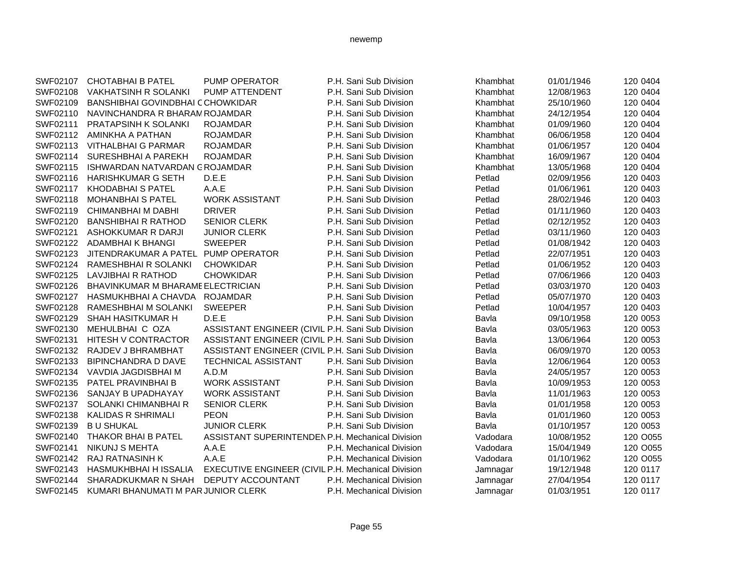| | | | | | | | |
|---|---|---|---|---|---|---|---|
| SWF02107 | CHOTABHAI B PATEL | PUMP OPERATOR | P.H. Sani Sub Division | Khambhat | 01/01/1946 | 120 | 0404 |
| SWF02108 | VAKHATSINH R SOLANKI | PUMP ATTENDENT | P.H. Sani Sub Division | Khambhat | 12/08/1963 | 120 | 0404 |
| SWF02109 | BANSHIBHAI GOVINDBHAI C | CHOWKIDAR | P.H. Sani Sub Division | Khambhat | 25/10/1960 | 120 | 0404 |
| SWF02110 | NAVINCHANDRA R BHARAM | ROJAMDAR | P.H. Sani Sub Division | Khambhat | 24/12/1954 | 120 | 0404 |
| SWF02111 | PRATAPSINH K SOLANKI | ROJAMDAR | P.H. Sani Sub Division | Khambhat | 01/09/1960 | 120 | 0404 |
| SWF02112 | AMINKHA A PATHAN | ROJAMDAR | P.H. Sani Sub Division | Khambhat | 06/06/1958 | 120 | 0404 |
| SWF02113 | VITHALBHAI G PARMAR | ROJAMDAR | P.H. Sani Sub Division | Khambhat | 01/06/1957 | 120 | 0404 |
| SWF02114 | SURESHBHAI A PAREKH | ROJAMDAR | P.H. Sani Sub Division | Khambhat | 16/09/1967 | 120 | 0404 |
| SWF02115 | ISHWARDAN NATVARDAN G | ROJAMDAR | P.H. Sani Sub Division | Khambhat | 13/05/1968 | 120 | 0404 |
| SWF02116 | HARISHKUMAR G SETH | D.E.E | P.H. Sani Sub Division | Petlad | 02/09/1956 | 120 | 0403 |
| SWF02117 | KHODABHAI S PATEL | A.A.E | P.H. Sani Sub Division | Petlad | 01/06/1961 | 120 | 0403 |
| SWF02118 | MOHANBHAI S PATEL | WORK ASSISTANT | P.H. Sani Sub Division | Petlad | 28/02/1946 | 120 | 0403 |
| SWF02119 | CHIMANBHAI M DABHI | DRIVER | P.H. Sani Sub Division | Petlad | 01/11/1960 | 120 | 0403 |
| SWF02120 | BANSHIBHAI R RATHOD | SENIOR CLERK | P.H. Sani Sub Division | Petlad | 02/12/1952 | 120 | 0403 |
| SWF02121 | ASHOKKUMAR R DARJI | JUNIOR CLERK | P.H. Sani Sub Division | Petlad | 03/11/1960 | 120 | 0403 |
| SWF02122 | ADAMBHAI K BHANGI | SWEEPER | P.H. Sani Sub Division | Petlad | 01/08/1942 | 120 | 0403 |
| SWF02123 | JITENDRAKUMAR A PATEL | PUMP OPERATOR | P.H. Sani Sub Division | Petlad | 22/07/1951 | 120 | 0403 |
| SWF02124 | RAMESHBHAI R SOLANKI | CHOWKIDAR | P.H. Sani Sub Division | Petlad | 01/06/1952 | 120 | 0403 |
| SWF02125 | LAVJIBHAI R RATHOD | CHOWKIDAR | P.H. Sani Sub Division | Petlad | 07/06/1966 | 120 | 0403 |
| SWF02126 | BHAVINKUMAR M BHARAME | ELECTRICIAN | P.H. Sani Sub Division | Petlad | 03/03/1970 | 120 | 0403 |
| SWF02127 | HASMUKHBHAI A CHAVDA | ROJAMDAR | P.H. Sani Sub Division | Petlad | 05/07/1970 | 120 | 0403 |
| SWF02128 | RAMESHBHAI M SOLANKI | SWEEPER | P.H. Sani Sub Division | Petlad | 10/04/1957 | 120 | 0403 |
| SWF02129 | SHAH HASITKUMAR H | D.E.E | P.H. Sani Sub Division | Bavla | 09/10/1958 | 120 | 0053 |
| SWF02130 | MEHULBHAI C OZA | ASSISTANT ENGINEER (CIVIL | P.H. Sani Sub Division | Bavla | 03/05/1963 | 120 | 0053 |
| SWF02131 | HITESH V CONTRACTOR | ASSISTANT ENGINEER (CIVIL | P.H. Sani Sub Division | Bavla | 13/06/1964 | 120 | 0053 |
| SWF02132 | RAJDEV J BHRAMBHAT | ASSISTANT ENGINEER (CIVIL | P.H. Sani Sub Division | Bavla | 06/09/1970 | 120 | 0053 |
| SWF02133 | BIPINCHANDRA D DAVE | TECHNICAL ASSISTANT | P.H. Sani Sub Division | Bavla | 12/06/1964 | 120 | 0053 |
| SWF02134 | VAVDIA JAGDISBHAI M | A.D.M | P.H. Sani Sub Division | Bavla | 24/05/1957 | 120 | 0053 |
| SWF02135 | PATEL PRAVINBHAI B | WORK ASSISTANT | P.H. Sani Sub Division | Bavla | 10/09/1953 | 120 | 0053 |
| SWF02136 | SANJAY B UPADHAYAY | WORK ASSISTANT | P.H. Sani Sub Division | Bavla | 11/01/1963 | 120 | 0053 |
| SWF02137 | SOLANKI CHIMANBHAI R | SENIOR CLERK | P.H. Sani Sub Division | Bavla | 01/01/1958 | 120 | 0053 |
| SWF02138 | KALIDAS R SHRIMALI | PEON | P.H. Sani Sub Division | Bavla | 01/01/1960 | 120 | 0053 |
| SWF02139 | B U SHUKAL | JUNIOR CLERK | P.H. Sani Sub Division | Bavla | 01/10/1957 | 120 | 0053 |
| SWF02140 | THAKOR BHAI B PATEL | ASSISTANT SUPERINTENDEN | P.H. Mechanical Division | Vadodara | 10/08/1952 | 120 | O055 |
| SWF02141 | NIKUNJ S MEHTA | A.A.E | P.H. Mechanical Division | Vadodara | 15/04/1949 | 120 | O055 |
| SWF02142 | RAJ RATNASINH K | A.A.E | P.H. Mechanical Division | Vadodara | 01/10/1962 | 120 | O055 |
| SWF02143 | HASMUKHBHAI H ISSALIA | EXECUTIVE ENGINEER (CIVIL | P.H. Mechanical Division | Jamnagar | 19/12/1948 | 120 | 0117 |
| SWF02144 | SHARADKUKMAR N SHAH | DEPUTY ACCOUNTANT | P.H. Mechanical Division | Jamnagar | 27/04/1954 | 120 | 0117 |
| SWF02145 | KUMARI BHANUMATI M PAR | JUNIOR CLERK | P.H. Mechanical Division | Jamnagar | 01/03/1951 | 120 | 0117 |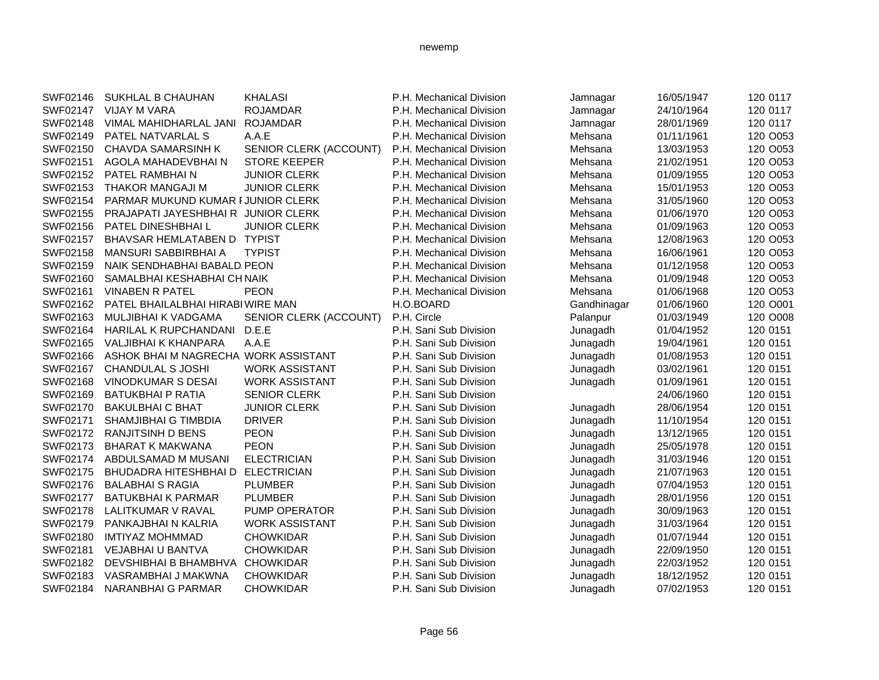| | | | | | | | |
|---|---|---|---|---|---|---|---|
| SWF02146 | SUKHLAL B CHAUHAN | KHALASI | P.H. Mechanical Division | Jamnagar | 16/05/1947 | 120 | 0117 |
| SWF02147 | VIJAY M VARA | ROJAMDAR | P.H. Mechanical Division | Jamnagar | 24/10/1964 | 120 | 0117 |
| SWF02148 | VIMAL MAHIDHARLAL JANI | ROJAMDAR | P.H. Mechanical Division | Jamnagar | 28/01/1969 | 120 | 0117 |
| SWF02149 | PATEL NATVARLAL S | A.A.E | P.H. Mechanical Division | Mehsana | 01/11/1961 | 120 | O053 |
| SWF02150 | CHAVDA SAMARSINH K | SENIOR CLERK (ACCOUNT) | P.H. Mechanical Division | Mehsana | 13/03/1953 | 120 | O053 |
| SWF02151 | AGOLA MAHADEVBHAI N | STORE KEEPER | P.H. Mechanical Division | Mehsana | 21/02/1951 | 120 | O053 |
| SWF02152 | PATEL RAMBHAI N | JUNIOR CLERK | P.H. Mechanical Division | Mehsana | 01/09/1955 | 120 | O053 |
| SWF02153 | THAKOR MANGAJI M | JUNIOR CLERK | P.H. Mechanical Division | Mehsana | 15/01/1953 | 120 | O053 |
| SWF02154 | PARMAR MUKUND KUMAR I | JUNIOR CLERK | P.H. Mechanical Division | Mehsana | 31/05/1960 | 120 | O053 |
| SWF02155 | PRAJAPATI JAYESHBHAI R | JUNIOR CLERK | P.H. Mechanical Division | Mehsana | 01/06/1970 | 120 | O053 |
| SWF02156 | PATEL DINESHBHAI L | JUNIOR CLERK | P.H. Mechanical Division | Mehsana | 01/09/1963 | 120 | O053 |
| SWF02157 | BHAVSAR HEMLATABEN D | TYPIST | P.H. Mechanical Division | Mehsana | 12/08/1963 | 120 | O053 |
| SWF02158 | MANSURI SABBIRBHAI A | TYPIST | P.H. Mechanical Division | Mehsana | 16/06/1961 | 120 | O053 |
| SWF02159 | NAIK SENDHABHAI BABALD | PEON | P.H. Mechanical Division | Mehsana | 01/12/1958 | 120 | O053 |
| SWF02160 | SAMALBHAI KESHABHAI CH | NAIK | P.H. Mechanical Division | Mehsana | 01/09/1948 | 120 | O053 |
| SWF02161 | VINABEN R PATEL | PEON | P.H. Mechanical Division | Mehsana | 01/06/1968 | 120 | O053 |
| SWF02162 | PATEL BHAILALBHAI HIRABI | WIRE MAN | H.O.BOARD | Gandhinagar | 01/06/1960 | 120 | O001 |
| SWF02163 | MULJIBHAI K VADGAMA | SENIOR CLERK (ACCOUNT) | P.H. Circle | Palanpur | 01/03/1949 | 120 | O008 |
| SWF02164 | HARILAL K RUPCHANDANI | D.E.E | P.H. Sani Sub Division | Junagadh | 01/04/1952 | 120 | 0151 |
| SWF02165 | VALJIBHAI K KHANPARA | A.A.E | P.H. Sani Sub Division | Junagadh | 19/04/1961 | 120 | 0151 |
| SWF02166 | ASHOK BHAI M NAGRECHA | WORK ASSISTANT | P.H. Sani Sub Division | Junagadh | 01/08/1953 | 120 | 0151 |
| SWF02167 | CHANDULAL S JOSHI | WORK ASSISTANT | P.H. Sani Sub Division | Junagadh | 03/02/1961 | 120 | 0151 |
| SWF02168 | VINODKUMAR S DESAI | WORK ASSISTANT | P.H. Sani Sub Division | Junagadh | 01/09/1961 | 120 | 0151 |
| SWF02169 | BATUKBHAI P RATIA | SENIOR CLERK | P.H. Sani Sub Division | | 24/06/1960 | 120 | 0151 |
| SWF02170 | BAKULBHAI C BHAT | JUNIOR CLERK | P.H. Sani Sub Division | Junagadh | 28/06/1954 | 120 | 0151 |
| SWF02171 | SHAMJIBHAI G TIMBDIA | DRIVER | P.H. Sani Sub Division | Junagadh | 11/10/1954 | 120 | 0151 |
| SWF02172 | RANJITSINH D BENS | PEON | P.H. Sani Sub Division | Junagadh | 13/12/1965 | 120 | 0151 |
| SWF02173 | BHARAT K MAKWANA | PEON | P.H. Sani Sub Division | Junagadh | 25/05/1978 | 120 | 0151 |
| SWF02174 | ABDULSAMAD M MUSANI | ELECTRICIAN | P.H. Sani Sub Division | Junagadh | 31/03/1946 | 120 | 0151 |
| SWF02175 | BHUDADRA HITESHBHAI D | ELECTRICIAN | P.H. Sani Sub Division | Junagadh | 21/07/1963 | 120 | 0151 |
| SWF02176 | BALABHAI S RAGIA | PLUMBER | P.H. Sani Sub Division | Junagadh | 07/04/1953 | 120 | 0151 |
| SWF02177 | BATUKBHAI K PARMAR | PLUMBER | P.H. Sani Sub Division | Junagadh | 28/01/1956 | 120 | 0151 |
| SWF02178 | LALITKUMAR V RAVAL | PUMP OPERATOR | P.H. Sani Sub Division | Junagadh | 30/09/1963 | 120 | 0151 |
| SWF02179 | PANKAJBHAI N KALRIA | WORK ASSISTANT | P.H. Sani Sub Division | Junagadh | 31/03/1964 | 120 | 0151 |
| SWF02180 | IMTIYAZ MOHMMAD | CHOWKIDAR | P.H. Sani Sub Division | Junagadh | 01/07/1944 | 120 | 0151 |
| SWF02181 | VEJABHAI U BANTVA | CHOWKIDAR | P.H. Sani Sub Division | Junagadh | 22/09/1950 | 120 | 0151 |
| SWF02182 | DEVSHIBHAI B BHAMBHVA | CHOWKIDAR | P.H. Sani Sub Division | Junagadh | 22/03/1952 | 120 | 0151 |
| SWF02183 | VASRAMBHAI J MAKWNA | CHOWKIDAR | P.H. Sani Sub Division | Junagadh | 18/12/1952 | 120 | 0151 |
| SWF02184 | NARANBHAI G PARMAR | CHOWKIDAR | P.H. Sani Sub Division | Junagadh | 07/02/1953 | 120 | 0151 |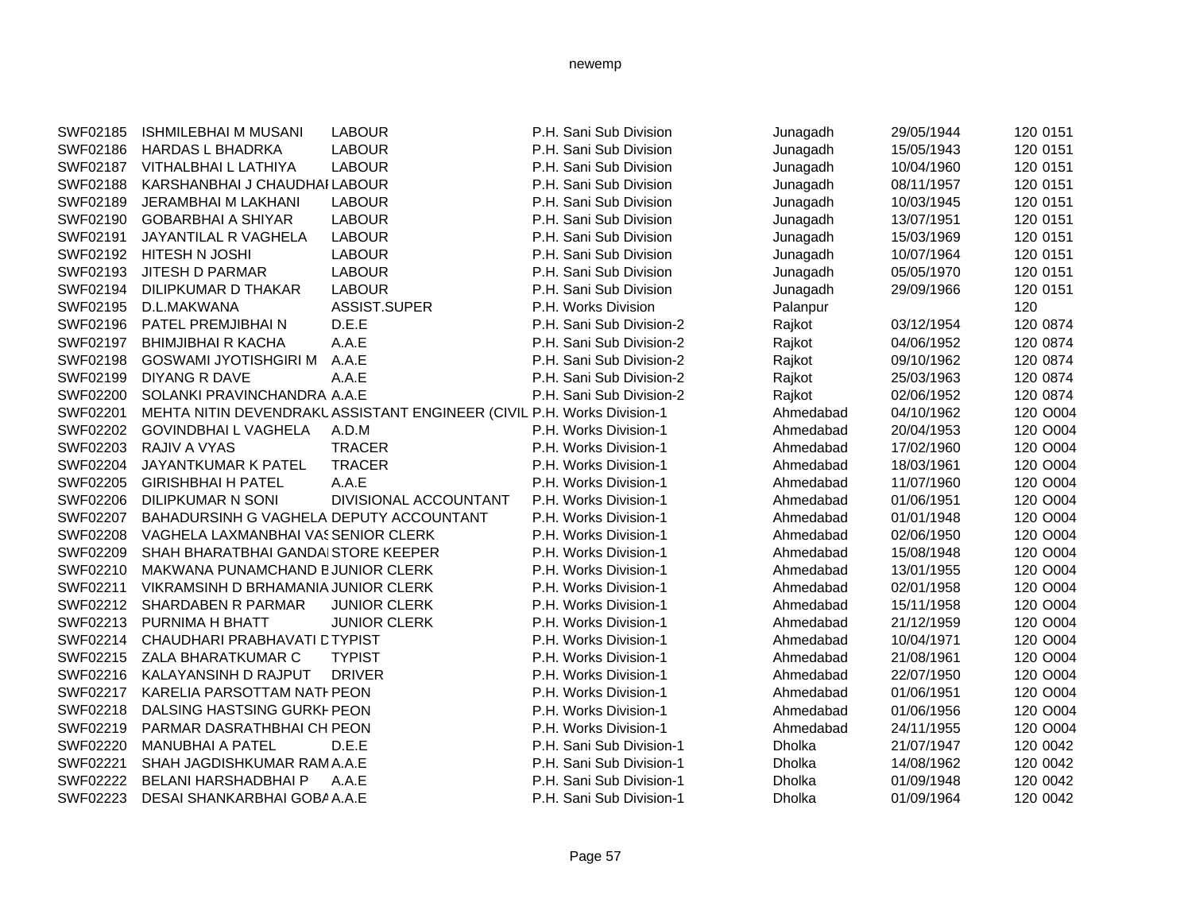| | | | | | | | |
|---|---|---|---|---|---|---|---|
| SWF02185 | ISHMILEBHAI M MUSANI | LABOUR | P.H. Sani Sub Division | Junagadh | 29/05/1944 | 120 | 0151 |
| SWF02186 | HARDAS L BHADRKA | LABOUR | P.H. Sani Sub Division | Junagadh | 15/05/1943 | 120 | 0151 |
| SWF02187 | VITHALBHAI L LATHIYA | LABOUR | P.H. Sani Sub Division | Junagadh | 10/04/1960 | 120 | 0151 |
| SWF02188 | KARSHANBHAI J CHAUDHAI | LABOUR | P.H. Sani Sub Division | Junagadh | 08/11/1957 | 120 | 0151 |
| SWF02189 | JERAMBHAI M LAKHANI | LABOUR | P.H. Sani Sub Division | Junagadh | 10/03/1945 | 120 | 0151 |
| SWF02190 | GOBARBHAI A SHIYAR | LABOUR | P.H. Sani Sub Division | Junagadh | 13/07/1951 | 120 | 0151 |
| SWF02191 | JAYANTILAL R VAGHELA | LABOUR | P.H. Sani Sub Division | Junagadh | 15/03/1969 | 120 | 0151 |
| SWF02192 | HITESH N JOSHI | LABOUR | P.H. Sani Sub Division | Junagadh | 10/07/1964 | 120 | 0151 |
| SWF02193 | JITESH D PARMAR | LABOUR | P.H. Sani Sub Division | Junagadh | 05/05/1970 | 120 | 0151 |
| SWF02194 | DILIPKUMAR D THAKAR | LABOUR | P.H. Sani Sub Division | Junagadh | 29/09/1966 | 120 | 0151 |
| SWF02195 | D.L.MAKWANA | ASSIST.SUPER | P.H. Works Division | Palanpur | | 120 | |
| SWF02196 | PATEL PREMJIBHAI N | D.E.E | P.H. Sani Sub Division-2 | Rajkot | 03/12/1954 | 120 | 0874 |
| SWF02197 | BHIMJIBHAI R KACHA | A.A.E | P.H. Sani Sub Division-2 | Rajkot | 04/06/1952 | 120 | 0874 |
| SWF02198 | GOSWAMI JYOTISHGIRI M | A.A.E | P.H. Sani Sub Division-2 | Rajkot | 09/10/1962 | 120 | 0874 |
| SWF02199 | DIYANG R DAVE | A.A.E | P.H. Sani Sub Division-2 | Rajkot | 25/03/1963 | 120 | 0874 |
| SWF02200 | SOLANKI PRAVINCHANDRA | A.A.E | P.H. Sani Sub Division-2 | Rajkot | 02/06/1952 | 120 | 0874 |
| SWF02201 | MEHTA NITIN DEVENDRAKU | ASSISTANT ENGINEER (CIVIL | P.H. Works Division-1 | Ahmedabad | 04/10/1962 | 120 | O004 |
| SWF02202 | GOVINDBHAI L VAGHELA | A.D.M | P.H. Works Division-1 | Ahmedabad | 20/04/1953 | 120 | O004 |
| SWF02203 | RAJIV A VYAS | TRACER | P.H. Works Division-1 | Ahmedabad | 17/02/1960 | 120 | O004 |
| SWF02204 | JAYANTKUMAR K PATEL | TRACER | P.H. Works Division-1 | Ahmedabad | 18/03/1961 | 120 | O004 |
| SWF02205 | GIRISHBHAI H PATEL | A.A.E | P.H. Works Division-1 | Ahmedabad | 11/07/1960 | 120 | O004 |
| SWF02206 | DILIPKUMAR N SONI | DIVISIONAL ACCOUNTANT | P.H. Works Division-1 | Ahmedabad | 01/06/1951 | 120 | O004 |
| SWF02207 | BAHADURSINH G VAGHELA | DEPUTY ACCOUNTANT | P.H. Works Division-1 | Ahmedabad | 01/01/1948 | 120 | O004 |
| SWF02208 | VAGHELA LAXMANBHAI VAS | SENIOR CLERK | P.H. Works Division-1 | Ahmedabad | 02/06/1950 | 120 | O004 |
| SWF02209 | SHAH BHARATBHAI GANDAI | STORE KEEPER | P.H. Works Division-1 | Ahmedabad | 15/08/1948 | 120 | O004 |
| SWF02210 | MAKWANA PUNAMCHAND B | JUNIOR CLERK | P.H. Works Division-1 | Ahmedabad | 13/01/1955 | 120 | O004 |
| SWF02211 | VIKRAMSINH D BRHAMANIA | JUNIOR CLERK | P.H. Works Division-1 | Ahmedabad | 02/01/1958 | 120 | O004 |
| SWF02212 | SHARDABEN R PARMAR | JUNIOR CLERK | P.H. Works Division-1 | Ahmedabad | 15/11/1958 | 120 | O004 |
| SWF02213 | PURNIMA H BHATT | JUNIOR CLERK | P.H. Works Division-1 | Ahmedabad | 21/12/1959 | 120 | O004 |
| SWF02214 | CHAUDHARI PRABHAVATI D | TYPIST | P.H. Works Division-1 | Ahmedabad | 10/04/1971 | 120 | O004 |
| SWF02215 | ZALA BHARATKUMAR C | TYPIST | P.H. Works Division-1 | Ahmedabad | 21/08/1961 | 120 | O004 |
| SWF02216 | KALAYANSINH D RAJPUT | DRIVER | P.H. Works Division-1 | Ahmedabad | 22/07/1950 | 120 | O004 |
| SWF02217 | KARELIA PARSOTTAM NATH | PEON | P.H. Works Division-1 | Ahmedabad | 01/06/1951 | 120 | O004 |
| SWF02218 | DALSING HASTSING GURKH | PEON | P.H. Works Division-1 | Ahmedabad | 01/06/1956 | 120 | O004 |
| SWF02219 | PARMAR DASRATHBHAI CH | PEON | P.H. Works Division-1 | Ahmedabad | 24/11/1955 | 120 | O004 |
| SWF02220 | MANUBHAI A PATEL | D.E.E | P.H. Sani Sub Division-1 | Dholka | 21/07/1947 | 120 | 0042 |
| SWF02221 | SHAH JAGDISHKUMAR RAM | A.A.E | P.H. Sani Sub Division-1 | Dholka | 14/08/1962 | 120 | 0042 |
| SWF02222 | BELANI HARSHADBHAI P | A.A.E | P.H. Sani Sub Division-1 | Dholka | 01/09/1948 | 120 | 0042 |
| SWF02223 | DESAI SHANKARBHAI GOBA | A.A.E | P.H. Sani Sub Division-1 | Dholka | 01/09/1964 | 120 | 0042 |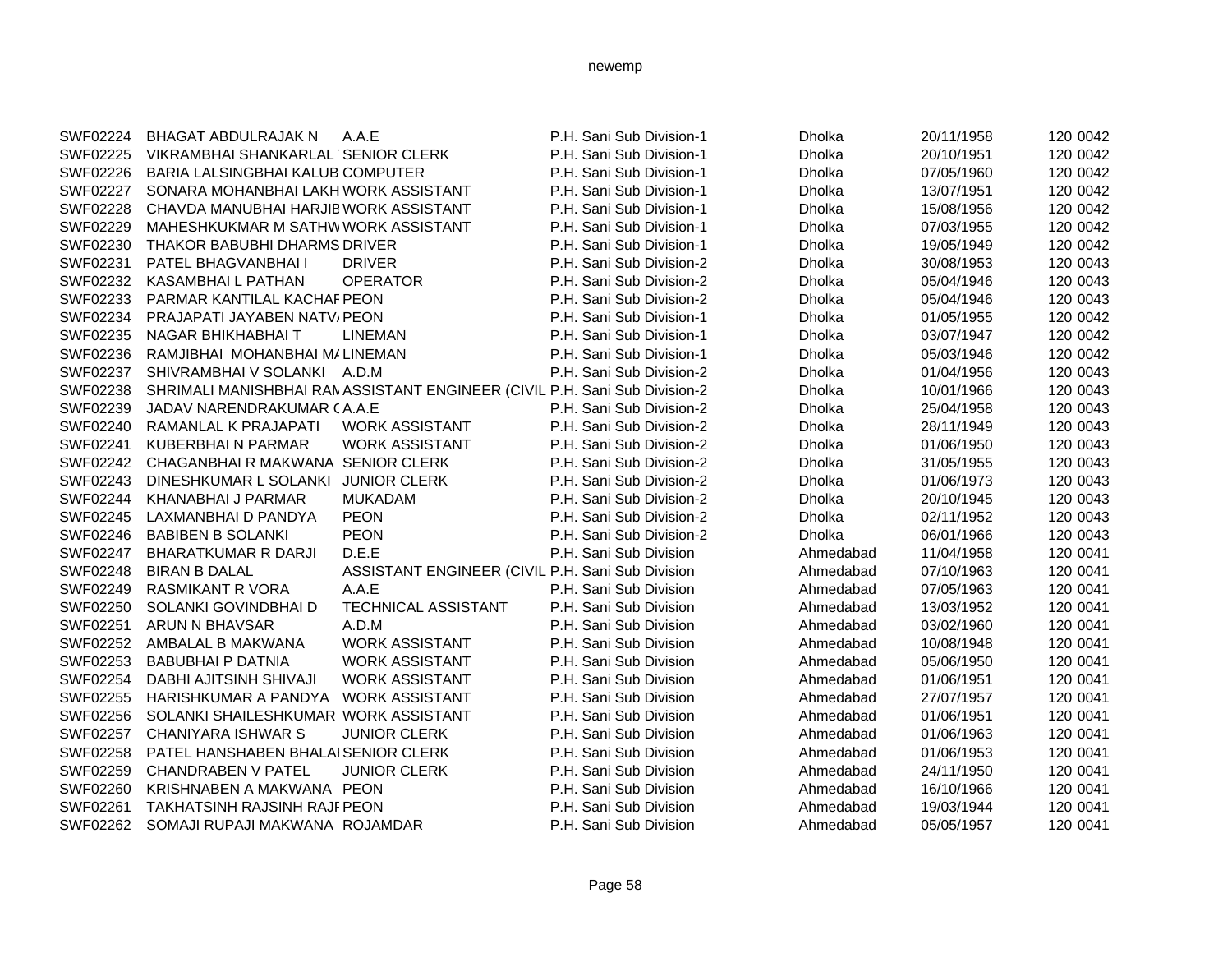| | | | | | | | |
|---|---|---|---|---|---|---|---|
| SWF02224 | BHAGAT ABDULRAJAK N | A.A.E | P.H. Sani Sub Division-1 | Dholka | 20/11/1958 | 120 | 0042 |
| SWF02225 | VIKRAMBHAI SHANKARLAL | SENIOR CLERK | P.H. Sani Sub Division-1 | Dholka | 20/10/1951 | 120 | 0042 |
| SWF02226 | BARIA LALSINGBHAI KALUB | COMPUTER | P.H. Sani Sub Division-1 | Dholka | 07/05/1960 | 120 | 0042 |
| SWF02227 | SONARA MOHANBHAI LAKH | WORK ASSISTANT | P.H. Sani Sub Division-1 | Dholka | 13/07/1951 | 120 | 0042 |
| SWF02228 | CHAVDA MANUBHAI HARJIB | WORK ASSISTANT | P.H. Sani Sub Division-1 | Dholka | 15/08/1956 | 120 | 0042 |
| SWF02229 | MAHESHKUKMAR M SATHW | WORK ASSISTANT | P.H. Sani Sub Division-1 | Dholka | 07/03/1955 | 120 | 0042 |
| SWF02230 | THAKOR BABUBHI DHARMS | DRIVER | P.H. Sani Sub Division-1 | Dholka | 19/05/1949 | 120 | 0042 |
| SWF02231 | PATEL BHAGVANBHAI I | DRIVER | P.H. Sani Sub Division-2 | Dholka | 30/08/1953 | 120 | 0043 |
| SWF02232 | KASAMBHAI L PATHAN | OPERATOR | P.H. Sani Sub Division-2 | Dholka | 05/04/1946 | 120 | 0043 |
| SWF02233 | PARMAR KANTILAL KACHAF | PEON | P.H. Sani Sub Division-2 | Dholka | 05/04/1946 | 120 | 0043 |
| SWF02234 | PRAJAPATI JAYABEN NATV | PEON | P.H. Sani Sub Division-1 | Dholka | 01/05/1955 | 120 | 0042 |
| SWF02235 | NAGAR BHIKHABHAI T | LINEMAN | P.H. Sani Sub Division-1 | Dholka | 03/07/1947 | 120 | 0042 |
| SWF02236 | RAMJIBHAI MOHANBHAI MA | LINEMAN | P.H. Sani Sub Division-1 | Dholka | 05/03/1946 | 120 | 0042 |
| SWF02237 | SHIVRAMBHAI V SOLANKI | A.D.M | P.H. Sani Sub Division-2 | Dholka | 01/04/1956 | 120 | 0043 |
| SWF02238 | SHRIMALI MANISHBHAI RAM | ASSISTANT ENGINEER (CIVIL | P.H. Sani Sub Division-2 | Dholka | 10/01/1966 | 120 | 0043 |
| SWF02239 | JADAV NARENDRAKUMAR ( | A.A.E | P.H. Sani Sub Division-2 | Dholka | 25/04/1958 | 120 | 0043 |
| SWF02240 | RAMANLAL K PRAJAPATI | WORK ASSISTANT | P.H. Sani Sub Division-2 | Dholka | 28/11/1949 | 120 | 0043 |
| SWF02241 | KUBERBHAI N PARMAR | WORK ASSISTANT | P.H. Sani Sub Division-2 | Dholka | 01/06/1950 | 120 | 0043 |
| SWF02242 | CHAGANBHAI R MAKWANA | SENIOR CLERK | P.H. Sani Sub Division-2 | Dholka | 31/05/1955 | 120 | 0043 |
| SWF02243 | DINESHKUMAR L SOLANKI | JUNIOR CLERK | P.H. Sani Sub Division-2 | Dholka | 01/06/1973 | 120 | 0043 |
| SWF02244 | KHANABHAI J PARMAR | MUKADAM | P.H. Sani Sub Division-2 | Dholka | 20/10/1945 | 120 | 0043 |
| SWF02245 | LAXMANBHAI D PANDYA | PEON | P.H. Sani Sub Division-2 | Dholka | 02/11/1952 | 120 | 0043 |
| SWF02246 | BABIBEN B SOLANKI | PEON | P.H. Sani Sub Division-2 | Dholka | 06/01/1966 | 120 | 0043 |
| SWF02247 | BHARATKUMAR R DARJI | D.E.E | P.H. Sani Sub Division | Ahmedabad | 11/04/1958 | 120 | 0041 |
| SWF02248 | BIRAN B DALAL | ASSISTANT ENGINEER (CIVIL | P.H. Sani Sub Division | Ahmedabad | 07/10/1963 | 120 | 0041 |
| SWF02249 | RASMIKANT R VORA | A.A.E | P.H. Sani Sub Division | Ahmedabad | 07/05/1963 | 120 | 0041 |
| SWF02250 | SOLANKI GOVINDBHAI D | TECHNICAL ASSISTANT | P.H. Sani Sub Division | Ahmedabad | 13/03/1952 | 120 | 0041 |
| SWF02251 | ARUN N BHAVSAR | A.D.M | P.H. Sani Sub Division | Ahmedabad | 03/02/1960 | 120 | 0041 |
| SWF02252 | AMBALAL B MAKWANA | WORK ASSISTANT | P.H. Sani Sub Division | Ahmedabad | 10/08/1948 | 120 | 0041 |
| SWF02253 | BABUBHAI P DATNIA | WORK ASSISTANT | P.H. Sani Sub Division | Ahmedabad | 05/06/1950 | 120 | 0041 |
| SWF02254 | DABHI AJITSINH SHIVAJI | WORK ASSISTANT | P.H. Sani Sub Division | Ahmedabad | 01/06/1951 | 120 | 0041 |
| SWF02255 | HARISHKUMAR A PANDYA | WORK ASSISTANT | P.H. Sani Sub Division | Ahmedabad | 27/07/1957 | 120 | 0041 |
| SWF02256 | SOLANKI SHAILESHKUMAR | WORK ASSISTANT | P.H. Sani Sub Division | Ahmedabad | 01/06/1951 | 120 | 0041 |
| SWF02257 | CHANIYARA ISHWAR S | JUNIOR CLERK | P.H. Sani Sub Division | Ahmedabad | 01/06/1963 | 120 | 0041 |
| SWF02258 | PATEL HANSHABEN BHALAI | SENIOR CLERK | P.H. Sani Sub Division | Ahmedabad | 01/06/1953 | 120 | 0041 |
| SWF02259 | CHANDRABEN V PATEL | JUNIOR CLERK | P.H. Sani Sub Division | Ahmedabad | 24/11/1950 | 120 | 0041 |
| SWF02260 | KRISHNABEN A MAKWANA | PEON | P.H. Sani Sub Division | Ahmedabad | 16/10/1966 | 120 | 0041 |
| SWF02261 | TAKHATSINH RAJSINH RAJF | PEON | P.H. Sani Sub Division | Ahmedabad | 19/03/1944 | 120 | 0041 |
| SWF02262 | SOMAJI RUPAJI MAKWANA | ROJAMDAR | P.H. Sani Sub Division | Ahmedabad | 05/05/1957 | 120 | 0041 |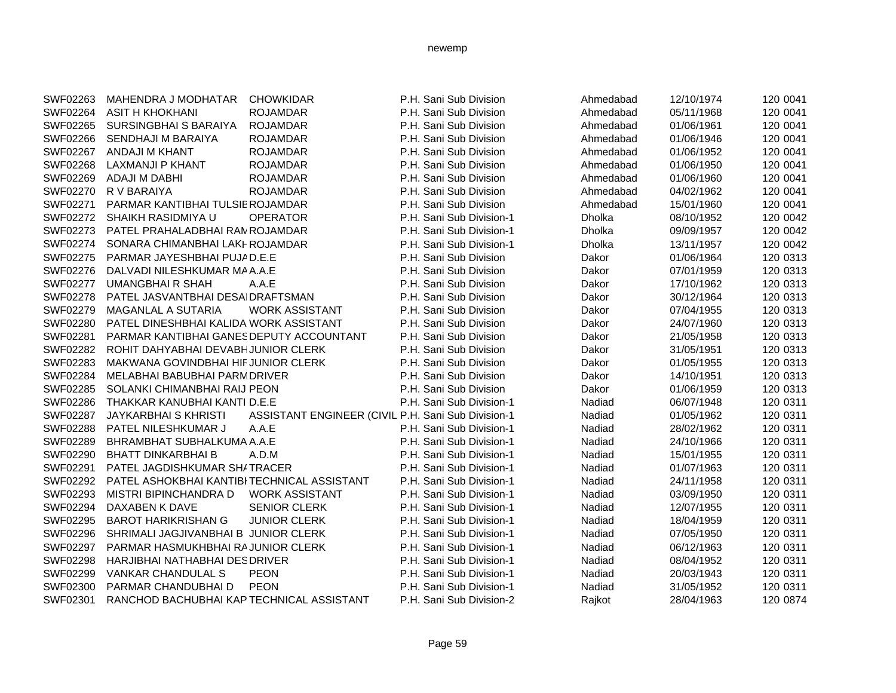| | | | | | | |
|---|---|---|---|---|---|---|
| SWF02263 | MAHENDRA J MODHATAR | CHOWKIDAR | P.H. Sani Sub Division | Ahmedabad | 12/10/1974 | 120 0041 |
| SWF02264 | ASIT H KHOKHANI | ROJAMDAR | P.H. Sani Sub Division | Ahmedabad | 05/11/1968 | 120 0041 |
| SWF02265 | SURSINGBHAI S BARAIYA | ROJAMDAR | P.H. Sani Sub Division | Ahmedabad | 01/06/1961 | 120 0041 |
| SWF02266 | SENDHAJI M BARAIYA | ROJAMDAR | P.H. Sani Sub Division | Ahmedabad | 01/06/1946 | 120 0041 |
| SWF02267 | ANDAJI M KHANT | ROJAMDAR | P.H. Sani Sub Division | Ahmedabad | 01/06/1952 | 120 0041 |
| SWF02268 | LAXMANJI P KHANT | ROJAMDAR | P.H. Sani Sub Division | Ahmedabad | 01/06/1950 | 120 0041 |
| SWF02269 | ADAJI M DABHI | ROJAMDAR | P.H. Sani Sub Division | Ahmedabad | 01/06/1960 | 120 0041 |
| SWF02270 | R V BARAIYA | ROJAMDAR | P.H. Sani Sub Division | Ahmedabad | 04/02/1962 | 120 0041 |
| SWF02271 | PARMAR KANTIBHAI TULSIE | ROJAMDAR | P.H. Sani Sub Division | Ahmedabad | 15/01/1960 | 120 0041 |
| SWF02272 | SHAIKH RASIDMIYA U | OPERATOR | P.H. Sani Sub Division-1 | Dholka | 08/10/1952 | 120 0042 |
| SWF02273 | PATEL PRAHALADBHAI RAM | ROJAMDAR | P.H. Sani Sub Division-1 | Dholka | 09/09/1957 | 120 0042 |
| SWF02274 | SONARA CHIMANBHAI LAKH | ROJAMDAR | P.H. Sani Sub Division-1 | Dholka | 13/11/1957 | 120 0042 |
| SWF02275 | PARMAR JAYESHBHAI PUJA | D.E.E | P.H. Sani Sub Division | Dakor | 01/06/1964 | 120 0313 |
| SWF02276 | DALVADI NILESHKUMAR MA | A.A.E | P.H. Sani Sub Division | Dakor | 07/01/1959 | 120 0313 |
| SWF02277 | UMANGBHAI R SHAH | A.A.E | P.H. Sani Sub Division | Dakor | 17/10/1962 | 120 0313 |
| SWF02278 | PATEL JASVANTBHAI DESAI | DRAFTSMAN | P.H. Sani Sub Division | Dakor | 30/12/1964 | 120 0313 |
| SWF02279 | MAGANLAL A SUTARIA | WORK ASSISTANT | P.H. Sani Sub Division | Dakor | 07/04/1955 | 120 0313 |
| SWF02280 | PATEL DINESHBHAI KALIDA | WORK ASSISTANT | P.H. Sani Sub Division | Dakor | 24/07/1960 | 120 0313 |
| SWF02281 | PARMAR KANTIBHAI GANES | DEPUTY ACCOUNTANT | P.H. Sani Sub Division | Dakor | 21/05/1958 | 120 0313 |
| SWF02282 | ROHIT DAHYABHAI DEVABH | JUNIOR CLERK | P.H. Sani Sub Division | Dakor | 31/05/1951 | 120 0313 |
| SWF02283 | MAKWANA GOVINDBHAI HIF | JUNIOR CLERK | P.H. Sani Sub Division | Dakor | 01/05/1955 | 120 0313 |
| SWF02284 | MELABHAI BABUBHAI PARM | DRIVER | P.H. Sani Sub Division | Dakor | 14/10/1951 | 120 0313 |
| SWF02285 | SOLANKI CHIMANBHAI RAIJ | PEON | P.H. Sani Sub Division | Dakor | 01/06/1959 | 120 0313 |
| SWF02286 | THAKKAR KANUBHAI KANTI | D.E.E | P.H. Sani Sub Division-1 | Nadiad | 06/07/1948 | 120 0311 |
| SWF02287 | JAYKARBHAI S KHRISTI | ASSISTANT ENGINEER (CIVIL | P.H. Sani Sub Division-1 | Nadiad | 01/05/1962 | 120 0311 |
| SWF02288 | PATEL NILESHKUMAR J | A.A.E | P.H. Sani Sub Division-1 | Nadiad | 28/02/1962 | 120 0311 |
| SWF02289 | BHRAMBHAT SUBHALKUMA | A.A.E | P.H. Sani Sub Division-1 | Nadiad | 24/10/1966 | 120 0311 |
| SWF02290 | BHATT DINKARBHAI B | A.D.M | P.H. Sani Sub Division-1 | Nadiad | 15/01/1955 | 120 0311 |
| SWF02291 | PATEL JAGDISHKUMAR SHA | TRACER | P.H. Sani Sub Division-1 | Nadiad | 01/07/1963 | 120 0311 |
| SWF02292 | PATEL ASHOKBHAI KANTIBH | TECHNICAL ASSISTANT | P.H. Sani Sub Division-1 | Nadiad | 24/11/1958 | 120 0311 |
| SWF02293 | MISTRI BIPINCHANDRA D | WORK ASSISTANT | P.H. Sani Sub Division-1 | Nadiad | 03/09/1950 | 120 0311 |
| SWF02294 | DAXABEN K DAVE | SENIOR CLERK | P.H. Sani Sub Division-1 | Nadiad | 12/07/1955 | 120 0311 |
| SWF02295 | BAROT HARIKRISHAN G | JUNIOR CLERK | P.H. Sani Sub Division-1 | Nadiad | 18/04/1959 | 120 0311 |
| SWF02296 | SHRIMALI JAGJIVANBHAI B | JUNIOR CLERK | P.H. Sani Sub Division-1 | Nadiad | 07/05/1950 | 120 0311 |
| SWF02297 | PARMAR HASMUKHBHAI RA | JUNIOR CLERK | P.H. Sani Sub Division-1 | Nadiad | 06/12/1963 | 120 0311 |
| SWF02298 | HARJIBHAI NATHABHAI DES | DRIVER | P.H. Sani Sub Division-1 | Nadiad | 08/04/1952 | 120 0311 |
| SWF02299 | VANKAR CHANDULAL S | PEON | P.H. Sani Sub Division-1 | Nadiad | 20/03/1943 | 120 0311 |
| SWF02300 | PARMAR CHANDUBHAI D | PEON | P.H. Sani Sub Division-1 | Nadiad | 31/05/1952 | 120 0311 |
| SWF02301 | RANCHOD BACHUBHAI KAP | TECHNICAL ASSISTANT | P.H. Sani Sub Division-2 | Rajkot | 28/04/1963 | 120 0874 |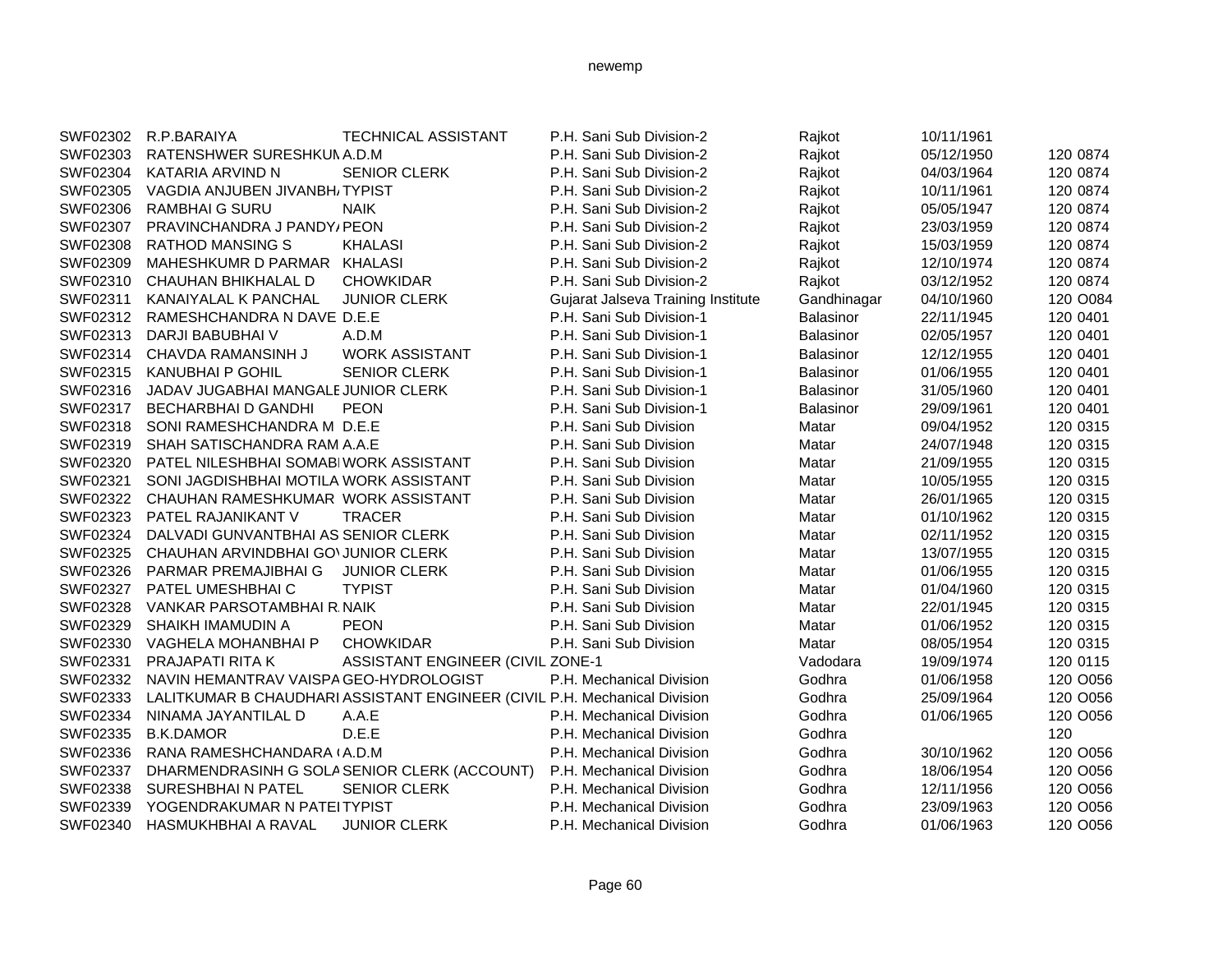| | | | | | | | |
|---|---|---|---|---|---|---|---|
| SWF02302 | R.P.BARAIYA | TECHNICAL ASSISTANT | P.H. Sani Sub Division-2 | Rajkot | 10/11/1961 | | |
| SWF02303 | RATENSHWER SURESHKUM | A.D.M | P.H. Sani Sub Division-2 | Rajkot | 05/12/1950 | 120 | 0874 |
| SWF02304 | KATARIA ARVIND N | SENIOR CLERK | P.H. Sani Sub Division-2 | Rajkot | 04/03/1964 | 120 | 0874 |
| SWF02305 | VAGDIA ANJUBEN JIVANBH/ | TYPIST | P.H. Sani Sub Division-2 | Rajkot | 10/11/1961 | 120 | 0874 |
| SWF02306 | RAMBHAI G SURU | NAIK | P.H. Sani Sub Division-2 | Rajkot | 05/05/1947 | 120 | 0874 |
| SWF02307 | PRAVINCHANDRA J PANDY/ | PEON | P.H. Sani Sub Division-2 | Rajkot | 23/03/1959 | 120 | 0874 |
| SWF02308 | RATHOD MANSING S | KHALASI | P.H. Sani Sub Division-2 | Rajkot | 15/03/1959 | 120 | 0874 |
| SWF02309 | MAHESHKUMR D PARMAR | KHALASI | P.H. Sani Sub Division-2 | Rajkot | 12/10/1974 | 120 | 0874 |
| SWF02310 | CHAUHAN BHIKHALAL D | CHOWKIDAR | P.H. Sani Sub Division-2 | Rajkot | 03/12/1952 | 120 | 0874 |
| SWF02311 | KANAIYALAL K PANCHAL | JUNIOR CLERK | Gujarat Jalseva Training Institute | Gandhinagar | 04/10/1960 | 120 | O084 |
| SWF02312 | RAMESHCHANDRA N DAVE | D.E.E | P.H. Sani Sub Division-1 | Balasinor | 22/11/1945 | 120 | 0401 |
| SWF02313 | DARJI BABUBHAI V | A.D.M | P.H. Sani Sub Division-1 | Balasinor | 02/05/1957 | 120 | 0401 |
| SWF02314 | CHAVDA RAMANSINH J | WORK ASSISTANT | P.H. Sani Sub Division-1 | Balasinor | 12/12/1955 | 120 | 0401 |
| SWF02315 | KANUBHAI P GOHIL | SENIOR CLERK | P.H. Sani Sub Division-1 | Balasinor | 01/06/1955 | 120 | 0401 |
| SWF02316 | JADAV JUGABHAI MANGALE | JUNIOR CLERK | P.H. Sani Sub Division-1 | Balasinor | 31/05/1960 | 120 | 0401 |
| SWF02317 | BECHARBHAI D GANDHI | PEON | P.H. Sani Sub Division-1 | Balasinor | 29/09/1961 | 120 | 0401 |
| SWF02318 | SONI RAMESHCHANDRA M | D.E.E | P.H. Sani Sub Division | Matar | 09/04/1952 | 120 | 0315 |
| SWF02319 | SHAH SATISCHANDRA RAM | A.A.E | P.H. Sani Sub Division | Matar | 24/07/1948 | 120 | 0315 |
| SWF02320 | PATEL NILESHBHAI SOMABI | WORK ASSISTANT | P.H. Sani Sub Division | Matar | 21/09/1955 | 120 | 0315 |
| SWF02321 | SONI JAGDISHBHAI MOTILA | WORK ASSISTANT | P.H. Sani Sub Division | Matar | 10/05/1955 | 120 | 0315 |
| SWF02322 | CHAUHAN RAMESHKUMAR | WORK ASSISTANT | P.H. Sani Sub Division | Matar | 26/01/1965 | 120 | 0315 |
| SWF02323 | PATEL RAJANIKANT V | TRACER | P.H. Sani Sub Division | Matar | 01/10/1962 | 120 | 0315 |
| SWF02324 | DALVADI GUNVANTBHAI AS | SENIOR CLERK | P.H. Sani Sub Division | Matar | 02/11/1952 | 120 | 0315 |
| SWF02325 | CHAUHAN ARVINDBHAI GO\ | JUNIOR CLERK | P.H. Sani Sub Division | Matar | 13/07/1955 | 120 | 0315 |
| SWF02326 | PARMAR PREMAJIBHAI G | JUNIOR CLERK | P.H. Sani Sub Division | Matar | 01/06/1955 | 120 | 0315 |
| SWF02327 | PATEL UMESHBHAI C | TYPIST | P.H. Sani Sub Division | Matar | 01/04/1960 | 120 | 0315 |
| SWF02328 | VANKAR PARSOTAMBHAI R. | NAIK | P.H. Sani Sub Division | Matar | 22/01/1945 | 120 | 0315 |
| SWF02329 | SHAIKH IMAMUDIN A | PEON | P.H. Sani Sub Division | Matar | 01/06/1952 | 120 | 0315 |
| SWF02330 | VAGHELA MOHANBHAI P | CHOWKIDAR | P.H. Sani Sub Division | Matar | 08/05/1954 | 120 | 0315 |
| SWF02331 | PRAJAPATI RITA K | ASSISTANT ENGINEER (CIVIL | ZONE-1 | Vadodara | 19/09/1974 | 120 | 0115 |
| SWF02332 | NAVIN HEMANTRAV VAISPA | GEO-HYDROLOGIST | P.H. Mechanical Division | Godhra | 01/06/1958 | 120 | O056 |
| SWF02333 | LALITKUMAR B CHAUDHARI | ASSISTANT ENGINEER (CIVIL | P.H. Mechanical Division | Godhra | 25/09/1964 | 120 | O056 |
| SWF02334 | NINAMA JAYANTILAL D | A.A.E | P.H. Mechanical Division | Godhra | 01/06/1965 | 120 | O056 |
| SWF02335 | B.K.DAMOR | D.E.E | P.H. Mechanical Division | Godhra | | 120 | |
| SWF02336 | RANA RAMESHCHANDARA ( | A.D.M | P.H. Mechanical Division | Godhra | 30/10/1962 | 120 | O056 |
| SWF02337 | DHARMENDRASINH G SOLA | SENIOR CLERK (ACCOUNT) | P.H. Mechanical Division | Godhra | 18/06/1954 | 120 | O056 |
| SWF02338 | SURESHBHAI N PATEL | SENIOR CLERK | P.H. Mechanical Division | Godhra | 12/11/1956 | 120 | O056 |
| SWF02339 | YOGENDRAKUMAR N PATEI | TYPIST | P.H. Mechanical Division | Godhra | 23/09/1963 | 120 | O056 |
| SWF02340 | HASMUKHBHAI A RAVAL | JUNIOR CLERK | P.H. Mechanical Division | Godhra | 01/06/1963 | 120 | O056 |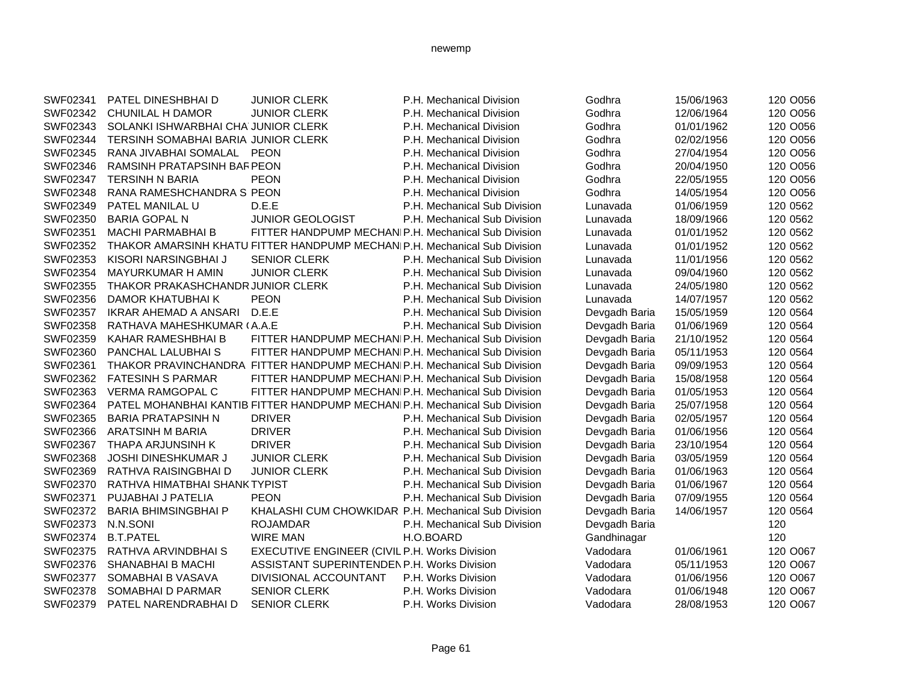| | | | | | | | |
|---|---|---|---|---|---|---|---|
| SWF02341 | PATEL DINESHBHAI D | JUNIOR CLERK | P.H. Mechanical Division | Godhra | 15/06/1963 | 120 | O056 |
| SWF02342 | CHUNILAL H DAMOR | JUNIOR CLERK | P.H. Mechanical Division | Godhra | 12/06/1964 | 120 | O056 |
| SWF02343 | SOLANKI ISHWARBHAI CHA | JUNIOR CLERK | P.H. Mechanical Division | Godhra | 01/01/1962 | 120 | O056 |
| SWF02344 | TERSINH SOMABHAI BARIA | JUNIOR CLERK | P.H. Mechanical Division | Godhra | 02/02/1956 | 120 | O056 |
| SWF02345 | RANA JIVABHAI SOMALAL | PEON | P.H. Mechanical Division | Godhra | 27/04/1954 | 120 | O056 |
| SWF02346 | RAMSINH PRATAPSINH BAR | PEON | P.H. Mechanical Division | Godhra | 20/04/1950 | 120 | O056 |
| SWF02347 | TERSINH N BARIA | PEON | P.H. Mechanical Division | Godhra | 22/05/1955 | 120 | O056 |
| SWF02348 | RANA RAMESHCHANDRA S | PEON | P.H. Mechanical Division | Godhra | 14/05/1954 | 120 | O056 |
| SWF02349 | PATEL MANILAL U | D.E.E | P.H. Mechanical Sub Division | Lunavada | 01/06/1959 | 120 | 0562 |
| SWF02350 | BARIA GOPAL N | JUNIOR GEOLOGIST | P.H. Mechanical Sub Division | Lunavada | 18/09/1966 | 120 | 0562 |
| SWF02351 | MACHI PARMABHAI B | FITTER HANDPUMP MECHANI | P.H. Mechanical Sub Division | Lunavada | 01/01/1952 | 120 | 0562 |
| SWF02352 | THAKOR AMARSINH KHATU | FITTER HANDPUMP MECHANI | P.H. Mechanical Sub Division | Lunavada | 01/01/1952 | 120 | 0562 |
| SWF02353 | KISORI NARSINGBHAI J | SENIOR CLERK | P.H. Mechanical Sub Division | Lunavada | 11/01/1956 | 120 | 0562 |
| SWF02354 | MAYURKUMAR H AMIN | JUNIOR CLERK | P.H. Mechanical Sub Division | Lunavada | 09/04/1960 | 120 | 0562 |
| SWF02355 | THAKOR PRAKASHCHANDR | JUNIOR CLERK | P.H. Mechanical Sub Division | Lunavada | 24/05/1980 | 120 | 0562 |
| SWF02356 | DAMOR KHATUBHAI K | PEON | P.H. Mechanical Sub Division | Lunavada | 14/07/1957 | 120 | 0562 |
| SWF02357 | IKRAR AHEMAD A ANSARI | D.E.E | P.H. Mechanical Sub Division | Devgadh Baria | 15/05/1959 | 120 | 0564 |
| SWF02358 | RATHAVA MAHESHKUMAR ( | A.A.E | P.H. Mechanical Sub Division | Devgadh Baria | 01/06/1969 | 120 | 0564 |
| SWF02359 | KAHAR RAMESHBHAI B | FITTER HANDPUMP MECHANI | P.H. Mechanical Sub Division | Devgadh Baria | 21/10/1952 | 120 | 0564 |
| SWF02360 | PANCHAL LALUBHAI S | FITTER HANDPUMP MECHANI | P.H. Mechanical Sub Division | Devgadh Baria | 05/11/1953 | 120 | 0564 |
| SWF02361 | THAKOR PRAVINCHANDRA | FITTER HANDPUMP MECHANI | P.H. Mechanical Sub Division | Devgadh Baria | 09/09/1953 | 120 | 0564 |
| SWF02362 | FATESINH S PARMAR | FITTER HANDPUMP MECHANI | P.H. Mechanical Sub Division | Devgadh Baria | 15/08/1958 | 120 | 0564 |
| SWF02363 | VERMA RAMGOPAL C | FITTER HANDPUMP MECHANI | P.H. Mechanical Sub Division | Devgadh Baria | 01/05/1953 | 120 | 0564 |
| SWF02364 | PATEL MOHANBHAI KANTIB | FITTER HANDPUMP MECHANI | P.H. Mechanical Sub Division | Devgadh Baria | 25/07/1958 | 120 | 0564 |
| SWF02365 | BARIA PRATAPSINH N | DRIVER | P.H. Mechanical Sub Division | Devgadh Baria | 02/05/1957 | 120 | 0564 |
| SWF02366 | ARATSINH M BARIA | DRIVER | P.H. Mechanical Sub Division | Devgadh Baria | 01/06/1956 | 120 | 0564 |
| SWF02367 | THAPA ARJUNSINH K | DRIVER | P.H. Mechanical Sub Division | Devgadh Baria | 23/10/1954 | 120 | 0564 |
| SWF02368 | JOSHI DINESHKUMAR J | JUNIOR CLERK | P.H. Mechanical Sub Division | Devgadh Baria | 03/05/1959 | 120 | 0564 |
| SWF02369 | RATHVA RAISINGBHAI D | JUNIOR CLERK | P.H. Mechanical Sub Division | Devgadh Baria | 01/06/1963 | 120 | 0564 |
| SWF02370 | RATHVA HIMATBHAI SHANK | TYPIST | P.H. Mechanical Sub Division | Devgadh Baria | 01/06/1967 | 120 | 0564 |
| SWF02371 | PUJABHAI J PATELIA | PEON | P.H. Mechanical Sub Division | Devgadh Baria | 07/09/1955 | 120 | 0564 |
| SWF02372 | BARIA BHIMSINGBHAI P | KHALASHI CUM CHOWKIDAR | P.H. Mechanical Sub Division | Devgadh Baria | 14/06/1957 | 120 | 0564 |
| SWF02373 | N.N.SONI | ROJAMDAR | P.H. Mechanical Sub Division | Devgadh Baria | | 120 | |
| SWF02374 | B.T.PATEL | WIRE MAN | H.O.BOARD | Gandhinagar | | 120 | |
| SWF02375 | RATHVA ARVINDBHAI S | EXECUTIVE ENGINEER (CIVIL | P.H. Works Division | Vadodara | 01/06/1961 | 120 | O067 |
| SWF02376 | SHANABHAI B MACHI | ASSISTANT SUPERINTENDEN | P.H. Works Division | Vadodara | 05/11/1953 | 120 | O067 |
| SWF02377 | SOMABHAI B VASAVA | DIVISIONAL ACCOUNTANT | P.H. Works Division | Vadodara | 01/06/1956 | 120 | O067 |
| SWF02378 | SOMABHAI D PARMAR | SENIOR CLERK | P.H. Works Division | Vadodara | 01/06/1948 | 120 | O067 |
| SWF02379 | PATEL NARENDRABHAI D | SENIOR CLERK | P.H. Works Division | Vadodara | 28/08/1953 | 120 | O067 |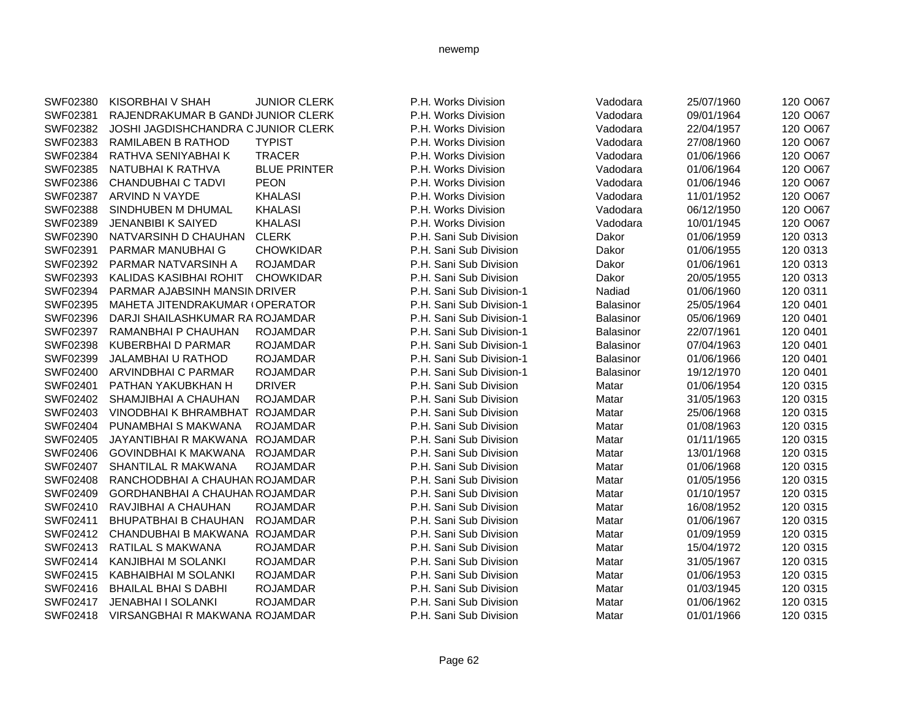| | | | | | | | |
|---|---|---|---|---|---|---|---|
| SWF02380 | KISORBHAI V SHAH | JUNIOR CLERK | P.H. Works Division | Vadodara | 25/07/1960 | 120 | O067 |
| SWF02381 | RAJENDRAKUMAR B GANDH | JUNIOR CLERK | P.H. Works Division | Vadodara | 09/01/1964 | 120 | O067 |
| SWF02382 | JOSHI JAGDISHCHANDRA C | JUNIOR CLERK | P.H. Works Division | Vadodara | 22/04/1957 | 120 | O067 |
| SWF02383 | RAMILABEN B RATHOD | TYPIST | P.H. Works Division | Vadodara | 27/08/1960 | 120 | O067 |
| SWF02384 | RATHVA SENIYABHAI K | TRACER | P.H. Works Division | Vadodara | 01/06/1966 | 120 | O067 |
| SWF02385 | NATUBHAI K RATHVA | BLUE PRINTER | P.H. Works Division | Vadodara | 01/06/1964 | 120 | O067 |
| SWF02386 | CHANDUBHAI C TADVI | PEON | P.H. Works Division | Vadodara | 01/06/1946 | 120 | O067 |
| SWF02387 | ARVIND N VAYDE | KHALASI | P.H. Works Division | Vadodara | 11/01/1952 | 120 | O067 |
| SWF02388 | SINDHUBEN M DHUMAL | KHALASI | P.H. Works Division | Vadodara | 06/12/1950 | 120 | O067 |
| SWF02389 | JENANBIBI K SAIYED | KHALASI | P.H. Works Division | Vadodara | 10/01/1945 | 120 | O067 |
| SWF02390 | NATVARSINH D CHAUHAN | CLERK | P.H. Sani Sub Division | Dakor | 01/06/1959 | 120 | 0313 |
| SWF02391 | PARMAR MANUBHAI G | CHOWKIDAR | P.H. Sani Sub Division | Dakor | 01/06/1955 | 120 | 0313 |
| SWF02392 | PARMAR NATVARSINH A | ROJAMDAR | P.H. Sani Sub Division | Dakor | 01/06/1961 | 120 | 0313 |
| SWF02393 | KALIDAS KASIBHAI ROHIT | CHOWKIDAR | P.H. Sani Sub Division | Dakor | 20/05/1955 | 120 | 0313 |
| SWF02394 | PARMAR AJABSINH MANSIN | DRIVER | P.H. Sani Sub Division-1 | Nadiad | 01/06/1960 | 120 | 0311 |
| SWF02395 | MAHETA JITENDRAKUMAR ( | OPERATOR | P.H. Sani Sub Division-1 | Balasinor | 25/05/1964 | 120 | 0401 |
| SWF02396 | DARJI SHAILASHKUMAR RA | ROJAMDAR | P.H. Sani Sub Division-1 | Balasinor | 05/06/1969 | 120 | 0401 |
| SWF02397 | RAMANBHAI P CHAUHAN | ROJAMDAR | P.H. Sani Sub Division-1 | Balasinor | 22/07/1961 | 120 | 0401 |
| SWF02398 | KUBERBHAI D PARMAR | ROJAMDAR | P.H. Sani Sub Division-1 | Balasinor | 07/04/1963 | 120 | 0401 |
| SWF02399 | JALAMBHAI U RATHOD | ROJAMDAR | P.H. Sani Sub Division-1 | Balasinor | 01/06/1966 | 120 | 0401 |
| SWF02400 | ARVINDBHAI C PARMAR | ROJAMDAR | P.H. Sani Sub Division-1 | Balasinor | 19/12/1970 | 120 | 0401 |
| SWF02401 | PATHAN YAKUBKHAN H | DRIVER | P.H. Sani Sub Division | Matar | 01/06/1954 | 120 | 0315 |
| SWF02402 | SHAMJIBHAI A CHAUHAN | ROJAMDAR | P.H. Sani Sub Division | Matar | 31/05/1963 | 120 | 0315 |
| SWF02403 | VINODBHAI K BHRAMBHAT | ROJAMDAR | P.H. Sani Sub Division | Matar | 25/06/1968 | 120 | 0315 |
| SWF02404 | PUNAMBHAI S MAKWANA | ROJAMDAR | P.H. Sani Sub Division | Matar | 01/08/1963 | 120 | 0315 |
| SWF02405 | JAYANTIBHAI R MAKWANA | ROJAMDAR | P.H. Sani Sub Division | Matar | 01/11/1965 | 120 | 0315 |
| SWF02406 | GOVINDBHAI K MAKWANA | ROJAMDAR | P.H. Sani Sub Division | Matar | 13/01/1968 | 120 | 0315 |
| SWF02407 | SHANTILAL R MAKWANA | ROJAMDAR | P.H. Sani Sub Division | Matar | 01/06/1968 | 120 | 0315 |
| SWF02408 | RANCHODBHAI A CHAUHAN | ROJAMDAR | P.H. Sani Sub Division | Matar | 01/05/1956 | 120 | 0315 |
| SWF02409 | GORDHANBHAI A CHAUHAN | ROJAMDAR | P.H. Sani Sub Division | Matar | 01/10/1957 | 120 | 0315 |
| SWF02410 | RAVJIBHAI A CHAUHAN | ROJAMDAR | P.H. Sani Sub Division | Matar | 16/08/1952 | 120 | 0315 |
| SWF02411 | BHUPATBHAI B CHAUHAN | ROJAMDAR | P.H. Sani Sub Division | Matar | 01/06/1967 | 120 | 0315 |
| SWF02412 | CHANDUBHAI B MAKWANA | ROJAMDAR | P.H. Sani Sub Division | Matar | 01/09/1959 | 120 | 0315 |
| SWF02413 | RATILAL S MAKWANA | ROJAMDAR | P.H. Sani Sub Division | Matar | 15/04/1972 | 120 | 0315 |
| SWF02414 | KANJIBHAI M SOLANKI | ROJAMDAR | P.H. Sani Sub Division | Matar | 31/05/1967 | 120 | 0315 |
| SWF02415 | KABHAIBHAI M SOLANKI | ROJAMDAR | P.H. Sani Sub Division | Matar | 01/06/1953 | 120 | 0315 |
| SWF02416 | BHAILAL BHAI S DABHI | ROJAMDAR | P.H. Sani Sub Division | Matar | 01/03/1945 | 120 | 0315 |
| SWF02417 | JENABHAI I SOLANKI | ROJAMDAR | P.H. Sani Sub Division | Matar | 01/06/1962 | 120 | 0315 |
| SWF02418 | VIRSANGBHAI R MAKWANA | ROJAMDAR | P.H. Sani Sub Division | Matar | 01/01/1966 | 120 | 0315 |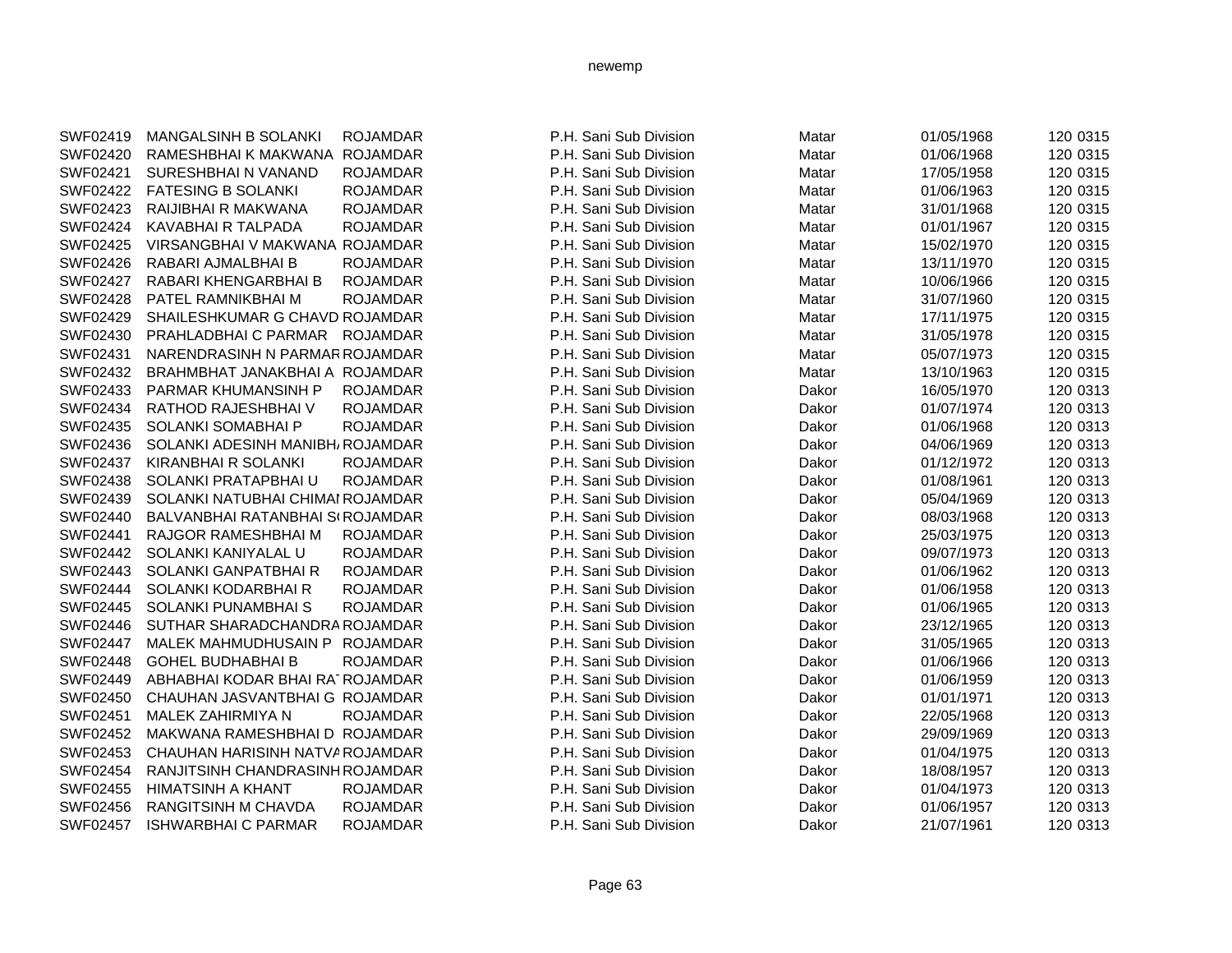| | | | | | | | |
|---|---|---|---|---|---|---|---|
| SWF02419 | MANGALSINH B SOLANKI | ROJAMDAR | P.H. Sani Sub Division | Matar | 01/05/1968 | 120 | 0315 |
| SWF02420 | RAMESHBHAI K MAKWANA | ROJAMDAR | P.H. Sani Sub Division | Matar | 01/06/1968 | 120 | 0315 |
| SWF02421 | SURESHBHAI N VANAND | ROJAMDAR | P.H. Sani Sub Division | Matar | 17/05/1958 | 120 | 0315 |
| SWF02422 | FATESING B SOLANKI | ROJAMDAR | P.H. Sani Sub Division | Matar | 01/06/1963 | 120 | 0315 |
| SWF02423 | RAIJIBHAI R MAKWANA | ROJAMDAR | P.H. Sani Sub Division | Matar | 31/01/1968 | 120 | 0315 |
| SWF02424 | KAVABHAI R TALPADA | ROJAMDAR | P.H. Sani Sub Division | Matar | 01/01/1967 | 120 | 0315 |
| SWF02425 | VIRSANGBHAI V MAKWANA | ROJAMDAR | P.H. Sani Sub Division | Matar | 15/02/1970 | 120 | 0315 |
| SWF02426 | RABARI AJMALBHAI B | ROJAMDAR | P.H. Sani Sub Division | Matar | 13/11/1970 | 120 | 0315 |
| SWF02427 | RABARI KHENGARBHAI B | ROJAMDAR | P.H. Sani Sub Division | Matar | 10/06/1966 | 120 | 0315 |
| SWF02428 | PATEL RAMNIKBHAI M | ROJAMDAR | P.H. Sani Sub Division | Matar | 31/07/1960 | 120 | 0315 |
| SWF02429 | SHAILESHKUMAR G CHAVD | ROJAMDAR | P.H. Sani Sub Division | Matar | 17/11/1975 | 120 | 0315 |
| SWF02430 | PRAHLADBHAI C PARMAR | ROJAMDAR | P.H. Sani Sub Division | Matar | 31/05/1978 | 120 | 0315 |
| SWF02431 | NARENDRASINH N PARMAR | ROJAMDAR | P.H. Sani Sub Division | Matar | 05/07/1973 | 120 | 0315 |
| SWF02432 | BRAHMBHAT JANAKBHAI A | ROJAMDAR | P.H. Sani Sub Division | Matar | 13/10/1963 | 120 | 0315 |
| SWF02433 | PARMAR KHUMANSINH P | ROJAMDAR | P.H. Sani Sub Division | Dakor | 16/05/1970 | 120 | 0313 |
| SWF02434 | RATHOD RAJESHBHAI V | ROJAMDAR | P.H. Sani Sub Division | Dakor | 01/07/1974 | 120 | 0313 |
| SWF02435 | SOLANKI SOMABHAI P | ROJAMDAR | P.H. Sani Sub Division | Dakor | 01/06/1968 | 120 | 0313 |
| SWF02436 | SOLANKI ADESINH MANIBH | ROJAMDAR | P.H. Sani Sub Division | Dakor | 04/06/1969 | 120 | 0313 |
| SWF02437 | KIRANBHAI R SOLANKI | ROJAMDAR | P.H. Sani Sub Division | Dakor | 01/12/1972 | 120 | 0313 |
| SWF02438 | SOLANKI PRATAPBHAI U | ROJAMDAR | P.H. Sani Sub Division | Dakor | 01/08/1961 | 120 | 0313 |
| SWF02439 | SOLANKI NATUBHAI CHIMAI | ROJAMDAR | P.H. Sani Sub Division | Dakor | 05/04/1969 | 120 | 0313 |
| SWF02440 | BALVANBHAI RATANBHAI S | ROJAMDAR | P.H. Sani Sub Division | Dakor | 08/03/1968 | 120 | 0313 |
| SWF02441 | RAJGOR RAMESHBHAI M | ROJAMDAR | P.H. Sani Sub Division | Dakor | 25/03/1975 | 120 | 0313 |
| SWF02442 | SOLANKI KANIYALAL U | ROJAMDAR | P.H. Sani Sub Division | Dakor | 09/07/1973 | 120 | 0313 |
| SWF02443 | SOLANKI GANPATBHAI R | ROJAMDAR | P.H. Sani Sub Division | Dakor | 01/06/1962 | 120 | 0313 |
| SWF02444 | SOLANKI KODARBHAI R | ROJAMDAR | P.H. Sani Sub Division | Dakor | 01/06/1958 | 120 | 0313 |
| SWF02445 | SOLANKI PUNAMBHAI S | ROJAMDAR | P.H. Sani Sub Division | Dakor | 01/06/1965 | 120 | 0313 |
| SWF02446 | SUTHAR SHARADCHANDRA | ROJAMDAR | P.H. Sani Sub Division | Dakor | 23/12/1965 | 120 | 0313 |
| SWF02447 | MALEK MAHMUDHUSAIN P | ROJAMDAR | P.H. Sani Sub Division | Dakor | 31/05/1965 | 120 | 0313 |
| SWF02448 | GOHEL BUDHABHAI B | ROJAMDAR | P.H. Sani Sub Division | Dakor | 01/06/1966 | 120 | 0313 |
| SWF02449 | ABHABHAI KODAR BHAI RA | ROJAMDAR | P.H. Sani Sub Division | Dakor | 01/06/1959 | 120 | 0313 |
| SWF02450 | CHAUHAN JASVANTBHAI G | ROJAMDAR | P.H. Sani Sub Division | Dakor | 01/01/1971 | 120 | 0313 |
| SWF02451 | MALEK ZAHIRMIYA N | ROJAMDAR | P.H. Sani Sub Division | Dakor | 22/05/1968 | 120 | 0313 |
| SWF02452 | MAKWANA RAMESHBHAI D | ROJAMDAR | P.H. Sani Sub Division | Dakor | 29/09/1969 | 120 | 0313 |
| SWF02453 | CHAUHAN HARISINH NATVA | ROJAMDAR | P.H. Sani Sub Division | Dakor | 01/04/1975 | 120 | 0313 |
| SWF02454 | RANJITSINH CHANDRASINH | ROJAMDAR | P.H. Sani Sub Division | Dakor | 18/08/1957 | 120 | 0313 |
| SWF02455 | HIMATSINH A KHANT | ROJAMDAR | P.H. Sani Sub Division | Dakor | 01/04/1973 | 120 | 0313 |
| SWF02456 | RANGITSINH M CHAVDA | ROJAMDAR | P.H. Sani Sub Division | Dakor | 01/06/1957 | 120 | 0313 |
| SWF02457 | ISHWARBHAI C PARMAR | ROJAMDAR | P.H. Sani Sub Division | Dakor | 21/07/1961 | 120 | 0313 |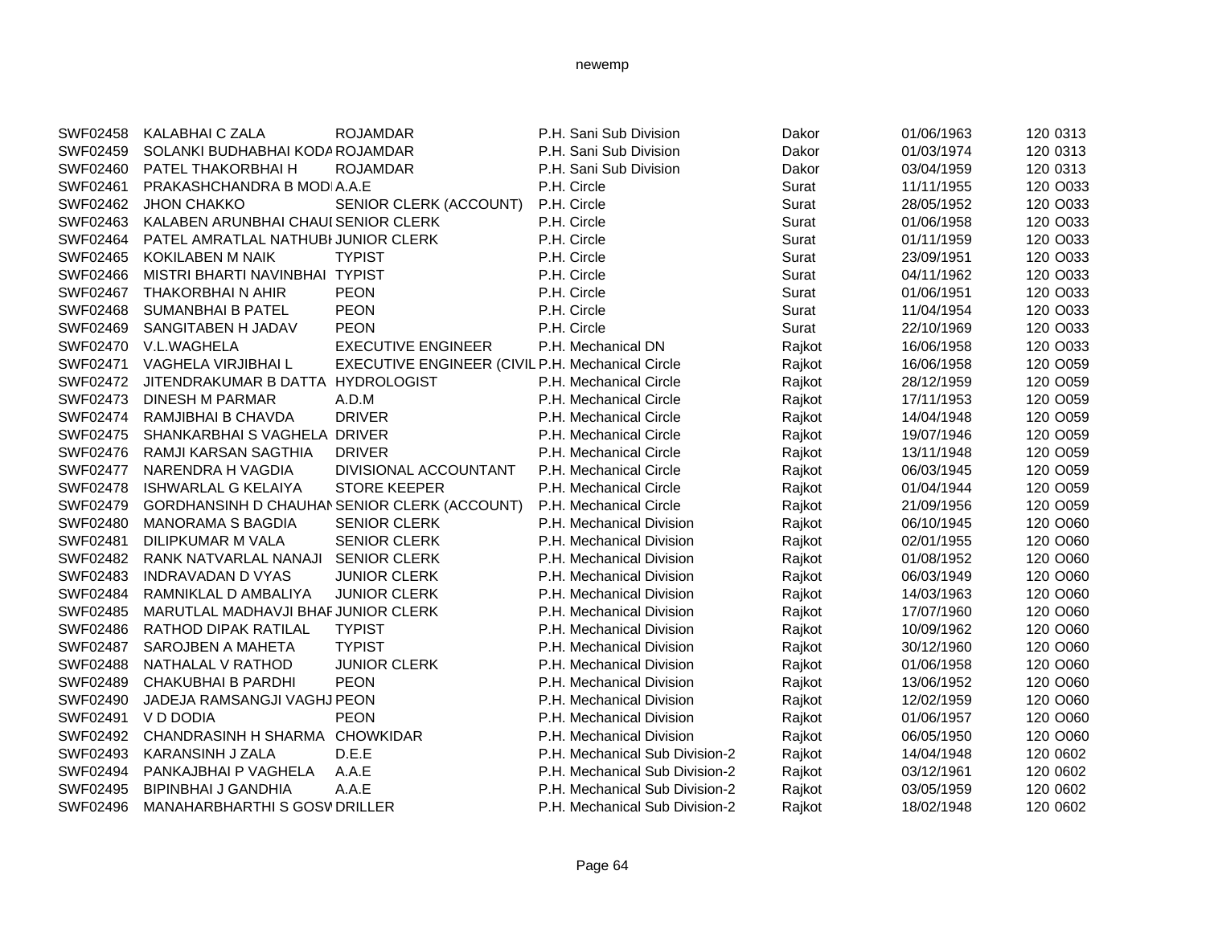| | | | | | | |
|---|---|---|---|---|---|---|
| SWF02458 | KALABHAI C ZALA | ROJAMDAR | P.H. Sani Sub Division | Dakor | 01/06/1963 | 120 0313 |
| SWF02459 | SOLANKI BUDHABHAI KODA | ROJAMDAR | P.H. Sani Sub Division | Dakor | 01/03/1974 | 120 0313 |
| SWF02460 | PATEL THAKORBHAI H | ROJAMDAR | P.H. Sani Sub Division | Dakor | 03/04/1959 | 120 0313 |
| SWF02461 | PRAKASHCHANDRA B MODI | A.A.E | P.H. Circle | Surat | 11/11/1955 | 120 O033 |
| SWF02462 | JHON CHAKKO | SENIOR CLERK (ACCOUNT) | P.H. Circle | Surat | 28/05/1952 | 120 O033 |
| SWF02463 | KALABEN ARUNBHAI CHAUI | SENIOR CLERK | P.H. Circle | Surat | 01/06/1958 | 120 O033 |
| SWF02464 | PATEL AMRATLAL NATHUBH | JUNIOR CLERK | P.H. Circle | Surat | 01/11/1959 | 120 O033 |
| SWF02465 | KOKILABEN M NAIK | TYPIST | P.H. Circle | Surat | 23/09/1951 | 120 O033 |
| SWF02466 | MISTRI BHARTI NAVINBHAI | TYPIST | P.H. Circle | Surat | 04/11/1962 | 120 O033 |
| SWF02467 | THAKORBHAI N AHIR | PEON | P.H. Circle | Surat | 01/06/1951 | 120 O033 |
| SWF02468 | SUMANBHAI B PATEL | PEON | P.H. Circle | Surat | 11/04/1954 | 120 O033 |
| SWF02469 | SANGITABEN H JADAV | PEON | P.H. Circle | Surat | 22/10/1969 | 120 O033 |
| SWF02470 | V.L.WAGHELA | EXECUTIVE ENGINEER | P.H. Mechanical DN | Rajkot | 16/06/1958 | 120 O033 |
| SWF02471 | VAGHELA VIRJIBHAI L | EXECUTIVE ENGINEER (CIVIL | P.H. Mechanical Circle | Rajkot | 16/06/1958 | 120 O059 |
| SWF02472 | JITENDRAKUMAR B DATTA | HYDROLOGIST | P.H. Mechanical Circle | Rajkot | 28/12/1959 | 120 O059 |
| SWF02473 | DINESH M PARMAR | A.D.M | P.H. Mechanical Circle | Rajkot | 17/11/1953 | 120 O059 |
| SWF02474 | RAMJIBHAI B CHAVDA | DRIVER | P.H. Mechanical Circle | Rajkot | 14/04/1948 | 120 O059 |
| SWF02475 | SHANKARBHAI S VAGHELA | DRIVER | P.H. Mechanical Circle | Rajkot | 19/07/1946 | 120 O059 |
| SWF02476 | RAMJI KARSAN SAGTHIA | DRIVER | P.H. Mechanical Circle | Rajkot | 13/11/1948 | 120 O059 |
| SWF02477 | NARENDRA H VAGDIA | DIVISIONAL ACCOUNTANT | P.H. Mechanical Circle | Rajkot | 06/03/1945 | 120 O059 |
| SWF02478 | ISHWARLAL G KELAIYA | STORE KEEPER | P.H. Mechanical Circle | Rajkot | 01/04/1944 | 120 O059 |
| SWF02479 | GORDHANSINH D CHAUHAN | SENIOR CLERK (ACCOUNT) | P.H. Mechanical Circle | Rajkot | 21/09/1956 | 120 O059 |
| SWF02480 | MANORAMA S BAGDIA | SENIOR CLERK | P.H. Mechanical Division | Rajkot | 06/10/1945 | 120 O060 |
| SWF02481 | DILIPKUMAR M VALA | SENIOR CLERK | P.H. Mechanical Division | Rajkot | 02/01/1955 | 120 O060 |
| SWF02482 | RANK NATVARLAL NANAJI | SENIOR CLERK | P.H. Mechanical Division | Rajkot | 01/08/1952 | 120 O060 |
| SWF02483 | INDRAVADAN D VYAS | JUNIOR CLERK | P.H. Mechanical Division | Rajkot | 06/03/1949 | 120 O060 |
| SWF02484 | RAMNIKLAL D AMBALIYA | JUNIOR CLERK | P.H. Mechanical Division | Rajkot | 14/03/1963 | 120 O060 |
| SWF02485 | MARUTLAL MADHAVJI BHAF | JUNIOR CLERK | P.H. Mechanical Division | Rajkot | 17/07/1960 | 120 O060 |
| SWF02486 | RATHOD DIPAK RATILAL | TYPIST | P.H. Mechanical Division | Rajkot | 10/09/1962 | 120 O060 |
| SWF02487 | SAROJBEN A MAHETA | TYPIST | P.H. Mechanical Division | Rajkot | 30/12/1960 | 120 O060 |
| SWF02488 | NATHALAL V RATHOD | JUNIOR CLERK | P.H. Mechanical Division | Rajkot | 01/06/1958 | 120 O060 |
| SWF02489 | CHAKUBHAI B PARDHI | PEON | P.H. Mechanical Division | Rajkot | 13/06/1952 | 120 O060 |
| SWF02490 | JADEJA RAMSANGJI VAGHJ | PEON | P.H. Mechanical Division | Rajkot | 12/02/1959 | 120 O060 |
| SWF02491 | V D DODIA | PEON | P.H. Mechanical Division | Rajkot | 01/06/1957 | 120 O060 |
| SWF02492 | CHANDRASINH H SHARMA | CHOWKIDAR | P.H. Mechanical Division | Rajkot | 06/05/1950 | 120 O060 |
| SWF02493 | KARANSINH J ZALA | D.E.E | P.H. Mechanical Sub Division-2 | Rajkot | 14/04/1948 | 120 0602 |
| SWF02494 | PANKAJBHAI P VAGHELA | A.A.E | P.H. Mechanical Sub Division-2 | Rajkot | 03/12/1961 | 120 0602 |
| SWF02495 | BIPINBHAI J GANDHIA | A.A.E | P.H. Mechanical Sub Division-2 | Rajkot | 03/05/1959 | 120 0602 |
| SWF02496 | MANAHARBHARTHI S GOSW | DRILLER | P.H. Mechanical Sub Division-2 | Rajkot | 18/02/1948 | 120 0602 |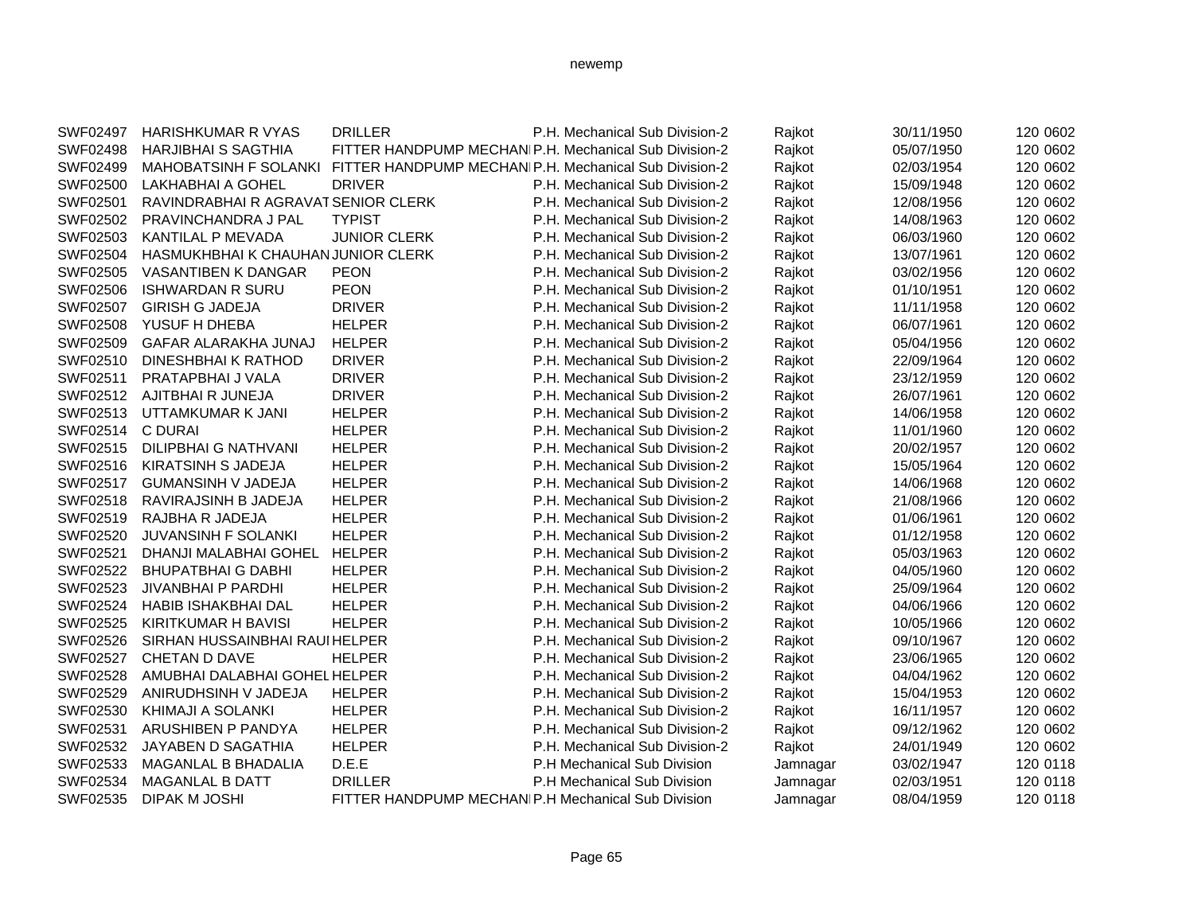| | | | | | | |
|---|---|---|---|---|---|---|
| SWF02497 | HARISHKUMAR R VYAS | DRILLER | P.H. Mechanical Sub Division-2 | Rajkot | 30/11/1950 | 120 0602 |
| SWF02498 | HARJIBHAI S SAGTHIA | FITTER HANDPUMP MECHANI | P.H. Mechanical Sub Division-2 | Rajkot | 05/07/1950 | 120 0602 |
| SWF02499 | MAHOBATSINH F SOLANKI | FITTER HANDPUMP MECHANI | P.H. Mechanical Sub Division-2 | Rajkot | 02/03/1954 | 120 0602 |
| SWF02500 | LAKHABHAI A GOHEL | DRIVER | P.H. Mechanical Sub Division-2 | Rajkot | 15/09/1948 | 120 0602 |
| SWF02501 | RAVINDRABHAI R AGRAVAT | SENIOR CLERK | P.H. Mechanical Sub Division-2 | Rajkot | 12/08/1956 | 120 0602 |
| SWF02502 | PRAVINCHANDRA J PAL | TYPIST | P.H. Mechanical Sub Division-2 | Rajkot | 14/08/1963 | 120 0602 |
| SWF02503 | KANTILAL P MEVADA | JUNIOR CLERK | P.H. Mechanical Sub Division-2 | Rajkot | 06/03/1960 | 120 0602 |
| SWF02504 | HASMUKHBHAI K CHAUHAN | JUNIOR CLERK | P.H. Mechanical Sub Division-2 | Rajkot | 13/07/1961 | 120 0602 |
| SWF02505 | VASANTIBEN K DANGAR | PEON | P.H. Mechanical Sub Division-2 | Rajkot | 03/02/1956 | 120 0602 |
| SWF02506 | ISHWARDAN R SURU | PEON | P.H. Mechanical Sub Division-2 | Rajkot | 01/10/1951 | 120 0602 |
| SWF02507 | GIRISH G JADEJA | DRIVER | P.H. Mechanical Sub Division-2 | Rajkot | 11/11/1958 | 120 0602 |
| SWF02508 | YUSUF H DHEBA | HELPER | P.H. Mechanical Sub Division-2 | Rajkot | 06/07/1961 | 120 0602 |
| SWF02509 | GAFAR ALARAKHA JUNAJ | HELPER | P.H. Mechanical Sub Division-2 | Rajkot | 05/04/1956 | 120 0602 |
| SWF02510 | DINESHBHAI K RATHOD | DRIVER | P.H. Mechanical Sub Division-2 | Rajkot | 22/09/1964 | 120 0602 |
| SWF02511 | PRATAPBHAI J VALA | DRIVER | P.H. Mechanical Sub Division-2 | Rajkot | 23/12/1959 | 120 0602 |
| SWF02512 | AJITBHAI R JUNEJA | DRIVER | P.H. Mechanical Sub Division-2 | Rajkot | 26/07/1961 | 120 0602 |
| SWF02513 | UTTAMKUMAR K JANI | HELPER | P.H. Mechanical Sub Division-2 | Rajkot | 14/06/1958 | 120 0602 |
| SWF02514 | C DURAI | HELPER | P.H. Mechanical Sub Division-2 | Rajkot | 11/01/1960 | 120 0602 |
| SWF02515 | DILIPBHAI G NATHVANI | HELPER | P.H. Mechanical Sub Division-2 | Rajkot | 20/02/1957 | 120 0602 |
| SWF02516 | KIRATSINH S JADEJA | HELPER | P.H. Mechanical Sub Division-2 | Rajkot | 15/05/1964 | 120 0602 |
| SWF02517 | GUMANSINH V JADEJA | HELPER | P.H. Mechanical Sub Division-2 | Rajkot | 14/06/1968 | 120 0602 |
| SWF02518 | RAVIRAJSINH B JADEJA | HELPER | P.H. Mechanical Sub Division-2 | Rajkot | 21/08/1966 | 120 0602 |
| SWF02519 | RAJBHA R JADEJA | HELPER | P.H. Mechanical Sub Division-2 | Rajkot | 01/06/1961 | 120 0602 |
| SWF02520 | JUVANSINH F SOLANKI | HELPER | P.H. Mechanical Sub Division-2 | Rajkot | 01/12/1958 | 120 0602 |
| SWF02521 | DHANJI MALABHAI GOHEL | HELPER | P.H. Mechanical Sub Division-2 | Rajkot | 05/03/1963 | 120 0602 |
| SWF02522 | BHUPATBHAI G DABHI | HELPER | P.H. Mechanical Sub Division-2 | Rajkot | 04/05/1960 | 120 0602 |
| SWF02523 | JIVANBHAI P PARDHI | HELPER | P.H. Mechanical Sub Division-2 | Rajkot | 25/09/1964 | 120 0602 |
| SWF02524 | HABIB ISHAKBHAI DAL | HELPER | P.H. Mechanical Sub Division-2 | Rajkot | 04/06/1966 | 120 0602 |
| SWF02525 | KIRITKUMAR H BAVISI | HELPER | P.H. Mechanical Sub Division-2 | Rajkot | 10/05/1966 | 120 0602 |
| SWF02526 | SIRHAN HUSSAINBHAI RAUI | HELPER | P.H. Mechanical Sub Division-2 | Rajkot | 09/10/1967 | 120 0602 |
| SWF02527 | CHETAN D DAVE | HELPER | P.H. Mechanical Sub Division-2 | Rajkot | 23/06/1965 | 120 0602 |
| SWF02528 | AMUBHAI DALABHAI GOHEL | HELPER | P.H. Mechanical Sub Division-2 | Rajkot | 04/04/1962 | 120 0602 |
| SWF02529 | ANIRUDHSINH V JADEJA | HELPER | P.H. Mechanical Sub Division-2 | Rajkot | 15/04/1953 | 120 0602 |
| SWF02530 | KHIMAJI A SOLANKI | HELPER | P.H. Mechanical Sub Division-2 | Rajkot | 16/11/1957 | 120 0602 |
| SWF02531 | ARUSHIBEN P PANDYA | HELPER | P.H. Mechanical Sub Division-2 | Rajkot | 09/12/1962 | 120 0602 |
| SWF02532 | JAYABEN D SAGATHIA | HELPER | P.H. Mechanical Sub Division-2 | Rajkot | 24/01/1949 | 120 0602 |
| SWF02533 | MAGANLAL B BHADALIA | D.E.E | P.H Mechanical Sub Division | Jamnagar | 03/02/1947 | 120 0118 |
| SWF02534 | MAGANLAL B DATT | DRILLER | P.H Mechanical Sub Division | Jamnagar | 02/03/1951 | 120 0118 |
| SWF02535 | DIPAK M JOSHI | FITTER HANDPUMP MECHANI | P.H Mechanical Sub Division | Jamnagar | 08/04/1959 | 120 0118 |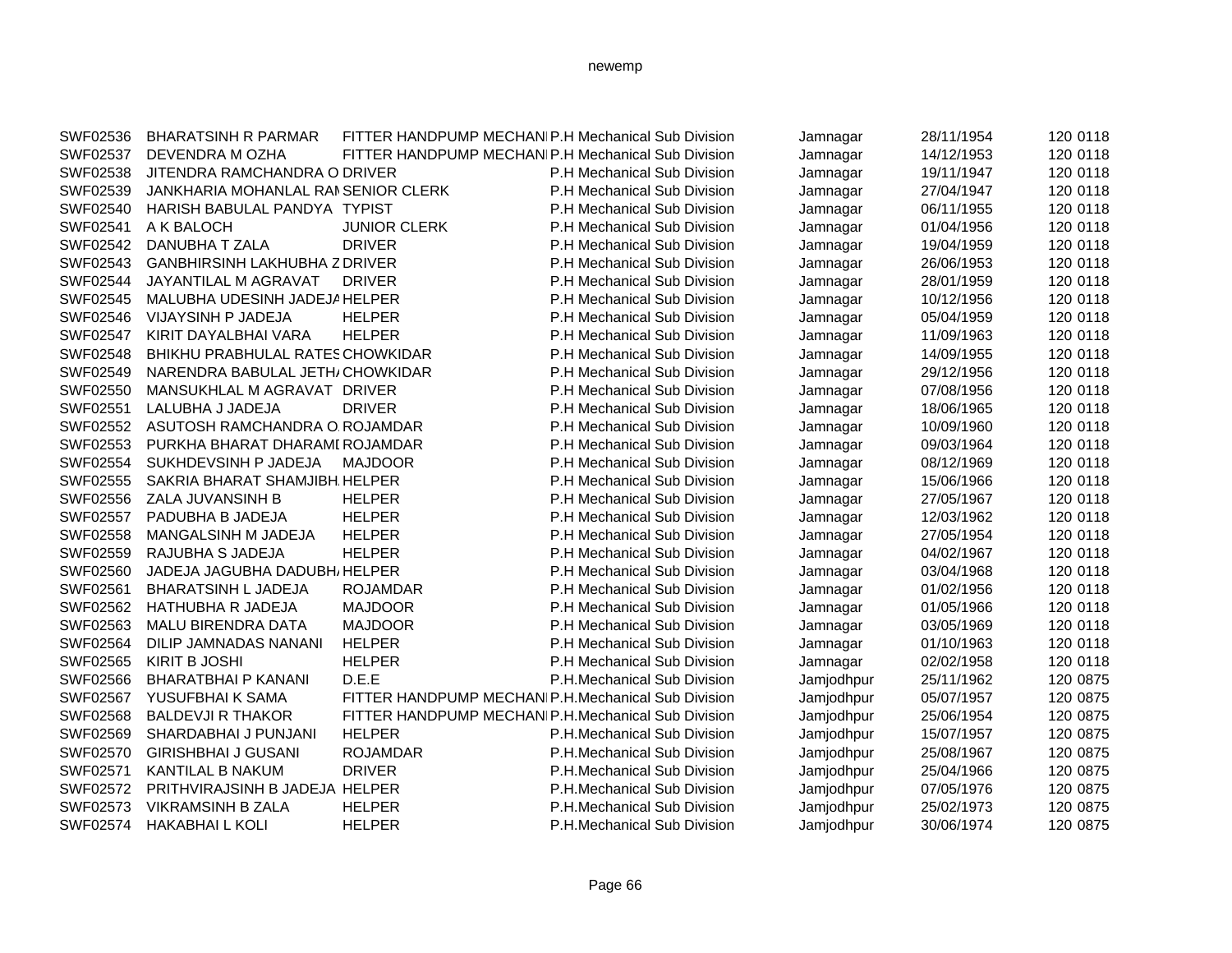| | | | | | | |
|---|---|---|---|---|---|---|
| SWF02536 | BHARATSINH R PARMAR | FITTER HANDPUMP MECHANI | P.H Mechanical Sub Division | Jamnagar | 28/11/1954 | 120 0118 |
| SWF02537 | DEVENDRA M OZHA | FITTER HANDPUMP MECHANI | P.H Mechanical Sub Division | Jamnagar | 14/12/1953 | 120 0118 |
| SWF02538 | JITENDRA RAMCHANDRA O | DRIVER | P.H Mechanical Sub Division | Jamnagar | 19/11/1947 | 120 0118 |
| SWF02539 | JANKHARIA MOHANLAL RAI | SENIOR CLERK | P.H Mechanical Sub Division | Jamnagar | 27/04/1947 | 120 0118 |
| SWF02540 | HARISH BABULAL PANDYA | TYPIST | P.H Mechanical Sub Division | Jamnagar | 06/11/1955 | 120 0118 |
| SWF02541 | A K BALOCH | JUNIOR CLERK | P.H Mechanical Sub Division | Jamnagar | 01/04/1956 | 120 0118 |
| SWF02542 | DANUBHA T ZALA | DRIVER | P.H Mechanical Sub Division | Jamnagar | 19/04/1959 | 120 0118 |
| SWF02543 | GANBHIRSINH LAKHUBHA Z | DRIVER | P.H Mechanical Sub Division | Jamnagar | 26/06/1953 | 120 0118 |
| SWF02544 | JAYANTILAL M AGRAVAT | DRIVER | P.H Mechanical Sub Division | Jamnagar | 28/01/1959 | 120 0118 |
| SWF02545 | MALUBHA UDESINH JADEJA | HELPER | P.H Mechanical Sub Division | Jamnagar | 10/12/1956 | 120 0118 |
| SWF02546 | VIJAYSINH P JADEJA | HELPER | P.H Mechanical Sub Division | Jamnagar | 05/04/1959 | 120 0118 |
| SWF02547 | KIRIT DAYALBHAI VARA | HELPER | P.H Mechanical Sub Division | Jamnagar | 11/09/1963 | 120 0118 |
| SWF02548 | BHIKHU PRABHULAL RATES | CHOWKIDAR | P.H Mechanical Sub Division | Jamnagar | 14/09/1955 | 120 0118 |
| SWF02549 | NARENDRA BABULAL JETH/ | CHOWKIDAR | P.H Mechanical Sub Division | Jamnagar | 29/12/1956 | 120 0118 |
| SWF02550 | MANSUKHLAL M AGRAVAT | DRIVER | P.H Mechanical Sub Division | Jamnagar | 07/08/1956 | 120 0118 |
| SWF02551 | LALUBHA J JADEJA | DRIVER | P.H Mechanical Sub Division | Jamnagar | 18/06/1965 | 120 0118 |
| SWF02552 | ASUTOSH RAMCHANDRA O | ROJAMDAR | P.H Mechanical Sub Division | Jamnagar | 10/09/1960 | 120 0118 |
| SWF02553 | PURKHA BHARAT DHARAMI | ROJAMDAR | P.H Mechanical Sub Division | Jamnagar | 09/03/1964 | 120 0118 |
| SWF02554 | SUKHDEVSINH P JADEJA | MAJDOOR | P.H Mechanical Sub Division | Jamnagar | 08/12/1969 | 120 0118 |
| SWF02555 | SAKRIA BHARAT SHAMJIBH | HELPER | P.H Mechanical Sub Division | Jamnagar | 15/06/1966 | 120 0118 |
| SWF02556 | ZALA JUVANSINH B | HELPER | P.H Mechanical Sub Division | Jamnagar | 27/05/1967 | 120 0118 |
| SWF02557 | PADUBHA B JADEJA | HELPER | P.H Mechanical Sub Division | Jamnagar | 12/03/1962 | 120 0118 |
| SWF02558 | MANGALSINH M JADEJA | HELPER | P.H Mechanical Sub Division | Jamnagar | 27/05/1954 | 120 0118 |
| SWF02559 | RAJUBHA S JADEJA | HELPER | P.H Mechanical Sub Division | Jamnagar | 04/02/1967 | 120 0118 |
| SWF02560 | JADEJA JAGUBHA DADUBH/ | HELPER | P.H Mechanical Sub Division | Jamnagar | 03/04/1968 | 120 0118 |
| SWF02561 | BHARATSINH L JADEJA | ROJAMDAR | P.H Mechanical Sub Division | Jamnagar | 01/02/1956 | 120 0118 |
| SWF02562 | HATHUBHA R JADEJA | MAJDOOR | P.H Mechanical Sub Division | Jamnagar | 01/05/1966 | 120 0118 |
| SWF02563 | MALU BIRENDRA DATA | MAJDOOR | P.H Mechanical Sub Division | Jamnagar | 03/05/1969 | 120 0118 |
| SWF02564 | DILIP JAMNADAS NANANI | HELPER | P.H Mechanical Sub Division | Jamnagar | 01/10/1963 | 120 0118 |
| SWF02565 | KIRIT B JOSHI | HELPER | P.H Mechanical Sub Division | Jamnagar | 02/02/1958 | 120 0118 |
| SWF02566 | BHARATBHAI P KANANI | D.E.E | P.H.Mechanical Sub Division | Jamjodhpur | 25/11/1962 | 120 0875 |
| SWF02567 | YUSUFBHAI K SAMA | FITTER HANDPUMP MECHANI | P.H.Mechanical Sub Division | Jamjodhpur | 05/07/1957 | 120 0875 |
| SWF02568 | BALDEVJI R THAKOR | FITTER HANDPUMP MECHANI | P.H.Mechanical Sub Division | Jamjodhpur | 25/06/1954 | 120 0875 |
| SWF02569 | SHARDABHAI J PUNJANI | HELPER | P.H.Mechanical Sub Division | Jamjodhpur | 15/07/1957 | 120 0875 |
| SWF02570 | GIRISHBHAI J GUSANI | ROJAMDAR | P.H.Mechanical Sub Division | Jamjodhpur | 25/08/1967 | 120 0875 |
| SWF02571 | KANTILAL B NAKUM | DRIVER | P.H.Mechanical Sub Division | Jamjodhpur | 25/04/1966 | 120 0875 |
| SWF02572 | PRITHVIRAJSINH B JADEJA | HELPER | P.H.Mechanical Sub Division | Jamjodhpur | 07/05/1976 | 120 0875 |
| SWF02573 | VIKRAMSINH B ZALA | HELPER | P.H.Mechanical Sub Division | Jamjodhpur | 25/02/1973 | 120 0875 |
| SWF02574 | HAKABHAI L KOLI | HELPER | P.H.Mechanical Sub Division | Jamjodhpur | 30/06/1974 | 120 0875 |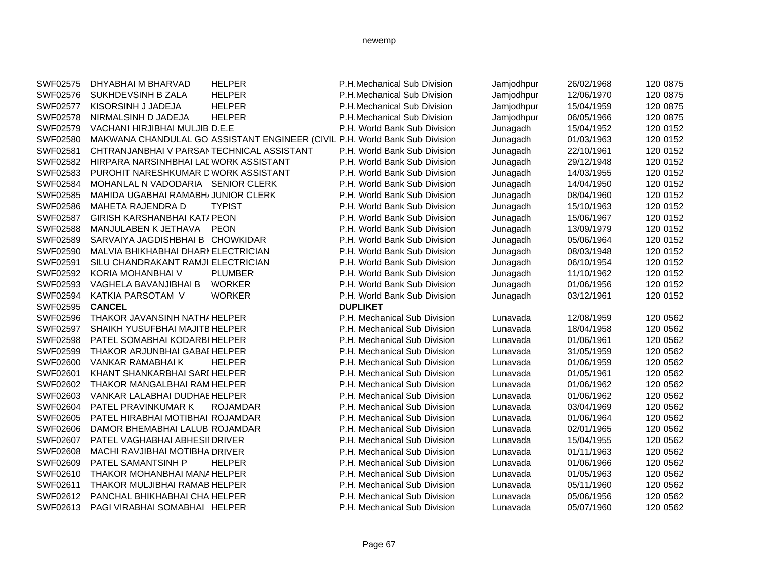| | | | | | | |
|---|---|---|---|---|---|---|
| SWF02575 | DHYABHAI M BHARVAD | HELPER | P.H.Mechanical Sub Division | Jamjodhpur | 26/02/1968 | 120 0875 |
| SWF02576 | SUKHDEVSINH B ZALA | HELPER | P.H.Mechanical Sub Division | Jamjodhpur | 12/06/1970 | 120 0875 |
| SWF02577 | KISORSINH J JADEJA | HELPER | P.H.Mechanical Sub Division | Jamjodhpur | 15/04/1959 | 120 0875 |
| SWF02578 | NIRMALSINH D JADEJA | HELPER | P.H.Mechanical Sub Division | Jamjodhpur | 06/05/1966 | 120 0875 |
| SWF02579 | VACHANI HIRJIBHAI MULJIB | D.E.E | P.H. World Bank Sub Division | Junagadh | 15/04/1952 | 120 0152 |
| SWF02580 | MAKWANA CHANDULAL GO | ASSISTANT ENGINEER (CIVIL | P.H. World Bank Sub Division | Junagadh | 01/03/1963 | 120 0152 |
| SWF02581 | CHTRANJANBHAI V PARSAI | TECHNICAL ASSISTANT | P.H. World Bank Sub Division | Junagadh | 22/10/1961 | 120 0152 |
| SWF02582 | HIRPARA NARSINHBHAI LAI | WORK ASSISTANT | P.H. World Bank Sub Division | Junagadh | 29/12/1948 | 120 0152 |
| SWF02583 | PUROHIT NARESHKUMAR D | WORK ASSISTANT | P.H. World Bank Sub Division | Junagadh | 14/03/1955 | 120 0152 |
| SWF02584 | MOHANLAL N VADODARIA | SENIOR CLERK | P.H. World Bank Sub Division | Junagadh | 14/04/1950 | 120 0152 |
| SWF02585 | MAHIDA UGABHAI RAMABH/ | JUNIOR CLERK | P.H. World Bank Sub Division | Junagadh | 08/04/1960 | 120 0152 |
| SWF02586 | MAHETA RAJENDRA D | TYPIST | P.H. World Bank Sub Division | Junagadh | 15/10/1963 | 120 0152 |
| SWF02587 | GIRISH KARSHANBHAI KAT/ | PEON | P.H. World Bank Sub Division | Junagadh | 15/06/1967 | 120 0152 |
| SWF02588 | MANJULABEN K JETHAVA | PEON | P.H. World Bank Sub Division | Junagadh | 13/09/1979 | 120 0152 |
| SWF02589 | SARVAIYA JAGDISHBHAI B | CHOWKIDAR | P.H. World Bank Sub Division | Junagadh | 05/06/1964 | 120 0152 |
| SWF02590 | MALVIA BHIKHABHAI DHARI | ELECTRICIAN | P.H. World Bank Sub Division | Junagadh | 08/03/1948 | 120 0152 |
| SWF02591 | SILU CHANDRAKANT RAMJI | ELECTRICIAN | P.H. World Bank Sub Division | Junagadh | 06/10/1954 | 120 0152 |
| SWF02592 | KORIA MOHANBHAI V | PLUMBER | P.H. World Bank Sub Division | Junagadh | 11/10/1962 | 120 0152 |
| SWF02593 | VAGHELA BAVANJIBHAI B | WORKER | P.H. World Bank Sub Division | Junagadh | 01/06/1956 | 120 0152 |
| SWF02594 | KATKIA PARSOTAM V | WORKER | P.H. World Bank Sub Division | Junagadh | 03/12/1961 | 120 0152 |
| SWF02595 | **CANCEL** | | **DUPLIKET** | | | |
| SWF02596 | THAKOR JAVANSINH NATH/ | HELPER | P.H. Mechanical Sub Division | Lunavada | 12/08/1959 | 120 0562 |
| SWF02597 | SHAIKH YUSUFBHAI MAJITE | HELPER | P.H. Mechanical Sub Division | Lunavada | 18/04/1958 | 120 0562 |
| SWF02598 | PATEL SOMABHAI KODARBI | HELPER | P.H. Mechanical Sub Division | Lunavada | 01/06/1961 | 120 0562 |
| SWF02599 | THAKOR ARJUNBHAI GABAI | HELPER | P.H. Mechanical Sub Division | Lunavada | 31/05/1959 | 120 0562 |
| SWF02600 | VANKAR RAMABHAI K | HELPER | P.H. Mechanical Sub Division | Lunavada | 01/06/1959 | 120 0562 |
| SWF02601 | KHANT SHANKARBHAI SARI | HELPER | P.H. Mechanical Sub Division | Lunavada | 01/05/1961 | 120 0562 |
| SWF02602 | THAKOR MANGALBHAI RAM | HELPER | P.H. Mechanical Sub Division | Lunavada | 01/06/1962 | 120 0562 |
| SWF02603 | VANKAR LALABHAI DUDHAE | HELPER | P.H. Mechanical Sub Division | Lunavada | 01/06/1962 | 120 0562 |
| SWF02604 | PATEL PRAVINKUMAR K | ROJAMDAR | P.H. Mechanical Sub Division | Lunavada | 03/04/1969 | 120 0562 |
| SWF02605 | PATEL HIRABHAI MOTIBHAI | ROJAMDAR | P.H. Mechanical Sub Division | Lunavada | 01/06/1964 | 120 0562 |
| SWF02606 | DAMOR BHEMABHAI LALUB | ROJAMDAR | P.H. Mechanical Sub Division | Lunavada | 02/01/1965 | 120 0562 |
| SWF02607 | PATEL VAGHABHAI ABHESII | DRIVER | P.H. Mechanical Sub Division | Lunavada | 15/04/1955 | 120 0562 |
| SWF02608 | MACHI RAVJIBHAI MOTIBHA | DRIVER | P.H. Mechanical Sub Division | Lunavada | 01/11/1963 | 120 0562 |
| SWF02609 | PATEL SAMANTSINH P | HELPER | P.H. Mechanical Sub Division | Lunavada | 01/06/1966 | 120 0562 |
| SWF02610 | THAKOR MOHANBHAI MAN/ | HELPER | P.H. Mechanical Sub Division | Lunavada | 01/05/1963 | 120 0562 |
| SWF02611 | THAKOR MULJIBHAI RAMAB | HELPER | P.H. Mechanical Sub Division | Lunavada | 05/11/1960 | 120 0562 |
| SWF02612 | PANCHAL BHIKHABHAI CHA | HELPER | P.H. Mechanical Sub Division | Lunavada | 05/06/1956 | 120 0562 |
| SWF02613 | PAGI VIRABHAI SOMABHAI | HELPER | P.H. Mechanical Sub Division | Lunavada | 05/07/1960 | 120 0562 |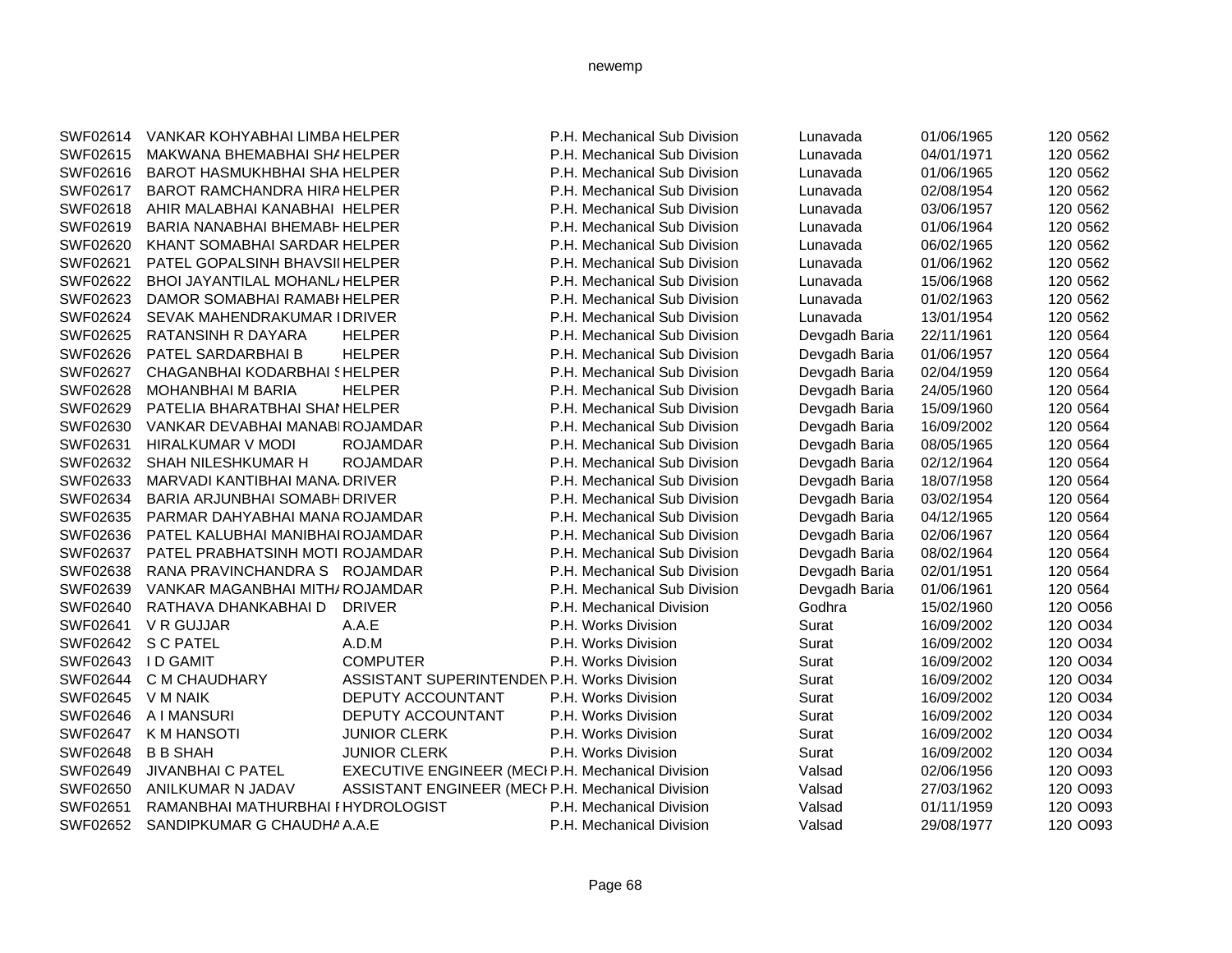| | | | | | | | |
|---|---|---|---|---|---|---|---|
| SWF02614 | VANKAR KOHYABHAI LIMBA | HELPER | P.H. Mechanical Sub Division | Lunavada | 01/06/1965 | 120 | 0562 |
| SWF02615 | MAKWANA BHEMABHAI SHA | HELPER | P.H. Mechanical Sub Division | Lunavada | 04/01/1971 | 120 | 0562 |
| SWF02616 | BAROT HASMUKHBHAI SHA | HELPER | P.H. Mechanical Sub Division | Lunavada | 01/06/1965 | 120 | 0562 |
| SWF02617 | BAROT RAMCHANDRA HIRA | HELPER | P.H. Mechanical Sub Division | Lunavada | 02/08/1954 | 120 | 0562 |
| SWF02618 | AHIR MALABHAI KANABHAI | HELPER | P.H. Mechanical Sub Division | Lunavada | 03/06/1957 | 120 | 0562 |
| SWF02619 | BARIA NANABHAI BHEMABH | HELPER | P.H. Mechanical Sub Division | Lunavada | 01/06/1964 | 120 | 0562 |
| SWF02620 | KHANT SOMABHAI SARDAR | HELPER | P.H. Mechanical Sub Division | Lunavada | 06/02/1965 | 120 | 0562 |
| SWF02621 | PATEL GOPALSINH BHAVSI | HELPER | P.H. Mechanical Sub Division | Lunavada | 01/06/1962 | 120 | 0562 |
| SWF02622 | BHOI JAYANTILAL MOHANL | HELPER | P.H. Mechanical Sub Division | Lunavada | 15/06/1968 | 120 | 0562 |
| SWF02623 | DAMOR SOMABHAI RAMABH | HELPER | P.H. Mechanical Sub Division | Lunavada | 01/02/1963 | 120 | 0562 |
| SWF02624 | SEVAK MAHENDRAKUMAR I | DRIVER | P.H. Mechanical Sub Division | Lunavada | 13/01/1954 | 120 | 0562 |
| SWF02625 | RATANSINH R DAYARA | HELPER | P.H. Mechanical Sub Division | Devgadh Baria | 22/11/1961 | 120 | 0564 |
| SWF02626 | PATEL SARDARBHAI B | HELPER | P.H. Mechanical Sub Division | Devgadh Baria | 01/06/1957 | 120 | 0564 |
| SWF02627 | CHAGANBHAI KODARBHAI S | HELPER | P.H. Mechanical Sub Division | Devgadh Baria | 02/04/1959 | 120 | 0564 |
| SWF02628 | MOHANBHAI M BARIA | HELPER | P.H. Mechanical Sub Division | Devgadh Baria | 24/05/1960 | 120 | 0564 |
| SWF02629 | PATELIA BHARATBHAI SHAI | HELPER | P.H. Mechanical Sub Division | Devgadh Baria | 15/09/1960 | 120 | 0564 |
| SWF02630 | VANKAR DEVABHAI MANABI | ROJAMDAR | P.H. Mechanical Sub Division | Devgadh Baria | 16/09/2002 | 120 | 0564 |
| SWF02631 | HIRALKUMAR V MODI | ROJAMDAR | P.H. Mechanical Sub Division | Devgadh Baria | 08/05/1965 | 120 | 0564 |
| SWF02632 | SHAH NILESHKUMAR H | ROJAMDAR | P.H. Mechanical Sub Division | Devgadh Baria | 02/12/1964 | 120 | 0564 |
| SWF02633 | MARVADI KANTIBHAI MANA | DRIVER | P.H. Mechanical Sub Division | Devgadh Baria | 18/07/1958 | 120 | 0564 |
| SWF02634 | BARIA ARJUNBHAI SOMABH | DRIVER | P.H. Mechanical Sub Division | Devgadh Baria | 03/02/1954 | 120 | 0564 |
| SWF02635 | PARMAR DAHYABHAI MANA | ROJAMDAR | P.H. Mechanical Sub Division | Devgadh Baria | 04/12/1965 | 120 | 0564 |
| SWF02636 | PATEL KALUBHAI MANIBHAI | ROJAMDAR | P.H. Mechanical Sub Division | Devgadh Baria | 02/06/1967 | 120 | 0564 |
| SWF02637 | PATEL PRABHATSINH MOTI | ROJAMDAR | P.H. Mechanical Sub Division | Devgadh Baria | 08/02/1964 | 120 | 0564 |
| SWF02638 | RANA PRAVINCHANDRA S | ROJAMDAR | P.H. Mechanical Sub Division | Devgadh Baria | 02/01/1951 | 120 | 0564 |
| SWF02639 | VANKAR MAGANBHAI MITHA | ROJAMDAR | P.H. Mechanical Sub Division | Devgadh Baria | 01/06/1961 | 120 | 0564 |
| SWF02640 | RATHAVA DHANKABHAI D | DRIVER | P.H. Mechanical Division | Godhra | 15/02/1960 | 120 | O056 |
| SWF02641 | V R GUJJAR | A.A.E | P.H. Works Division | Surat | 16/09/2002 | 120 | O034 |
| SWF02642 | S C PATEL | A.D.M | P.H. Works Division | Surat | 16/09/2002 | 120 | O034 |
| SWF02643 | I D GAMIT | COMPUTER | P.H. Works Division | Surat | 16/09/2002 | 120 | O034 |
| SWF02644 | C M CHAUDHARY | ASSISTANT SUPERINTENDEN | P.H. Works Division | Surat | 16/09/2002 | 120 | O034 |
| SWF02645 | V M NAIK | DEPUTY ACCOUNTANT | P.H. Works Division | Surat | 16/09/2002 | 120 | O034 |
| SWF02646 | A I MANSURI | DEPUTY ACCOUNTANT | P.H. Works Division | Surat | 16/09/2002 | 120 | O034 |
| SWF02647 | K M HANSOTI | JUNIOR CLERK | P.H. Works Division | Surat | 16/09/2002 | 120 | O034 |
| SWF02648 | B B SHAH | JUNIOR CLERK | P.H. Works Division | Surat | 16/09/2002 | 120 | O034 |
| SWF02649 | JIVANBHAI C PATEL | EXECUTIVE ENGINEER (MECI | P.H. Mechanical Division | Valsad | 02/06/1956 | 120 | O093 |
| SWF02650 | ANILKUMAR N JADAV | ASSISTANT ENGINEER (MECI | P.H. Mechanical Division | Valsad | 27/03/1962 | 120 | O093 |
| SWF02651 | RAMANBHAI MATHURBHAI I | HYDROLOGIST | P.H. Mechanical Division | Valsad | 01/11/1959 | 120 | O093 |
| SWF02652 | SANDIPKUMAR G CHAUDHA | A.A.E | P.H. Mechanical Division | Valsad | 29/08/1977 | 120 | O093 |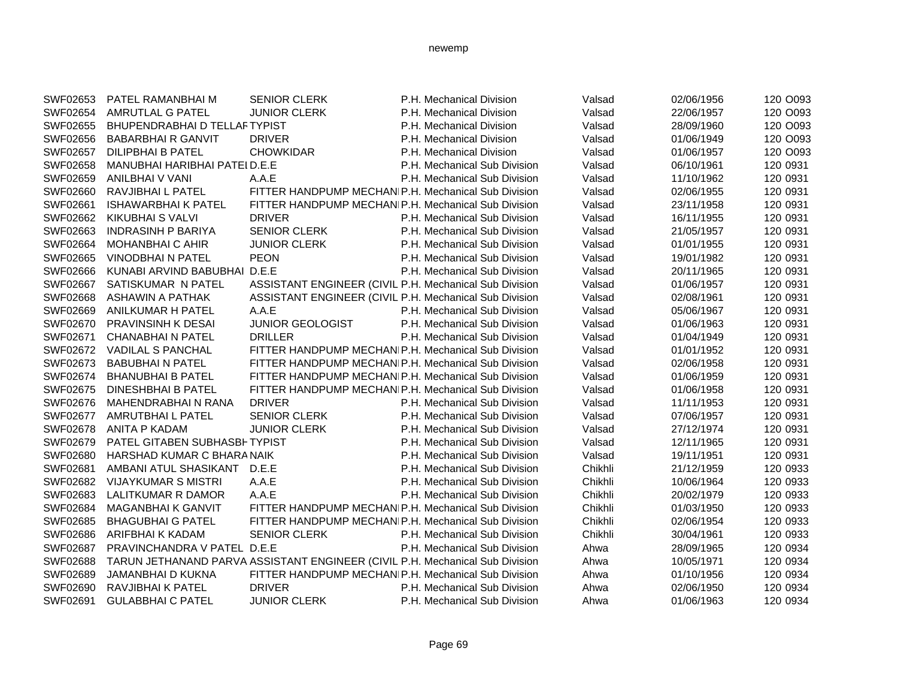| | | | | | | | |
|---|---|---|---|---|---|---|---|
| SWF02653 | PATEL RAMANBHAI M | SENIOR CLERK | P.H. Mechanical Division | Valsad | 02/06/1956 | 120 | O093 |
| SWF02654 | AMRUTLAL G PATEL | JUNIOR CLERK | P.H. Mechanical Division | Valsad | 22/06/1957 | 120 | O093 |
| SWF02655 | BHUPENDRABHAI D TELLAF | TYPIST | P.H. Mechanical Division | Valsad | 28/09/1960 | 120 | O093 |
| SWF02656 | BABARBHAI R GANVIT | DRIVER | P.H. Mechanical Division | Valsad | 01/06/1949 | 120 | O093 |
| SWF02657 | DILIPBHAI B PATEL | CHOWKIDAR | P.H. Mechanical Division | Valsad | 01/06/1957 | 120 | O093 |
| SWF02658 | MANUBHAI HARIBHAI PATEI | D.E.E | P.H. Mechanical Sub Division | Valsad | 06/10/1961 | 120 | 0931 |
| SWF02659 | ANILBHAI V VANI | A.A.E | P.H. Mechanical Sub Division | Valsad | 11/10/1962 | 120 | 0931 |
| SWF02660 | RAVJIBHAI L PATEL | FITTER HANDPUMP MECHANI | P.H. Mechanical Sub Division | Valsad | 02/06/1955 | 120 | 0931 |
| SWF02661 | ISHAWARBHAI K PATEL | FITTER HANDPUMP MECHANI | P.H. Mechanical Sub Division | Valsad | 23/11/1958 | 120 | 0931 |
| SWF02662 | KIKUBHAI S VALVI | DRIVER | P.H. Mechanical Sub Division | Valsad | 16/11/1955 | 120 | 0931 |
| SWF02663 | INDRASINH P BARIYA | SENIOR CLERK | P.H. Mechanical Sub Division | Valsad | 21/05/1957 | 120 | 0931 |
| SWF02664 | MOHANBHAI C AHIR | JUNIOR CLERK | P.H. Mechanical Sub Division | Valsad | 01/01/1955 | 120 | 0931 |
| SWF02665 | VINODBHAI N PATEL | PEON | P.H. Mechanical Sub Division | Valsad | 19/01/1982 | 120 | 0931 |
| SWF02666 | KUNABI ARVIND BABUBHAI | D.E.E | P.H. Mechanical Sub Division | Valsad | 20/11/1965 | 120 | 0931 |
| SWF02667 | SATISKUMAR N PATEL | ASSISTANT ENGINEER (CIVIL | P.H. Mechanical Sub Division | Valsad | 01/06/1957 | 120 | 0931 |
| SWF02668 | ASHAWIN A PATHAK | ASSISTANT ENGINEER (CIVIL | P.H. Mechanical Sub Division | Valsad | 02/08/1961 | 120 | 0931 |
| SWF02669 | ANILKUMAR H PATEL | A.A.E | P.H. Mechanical Sub Division | Valsad | 05/06/1967 | 120 | 0931 |
| SWF02670 | PRAVINSINH K DESAI | JUNIOR GEOLOGIST | P.H. Mechanical Sub Division | Valsad | 01/06/1963 | 120 | 0931 |
| SWF02671 | CHANABHAI N PATEL | DRILLER | P.H. Mechanical Sub Division | Valsad | 01/04/1949 | 120 | 0931 |
| SWF02672 | VADILAL S PANCHAL | FITTER HANDPUMP MECHANI | P.H. Mechanical Sub Division | Valsad | 01/01/1952 | 120 | 0931 |
| SWF02673 | BABUBHAI N PATEL | FITTER HANDPUMP MECHANI | P.H. Mechanical Sub Division | Valsad | 02/06/1958 | 120 | 0931 |
| SWF02674 | BHANUBHAI B PATEL | FITTER HANDPUMP MECHANI | P.H. Mechanical Sub Division | Valsad | 01/06/1959 | 120 | 0931 |
| SWF02675 | DINESHBHAI B PATEL | FITTER HANDPUMP MECHANI | P.H. Mechanical Sub Division | Valsad | 01/06/1958 | 120 | 0931 |
| SWF02676 | MAHENDRABHAI N RANA | DRIVER | P.H. Mechanical Sub Division | Valsad | 11/11/1953 | 120 | 0931 |
| SWF02677 | AMRUTBHAI L PATEL | SENIOR CLERK | P.H. Mechanical Sub Division | Valsad | 07/06/1957 | 120 | 0931 |
| SWF02678 | ANITA P KADAM | JUNIOR CLERK | P.H. Mechanical Sub Division | Valsad | 27/12/1974 | 120 | 0931 |
| SWF02679 | PATEL GITABEN SUBHASBH | TYPIST | P.H. Mechanical Sub Division | Valsad | 12/11/1965 | 120 | 0931 |
| SWF02680 | HARSHAD KUMAR C BHARA | NAIK | P.H. Mechanical Sub Division | Valsad | 19/11/1951 | 120 | 0931 |
| SWF02681 | AMBANI ATUL SHASIKANT | D.E.E | P.H. Mechanical Sub Division | Chikhli | 21/12/1959 | 120 | 0933 |
| SWF02682 | VIJAYKUMAR S MISTRI | A.A.E | P.H. Mechanical Sub Division | Chikhli | 10/06/1964 | 120 | 0933 |
| SWF02683 | LALITKUMAR R DAMOR | A.A.E | P.H. Mechanical Sub Division | Chikhli | 20/02/1979 | 120 | 0933 |
| SWF02684 | MAGANBHAI K GANVIT | FITTER HANDPUMP MECHANI | P.H. Mechanical Sub Division | Chikhli | 01/03/1950 | 120 | 0933 |
| SWF02685 | BHAGUBHAI G PATEL | FITTER HANDPUMP MECHANI | P.H. Mechanical Sub Division | Chikhli | 02/06/1954 | 120 | 0933 |
| SWF02686 | ARIFBHAI K KADAM | SENIOR CLERK | P.H. Mechanical Sub Division | Chikhli | 30/04/1961 | 120 | 0933 |
| SWF02687 | PRAVINCHANDRA V PATEL | D.E.E | P.H. Mechanical Sub Division | Ahwa | 28/09/1965 | 120 | 0934 |
| SWF02688 | TARUN JETHANAND PARVA | ASSISTANT ENGINEER (CIVIL | P.H. Mechanical Sub Division | Ahwa | 10/05/1971 | 120 | 0934 |
| SWF02689 | JAMANBHAI D KUKNA | FITTER HANDPUMP MECHANI | P.H. Mechanical Sub Division | Ahwa | 01/10/1956 | 120 | 0934 |
| SWF02690 | RAVJIBHAI K PATEL | DRIVER | P.H. Mechanical Sub Division | Ahwa | 02/06/1950 | 120 | 0934 |
| SWF02691 | GULABBHAI C PATEL | JUNIOR CLERK | P.H. Mechanical Sub Division | Ahwa | 01/06/1963 | 120 | 0934 |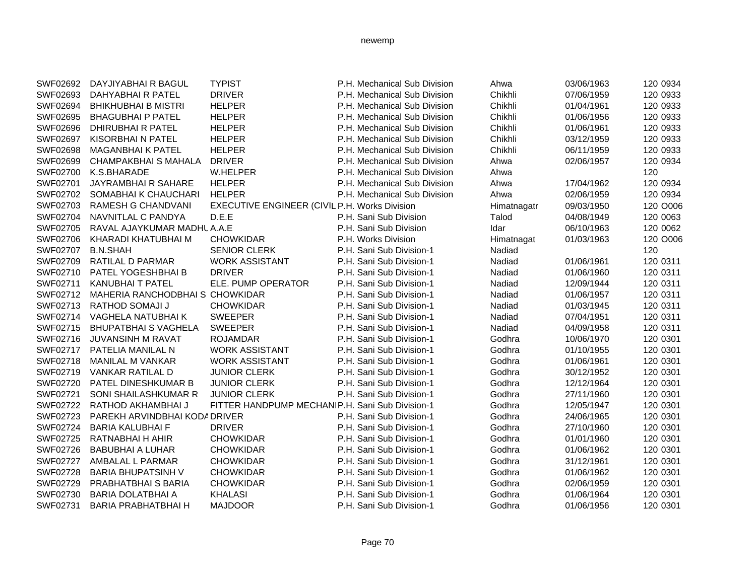| | | | | | | |
|---|---|---|---|---|---|---|
| SWF02692 | DAYJIYABHAI R BAGUL | TYPIST | P.H. Mechanical Sub Division | Ahwa | 03/06/1963 | 120 0934 |
| SWF02693 | DAHYABHAI R PATEL | DRIVER | P.H. Mechanical Sub Division | Chikhli | 07/06/1959 | 120 0933 |
| SWF02694 | BHIKHUBHAI B MISTRI | HELPER | P.H. Mechanical Sub Division | Chikhli | 01/04/1961 | 120 0933 |
| SWF02695 | BHAGUBHAI P PATEL | HELPER | P.H. Mechanical Sub Division | Chikhli | 01/06/1956 | 120 0933 |
| SWF02696 | DHIRUBHAI R PATEL | HELPER | P.H. Mechanical Sub Division | Chikhli | 01/06/1961 | 120 0933 |
| SWF02697 | KISORBHAI N PATEL | HELPER | P.H. Mechanical Sub Division | Chikhli | 03/12/1959 | 120 0933 |
| SWF02698 | MAGANBHAI K PATEL | HELPER | P.H. Mechanical Sub Division | Chikhli | 06/11/1959 | 120 0933 |
| SWF02699 | CHAMPAKBHAI S MAHALA | DRIVER | P.H. Mechanical Sub Division | Ahwa | 02/06/1957 | 120 0934 |
| SWF02700 | K.S.BHARADE | W.HELPER | P.H. Mechanical Sub Division | Ahwa | | 120 |
| SWF02701 | JAYRAMBHAI R SAHARE | HELPER | P.H. Mechanical Sub Division | Ahwa | 17/04/1962 | 120 0934 |
| SWF02702 | SOMABHAI K CHAUCHARI | HELPER | P.H. Mechanical Sub Division | Ahwa | 02/06/1959 | 120 0934 |
| SWF02703 | RAMESH G CHANDVANI | EXECUTIVE ENGINEER (CIVIL | P.H. Works Division | Himatnagatr | 09/03/1950 | 120 O006 |
| SWF02704 | NAVNITLAL C PANDYA | D.E.E | P.H. Sani Sub Division | Talod | 04/08/1949 | 120 0063 |
| SWF02705 | RAVAL AJAYKUMAR MADHU | A.A.E | P.H. Sani Sub Division | Idar | 06/10/1963 | 120 0062 |
| SWF02706 | KHARADI KHATUBHAI M | CHOWKIDAR | P.H. Works Division | Himatnagat | 01/03/1963 | 120 O006 |
| SWF02707 | B.N.SHAH | SENIOR CLERK | P.H. Sani Sub Division-1 | Nadiad | | 120 |
| SWF02709 | RATILAL D PARMAR | WORK ASSISTANT | P.H. Sani Sub Division-1 | Nadiad | 01/06/1961 | 120 0311 |
| SWF02710 | PATEL YOGESHBHAI B | DRIVER | P.H. Sani Sub Division-1 | Nadiad | 01/06/1960 | 120 0311 |
| SWF02711 | KANUBHAI T PATEL | ELE. PUMP OPERATOR | P.H. Sani Sub Division-1 | Nadiad | 12/09/1944 | 120 0311 |
| SWF02712 | MAHERIA RANCHODBHAI S | CHOWKIDAR | P.H. Sani Sub Division-1 | Nadiad | 01/06/1957 | 120 0311 |
| SWF02713 | RATHOD SOMAJI J | CHOWKIDAR | P.H. Sani Sub Division-1 | Nadiad | 01/03/1945 | 120 0311 |
| SWF02714 | VAGHELA NATUBHAI K | SWEEPER | P.H. Sani Sub Division-1 | Nadiad | 07/04/1951 | 120 0311 |
| SWF02715 | BHUPATBHAI S VAGHELA | SWEEPER | P.H. Sani Sub Division-1 | Nadiad | 04/09/1958 | 120 0311 |
| SWF02716 | JUVANSINH M RAVAT | ROJAMDAR | P.H. Sani Sub Division-1 | Godhra | 10/06/1970 | 120 0301 |
| SWF02717 | PATELIA MANILAL N | WORK ASSISTANT | P.H. Sani Sub Division-1 | Godhra | 01/10/1955 | 120 0301 |
| SWF02718 | MANILAL M VANKAR | WORK ASSISTANT | P.H. Sani Sub Division-1 | Godhra | 01/06/1961 | 120 0301 |
| SWF02719 | VANKAR RATILAL D | JUNIOR CLERK | P.H. Sani Sub Division-1 | Godhra | 30/12/1952 | 120 0301 |
| SWF02720 | PATEL DINESHKUMAR B | JUNIOR CLERK | P.H. Sani Sub Division-1 | Godhra | 12/12/1964 | 120 0301 |
| SWF02721 | SONI SHAILASHKUMAR R | JUNIOR CLERK | P.H. Sani Sub Division-1 | Godhra | 27/11/1960 | 120 0301 |
| SWF02722 | RATHOD AKHAMBHAI J | FITTER HANDPUMP MECHANI | P.H. Sani Sub Division-1 | Godhra | 12/05/1947 | 120 0301 |
| SWF02723 | PAREKH ARVINDBHAI KODA | DRIVER | P.H. Sani Sub Division-1 | Godhra | 24/06/1965 | 120 0301 |
| SWF02724 | BARIA KALUBHAI F | DRIVER | P.H. Sani Sub Division-1 | Godhra | 27/10/1960 | 120 0301 |
| SWF02725 | RATNABHAI H AHIR | CHOWKIDAR | P.H. Sani Sub Division-1 | Godhra | 01/01/1960 | 120 0301 |
| SWF02726 | BABUBHAI A LUHAR | CHOWKIDAR | P.H. Sani Sub Division-1 | Godhra | 01/06/1962 | 120 0301 |
| SWF02727 | AMBALAL L PARMAR | CHOWKIDAR | P.H. Sani Sub Division-1 | Godhra | 31/12/1961 | 120 0301 |
| SWF02728 | BARIA BHUPATSINH V | CHOWKIDAR | P.H. Sani Sub Division-1 | Godhra | 01/06/1962 | 120 0301 |
| SWF02729 | PRABHATBHAI S BARIA | CHOWKIDAR | P.H. Sani Sub Division-1 | Godhra | 02/06/1959 | 120 0301 |
| SWF02730 | BARIA DOLATBHAI A | KHALASI | P.H. Sani Sub Division-1 | Godhra | 01/06/1964 | 120 0301 |
| SWF02731 | BARIA PRABHATBHAI H | MAJDOOR | P.H. Sani Sub Division-1 | Godhra | 01/06/1956 | 120 0301 |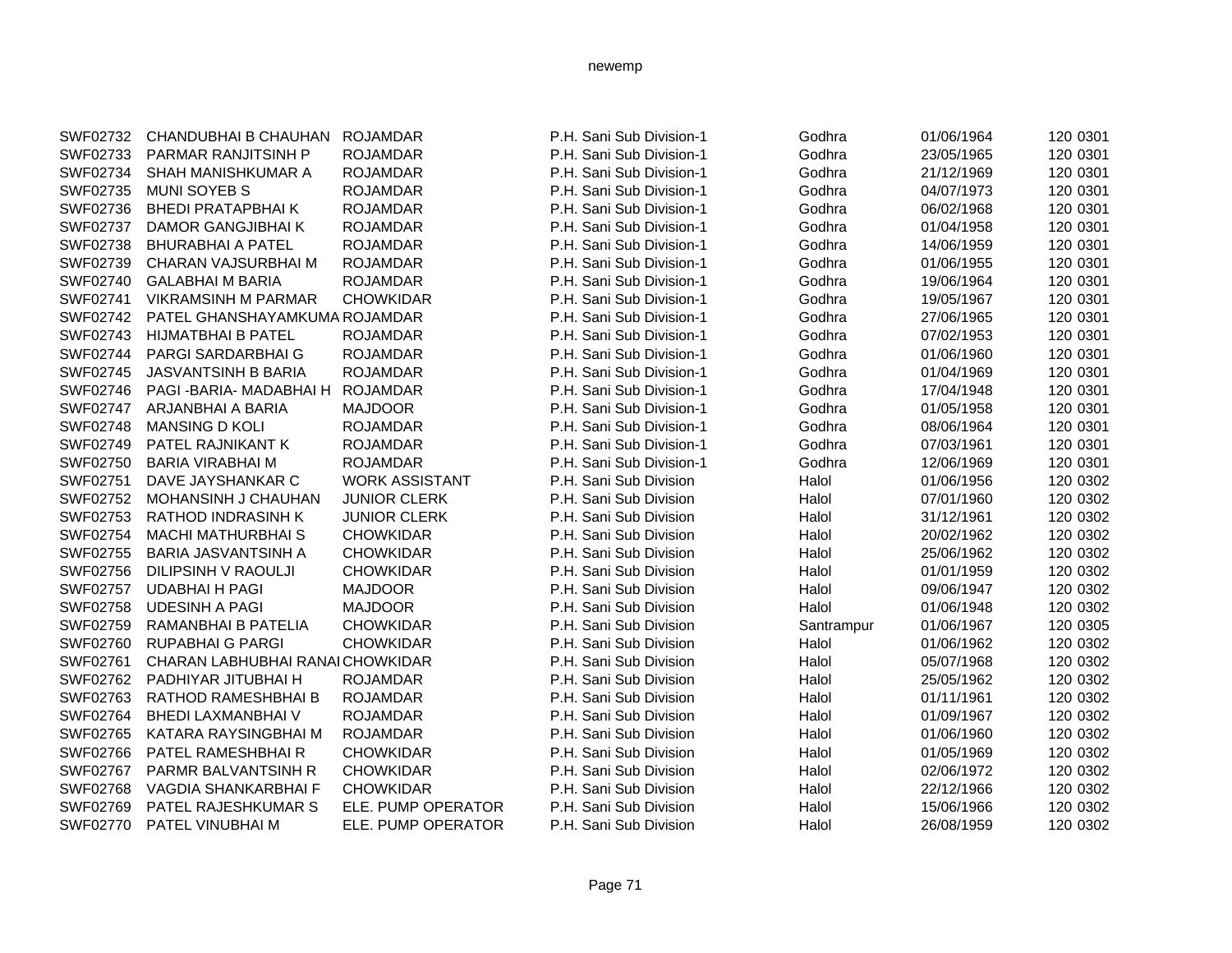| | | | | | | |
|---|---|---|---|---|---|---|
| SWF02732 | CHANDUBHAI B CHAUHAN | ROJAMDAR | P.H. Sani Sub Division-1 | Godhra | 01/06/1964 | 120 0301 |
| SWF02733 | PARMAR RANJITSINH P | ROJAMDAR | P.H. Sani Sub Division-1 | Godhra | 23/05/1965 | 120 0301 |
| SWF02734 | SHAH MANISHKUMAR A | ROJAMDAR | P.H. Sani Sub Division-1 | Godhra | 21/12/1969 | 120 0301 |
| SWF02735 | MUNI SOYEB S | ROJAMDAR | P.H. Sani Sub Division-1 | Godhra | 04/07/1973 | 120 0301 |
| SWF02736 | BHEDI PRATAPBHAI K | ROJAMDAR | P.H. Sani Sub Division-1 | Godhra | 06/02/1968 | 120 0301 |
| SWF02737 | DAMOR GANGJIBHAI K | ROJAMDAR | P.H. Sani Sub Division-1 | Godhra | 01/04/1958 | 120 0301 |
| SWF02738 | BHURABHAI A PATEL | ROJAMDAR | P.H. Sani Sub Division-1 | Godhra | 14/06/1959 | 120 0301 |
| SWF02739 | CHARAN VAJSURBHAI M | ROJAMDAR | P.H. Sani Sub Division-1 | Godhra | 01/06/1955 | 120 0301 |
| SWF02740 | GALABHAI M BARIA | ROJAMDAR | P.H. Sani Sub Division-1 | Godhra | 19/06/1964 | 120 0301 |
| SWF02741 | VIKRAMSINH M PARMAR | CHOWKIDAR | P.H. Sani Sub Division-1 | Godhra | 19/05/1967 | 120 0301 |
| SWF02742 | PATEL GHANSHAYAMKUMA | ROJAMDAR | P.H. Sani Sub Division-1 | Godhra | 27/06/1965 | 120 0301 |
| SWF02743 | HIJMATBHAI B PATEL | ROJAMDAR | P.H. Sani Sub Division-1 | Godhra | 07/02/1953 | 120 0301 |
| SWF02744 | PARGI SARDARBHAI G | ROJAMDAR | P.H. Sani Sub Division-1 | Godhra | 01/06/1960 | 120 0301 |
| SWF02745 | JASVANTSINH B BARIA | ROJAMDAR | P.H. Sani Sub Division-1 | Godhra | 01/04/1969 | 120 0301 |
| SWF02746 | PAGI -BARIA- MADABHAI H | ROJAMDAR | P.H. Sani Sub Division-1 | Godhra | 17/04/1948 | 120 0301 |
| SWF02747 | ARJANBHAI A BARIA | MAJDOOR | P.H. Sani Sub Division-1 | Godhra | 01/05/1958 | 120 0301 |
| SWF02748 | MANSING D KOLI | ROJAMDAR | P.H. Sani Sub Division-1 | Godhra | 08/06/1964 | 120 0301 |
| SWF02749 | PATEL RAJNIKANT K | ROJAMDAR | P.H. Sani Sub Division-1 | Godhra | 07/03/1961 | 120 0301 |
| SWF02750 | BARIA VIRABHAI M | ROJAMDAR | P.H. Sani Sub Division-1 | Godhra | 12/06/1969 | 120 0301 |
| SWF02751 | DAVE JAYSHANKAR C | WORK ASSISTANT | P.H. Sani Sub Division | Halol | 01/06/1956 | 120 0302 |
| SWF02752 | MOHANSINH J CHAUHAN | JUNIOR CLERK | P.H. Sani Sub Division | Halol | 07/01/1960 | 120 0302 |
| SWF02753 | RATHOD INDRASINH K | JUNIOR CLERK | P.H. Sani Sub Division | Halol | 31/12/1961 | 120 0302 |
| SWF02754 | MACHI MATHURBHAI S | CHOWKIDAR | P.H. Sani Sub Division | Halol | 20/02/1962 | 120 0302 |
| SWF02755 | BARIA JASVANTSINH A | CHOWKIDAR | P.H. Sani Sub Division | Halol | 25/06/1962 | 120 0302 |
| SWF02756 | DILIPSINH V RAOULJI | CHOWKIDAR | P.H. Sani Sub Division | Halol | 01/01/1959 | 120 0302 |
| SWF02757 | UDABHAI H PAGI | MAJDOOR | P.H. Sani Sub Division | Halol | 09/06/1947 | 120 0302 |
| SWF02758 | UDESINH A PAGI | MAJDOOR | P.H. Sani Sub Division | Halol | 01/06/1948 | 120 0302 |
| SWF02759 | RAMANBHAI B PATELIA | CHOWKIDAR | P.H. Sani Sub Division | Santrampur | 01/06/1967 | 120 0305 |
| SWF02760 | RUPABHAI G PARGI | CHOWKIDAR | P.H. Sani Sub Division | Halol | 01/06/1962 | 120 0302 |
| SWF02761 | CHARAN LABHUBHAI RANAI | CHOWKIDAR | P.H. Sani Sub Division | Halol | 05/07/1968 | 120 0302 |
| SWF02762 | PADHIYAR JITUBHAI H | ROJAMDAR | P.H. Sani Sub Division | Halol | 25/05/1962 | 120 0302 |
| SWF02763 | RATHOD RAMESHBHAI B | ROJAMDAR | P.H. Sani Sub Division | Halol | 01/11/1961 | 120 0302 |
| SWF02764 | BHEDI LAXMANBHAI V | ROJAMDAR | P.H. Sani Sub Division | Halol | 01/09/1967 | 120 0302 |
| SWF02765 | KATARA RAYSINGBHAI M | ROJAMDAR | P.H. Sani Sub Division | Halol | 01/06/1960 | 120 0302 |
| SWF02766 | PATEL RAMESHBHAI R | CHOWKIDAR | P.H. Sani Sub Division | Halol | 01/05/1969 | 120 0302 |
| SWF02767 | PARMR BALVANTSINH R | CHOWKIDAR | P.H. Sani Sub Division | Halol | 02/06/1972 | 120 0302 |
| SWF02768 | VAGDIA SHANKARBHAI F | CHOWKIDAR | P.H. Sani Sub Division | Halol | 22/12/1966 | 120 0302 |
| SWF02769 | PATEL RAJESHKUMAR S | ELE. PUMP OPERATOR | P.H. Sani Sub Division | Halol | 15/06/1966 | 120 0302 |
| SWF02770 | PATEL VINUBHAI M | ELE. PUMP OPERATOR | P.H. Sani Sub Division | Halol | 26/08/1959 | 120 0302 |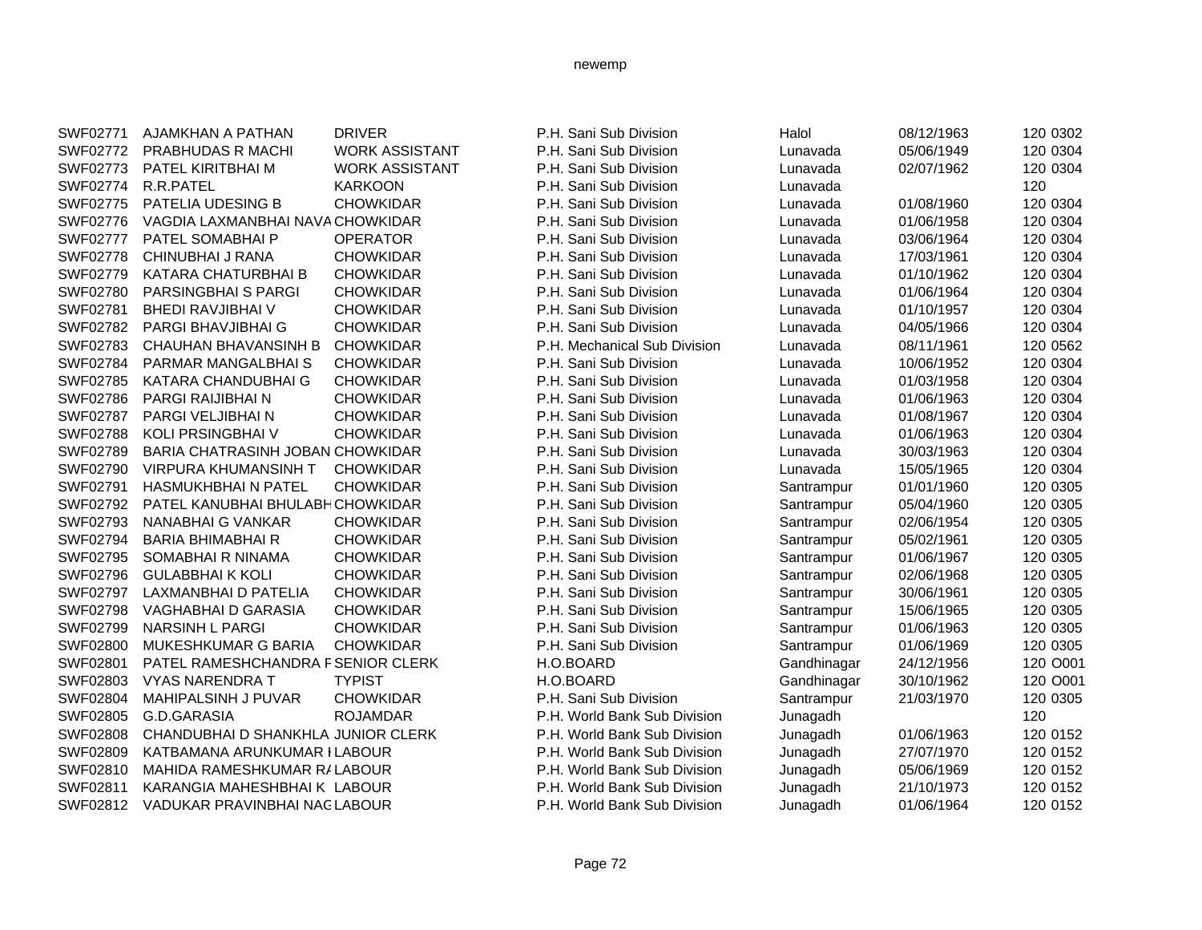| | | | | | | | |
|---|---|---|---|---|---|---|---|
| SWF02771 | AJAMKHAN A PATHAN | DRIVER | P.H. Sani Sub Division | Halol | 08/12/1963 | 120 | 0302 |
| SWF02772 | PRABHUDAS R MACHI | WORK ASSISTANT | P.H. Sani Sub Division | Lunavada | 05/06/1949 | 120 | 0304 |
| SWF02773 | PATEL KIRITBHAI M | WORK ASSISTANT | P.H. Sani Sub Division | Lunavada | 02/07/1962 | 120 | 0304 |
| SWF02774 | R.R.PATEL | KARKOON | P.H. Sani Sub Division | Lunavada | | 120 | |
| SWF02775 | PATELIA UDESING B | CHOWKIDAR | P.H. Sani Sub Division | Lunavada | 01/08/1960 | 120 | 0304 |
| SWF02776 | VAGDIA LAXMANBHAI NAVA | CHOWKIDAR | P.H. Sani Sub Division | Lunavada | 01/06/1958 | 120 | 0304 |
| SWF02777 | PATEL SOMABHAI P | OPERATOR | P.H. Sani Sub Division | Lunavada | 03/06/1964 | 120 | 0304 |
| SWF02778 | CHINUBHAI J RANA | CHOWKIDAR | P.H. Sani Sub Division | Lunavada | 17/03/1961 | 120 | 0304 |
| SWF02779 | KATARA CHATURBHAI B | CHOWKIDAR | P.H. Sani Sub Division | Lunavada | 01/10/1962 | 120 | 0304 |
| SWF02780 | PARSINGBHAI S PARGI | CHOWKIDAR | P.H. Sani Sub Division | Lunavada | 01/06/1964 | 120 | 0304 |
| SWF02781 | BHEDI RAVJIBHAI V | CHOWKIDAR | P.H. Sani Sub Division | Lunavada | 01/10/1957 | 120 | 0304 |
| SWF02782 | PARGI BHAVJIBHAI G | CHOWKIDAR | P.H. Sani Sub Division | Lunavada | 04/05/1966 | 120 | 0304 |
| SWF02783 | CHAUHAN BHAVANSINH B | CHOWKIDAR | P.H. Mechanical Sub Division | Lunavada | 08/11/1961 | 120 | 0562 |
| SWF02784 | PARMAR MANGALBHAI S | CHOWKIDAR | P.H. Sani Sub Division | Lunavada | 10/06/1952 | 120 | 0304 |
| SWF02785 | KATARA CHANDUBHAI G | CHOWKIDAR | P.H. Sani Sub Division | Lunavada | 01/03/1958 | 120 | 0304 |
| SWF02786 | PARGI RAIJIBHAI N | CHOWKIDAR | P.H. Sani Sub Division | Lunavada | 01/06/1963 | 120 | 0304 |
| SWF02787 | PARGI VELJIBHAI N | CHOWKIDAR | P.H. Sani Sub Division | Lunavada | 01/08/1967 | 120 | 0304 |
| SWF02788 | KOLI PRSINGBHAI V | CHOWKIDAR | P.H. Sani Sub Division | Lunavada | 01/06/1963 | 120 | 0304 |
| SWF02789 | BARIA CHATRASINH JOBAN | CHOWKIDAR | P.H. Sani Sub Division | Lunavada | 30/03/1963 | 120 | 0304 |
| SWF02790 | VIRPURA KHUMANSINH T | CHOWKIDAR | P.H. Sani Sub Division | Lunavada | 15/05/1965 | 120 | 0304 |
| SWF02791 | HASMUKHBHAI N PATEL | CHOWKIDAR | P.H. Sani Sub Division | Santrampur | 01/01/1960 | 120 | 0305 |
| SWF02792 | PATEL KANUBHAI BHULABH | CHOWKIDAR | P.H. Sani Sub Division | Santrampur | 05/04/1960 | 120 | 0305 |
| SWF02793 | NANABHAI G VANKAR | CHOWKIDAR | P.H. Sani Sub Division | Santrampur | 02/06/1954 | 120 | 0305 |
| SWF02794 | BARIA BHIMABHAI R | CHOWKIDAR | P.H. Sani Sub Division | Santrampur | 05/02/1961 | 120 | 0305 |
| SWF02795 | SOMABHAI R NINAMA | CHOWKIDAR | P.H. Sani Sub Division | Santrampur | 01/06/1967 | 120 | 0305 |
| SWF02796 | GULABBHAI K KOLI | CHOWKIDAR | P.H. Sani Sub Division | Santrampur | 02/06/1968 | 120 | 0305 |
| SWF02797 | LAXMANBHAI D PATELIA | CHOWKIDAR | P.H. Sani Sub Division | Santrampur | 30/06/1961 | 120 | 0305 |
| SWF02798 | VAGHABHAI D GARASIA | CHOWKIDAR | P.H. Sani Sub Division | Santrampur | 15/06/1965 | 120 | 0305 |
| SWF02799 | NARSINH L PARGI | CHOWKIDAR | P.H. Sani Sub Division | Santrampur | 01/06/1963 | 120 | 0305 |
| SWF02800 | MUKESHKUMAR G BARIA | CHOWKIDAR | P.H. Sani Sub Division | Santrampur | 01/06/1969 | 120 | 0305 |
| SWF02801 | PATEL RAMESHCHANDRA F | SENIOR CLERK | H.O.BOARD | Gandhinagar | 24/12/1956 | 120 | O001 |
| SWF02803 | VYAS NARENDRA T | TYPIST | H.O.BOARD | Gandhinagar | 30/10/1962 | 120 | O001 |
| SWF02804 | MAHIPALSINH J PUVAR | CHOWKIDAR | P.H. Sani Sub Division | Santrampur | 21/03/1970 | 120 | 0305 |
| SWF02805 | G.D.GARASIA | ROJAMDAR | P.H. World Bank Sub Division | Junagadh | | 120 | |
| SWF02808 | CHANDUBHAI D SHANKHLA | JUNIOR CLERK | P.H. World Bank Sub Division | Junagadh | 01/06/1963 | 120 | 0152 |
| SWF02809 | KATBAMANA ARUNKUMAR I | LABOUR | P.H. World Bank Sub Division | Junagadh | 27/07/1970 | 120 | 0152 |
| SWF02810 | MAHIDA RAMESHKUMAR R/ | LABOUR | P.H. World Bank Sub Division | Junagadh | 05/06/1969 | 120 | 0152 |
| SWF02811 | KARANGIA MAHESHBHAI K | LABOUR | P.H. World Bank Sub Division | Junagadh | 21/10/1973 | 120 | 0152 |
| SWF02812 | VADUKAR PRAVINBHAI NAG | LABOUR | P.H. World Bank Sub Division | Junagadh | 01/06/1964 | 120 | 0152 |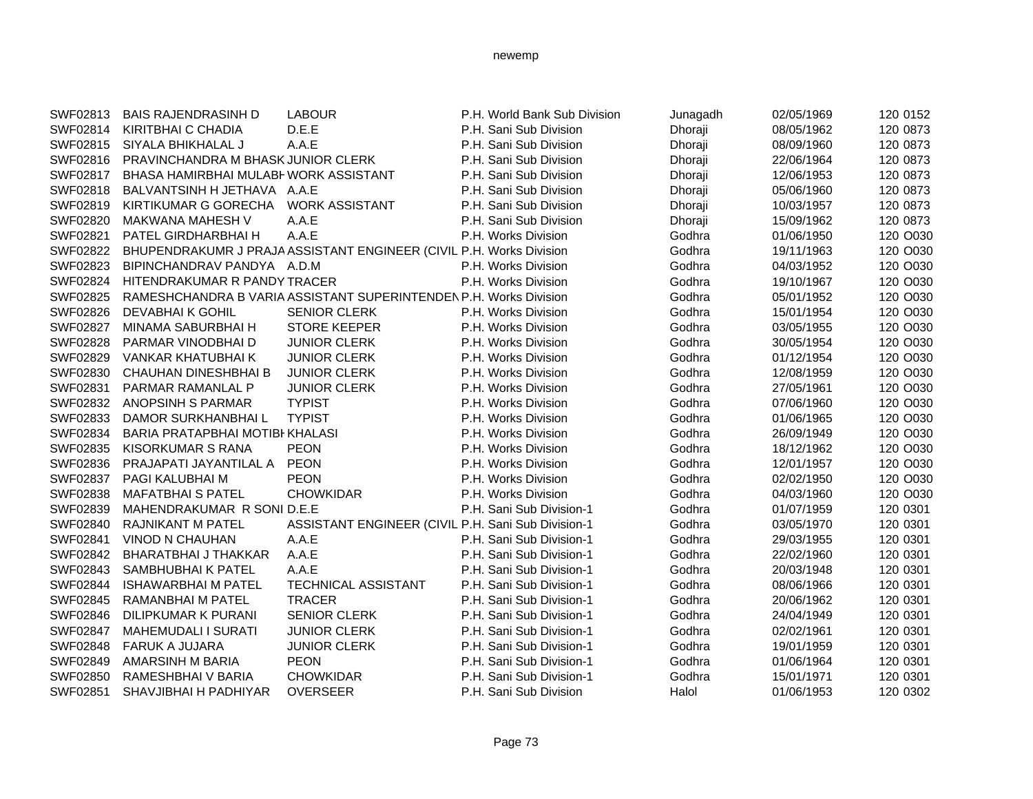| | | | | | | |
|---|---|---|---|---|---|---|
| SWF02813 | BAIS RAJENDRASINH D | LABOUR | P.H. World Bank Sub Division | Junagadh | 02/05/1969 | 120 0152 |
| SWF02814 | KIRITBHAI C CHADIA | D.E.E | P.H. Sani Sub Division | Dhoraji | 08/05/1962 | 120 0873 |
| SWF02815 | SIYALA BHIKHALAL J | A.A.E | P.H. Sani Sub Division | Dhoraji | 08/09/1960 | 120 0873 |
| SWF02816 | PRAVINCHANDRA M BHASK | JUNIOR CLERK | P.H. Sani Sub Division | Dhoraji | 22/06/1964 | 120 0873 |
| SWF02817 | BHASA HAMIRBHAI MULABH | WORK ASSISTANT | P.H. Sani Sub Division | Dhoraji | 12/06/1953 | 120 0873 |
| SWF02818 | BALVANTSINH H JETHAVA | A.A.E | P.H. Sani Sub Division | Dhoraji | 05/06/1960 | 120 0873 |
| SWF02819 | KIRTIKUMAR G GORECHA | WORK ASSISTANT | P.H. Sani Sub Division | Dhoraji | 10/03/1957 | 120 0873 |
| SWF02820 | MAKWANA MAHESH V | A.A.E | P.H. Sani Sub Division | Dhoraji | 15/09/1962 | 120 0873 |
| SWF02821 | PATEL GIRDHARBHAI H | A.A.E | P.H. Works Division | Godhra | 01/06/1950 | 120 O030 |
| SWF02822 | BHUPENDRAKUMR J PRAJA | ASSISTANT ENGINEER (CIVIL | P.H. Works Division | Godhra | 19/11/1963 | 120 O030 |
| SWF02823 | BIPINCHANDRAV PANDYA | A.D.M | P.H. Works Division | Godhra | 04/03/1952 | 120 O030 |
| SWF02824 | HITENDRAKUMAR R PANDY | TRACER | P.H. Works Division | Godhra | 19/10/1967 | 120 O030 |
| SWF02825 | RAMESHCHANDRA B VARIA | ASSISTANT SUPERINTENDEN | P.H. Works Division | Godhra | 05/01/1952 | 120 O030 |
| SWF02826 | DEVABHAI K GOHIL | SENIOR CLERK | P.H. Works Division | Godhra | 15/01/1954 | 120 O030 |
| SWF02827 | MINAMA SABURBHAI H | STORE KEEPER | P.H. Works Division | Godhra | 03/05/1955 | 120 O030 |
| SWF02828 | PARMAR VINODBHAI D | JUNIOR CLERK | P.H. Works Division | Godhra | 30/05/1954 | 120 O030 |
| SWF02829 | VANKAR KHATUBHAI K | JUNIOR CLERK | P.H. Works Division | Godhra | 01/12/1954 | 120 O030 |
| SWF02830 | CHAUHAN DINESHBHAI B | JUNIOR CLERK | P.H. Works Division | Godhra | 12/08/1959 | 120 O030 |
| SWF02831 | PARMAR RAMANLAL P | JUNIOR CLERK | P.H. Works Division | Godhra | 27/05/1961 | 120 O030 |
| SWF02832 | ANOPSINH S PARMAR | TYPIST | P.H. Works Division | Godhra | 07/06/1960 | 120 O030 |
| SWF02833 | DAMOR SURKHANBHAI L | TYPIST | P.H. Works Division | Godhra | 01/06/1965 | 120 O030 |
| SWF02834 | BARIA PRATAPBHAI MOTIBH | KHALASI | P.H. Works Division | Godhra | 26/09/1949 | 120 O030 |
| SWF02835 | KISORKUMAR S RANA | PEON | P.H. Works Division | Godhra | 18/12/1962 | 120 O030 |
| SWF02836 | PRAJAPATI JAYANTILAL A | PEON | P.H. Works Division | Godhra | 12/01/1957 | 120 O030 |
| SWF02837 | PAGI KALUBHAI M | PEON | P.H. Works Division | Godhra | 02/02/1950 | 120 O030 |
| SWF02838 | MAFATBHAI S PATEL | CHOWKIDAR | P.H. Works Division | Godhra | 04/03/1960 | 120 O030 |
| SWF02839 | MAHENDRAKUMAR R SONI | D.E.E | P.H. Sani Sub Division-1 | Godhra | 01/07/1959 | 120 0301 |
| SWF02840 | RAJNIKANT M PATEL | ASSISTANT ENGINEER (CIVIL | P.H. Sani Sub Division-1 | Godhra | 03/05/1970 | 120 0301 |
| SWF02841 | VINOD N CHAUHAN | A.A.E | P.H. Sani Sub Division-1 | Godhra | 29/03/1955 | 120 0301 |
| SWF02842 | BHARATBHAI J THAKKAR | A.A.E | P.H. Sani Sub Division-1 | Godhra | 22/02/1960 | 120 0301 |
| SWF02843 | SAMBHUBHAI K PATEL | A.A.E | P.H. Sani Sub Division-1 | Godhra | 20/03/1948 | 120 0301 |
| SWF02844 | ISHAWARBHAI M PATEL | TECHNICAL ASSISTANT | P.H. Sani Sub Division-1 | Godhra | 08/06/1966 | 120 0301 |
| SWF02845 | RAMANBHAI M PATEL | TRACER | P.H. Sani Sub Division-1 | Godhra | 20/06/1962 | 120 0301 |
| SWF02846 | DILIPKUMAR K PURANI | SENIOR CLERK | P.H. Sani Sub Division-1 | Godhra | 24/04/1949 | 120 0301 |
| SWF02847 | MAHEMUDALI I SURATI | JUNIOR CLERK | P.H. Sani Sub Division-1 | Godhra | 02/02/1961 | 120 0301 |
| SWF02848 | FARUK A JUJARA | JUNIOR CLERK | P.H. Sani Sub Division-1 | Godhra | 19/01/1959 | 120 0301 |
| SWF02849 | AMARSINH M BARIA | PEON | P.H. Sani Sub Division-1 | Godhra | 01/06/1964 | 120 0301 |
| SWF02850 | RAMESHBHAI V BARIA | CHOWKIDAR | P.H. Sani Sub Division-1 | Godhra | 15/01/1971 | 120 0301 |
| SWF02851 | SHAVJIBHAI H PADHIYAR | OVERSEER | P.H. Sani Sub Division | Halol | 01/06/1953 | 120 0302 |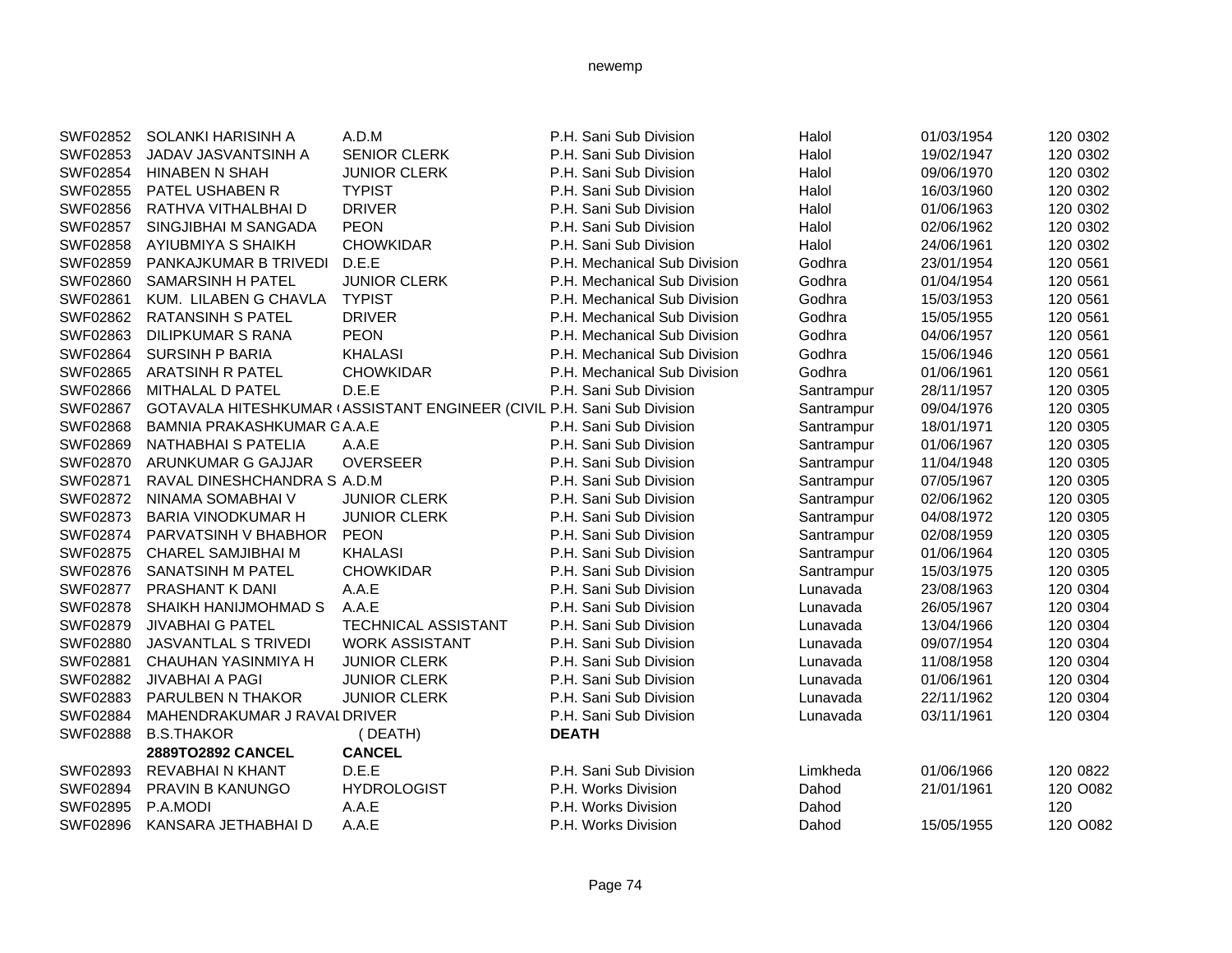| | | | | | | |
|---|---|---|---|---|---|---|
| SWF02852 | SOLANKI HARISINH A | A.D.M | P.H. Sani Sub Division | Halol | 01/03/1954 | 120 0302 |
| SWF02853 | JADAV JASVANTSINH A | SENIOR CLERK | P.H. Sani Sub Division | Halol | 19/02/1947 | 120 0302 |
| SWF02854 | HINABEN N SHAH | JUNIOR CLERK | P.H. Sani Sub Division | Halol | 09/06/1970 | 120 0302 |
| SWF02855 | PATEL USHABEN R | TYPIST | P.H. Sani Sub Division | Halol | 16/03/1960 | 120 0302 |
| SWF02856 | RATHVA VITHALBHAI D | DRIVER | P.H. Sani Sub Division | Halol | 01/06/1963 | 120 0302 |
| SWF02857 | SINGJIBHAI M SANGADA | PEON | P.H. Sani Sub Division | Halol | 02/06/1962 | 120 0302 |
| SWF02858 | AYIUBMIYA S SHAIKH | CHOWKIDAR | P.H. Sani Sub Division | Halol | 24/06/1961 | 120 0302 |
| SWF02859 | PANKAJKUMAR B TRIVEDI | D.E.E | P.H. Mechanical Sub Division | Godhra | 23/01/1954 | 120 0561 |
| SWF02860 | SAMARSINH H PATEL | JUNIOR CLERK | P.H. Mechanical Sub Division | Godhra | 01/04/1954 | 120 0561 |
| SWF02861 | KUM. LILABEN G CHAVLA | TYPIST | P.H. Mechanical Sub Division | Godhra | 15/03/1953 | 120 0561 |
| SWF02862 | RATANSINH S PATEL | DRIVER | P.H. Mechanical Sub Division | Godhra | 15/05/1955 | 120 0561 |
| SWF02863 | DILIPKUMAR S RANA | PEON | P.H. Mechanical Sub Division | Godhra | 04/06/1957 | 120 0561 |
| SWF02864 | SURSINH P BARIA | KHALASI | P.H. Mechanical Sub Division | Godhra | 15/06/1946 | 120 0561 |
| SWF02865 | ARATSINH R PATEL | CHOWKIDAR | P.H. Mechanical Sub Division | Godhra | 01/06/1961 | 120 0561 |
| SWF02866 | MITHALAL D PATEL | D.E.E | P.H. Sani Sub Division | Santrampur | 28/11/1957 | 120 0305 |
| SWF02867 | GOTAVALA HITESHKUMAR ( | ASSISTANT ENGINEER (CIVIL | P.H. Sani Sub Division | Santrampur | 09/04/1976 | 120 0305 |
| SWF02868 | BAMNIA PRAKASHKUMAR G | A.A.E | P.H. Sani Sub Division | Santrampur | 18/01/1971 | 120 0305 |
| SWF02869 | NATHABHAI S PATELIA | A.A.E | P.H. Sani Sub Division | Santrampur | 01/06/1967 | 120 0305 |
| SWF02870 | ARUNKUMAR G GAJJAR | OVERSEER | P.H. Sani Sub Division | Santrampur | 11/04/1948 | 120 0305 |
| SWF02871 | RAVAL DINESHCHANDRA S | A.D.M | P.H. Sani Sub Division | Santrampur | 07/05/1967 | 120 0305 |
| SWF02872 | NINAMA SOMABHAI V | JUNIOR CLERK | P.H. Sani Sub Division | Santrampur | 02/06/1962 | 120 0305 |
| SWF02873 | BARIA VINODKUMAR H | JUNIOR CLERK | P.H. Sani Sub Division | Santrampur | 04/08/1972 | 120 0305 |
| SWF02874 | PARVATSINH V BHABHOR | PEON | P.H. Sani Sub Division | Santrampur | 02/08/1959 | 120 0305 |
| SWF02875 | CHAREL SAMJIBHAI M | KHALASI | P.H. Sani Sub Division | Santrampur | 01/06/1964 | 120 0305 |
| SWF02876 | SANATSINH M PATEL | CHOWKIDAR | P.H. Sani Sub Division | Santrampur | 15/03/1975 | 120 0305 |
| SWF02877 | PRASHANT K DANI | A.A.E | P.H. Sani Sub Division | Lunavada | 23/08/1963 | 120 0304 |
| SWF02878 | SHAIKH HANIJMOHMAD S | A.A.E | P.H. Sani Sub Division | Lunavada | 26/05/1967 | 120 0304 |
| SWF02879 | JIVABHAI G PATEL | TECHNICAL ASSISTANT | P.H. Sani Sub Division | Lunavada | 13/04/1966 | 120 0304 |
| SWF02880 | JASVANTLAL S TRIVEDI | WORK ASSISTANT | P.H. Sani Sub Division | Lunavada | 09/07/1954 | 120 0304 |
| SWF02881 | CHAUHAN YASINMIYA H | JUNIOR CLERK | P.H. Sani Sub Division | Lunavada | 11/08/1958 | 120 0304 |
| SWF02882 | JIVABHAI A PAGI | JUNIOR CLERK | P.H. Sani Sub Division | Lunavada | 01/06/1961 | 120 0304 |
| SWF02883 | PARULBEN N THAKOR | JUNIOR CLERK | P.H. Sani Sub Division | Lunavada | 22/11/1962 | 120 0304 |
| SWF02884 | MAHENDRAKUMAR J RAVAL | DRIVER | P.H. Sani Sub Division | Lunavada | 03/11/1961 | 120 0304 |
| SWF02888 | B.S.THAKOR | ( DEATH) | **DEATH** | | | |
| | **2889TO2892 CANCEL** | **CANCEL** | | | | |
| SWF02893 | REVABHAI N KHANT | D.E.E | P.H. Sani Sub Division | Limkheda | 01/06/1966 | 120 0822 |
| SWF02894 | PRAVIN B KANUNGO | HYDROLOGIST | P.H. Works Division | Dahod | 21/01/1961 | 120 O082 |
| SWF02895 | P.A.MODI | A.A.E | P.H. Works Division | Dahod | | 120 |
| SWF02896 | KANSARA JETHABHAI D | A.A.E | P.H. Works Division | Dahod | 15/05/1955 | 120 O082 |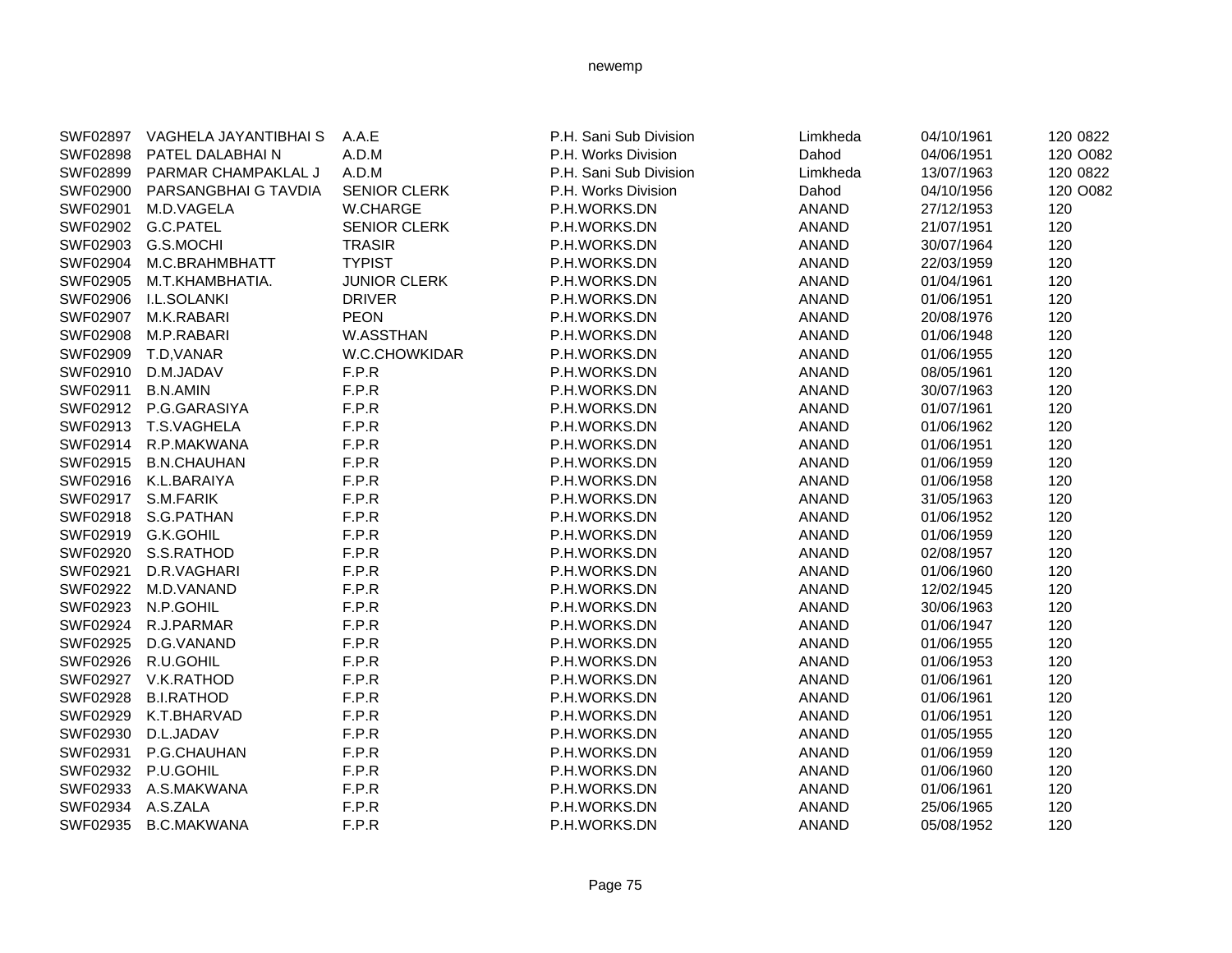| | | | | | | | |
|---|---|---|---|---|---|---|---|
| SWF02897 | VAGHELA JAYANTIBHAI S | A.A.E | P.H. Sani Sub Division | Limkheda | 04/10/1961 | 120 | 0822 |
| SWF02898 | PATEL DALABHAI N | A.D.M | P.H. Works Division | Dahod | 04/06/1951 | 120 | O082 |
| SWF02899 | PARMAR CHAMPAKLAL J | A.D.M | P.H. Sani Sub Division | Limkheda | 13/07/1963 | 120 | 0822 |
| SWF02900 | PARSANGBHAI G TAVDIA | SENIOR CLERK | P.H. Works Division | Dahod | 04/10/1956 | 120 | O082 |
| SWF02901 | M.D.VAGELA | W.CHARGE | P.H.WORKS.DN | ANAND | 27/12/1953 | 120 | |
| SWF02902 | G.C.PATEL | SENIOR CLERK | P.H.WORKS.DN | ANAND | 21/07/1951 | 120 | |
| SWF02903 | G.S.MOCHI | TRASIR | P.H.WORKS.DN | ANAND | 30/07/1964 | 120 | |
| SWF02904 | M.C.BRAHMBHATT | TYPIST | P.H.WORKS.DN | ANAND | 22/03/1959 | 120 | |
| SWF02905 | M.T.KHAMBHATIA. | JUNIOR CLERK | P.H.WORKS.DN | ANAND | 01/04/1961 | 120 | |
| SWF02906 | I.L.SOLANKI | DRIVER | P.H.WORKS.DN | ANAND | 01/06/1951 | 120 | |
| SWF02907 | M.K.RABARI | PEON | P.H.WORKS.DN | ANAND | 20/08/1976 | 120 | |
| SWF02908 | M.P.RABARI | W.ASSTHAN | P.H.WORKS.DN | ANAND | 01/06/1948 | 120 | |
| SWF02909 | T.D,VANAR | W.C.CHOWKIDAR | P.H.WORKS.DN | ANAND | 01/06/1955 | 120 | |
| SWF02910 | D.M.JADAV | F.P.R | P.H.WORKS.DN | ANAND | 08/05/1961 | 120 | |
| SWF02911 | B.N.AMIN | F.P.R | P.H.WORKS.DN | ANAND | 30/07/1963 | 120 | |
| SWF02912 | P.G.GARASIYA | F.P.R | P.H.WORKS.DN | ANAND | 01/07/1961 | 120 | |
| SWF02913 | T.S.VAGHELA | F.P.R | P.H.WORKS.DN | ANAND | 01/06/1962 | 120 | |
| SWF02914 | R.P.MAKWANA | F.P.R | P.H.WORKS.DN | ANAND | 01/06/1951 | 120 | |
| SWF02915 | B.N.CHAUHAN | F.P.R | P.H.WORKS.DN | ANAND | 01/06/1959 | 120 | |
| SWF02916 | K.L.BARAIYA | F.P.R | P.H.WORKS.DN | ANAND | 01/06/1958 | 120 | |
| SWF02917 | S.M.FARIK | F.P.R | P.H.WORKS.DN | ANAND | 31/05/1963 | 120 | |
| SWF02918 | S.G.PATHAN | F.P.R | P.H.WORKS.DN | ANAND | 01/06/1952 | 120 | |
| SWF02919 | G.K.GOHIL | F.P.R | P.H.WORKS.DN | ANAND | 01/06/1959 | 120 | |
| SWF02920 | S.S.RATHOD | F.P.R | P.H.WORKS.DN | ANAND | 02/08/1957 | 120 | |
| SWF02921 | D.R.VAGHARI | F.P.R | P.H.WORKS.DN | ANAND | 01/06/1960 | 120 | |
| SWF02922 | M.D.VANAND | F.P.R | P.H.WORKS.DN | ANAND | 12/02/1945 | 120 | |
| SWF02923 | N.P.GOHIL | F.P.R | P.H.WORKS.DN | ANAND | 30/06/1963 | 120 | |
| SWF02924 | R.J.PARMAR | F.P.R | P.H.WORKS.DN | ANAND | 01/06/1947 | 120 | |
| SWF02925 | D.G.VANAND | F.P.R | P.H.WORKS.DN | ANAND | 01/06/1955 | 120 | |
| SWF02926 | R.U.GOHIL | F.P.R | P.H.WORKS.DN | ANAND | 01/06/1953 | 120 | |
| SWF02927 | V.K.RATHOD | F.P.R | P.H.WORKS.DN | ANAND | 01/06/1961 | 120 | |
| SWF02928 | B.I.RATHOD | F.P.R | P.H.WORKS.DN | ANAND | 01/06/1961 | 120 | |
| SWF02929 | K.T.BHARVAD | F.P.R | P.H.WORKS.DN | ANAND | 01/06/1951 | 120 | |
| SWF02930 | D.L.JADAV | F.P.R | P.H.WORKS.DN | ANAND | 01/05/1955 | 120 | |
| SWF02931 | P.G.CHAUHAN | F.P.R | P.H.WORKS.DN | ANAND | 01/06/1959 | 120 | |
| SWF02932 | P.U.GOHIL | F.P.R | P.H.WORKS.DN | ANAND | 01/06/1960 | 120 | |
| SWF02933 | A.S.MAKWANA | F.P.R | P.H.WORKS.DN | ANAND | 01/06/1961 | 120 | |
| SWF02934 | A.S.ZALA | F.P.R | P.H.WORKS.DN | ANAND | 25/06/1965 | 120 | |
| SWF02935 | B.C.MAKWANA | F.P.R | P.H.WORKS.DN | ANAND | 05/08/1952 | 120 | |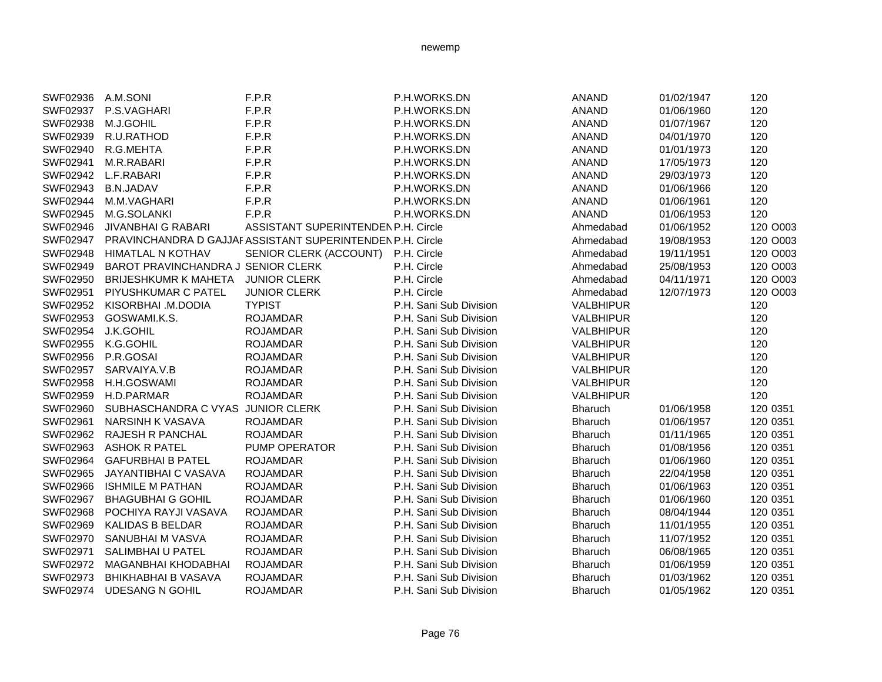| | | | | | | | |
|---|---|---|---|---|---|---|---|
| SWF02936 | A.M.SONI | F.P.R | P.H.WORKS.DN | ANAND | 01/02/1947 | 120 | |
| SWF02937 | P.S.VAGHARI | F.P.R | P.H.WORKS.DN | ANAND | 01/06/1960 | 120 | |
| SWF02938 | M.J.GOHIL | F.P.R | P.H.WORKS.DN | ANAND | 01/07/1967 | 120 | |
| SWF02939 | R.U.RATHOD | F.P.R | P.H.WORKS.DN | ANAND | 04/01/1970 | 120 | |
| SWF02940 | R.G.MEHTA | F.P.R | P.H.WORKS.DN | ANAND | 01/01/1973 | 120 | |
| SWF02941 | M.R.RABARI | F.P.R | P.H.WORKS.DN | ANAND | 17/05/1973 | 120 | |
| SWF02942 | L.F.RABARI | F.P.R | P.H.WORKS.DN | ANAND | 29/03/1973 | 120 | |
| SWF02943 | B.N.JADAV | F.P.R | P.H.WORKS.DN | ANAND | 01/06/1966 | 120 | |
| SWF02944 | M.M.VAGHARI | F.P.R | P.H.WORKS.DN | ANAND | 01/06/1961 | 120 | |
| SWF02945 | M.G.SOLANKI | F.P.R | P.H.WORKS.DN | ANAND | 01/06/1953 | 120 | |
| SWF02946 | JIVANBHAI G RABARI | ASSISTANT SUPERINTENDEN | P.H. Circle | Ahmedabad | 01/06/1952 | 120 | O003 |
| SWF02947 | PRAVINCHANDRA D GAJJAF | ASSISTANT SUPERINTENDEN | P.H. Circle | Ahmedabad | 19/08/1953 | 120 | O003 |
| SWF02948 | HIMATLAL N KOTHAV | SENIOR CLERK (ACCOUNT) | P.H. Circle | Ahmedabad | 19/11/1951 | 120 | O003 |
| SWF02949 | BAROT PRAVINCHANDRA J | SENIOR CLERK | P.H. Circle | Ahmedabad | 25/08/1953 | 120 | O003 |
| SWF02950 | BRIJESHKUMR K MAHETA | JUNIOR CLERK | P.H. Circle | Ahmedabad | 04/11/1971 | 120 | O003 |
| SWF02951 | PIYUSHKUMAR C PATEL | JUNIOR CLERK | P.H. Circle | Ahmedabad | 12/07/1973 | 120 | O003 |
| SWF02952 | KISORBHAI .M.DODIA | TYPIST | P.H. Sani Sub Division | VALBHIPUR | | 120 | |
| SWF02953 | GOSWAMI.K.S. | ROJAMDAR | P.H. Sani Sub Division | VALBHIPUR | | 120 | |
| SWF02954 | J.K.GOHIL | ROJAMDAR | P.H. Sani Sub Division | VALBHIPUR | | 120 | |
| SWF02955 | K.G.GOHIL | ROJAMDAR | P.H. Sani Sub Division | VALBHIPUR | | 120 | |
| SWF02956 | P.R.GOSAI | ROJAMDAR | P.H. Sani Sub Division | VALBHIPUR | | 120 | |
| SWF02957 | SARVAIYA.V.B | ROJAMDAR | P.H. Sani Sub Division | VALBHIPUR | | 120 | |
| SWF02958 | H.H.GOSWAMI | ROJAMDAR | P.H. Sani Sub Division | VALBHIPUR | | 120 | |
| SWF02959 | H.D.PARMAR | ROJAMDAR | P.H. Sani Sub Division | VALBHIPUR | | 120 | |
| SWF02960 | SUBHASCHANDRA C VYAS | JUNIOR CLERK | P.H. Sani Sub Division | Bharuch | 01/06/1958 | 120 | 0351 |
| SWF02961 | NARSINH K VASAVA | ROJAMDAR | P.H. Sani Sub Division | Bharuch | 01/06/1957 | 120 | 0351 |
| SWF02962 | RAJESH R PANCHAL | ROJAMDAR | P.H. Sani Sub Division | Bharuch | 01/11/1965 | 120 | 0351 |
| SWF02963 | ASHOK R PATEL | PUMP OPERATOR | P.H. Sani Sub Division | Bharuch | 01/08/1956 | 120 | 0351 |
| SWF02964 | GAFURBHAI B PATEL | ROJAMDAR | P.H. Sani Sub Division | Bharuch | 01/06/1960 | 120 | 0351 |
| SWF02965 | JAYANTIBHAI C VASAVA | ROJAMDAR | P.H. Sani Sub Division | Bharuch | 22/04/1958 | 120 | 0351 |
| SWF02966 | ISHMILE M PATHAN | ROJAMDAR | P.H. Sani Sub Division | Bharuch | 01/06/1963 | 120 | 0351 |
| SWF02967 | BHAGUBHAI G GOHIL | ROJAMDAR | P.H. Sani Sub Division | Bharuch | 01/06/1960 | 120 | 0351 |
| SWF02968 | POCHIYA RAYJI VASAVA | ROJAMDAR | P.H. Sani Sub Division | Bharuch | 08/04/1944 | 120 | 0351 |
| SWF02969 | KALIDAS B BELDAR | ROJAMDAR | P.H. Sani Sub Division | Bharuch | 11/01/1955 | 120 | 0351 |
| SWF02970 | SANUBHAI M VASVA | ROJAMDAR | P.H. Sani Sub Division | Bharuch | 11/07/1952 | 120 | 0351 |
| SWF02971 | SALIMBHAI U PATEL | ROJAMDAR | P.H. Sani Sub Division | Bharuch | 06/08/1965 | 120 | 0351 |
| SWF02972 | MAGANBHAI KHODABHAI | ROJAMDAR | P.H. Sani Sub Division | Bharuch | 01/06/1959 | 120 | 0351 |
| SWF02973 | BHIKHABHAI B VASAVA | ROJAMDAR | P.H. Sani Sub Division | Bharuch | 01/03/1962 | 120 | 0351 |
| SWF02974 | UDESANG N GOHIL | ROJAMDAR | P.H. Sani Sub Division | Bharuch | 01/05/1962 | 120 | 0351 |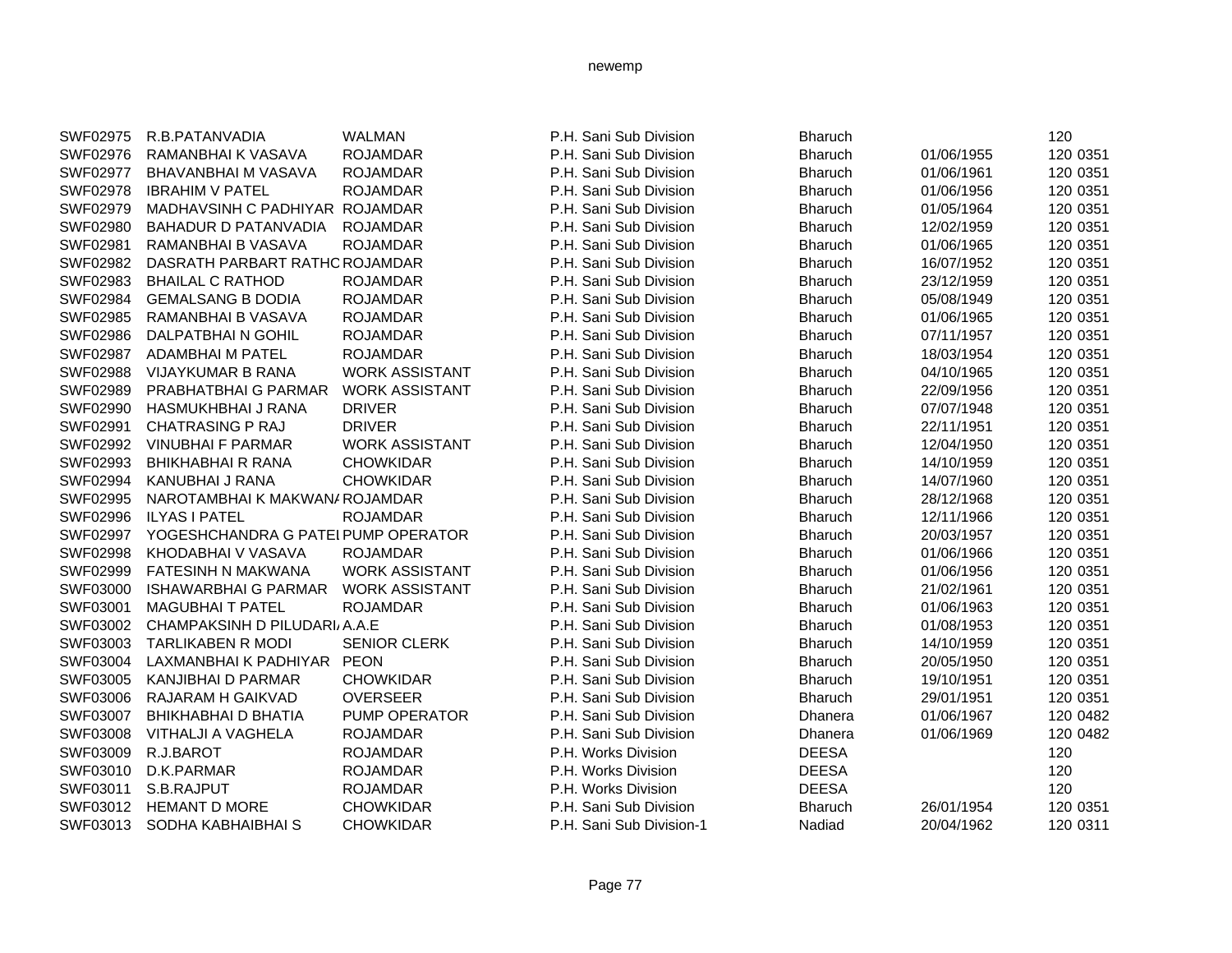| | | | | | | |
|---|---|---|---|---|---|---|
| SWF02975 | R.B.PATANVADIA | WALMAN | P.H. Sani Sub Division | Bharuch | | 120 |
| SWF02976 | RAMANBHAI K VASAVA | ROJAMDAR | P.H. Sani Sub Division | Bharuch | 01/06/1955 | 120 0351 |
| SWF02977 | BHAVANBHAI M VASAVA | ROJAMDAR | P.H. Sani Sub Division | Bharuch | 01/06/1961 | 120 0351 |
| SWF02978 | IBRAHIM V PATEL | ROJAMDAR | P.H. Sani Sub Division | Bharuch | 01/06/1956 | 120 0351 |
| SWF02979 | MADHAVSINH C PADHIYAR | ROJAMDAR | P.H. Sani Sub Division | Bharuch | 01/05/1964 | 120 0351 |
| SWF02980 | BAHADUR D PATANVADIA | ROJAMDAR | P.H. Sani Sub Division | Bharuch | 12/02/1959 | 120 0351 |
| SWF02981 | RAMANBHAI B VASAVA | ROJAMDAR | P.H. Sani Sub Division | Bharuch | 01/06/1965 | 120 0351 |
| SWF02982 | DASRATH PARBART RATHC | ROJAMDAR | P.H. Sani Sub Division | Bharuch | 16/07/1952 | 120 0351 |
| SWF02983 | BHAILAL C RATHOD | ROJAMDAR | P.H. Sani Sub Division | Bharuch | 23/12/1959 | 120 0351 |
| SWF02984 | GEMALSANG B DODIA | ROJAMDAR | P.H. Sani Sub Division | Bharuch | 05/08/1949 | 120 0351 |
| SWF02985 | RAMANBHAI B VASAVA | ROJAMDAR | P.H. Sani Sub Division | Bharuch | 01/06/1965 | 120 0351 |
| SWF02986 | DALPATBHAI N GOHIL | ROJAMDAR | P.H. Sani Sub Division | Bharuch | 07/11/1957 | 120 0351 |
| SWF02987 | ADAMBHAI M PATEL | ROJAMDAR | P.H. Sani Sub Division | Bharuch | 18/03/1954 | 120 0351 |
| SWF02988 | VIJAYKUMAR B RANA | WORK ASSISTANT | P.H. Sani Sub Division | Bharuch | 04/10/1965 | 120 0351 |
| SWF02989 | PRABHATBHAI G PARMAR | WORK ASSISTANT | P.H. Sani Sub Division | Bharuch | 22/09/1956 | 120 0351 |
| SWF02990 | HASMUKHBHAI J RANA | DRIVER | P.H. Sani Sub Division | Bharuch | 07/07/1948 | 120 0351 |
| SWF02991 | CHATRASING P RAJ | DRIVER | P.H. Sani Sub Division | Bharuch | 22/11/1951 | 120 0351 |
| SWF02992 | VINUBHAI F PARMAR | WORK ASSISTANT | P.H. Sani Sub Division | Bharuch | 12/04/1950 | 120 0351 |
| SWF02993 | BHIKHABHAI R RANA | CHOWKIDAR | P.H. Sani Sub Division | Bharuch | 14/10/1959 | 120 0351 |
| SWF02994 | KANUBHAI J RANA | CHOWKIDAR | P.H. Sani Sub Division | Bharuch | 14/07/1960 | 120 0351 |
| SWF02995 | NAROTAMBHAI K MAKWAN/ | ROJAMDAR | P.H. Sani Sub Division | Bharuch | 28/12/1968 | 120 0351 |
| SWF02996 | ILYAS I PATEL | ROJAMDAR | P.H. Sani Sub Division | Bharuch | 12/11/1966 | 120 0351 |
| SWF02997 | YOGESHCHANDRA G PATEI | PUMP OPERATOR | P.H. Sani Sub Division | Bharuch | 20/03/1957 | 120 0351 |
| SWF02998 | KHODABHAI V VASAVA | ROJAMDAR | P.H. Sani Sub Division | Bharuch | 01/06/1966 | 120 0351 |
| SWF02999 | FATESINH N MAKWANA | WORK ASSISTANT | P.H. Sani Sub Division | Bharuch | 01/06/1956 | 120 0351 |
| SWF03000 | ISHAWARBHAI G PARMAR | WORK ASSISTANT | P.H. Sani Sub Division | Bharuch | 21/02/1961 | 120 0351 |
| SWF03001 | MAGUBHAI T PATEL | ROJAMDAR | P.H. Sani Sub Division | Bharuch | 01/06/1963 | 120 0351 |
| SWF03002 | CHAMPAKSINH D PILUDARI/ | A.A.E | P.H. Sani Sub Division | Bharuch | 01/08/1953 | 120 0351 |
| SWF03003 | TARLIKABEN R MODI | SENIOR CLERK | P.H. Sani Sub Division | Bharuch | 14/10/1959 | 120 0351 |
| SWF03004 | LAXMANBHAI K PADHIYAR | PEON | P.H. Sani Sub Division | Bharuch | 20/05/1950 | 120 0351 |
| SWF03005 | KANJIBHAI D PARMAR | CHOWKIDAR | P.H. Sani Sub Division | Bharuch | 19/10/1951 | 120 0351 |
| SWF03006 | RAJARAM H GAIKVAD | OVERSEER | P.H. Sani Sub Division | Bharuch | 29/01/1951 | 120 0351 |
| SWF03007 | BHIKHABHAI D BHATIA | PUMP OPERATOR | P.H. Sani Sub Division | Dhanera | 01/06/1967 | 120 0482 |
| SWF03008 | VITHALJI A VAGHELA | ROJAMDAR | P.H. Sani Sub Division | Dhanera | 01/06/1969 | 120 0482 |
| SWF03009 | R.J.BAROT | ROJAMDAR | P.H. Works Division | DEESA | | 120 |
| SWF03010 | D.K.PARMAR | ROJAMDAR | P.H. Works Division | DEESA | | 120 |
| SWF03011 | S.B.RAJPUT | ROJAMDAR | P.H. Works Division | DEESA | | 120 |
| SWF03012 | HEMANT D MORE | CHOWKIDAR | P.H. Sani Sub Division | Bharuch | 26/01/1954 | 120 0351 |
| SWF03013 | SODHA KABHAIBHAI S | CHOWKIDAR | P.H. Sani Sub Division-1 | Nadiad | 20/04/1962 | 120 0311 |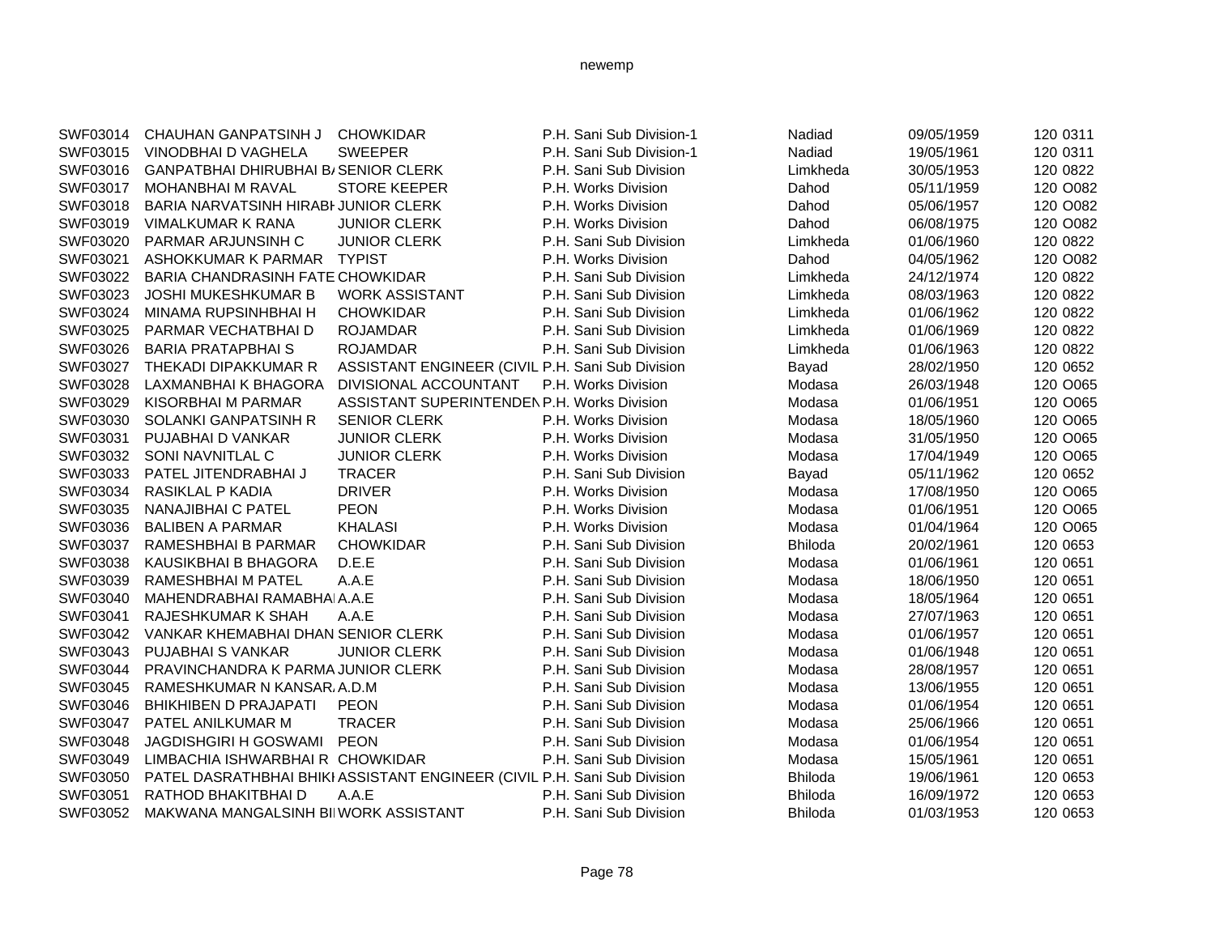| | | | | | | |
|---|---|---|---|---|---|---|
| SWF03014 | CHAUHAN GANPATSINH J | CHOWKIDAR | P.H. Sani Sub Division-1 | Nadiad | 09/05/1959 | 120 0311 |
| SWF03015 | VINODBHAI D VAGHELA | SWEEPER | P.H. Sani Sub Division-1 | Nadiad | 19/05/1961 | 120 0311 |
| SWF03016 | GANPATBHAI DHIRUBHAI B/ | SENIOR CLERK | P.H. Sani Sub Division | Limkheda | 30/05/1953 | 120 0822 |
| SWF03017 | MOHANBHAI M RAVAL | STORE KEEPER | P.H. Works Division | Dahod | 05/11/1959 | 120 O082 |
| SWF03018 | BARIA NARVATSINH HIRABH | JUNIOR CLERK | P.H. Works Division | Dahod | 05/06/1957 | 120 O082 |
| SWF03019 | VIMALKUMAR K RANA | JUNIOR CLERK | P.H. Works Division | Dahod | 06/08/1975 | 120 O082 |
| SWF03020 | PARMAR ARJUNSINH C | JUNIOR CLERK | P.H. Sani Sub Division | Limkheda | 01/06/1960 | 120 0822 |
| SWF03021 | ASHOKKUMAR K PARMAR | TYPIST | P.H. Works Division | Dahod | 04/05/1962 | 120 O082 |
| SWF03022 | BARIA CHANDRASINH FATE | CHOWKIDAR | P.H. Sani Sub Division | Limkheda | 24/12/1974 | 120 0822 |
| SWF03023 | JOSHI MUKESHKUMAR B | WORK ASSISTANT | P.H. Sani Sub Division | Limkheda | 08/03/1963 | 120 0822 |
| SWF03024 | MINAMA RUPSINHBHAI H | CHOWKIDAR | P.H. Sani Sub Division | Limkheda | 01/06/1962 | 120 0822 |
| SWF03025 | PARMAR VECHATBHAI D | ROJAMDAR | P.H. Sani Sub Division | Limkheda | 01/06/1969 | 120 0822 |
| SWF03026 | BARIA PRATAPBHAI S | ROJAMDAR | P.H. Sani Sub Division | Limkheda | 01/06/1963 | 120 0822 |
| SWF03027 | THEKADI DIPAKKUMAR R | ASSISTANT ENGINEER (CIVIL | P.H. Sani Sub Division | Bayad | 28/02/1950 | 120 0652 |
| SWF03028 | LAXMANBHAI K BHAGORA | DIVISIONAL ACCOUNTANT | P.H. Works Division | Modasa | 26/03/1948 | 120 O065 |
| SWF03029 | KISORBHAI M PARMAR | ASSISTANT SUPERINTENDEN | P.H. Works Division | Modasa | 01/06/1951 | 120 O065 |
| SWF03030 | SOLANKI GANPATSINH R | SENIOR CLERK | P.H. Works Division | Modasa | 18/05/1960 | 120 O065 |
| SWF03031 | PUJABHAI D VANKAR | JUNIOR CLERK | P.H. Works Division | Modasa | 31/05/1950 | 120 O065 |
| SWF03032 | SONI NAVNITLAL C | JUNIOR CLERK | P.H. Works Division | Modasa | 17/04/1949 | 120 O065 |
| SWF03033 | PATEL JITENDRABHAI J | TRACER | P.H. Sani Sub Division | Bayad | 05/11/1962 | 120 0652 |
| SWF03034 | RASIKLAL P KADIA | DRIVER | P.H. Works Division | Modasa | 17/08/1950 | 120 O065 |
| SWF03035 | NANAJIBHAI C PATEL | PEON | P.H. Works Division | Modasa | 01/06/1951 | 120 O065 |
| SWF03036 | BALIBEN A PARMAR | KHALASI | P.H. Works Division | Modasa | 01/04/1964 | 120 O065 |
| SWF03037 | RAMESHBHAI B PARMAR | CHOWKIDAR | P.H. Sani Sub Division | Bhiloda | 20/02/1961 | 120 0653 |
| SWF03038 | KAUSIKBHAI B BHAGORA | D.E.E | P.H. Sani Sub Division | Modasa | 01/06/1961 | 120 0651 |
| SWF03039 | RAMESHBHAI M PATEL | A.A.E | P.H. Sani Sub Division | Modasa | 18/06/1950 | 120 0651 |
| SWF03040 | MAHENDRABHAI RAMABHAI | A.A.E | P.H. Sani Sub Division | Modasa | 18/05/1964 | 120 0651 |
| SWF03041 | RAJESHKUMAR K SHAH | A.A.E | P.H. Sani Sub Division | Modasa | 27/07/1963 | 120 0651 |
| SWF03042 | VANKAR KHEMABHAI DHAN | SENIOR CLERK | P.H. Sani Sub Division | Modasa | 01/06/1957 | 120 0651 |
| SWF03043 | PUJABHAI S VANKAR | JUNIOR CLERK | P.H. Sani Sub Division | Modasa | 01/06/1948 | 120 0651 |
| SWF03044 | PRAVINCHANDRA K PARMA | JUNIOR CLERK | P.H. Sani Sub Division | Modasa | 28/08/1957 | 120 0651 |
| SWF03045 | RAMESHKUMAR N KANSAR | A.D.M | P.H. Sani Sub Division | Modasa | 13/06/1955 | 120 0651 |
| SWF03046 | BHIKHIBEN D PRAJAPATI | PEON | P.H. Sani Sub Division | Modasa | 01/06/1954 | 120 0651 |
| SWF03047 | PATEL ANILKUMAR M | TRACER | P.H. Sani Sub Division | Modasa | 25/06/1966 | 120 0651 |
| SWF03048 | JAGDISHGIRI H GOSWAMI | PEON | P.H. Sani Sub Division | Modasa | 01/06/1954 | 120 0651 |
| SWF03049 | LIMBACHIA ISHWARBHAI R | CHOWKIDAR | P.H. Sani Sub Division | Modasa | 15/05/1961 | 120 0651 |
| SWF03050 | PATEL DASRATHBHAI BHIKI | ASSISTANT ENGINEER (CIVIL | P.H. Sani Sub Division | Bhiloda | 19/06/1961 | 120 0653 |
| SWF03051 | RATHOD BHAKITBHAI D | A.A.E | P.H. Sani Sub Division | Bhiloda | 16/09/1972 | 120 0653 |
| SWF03052 | MAKWANA MANGALSINH BI | WORK ASSISTANT | P.H. Sani Sub Division | Bhiloda | 01/03/1953 | 120 0653 |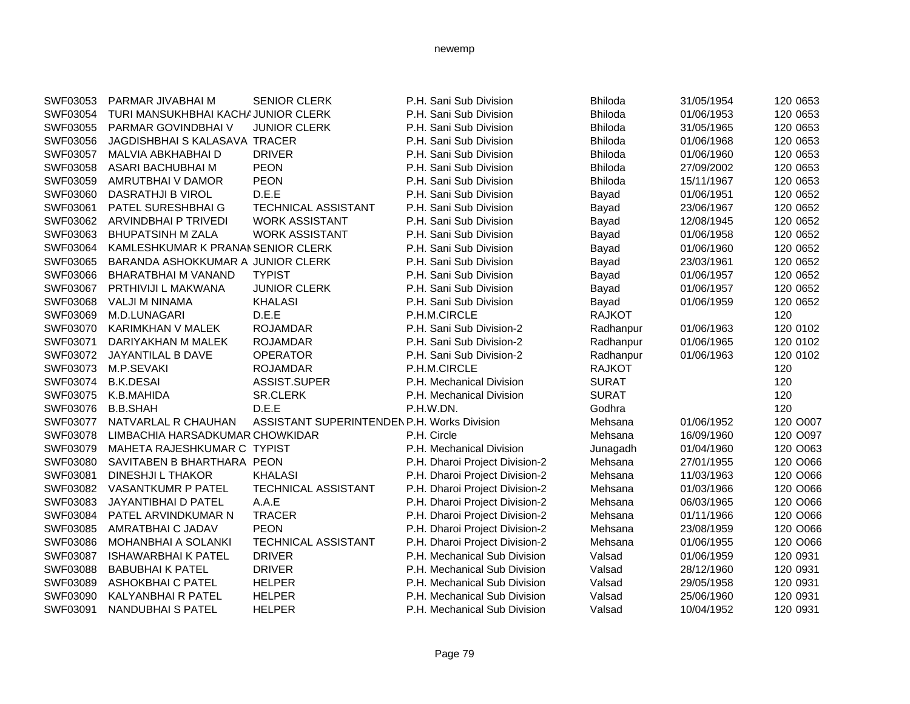newemp

| | | | | | | | |
|---|---|---|---|---|---|---|---|
| SWF03053 | PARMAR JIVABHAI M | SENIOR CLERK | P.H. Sani Sub Division | Bhiloda | 31/05/1954 | 120 | 0653 |
| SWF03054 | TURI MANSUKHBHAI KACHA | JUNIOR CLERK | P.H. Sani Sub Division | Bhiloda | 01/06/1953 | 120 | 0653 |
| SWF03055 | PARMAR GOVINDBHAI V | JUNIOR CLERK | P.H. Sani Sub Division | Bhiloda | 31/05/1965 | 120 | 0653 |
| SWF03056 | JAGDISHBHAI S KALASAVA | TRACER | P.H. Sani Sub Division | Bhiloda | 01/06/1968 | 120 | 0653 |
| SWF03057 | MALVIA ABKHABHAI D | DRIVER | P.H. Sani Sub Division | Bhiloda | 01/06/1960 | 120 | 0653 |
| SWF03058 | ASARI BACHUBHAI M | PEON | P.H. Sani Sub Division | Bhiloda | 27/09/2002 | 120 | 0653 |
| SWF03059 | AMRUTBHAI V DAMOR | PEON | P.H. Sani Sub Division | Bhiloda | 15/11/1967 | 120 | 0653 |
| SWF03060 | DASRATHJI B VIROL | D.E.E | P.H. Sani Sub Division | Bayad | 01/06/1951 | 120 | 0652 |
| SWF03061 | PATEL SURESHBHAI G | TECHNICAL ASSISTANT | P.H. Sani Sub Division | Bayad | 23/06/1967 | 120 | 0652 |
| SWF03062 | ARVINDBHAI P TRIVEDI | WORK ASSISTANT | P.H. Sani Sub Division | Bayad | 12/08/1945 | 120 | 0652 |
| SWF03063 | BHUPATSINH M ZALA | WORK ASSISTANT | P.H. Sani Sub Division | Bayad | 01/06/1958 | 120 | 0652 |
| SWF03064 | KAMLESHKUMAR K PRANAM | SENIOR CLERK | P.H. Sani Sub Division | Bayad | 01/06/1960 | 120 | 0652 |
| SWF03065 | BARANDA ASHOKKUMAR A | JUNIOR CLERK | P.H. Sani Sub Division | Bayad | 23/03/1961 | 120 | 0652 |
| SWF03066 | BHARATBHAI M VANAND | TYPIST | P.H. Sani Sub Division | Bayad | 01/06/1957 | 120 | 0652 |
| SWF03067 | PRTHIVIJI L MAKWANA | JUNIOR CLERK | P.H. Sani Sub Division | Bayad | 01/06/1957 | 120 | 0652 |
| SWF03068 | VALJI M NINAMA | KHALASI | P.H. Sani Sub Division | Bayad | 01/06/1959 | 120 | 0652 |
| SWF03069 | M.D.LUNAGARI | D.E.E | P.H.M.CIRCLE | RAJKOT | | 120 | |
| SWF03070 | KARIMKHAN V MALEK | ROJAMDAR | P.H. Sani Sub Division-2 | Radhanpur | 01/06/1963 | 120 | 0102 |
| SWF03071 | DARIYAKHAN M MALEK | ROJAMDAR | P.H. Sani Sub Division-2 | Radhanpur | 01/06/1965 | 120 | 0102 |
| SWF03072 | JAYANTILAL B DAVE | OPERATOR | P.H. Sani Sub Division-2 | Radhanpur | 01/06/1963 | 120 | 0102 |
| SWF03073 | M.P.SEVAKI | ROJAMDAR | P.H.M.CIRCLE | RAJKOT | | 120 | |
| SWF03074 | B.K.DESAI | ASSIST.SUPER | P.H. Mechanical Division | SURAT | | 120 | |
| SWF03075 | K.B.MAHIDA | SR.CLERK | P.H. Mechanical Division | SURAT | | 120 | |
| SWF03076 | B.B.SHAH | D.E.E | P.H.W.DN. | Godhra | | 120 | |
| SWF03077 | NATVARLAL R CHAUHAN | ASSISTANT SUPERINTENDEN | P.H. Works Division | Mehsana | 01/06/1952 | 120 | O007 |
| SWF03078 | LIMBACHIA HARSADKUMAR | CHOWKIDAR | P.H. Circle | Mehsana | 16/09/1960 | 120 | O097 |
| SWF03079 | MAHETA RAJESHKUMAR C | TYPIST | P.H. Mechanical Division | Junagadh | 01/04/1960 | 120 | O063 |
| SWF03080 | SAVITABEN B BHARTHARA | PEON | P.H. Dharoi Project Division-2 | Mehsana | 27/01/1955 | 120 | O066 |
| SWF03081 | DINESHJI L THAKOR | KHALASI | P.H. Dharoi Project Division-2 | Mehsana | 11/03/1963 | 120 | O066 |
| SWF03082 | VASANTKUMR P PATEL | TECHNICAL ASSISTANT | P.H. Dharoi Project Division-2 | Mehsana | 01/03/1966 | 120 | O066 |
| SWF03083 | JAYANTIBHAI D PATEL | A.A.E | P.H. Dharoi Project Division-2 | Mehsana | 06/03/1965 | 120 | O066 |
| SWF03084 | PATEL ARVINDKUMAR N | TRACER | P.H. Dharoi Project Division-2 | Mehsana | 01/11/1966 | 120 | O066 |
| SWF03085 | AMRATBHAI C JADAV | PEON | P.H. Dharoi Project Division-2 | Mehsana | 23/08/1959 | 120 | O066 |
| SWF03086 | MOHANBHAI A SOLANKI | TECHNICAL ASSISTANT | P.H. Dharoi Project Division-2 | Mehsana | 01/06/1955 | 120 | O066 |
| SWF03087 | ISHAWARBHAI K PATEL | DRIVER | P.H. Mechanical Sub Division | Valsad | 01/06/1959 | 120 | 0931 |
| SWF03088 | BABUBHAI K PATEL | DRIVER | P.H. Mechanical Sub Division | Valsad | 28/12/1960 | 120 | 0931 |
| SWF03089 | ASHOKBHAI C PATEL | HELPER | P.H. Mechanical Sub Division | Valsad | 29/05/1958 | 120 | 0931 |
| SWF03090 | KALYANBHAI R PATEL | HELPER | P.H. Mechanical Sub Division | Valsad | 25/06/1960 | 120 | 0931 |
| SWF03091 | NANDUBHAI S PATEL | HELPER | P.H. Mechanical Sub Division | Valsad | 10/04/1952 | 120 | 0931 |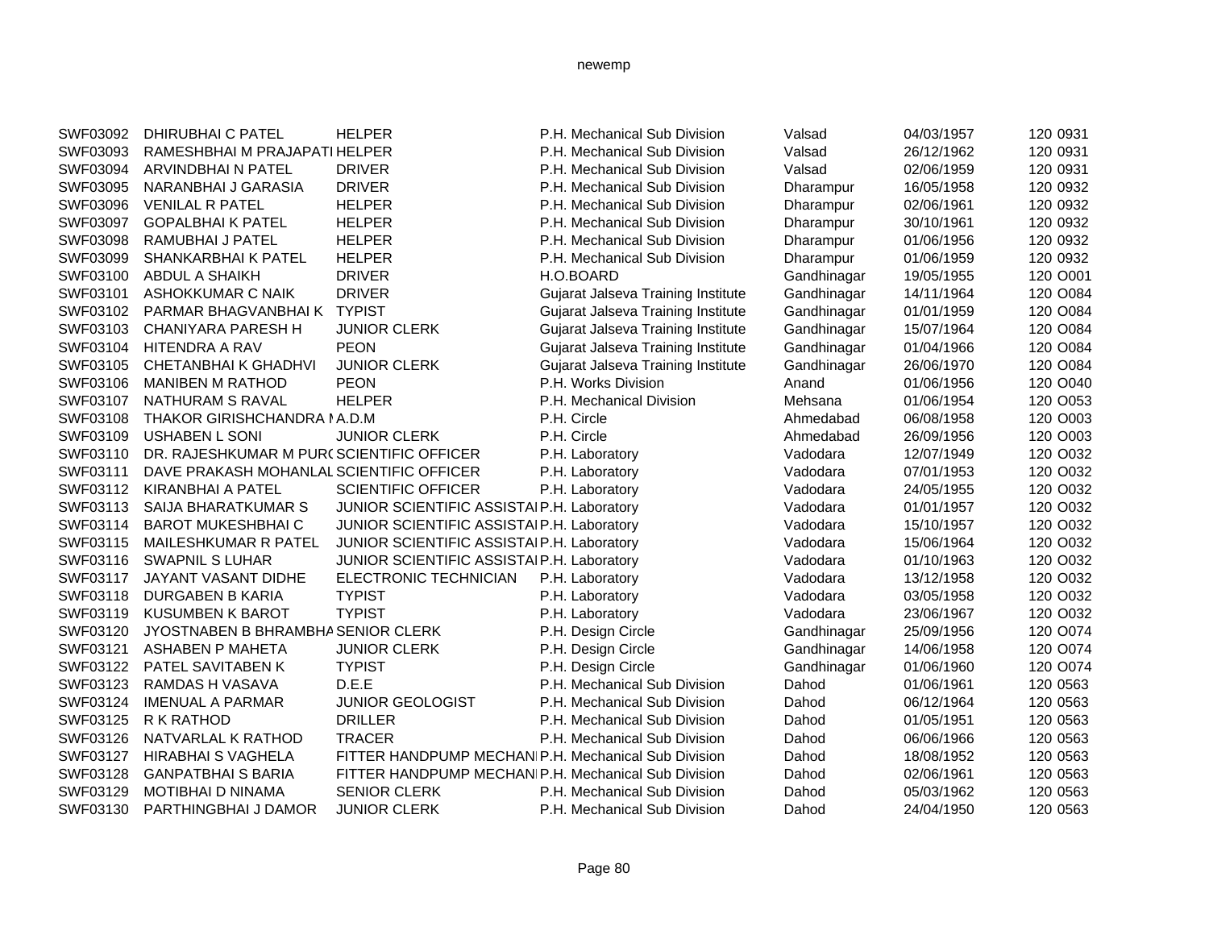| | | | | | | |
|---|---|---|---|---|---|---|
| SWF03092 | DHIRUBHAI C PATEL | HELPER | P.H. Mechanical Sub Division | Valsad | 04/03/1957 | 120 0931 |
| SWF03093 | RAMESHBHAI M PRAJAPATI | HELPER | P.H. Mechanical Sub Division | Valsad | 26/12/1962 | 120 0931 |
| SWF03094 | ARVINDBHAI N PATEL | DRIVER | P.H. Mechanical Sub Division | Valsad | 02/06/1959 | 120 0931 |
| SWF03095 | NARANBHAI J GARASIA | DRIVER | P.H. Mechanical Sub Division | Dharampur | 16/05/1958 | 120 0932 |
| SWF03096 | VENILAL R PATEL | HELPER | P.H. Mechanical Sub Division | Dharampur | 02/06/1961 | 120 0932 |
| SWF03097 | GOPALBHAI K PATEL | HELPER | P.H. Mechanical Sub Division | Dharampur | 30/10/1961 | 120 0932 |
| SWF03098 | RAMUBHAI J PATEL | HELPER | P.H. Mechanical Sub Division | Dharampur | 01/06/1956 | 120 0932 |
| SWF03099 | SHANKARBHAI K PATEL | HELPER | P.H. Mechanical Sub Division | Dharampur | 01/06/1959 | 120 0932 |
| SWF03100 | ABDUL A SHAIKH | DRIVER | H.O.BOARD | Gandhinagar | 19/05/1955 | 120 O001 |
| SWF03101 | ASHOKKUMAR C NAIK | DRIVER | Gujarat Jalseva Training Institute | Gandhinagar | 14/11/1964 | 120 O084 |
| SWF03102 | PARMAR BHAGVANBHAI K | TYPIST | Gujarat Jalseva Training Institute | Gandhinagar | 01/01/1959 | 120 O084 |
| SWF03103 | CHANIYARA PARESH H | JUNIOR CLERK | Gujarat Jalseva Training Institute | Gandhinagar | 15/07/1964 | 120 O084 |
| SWF03104 | HITENDRA A RAV | PEON | Gujarat Jalseva Training Institute | Gandhinagar | 01/04/1966 | 120 O084 |
| SWF03105 | CHETANBHAI K GHADHVI | JUNIOR CLERK | Gujarat Jalseva Training Institute | Gandhinagar | 26/06/1970 | 120 O084 |
| SWF03106 | MANIBEN M RATHOD | PEON | P.H. Works Division | Anand | 01/06/1956 | 120 O040 |
| SWF03107 | NATHURAM S RAVAL | HELPER | P.H. Mechanical Division | Mehsana | 01/06/1954 | 120 O053 |
| SWF03108 | THAKOR GIRISHCHANDRA I | A.D.M | P.H. Circle | Ahmedabad | 06/08/1958 | 120 O003 |
| SWF03109 | USHABEN L SONI | JUNIOR CLERK | P.H. Circle | Ahmedabad | 26/09/1956 | 120 O003 |
| SWF03110 | DR. RAJESHKUMAR M PUR( | SCIENTIFIC OFFICER | P.H. Laboratory | Vadodara | 12/07/1949 | 120 O032 |
| SWF03111 | DAVE PRAKASH MOHANLAL | SCIENTIFIC OFFICER | P.H. Laboratory | Vadodara | 07/01/1953 | 120 O032 |
| SWF03112 | KIRANBHAI A PATEL | SCIENTIFIC OFFICER | P.H. Laboratory | Vadodara | 24/05/1955 | 120 O032 |
| SWF03113 | SAIJA BHARATKUMAR S | JUNIOR SCIENTIFIC ASSISTA | P.H. Laboratory | Vadodara | 01/01/1957 | 120 O032 |
| SWF03114 | BAROT MUKESHBHAI C | JUNIOR SCIENTIFIC ASSISTA | P.H. Laboratory | Vadodara | 15/10/1957 | 120 O032 |
| SWF03115 | MAILESHKUMAR R PATEL | JUNIOR SCIENTIFIC ASSISTA | P.H. Laboratory | Vadodara | 15/06/1964 | 120 O032 |
| SWF03116 | SWAPNIL S LUHAR | JUNIOR SCIENTIFIC ASSISTA | P.H. Laboratory | Vadodara | 01/10/1963 | 120 O032 |
| SWF03117 | JAYANT VASANT DIDHE | ELECTRONIC TECHNICIAN | P.H. Laboratory | Vadodara | 13/12/1958 | 120 O032 |
| SWF03118 | DURGABEN B KARIA | TYPIST | P.H. Laboratory | Vadodara | 03/05/1958 | 120 O032 |
| SWF03119 | KUSUMBEN K BAROT | TYPIST | P.H. Laboratory | Vadodara | 23/06/1967 | 120 O032 |
| SWF03120 | JYOSTNABEN B BHRAMBHA | SENIOR CLERK | P.H. Design Circle | Gandhinagar | 25/09/1956 | 120 O074 |
| SWF03121 | ASHABEN P MAHETA | JUNIOR CLERK | P.H. Design Circle | Gandhinagar | 14/06/1958 | 120 O074 |
| SWF03122 | PATEL SAVITABEN K | TYPIST | P.H. Design Circle | Gandhinagar | 01/06/1960 | 120 O074 |
| SWF03123 | RAMDAS H VASAVA | D.E.E | P.H. Mechanical Sub Division | Dahod | 01/06/1961 | 120 0563 |
| SWF03124 | IMENUAL A PARMAR | JUNIOR GEOLOGIST | P.H. Mechanical Sub Division | Dahod | 06/12/1964 | 120 0563 |
| SWF03125 | R K RATHOD | DRILLER | P.H. Mechanical Sub Division | Dahod | 01/05/1951 | 120 0563 |
| SWF03126 | NATVARLAL K RATHOD | TRACER | P.H. Mechanical Sub Division | Dahod | 06/06/1966 | 120 0563 |
| SWF03127 | HIRABHAI S VAGHELA | FITTER HANDPUMP MECHANI | P.H. Mechanical Sub Division | Dahod | 18/08/1952 | 120 0563 |
| SWF03128 | GANPATBHAI S BARIA | FITTER HANDPUMP MECHANI | P.H. Mechanical Sub Division | Dahod | 02/06/1961 | 120 0563 |
| SWF03129 | MOTIBHAI D NINAMA | SENIOR CLERK | P.H. Mechanical Sub Division | Dahod | 05/03/1962 | 120 0563 |
| SWF03130 | PARTHINGBHAI J DAMOR | JUNIOR CLERK | P.H. Mechanical Sub Division | Dahod | 24/04/1950 | 120 0563 |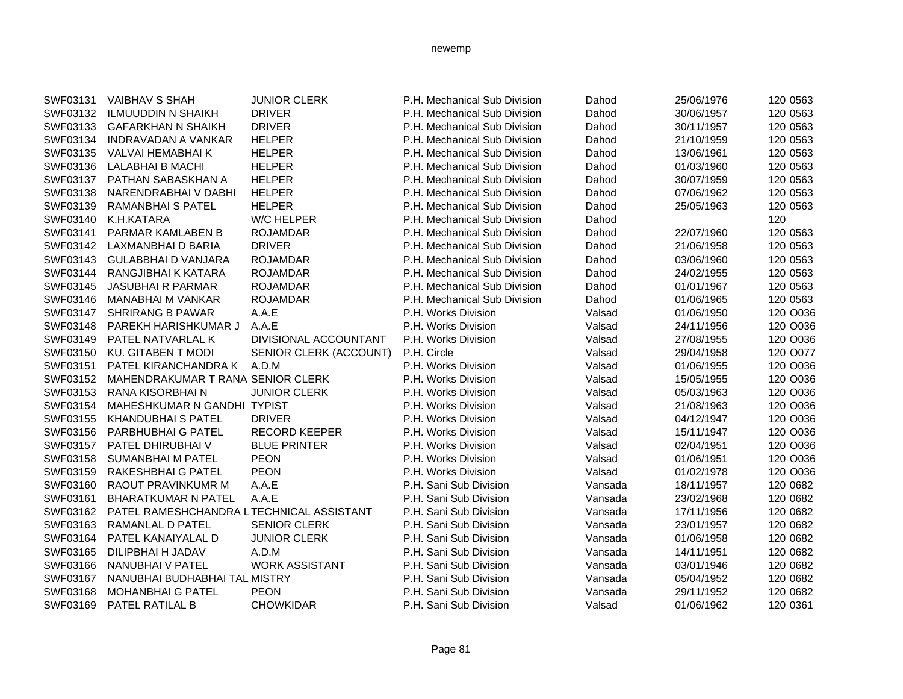| SWF03131 | VAIBHAV S SHAH | JUNIOR CLERK | P.H. Mechanical Sub Division | Dahod | 25/06/1976 | 120 0563 |
|---|---|---|---|---|---|---|
| SWF03132 | ILMUUDDIN N SHAIKH | DRIVER | P.H. Mechanical Sub Division | Dahod | 30/06/1957 | 120 0563 |
| SWF03133 | GAFARKHAN N SHAIKH | DRIVER | P.H. Mechanical Sub Division | Dahod | 30/11/1957 | 120 0563 |
| SWF03134 | INDRAVADAN A VANKAR | HELPER | P.H. Mechanical Sub Division | Dahod | 21/10/1959 | 120 0563 |
| SWF03135 | VALVAI HEMABHAI K | HELPER | P.H. Mechanical Sub Division | Dahod | 13/06/1961 | 120 0563 |
| SWF03136 | LALABHAI B MACHI | HELPER | P.H. Mechanical Sub Division | Dahod | 01/03/1960 | 120 0563 |
| SWF03137 | PATHAN SABASKHAN A | HELPER | P.H. Mechanical Sub Division | Dahod | 30/07/1959 | 120 0563 |
| SWF03138 | NARENDRABHAI V DABHI | HELPER | P.H. Mechanical Sub Division | Dahod | 07/06/1962 | 120 0563 |
| SWF03139 | RAMANBHAI S PATEL | HELPER | P.H. Mechanical Sub Division | Dahod | 25/05/1963 | 120 0563 |
| SWF03140 | K.H.KATARA | W/C HELPER | P.H. Mechanical Sub Division | Dahod | | 120 |
| SWF03141 | PARMAR KAMLABEN B | ROJAMDAR | P.H. Mechanical Sub Division | Dahod | 22/07/1960 | 120 0563 |
| SWF03142 | LAXMANBHAI D BARIA | DRIVER | P.H. Mechanical Sub Division | Dahod | 21/06/1958 | 120 0563 |
| SWF03143 | GULABBHAI D VANJARA | ROJAMDAR | P.H. Mechanical Sub Division | Dahod | 03/06/1960 | 120 0563 |
| SWF03144 | RANGJIBHAI K KATARA | ROJAMDAR | P.H. Mechanical Sub Division | Dahod | 24/02/1955 | 120 0563 |
| SWF03145 | JASUBHAI R PARMAR | ROJAMDAR | P.H. Mechanical Sub Division | Dahod | 01/01/1967 | 120 0563 |
| SWF03146 | MANABHAI M VANKAR | ROJAMDAR | P.H. Mechanical Sub Division | Dahod | 01/06/1965 | 120 0563 |
| SWF03147 | SHRIRANG B PAWAR | A.A.E | P.H. Works Division | Valsad | 01/06/1950 | 120 O036 |
| SWF03148 | PAREKH HARISHKUMAR J | A.A.E | P.H. Works Division | Valsad | 24/11/1956 | 120 O036 |
| SWF03149 | PATEL NATVARLAL K | DIVISIONAL ACCOUNTANT | P.H. Works Division | Valsad | 27/08/1955 | 120 O036 |
| SWF03150 | KU. GITABEN T MODI | SENIOR CLERK (ACCOUNT) | P.H. Circle | Valsad | 29/04/1958 | 120 O077 |
| SWF03151 | PATEL KIRANCHANDRA K | A.D.M | P.H. Works Division | Valsad | 01/06/1955 | 120 O036 |
| SWF03152 | MAHENDRAKUMAR T RANA | SENIOR CLERK | P.H. Works Division | Valsad | 15/05/1955 | 120 O036 |
| SWF03153 | RANA KISORBHAI N | JUNIOR CLERK | P.H. Works Division | Valsad | 05/03/1963 | 120 O036 |
| SWF03154 | MAHESHKUMAR N GANDHI | TYPIST | P.H. Works Division | Valsad | 21/08/1963 | 120 O036 |
| SWF03155 | KHANDUBHAI S PATEL | DRIVER | P.H. Works Division | Valsad | 04/12/1947 | 120 O036 |
| SWF03156 | PARBHUBHAI G PATEL | RECORD KEEPER | P.H. Works Division | Valsad | 15/11/1947 | 120 O036 |
| SWF03157 | PATEL DHIRUBHAI V | BLUE PRINTER | P.H. Works Division | Valsad | 02/04/1951 | 120 O036 |
| SWF03158 | SUMANBHAI M PATEL | PEON | P.H. Works Division | Valsad | 01/06/1951 | 120 O036 |
| SWF03159 | RAKESHBHAI G PATEL | PEON | P.H. Works Division | Valsad | 01/02/1978 | 120 O036 |
| SWF03160 | RAOUT PRAVINKUMR M | A.A.E | P.H. Sani Sub Division | Vansada | 18/11/1957 | 120 0682 |
| SWF03161 | BHARATKUMAR N PATEL | A.A.E | P.H. Sani Sub Division | Vansada | 23/02/1968 | 120 0682 |
| SWF03162 | PATEL RAMESHCHANDRA L | TECHNICAL ASSISTANT | P.H. Sani Sub Division | Vansada | 17/11/1956 | 120 0682 |
| SWF03163 | RAMANLAL D PATEL | SENIOR CLERK | P.H. Sani Sub Division | Vansada | 23/01/1957 | 120 0682 |
| SWF03164 | PATEL KANAIYALAL D | JUNIOR CLERK | P.H. Sani Sub Division | Vansada | 01/06/1958 | 120 0682 |
| SWF03165 | DILIPBHAI H JADAV | A.D.M | P.H. Sani Sub Division | Vansada | 14/11/1951 | 120 0682 |
| SWF03166 | NANUBHAI V PATEL | WORK ASSISTANT | P.H. Sani Sub Division | Vansada | 03/01/1946 | 120 0682 |
| SWF03167 | NANUBHAI BUDHABHAI TAL | MISTRY | P.H. Sani Sub Division | Vansada | 05/04/1952 | 120 0682 |
| SWF03168 | MOHANBHAI G PATEL | PEON | P.H. Sani Sub Division | Vansada | 29/11/1952 | 120 0682 |
| SWF03169 | PATEL RATILAL B | CHOWKIDAR | P.H. Sani Sub Division | Valsad | 01/06/1962 | 120 0361 |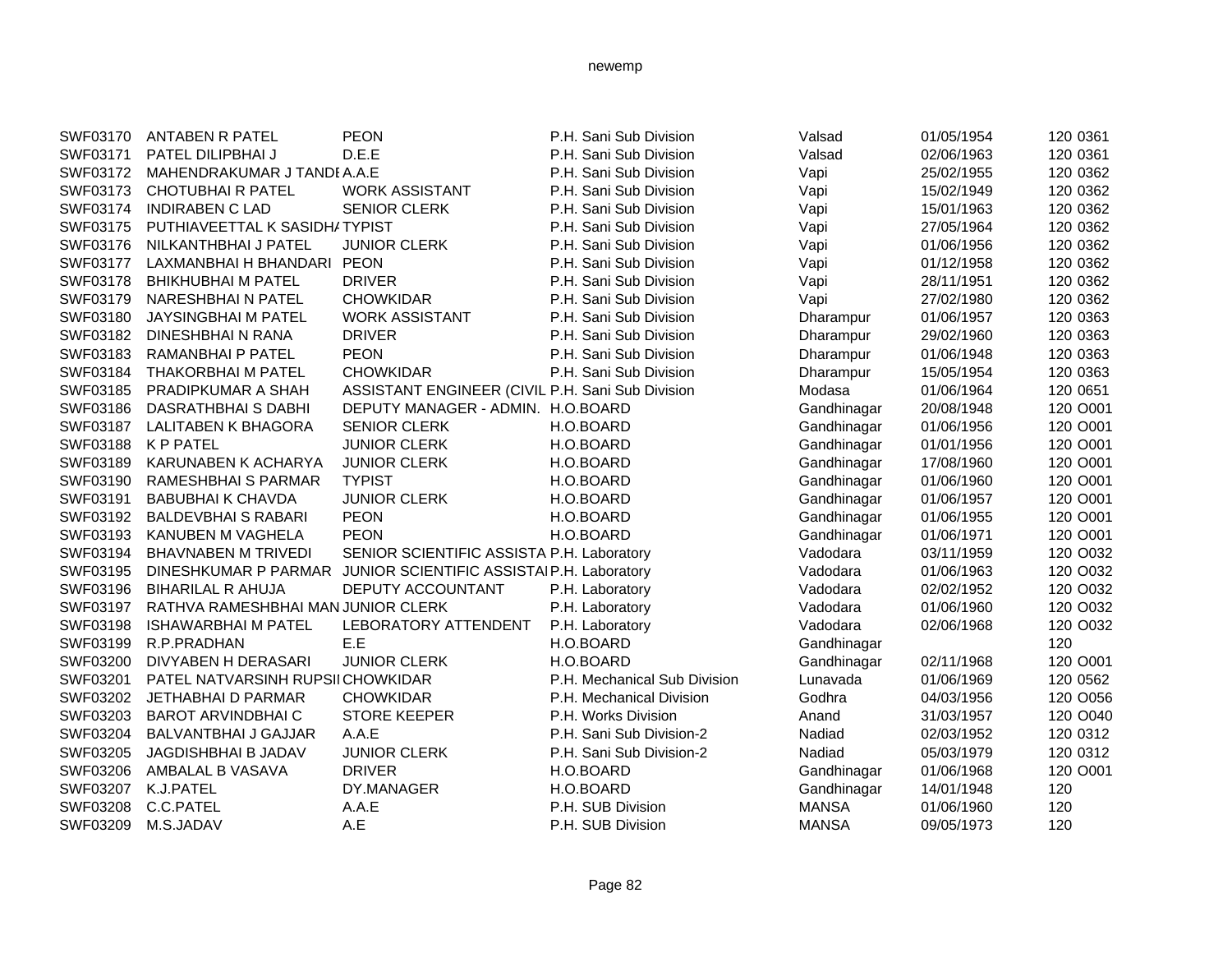| | | | | | | | |
|---|---|---|---|---|---|---|---|
| SWF03170 | ANTABEN R PATEL | PEON | P.H. Sani Sub Division | Valsad | 01/05/1954 | 120 | 0361 |
| SWF03171 | PATEL DILIPBHAI J | D.E.E | P.H. Sani Sub Division | Valsad | 02/06/1963 | 120 | 0361 |
| SWF03172 | MAHENDRAKUMAR J TANDE | A.A.E | P.H. Sani Sub Division | Vapi | 25/02/1955 | 120 | 0362 |
| SWF03173 | CHOTUBHAI R PATEL | WORK ASSISTANT | P.H. Sani Sub Division | Vapi | 15/02/1949 | 120 | 0362 |
| SWF03174 | INDIRABEN C LAD | SENIOR CLERK | P.H. Sani Sub Division | Vapi | 15/01/1963 | 120 | 0362 |
| SWF03175 | PUTHIAVEETTAL K SASIDHA | TYPIST | P.H. Sani Sub Division | Vapi | 27/05/1964 | 120 | 0362 |
| SWF03176 | NILKANTHBHAI J PATEL | JUNIOR CLERK | P.H. Sani Sub Division | Vapi | 01/06/1956 | 120 | 0362 |
| SWF03177 | LAXMANBHAI H BHANDARI | PEON | P.H. Sani Sub Division | Vapi | 01/12/1958 | 120 | 0362 |
| SWF03178 | BHIKHUBHAI M PATEL | DRIVER | P.H. Sani Sub Division | Vapi | 28/11/1951 | 120 | 0362 |
| SWF03179 | NARESHBHAI N PATEL | CHOWKIDAR | P.H. Sani Sub Division | Vapi | 27/02/1980 | 120 | 0362 |
| SWF03180 | JAYSINGBHAI M PATEL | WORK ASSISTANT | P.H. Sani Sub Division | Dharampur | 01/06/1957 | 120 | 0363 |
| SWF03182 | DINESHBHAI N RANA | DRIVER | P.H. Sani Sub Division | Dharampur | 29/02/1960 | 120 | 0363 |
| SWF03183 | RAMANBHAI P PATEL | PEON | P.H. Sani Sub Division | Dharampur | 01/06/1948 | 120 | 0363 |
| SWF03184 | THAKORBHAI M PATEL | CHOWKIDAR | P.H. Sani Sub Division | Dharampur | 15/05/1954 | 120 | 0363 |
| SWF03185 | PRADIPKUMAR A SHAH | ASSISTANT ENGINEER (CIVIL | P.H. Sani Sub Division | Modasa | 01/06/1964 | 120 | 0651 |
| SWF03186 | DASRATHBHAI S DABHI | DEPUTY MANAGER - ADMIN. | H.O.BOARD | Gandhinagar | 20/08/1948 | 120 | O001 |
| SWF03187 | LALITABEN K BHAGORA | SENIOR CLERK | H.O.BOARD | Gandhinagar | 01/06/1956 | 120 | O001 |
| SWF03188 | K P PATEL | JUNIOR CLERK | H.O.BOARD | Gandhinagar | 01/01/1956 | 120 | O001 |
| SWF03189 | KARUNABEN K ACHARYA | JUNIOR CLERK | H.O.BOARD | Gandhinagar | 17/08/1960 | 120 | O001 |
| SWF03190 | RAMESHBHAI S PARMAR | TYPIST | H.O.BOARD | Gandhinagar | 01/06/1960 | 120 | O001 |
| SWF03191 | BABUBHAI K CHAVDA | JUNIOR CLERK | H.O.BOARD | Gandhinagar | 01/06/1957 | 120 | O001 |
| SWF03192 | BALDEVBHAI S RABARI | PEON | H.O.BOARD | Gandhinagar | 01/06/1955 | 120 | O001 |
| SWF03193 | KANUBEN M VAGHELA | PEON | H.O.BOARD | Gandhinagar | 01/06/1971 | 120 | O001 |
| SWF03194 | BHAVNABEN M TRIVEDI | SENIOR SCIENTIFIC ASSISTA | P.H. Laboratory | Vadodara | 03/11/1959 | 120 | O032 |
| SWF03195 | DINESHKUMAR P PARMAR | JUNIOR SCIENTIFIC ASSISTA | P.H. Laboratory | Vadodara | 01/06/1963 | 120 | O032 |
| SWF03196 | BIHARILAL R AHUJA | DEPUTY ACCOUNTANT | P.H. Laboratory | Vadodara | 02/02/1952 | 120 | O032 |
| SWF03197 | RATHVA RAMESHBHAI MAN | JUNIOR CLERK | P.H. Laboratory | Vadodara | 01/06/1960 | 120 | O032 |
| SWF03198 | ISHAWARBHAI M PATEL | LEBORATORY ATTENDENT | P.H. Laboratory | Vadodara | 02/06/1968 | 120 | O032 |
| SWF03199 | R.P.PRADHAN | E.E | H.O.BOARD | Gandhinagar | | 120 | |
| SWF03200 | DIVYABEN H DERASARI | JUNIOR CLERK | H.O.BOARD | Gandhinagar | 02/11/1968 | 120 | O001 |
| SWF03201 | PATEL NATVARSINH RUPSII | CHOWKIDAR | P.H. Mechanical Sub Division | Lunavada | 01/06/1969 | 120 | 0562 |
| SWF03202 | JETHABHAI D PARMAR | CHOWKIDAR | P.H. Mechanical Division | Godhra | 04/03/1956 | 120 | O056 |
| SWF03203 | BAROT ARVINDBHAI C | STORE KEEPER | P.H. Works Division | Anand | 31/03/1957 | 120 | O040 |
| SWF03204 | BALVANTBHAI J GAJJAR | A.A.E | P.H. Sani Sub Division-2 | Nadiad | 02/03/1952 | 120 | 0312 |
| SWF03205 | JAGDISHBHAI B JADAV | JUNIOR CLERK | P.H. Sani Sub Division-2 | Nadiad | 05/03/1979 | 120 | 0312 |
| SWF03206 | AMBALAL B VASAVA | DRIVER | H.O.BOARD | Gandhinagar | 01/06/1968 | 120 | O001 |
| SWF03207 | K.J.PATEL | DY.MANAGER | H.O.BOARD | Gandhinagar | 14/01/1948 | 120 | |
| SWF03208 | C.C.PATEL | A.A.E | P.H. SUB Division | MANSA | 01/06/1960 | 120 | |
| SWF03209 | M.S.JADAV | A.E | P.H. SUB Division | MANSA | 09/05/1973 | 120 | |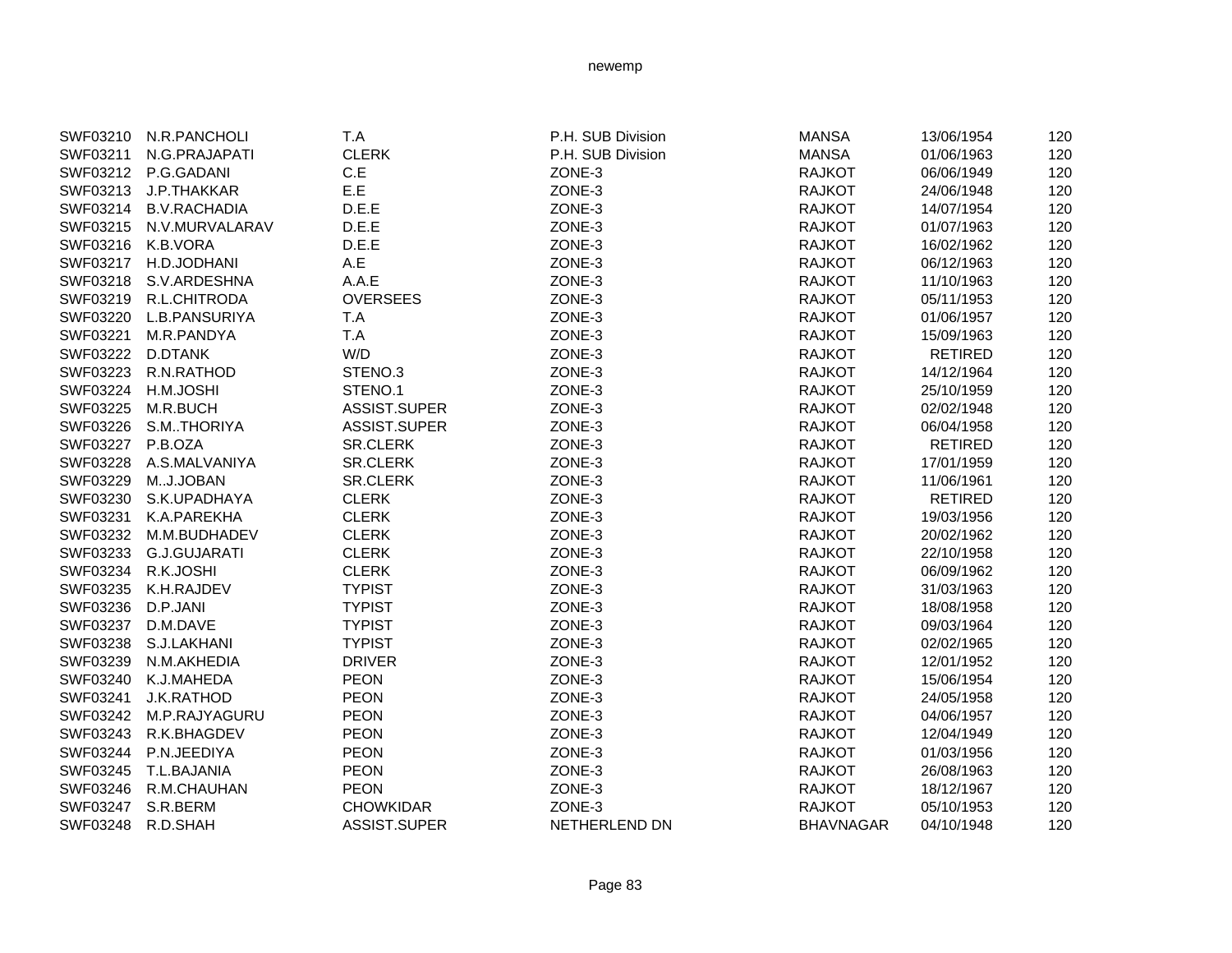| | | | | | | |
|---|---|---|---|---|---|---|
| SWF03210 | N.R.PANCHOLI | T.A | P.H. SUB Division | MANSA | 13/06/1954 | 120 |
| SWF03211 | N.G.PRAJAPATI | CLERK | P.H. SUB Division | MANSA | 01/06/1963 | 120 |
| SWF03212 | P.G.GADANI | C.E | ZONE-3 | RAJKOT | 06/06/1949 | 120 |
| SWF03213 | J.P.THAKKAR | E.E | ZONE-3 | RAJKOT | 24/06/1948 | 120 |
| SWF03214 | B.V.RACHADIA | D.E.E | ZONE-3 | RAJKOT | 14/07/1954 | 120 |
| SWF03215 | N.V.MURVALARAV | D.E.E | ZONE-3 | RAJKOT | 01/07/1963 | 120 |
| SWF03216 | K.B.VORA | D.E.E | ZONE-3 | RAJKOT | 16/02/1962 | 120 |
| SWF03217 | H.D.JODHANI | A.E | ZONE-3 | RAJKOT | 06/12/1963 | 120 |
| SWF03218 | S.V.ARDESHNA | A.A.E | ZONE-3 | RAJKOT | 11/10/1963 | 120 |
| SWF03219 | R.L.CHITRODA | OVERSEES | ZONE-3 | RAJKOT | 05/11/1953 | 120 |
| SWF03220 | L.B.PANSURIYA | T.A | ZONE-3 | RAJKOT | 01/06/1957 | 120 |
| SWF03221 | M.R.PANDYA | T.A | ZONE-3 | RAJKOT | 15/09/1963 | 120 |
| SWF03222 | D.DTANK | W/D | ZONE-3 | RAJKOT | RETIRED | 120 |
| SWF03223 | R.N.RATHOD | STENO.3 | ZONE-3 | RAJKOT | 14/12/1964 | 120 |
| SWF03224 | H.M.JOSHI | STENO.1 | ZONE-3 | RAJKOT | 25/10/1959 | 120 |
| SWF03225 | M.R.BUCH | ASSIST.SUPER | ZONE-3 | RAJKOT | 02/02/1948 | 120 |
| SWF03226 | S.M..THORIYA | ASSIST.SUPER | ZONE-3 | RAJKOT | 06/04/1958 | 120 |
| SWF03227 | P.B.OZA | SR.CLERK | ZONE-3 | RAJKOT | RETIRED | 120 |
| SWF03228 | A.S.MALVANIYA | SR.CLERK | ZONE-3 | RAJKOT | 17/01/1959 | 120 |
| SWF03229 | M..J.JOBAN | SR.CLERK | ZONE-3 | RAJKOT | 11/06/1961 | 120 |
| SWF03230 | S.K.UPADHAYA | CLERK | ZONE-3 | RAJKOT | RETIRED | 120 |
| SWF03231 | K.A.PAREKHA | CLERK | ZONE-3 | RAJKOT | 19/03/1956 | 120 |
| SWF03232 | M.M.BUDHADEV | CLERK | ZONE-3 | RAJKOT | 20/02/1962 | 120 |
| SWF03233 | G.J.GUJARATI | CLERK | ZONE-3 | RAJKOT | 22/10/1958 | 120 |
| SWF03234 | R.K.JOSHI | CLERK | ZONE-3 | RAJKOT | 06/09/1962 | 120 |
| SWF03235 | K.H.RAJDEV | TYPIST | ZONE-3 | RAJKOT | 31/03/1963 | 120 |
| SWF03236 | D.P.JANI | TYPIST | ZONE-3 | RAJKOT | 18/08/1958 | 120 |
| SWF03237 | D.M.DAVE | TYPIST | ZONE-3 | RAJKOT | 09/03/1964 | 120 |
| SWF03238 | S.J.LAKHANI | TYPIST | ZONE-3 | RAJKOT | 02/02/1965 | 120 |
| SWF03239 | N.M.AKHEDIA | DRIVER | ZONE-3 | RAJKOT | 12/01/1952 | 120 |
| SWF03240 | K.J.MAHEDA | PEON | ZONE-3 | RAJKOT | 15/06/1954 | 120 |
| SWF03241 | J.K.RATHOD | PEON | ZONE-3 | RAJKOT | 24/05/1958 | 120 |
| SWF03242 | M.P.RAJYAGURU | PEON | ZONE-3 | RAJKOT | 04/06/1957 | 120 |
| SWF03243 | R.K.BHAGDEV | PEON | ZONE-3 | RAJKOT | 12/04/1949 | 120 |
| SWF03244 | P.N.JEEDIYA | PEON | ZONE-3 | RAJKOT | 01/03/1956 | 120 |
| SWF03245 | T.L.BAJANIA | PEON | ZONE-3 | RAJKOT | 26/08/1963 | 120 |
| SWF03246 | R.M.CHAUHAN | PEON | ZONE-3 | RAJKOT | 18/12/1967 | 120 |
| SWF03247 | S.R.BERM | CHOWKIDAR | ZONE-3 | RAJKOT | 05/10/1953 | 120 |
| SWF03248 | R.D.SHAH | ASSIST.SUPER | NETHERLEND DN | BHAVNAGAR | 04/10/1948 | 120 |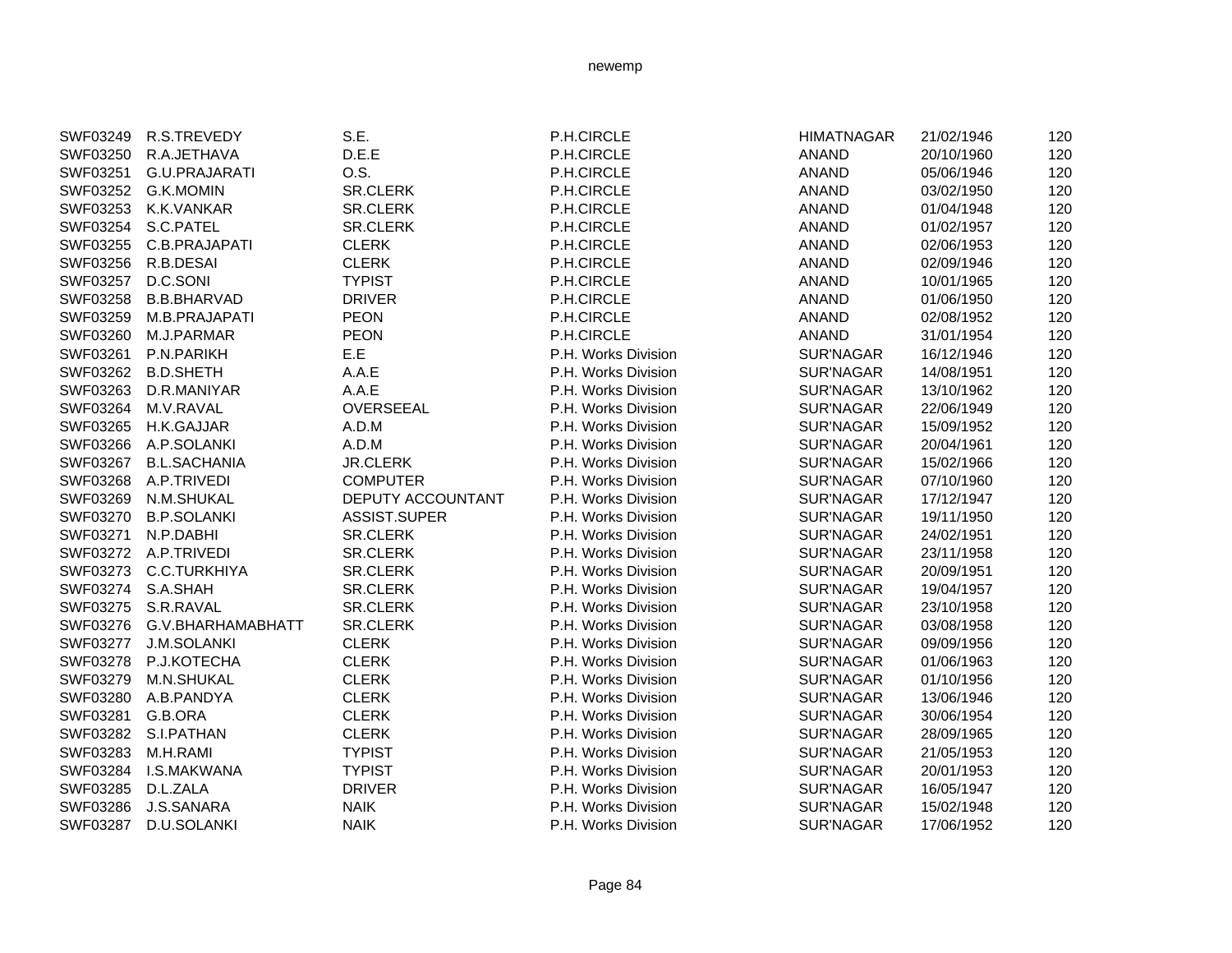| | | | | | | |
|---|---|---|---|---|---|---|
| SWF03249 | R.S.TREVEDY | S.E. | P.H.CIRCLE | HIMATNAGAR | 21/02/1946 | 120 |
| SWF03250 | R.A.JETHAVA | D.E.E | P.H.CIRCLE | ANAND | 20/10/1960 | 120 |
| SWF03251 | G.U.PRAJARATI | O.S. | P.H.CIRCLE | ANAND | 05/06/1946 | 120 |
| SWF03252 | G.K.MOMIN | SR.CLERK | P.H.CIRCLE | ANAND | 03/02/1950 | 120 |
| SWF03253 | K.K.VANKAR | SR.CLERK | P.H.CIRCLE | ANAND | 01/04/1948 | 120 |
| SWF03254 | S.C.PATEL | SR.CLERK | P.H.CIRCLE | ANAND | 01/02/1957 | 120 |
| SWF03255 | C.B.PRAJAPATI | CLERK | P.H.CIRCLE | ANAND | 02/06/1953 | 120 |
| SWF03256 | R.B.DESAI | CLERK | P.H.CIRCLE | ANAND | 02/09/1946 | 120 |
| SWF03257 | D.C.SONI | TYPIST | P.H.CIRCLE | ANAND | 10/01/1965 | 120 |
| SWF03258 | B.B.BHARVAD | DRIVER | P.H.CIRCLE | ANAND | 01/06/1950 | 120 |
| SWF03259 | M.B.PRAJAPATI | PEON | P.H.CIRCLE | ANAND | 02/08/1952 | 120 |
| SWF03260 | M.J.PARMAR | PEON | P.H.CIRCLE | ANAND | 31/01/1954 | 120 |
| SWF03261 | P.N.PARIKH | E.E | P.H. Works Division | SUR'NAGAR | 16/12/1946 | 120 |
| SWF03262 | B.D.SHETH | A.A.E | P.H. Works Division | SUR'NAGAR | 14/08/1951 | 120 |
| SWF03263 | D.R.MANIYAR | A.A.E | P.H. Works Division | SUR'NAGAR | 13/10/1962 | 120 |
| SWF03264 | M.V.RAVAL | OVERSEEAL | P.H. Works Division | SUR'NAGAR | 22/06/1949 | 120 |
| SWF03265 | H.K.GAJJAR | A.D.M | P.H. Works Division | SUR'NAGAR | 15/09/1952 | 120 |
| SWF03266 | A.P.SOLANKI | A.D.M | P.H. Works Division | SUR'NAGAR | 20/04/1961 | 120 |
| SWF03267 | B.L.SACHANIA | JR.CLERK | P.H. Works Division | SUR'NAGAR | 15/02/1966 | 120 |
| SWF03268 | A.P.TRIVEDI | COMPUTER | P.H. Works Division | SUR'NAGAR | 07/10/1960 | 120 |
| SWF03269 | N.M.SHUKAL | DEPUTY ACCOUNTANT | P.H. Works Division | SUR'NAGAR | 17/12/1947 | 120 |
| SWF03270 | B.P.SOLANKI | ASSIST.SUPER | P.H. Works Division | SUR'NAGAR | 19/11/1950 | 120 |
| SWF03271 | N.P.DABHI | SR.CLERK | P.H. Works Division | SUR'NAGAR | 24/02/1951 | 120 |
| SWF03272 | A.P.TRIVEDI | SR.CLERK | P.H. Works Division | SUR'NAGAR | 23/11/1958 | 120 |
| SWF03273 | C.C.TURKHIYA | SR.CLERK | P.H. Works Division | SUR'NAGAR | 20/09/1951 | 120 |
| SWF03274 | S.A.SHAH | SR.CLERK | P.H. Works Division | SUR'NAGAR | 19/04/1957 | 120 |
| SWF03275 | S.R.RAVAL | SR.CLERK | P.H. Works Division | SUR'NAGAR | 23/10/1958 | 120 |
| SWF03276 | G.V.BHARHAMABHATT | SR.CLERK | P.H. Works Division | SUR'NAGAR | 03/08/1958 | 120 |
| SWF03277 | J.M.SOLANKI | CLERK | P.H. Works Division | SUR'NAGAR | 09/09/1956 | 120 |
| SWF03278 | P.J.KOTECHA | CLERK | P.H. Works Division | SUR'NAGAR | 01/06/1963 | 120 |
| SWF03279 | M.N.SHUKAL | CLERK | P.H. Works Division | SUR'NAGAR | 01/10/1956 | 120 |
| SWF03280 | A.B.PANDYA | CLERK | P.H. Works Division | SUR'NAGAR | 13/06/1946 | 120 |
| SWF03281 | G.B.ORA | CLERK | P.H. Works Division | SUR'NAGAR | 30/06/1954 | 120 |
| SWF03282 | S.I.PATHAN | CLERK | P.H. Works Division | SUR'NAGAR | 28/09/1965 | 120 |
| SWF03283 | M.H.RAMI | TYPIST | P.H. Works Division | SUR'NAGAR | 21/05/1953 | 120 |
| SWF03284 | I.S.MAKWANA | TYPIST | P.H. Works Division | SUR'NAGAR | 20/01/1953 | 120 |
| SWF03285 | D.L.ZALA | DRIVER | P.H. Works Division | SUR'NAGAR | 16/05/1947 | 120 |
| SWF03286 | J.S.SANARA | NAIK | P.H. Works Division | SUR'NAGAR | 15/02/1948 | 120 |
| SWF03287 | D.U.SOLANKI | NAIK | P.H. Works Division | SUR'NAGAR | 17/06/1952 | 120 |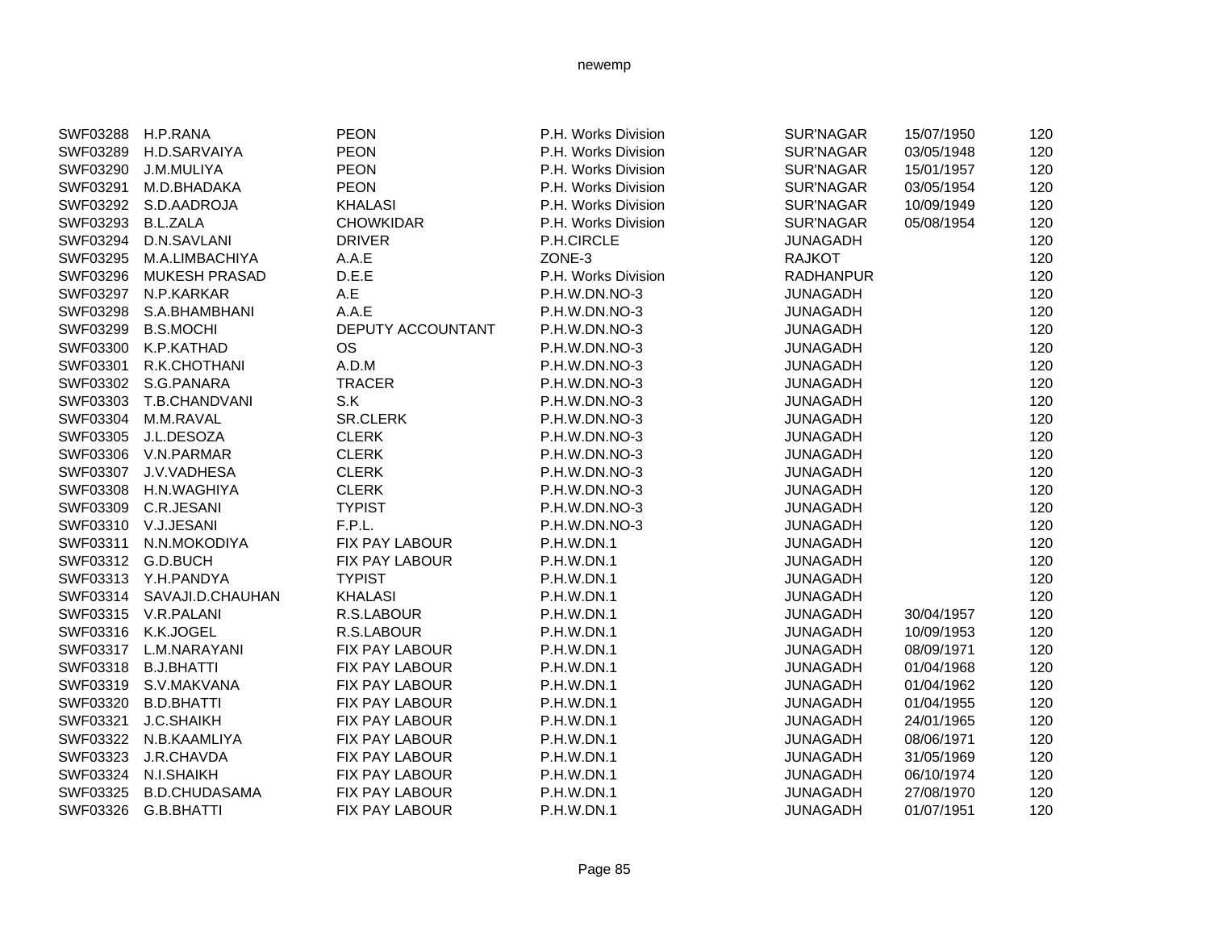| | | | | | | |
|---|---|---|---|---|---|---|
| SWF03288 | H.P.RANA | PEON | P.H. Works Division | SUR'NAGAR | 15/07/1950 | 120 |
| SWF03289 | H.D.SARVAIYA | PEON | P.H. Works Division | SUR'NAGAR | 03/05/1948 | 120 |
| SWF03290 | J.M.MULIYA | PEON | P.H. Works Division | SUR'NAGAR | 15/01/1957 | 120 |
| SWF03291 | M.D.BHADAKA | PEON | P.H. Works Division | SUR'NAGAR | 03/05/1954 | 120 |
| SWF03292 | S.D.AADROJA | KHALASI | P.H. Works Division | SUR'NAGAR | 10/09/1949 | 120 |
| SWF03293 | B.L.ZALA | CHOWKIDAR | P.H. Works Division | SUR'NAGAR | 05/08/1954 | 120 |
| SWF03294 | D.N.SAVLANI | DRIVER | P.H.CIRCLE | JUNAGADH | | 120 |
| SWF03295 | M.A.LIMBACHIYA | A.A.E | ZONE-3 | RAJKOT | | 120 |
| SWF03296 | MUKESH PRASAD | D.E.E | P.H. Works Division | RADHANPUR | | 120 |
| SWF03297 | N.P.KARKAR | A.E | P.H.W.DN.NO-3 | JUNAGADH | | 120 |
| SWF03298 | S.A.BHAMBHANI | A.A.E | P.H.W.DN.NO-3 | JUNAGADH | | 120 |
| SWF03299 | B.S.MOCHI | DEPUTY ACCOUNTANT | P.H.W.DN.NO-3 | JUNAGADH | | 120 |
| SWF03300 | K.P.KATHAD | OS | P.H.W.DN.NO-3 | JUNAGADH | | 120 |
| SWF03301 | R.K.CHOTHANI | A.D.M | P.H.W.DN.NO-3 | JUNAGADH | | 120 |
| SWF03302 | S.G.PANARA | TRACER | P.H.W.DN.NO-3 | JUNAGADH | | 120 |
| SWF03303 | T.B.CHANDVANI | S.K | P.H.W.DN.NO-3 | JUNAGADH | | 120 |
| SWF03304 | M.M.RAVAL | SR.CLERK | P.H.W.DN.NO-3 | JUNAGADH | | 120 |
| SWF03305 | J.L.DESOZA | CLERK | P.H.W.DN.NO-3 | JUNAGADH | | 120 |
| SWF03306 | V.N.PARMAR | CLERK | P.H.W.DN.NO-3 | JUNAGADH | | 120 |
| SWF03307 | J.V.VADHESA | CLERK | P.H.W.DN.NO-3 | JUNAGADH | | 120 |
| SWF03308 | H.N.WAGHIYA | CLERK | P.H.W.DN.NO-3 | JUNAGADH | | 120 |
| SWF03309 | C.R.JESANI | TYPIST | P.H.W.DN.NO-3 | JUNAGADH | | 120 |
| SWF03310 | V.J.JESANI | F.P.L. | P.H.W.DN.NO-3 | JUNAGADH | | 120 |
| SWF03311 | N.N.MOKODIYA | FIX PAY LABOUR | P.H.W.DN.1 | JUNAGADH | | 120 |
| SWF03312 | G.D.BUCH | FIX PAY LABOUR | P.H.W.DN.1 | JUNAGADH | | 120 |
| SWF03313 | Y.H.PANDYA | TYPIST | P.H.W.DN.1 | JUNAGADH | | 120 |
| SWF03314 | SAVAJI.D.CHAUHAN | KHALASI | P.H.W.DN.1 | JUNAGADH | | 120 |
| SWF03315 | V.R.PALANI | R.S.LABOUR | P.H.W.DN.1 | JUNAGADH | 30/04/1957 | 120 |
| SWF03316 | K.K.JOGEL | R.S.LABOUR | P.H.W.DN.1 | JUNAGADH | 10/09/1953 | 120 |
| SWF03317 | L.M.NARAYANI | FIX PAY LABOUR | P.H.W.DN.1 | JUNAGADH | 08/09/1971 | 120 |
| SWF03318 | B.J.BHATTI | FIX PAY LABOUR | P.H.W.DN.1 | JUNAGADH | 01/04/1968 | 120 |
| SWF03319 | S.V.MAKVANA | FIX PAY LABOUR | P.H.W.DN.1 | JUNAGADH | 01/04/1962 | 120 |
| SWF03320 | B.D.BHATTI | FIX PAY LABOUR | P.H.W.DN.1 | JUNAGADH | 01/04/1955 | 120 |
| SWF03321 | J.C.SHAIKH | FIX PAY LABOUR | P.H.W.DN.1 | JUNAGADH | 24/01/1965 | 120 |
| SWF03322 | N.B.KAAMLIYA | FIX PAY LABOUR | P.H.W.DN.1 | JUNAGADH | 08/06/1971 | 120 |
| SWF03323 | J.R.CHAVDA | FIX PAY LABOUR | P.H.W.DN.1 | JUNAGADH | 31/05/1969 | 120 |
| SWF03324 | N.I.SHAIKH | FIX PAY LABOUR | P.H.W.DN.1 | JUNAGADH | 06/10/1974 | 120 |
| SWF03325 | B.D.CHUDASAMA | FIX PAY LABOUR | P.H.W.DN.1 | JUNAGADH | 27/08/1970 | 120 |
| SWF03326 | G.B.BHATTI | FIX PAY LABOUR | P.H.W.DN.1 | JUNAGADH | 01/07/1951 | 120 |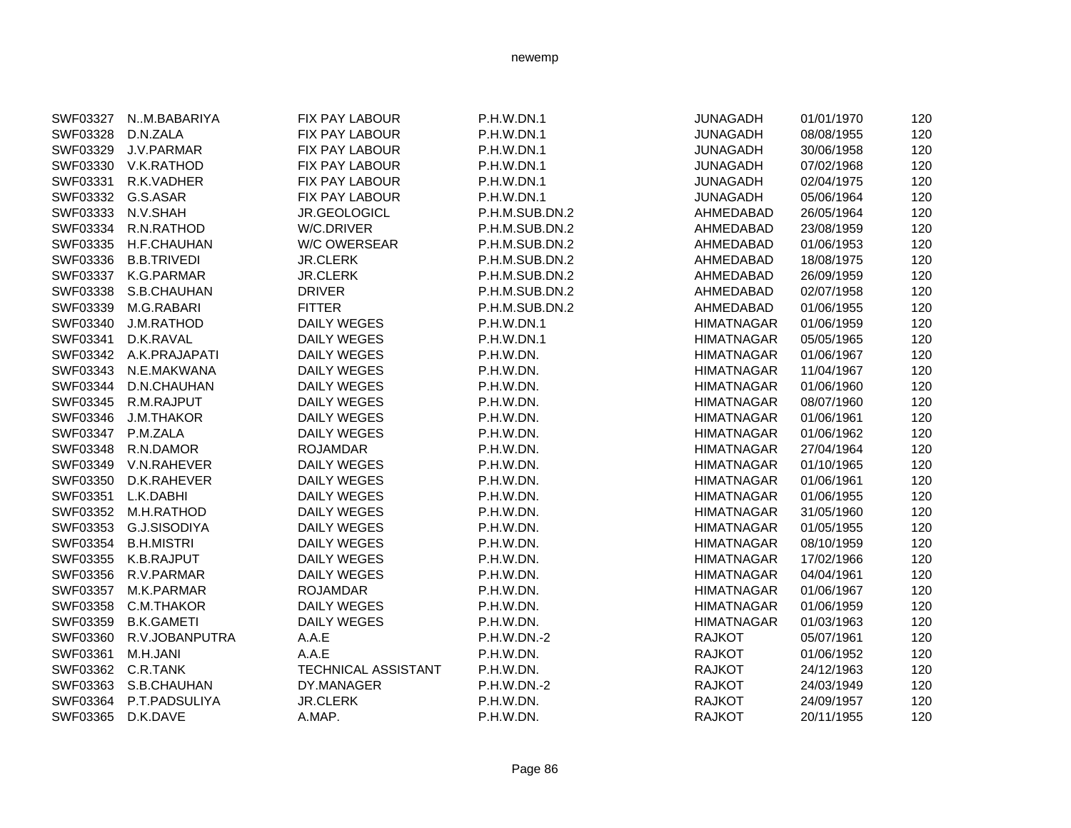| | | | | | | |
|---|---|---|---|---|---|---|
| SWF03327 | N..M.BABARIYA | FIX PAY LABOUR | P.H.W.DN.1 | JUNAGADH | 01/01/1970 | 120 |
| SWF03328 | D.N.ZALA | FIX PAY LABOUR | P.H.W.DN.1 | JUNAGADH | 08/08/1955 | 120 |
| SWF03329 | J.V.PARMAR | FIX PAY LABOUR | P.H.W.DN.1 | JUNAGADH | 30/06/1958 | 120 |
| SWF03330 | V.K.RATHOD | FIX PAY LABOUR | P.H.W.DN.1 | JUNAGADH | 07/02/1968 | 120 |
| SWF03331 | R.K.VADHER | FIX PAY LABOUR | P.H.W.DN.1 | JUNAGADH | 02/04/1975 | 120 |
| SWF03332 | G.S.ASAR | FIX PAY LABOUR | P.H.W.DN.1 | JUNAGADH | 05/06/1964 | 120 |
| SWF03333 | N.V.SHAH | JR.GEOLOGICL | P.H.M.SUB.DN.2 | AHMEDABAD | 26/05/1964 | 120 |
| SWF03334 | R.N.RATHOD | W/C.DRIVER | P.H.M.SUB.DN.2 | AHMEDABAD | 23/08/1959 | 120 |
| SWF03335 | H.F.CHAUHAN | W/C OWERSEAR | P.H.M.SUB.DN.2 | AHMEDABAD | 01/06/1953 | 120 |
| SWF03336 | B.B.TRIVEDI | JR.CLERK | P.H.M.SUB.DN.2 | AHMEDABAD | 18/08/1975 | 120 |
| SWF03337 | K.G.PARMAR | JR.CLERK | P.H.M.SUB.DN.2 | AHMEDABAD | 26/09/1959 | 120 |
| SWF03338 | S.B.CHAUHAN | DRIVER | P.H.M.SUB.DN.2 | AHMEDABAD | 02/07/1958 | 120 |
| SWF03339 | M.G.RABARI | FITTER | P.H.M.SUB.DN.2 | AHMEDABAD | 01/06/1955 | 120 |
| SWF03340 | J.M.RATHOD | DAILY WEGES | P.H.W.DN.1 | HIMATNAGAR | 01/06/1959 | 120 |
| SWF03341 | D.K.RAVAL | DAILY WEGES | P.H.W.DN.1 | HIMATNAGAR | 05/05/1965 | 120 |
| SWF03342 | A.K.PRAJAPATI | DAILY WEGES | P.H.W.DN. | HIMATNAGAR | 01/06/1967 | 120 |
| SWF03343 | N.E.MAKWANA | DAILY WEGES | P.H.W.DN. | HIMATNAGAR | 11/04/1967 | 120 |
| SWF03344 | D.N.CHAUHAN | DAILY WEGES | P.H.W.DN. | HIMATNAGAR | 01/06/1960 | 120 |
| SWF03345 | R.M.RAJPUT | DAILY WEGES | P.H.W.DN. | HIMATNAGAR | 08/07/1960 | 120 |
| SWF03346 | J.M.THAKOR | DAILY WEGES | P.H.W.DN. | HIMATNAGAR | 01/06/1961 | 120 |
| SWF03347 | P.M.ZALA | DAILY WEGES | P.H.W.DN. | HIMATNAGAR | 01/06/1962 | 120 |
| SWF03348 | R.N.DAMOR | ROJAMDAR | P.H.W.DN. | HIMATNAGAR | 27/04/1964 | 120 |
| SWF03349 | V.N.RAHEVER | DAILY WEGES | P.H.W.DN. | HIMATNAGAR | 01/10/1965 | 120 |
| SWF03350 | D.K.RAHEVER | DAILY WEGES | P.H.W.DN. | HIMATNAGAR | 01/06/1961 | 120 |
| SWF03351 | L.K.DABHI | DAILY WEGES | P.H.W.DN. | HIMATNAGAR | 01/06/1955 | 120 |
| SWF03352 | M.H.RATHOD | DAILY WEGES | P.H.W.DN. | HIMATNAGAR | 31/05/1960 | 120 |
| SWF03353 | G.J.SISODIYA | DAILY WEGES | P.H.W.DN. | HIMATNAGAR | 01/05/1955 | 120 |
| SWF03354 | B.H.MISTRI | DAILY WEGES | P.H.W.DN. | HIMATNAGAR | 08/10/1959 | 120 |
| SWF03355 | K.B.RAJPUT | DAILY WEGES | P.H.W.DN. | HIMATNAGAR | 17/02/1966 | 120 |
| SWF03356 | R.V.PARMAR | DAILY WEGES | P.H.W.DN. | HIMATNAGAR | 04/04/1961 | 120 |
| SWF03357 | M.K.PARMAR | ROJAMDAR | P.H.W.DN. | HIMATNAGAR | 01/06/1967 | 120 |
| SWF03358 | C.M.THAKOR | DAILY WEGES | P.H.W.DN. | HIMATNAGAR | 01/06/1959 | 120 |
| SWF03359 | B.K.GAMETI | DAILY WEGES | P.H.W.DN. | HIMATNAGAR | 01/03/1963 | 120 |
| SWF03360 | R.V.JOBANPUTRA | A.A.E | P.H.W.DN.-2 | RAJKOT | 05/07/1961 | 120 |
| SWF03361 | M.H.JANI | A.A.E | P.H.W.DN. | RAJKOT | 01/06/1952 | 120 |
| SWF03362 | C.R.TANK | TECHNICAL ASSISTANT | P.H.W.DN. | RAJKOT | 24/12/1963 | 120 |
| SWF03363 | S.B.CHAUHAN | DY.MANAGER | P.H.W.DN.-2 | RAJKOT | 24/03/1949 | 120 |
| SWF03364 | P.T.PADSULIYA | JR.CLERK | P.H.W.DN. | RAJKOT | 24/09/1957 | 120 |
| SWF03365 | D.K.DAVE | A.MAP. | P.H.W.DN. | RAJKOT | 20/11/1955 | 120 |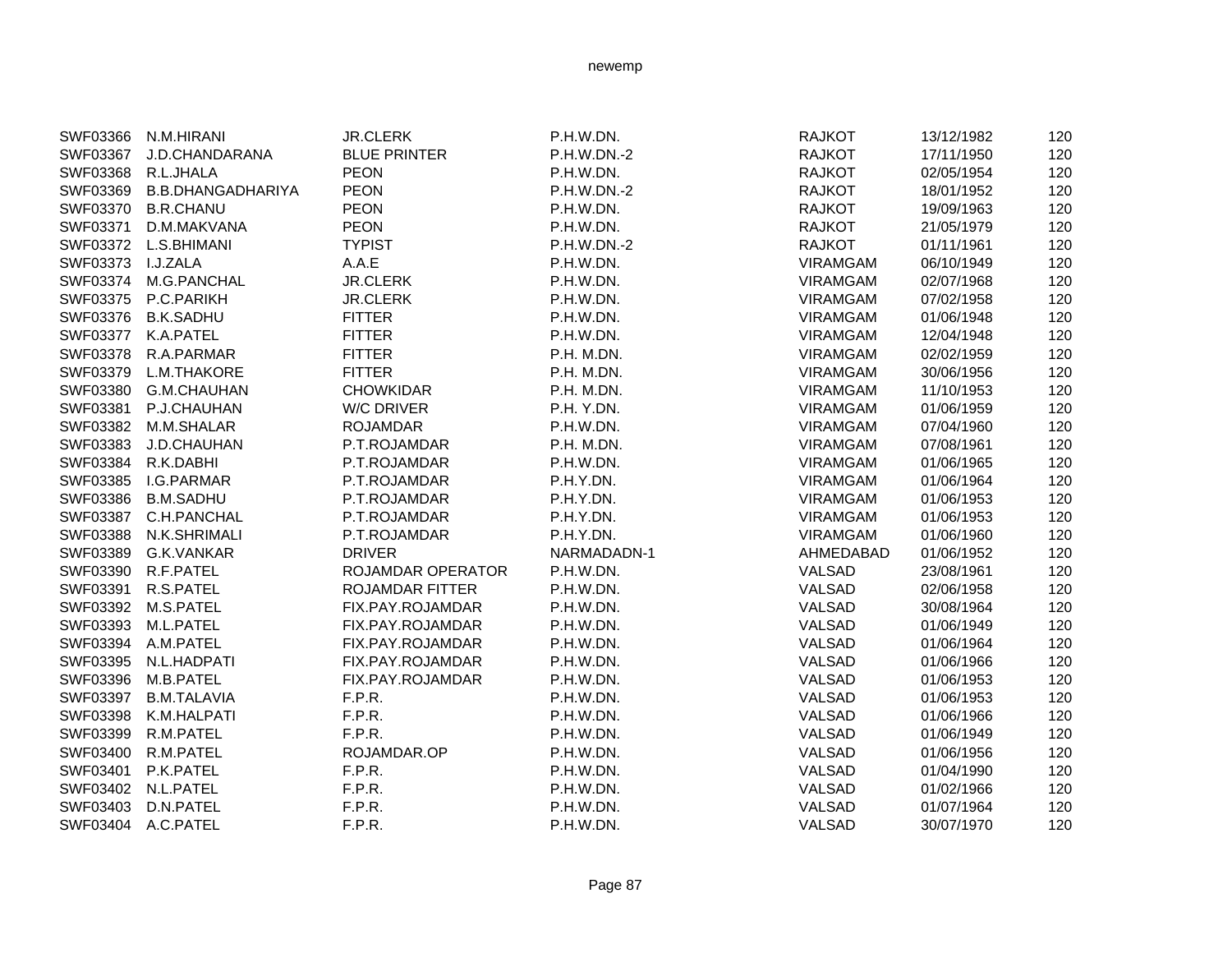| SWF03366 | N.M.HIRANI | JR.CLERK | P.H.W.DN. | RAJKOT | 13/12/1982 | 120 |
|---|---|---|---|---|---|---|
| SWF03367 | J.D.CHANDARANA | BLUE PRINTER | P.H.W.DN.-2 | RAJKOT | 17/11/1950 | 120 |
| SWF03368 | R.L.JHALA | PEON | P.H.W.DN. | RAJKOT | 02/05/1954 | 120 |
| SWF03369 | B.B.DHANGADHARIYA | PEON | P.H.W.DN.-2 | RAJKOT | 18/01/1952 | 120 |
| SWF03370 | B.R.CHANU | PEON | P.H.W.DN. | RAJKOT | 19/09/1963 | 120 |
| SWF03371 | D.M.MAKVANA | PEON | P.H.W.DN. | RAJKOT | 21/05/1979 | 120 |
| SWF03372 | L.S.BHIMANI | TYPIST | P.H.W.DN.-2 | RAJKOT | 01/11/1961 | 120 |
| SWF03373 | I.J.ZALA | A.A.E | P.H.W.DN. | VIRAMGAM | 06/10/1949 | 120 |
| SWF03374 | M.G.PANCHAL | JR.CLERK | P.H.W.DN. | VIRAMGAM | 02/07/1968 | 120 |
| SWF03375 | P.C.PARIKH | JR.CLERK | P.H.W.DN. | VIRAMGAM | 07/02/1958 | 120 |
| SWF03376 | B.K.SADHU | FITTER | P.H.W.DN. | VIRAMGAM | 01/06/1948 | 120 |
| SWF03377 | K.A.PATEL | FITTER | P.H.W.DN. | VIRAMGAM | 12/04/1948 | 120 |
| SWF03378 | R.A.PARMAR | FITTER | P.H. M.DN. | VIRAMGAM | 02/02/1959 | 120 |
| SWF03379 | L.M.THAKORE | FITTER | P.H. M.DN. | VIRAMGAM | 30/06/1956 | 120 |
| SWF03380 | G.M.CHAUHAN | CHOWKIDAR | P.H. M.DN. | VIRAMGAM | 11/10/1953 | 120 |
| SWF03381 | P.J.CHAUHAN | W/C DRIVER | P.H. Y.DN. | VIRAMGAM | 01/06/1959 | 120 |
| SWF03382 | M.M.SHALAR | ROJAMDAR | P.H.W.DN. | VIRAMGAM | 07/04/1960 | 120 |
| SWF03383 | J.D.CHAUHAN | P.T.ROJAMDAR | P.H. M.DN. | VIRAMGAM | 07/08/1961 | 120 |
| SWF03384 | R.K.DABHI | P.T.ROJAMDAR | P.H.W.DN. | VIRAMGAM | 01/06/1965 | 120 |
| SWF03385 | I.G.PARMAR | P.T.ROJAMDAR | P.H.Y.DN. | VIRAMGAM | 01/06/1964 | 120 |
| SWF03386 | B.M.SADHU | P.T.ROJAMDAR | P.H.Y.DN. | VIRAMGAM | 01/06/1953 | 120 |
| SWF03387 | C.H.PANCHAL | P.T.ROJAMDAR | P.H.Y.DN. | VIRAMGAM | 01/06/1953 | 120 |
| SWF03388 | N.K.SHRIMALI | P.T.ROJAMDAR | P.H.Y.DN. | VIRAMGAM | 01/06/1960 | 120 |
| SWF03389 | G.K.VANKAR | DRIVER | NARMADADN-1 | AHMEDABAD | 01/06/1952 | 120 |
| SWF03390 | R.F.PATEL | ROJAMDAR OPERATOR | P.H.W.DN. | VALSAD | 23/08/1961 | 120 |
| SWF03391 | R.S.PATEL | ROJAMDAR FITTER | P.H.W.DN. | VALSAD | 02/06/1958 | 120 |
| SWF03392 | M.S.PATEL | FIX.PAY.ROJAMDAR | P.H.W.DN. | VALSAD | 30/08/1964 | 120 |
| SWF03393 | M.L.PATEL | FIX.PAY.ROJAMDAR | P.H.W.DN. | VALSAD | 01/06/1949 | 120 |
| SWF03394 | A.M.PATEL | FIX.PAY.ROJAMDAR | P.H.W.DN. | VALSAD | 01/06/1964 | 120 |
| SWF03395 | N.L.HADPATI | FIX.PAY.ROJAMDAR | P.H.W.DN. | VALSAD | 01/06/1966 | 120 |
| SWF03396 | M.B.PATEL | FIX.PAY.ROJAMDAR | P.H.W.DN. | VALSAD | 01/06/1953 | 120 |
| SWF03397 | B.M.TALAVIA | F.P.R. | P.H.W.DN. | VALSAD | 01/06/1953 | 120 |
| SWF03398 | K.M.HALPATI | F.P.R. | P.H.W.DN. | VALSAD | 01/06/1966 | 120 |
| SWF03399 | R.M.PATEL | F.P.R. | P.H.W.DN. | VALSAD | 01/06/1949 | 120 |
| SWF03400 | R.M.PATEL | ROJAMDAR.OP | P.H.W.DN. | VALSAD | 01/06/1956 | 120 |
| SWF03401 | P.K.PATEL | F.P.R. | P.H.W.DN. | VALSAD | 01/04/1990 | 120 |
| SWF03402 | N.L.PATEL | F.P.R. | P.H.W.DN. | VALSAD | 01/02/1966 | 120 |
| SWF03403 | D.N.PATEL | F.P.R. | P.H.W.DN. | VALSAD | 01/07/1964 | 120 |
| SWF03404 | A.C.PATEL | F.P.R. | P.H.W.DN. | VALSAD | 30/07/1970 | 120 |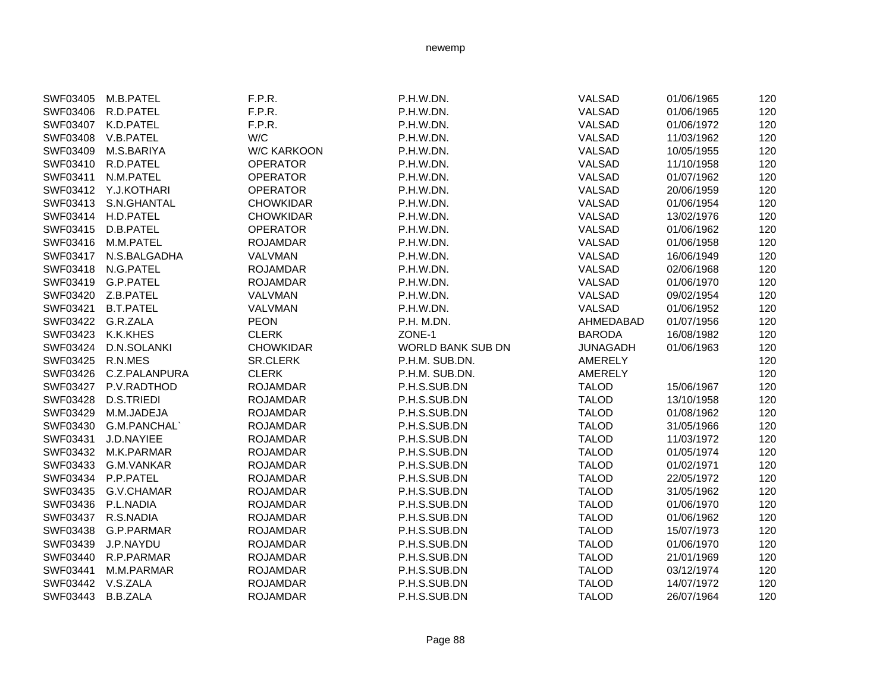| | | | | | | |
|---|---|---|---|---|---|---|
| SWF03405 | M.B.PATEL | F.P.R. | P.H.W.DN. | VALSAD | 01/06/1965 | 120 |
| SWF03406 | R.D.PATEL | F.P.R. | P.H.W.DN. | VALSAD | 01/06/1965 | 120 |
| SWF03407 | K.D.PATEL | F.P.R. | P.H.W.DN. | VALSAD | 01/06/1972 | 120 |
| SWF03408 | V.B.PATEL | W/C | P.H.W.DN. | VALSAD | 11/03/1962 | 120 |
| SWF03409 | M.S.BARIYA | W/C KARKOON | P.H.W.DN. | VALSAD | 10/05/1955 | 120 |
| SWF03410 | R.D.PATEL | OPERATOR | P.H.W.DN. | VALSAD | 11/10/1958 | 120 |
| SWF03411 | N.M.PATEL | OPERATOR | P.H.W.DN. | VALSAD | 01/07/1962 | 120 |
| SWF03412 | Y.J.KOTHARI | OPERATOR | P.H.W.DN. | VALSAD | 20/06/1959 | 120 |
| SWF03413 | S.N.GHANTAL | CHOWKIDAR | P.H.W.DN. | VALSAD | 01/06/1954 | 120 |
| SWF03414 | H.D.PATEL | CHOWKIDAR | P.H.W.DN. | VALSAD | 13/02/1976 | 120 |
| SWF03415 | D.B.PATEL | OPERATOR | P.H.W.DN. | VALSAD | 01/06/1962 | 120 |
| SWF03416 | M.M.PATEL | ROJAMDAR | P.H.W.DN. | VALSAD | 01/06/1958 | 120 |
| SWF03417 | N.S.BALGADHA | VALVMAN | P.H.W.DN. | VALSAD | 16/06/1949 | 120 |
| SWF03418 | N.G.PATEL | ROJAMDAR | P.H.W.DN. | VALSAD | 02/06/1968 | 120 |
| SWF03419 | G.P.PATEL | ROJAMDAR | P.H.W.DN. | VALSAD | 01/06/1970 | 120 |
| SWF03420 | Z.B.PATEL | VALVMAN | P.H.W.DN. | VALSAD | 09/02/1954 | 120 |
| SWF03421 | B.T.PATEL | VALVMAN | P.H.W.DN. | VALSAD | 01/06/1952 | 120 |
| SWF03422 | G.R.ZALA | PEON | P.H. M.DN. | AHMEDABAD | 01/07/1956 | 120 |
| SWF03423 | K.K.KHES | CLERK | ZONE-1 | BARODA | 16/08/1982 | 120 |
| SWF03424 | D.N.SOLANKI | CHOWKIDAR | WORLD BANK SUB DN | JUNAGADH | 01/06/1963 | 120 |
| SWF03425 | R.N.MES | SR.CLERK | P.H.M. SUB.DN. | AMERELY | | 120 |
| SWF03426 | C.Z.PALANPURA | CLERK | P.H.M. SUB.DN. | AMERELY | | 120 |
| SWF03427 | P.V.RADTHOD | ROJAMDAR | P.H.S.SUB.DN | TALOD | 15/06/1967 | 120 |
| SWF03428 | D.S.TRIEDI | ROJAMDAR | P.H.S.SUB.DN | TALOD | 13/10/1958 | 120 |
| SWF03429 | M.M.JADEJA | ROJAMDAR | P.H.S.SUB.DN | TALOD | 01/08/1962 | 120 |
| SWF03430 | G.M.PANCHAL` | ROJAMDAR | P.H.S.SUB.DN | TALOD | 31/05/1966 | 120 |
| SWF03431 | J.D.NAYIEE | ROJAMDAR | P.H.S.SUB.DN | TALOD | 11/03/1972 | 120 |
| SWF03432 | M.K.PARMAR | ROJAMDAR | P.H.S.SUB.DN | TALOD | 01/05/1974 | 120 |
| SWF03433 | G.M.VANKAR | ROJAMDAR | P.H.S.SUB.DN | TALOD | 01/02/1971 | 120 |
| SWF03434 | P.P.PATEL | ROJAMDAR | P.H.S.SUB.DN | TALOD | 22/05/1972 | 120 |
| SWF03435 | G.V.CHAMAR | ROJAMDAR | P.H.S.SUB.DN | TALOD | 31/05/1962 | 120 |
| SWF03436 | P.L.NADIA | ROJAMDAR | P.H.S.SUB.DN | TALOD | 01/06/1970 | 120 |
| SWF03437 | R.S.NADIA | ROJAMDAR | P.H.S.SUB.DN | TALOD | 01/06/1962 | 120 |
| SWF03438 | G.P.PARMAR | ROJAMDAR | P.H.S.SUB.DN | TALOD | 15/07/1973 | 120 |
| SWF03439 | J.P.NAYDU | ROJAMDAR | P.H.S.SUB.DN | TALOD | 01/06/1970 | 120 |
| SWF03440 | R.P.PARMAR | ROJAMDAR | P.H.S.SUB.DN | TALOD | 21/01/1969 | 120 |
| SWF03441 | M.M.PARMAR | ROJAMDAR | P.H.S.SUB.DN | TALOD | 03/12/1974 | 120 |
| SWF03442 | V.S.ZALA | ROJAMDAR | P.H.S.SUB.DN | TALOD | 14/07/1972 | 120 |
| SWF03443 | B.B.ZALA | ROJAMDAR | P.H.S.SUB.DN | TALOD | 26/07/1964 | 120 |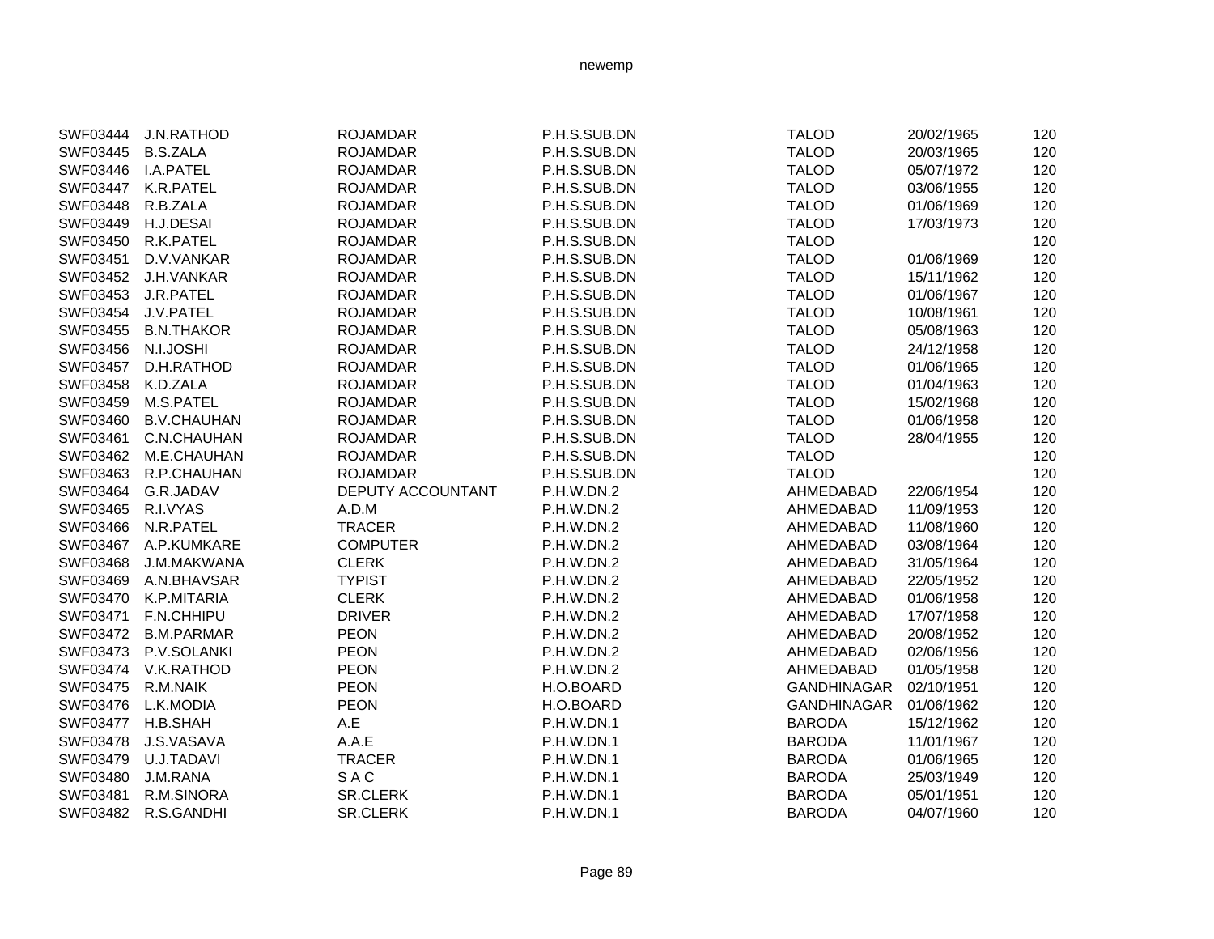| | | | | | | |
|---|---|---|---|---|---|---|
| SWF03444 | J.N.RATHOD | ROJAMDAR | P.H.S.SUB.DN | TALOD | 20/02/1965 | 120 |
| SWF03445 | B.S.ZALA | ROJAMDAR | P.H.S.SUB.DN | TALOD | 20/03/1965 | 120 |
| SWF03446 | I.A.PATEL | ROJAMDAR | P.H.S.SUB.DN | TALOD | 05/07/1972 | 120 |
| SWF03447 | K.R.PATEL | ROJAMDAR | P.H.S.SUB.DN | TALOD | 03/06/1955 | 120 |
| SWF03448 | R.B.ZALA | ROJAMDAR | P.H.S.SUB.DN | TALOD | 01/06/1969 | 120 |
| SWF03449 | H.J.DESAI | ROJAMDAR | P.H.S.SUB.DN | TALOD | 17/03/1973 | 120 |
| SWF03450 | R.K.PATEL | ROJAMDAR | P.H.S.SUB.DN | TALOD | | 120 |
| SWF03451 | D.V.VANKAR | ROJAMDAR | P.H.S.SUB.DN | TALOD | 01/06/1969 | 120 |
| SWF03452 | J.H.VANKAR | ROJAMDAR | P.H.S.SUB.DN | TALOD | 15/11/1962 | 120 |
| SWF03453 | J.R.PATEL | ROJAMDAR | P.H.S.SUB.DN | TALOD | 01/06/1967 | 120 |
| SWF03454 | J.V.PATEL | ROJAMDAR | P.H.S.SUB.DN | TALOD | 10/08/1961 | 120 |
| SWF03455 | B.N.THAKOR | ROJAMDAR | P.H.S.SUB.DN | TALOD | 05/08/1963 | 120 |
| SWF03456 | N.I.JOSHI | ROJAMDAR | P.H.S.SUB.DN | TALOD | 24/12/1958 | 120 |
| SWF03457 | D.H.RATHOD | ROJAMDAR | P.H.S.SUB.DN | TALOD | 01/06/1965 | 120 |
| SWF03458 | K.D.ZALA | ROJAMDAR | P.H.S.SUB.DN | TALOD | 01/04/1963 | 120 |
| SWF03459 | M.S.PATEL | ROJAMDAR | P.H.S.SUB.DN | TALOD | 15/02/1968 | 120 |
| SWF03460 | B.V.CHAUHAN | ROJAMDAR | P.H.S.SUB.DN | TALOD | 01/06/1958 | 120 |
| SWF03461 | C.N.CHAUHAN | ROJAMDAR | P.H.S.SUB.DN | TALOD | 28/04/1955 | 120 |
| SWF03462 | M.E.CHAUHAN | ROJAMDAR | P.H.S.SUB.DN | TALOD | | 120 |
| SWF03463 | R.P.CHAUHAN | ROJAMDAR | P.H.S.SUB.DN | TALOD | | 120 |
| SWF03464 | G.R.JADAV | DEPUTY ACCOUNTANT | P.H.W.DN.2 | AHMEDABAD | 22/06/1954 | 120 |
| SWF03465 | R.I.VYAS | A.D.M | P.H.W.DN.2 | AHMEDABAD | 11/09/1953 | 120 |
| SWF03466 | N.R.PATEL | TRACER | P.H.W.DN.2 | AHMEDABAD | 11/08/1960 | 120 |
| SWF03467 | A.P.KUMKARE | COMPUTER | P.H.W.DN.2 | AHMEDABAD | 03/08/1964 | 120 |
| SWF03468 | J.M.MAKWANA | CLERK | P.H.W.DN.2 | AHMEDABAD | 31/05/1964 | 120 |
| SWF03469 | A.N.BHAVSAR | TYPIST | P.H.W.DN.2 | AHMEDABAD | 22/05/1952 | 120 |
| SWF03470 | K.P.MITARIA | CLERK | P.H.W.DN.2 | AHMEDABAD | 01/06/1958 | 120 |
| SWF03471 | F.N.CHHIPU | DRIVER | P.H.W.DN.2 | AHMEDABAD | 17/07/1958 | 120 |
| SWF03472 | B.M.PARMAR | PEON | P.H.W.DN.2 | AHMEDABAD | 20/08/1952 | 120 |
| SWF03473 | P.V.SOLANKI | PEON | P.H.W.DN.2 | AHMEDABAD | 02/06/1956 | 120 |
| SWF03474 | V.K.RATHOD | PEON | P.H.W.DN.2 | AHMEDABAD | 01/05/1958 | 120 |
| SWF03475 | R.M.NAIK | PEON | H.O.BOARD | GANDHINAGAR | 02/10/1951 | 120 |
| SWF03476 | L.K.MODIA | PEON | H.O.BOARD | GANDHINAGAR | 01/06/1962 | 120 |
| SWF03477 | H.B.SHAH | A.E | P.H.W.DN.1 | BARODA | 15/12/1962 | 120 |
| SWF03478 | J.S.VASAVA | A.A.E | P.H.W.DN.1 | BARODA | 11/01/1967 | 120 |
| SWF03479 | U.J.TADAVI | TRACER | P.H.W.DN.1 | BARODA | 01/06/1965 | 120 |
| SWF03480 | J.M.RANA | S A C | P.H.W.DN.1 | BARODA | 25/03/1949 | 120 |
| SWF03481 | R.M.SINORA | SR.CLERK | P.H.W.DN.1 | BARODA | 05/01/1951 | 120 |
| SWF03482 | R.S.GANDHI | SR.CLERK | P.H.W.DN.1 | BARODA | 04/07/1960 | 120 |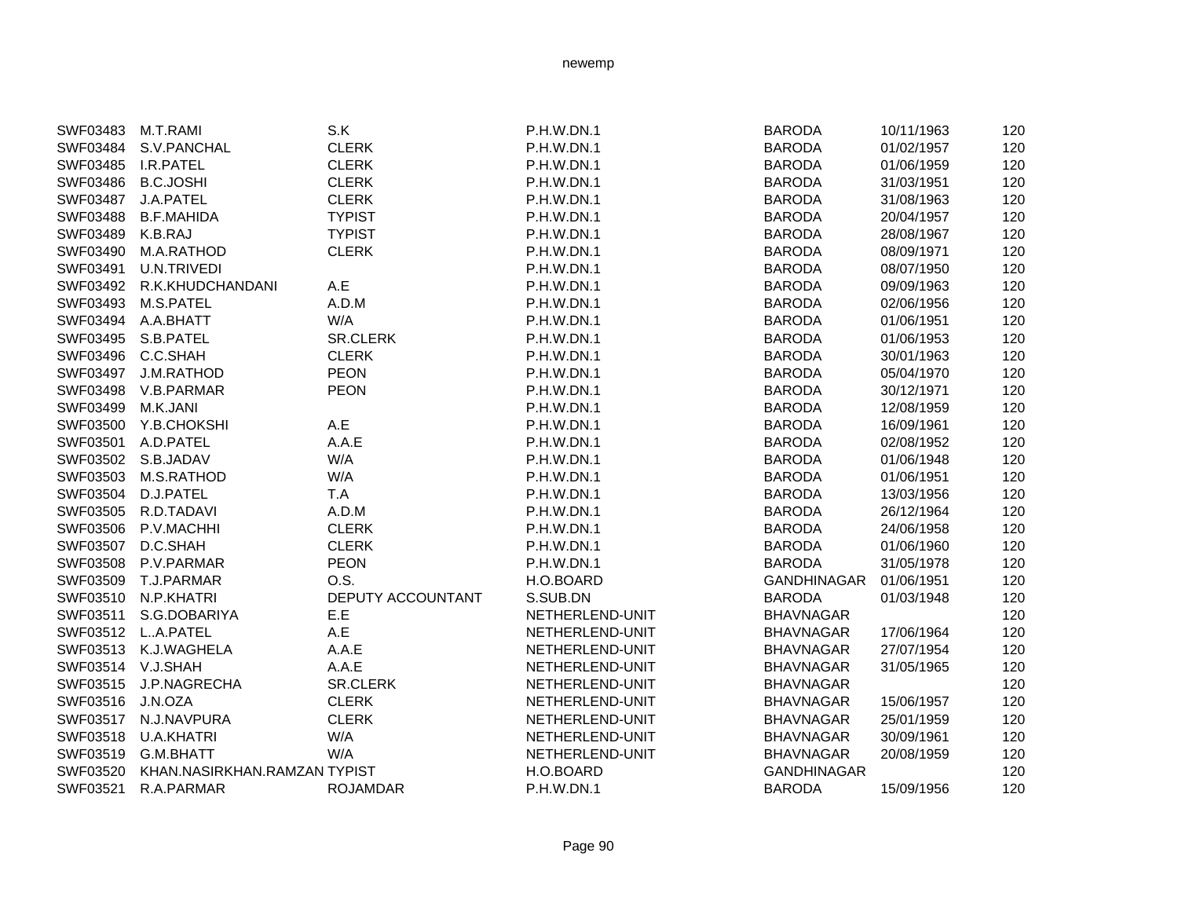| | | | | | | |
|---|---|---|---|---|---|---|
| SWF03483 | M.T.RAMI | S.K | P.H.W.DN.1 | BARODA | 10/11/1963 | 120 |
| SWF03484 | S.V.PANCHAL | CLERK | P.H.W.DN.1 | BARODA | 01/02/1957 | 120 |
| SWF03485 | I.R.PATEL | CLERK | P.H.W.DN.1 | BARODA | 01/06/1959 | 120 |
| SWF03486 | B.C.JOSHI | CLERK | P.H.W.DN.1 | BARODA | 31/03/1951 | 120 |
| SWF03487 | J.A.PATEL | CLERK | P.H.W.DN.1 | BARODA | 31/08/1963 | 120 |
| SWF03488 | B.F.MAHIDA | TYPIST | P.H.W.DN.1 | BARODA | 20/04/1957 | 120 |
| SWF03489 | K.B.RAJ | TYPIST | P.H.W.DN.1 | BARODA | 28/08/1967 | 120 |
| SWF03490 | M.A.RATHOD | CLERK | P.H.W.DN.1 | BARODA | 08/09/1971 | 120 |
| SWF03491 | U.N.TRIVEDI | | P.H.W.DN.1 | BARODA | 08/07/1950 | 120 |
| SWF03492 | R.K.KHUDCHANDANI | A.E | P.H.W.DN.1 | BARODA | 09/09/1963 | 120 |
| SWF03493 | M.S.PATEL | A.D.M | P.H.W.DN.1 | BARODA | 02/06/1956 | 120 |
| SWF03494 | A.A.BHATT | W/A | P.H.W.DN.1 | BARODA | 01/06/1951 | 120 |
| SWF03495 | S.B.PATEL | SR.CLERK | P.H.W.DN.1 | BARODA | 01/06/1953 | 120 |
| SWF03496 | C.C.SHAH | CLERK | P.H.W.DN.1 | BARODA | 30/01/1963 | 120 |
| SWF03497 | J.M.RATHOD | PEON | P.H.W.DN.1 | BARODA | 05/04/1970 | 120 |
| SWF03498 | V.B.PARMAR | PEON | P.H.W.DN.1 | BARODA | 30/12/1971 | 120 |
| SWF03499 | M.K.JANI | | P.H.W.DN.1 | BARODA | 12/08/1959 | 120 |
| SWF03500 | Y.B.CHOKSHI | A.E | P.H.W.DN.1 | BARODA | 16/09/1961 | 120 |
| SWF03501 | A.D.PATEL | A.A.E | P.H.W.DN.1 | BARODA | 02/08/1952 | 120 |
| SWF03502 | S.B.JADAV | W/A | P.H.W.DN.1 | BARODA | 01/06/1948 | 120 |
| SWF03503 | M.S.RATHOD | W/A | P.H.W.DN.1 | BARODA | 01/06/1951 | 120 |
| SWF03504 | D.J.PATEL | T.A | P.H.W.DN.1 | BARODA | 13/03/1956 | 120 |
| SWF03505 | R.D.TADAVI | A.D.M | P.H.W.DN.1 | BARODA | 26/12/1964 | 120 |
| SWF03506 | P.V.MACHHI | CLERK | P.H.W.DN.1 | BARODA | 24/06/1958 | 120 |
| SWF03507 | D.C.SHAH | CLERK | P.H.W.DN.1 | BARODA | 01/06/1960 | 120 |
| SWF03508 | P.V.PARMAR | PEON | P.H.W.DN.1 | BARODA | 31/05/1978 | 120 |
| SWF03509 | T.J.PARMAR | O.S. | H.O.BOARD | GANDHINAGAR | 01/06/1951 | 120 |
| SWF03510 | N.P.KHATRI | DEPUTY ACCOUNTANT | S.SUB.DN | BARODA | 01/03/1948 | 120 |
| SWF03511 | S.G.DOBARIYA | E.E | NETHERLEND-UNIT | BHAVNAGAR | | 120 |
| SWF03512 | L..A.PATEL | A.E | NETHERLEND-UNIT | BHAVNAGAR | 17/06/1964 | 120 |
| SWF03513 | K.J.WAGHELA | A.A.E | NETHERLEND-UNIT | BHAVNAGAR | 27/07/1954 | 120 |
| SWF03514 | V.J.SHAH | A.A.E | NETHERLEND-UNIT | BHAVNAGAR | 31/05/1965 | 120 |
| SWF03515 | J.P.NAGRECHA | SR.CLERK | NETHERLEND-UNIT | BHAVNAGAR | | 120 |
| SWF03516 | J.N.OZA | CLERK | NETHERLEND-UNIT | BHAVNAGAR | 15/06/1957 | 120 |
| SWF03517 | N.J.NAVPURA | CLERK | NETHERLEND-UNIT | BHAVNAGAR | 25/01/1959 | 120 |
| SWF03518 | U.A.KHATRI | W/A | NETHERLEND-UNIT | BHAVNAGAR | 30/09/1961 | 120 |
| SWF03519 | G.M.BHATT | W/A | NETHERLEND-UNIT | BHAVNAGAR | 20/08/1959 | 120 |
| SWF03520 | KHAN.NASIRKHAN.RAMZAN | TYPIST | H.O.BOARD | GANDHINAGAR | | 120 |
| SWF03521 | R.A.PARMAR | ROJAMDAR | P.H.W.DN.1 | BARODA | 15/09/1956 | 120 |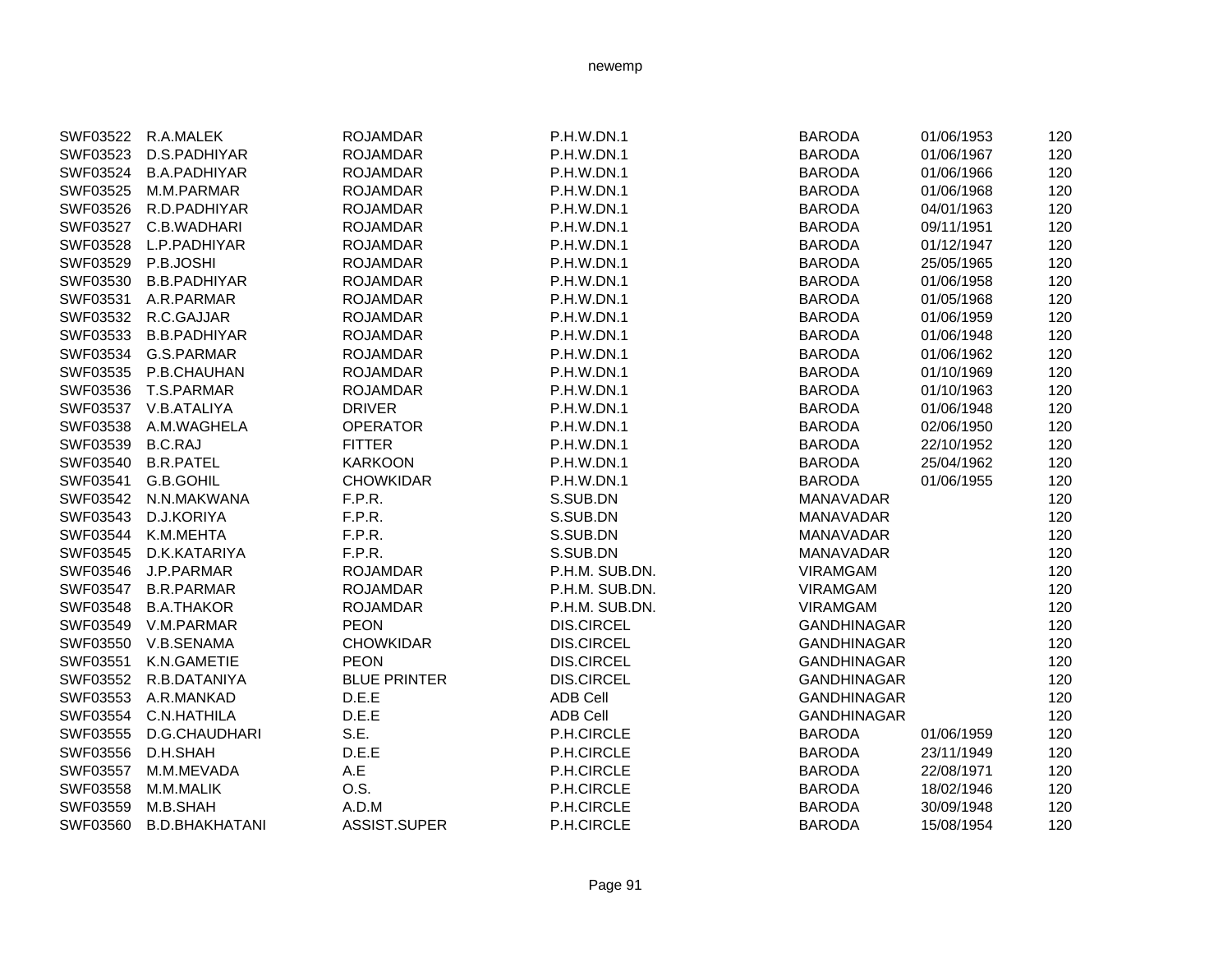| | | | | | | |
|---|---|---|---|---|---|---|
| SWF03522 | R.A.MALEK | ROJAMDAR | P.H.W.DN.1 | BARODA | 01/06/1953 | 120 |
| SWF03523 | D.S.PADHIYAR | ROJAMDAR | P.H.W.DN.1 | BARODA | 01/06/1967 | 120 |
| SWF03524 | B.A.PADHIYAR | ROJAMDAR | P.H.W.DN.1 | BARODA | 01/06/1966 | 120 |
| SWF03525 | M.M.PARMAR | ROJAMDAR | P.H.W.DN.1 | BARODA | 01/06/1968 | 120 |
| SWF03526 | R.D.PADHIYAR | ROJAMDAR | P.H.W.DN.1 | BARODA | 04/01/1963 | 120 |
| SWF03527 | C.B.WADHARI | ROJAMDAR | P.H.W.DN.1 | BARODA | 09/11/1951 | 120 |
| SWF03528 | L.P.PADHIYAR | ROJAMDAR | P.H.W.DN.1 | BARODA | 01/12/1947 | 120 |
| SWF03529 | P.B.JOSHI | ROJAMDAR | P.H.W.DN.1 | BARODA | 25/05/1965 | 120 |
| SWF03530 | B.B.PADHIYAR | ROJAMDAR | P.H.W.DN.1 | BARODA | 01/06/1958 | 120 |
| SWF03531 | A.R.PARMAR | ROJAMDAR | P.H.W.DN.1 | BARODA | 01/05/1968 | 120 |
| SWF03532 | R.C.GAJJAR | ROJAMDAR | P.H.W.DN.1 | BARODA | 01/06/1959 | 120 |
| SWF03533 | B.B.PADHIYAR | ROJAMDAR | P.H.W.DN.1 | BARODA | 01/06/1948 | 120 |
| SWF03534 | G.S.PARMAR | ROJAMDAR | P.H.W.DN.1 | BARODA | 01/06/1962 | 120 |
| SWF03535 | P.B.CHAUHAN | ROJAMDAR | P.H.W.DN.1 | BARODA | 01/10/1969 | 120 |
| SWF03536 | T.S.PARMAR | ROJAMDAR | P.H.W.DN.1 | BARODA | 01/10/1963 | 120 |
| SWF03537 | V.B.ATALIYA | DRIVER | P.H.W.DN.1 | BARODA | 01/06/1948 | 120 |
| SWF03538 | A.M.WAGHELA | OPERATOR | P.H.W.DN.1 | BARODA | 02/06/1950 | 120 |
| SWF03539 | B.C.RAJ | FITTER | P.H.W.DN.1 | BARODA | 22/10/1952 | 120 |
| SWF03540 | B.R.PATEL | KARKOON | P.H.W.DN.1 | BARODA | 25/04/1962 | 120 |
| SWF03541 | G.B.GOHIL | CHOWKIDAR | P.H.W.DN.1 | BARODA | 01/06/1955 | 120 |
| SWF03542 | N.N.MAKWANA | F.P.R. | S.SUB.DN | MANAVADAR | | 120 |
| SWF03543 | D.J.KORIYA | F.P.R. | S.SUB.DN | MANAVADAR | | 120 |
| SWF03544 | K.M.MEHTA | F.P.R. | S.SUB.DN | MANAVADAR | | 120 |
| SWF03545 | D.K.KATARIYA | F.P.R. | S.SUB.DN | MANAVADAR | | 120 |
| SWF03546 | J.P.PARMAR | ROJAMDAR | P.H.M. SUB.DN. | VIRAMGAM | | 120 |
| SWF03547 | B.R.PARMAR | ROJAMDAR | P.H.M. SUB.DN. | VIRAMGAM | | 120 |
| SWF03548 | B.A.THAKOR | ROJAMDAR | P.H.M. SUB.DN. | VIRAMGAM | | 120 |
| SWF03549 | V.M.PARMAR | PEON | DIS.CIRCEL | GANDHINAGAR | | 120 |
| SWF03550 | V.B.SENAMA | CHOWKIDAR | DIS.CIRCEL | GANDHINAGAR | | 120 |
| SWF03551 | K.N.GAMETIE | PEON | DIS.CIRCEL | GANDHINAGAR | | 120 |
| SWF03552 | R.B.DATANIYA | BLUE PRINTER | DIS.CIRCEL | GANDHINAGAR | | 120 |
| SWF03553 | A.R.MANKAD | D.E.E | ADB Cell | GANDHINAGAR | | 120 |
| SWF03554 | C.N.HATHILA | D.E.E | ADB Cell | GANDHINAGAR | | 120 |
| SWF03555 | D.G.CHAUDHARI | S.E. | P.H.CIRCLE | BARODA | 01/06/1959 | 120 |
| SWF03556 | D.H.SHAH | D.E.E | P.H.CIRCLE | BARODA | 23/11/1949 | 120 |
| SWF03557 | M.M.MEVADA | A.E | P.H.CIRCLE | BARODA | 22/08/1971 | 120 |
| SWF03558 | M.M.MALIK | O.S. | P.H.CIRCLE | BARODA | 18/02/1946 | 120 |
| SWF03559 | M.B.SHAH | A.D.M | P.H.CIRCLE | BARODA | 30/09/1948 | 120 |
| SWF03560 | B.D.BHAKHATANI | ASSIST.SUPER | P.H.CIRCLE | BARODA | 15/08/1954 | 120 |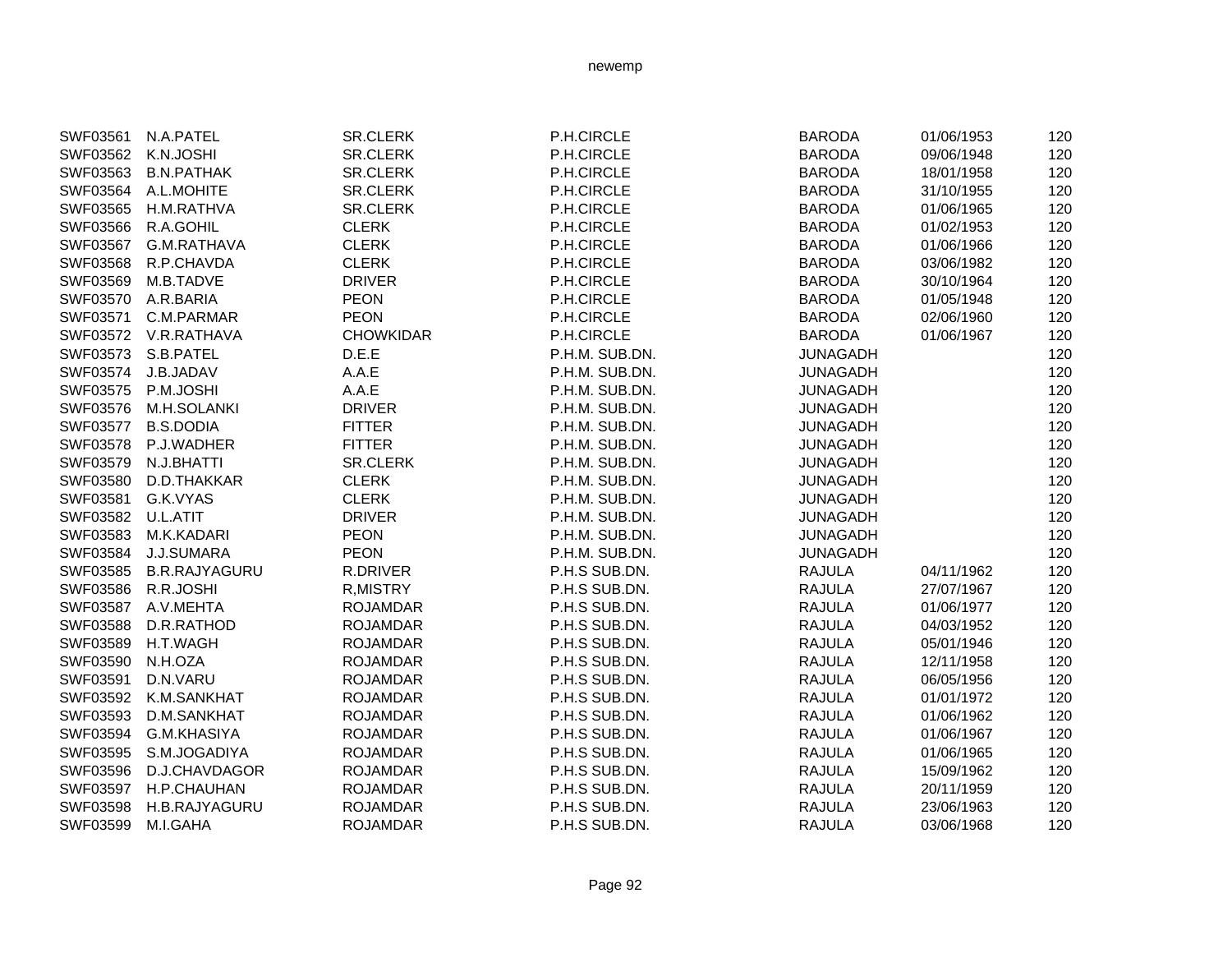| | | | | | | |
|---|---|---|---|---|---|---|
| SWF03561 | N.A.PATEL | SR.CLERK | P.H.CIRCLE | BARODA | 01/06/1953 | 120 |
| SWF03562 | K.N.JOSHI | SR.CLERK | P.H.CIRCLE | BARODA | 09/06/1948 | 120 |
| SWF03563 | B.N.PATHAK | SR.CLERK | P.H.CIRCLE | BARODA | 18/01/1958 | 120 |
| SWF03564 | A.L.MOHITE | SR.CLERK | P.H.CIRCLE | BARODA | 31/10/1955 | 120 |
| SWF03565 | H.M.RATHVA | SR.CLERK | P.H.CIRCLE | BARODA | 01/06/1965 | 120 |
| SWF03566 | R.A.GOHIL | CLERK | P.H.CIRCLE | BARODA | 01/02/1953 | 120 |
| SWF03567 | G.M.RATHAVA | CLERK | P.H.CIRCLE | BARODA | 01/06/1966 | 120 |
| SWF03568 | R.P.CHAVDA | CLERK | P.H.CIRCLE | BARODA | 03/06/1982 | 120 |
| SWF03569 | M.B.TADVE | DRIVER | P.H.CIRCLE | BARODA | 30/10/1964 | 120 |
| SWF03570 | A.R.BARIA | PEON | P.H.CIRCLE | BARODA | 01/05/1948 | 120 |
| SWF03571 | C.M.PARMAR | PEON | P.H.CIRCLE | BARODA | 02/06/1960 | 120 |
| SWF03572 | V.R.RATHAVA | CHOWKIDAR | P.H.CIRCLE | BARODA | 01/06/1967 | 120 |
| SWF03573 | S.B.PATEL | D.E.E | P.H.M. SUB.DN. | JUNAGADH | | 120 |
| SWF03574 | J.B.JADAV | A.A.E | P.H.M. SUB.DN. | JUNAGADH | | 120 |
| SWF03575 | P.M.JOSHI | A.A.E | P.H.M. SUB.DN. | JUNAGADH | | 120 |
| SWF03576 | M.H.SOLANKI | DRIVER | P.H.M. SUB.DN. | JUNAGADH | | 120 |
| SWF03577 | B.S.DODIA | FITTER | P.H.M. SUB.DN. | JUNAGADH | | 120 |
| SWF03578 | P.J.WADHER | FITTER | P.H.M. SUB.DN. | JUNAGADH | | 120 |
| SWF03579 | N.J.BHATTI | SR.CLERK | P.H.M. SUB.DN. | JUNAGADH | | 120 |
| SWF03580 | D.D.THAKKAR | CLERK | P.H.M. SUB.DN. | JUNAGADH | | 120 |
| SWF03581 | G.K.VYAS | CLERK | P.H.M. SUB.DN. | JUNAGADH | | 120 |
| SWF03582 | U.L.ATIT | DRIVER | P.H.M. SUB.DN. | JUNAGADH | | 120 |
| SWF03583 | M.K.KADARI | PEON | P.H.M. SUB.DN. | JUNAGADH | | 120 |
| SWF03584 | J.J.SUMARA | PEON | P.H.M. SUB.DN. | JUNAGADH | | 120 |
| SWF03585 | B.R.RAJYAGURU | R.DRIVER | P.H.S SUB.DN. | RAJULA | 04/11/1962 | 120 |
| SWF03586 | R.R.JOSHI | R,MISTRY | P.H.S SUB.DN. | RAJULA | 27/07/1967 | 120 |
| SWF03587 | A.V.MEHTA | ROJAMDAR | P.H.S SUB.DN. | RAJULA | 01/06/1977 | 120 |
| SWF03588 | D.R.RATHOD | ROJAMDAR | P.H.S SUB.DN. | RAJULA | 04/03/1952 | 120 |
| SWF03589 | H.T.WAGH | ROJAMDAR | P.H.S SUB.DN. | RAJULA | 05/01/1946 | 120 |
| SWF03590 | N.H.OZA | ROJAMDAR | P.H.S SUB.DN. | RAJULA | 12/11/1958 | 120 |
| SWF03591 | D.N.VARU | ROJAMDAR | P.H.S SUB.DN. | RAJULA | 06/05/1956 | 120 |
| SWF03592 | K.M.SANKHAT | ROJAMDAR | P.H.S SUB.DN. | RAJULA | 01/01/1972 | 120 |
| SWF03593 | D.M.SANKHAT | ROJAMDAR | P.H.S SUB.DN. | RAJULA | 01/06/1962 | 120 |
| SWF03594 | G.M.KHASIYA | ROJAMDAR | P.H.S SUB.DN. | RAJULA | 01/06/1967 | 120 |
| SWF03595 | S.M.JOGADIYA | ROJAMDAR | P.H.S SUB.DN. | RAJULA | 01/06/1965 | 120 |
| SWF03596 | D.J.CHAVDAGOR | ROJAMDAR | P.H.S SUB.DN. | RAJULA | 15/09/1962 | 120 |
| SWF03597 | H.P.CHAUHAN | ROJAMDAR | P.H.S SUB.DN. | RAJULA | 20/11/1959 | 120 |
| SWF03598 | H.B.RAJYAGURU | ROJAMDAR | P.H.S SUB.DN. | RAJULA | 23/06/1963 | 120 |
| SWF03599 | M.I.GAHA | ROJAMDAR | P.H.S SUB.DN. | RAJULA | 03/06/1968 | 120 |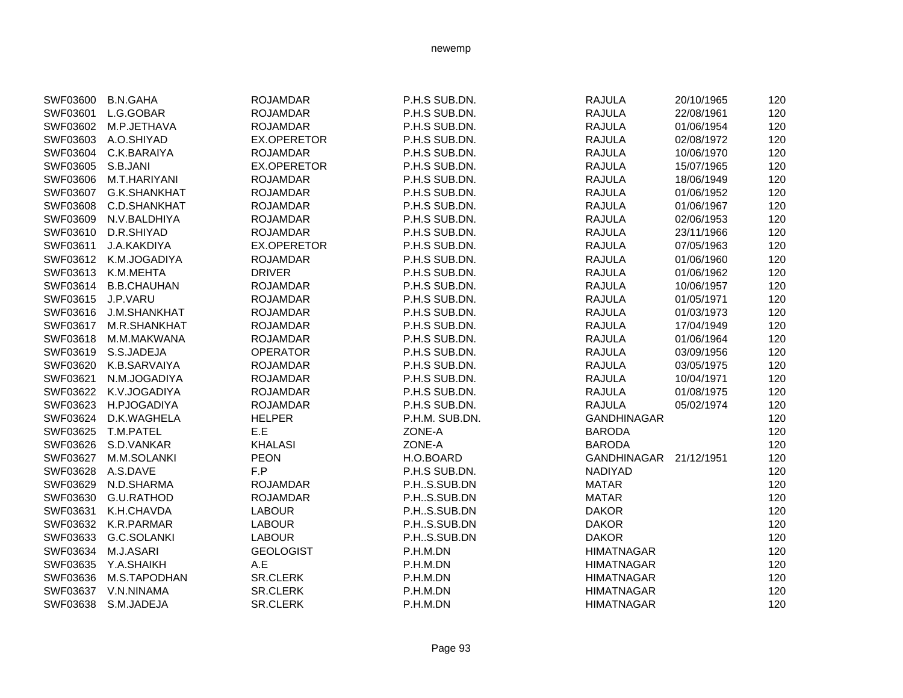| | | | | | | |
|---|---|---|---|---|---|---|
| SWF03600 | B.N.GAHA | ROJAMDAR | P.H.S SUB.DN. | RAJULA | 20/10/1965 | 120 |
| SWF03601 | L.G.GOBAR | ROJAMDAR | P.H.S SUB.DN. | RAJULA | 22/08/1961 | 120 |
| SWF03602 | M.P.JETHAVA | ROJAMDAR | P.H.S SUB.DN. | RAJULA | 01/06/1954 | 120 |
| SWF03603 | A.O.SHIYAD | EX.OPERETOR | P.H.S SUB.DN. | RAJULA | 02/08/1972 | 120 |
| SWF03604 | C.K.BARAIYA | ROJAMDAR | P.H.S SUB.DN. | RAJULA | 10/06/1970 | 120 |
| SWF03605 | S.B.JANI | EX.OPERETOR | P.H.S SUB.DN. | RAJULA | 15/07/1965 | 120 |
| SWF03606 | M.T.HARIYANI | ROJAMDAR | P.H.S SUB.DN. | RAJULA | 18/06/1949 | 120 |
| SWF03607 | G.K.SHANKHAT | ROJAMDAR | P.H.S SUB.DN. | RAJULA | 01/06/1952 | 120 |
| SWF03608 | C.D.SHANKHAT | ROJAMDAR | P.H.S SUB.DN. | RAJULA | 01/06/1967 | 120 |
| SWF03609 | N.V.BALDHIYA | ROJAMDAR | P.H.S SUB.DN. | RAJULA | 02/06/1953 | 120 |
| SWF03610 | D.R.SHIYAD | ROJAMDAR | P.H.S SUB.DN. | RAJULA | 23/11/1966 | 120 |
| SWF03611 | J.A.KAKDIYA | EX.OPERETOR | P.H.S SUB.DN. | RAJULA | 07/05/1963 | 120 |
| SWF03612 | K.M.JOGADIYA | ROJAMDAR | P.H.S SUB.DN. | RAJULA | 01/06/1960 | 120 |
| SWF03613 | K.M.MEHTA | DRIVER | P.H.S SUB.DN. | RAJULA | 01/06/1962 | 120 |
| SWF03614 | B.B.CHAUHAN | ROJAMDAR | P.H.S SUB.DN. | RAJULA | 10/06/1957 | 120 |
| SWF03615 | J.P.VARU | ROJAMDAR | P.H.S SUB.DN. | RAJULA | 01/05/1971 | 120 |
| SWF03616 | J.M.SHANKHAT | ROJAMDAR | P.H.S SUB.DN. | RAJULA | 01/03/1973 | 120 |
| SWF03617 | M.R.SHANKHAT | ROJAMDAR | P.H.S SUB.DN. | RAJULA | 17/04/1949 | 120 |
| SWF03618 | M.M.MAKWANA | ROJAMDAR | P.H.S SUB.DN. | RAJULA | 01/06/1964 | 120 |
| SWF03619 | S.S.JADEJA | OPERATOR | P.H.S SUB.DN. | RAJULA | 03/09/1956 | 120 |
| SWF03620 | K.B.SARVAIYA | ROJAMDAR | P.H.S SUB.DN. | RAJULA | 03/05/1975 | 120 |
| SWF03621 | N.M.JOGADIYA | ROJAMDAR | P.H.S SUB.DN. | RAJULA | 10/04/1971 | 120 |
| SWF03622 | K.V.JOGADIYA | ROJAMDAR | P.H.S SUB.DN. | RAJULA | 01/08/1975 | 120 |
| SWF03623 | H.PJOGADIYA | ROJAMDAR | P.H.S SUB.DN. | RAJULA | 05/02/1974 | 120 |
| SWF03624 | D.K.WAGHELA | HELPER | P.H.M. SUB.DN. | GANDHINAGAR | | 120 |
| SWF03625 | T.M.PATEL | E.E | ZONE-A | BARODA | | 120 |
| SWF03626 | S.D.VANKAR | KHALASI | ZONE-A | BARODA | | 120 |
| SWF03627 | M.M.SOLANKI | PEON | H.O.BOARD | GANDHINAGAR | 21/12/1951 | 120 |
| SWF03628 | A.S.DAVE | F.P | P.H.S SUB.DN. | NADIYAD | | 120 |
| SWF03629 | N.D.SHARMA | ROJAMDAR | P.H..S.SUB.DN | MATAR | | 120 |
| SWF03630 | G.U.RATHOD | ROJAMDAR | P.H..S.SUB.DN | MATAR | | 120 |
| SWF03631 | K.H.CHAVDA | LABOUR | P.H..S.SUB.DN | DAKOR | | 120 |
| SWF03632 | K.R.PARMAR | LABOUR | P.H..S.SUB.DN | DAKOR | | 120 |
| SWF03633 | G.C.SOLANKI | LABOUR | P.H..S.SUB.DN | DAKOR | | 120 |
| SWF03634 | M.J.ASARI | GEOLOGIST | P.H.M.DN | HIMATNAGAR | | 120 |
| SWF03635 | Y.A.SHAIKH | A.E | P.H.M.DN | HIMATNAGAR | | 120 |
| SWF03636 | M.S.TAPODHAN | SR.CLERK | P.H.M.DN | HIMATNAGAR | | 120 |
| SWF03637 | V.N.NINAMA | SR.CLERK | P.H.M.DN | HIMATNAGAR | | 120 |
| SWF03638 | S.M.JADEJA | SR.CLERK | P.H.M.DN | HIMATNAGAR | | 120 |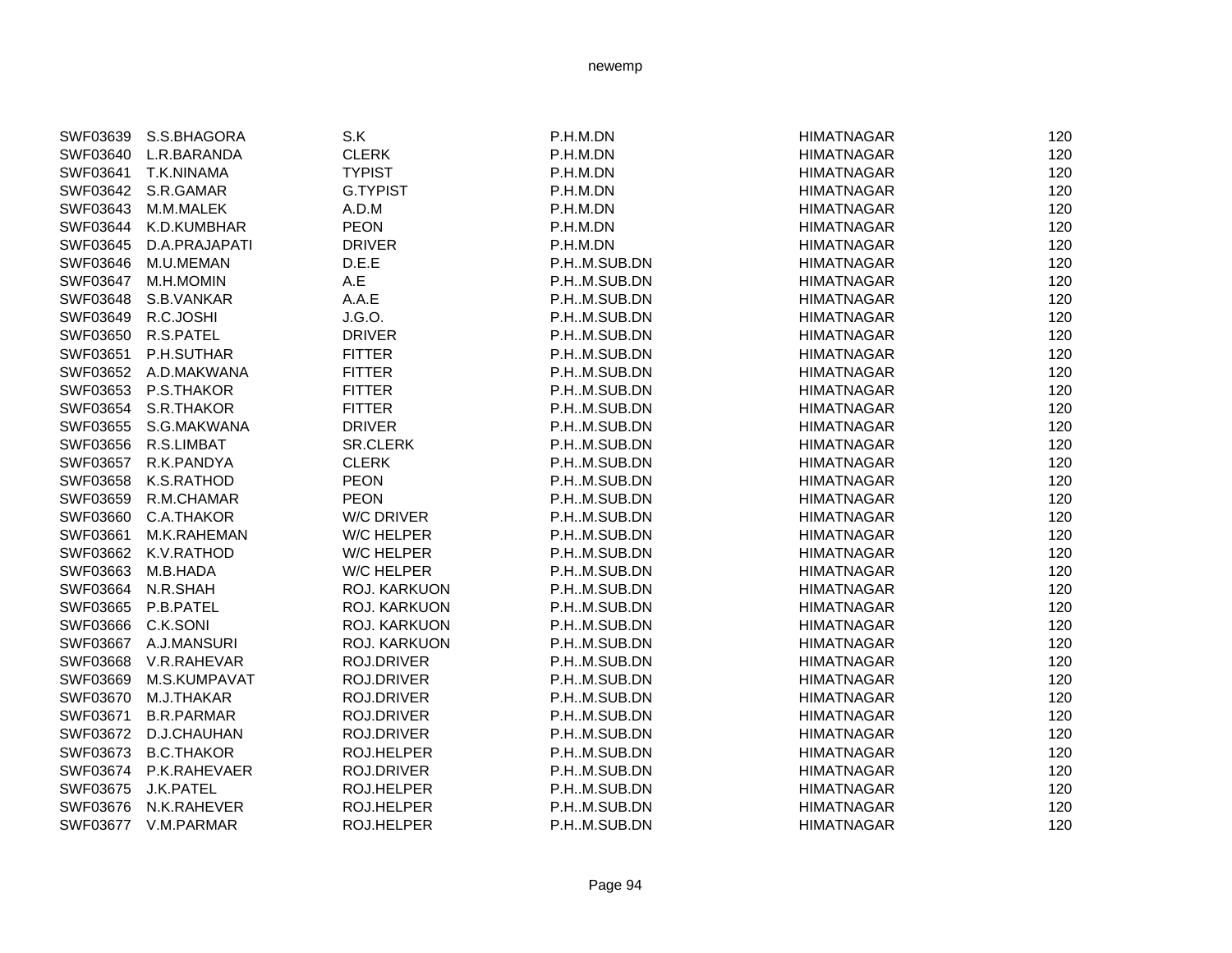| | | | | | |
|---|---|---|---|---|---|
| SWF03639 | S.S.BHAGORA | S.K | P.H.M.DN | HIMATNAGAR | 120 |
| SWF03640 | L.R.BARANDA | CLERK | P.H.M.DN | HIMATNAGAR | 120 |
| SWF03641 | T.K.NINAMA | TYPIST | P.H.M.DN | HIMATNAGAR | 120 |
| SWF03642 | S.R.GAMAR | G.TYPIST | P.H.M.DN | HIMATNAGAR | 120 |
| SWF03643 | M.M.MALEK | A.D.M | P.H.M.DN | HIMATNAGAR | 120 |
| SWF03644 | K.D.KUMBHAR | PEON | P.H.M.DN | HIMATNAGAR | 120 |
| SWF03645 | D.A.PRAJAPATI | DRIVER | P.H.M.DN | HIMATNAGAR | 120 |
| SWF03646 | M.U.MEMAN | D.E.E | P.H..M.SUB.DN | HIMATNAGAR | 120 |
| SWF03647 | M.H.MOMIN | A.E | P.H..M.SUB.DN | HIMATNAGAR | 120 |
| SWF03648 | S.B.VANKAR | A.A.E | P.H..M.SUB.DN | HIMATNAGAR | 120 |
| SWF03649 | R.C.JOSHI | J.G.O. | P.H..M.SUB.DN | HIMATNAGAR | 120 |
| SWF03650 | R.S.PATEL | DRIVER | P.H..M.SUB.DN | HIMATNAGAR | 120 |
| SWF03651 | P.H.SUTHAR | FITTER | P.H..M.SUB.DN | HIMATNAGAR | 120 |
| SWF03652 | A.D.MAKWANA | FITTER | P.H..M.SUB.DN | HIMATNAGAR | 120 |
| SWF03653 | P.S.THAKOR | FITTER | P.H..M.SUB.DN | HIMATNAGAR | 120 |
| SWF03654 | S.R.THAKOR | FITTER | P.H..M.SUB.DN | HIMATNAGAR | 120 |
| SWF03655 | S.G.MAKWANA | DRIVER | P.H..M.SUB.DN | HIMATNAGAR | 120 |
| SWF03656 | R.S.LIMBAT | SR.CLERK | P.H..M.SUB.DN | HIMATNAGAR | 120 |
| SWF03657 | R.K.PANDYA | CLERK | P.H..M.SUB.DN | HIMATNAGAR | 120 |
| SWF03658 | K.S.RATHOD | PEON | P.H..M.SUB.DN | HIMATNAGAR | 120 |
| SWF03659 | R.M.CHAMAR | PEON | P.H..M.SUB.DN | HIMATNAGAR | 120 |
| SWF03660 | C.A.THAKOR | W/C DRIVER | P.H..M.SUB.DN | HIMATNAGAR | 120 |
| SWF03661 | M.K.RAHEMAN | W/C HELPER | P.H..M.SUB.DN | HIMATNAGAR | 120 |
| SWF03662 | K.V.RATHOD | W/C HELPER | P.H..M.SUB.DN | HIMATNAGAR | 120 |
| SWF03663 | M.B.HADA | W/C HELPER | P.H..M.SUB.DN | HIMATNAGAR | 120 |
| SWF03664 | N.R.SHAH | ROJ. KARKUON | P.H..M.SUB.DN | HIMATNAGAR | 120 |
| SWF03665 | P.B.PATEL | ROJ. KARKUON | P.H..M.SUB.DN | HIMATNAGAR | 120 |
| SWF03666 | C.K.SONI | ROJ. KARKUON | P.H..M.SUB.DN | HIMATNAGAR | 120 |
| SWF03667 | A.J.MANSURI | ROJ. KARKUON | P.H..M.SUB.DN | HIMATNAGAR | 120 |
| SWF03668 | V.R.RAHEVAR | ROJ.DRIVER | P.H..M.SUB.DN | HIMATNAGAR | 120 |
| SWF03669 | M.S.KUMPAVAT | ROJ.DRIVER | P.H..M.SUB.DN | HIMATNAGAR | 120 |
| SWF03670 | M.J.THAKAR | ROJ.DRIVER | P.H..M.SUB.DN | HIMATNAGAR | 120 |
| SWF03671 | B.R.PARMAR | ROJ.DRIVER | P.H..M.SUB.DN | HIMATNAGAR | 120 |
| SWF03672 | D.J.CHAUHAN | ROJ.DRIVER | P.H..M.SUB.DN | HIMATNAGAR | 120 |
| SWF03673 | B.C.THAKOR | ROJ.HELPER | P.H..M.SUB.DN | HIMATNAGAR | 120 |
| SWF03674 | P.K.RAHEVAER | ROJ.DRIVER | P.H..M.SUB.DN | HIMATNAGAR | 120 |
| SWF03675 | J.K.PATEL | ROJ.HELPER | P.H..M.SUB.DN | HIMATNAGAR | 120 |
| SWF03676 | N.K.RAHEVER | ROJ.HELPER | P.H..M.SUB.DN | HIMATNAGAR | 120 |
| SWF03677 | V.M.PARMAR | ROJ.HELPER | P.H..M.SUB.DN | HIMATNAGAR | 120 |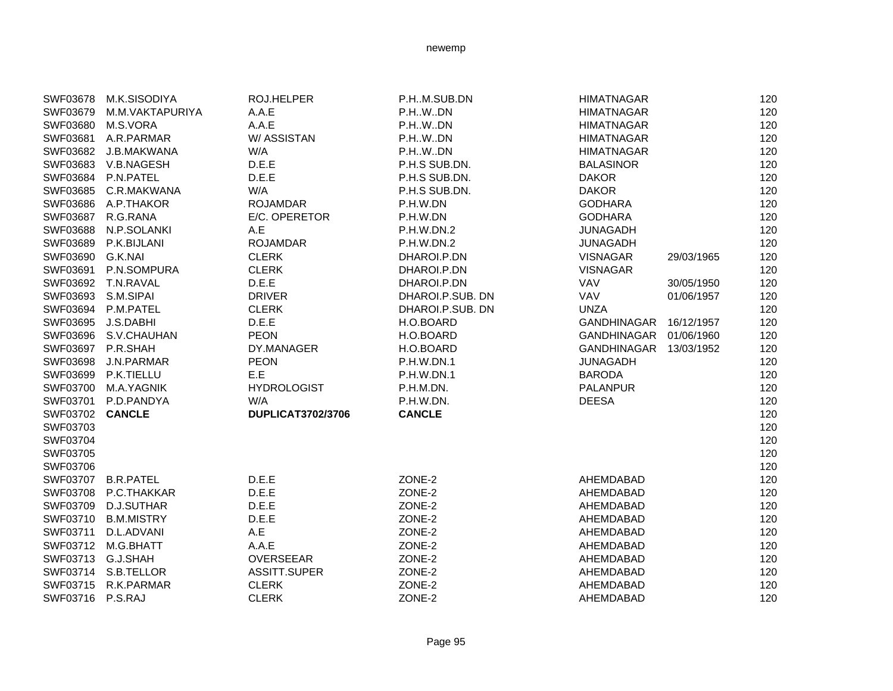| | | | | | | |
|---|---|---|---|---|---|---|
| SWF03678 | M.K.SISODIYA | ROJ.HELPER | P.H..M.SUB.DN | HIMATNAGAR | | 120 |
| SWF03679 | M.M.VAKTAPURIYA | A.A.E | P.H..W..DN | HIMATNAGAR | | 120 |
| SWF03680 | M.S.VORA | A.A.E | P.H..W..DN | HIMATNAGAR | | 120 |
| SWF03681 | A.R.PARMAR | W/ ASSISTAN | P.H..W..DN | HIMATNAGAR | | 120 |
| SWF03682 | J.B.MAKWANA | W/A | P.H..W..DN | HIMATNAGAR | | 120 |
| SWF03683 | V.B.NAGESH | D.E.E | P.H.S SUB.DN. | BALASINOR | | 120 |
| SWF03684 | P.N.PATEL | D.E.E | P.H.S SUB.DN. | DAKOR | | 120 |
| SWF03685 | C.R.MAKWANA | W/A | P.H.S SUB.DN. | DAKOR | | 120 |
| SWF03686 | A.P.THAKOR | ROJAMDAR | P.H.W.DN | GODHARA | | 120 |
| SWF03687 | R.G.RANA | E/C. OPERETOR | P.H.W.DN | GODHARA | | 120 |
| SWF03688 | N.P.SOLANKI | A.E | P.H.W.DN.2 | JUNAGADH | | 120 |
| SWF03689 | P.K.BIJLANI | ROJAMDAR | P.H.W.DN.2 | JUNAGADH | | 120 |
| SWF03690 | G.K.NAI | CLERK | DHAROI.P.DN | VISNAGAR | 29/03/1965 | 120 |
| SWF03691 | P.N.SOMPURA | CLERK | DHAROI.P.DN | VISNAGAR | | 120 |
| SWF03692 | T.N.RAVAL | D.E.E | DHAROI.P.DN | VAV | 30/05/1950 | 120 |
| SWF03693 | S.M.SIPAI | DRIVER | DHAROI.P.SUB. DN | VAV | 01/06/1957 | 120 |
| SWF03694 | P.M.PATEL | CLERK | DHAROI.P.SUB. DN | UNZA | | 120 |
| SWF03695 | J.S.DABHI | D.E.E | H.O.BOARD | GANDHINAGAR | 16/12/1957 | 120 |
| SWF03696 | S.V.CHAUHAN | PEON | H.O.BOARD | GANDHINAGAR | 01/06/1960 | 120 |
| SWF03697 | P.R.SHAH | DY.MANAGER | H.O.BOARD | GANDHINAGAR | 13/03/1952 | 120 |
| SWF03698 | J.N.PARMAR | PEON | P.H.W.DN.1 | JUNAGADH | | 120 |
| SWF03699 | P.K.TIELLU | E.E | P.H.W.DN.1 | BARODA | | 120 |
| SWF03700 | M.A.YAGNIK | HYDROLOGIST | P.H.M.DN. | PALANPUR | | 120 |
| SWF03701 | P.D.PANDYA | W/A | P.H.W.DN. | DEESA | | 120 |
| SWF03702 | **CANCLE** | **DUPLICAT3702/3706** | **CANCLE** | | | 120 |
| SWF03703 | | | | | | 120 |
| SWF03704 | | | | | | 120 |
| SWF03705 | | | | | | 120 |
| SWF03706 | | | | | | 120 |
| SWF03707 | B.R.PATEL | D.E.E | ZONE-2 | AHEMDABAD | | 120 |
| SWF03708 | P.C.THAKKAR | D.E.E | ZONE-2 | AHEMDABAD | | 120 |
| SWF03709 | D.J.SUTHAR | D.E.E | ZONE-2 | AHEMDABAD | | 120 |
| SWF03710 | B.M.MISTRY | D.E.E | ZONE-2 | AHEMDABAD | | 120 |
| SWF03711 | D.L.ADVANI | A.E | ZONE-2 | AHEMDABAD | | 120 |
| SWF03712 | M.G.BHATT | A.A.E | ZONE-2 | AHEMDABAD | | 120 |
| SWF03713 | G.J.SHAH | OVERSEEAR | ZONE-2 | AHEMDABAD | | 120 |
| SWF03714 | S.B.TELLOR | ASSITT.SUPER | ZONE-2 | AHEMDABAD | | 120 |
| SWF03715 | R.K.PARMAR | CLERK | ZONE-2 | AHEMDABAD | | 120 |
| SWF03716 | P.S.RAJ | CLERK | ZONE-2 | AHEMDABAD | | 120 |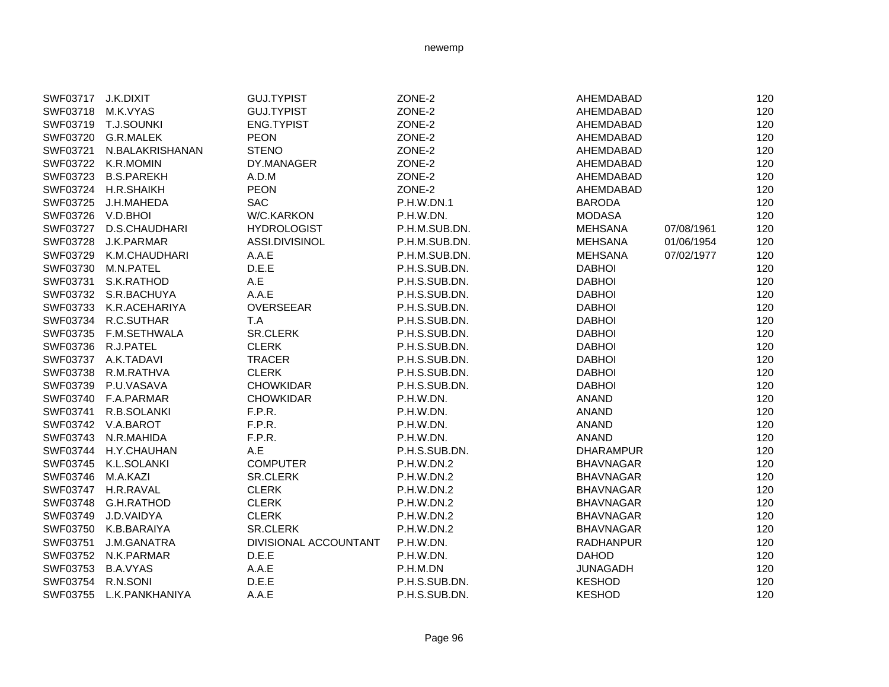| | | | | | | |
|---|---|---|---|---|---|---|
| SWF03717 | J.K.DIXIT | GUJ.TYPIST | ZONE-2 | AHEMDABAD | | 120 |
| SWF03718 | M.K.VYAS | GUJ.TYPIST | ZONE-2 | AHEMDABAD | | 120 |
| SWF03719 | T.J.SOUNKI | ENG.TYPIST | ZONE-2 | AHEMDABAD | | 120 |
| SWF03720 | G.R.MALEK | PEON | ZONE-2 | AHEMDABAD | | 120 |
| SWF03721 | N.BALAKRISHANAN | STENO | ZONE-2 | AHEMDABAD | | 120 |
| SWF03722 | K.R.MOMIN | DY.MANAGER | ZONE-2 | AHEMDABAD | | 120 |
| SWF03723 | B.S.PAREKH | A.D.M | ZONE-2 | AHEMDABAD | | 120 |
| SWF03724 | H.R.SHAIKH | PEON | ZONE-2 | AHEMDABAD | | 120 |
| SWF03725 | J.H.MAHEDA | SAC | P.H.W.DN.1 | BARODA | | 120 |
| SWF03726 | V.D.BHOI | W/C.KARKON | P.H.W.DN. | MODASA | | 120 |
| SWF03727 | D.S.CHAUDHARI | HYDROLOGIST | P.H.M.SUB.DN. | MEHSANA | 07/08/1961 | 120 |
| SWF03728 | J.K.PARMAR | ASSI.DIVISINOL | P.H.M.SUB.DN. | MEHSANA | 01/06/1954 | 120 |
| SWF03729 | K.M.CHAUDHARI | A.A.E | P.H.M.SUB.DN. | MEHSANA | 07/02/1977 | 120 |
| SWF03730 | M.N.PATEL | D.E.E | P.H.S.SUB.DN. | DABHOI | | 120 |
| SWF03731 | S.K.RATHOD | A.E | P.H.S.SUB.DN. | DABHOI | | 120 |
| SWF03732 | S.R.BACHUYA | A.A.E | P.H.S.SUB.DN. | DABHOI | | 120 |
| SWF03733 | K.R.ACEHARIYA | OVERSEEAR | P.H.S.SUB.DN. | DABHOI | | 120 |
| SWF03734 | R.C.SUTHAR | T.A | P.H.S.SUB.DN. | DABHOI | | 120 |
| SWF03735 | F.M.SETHWALA | SR.CLERK | P.H.S.SUB.DN. | DABHOI | | 120 |
| SWF03736 | R.J.PATEL | CLERK | P.H.S.SUB.DN. | DABHOI | | 120 |
| SWF03737 | A.K.TADAVI | TRACER | P.H.S.SUB.DN. | DABHOI | | 120 |
| SWF03738 | R.M.RATHVA | CLERK | P.H.S.SUB.DN. | DABHOI | | 120 |
| SWF03739 | P.U.VASAVA | CHOWKIDAR | P.H.S.SUB.DN. | DABHOI | | 120 |
| SWF03740 | F.A.PARMAR | CHOWKIDAR | P.H.W.DN. | ANAND | | 120 |
| SWF03741 | R.B.SOLANKI | F.P.R. | P.H.W.DN. | ANAND | | 120 |
| SWF03742 | V.A.BAROT | F.P.R. | P.H.W.DN. | ANAND | | 120 |
| SWF03743 | N.R.MAHIDA | F.P.R. | P.H.W.DN. | ANAND | | 120 |
| SWF03744 | H.Y.CHAUHAN | A.E | P.H.S.SUB.DN. | DHARAMPUR | | 120 |
| SWF03745 | K.L.SOLANKI | COMPUTER | P.H.W.DN.2 | BHAVNAGAR | | 120 |
| SWF03746 | M.A.KAZI | SR.CLERK | P.H.W.DN.2 | BHAVNAGAR | | 120 |
| SWF03747 | H.R.RAVAL | CLERK | P.H.W.DN.2 | BHAVNAGAR | | 120 |
| SWF03748 | G.H.RATHOD | CLERK | P.H.W.DN.2 | BHAVNAGAR | | 120 |
| SWF03749 | J.D.VAIDYA | CLERK | P.H.W.DN.2 | BHAVNAGAR | | 120 |
| SWF03750 | K.B.BARAIYA | SR.CLERK | P.H.W.DN.2 | BHAVNAGAR | | 120 |
| SWF03751 | J.M.GANATRA | DIVISIONAL ACCOUNTANT | P.H.W.DN. | RADHANPUR | | 120 |
| SWF03752 | N.K.PARMAR | D.E.E | P.H.W.DN. | DAHOD | | 120 |
| SWF03753 | B.A.VYAS | A.A.E | P.H.M.DN | JUNAGADH | | 120 |
| SWF03754 | R.N.SONI | D.E.E | P.H.S.SUB.DN. | KESHOD | | 120 |
| SWF03755 | L.K.PANKHANIYA | A.A.E | P.H.S.SUB.DN. | KESHOD | | 120 |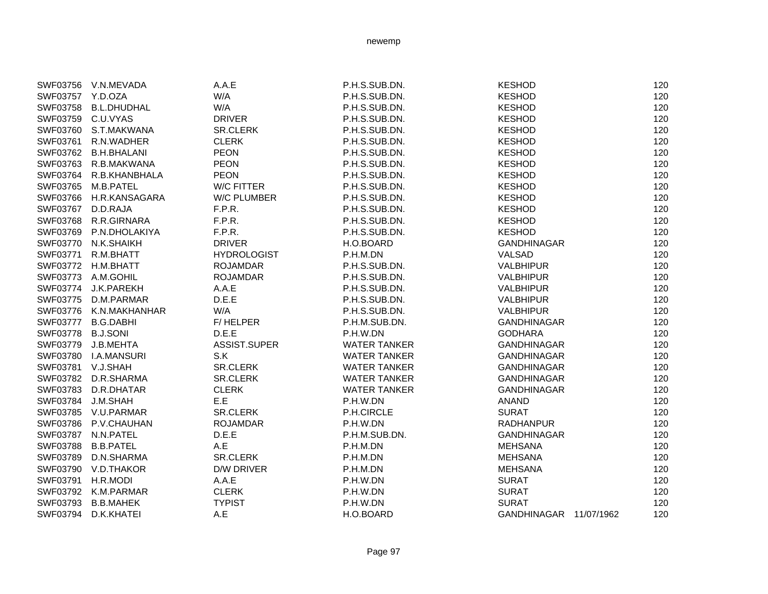| | | | | | | |
|---|---|---|---|---|---|---|
| SWF03756 | V.N.MEVADA | A.A.E | P.H.S.SUB.DN. | KESHOD | | 120 |
| SWF03757 | Y.D.OZA | W/A | P.H.S.SUB.DN. | KESHOD | | 120 |
| SWF03758 | B.L.DHUDHAL | W/A | P.H.S.SUB.DN. | KESHOD | | 120 |
| SWF03759 | C.U.VYAS | DRIVER | P.H.S.SUB.DN. | KESHOD | | 120 |
| SWF03760 | S.T.MAKWANA | SR.CLERK | P.H.S.SUB.DN. | KESHOD | | 120 |
| SWF03761 | R.N.WADHER | CLERK | P.H.S.SUB.DN. | KESHOD | | 120 |
| SWF03762 | B.H.BHALANI | PEON | P.H.S.SUB.DN. | KESHOD | | 120 |
| SWF03763 | R.B.MAKWANA | PEON | P.H.S.SUB.DN. | KESHOD | | 120 |
| SWF03764 | R.B.KHANBHALA | PEON | P.H.S.SUB.DN. | KESHOD | | 120 |
| SWF03765 | M.B.PATEL | W/C FITTER | P.H.S.SUB.DN. | KESHOD | | 120 |
| SWF03766 | H.R.KANSAGARA | W/C PLUMBER | P.H.S.SUB.DN. | KESHOD | | 120 |
| SWF03767 | D.D.RAJA | F.P.R. | P.H.S.SUB.DN. | KESHOD | | 120 |
| SWF03768 | R.R.GIRNARA | F.P.R. | P.H.S.SUB.DN. | KESHOD | | 120 |
| SWF03769 | P.N.DHOLAKIYA | F.P.R. | P.H.S.SUB.DN. | KESHOD | | 120 |
| SWF03770 | N.K.SHAIKH | DRIVER | H.O.BOARD | GANDHINAGAR | | 120 |
| SWF03771 | R.M.BHATT | HYDROLOGIST | P.H.M.DN | VALSAD | | 120 |
| SWF03772 | H.M.BHATT | ROJAMDAR | P.H.S.SUB.DN. | VALBHIPUR | | 120 |
| SWF03773 | A.M.GOHIL | ROJAMDAR | P.H.S.SUB.DN. | VALBHIPUR | | 120 |
| SWF03774 | J.K.PAREKH | A.A.E | P.H.S.SUB.DN. | VALBHIPUR | | 120 |
| SWF03775 | D.M.PARMAR | D.E.E | P.H.S.SUB.DN. | VALBHIPUR | | 120 |
| SWF03776 | K.N.MAKHANHAR | W/A | P.H.S.SUB.DN. | VALBHIPUR | | 120 |
| SWF03777 | B.G.DABHI | F/ HELPER | P.H.M.SUB.DN. | GANDHINAGAR | | 120 |
| SWF03778 | B.J.SONI | D.E.E | P.H.W.DN | GODHARA | | 120 |
| SWF03779 | J.B.MEHTA | ASSIST.SUPER | WATER TANKER | GANDHINAGAR | | 120 |
| SWF03780 | I.A.MANSURI | S.K | WATER TANKER | GANDHINAGAR | | 120 |
| SWF03781 | V.J.SHAH | SR.CLERK | WATER TANKER | GANDHINAGAR | | 120 |
| SWF03782 | D.R.SHARMA | SR.CLERK | WATER TANKER | GANDHINAGAR | | 120 |
| SWF03783 | D.R.DHATAR | CLERK | WATER TANKER | GANDHINAGAR | | 120 |
| SWF03784 | J.M.SHAH | E.E | P.H.W.DN | ANAND | | 120 |
| SWF03785 | V.U.PARMAR | SR.CLERK | P.H.CIRCLE | SURAT | | 120 |
| SWF03786 | P.V.CHAUHAN | ROJAMDAR | P.H.W.DN | RADHANPUR | | 120 |
| SWF03787 | N.N.PATEL | D.E.E | P.H.M.SUB.DN. | GANDHINAGAR | | 120 |
| SWF03788 | B.B.PATEL | A.E | P.H.M.DN | MEHSANA | | 120 |
| SWF03789 | D.N.SHARMA | SR.CLERK | P.H.M.DN | MEHSANA | | 120 |
| SWF03790 | V.D.THAKOR | D/W DRIVER | P.H.M.DN | MEHSANA | | 120 |
| SWF03791 | H.R.MODI | A.A.E | P.H.W.DN | SURAT | | 120 |
| SWF03792 | K.M.PARMAR | CLERK | P.H.W.DN | SURAT | | 120 |
| SWF03793 | B.B.MAHEK | TYPIST | P.H.W.DN | SURAT | | 120 |
| SWF03794 | D.K.KHATEI | A.E | H.O.BOARD | GANDHINAGAR | 11/07/1962 | 120 |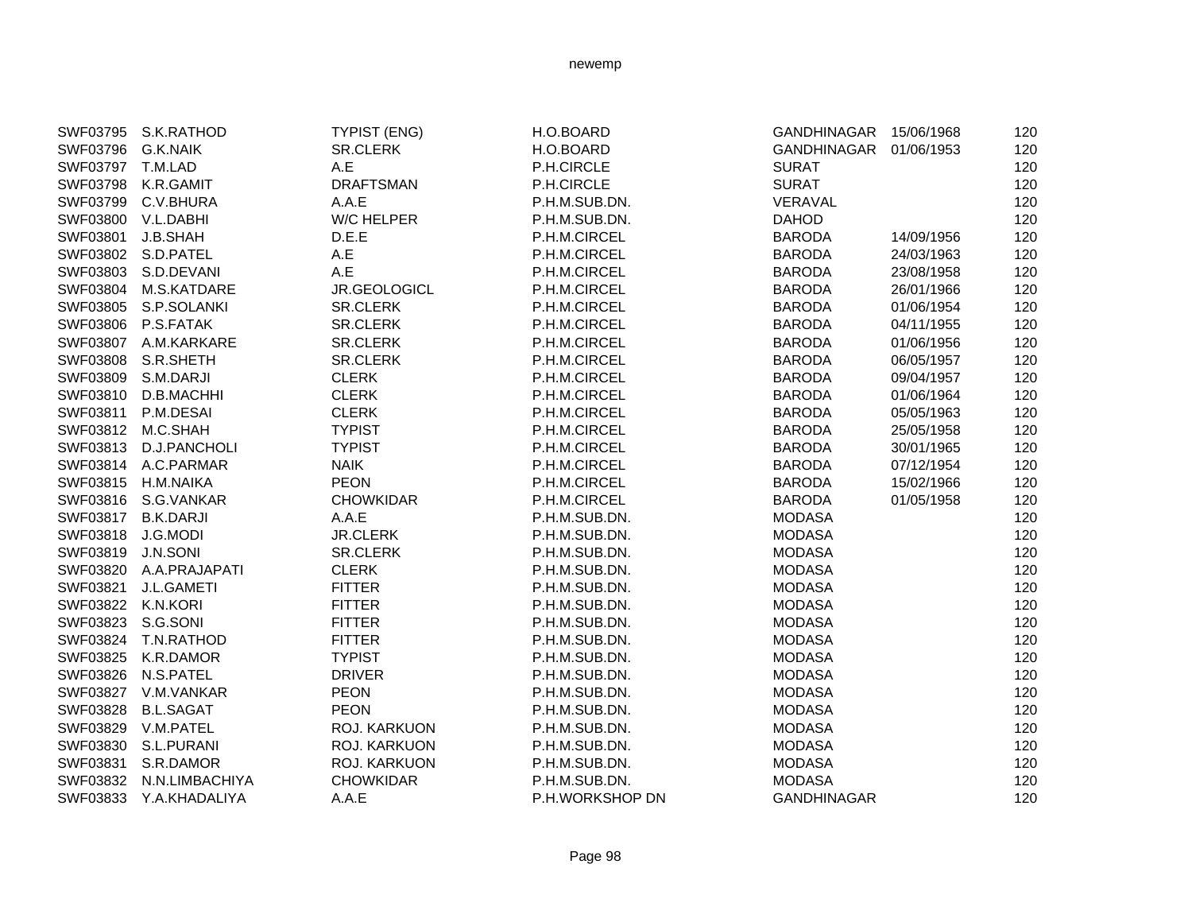| | | | | | | |
|---|---|---|---|---|---|---|
| SWF03795 | S.K.RATHOD | TYPIST (ENG) | H.O.BOARD | GANDHINAGAR | 15/06/1968 | 120 |
| SWF03796 | G.K.NAIK | SR.CLERK | H.O.BOARD | GANDHINAGAR | 01/06/1953 | 120 |
| SWF03797 | T.M.LAD | A.E | P.H.CIRCLE | SURAT | | 120 |
| SWF03798 | K.R.GAMIT | DRAFTSMAN | P.H.CIRCLE | SURAT | | 120 |
| SWF03799 | C.V.BHURA | A.A.E | P.H.M.SUB.DN. | VERAVAL | | 120 |
| SWF03800 | V.L.DABHI | W/C HELPER | P.H.M.SUB.DN. | DAHOD | | 120 |
| SWF03801 | J.B.SHAH | D.E.E | P.H.M.CIRCEL | BARODA | 14/09/1956 | 120 |
| SWF03802 | S.D.PATEL | A.E | P.H.M.CIRCEL | BARODA | 24/03/1963 | 120 |
| SWF03803 | S.D.DEVANI | A.E | P.H.M.CIRCEL | BARODA | 23/08/1958 | 120 |
| SWF03804 | M.S.KATDARE | JR.GEOLOGICL | P.H.M.CIRCEL | BARODA | 26/01/1966 | 120 |
| SWF03805 | S.P.SOLANKI | SR.CLERK | P.H.M.CIRCEL | BARODA | 01/06/1954 | 120 |
| SWF03806 | P.S.FATAK | SR.CLERK | P.H.M.CIRCEL | BARODA | 04/11/1955 | 120 |
| SWF03807 | A.M.KARKARE | SR.CLERK | P.H.M.CIRCEL | BARODA | 01/06/1956 | 120 |
| SWF03808 | S.R.SHETH | SR.CLERK | P.H.M.CIRCEL | BARODA | 06/05/1957 | 120 |
| SWF03809 | S.M.DARJI | CLERK | P.H.M.CIRCEL | BARODA | 09/04/1957 | 120 |
| SWF03810 | D.B.MACHHI | CLERK | P.H.M.CIRCEL | BARODA | 01/06/1964 | 120 |
| SWF03811 | P.M.DESAI | CLERK | P.H.M.CIRCEL | BARODA | 05/05/1963 | 120 |
| SWF03812 | M.C.SHAH | TYPIST | P.H.M.CIRCEL | BARODA | 25/05/1958 | 120 |
| SWF03813 | D.J.PANCHOLI | TYPIST | P.H.M.CIRCEL | BARODA | 30/01/1965 | 120 |
| SWF03814 | A.C.PARMAR | NAIK | P.H.M.CIRCEL | BARODA | 07/12/1954 | 120 |
| SWF03815 | H.M.NAIKA | PEON | P.H.M.CIRCEL | BARODA | 15/02/1966 | 120 |
| SWF03816 | S.G.VANKAR | CHOWKIDAR | P.H.M.CIRCEL | BARODA | 01/05/1958 | 120 |
| SWF03817 | B.K.DARJI | A.A.E | P.H.M.SUB.DN. | MODASA | | 120 |
| SWF03818 | J.G.MODI | JR.CLERK | P.H.M.SUB.DN. | MODASA | | 120 |
| SWF03819 | J.N.SONI | SR.CLERK | P.H.M.SUB.DN. | MODASA | | 120 |
| SWF03820 | A.A.PRAJAPATI | CLERK | P.H.M.SUB.DN. | MODASA | | 120 |
| SWF03821 | J.L.GAMETI | FITTER | P.H.M.SUB.DN. | MODASA | | 120 |
| SWF03822 | K.N.KORI | FITTER | P.H.M.SUB.DN. | MODASA | | 120 |
| SWF03823 | S.G.SONI | FITTER | P.H.M.SUB.DN. | MODASA | | 120 |
| SWF03824 | T.N.RATHOD | FITTER | P.H.M.SUB.DN. | MODASA | | 120 |
| SWF03825 | K.R.DAMOR | TYPIST | P.H.M.SUB.DN. | MODASA | | 120 |
| SWF03826 | N.S.PATEL | DRIVER | P.H.M.SUB.DN. | MODASA | | 120 |
| SWF03827 | V.M.VANKAR | PEON | P.H.M.SUB.DN. | MODASA | | 120 |
| SWF03828 | B.L.SAGAT | PEON | P.H.M.SUB.DN. | MODASA | | 120 |
| SWF03829 | V.M.PATEL | ROJ. KARKUON | P.H.M.SUB.DN. | MODASA | | 120 |
| SWF03830 | S.L.PURANI | ROJ. KARKUON | P.H.M.SUB.DN. | MODASA | | 120 |
| SWF03831 | S.R.DAMOR | ROJ. KARKUON | P.H.M.SUB.DN. | MODASA | | 120 |
| SWF03832 | N.N.LIMBACHIYA | CHOWKIDAR | P.H.M.SUB.DN. | MODASA | | 120 |
| SWF03833 | Y.A.KHADALIYA | A.A.E | P.H.WORKSHOP DN | GANDHINAGAR | | 120 |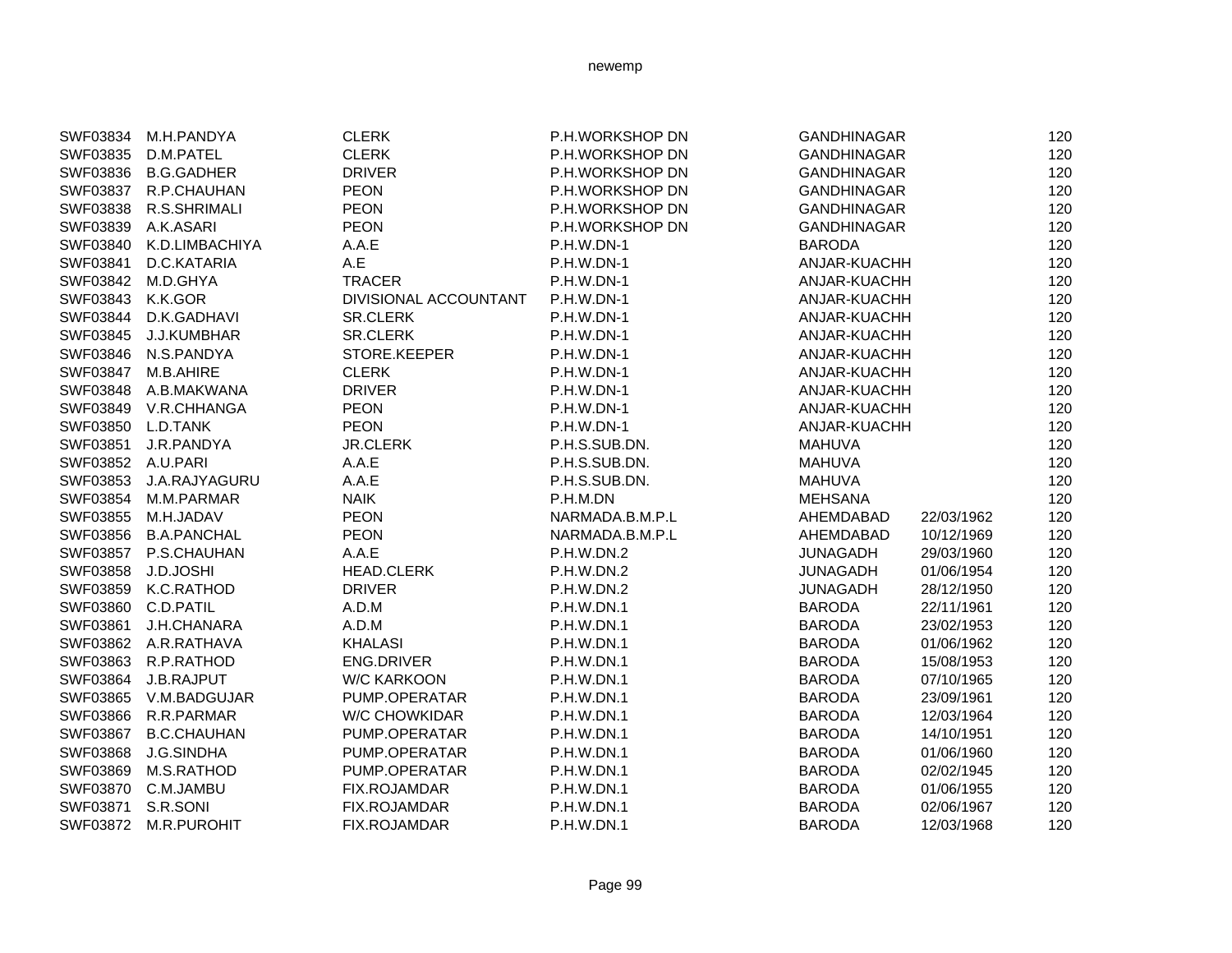| | | | | | | |
|---|---|---|---|---|---|---|
| SWF03834 | M.H.PANDYA | CLERK | P.H.WORKSHOP DN | GANDHINAGAR | | 120 |
| SWF03835 | D.M.PATEL | CLERK | P.H.WORKSHOP DN | GANDHINAGAR | | 120 |
| SWF03836 | B.G.GADHER | DRIVER | P.H.WORKSHOP DN | GANDHINAGAR | | 120 |
| SWF03837 | R.P.CHAUHAN | PEON | P.H.WORKSHOP DN | GANDHINAGAR | | 120 |
| SWF03838 | R.S.SHRIMALI | PEON | P.H.WORKSHOP DN | GANDHINAGAR | | 120 |
| SWF03839 | A.K.ASARI | PEON | P.H.WORKSHOP DN | GANDHINAGAR | | 120 |
| SWF03840 | K.D.LIMBACHIYA | A.A.E | P.H.W.DN-1 | BARODA | | 120 |
| SWF03841 | D.C.KATARIA | A.E | P.H.W.DN-1 | ANJAR-KUACHH | | 120 |
| SWF03842 | M.D.GHYA | TRACER | P.H.W.DN-1 | ANJAR-KUACHH | | 120 |
| SWF03843 | K.K.GOR | DIVISIONAL ACCOUNTANT | P.H.W.DN-1 | ANJAR-KUACHH | | 120 |
| SWF03844 | D.K.GADHAVI | SR.CLERK | P.H.W.DN-1 | ANJAR-KUACHH | | 120 |
| SWF03845 | J.J.KUMBHAR | SR.CLERK | P.H.W.DN-1 | ANJAR-KUACHH | | 120 |
| SWF03846 | N.S.PANDYA | STORE.KEEPER | P.H.W.DN-1 | ANJAR-KUACHH | | 120 |
| SWF03847 | M.B.AHIRE | CLERK | P.H.W.DN-1 | ANJAR-KUACHH | | 120 |
| SWF03848 | A.B.MAKWANA | DRIVER | P.H.W.DN-1 | ANJAR-KUACHH | | 120 |
| SWF03849 | V.R.CHHANGA | PEON | P.H.W.DN-1 | ANJAR-KUACHH | | 120 |
| SWF03850 | L.D.TANK | PEON | P.H.W.DN-1 | ANJAR-KUACHH | | 120 |
| SWF03851 | J.R.PANDYA | JR.CLERK | P.H.S.SUB.DN. | MAHUVA | | 120 |
| SWF03852 | A.U.PARI | A.A.E | P.H.S.SUB.DN. | MAHUVA | | 120 |
| SWF03853 | J.A.RAJYAGURU | A.A.E | P.H.S.SUB.DN. | MAHUVA | | 120 |
| SWF03854 | M.M.PARMAR | NAIK | P.H.M.DN | MEHSANA | | 120 |
| SWF03855 | M.H.JADAV | PEON | NARMADA.B.M.P.L | AHEMDABAD | 22/03/1962 | 120 |
| SWF03856 | B.A.PANCHAL | PEON | NARMADA.B.M.P.L | AHEMDABAD | 10/12/1969 | 120 |
| SWF03857 | P.S.CHAUHAN | A.A.E | P.H.W.DN.2 | JUNAGADH | 29/03/1960 | 120 |
| SWF03858 | J.D.JOSHI | HEAD.CLERK | P.H.W.DN.2 | JUNAGADH | 01/06/1954 | 120 |
| SWF03859 | K.C.RATHOD | DRIVER | P.H.W.DN.2 | JUNAGADH | 28/12/1950 | 120 |
| SWF03860 | C.D.PATIL | A.D.M | P.H.W.DN.1 | BARODA | 22/11/1961 | 120 |
| SWF03861 | J.H.CHANARA | A.D.M | P.H.W.DN.1 | BARODA | 23/02/1953 | 120 |
| SWF03862 | A.R.RATHAVA | KHALASI | P.H.W.DN.1 | BARODA | 01/06/1962 | 120 |
| SWF03863 | R.P.RATHOD | ENG.DRIVER | P.H.W.DN.1 | BARODA | 15/08/1953 | 120 |
| SWF03864 | J.B.RAJPUT | W/C KARKOON | P.H.W.DN.1 | BARODA | 07/10/1965 | 120 |
| SWF03865 | V.M.BADGUJAR | PUMP.OPERATAR | P.H.W.DN.1 | BARODA | 23/09/1961 | 120 |
| SWF03866 | R.R.PARMAR | W/C CHOWKIDAR | P.H.W.DN.1 | BARODA | 12/03/1964 | 120 |
| SWF03867 | B.C.CHAUHAN | PUMP.OPERATAR | P.H.W.DN.1 | BARODA | 14/10/1951 | 120 |
| SWF03868 | J.G.SINDHA | PUMP.OPERATAR | P.H.W.DN.1 | BARODA | 01/06/1960 | 120 |
| SWF03869 | M.S.RATHOD | PUMP.OPERATAR | P.H.W.DN.1 | BARODA | 02/02/1945 | 120 |
| SWF03870 | C.M.JAMBU | FIX.ROJAMDAR | P.H.W.DN.1 | BARODA | 01/06/1955 | 120 |
| SWF03871 | S.R.SONI | FIX.ROJAMDAR | P.H.W.DN.1 | BARODA | 02/06/1967 | 120 |
| SWF03872 | M.R.PUROHIT | FIX.ROJAMDAR | P.H.W.DN.1 | BARODA | 12/03/1968 | 120 |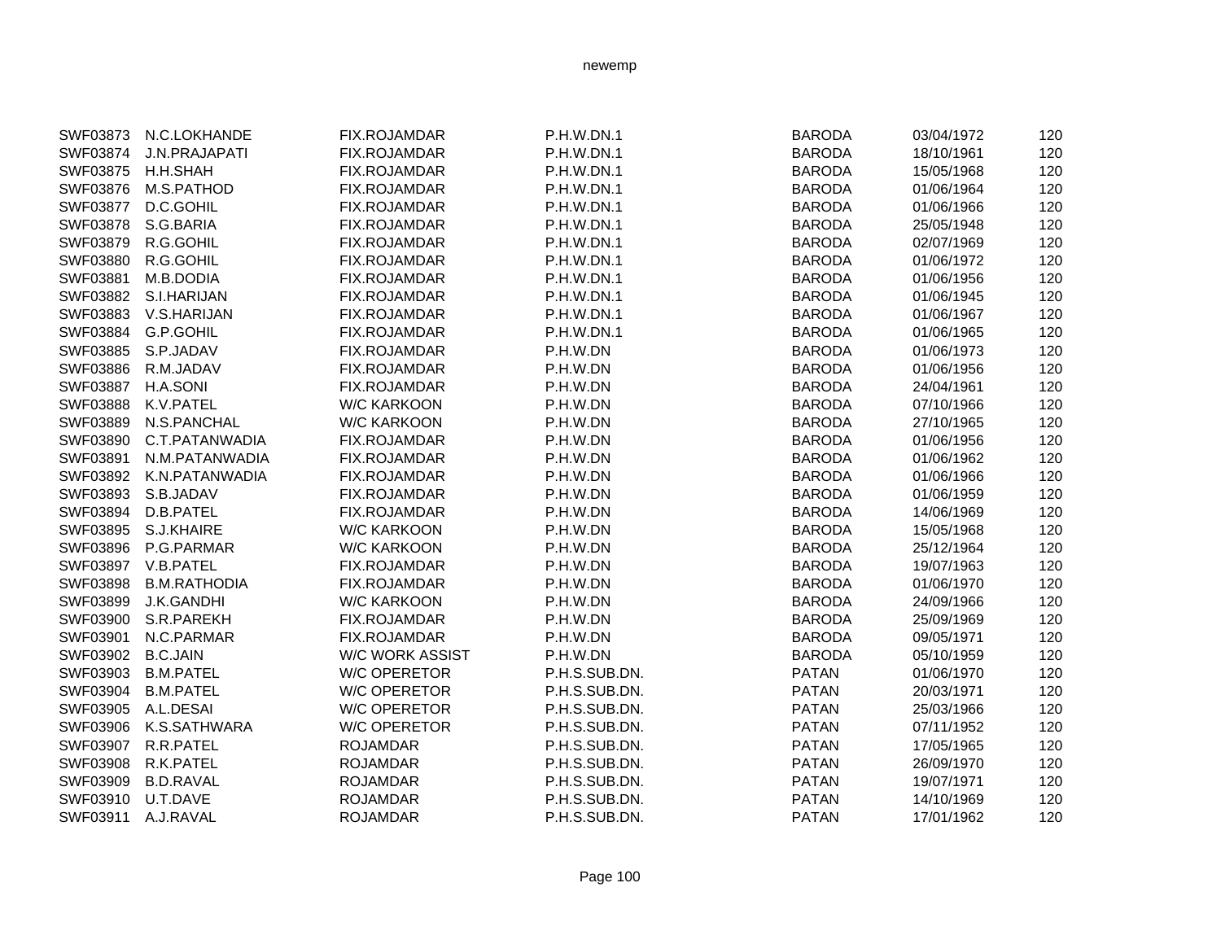| | | | | | | |
|---|---|---|---|---|---|---|
| SWF03873 | N.C.LOKHANDE | FIX.ROJAMDAR | P.H.W.DN.1 | BARODA | 03/04/1972 | 120 |
| SWF03874 | J.N.PRAJAPATI | FIX.ROJAMDAR | P.H.W.DN.1 | BARODA | 18/10/1961 | 120 |
| SWF03875 | H.H.SHAH | FIX.ROJAMDAR | P.H.W.DN.1 | BARODA | 15/05/1968 | 120 |
| SWF03876 | M.S.PATHOD | FIX.ROJAMDAR | P.H.W.DN.1 | BARODA | 01/06/1964 | 120 |
| SWF03877 | D.C.GOHIL | FIX.ROJAMDAR | P.H.W.DN.1 | BARODA | 01/06/1966 | 120 |
| SWF03878 | S.G.BARIA | FIX.ROJAMDAR | P.H.W.DN.1 | BARODA | 25/05/1948 | 120 |
| SWF03879 | R.G.GOHIL | FIX.ROJAMDAR | P.H.W.DN.1 | BARODA | 02/07/1969 | 120 |
| SWF03880 | R.G.GOHIL | FIX.ROJAMDAR | P.H.W.DN.1 | BARODA | 01/06/1972 | 120 |
| SWF03881 | M.B.DODIA | FIX.ROJAMDAR | P.H.W.DN.1 | BARODA | 01/06/1956 | 120 |
| SWF03882 | S.I.HARIJAN | FIX.ROJAMDAR | P.H.W.DN.1 | BARODA | 01/06/1945 | 120 |
| SWF03883 | V.S.HARIJAN | FIX.ROJAMDAR | P.H.W.DN.1 | BARODA | 01/06/1967 | 120 |
| SWF03884 | G.P.GOHIL | FIX.ROJAMDAR | P.H.W.DN.1 | BARODA | 01/06/1965 | 120 |
| SWF03885 | S.P.JADAV | FIX.ROJAMDAR | P.H.W.DN | BARODA | 01/06/1973 | 120 |
| SWF03886 | R.M.JADAV | FIX.ROJAMDAR | P.H.W.DN | BARODA | 01/06/1956 | 120 |
| SWF03887 | H.A.SONI | FIX.ROJAMDAR | P.H.W.DN | BARODA | 24/04/1961 | 120 |
| SWF03888 | K.V.PATEL | W/C KARKOON | P.H.W.DN | BARODA | 07/10/1966 | 120 |
| SWF03889 | N.S.PANCHAL | W/C KARKOON | P.H.W.DN | BARODA | 27/10/1965 | 120 |
| SWF03890 | C.T.PATANWADIA | FIX.ROJAMDAR | P.H.W.DN | BARODA | 01/06/1956 | 120 |
| SWF03891 | N.M.PATANWADIA | FIX.ROJAMDAR | P.H.W.DN | BARODA | 01/06/1962 | 120 |
| SWF03892 | K.N.PATANWADIA | FIX.ROJAMDAR | P.H.W.DN | BARODA | 01/06/1966 | 120 |
| SWF03893 | S.B.JADAV | FIX.ROJAMDAR | P.H.W.DN | BARODA | 01/06/1959 | 120 |
| SWF03894 | D.B.PATEL | FIX.ROJAMDAR | P.H.W.DN | BARODA | 14/06/1969 | 120 |
| SWF03895 | S.J.KHAIRE | W/C KARKOON | P.H.W.DN | BARODA | 15/05/1968 | 120 |
| SWF03896 | P.G.PARMAR | W/C KARKOON | P.H.W.DN | BARODA | 25/12/1964 | 120 |
| SWF03897 | V.B.PATEL | FIX.ROJAMDAR | P.H.W.DN | BARODA | 19/07/1963 | 120 |
| SWF03898 | B.M.RATHODIA | FIX.ROJAMDAR | P.H.W.DN | BARODA | 01/06/1970 | 120 |
| SWF03899 | J.K.GANDHI | W/C KARKOON | P.H.W.DN | BARODA | 24/09/1966 | 120 |
| SWF03900 | S.R.PAREKH | FIX.ROJAMDAR | P.H.W.DN | BARODA | 25/09/1969 | 120 |
| SWF03901 | N.C.PARMAR | FIX.ROJAMDAR | P.H.W.DN | BARODA | 09/05/1971 | 120 |
| SWF03902 | B.C.JAIN | W/C WORK ASSIST | P.H.W.DN | BARODA | 05/10/1959 | 120 |
| SWF03903 | B.M.PATEL | W/C OPERETOR | P.H.S.SUB.DN. | PATAN | 01/06/1970 | 120 |
| SWF03904 | B.M.PATEL | W/C OPERETOR | P.H.S.SUB.DN. | PATAN | 20/03/1971 | 120 |
| SWF03905 | A.L.DESAI | W/C OPERETOR | P.H.S.SUB.DN. | PATAN | 25/03/1966 | 120 |
| SWF03906 | K.S.SATHWARA | W/C OPERETOR | P.H.S.SUB.DN. | PATAN | 07/11/1952 | 120 |
| SWF03907 | R.R.PATEL | ROJAMDAR | P.H.S.SUB.DN. | PATAN | 17/05/1965 | 120 |
| SWF03908 | R.K.PATEL | ROJAMDAR | P.H.S.SUB.DN. | PATAN | 26/09/1970 | 120 |
| SWF03909 | B.D.RAVAL | ROJAMDAR | P.H.S.SUB.DN. | PATAN | 19/07/1971 | 120 |
| SWF03910 | U.T.DAVE | ROJAMDAR | P.H.S.SUB.DN. | PATAN | 14/10/1969 | 120 |
| SWF03911 | A.J.RAVAL | ROJAMDAR | P.H.S.SUB.DN. | PATAN | 17/01/1962 | 120 |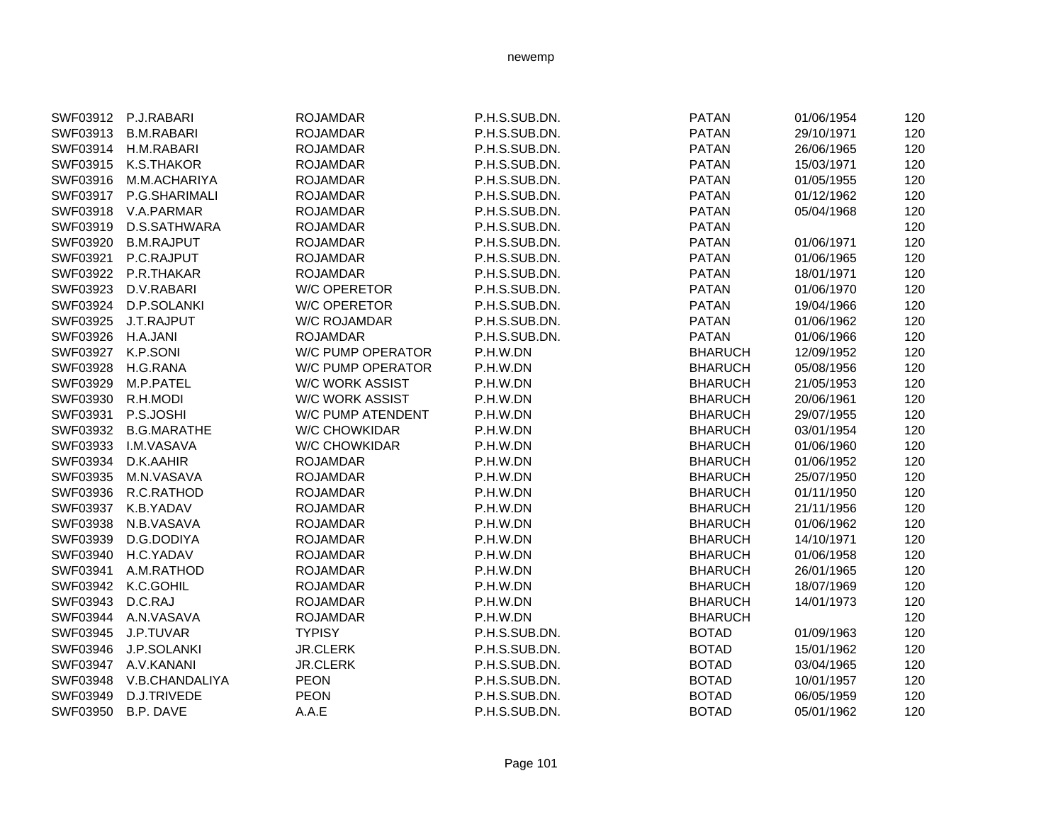| | | | | | | |
|---|---|---|---|---|---|---|
| SWF03912 | P.J.RABARI | ROJAMDAR | P.H.S.SUB.DN. | PATAN | 01/06/1954 | 120 |
| SWF03913 | B.M.RABARI | ROJAMDAR | P.H.S.SUB.DN. | PATAN | 29/10/1971 | 120 |
| SWF03914 | H.M.RABARI | ROJAMDAR | P.H.S.SUB.DN. | PATAN | 26/06/1965 | 120 |
| SWF03915 | K.S.THAKOR | ROJAMDAR | P.H.S.SUB.DN. | PATAN | 15/03/1971 | 120 |
| SWF03916 | M.M.ACHARIYA | ROJAMDAR | P.H.S.SUB.DN. | PATAN | 01/05/1955 | 120 |
| SWF03917 | P.G.SHARIMALI | ROJAMDAR | P.H.S.SUB.DN. | PATAN | 01/12/1962 | 120 |
| SWF03918 | V.A.PARMAR | ROJAMDAR | P.H.S.SUB.DN. | PATAN | 05/04/1968 | 120 |
| SWF03919 | D.S.SATHWARA | ROJAMDAR | P.H.S.SUB.DN. | PATAN | | 120 |
| SWF03920 | B.M.RAJPUT | ROJAMDAR | P.H.S.SUB.DN. | PATAN | 01/06/1971 | 120 |
| SWF03921 | P.C.RAJPUT | ROJAMDAR | P.H.S.SUB.DN. | PATAN | 01/06/1965 | 120 |
| SWF03922 | P.R.THAKAR | ROJAMDAR | P.H.S.SUB.DN. | PATAN | 18/01/1971 | 120 |
| SWF03923 | D.V.RABARI | W/C OPERETOR | P.H.S.SUB.DN. | PATAN | 01/06/1970 | 120 |
| SWF03924 | D.P.SOLANKI | W/C OPERETOR | P.H.S.SUB.DN. | PATAN | 19/04/1966 | 120 |
| SWF03925 | J.T.RAJPUT | W/C ROJAMDAR | P.H.S.SUB.DN. | PATAN | 01/06/1962 | 120 |
| SWF03926 | H.A.JANI | ROJAMDAR | P.H.S.SUB.DN. | PATAN | 01/06/1966 | 120 |
| SWF03927 | K.P.SONI | W/C PUMP OPERATOR | P.H.W.DN | BHARUCH | 12/09/1952 | 120 |
| SWF03928 | H.G.RANA | W/C PUMP OPERATOR | P.H.W.DN | BHARUCH | 05/08/1956 | 120 |
| SWF03929 | M.P.PATEL | W/C WORK ASSIST | P.H.W.DN | BHARUCH | 21/05/1953 | 120 |
| SWF03930 | R.H.MODI | W/C WORK ASSIST | P.H.W.DN | BHARUCH | 20/06/1961 | 120 |
| SWF03931 | P.S.JOSHI | W/C PUMP ATENDENT | P.H.W.DN | BHARUCH | 29/07/1955 | 120 |
| SWF03932 | B.G.MARATHE | W/C CHOWKIDAR | P.H.W.DN | BHARUCH | 03/01/1954 | 120 |
| SWF03933 | I.M.VASAVA | W/C CHOWKIDAR | P.H.W.DN | BHARUCH | 01/06/1960 | 120 |
| SWF03934 | D.K.AAHIR | ROJAMDAR | P.H.W.DN | BHARUCH | 01/06/1952 | 120 |
| SWF03935 | M.N.VASAVA | ROJAMDAR | P.H.W.DN | BHARUCH | 25/07/1950 | 120 |
| SWF03936 | R.C.RATHOD | ROJAMDAR | P.H.W.DN | BHARUCH | 01/11/1950 | 120 |
| SWF03937 | K.B.YADAV | ROJAMDAR | P.H.W.DN | BHARUCH | 21/11/1956 | 120 |
| SWF03938 | N.B.VASAVA | ROJAMDAR | P.H.W.DN | BHARUCH | 01/06/1962 | 120 |
| SWF03939 | D.G.DODIYA | ROJAMDAR | P.H.W.DN | BHARUCH | 14/10/1971 | 120 |
| SWF03940 | H.C.YADAV | ROJAMDAR | P.H.W.DN | BHARUCH | 01/06/1958 | 120 |
| SWF03941 | A.M.RATHOD | ROJAMDAR | P.H.W.DN | BHARUCH | 26/01/1965 | 120 |
| SWF03942 | K.C.GOHIL | ROJAMDAR | P.H.W.DN | BHARUCH | 18/07/1969 | 120 |
| SWF03943 | D.C.RAJ | ROJAMDAR | P.H.W.DN | BHARUCH | 14/01/1973 | 120 |
| SWF03944 | A.N.VASAVA | ROJAMDAR | P.H.W.DN | BHARUCH | | 120 |
| SWF03945 | J.P.TUVAR | TYPISY | P.H.S.SUB.DN. | BOTAD | 01/09/1963 | 120 |
| SWF03946 | J.P.SOLANKI | JR.CLERK | P.H.S.SUB.DN. | BOTAD | 15/01/1962 | 120 |
| SWF03947 | A.V.KANANI | JR.CLERK | P.H.S.SUB.DN. | BOTAD | 03/04/1965 | 120 |
| SWF03948 | V.B.CHANDALIYA | PEON | P.H.S.SUB.DN. | BOTAD | 10/01/1957 | 120 |
| SWF03949 | D.J.TRIVEDE | PEON | P.H.S.SUB.DN. | BOTAD | 06/05/1959 | 120 |
| SWF03950 | B.P. DAVE | A.A.E | P.H.S.SUB.DN. | BOTAD | 05/01/1962 | 120 |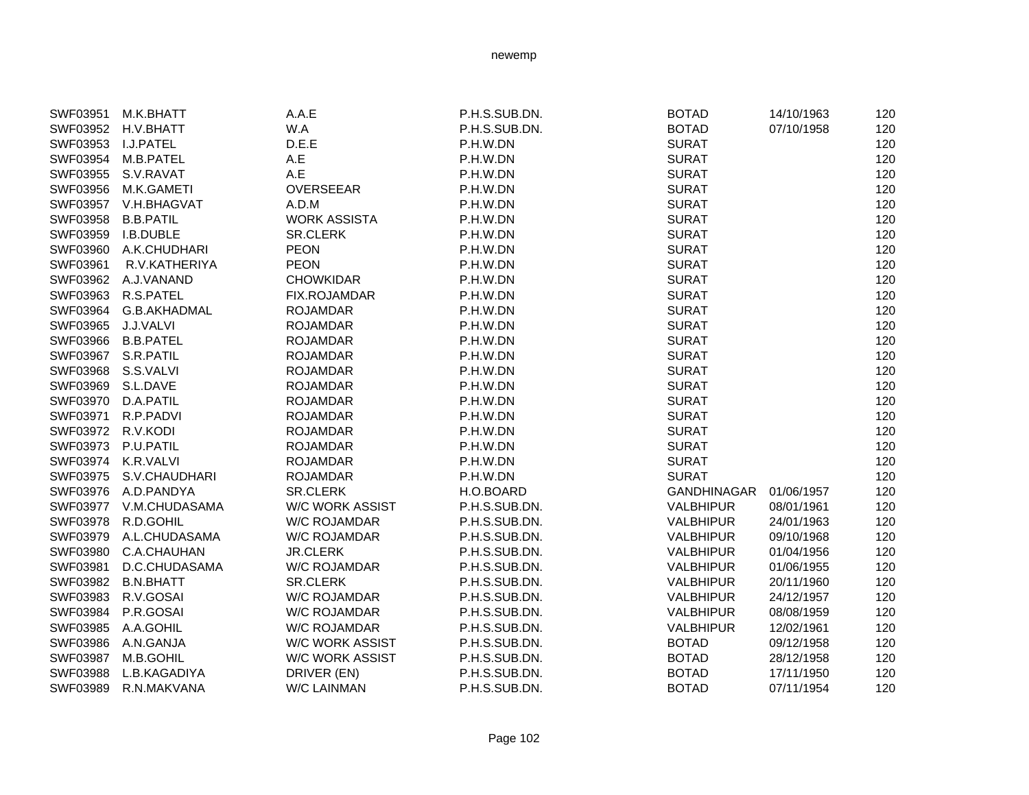| | | | | | | |
|---|---|---|---|---|---|---|
| SWF03951 | M.K.BHATT | A.A.E | P.H.S.SUB.DN. | BOTAD | 14/10/1963 | 120 |
| SWF03952 | H.V.BHATT | W.A | P.H.S.SUB.DN. | BOTAD | 07/10/1958 | 120 |
| SWF03953 | I.J.PATEL | D.E.E | P.H.W.DN | SURAT | | 120 |
| SWF03954 | M.B.PATEL | A.E | P.H.W.DN | SURAT | | 120 |
| SWF03955 | S.V.RAVAT | A.E | P.H.W.DN | SURAT | | 120 |
| SWF03956 | M.K.GAMETI | OVERSEEAR | P.H.W.DN | SURAT | | 120 |
| SWF03957 | V.H.BHAGVAT | A.D.M | P.H.W.DN | SURAT | | 120 |
| SWF03958 | B.B.PATIL | WORK ASSISTA | P.H.W.DN | SURAT | | 120 |
| SWF03959 | I.B.DUBLE | SR.CLERK | P.H.W.DN | SURAT | | 120 |
| SWF03960 | A.K.CHUDHARI | PEON | P.H.W.DN | SURAT | | 120 |
| SWF03961 | R.V.KATHERIYA | PEON | P.H.W.DN | SURAT | | 120 |
| SWF03962 | A.J.VANAND | CHOWKIDAR | P.H.W.DN | SURAT | | 120 |
| SWF03963 | R.S.PATEL | FIX.ROJAMDAR | P.H.W.DN | SURAT | | 120 |
| SWF03964 | G.B.AKHADMAL | ROJAMDAR | P.H.W.DN | SURAT | | 120 |
| SWF03965 | J.J.VALVI | ROJAMDAR | P.H.W.DN | SURAT | | 120 |
| SWF03966 | B.B.PATEL | ROJAMDAR | P.H.W.DN | SURAT | | 120 |
| SWF03967 | S.R.PATIL | ROJAMDAR | P.H.W.DN | SURAT | | 120 |
| SWF03968 | S.S.VALVI | ROJAMDAR | P.H.W.DN | SURAT | | 120 |
| SWF03969 | S.L.DAVE | ROJAMDAR | P.H.W.DN | SURAT | | 120 |
| SWF03970 | D.A.PATIL | ROJAMDAR | P.H.W.DN | SURAT | | 120 |
| SWF03971 | R.P.PADVI | ROJAMDAR | P.H.W.DN | SURAT | | 120 |
| SWF03972 | R.V.KODI | ROJAMDAR | P.H.W.DN | SURAT | | 120 |
| SWF03973 | P.U.PATIL | ROJAMDAR | P.H.W.DN | SURAT | | 120 |
| SWF03974 | K.R.VALVI | ROJAMDAR | P.H.W.DN | SURAT | | 120 |
| SWF03975 | S.V.CHAUDHARI | ROJAMDAR | P.H.W.DN | SURAT | | 120 |
| SWF03976 | A.D.PANDYA | SR.CLERK | H.O.BOARD | GANDHINAGAR | 01/06/1957 | 120 |
| SWF03977 | V.M.CHUDASAMA | W/C WORK ASSIST | P.H.S.SUB.DN. | VALBHIPUR | 08/01/1961 | 120 |
| SWF03978 | R.D.GOHIL | W/C ROJAMDAR | P.H.S.SUB.DN. | VALBHIPUR | 24/01/1963 | 120 |
| SWF03979 | A.L.CHUDASAMA | W/C ROJAMDAR | P.H.S.SUB.DN. | VALBHIPUR | 09/10/1968 | 120 |
| SWF03980 | C.A.CHAUHAN | JR.CLERK | P.H.S.SUB.DN. | VALBHIPUR | 01/04/1956 | 120 |
| SWF03981 | D.C.CHUDASAMA | W/C ROJAMDAR | P.H.S.SUB.DN. | VALBHIPUR | 01/06/1955 | 120 |
| SWF03982 | B.N.BHATT | SR.CLERK | P.H.S.SUB.DN. | VALBHIPUR | 20/11/1960 | 120 |
| SWF03983 | R.V.GOSAI | W/C ROJAMDAR | P.H.S.SUB.DN. | VALBHIPUR | 24/12/1957 | 120 |
| SWF03984 | P.R.GOSAI | W/C ROJAMDAR | P.H.S.SUB.DN. | VALBHIPUR | 08/08/1959 | 120 |
| SWF03985 | A.A.GOHIL | W/C ROJAMDAR | P.H.S.SUB.DN. | VALBHIPUR | 12/02/1961 | 120 |
| SWF03986 | A.N.GANJA | W/C WORK ASSIST | P.H.S.SUB.DN. | BOTAD | 09/12/1958 | 120 |
| SWF03987 | M.B.GOHIL | W/C WORK ASSIST | P.H.S.SUB.DN. | BOTAD | 28/12/1958 | 120 |
| SWF03988 | L.B.KAGADIYA | DRIVER (EN) | P.H.S.SUB.DN. | BOTAD | 17/11/1950 | 120 |
| SWF03989 | R.N.MAKVANA | W/C LAINMAN | P.H.S.SUB.DN. | BOTAD | 07/11/1954 | 120 |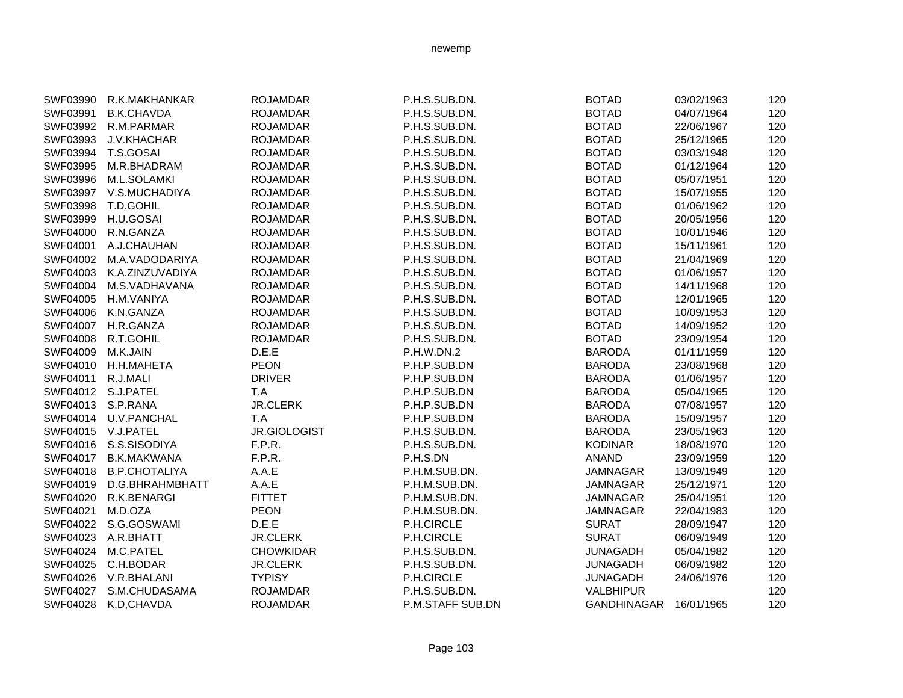| | | | | | | |
|---|---|---|---|---|---|---|
| SWF03990 | R.K.MAKHANKAR | ROJAMDAR | P.H.S.SUB.DN. | BOTAD | 03/02/1963 | 120 |
| SWF03991 | B.K.CHAVDA | ROJAMDAR | P.H.S.SUB.DN. | BOTAD | 04/07/1964 | 120 |
| SWF03992 | R.M.PARMAR | ROJAMDAR | P.H.S.SUB.DN. | BOTAD | 22/06/1967 | 120 |
| SWF03993 | J.V.KHACHAR | ROJAMDAR | P.H.S.SUB.DN. | BOTAD | 25/12/1965 | 120 |
| SWF03994 | T.S.GOSAI | ROJAMDAR | P.H.S.SUB.DN. | BOTAD | 03/03/1948 | 120 |
| SWF03995 | M.R.BHADRAM | ROJAMDAR | P.H.S.SUB.DN. | BOTAD | 01/12/1964 | 120 |
| SWF03996 | M.L.SOLAMKI | ROJAMDAR | P.H.S.SUB.DN. | BOTAD | 05/07/1951 | 120 |
| SWF03997 | V.S.MUCHADIYA | ROJAMDAR | P.H.S.SUB.DN. | BOTAD | 15/07/1955 | 120 |
| SWF03998 | T.D.GOHIL | ROJAMDAR | P.H.S.SUB.DN. | BOTAD | 01/06/1962 | 120 |
| SWF03999 | H.U.GOSAI | ROJAMDAR | P.H.S.SUB.DN. | BOTAD | 20/05/1956 | 120 |
| SWF04000 | R.N.GANZA | ROJAMDAR | P.H.S.SUB.DN. | BOTAD | 10/01/1946 | 120 |
| SWF04001 | A.J.CHAUHAN | ROJAMDAR | P.H.S.SUB.DN. | BOTAD | 15/11/1961 | 120 |
| SWF04002 | M.A.VADODARIYA | ROJAMDAR | P.H.S.SUB.DN. | BOTAD | 21/04/1969 | 120 |
| SWF04003 | K.A.ZINZUVADIYA | ROJAMDAR | P.H.S.SUB.DN. | BOTAD | 01/06/1957 | 120 |
| SWF04004 | M.S.VADHAVANA | ROJAMDAR | P.H.S.SUB.DN. | BOTAD | 14/11/1968 | 120 |
| SWF04005 | H.M.VANIYA | ROJAMDAR | P.H.S.SUB.DN. | BOTAD | 12/01/1965 | 120 |
| SWF04006 | K.N.GANZA | ROJAMDAR | P.H.S.SUB.DN. | BOTAD | 10/09/1953 | 120 |
| SWF04007 | H.R.GANZA | ROJAMDAR | P.H.S.SUB.DN. | BOTAD | 14/09/1952 | 120 |
| SWF04008 | R.T.GOHIL | ROJAMDAR | P.H.S.SUB.DN. | BOTAD | 23/09/1954 | 120 |
| SWF04009 | M.K.JAIN | D.E.E | P.H.W.DN.2 | BARODA | 01/11/1959 | 120 |
| SWF04010 | H.H.MAHETA | PEON | P.H.P.SUB.DN | BARODA | 23/08/1968 | 120 |
| SWF04011 | R.J.MALI | DRIVER | P.H.P.SUB.DN | BARODA | 01/06/1957 | 120 |
| SWF04012 | S.J.PATEL | T.A | P.H.P.SUB.DN | BARODA | 05/04/1965 | 120 |
| SWF04013 | S.P.RANA | JR.CLERK | P.H.P.SUB.DN | BARODA | 07/08/1957 | 120 |
| SWF04014 | U.V.PANCHAL | T.A | P.H.P.SUB.DN | BARODA | 15/09/1957 | 120 |
| SWF04015 | V.J.PATEL | JR.GIOLOGIST | P.H.S.SUB.DN. | BARODA | 23/05/1963 | 120 |
| SWF04016 | S.S.SISODIYA | F.P.R. | P.H.S.SUB.DN. | KODINAR | 18/08/1970 | 120 |
| SWF04017 | B.K.MAKWANA | F.P.R. | P.H.S.DN | ANAND | 23/09/1959 | 120 |
| SWF04018 | B.P.CHOTALIYA | A.A.E | P.H.M.SUB.DN. | JAMNAGAR | 13/09/1949 | 120 |
| SWF04019 | D.G.BHRAHMBHATT | A.A.E | P.H.M.SUB.DN. | JAMNAGAR | 25/12/1971 | 120 |
| SWF04020 | R.K.BENARGI | FITTET | P.H.M.SUB.DN. | JAMNAGAR | 25/04/1951 | 120 |
| SWF04021 | M.D.OZA | PEON | P.H.M.SUB.DN. | JAMNAGAR | 22/04/1983 | 120 |
| SWF04022 | S.G.GOSWAMI | D.E.E | P.H.CIRCLE | SURAT | 28/09/1947 | 120 |
| SWF04023 | A.R.BHATT | JR.CLERK | P.H.CIRCLE | SURAT | 06/09/1949 | 120 |
| SWF04024 | M.C.PATEL | CHOWKIDAR | P.H.S.SUB.DN. | JUNAGADH | 05/04/1982 | 120 |
| SWF04025 | C.H.BODAR | JR.CLERK | P.H.S.SUB.DN. | JUNAGADH | 06/09/1982 | 120 |
| SWF04026 | V.R.BHALANI | TYPISY | P.H.CIRCLE | JUNAGADH | 24/06/1976 | 120 |
| SWF04027 | S.M.CHUDASAMA | ROJAMDAR | P.H.S.SUB.DN. | VALBHIPUR | | 120 |
| SWF04028 | K,D,CHAVDA | ROJAMDAR | P.M.STAFF SUB.DN | GANDHINAGAR | 16/01/1965 | 120 |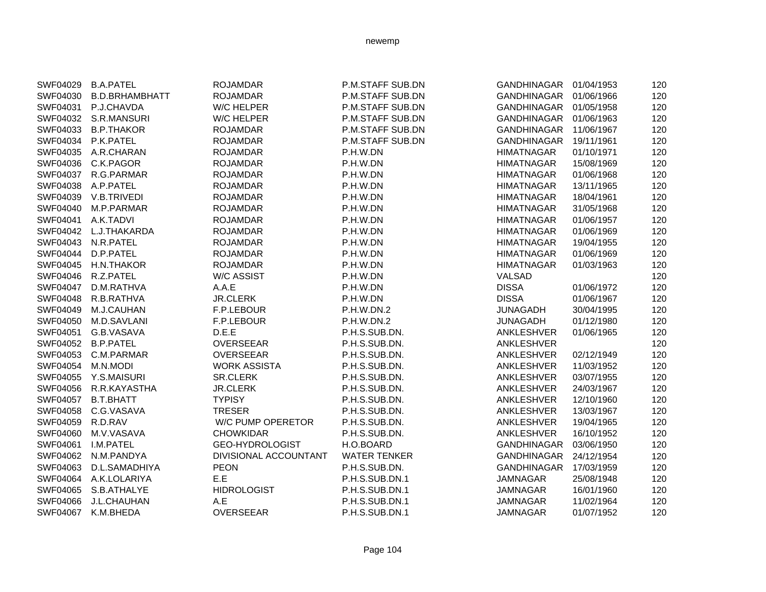| | | | | | | |
|---|---|---|---|---|---|---|
| SWF04029 | B.A.PATEL | ROJAMDAR | P.M.STAFF SUB.DN | GANDHINAGAR | 01/04/1953 | 120 |
| SWF04030 | B.D.BRHAMBHATT | ROJAMDAR | P.M.STAFF SUB.DN | GANDHINAGAR | 01/06/1966 | 120 |
| SWF04031 | P.J.CHAVDA | W/C HELPER | P.M.STAFF SUB.DN | GANDHINAGAR | 01/05/1958 | 120 |
| SWF04032 | S.R.MANSURI | W/C HELPER | P.M.STAFF SUB.DN | GANDHINAGAR | 01/06/1963 | 120 |
| SWF04033 | B.P.THAKOR | ROJAMDAR | P.M.STAFF SUB.DN | GANDHINAGAR | 11/06/1967 | 120 |
| SWF04034 | P.K.PATEL | ROJAMDAR | P.M.STAFF SUB.DN | GANDHINAGAR | 19/11/1961 | 120 |
| SWF04035 | A.R.CHARAN | ROJAMDAR | P.H.W.DN | HIMATNAGAR | 01/10/1971 | 120 |
| SWF04036 | C.K.PAGOR | ROJAMDAR | P.H.W.DN | HIMATNAGAR | 15/08/1969 | 120 |
| SWF04037 | R.G.PARMAR | ROJAMDAR | P.H.W.DN | HIMATNAGAR | 01/06/1968 | 120 |
| SWF04038 | A.P.PATEL | ROJAMDAR | P.H.W.DN | HIMATNAGAR | 13/11/1965 | 120 |
| SWF04039 | V.B.TRIVEDI | ROJAMDAR | P.H.W.DN | HIMATNAGAR | 18/04/1961 | 120 |
| SWF04040 | M.P.PARMAR | ROJAMDAR | P.H.W.DN | HIMATNAGAR | 31/05/1968 | 120 |
| SWF04041 | A.K.TADVI | ROJAMDAR | P.H.W.DN | HIMATNAGAR | 01/06/1957 | 120 |
| SWF04042 | L.J.THAKARDA | ROJAMDAR | P.H.W.DN | HIMATNAGAR | 01/06/1969 | 120 |
| SWF04043 | N.R.PATEL | ROJAMDAR | P.H.W.DN | HIMATNAGAR | 19/04/1955 | 120 |
| SWF04044 | D.P.PATEL | ROJAMDAR | P.H.W.DN | HIMATNAGAR | 01/06/1969 | 120 |
| SWF04045 | H.N.THAKOR | ROJAMDAR | P.H.W.DN | HIMATNAGAR | 01/03/1963 | 120 |
| SWF04046 | R.Z.PATEL | W/C ASSIST | P.H.W.DN | VALSAD | | 120 |
| SWF04047 | D.M.RATHVA | A.A.E | P.H.W.DN | DISSA | 01/06/1972 | 120 |
| SWF04048 | R.B.RATHVA | JR.CLERK | P.H.W.DN | DISSA | 01/06/1967 | 120 |
| SWF04049 | M.J.CAUHAN | F.P.LEBOUR | P.H.W.DN.2 | JUNAGADH | 30/04/1995 | 120 |
| SWF04050 | M.D.SAVLANI | F.P.LEBOUR | P.H.W.DN.2 | JUNAGADH | 01/12/1980 | 120 |
| SWF04051 | G.B.VASAVA | D.E.E | P.H.S.SUB.DN. | ANKLESHVER | 01/06/1965 | 120 |
| SWF04052 | B.P.PATEL | OVERSEEAR | P.H.S.SUB.DN. | ANKLESHVER | | 120 |
| SWF04053 | C.M.PARMAR | OVERSEEAR | P.H.S.SUB.DN. | ANKLESHVER | 02/12/1949 | 120 |
| SWF04054 | M.N.MODI | WORK ASSISTA | P.H.S.SUB.DN. | ANKLESHVER | 11/03/1952 | 120 |
| SWF04055 | Y.S.MAISURI | SR.CLERK | P.H.S.SUB.DN. | ANKLESHVER | 03/07/1955 | 120 |
| SWF04056 | R.R.KAYASTHA | JR.CLERK | P.H.S.SUB.DN. | ANKLESHVER | 24/03/1967 | 120 |
| SWF04057 | B.T.BHATT | TYPISY | P.H.S.SUB.DN. | ANKLESHVER | 12/10/1960 | 120 |
| SWF04058 | C.G.VASAVA | TRESER | P.H.S.SUB.DN. | ANKLESHVER | 13/03/1967 | 120 |
| SWF04059 | R.D.RAV | W/C PUMP OPERETOR | P.H.S.SUB.DN. | ANKLESHVER | 19/04/1965 | 120 |
| SWF04060 | M.V.VASAVA | CHOWKIDAR | P.H.S.SUB.DN. | ANKLESHVER | 16/10/1952 | 120 |
| SWF04061 | I.M.PATEL | GEO-HYDROLOGIST | H.O.BOARD | GANDHINAGAR | 03/06/1950 | 120 |
| SWF04062 | N.M.PANDYA | DIVISIONAL ACCOUNTANT | WATER TENKER | GANDHINAGAR | 24/12/1954 | 120 |
| SWF04063 | D.L.SAMADHIYA | PEON | P.H.S.SUB.DN. | GANDHINAGAR | 17/03/1959 | 120 |
| SWF04064 | A.K.LOLARIYA | E.E | P.H.S.SUB.DN.1 | JAMNAGAR | 25/08/1948 | 120 |
| SWF04065 | S.B.ATHALYE | HIDROLOGIST | P.H.S.SUB.DN.1 | JAMNAGAR | 16/01/1960 | 120 |
| SWF04066 | J.L.CHAUHAN | A.E | P.H.S.SUB.DN.1 | JAMNAGAR | 11/02/1964 | 120 |
| SWF04067 | K.M.BHEDA | OVERSEEAR | P.H.S.SUB.DN.1 | JAMNAGAR | 01/07/1952 | 120 |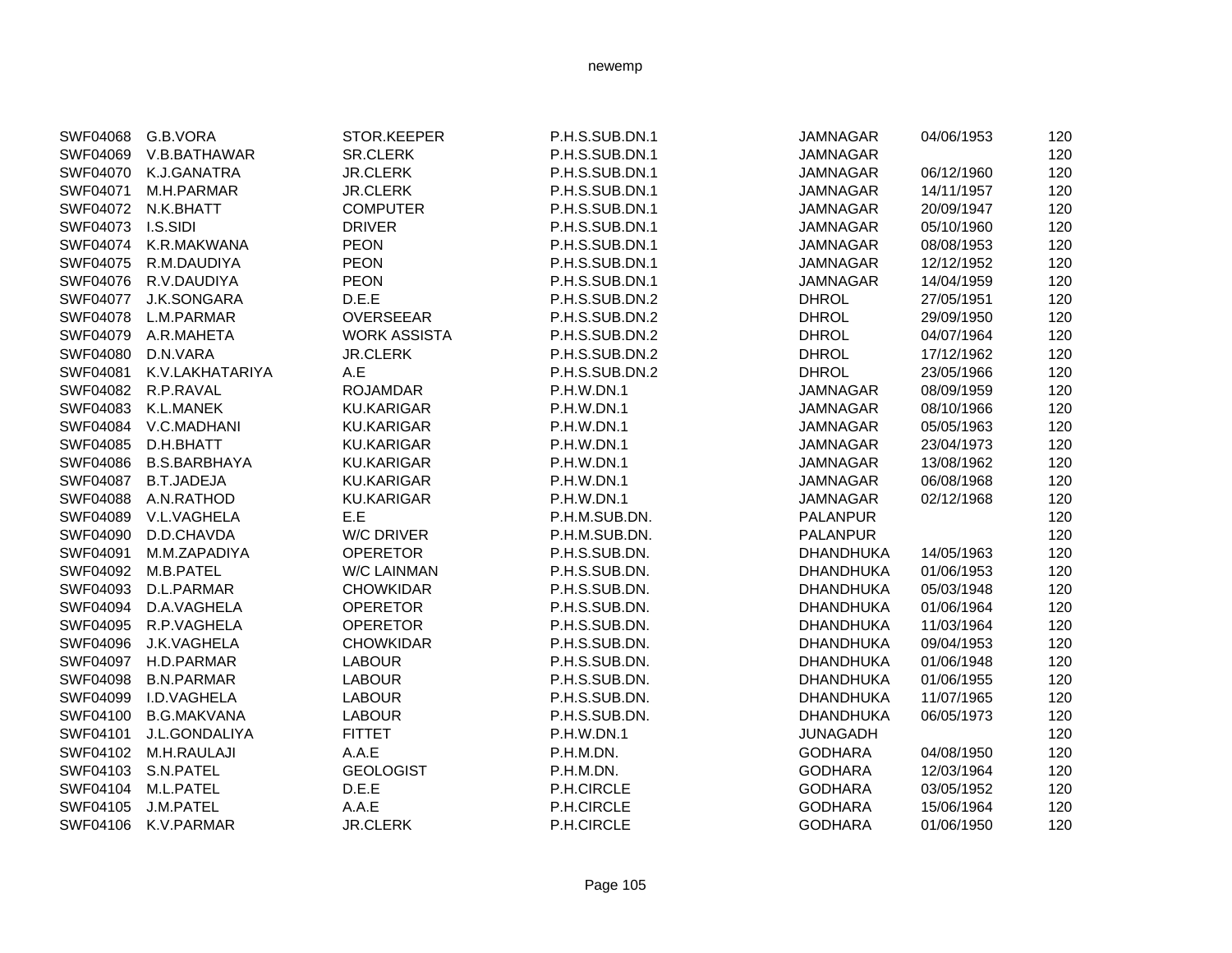| | | | | | | |
|---|---|---|---|---|---|---|
| SWF04068 | G.B.VORA | STOR.KEEPER | P.H.S.SUB.DN.1 | JAMNAGAR | 04/06/1953 | 120 |
| SWF04069 | V.B.BATHAWAR | SR.CLERK | P.H.S.SUB.DN.1 | JAMNAGAR | | 120 |
| SWF04070 | K.J.GANATRA | JR.CLERK | P.H.S.SUB.DN.1 | JAMNAGAR | 06/12/1960 | 120 |
| SWF04071 | M.H.PARMAR | JR.CLERK | P.H.S.SUB.DN.1 | JAMNAGAR | 14/11/1957 | 120 |
| SWF04072 | N.K.BHATT | COMPUTER | P.H.S.SUB.DN.1 | JAMNAGAR | 20/09/1947 | 120 |
| SWF04073 | I.S.SIDI | DRIVER | P.H.S.SUB.DN.1 | JAMNAGAR | 05/10/1960 | 120 |
| SWF04074 | K.R.MAKWANA | PEON | P.H.S.SUB.DN.1 | JAMNAGAR | 08/08/1953 | 120 |
| SWF04075 | R.M.DAUDIYA | PEON | P.H.S.SUB.DN.1 | JAMNAGAR | 12/12/1952 | 120 |
| SWF04076 | R.V.DAUDIYA | PEON | P.H.S.SUB.DN.1 | JAMNAGAR | 14/04/1959 | 120 |
| SWF04077 | J.K.SONGARA | D.E.E | P.H.S.SUB.DN.2 | DHROL | 27/05/1951 | 120 |
| SWF04078 | L.M.PARMAR | OVERSEEAR | P.H.S.SUB.DN.2 | DHROL | 29/09/1950 | 120 |
| SWF04079 | A.R.MAHETA | WORK ASSISTA | P.H.S.SUB.DN.2 | DHROL | 04/07/1964 | 120 |
| SWF04080 | D.N.VARA | JR.CLERK | P.H.S.SUB.DN.2 | DHROL | 17/12/1962 | 120 |
| SWF04081 | K.V.LAKHATARIYA | A.E | P.H.S.SUB.DN.2 | DHROL | 23/05/1966 | 120 |
| SWF04082 | R.P.RAVAL | ROJAMDAR | P.H.W.DN.1 | JAMNAGAR | 08/09/1959 | 120 |
| SWF04083 | K.L.MANEK | KU.KARIGAR | P.H.W.DN.1 | JAMNAGAR | 08/10/1966 | 120 |
| SWF04084 | V.C.MADHANI | KU.KARIGAR | P.H.W.DN.1 | JAMNAGAR | 05/05/1963 | 120 |
| SWF04085 | D.H.BHATT | KU.KARIGAR | P.H.W.DN.1 | JAMNAGAR | 23/04/1973 | 120 |
| SWF04086 | B.S.BARBHAYA | KU.KARIGAR | P.H.W.DN.1 | JAMNAGAR | 13/08/1962 | 120 |
| SWF04087 | B.T.JADEJA | KU.KARIGAR | P.H.W.DN.1 | JAMNAGAR | 06/08/1968 | 120 |
| SWF04088 | A.N.RATHOD | KU.KARIGAR | P.H.W.DN.1 | JAMNAGAR | 02/12/1968 | 120 |
| SWF04089 | V.L.VAGHELA | E.E | P.H.M.SUB.DN. | PALANPUR | | 120 |
| SWF04090 | D.D.CHAVDA | W/C DRIVER | P.H.M.SUB.DN. | PALANPUR | | 120 |
| SWF04091 | M.M.ZAPADIYA | OPERETOR | P.H.S.SUB.DN. | DHANDHUKA | 14/05/1963 | 120 |
| SWF04092 | M.B.PATEL | W/C LAINMAN | P.H.S.SUB.DN. | DHANDHUKA | 01/06/1953 | 120 |
| SWF04093 | D.L.PARMAR | CHOWKIDAR | P.H.S.SUB.DN. | DHANDHUKA | 05/03/1948 | 120 |
| SWF04094 | D.A.VAGHELA | OPERETOR | P.H.S.SUB.DN. | DHANDHUKA | 01/06/1964 | 120 |
| SWF04095 | R.P.VAGHELA | OPERETOR | P.H.S.SUB.DN. | DHANDHUKA | 11/03/1964 | 120 |
| SWF04096 | J.K.VAGHELA | CHOWKIDAR | P.H.S.SUB.DN. | DHANDHUKA | 09/04/1953 | 120 |
| SWF04097 | H.D.PARMAR | LABOUR | P.H.S.SUB.DN. | DHANDHUKA | 01/06/1948 | 120 |
| SWF04098 | B.N.PARMAR | LABOUR | P.H.S.SUB.DN. | DHANDHUKA | 01/06/1955 | 120 |
| SWF04099 | I.D.VAGHELA | LABOUR | P.H.S.SUB.DN. | DHANDHUKA | 11/07/1965 | 120 |
| SWF04100 | B.G.MAKVANA | LABOUR | P.H.S.SUB.DN. | DHANDHUKA | 06/05/1973 | 120 |
| SWF04101 | J.L.GONDALIYA | FITTET | P.H.W.DN.1 | JUNAGADH | | 120 |
| SWF04102 | M.H.RAULAJI | A.A.E | P.H.M.DN. | GODHARA | 04/08/1950 | 120 |
| SWF04103 | S.N.PATEL | GEOLOGIST | P.H.M.DN. | GODHARA | 12/03/1964 | 120 |
| SWF04104 | M.L.PATEL | D.E.E | P.H.CIRCLE | GODHARA | 03/05/1952 | 120 |
| SWF04105 | J.M.PATEL | A.A.E | P.H.CIRCLE | GODHARA | 15/06/1964 | 120 |
| SWF04106 | K.V.PARMAR | JR.CLERK | P.H.CIRCLE | GODHARA | 01/06/1950 | 120 |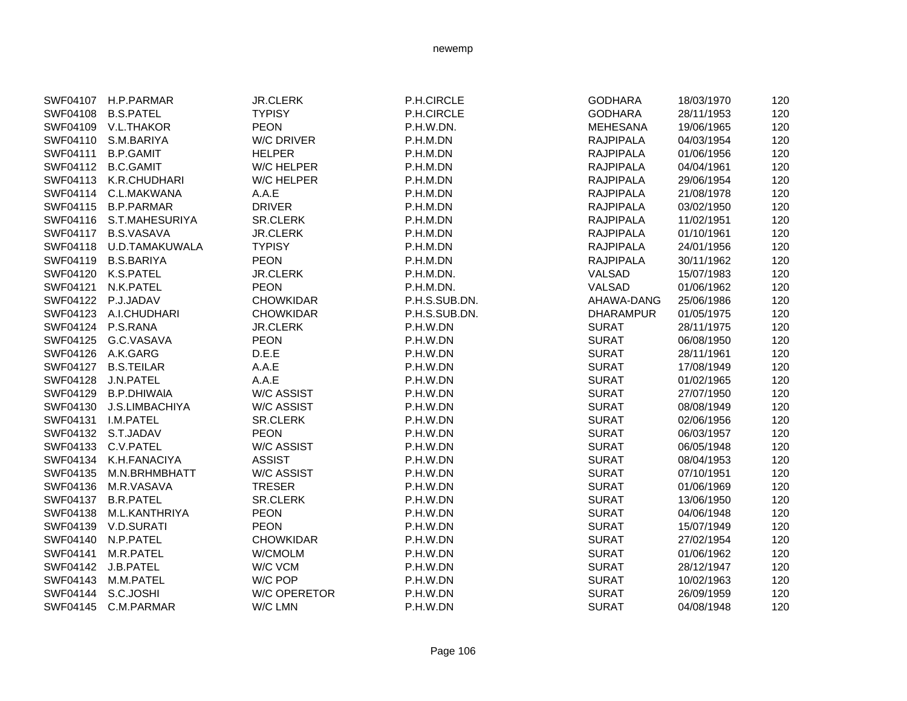| | | | | | | |
|---|---|---|---|---|---|---|
| SWF04107 | H.P.PARMAR | JR.CLERK | P.H.CIRCLE | GODHARA | 18/03/1970 | 120 |
| SWF04108 | B.S.PATEL | TYPISY | P.H.CIRCLE | GODHARA | 28/11/1953 | 120 |
| SWF04109 | V.L.THAKOR | PEON | P.H.W.DN. | MEHESANA | 19/06/1965 | 120 |
| SWF04110 | S.M.BARIYA | W/C DRIVER | P.H.M.DN | RAJPIPALA | 04/03/1954 | 120 |
| SWF04111 | B.P.GAMIT | HELPER | P.H.M.DN | RAJPIPALA | 01/06/1956 | 120 |
| SWF04112 | B.C.GAMIT | W/C HELPER | P.H.M.DN | RAJPIPALA | 04/04/1961 | 120 |
| SWF04113 | K.R.CHUDHARI | W/C HELPER | P.H.M.DN | RAJPIPALA | 29/06/1954 | 120 |
| SWF04114 | C.L.MAKWANA | A.A.E | P.H.M.DN | RAJPIPALA | 21/08/1978 | 120 |
| SWF04115 | B.P.PARMAR | DRIVER | P.H.M.DN | RAJPIPALA | 03/02/1950 | 120 |
| SWF04116 | S.T.MAHESURIYA | SR.CLERK | P.H.M.DN | RAJPIPALA | 11/02/1951 | 120 |
| SWF04117 | B.S.VASAVA | JR.CLERK | P.H.M.DN | RAJPIPALA | 01/10/1961 | 120 |
| SWF04118 | U.D.TAMAKUWALA | TYPISY | P.H.M.DN | RAJPIPALA | 24/01/1956 | 120 |
| SWF04119 | B.S.BARIYA | PEON | P.H.M.DN | RAJPIPALA | 30/11/1962 | 120 |
| SWF04120 | K.S.PATEL | JR.CLERK | P.H.M.DN. | VALSAD | 15/07/1983 | 120 |
| SWF04121 | N.K.PATEL | PEON | P.H.M.DN. | VALSAD | 01/06/1962 | 120 |
| SWF04122 | P.J.JADAV | CHOWKIDAR | P.H.S.SUB.DN. | AHAWA-DANG | 25/06/1986 | 120 |
| SWF04123 | A.I.CHUDHARI | CHOWKIDAR | P.H.S.SUB.DN. | DHARAMPUR | 01/05/1975 | 120 |
| SWF04124 | P.S.RANA | JR.CLERK | P.H.W.DN | SURAT | 28/11/1975 | 120 |
| SWF04125 | G.C.VASAVA | PEON | P.H.W.DN | SURAT | 06/08/1950 | 120 |
| SWF04126 | A.K.GARG | D.E.E | P.H.W.DN | SURAT | 28/11/1961 | 120 |
| SWF04127 | B.S.TEILAR | A.A.E | P.H.W.DN | SURAT | 17/08/1949 | 120 |
| SWF04128 | J.N.PATEL | A.A.E | P.H.W.DN | SURAT | 01/02/1965 | 120 |
| SWF04129 | B.P.DHIWAlA | W/C ASSIST | P.H.W.DN | SURAT | 27/07/1950 | 120 |
| SWF04130 | J.S.LIMBACHIYA | W/C ASSIST | P.H.W.DN | SURAT | 08/08/1949 | 120 |
| SWF04131 | I.M.PATEL | SR.CLERK | P.H.W.DN | SURAT | 02/06/1956 | 120 |
| SWF04132 | S.T.JADAV | PEON | P.H.W.DN | SURAT | 06/03/1957 | 120 |
| SWF04133 | C.V.PATEL | W/C ASSIST | P.H.W.DN | SURAT | 06/05/1948 | 120 |
| SWF04134 | K.H.FANACIYA | ASSIST | P.H.W.DN | SURAT | 08/04/1953 | 120 |
| SWF04135 | M.N.BRHMBHATT | W/C ASSIST | P.H.W.DN | SURAT | 07/10/1951 | 120 |
| SWF04136 | M.R.VASAVA | TRESER | P.H.W.DN | SURAT | 01/06/1969 | 120 |
| SWF04137 | B.R.PATEL | SR.CLERK | P.H.W.DN | SURAT | 13/06/1950 | 120 |
| SWF04138 | M.L.KANTHRIYA | PEON | P.H.W.DN | SURAT | 04/06/1948 | 120 |
| SWF04139 | V.D.SURATI | PEON | P.H.W.DN | SURAT | 15/07/1949 | 120 |
| SWF04140 | N.P.PATEL | CHOWKIDAR | P.H.W.DN | SURAT | 27/02/1954 | 120 |
| SWF04141 | M.R.PATEL | W/CMOLM | P.H.W.DN | SURAT | 01/06/1962 | 120 |
| SWF04142 | J.B.PATEL | W/C VCM | P.H.W.DN | SURAT | 28/12/1947 | 120 |
| SWF04143 | M.M.PATEL | W/C POP | P.H.W.DN | SURAT | 10/02/1963 | 120 |
| SWF04144 | S.C.JOSHI | W/C OPERETOR | P.H.W.DN | SURAT | 26/09/1959 | 120 |
| SWF04145 | C.M.PARMAR | W/C LMN | P.H.W.DN | SURAT | 04/08/1948 | 120 |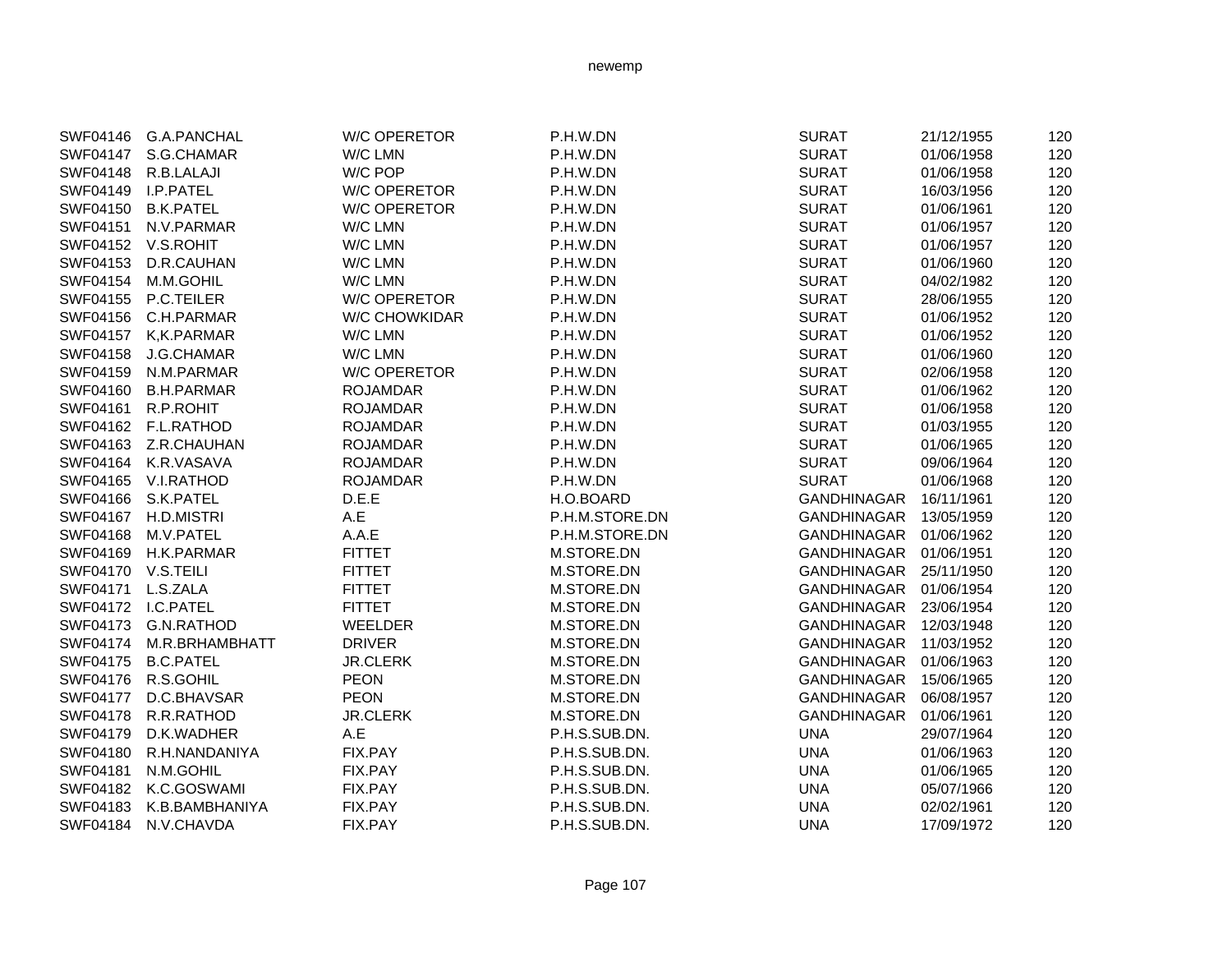| | | | | | | |
|---|---|---|---|---|---|---|
| SWF04146 | G.A.PANCHAL | W/C OPERETOR | P.H.W.DN | SURAT | 21/12/1955 | 120 |
| SWF04147 | S.G.CHAMAR | W/C LMN | P.H.W.DN | SURAT | 01/06/1958 | 120 |
| SWF04148 | R.B.LALAJI | W/C POP | P.H.W.DN | SURAT | 01/06/1958 | 120 |
| SWF04149 | I.P.PATEL | W/C OPERETOR | P.H.W.DN | SURAT | 16/03/1956 | 120 |
| SWF04150 | B.K.PATEL | W/C OPERETOR | P.H.W.DN | SURAT | 01/06/1961 | 120 |
| SWF04151 | N.V.PARMAR | W/C LMN | P.H.W.DN | SURAT | 01/06/1957 | 120 |
| SWF04152 | V.S.ROHIT | W/C LMN | P.H.W.DN | SURAT | 01/06/1957 | 120 |
| SWF04153 | D.R.CAUHAN | W/C LMN | P.H.W.DN | SURAT | 01/06/1960 | 120 |
| SWF04154 | M.M.GOHIL | W/C LMN | P.H.W.DN | SURAT | 04/02/1982 | 120 |
| SWF04155 | P.C.TEILER | W/C OPERETOR | P.H.W.DN | SURAT | 28/06/1955 | 120 |
| SWF04156 | C.H.PARMAR | W/C CHOWKIDAR | P.H.W.DN | SURAT | 01/06/1952 | 120 |
| SWF04157 | K,K.PARMAR | W/C LMN | P.H.W.DN | SURAT | 01/06/1952 | 120 |
| SWF04158 | J.G.CHAMAR | W/C LMN | P.H.W.DN | SURAT | 01/06/1960 | 120 |
| SWF04159 | N.M.PARMAR | W/C OPERETOR | P.H.W.DN | SURAT | 02/06/1958 | 120 |
| SWF04160 | B.H.PARMAR | ROJAMDAR | P.H.W.DN | SURAT | 01/06/1962 | 120 |
| SWF04161 | R.P.ROHIT | ROJAMDAR | P.H.W.DN | SURAT | 01/06/1958 | 120 |
| SWF04162 | F.L.RATHOD | ROJAMDAR | P.H.W.DN | SURAT | 01/03/1955 | 120 |
| SWF04163 | Z.R.CHAUHAN | ROJAMDAR | P.H.W.DN | SURAT | 01/06/1965 | 120 |
| SWF04164 | K.R.VASAVA | ROJAMDAR | P.H.W.DN | SURAT | 09/06/1964 | 120 |
| SWF04165 | V.I.RATHOD | ROJAMDAR | P.H.W.DN | SURAT | 01/06/1968 | 120 |
| SWF04166 | S.K.PATEL | D.E.E | H.O.BOARD | GANDHINAGAR | 16/11/1961 | 120 |
| SWF04167 | H.D.MISTRI | A.E | P.H.M.STORE.DN | GANDHINAGAR | 13/05/1959 | 120 |
| SWF04168 | M.V.PATEL | A.A.E | P.H.M.STORE.DN | GANDHINAGAR | 01/06/1962 | 120 |
| SWF04169 | H.K.PARMAR | FITTET | M.STORE.DN | GANDHINAGAR | 01/06/1951 | 120 |
| SWF04170 | V.S.TEILI | FITTET | M.STORE.DN | GANDHINAGAR | 25/11/1950 | 120 |
| SWF04171 | L.S.ZALA | FITTET | M.STORE.DN | GANDHINAGAR | 01/06/1954 | 120 |
| SWF04172 | I.C.PATEL | FITTET | M.STORE.DN | GANDHINAGAR | 23/06/1954 | 120 |
| SWF04173 | G.N.RATHOD | WEELDER | M.STORE.DN | GANDHINAGAR | 12/03/1948 | 120 |
| SWF04174 | M.R.BRHAMBHATT | DRIVER | M.STORE.DN | GANDHINAGAR | 11/03/1952 | 120 |
| SWF04175 | B.C.PATEL | JR.CLERK | M.STORE.DN | GANDHINAGAR | 01/06/1963 | 120 |
| SWF04176 | R.S.GOHIL | PEON | M.STORE.DN | GANDHINAGAR | 15/06/1965 | 120 |
| SWF04177 | D.C.BHAVSAR | PEON | M.STORE.DN | GANDHINAGAR | 06/08/1957 | 120 |
| SWF04178 | R.R.RATHOD | JR.CLERK | M.STORE.DN | GANDHINAGAR | 01/06/1961 | 120 |
| SWF04179 | D.K.WADHER | A.E | P.H.S.SUB.DN. | UNA | 29/07/1964 | 120 |
| SWF04180 | R.H.NANDANIYA | FIX.PAY | P.H.S.SUB.DN. | UNA | 01/06/1963 | 120 |
| SWF04181 | N.M.GOHIL | FIX.PAY | P.H.S.SUB.DN. | UNA | 01/06/1965 | 120 |
| SWF04182 | K.C.GOSWAMI | FIX.PAY | P.H.S.SUB.DN. | UNA | 05/07/1966 | 120 |
| SWF04183 | K.B.BAMBHANIYA | FIX.PAY | P.H.S.SUB.DN. | UNA | 02/02/1961 | 120 |
| SWF04184 | N.V.CHAVDA | FIX.PAY | P.H.S.SUB.DN. | UNA | 17/09/1972 | 120 |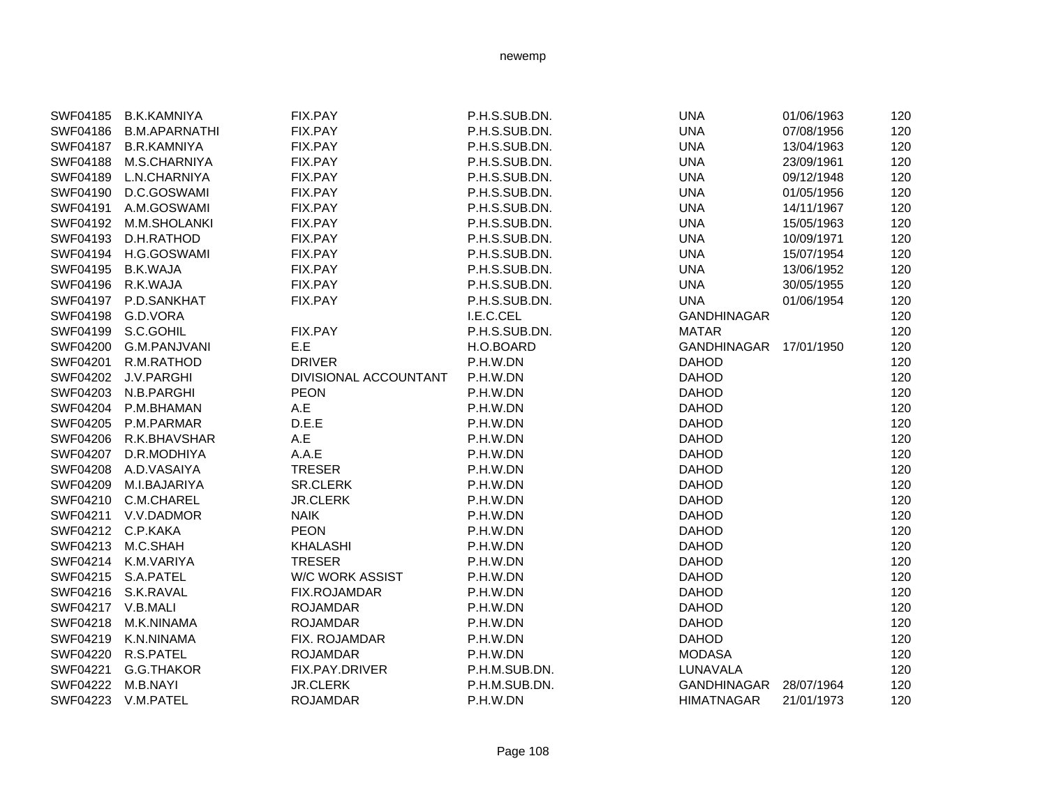| | | | | | | |
|---|---|---|---|---|---|---|
| SWF04185 | B.K.KAMNIYA | FIX.PAY | P.H.S.SUB.DN. | UNA | 01/06/1963 | 120 |
| SWF04186 | B.M.APARNATHI | FIX.PAY | P.H.S.SUB.DN. | UNA | 07/08/1956 | 120 |
| SWF04187 | B.R.KAMNIYA | FIX.PAY | P.H.S.SUB.DN. | UNA | 13/04/1963 | 120 |
| SWF04188 | M.S.CHARNIYA | FIX.PAY | P.H.S.SUB.DN. | UNA | 23/09/1961 | 120 |
| SWF04189 | L.N.CHARNIYA | FIX.PAY | P.H.S.SUB.DN. | UNA | 09/12/1948 | 120 |
| SWF04190 | D.C.GOSWAMI | FIX.PAY | P.H.S.SUB.DN. | UNA | 01/05/1956 | 120 |
| SWF04191 | A.M.GOSWAMI | FIX.PAY | P.H.S.SUB.DN. | UNA | 14/11/1967 | 120 |
| SWF04192 | M.M.SHOLANKI | FIX.PAY | P.H.S.SUB.DN. | UNA | 15/05/1963 | 120 |
| SWF04193 | D.H.RATHOD | FIX.PAY | P.H.S.SUB.DN. | UNA | 10/09/1971 | 120 |
| SWF04194 | H.G.GOSWAMI | FIX.PAY | P.H.S.SUB.DN. | UNA | 15/07/1954 | 120 |
| SWF04195 | B.K.WAJA | FIX.PAY | P.H.S.SUB.DN. | UNA | 13/06/1952 | 120 |
| SWF04196 | R.K.WAJA | FIX.PAY | P.H.S.SUB.DN. | UNA | 30/05/1955 | 120 |
| SWF04197 | P.D.SANKHAT | FIX.PAY | P.H.S.SUB.DN. | UNA | 01/06/1954 | 120 |
| SWF04198 | G.D.VORA | | I.E.C.CEL | GANDHINAGAR | | 120 |
| SWF04199 | S.C.GOHIL | FIX.PAY | P.H.S.SUB.DN. | MATAR | | 120 |
| SWF04200 | G.M.PANJVANI | E.E | H.O.BOARD | GANDHINAGAR | 17/01/1950 | 120 |
| SWF04201 | R.M.RATHOD | DRIVER | P.H.W.DN | DAHOD | | 120 |
| SWF04202 | J.V.PARGHI | DIVISIONAL ACCOUNTANT | P.H.W.DN | DAHOD | | 120 |
| SWF04203 | N.B.PARGHI | PEON | P.H.W.DN | DAHOD | | 120 |
| SWF04204 | P.M.BHAMAN | A.E | P.H.W.DN | DAHOD | | 120 |
| SWF04205 | P.M.PARMAR | D.E.E | P.H.W.DN | DAHOD | | 120 |
| SWF04206 | R.K.BHAVSHAR | A.E | P.H.W.DN | DAHOD | | 120 |
| SWF04207 | D.R.MODHIYA | A.A.E | P.H.W.DN | DAHOD | | 120 |
| SWF04208 | A.D.VASAIYA | TRESER | P.H.W.DN | DAHOD | | 120 |
| SWF04209 | M.I.BAJARIYA | SR.CLERK | P.H.W.DN | DAHOD | | 120 |
| SWF04210 | C.M.CHAREL | JR.CLERK | P.H.W.DN | DAHOD | | 120 |
| SWF04211 | V.V.DADMOR | NAIK | P.H.W.DN | DAHOD | | 120 |
| SWF04212 | C.P.KAKA | PEON | P.H.W.DN | DAHOD | | 120 |
| SWF04213 | M.C.SHAH | KHALASHI | P.H.W.DN | DAHOD | | 120 |
| SWF04214 | K.M.VARIYA | TRESER | P.H.W.DN | DAHOD | | 120 |
| SWF04215 | S.A.PATEL | W/C WORK ASSIST | P.H.W.DN | DAHOD | | 120 |
| SWF04216 | S.K.RAVAL | FIX.ROJAMDAR | P.H.W.DN | DAHOD | | 120 |
| SWF04217 | V.B.MALI | ROJAMDAR | P.H.W.DN | DAHOD | | 120 |
| SWF04218 | M.K.NINAMA | ROJAMDAR | P.H.W.DN | DAHOD | | 120 |
| SWF04219 | K.N.NINAMA | FIX. ROJAMDAR | P.H.W.DN | DAHOD | | 120 |
| SWF04220 | R.S.PATEL | ROJAMDAR | P.H.W.DN | MODASA | | 120 |
| SWF04221 | G.G.THAKOR | FIX.PAY.DRIVER | P.H.M.SUB.DN. | LUNAVALA | | 120 |
| SWF04222 | M.B.NAYI | JR.CLERK | P.H.M.SUB.DN. | GANDHINAGAR | 28/07/1964 | 120 |
| SWF04223 | V.M.PATEL | ROJAMDAR | P.H.W.DN | HIMATNAGAR | 21/01/1973 | 120 |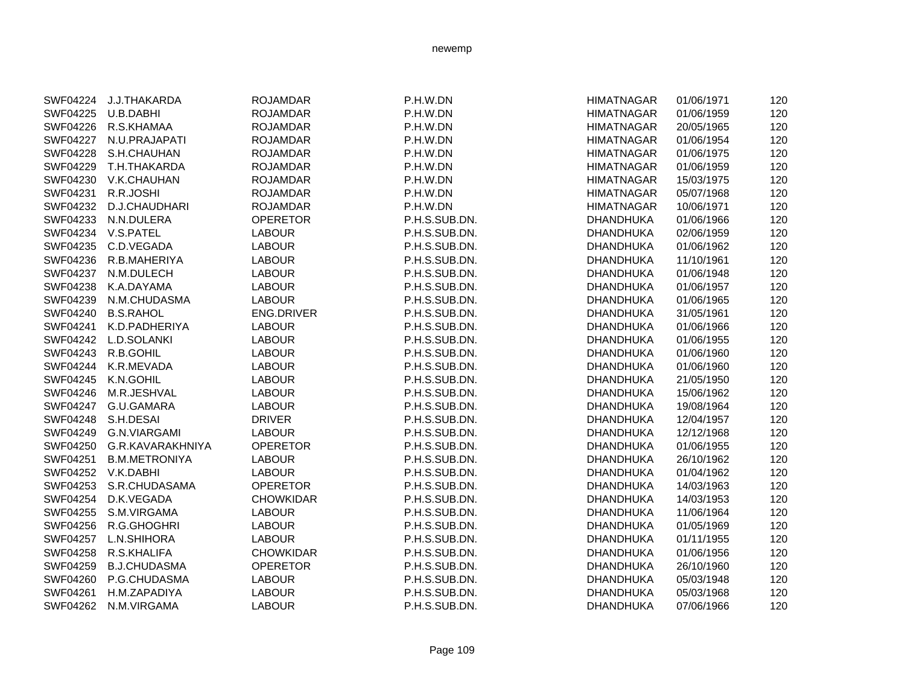| | | | | | | |
|---|---|---|---|---|---|---|
| SWF04224 | J.J.THAKARDA | ROJAMDAR | P.H.W.DN | HIMATNAGAR | 01/06/1971 | 120 |
| SWF04225 | U.B.DABHI | ROJAMDAR | P.H.W.DN | HIMATNAGAR | 01/06/1959 | 120 |
| SWF04226 | R.S.KHAMAA | ROJAMDAR | P.H.W.DN | HIMATNAGAR | 20/05/1965 | 120 |
| SWF04227 | N.U.PRAJAPATI | ROJAMDAR | P.H.W.DN | HIMATNAGAR | 01/06/1954 | 120 |
| SWF04228 | S.H.CHAUHAN | ROJAMDAR | P.H.W.DN | HIMATNAGAR | 01/06/1975 | 120 |
| SWF04229 | T.H.THAKARDA | ROJAMDAR | P.H.W.DN | HIMATNAGAR | 01/06/1959 | 120 |
| SWF04230 | V.K.CHAUHAN | ROJAMDAR | P.H.W.DN | HIMATNAGAR | 15/03/1975 | 120 |
| SWF04231 | R.R.JOSHI | ROJAMDAR | P.H.W.DN | HIMATNAGAR | 05/07/1968 | 120 |
| SWF04232 | D.J.CHAUDHARI | ROJAMDAR | P.H.W.DN | HIMATNAGAR | 10/06/1971 | 120 |
| SWF04233 | N.N.DULERA | OPERETOR | P.H.S.SUB.DN. | DHANDHUKA | 01/06/1966 | 120 |
| SWF04234 | V.S.PATEL | LABOUR | P.H.S.SUB.DN. | DHANDHUKA | 02/06/1959 | 120 |
| SWF04235 | C.D.VEGADA | LABOUR | P.H.S.SUB.DN. | DHANDHUKA | 01/06/1962 | 120 |
| SWF04236 | R.B.MAHERIYA | LABOUR | P.H.S.SUB.DN. | DHANDHUKA | 11/10/1961 | 120 |
| SWF04237 | N.M.DULECH | LABOUR | P.H.S.SUB.DN. | DHANDHUKA | 01/06/1948 | 120 |
| SWF04238 | K.A.DAYAMA | LABOUR | P.H.S.SUB.DN. | DHANDHUKA | 01/06/1957 | 120 |
| SWF04239 | N.M.CHUDASMA | LABOUR | P.H.S.SUB.DN. | DHANDHUKA | 01/06/1965 | 120 |
| SWF04240 | B.S.RAHOL | ENG.DRIVER | P.H.S.SUB.DN. | DHANDHUKA | 31/05/1961 | 120 |
| SWF04241 | K.D.PADHERIYA | LABOUR | P.H.S.SUB.DN. | DHANDHUKA | 01/06/1966 | 120 |
| SWF04242 | L.D.SOLANKI | LABOUR | P.H.S.SUB.DN. | DHANDHUKA | 01/06/1955 | 120 |
| SWF04243 | R.B.GOHIL | LABOUR | P.H.S.SUB.DN. | DHANDHUKA | 01/06/1960 | 120 |
| SWF04244 | K.R.MEVADA | LABOUR | P.H.S.SUB.DN. | DHANDHUKA | 01/06/1960 | 120 |
| SWF04245 | K.N.GOHIL | LABOUR | P.H.S.SUB.DN. | DHANDHUKA | 21/05/1950 | 120 |
| SWF04246 | M.R.JESHVAL | LABOUR | P.H.S.SUB.DN. | DHANDHUKA | 15/06/1962 | 120 |
| SWF04247 | G.U.GAMARA | LABOUR | P.H.S.SUB.DN. | DHANDHUKA | 19/08/1964 | 120 |
| SWF04248 | S.H.DESAI | DRIVER | P.H.S.SUB.DN. | DHANDHUKA | 12/04/1957 | 120 |
| SWF04249 | G.N.VIARGAMI | LABOUR | P.H.S.SUB.DN. | DHANDHUKA | 12/12/1968 | 120 |
| SWF04250 | G.R.KAVARAKHNIYA | OPERETOR | P.H.S.SUB.DN. | DHANDHUKA | 01/06/1955 | 120 |
| SWF04251 | B.M.METRONIYA | LABOUR | P.H.S.SUB.DN. | DHANDHUKA | 26/10/1962 | 120 |
| SWF04252 | V.K.DABHI | LABOUR | P.H.S.SUB.DN. | DHANDHUKA | 01/04/1962 | 120 |
| SWF04253 | S.R.CHUDASAMA | OPERETOR | P.H.S.SUB.DN. | DHANDHUKA | 14/03/1963 | 120 |
| SWF04254 | D.K.VEGADA | CHOWKIDAR | P.H.S.SUB.DN. | DHANDHUKA | 14/03/1953 | 120 |
| SWF04255 | S.M.VIRGAMA | LABOUR | P.H.S.SUB.DN. | DHANDHUKA | 11/06/1964 | 120 |
| SWF04256 | R.G.GHOGHRI | LABOUR | P.H.S.SUB.DN. | DHANDHUKA | 01/05/1969 | 120 |
| SWF04257 | L.N.SHIHORA | LABOUR | P.H.S.SUB.DN. | DHANDHUKA | 01/11/1955 | 120 |
| SWF04258 | R.S.KHALIFA | CHOWKIDAR | P.H.S.SUB.DN. | DHANDHUKA | 01/06/1956 | 120 |
| SWF04259 | B.J.CHUDASMA | OPERETOR | P.H.S.SUB.DN. | DHANDHUKA | 26/10/1960 | 120 |
| SWF04260 | P.G.CHUDASMA | LABOUR | P.H.S.SUB.DN. | DHANDHUKA | 05/03/1948 | 120 |
| SWF04261 | H.M.ZAPADIYA | LABOUR | P.H.S.SUB.DN. | DHANDHUKA | 05/03/1968 | 120 |
| SWF04262 | N.M.VIRGAMA | LABOUR | P.H.S.SUB.DN. | DHANDHUKA | 07/06/1966 | 120 |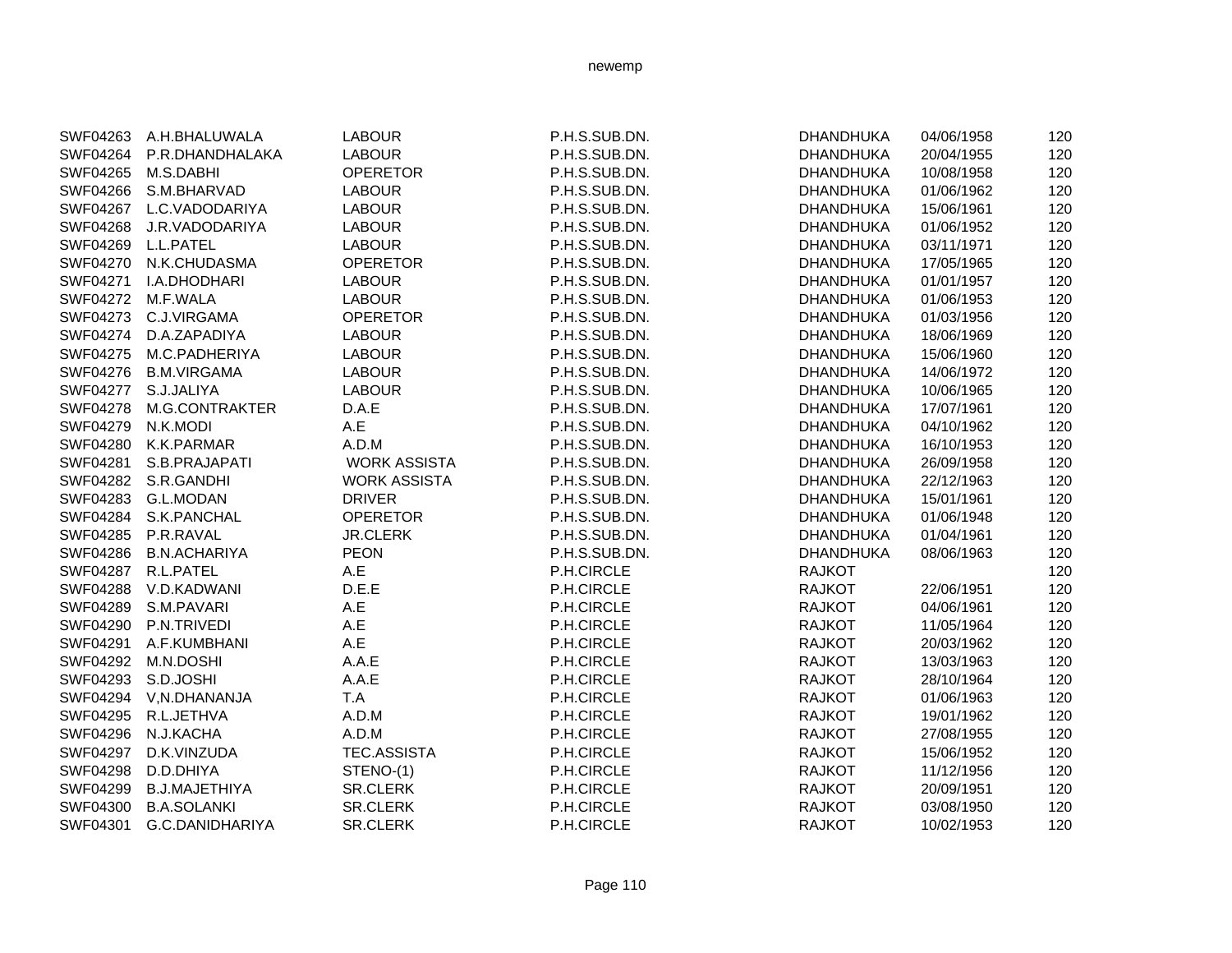| | | | | | | |
|---|---|---|---|---|---|---|
| SWF04263 | A.H.BHALUWALA | LABOUR | P.H.S.SUB.DN. | DHANDHUKA | 04/06/1958 | 120 |
| SWF04264 | P.R.DHANDHALAKA | LABOUR | P.H.S.SUB.DN. | DHANDHUKA | 20/04/1955 | 120 |
| SWF04265 | M.S.DABHI | OPERETOR | P.H.S.SUB.DN. | DHANDHUKA | 10/08/1958 | 120 |
| SWF04266 | S.M.BHARVAD | LABOUR | P.H.S.SUB.DN. | DHANDHUKA | 01/06/1962 | 120 |
| SWF04267 | L.C.VADODARIYA | LABOUR | P.H.S.SUB.DN. | DHANDHUKA | 15/06/1961 | 120 |
| SWF04268 | J.R.VADODARIYA | LABOUR | P.H.S.SUB.DN. | DHANDHUKA | 01/06/1952 | 120 |
| SWF04269 | L.L.PATEL | LABOUR | P.H.S.SUB.DN. | DHANDHUKA | 03/11/1971 | 120 |
| SWF04270 | N.K.CHUDASMA | OPERETOR | P.H.S.SUB.DN. | DHANDHUKA | 17/05/1965 | 120 |
| SWF04271 | I.A.DHODHARI | LABOUR | P.H.S.SUB.DN. | DHANDHUKA | 01/01/1957 | 120 |
| SWF04272 | M.F.WALA | LABOUR | P.H.S.SUB.DN. | DHANDHUKA | 01/06/1953 | 120 |
| SWF04273 | C.J.VIRGAMA | OPERETOR | P.H.S.SUB.DN. | DHANDHUKA | 01/03/1956 | 120 |
| SWF04274 | D.A.ZAPADIYA | LABOUR | P.H.S.SUB.DN. | DHANDHUKA | 18/06/1969 | 120 |
| SWF04275 | M.C.PADHERIYA | LABOUR | P.H.S.SUB.DN. | DHANDHUKA | 15/06/1960 | 120 |
| SWF04276 | B.M.VIRGAMA | LABOUR | P.H.S.SUB.DN. | DHANDHUKA | 14/06/1972 | 120 |
| SWF04277 | S.J.JALIYA | LABOUR | P.H.S.SUB.DN. | DHANDHUKA | 10/06/1965 | 120 |
| SWF04278 | M.G.CONTRAKTER | D.A.E | P.H.S.SUB.DN. | DHANDHUKA | 17/07/1961 | 120 |
| SWF04279 | N.K.MODI | A.E | P.H.S.SUB.DN. | DHANDHUKA | 04/10/1962 | 120 |
| SWF04280 | K.K.PARMAR | A.D.M | P.H.S.SUB.DN. | DHANDHUKA | 16/10/1953 | 120 |
| SWF04281 | S.B.PRAJAPATI | WORK ASSISTA | P.H.S.SUB.DN. | DHANDHUKA | 26/09/1958 | 120 |
| SWF04282 | S.R.GANDHI | WORK ASSISTA | P.H.S.SUB.DN. | DHANDHUKA | 22/12/1963 | 120 |
| SWF04283 | G.L.MODAN | DRIVER | P.H.S.SUB.DN. | DHANDHUKA | 15/01/1961 | 120 |
| SWF04284 | S.K.PANCHAL | OPERETOR | P.H.S.SUB.DN. | DHANDHUKA | 01/06/1948 | 120 |
| SWF04285 | P.R.RAVAL | JR.CLERK | P.H.S.SUB.DN. | DHANDHUKA | 01/04/1961 | 120 |
| SWF04286 | B.N.ACHARIYA | PEON | P.H.S.SUB.DN. | DHANDHUKA | 08/06/1963 | 120 |
| SWF04287 | R.L.PATEL | A.E | P.H.CIRCLE | RAJKOT | | 120 |
| SWF04288 | V.D.KADWANI | D.E.E | P.H.CIRCLE | RAJKOT | 22/06/1951 | 120 |
| SWF04289 | S.M.PAVARI | A.E | P.H.CIRCLE | RAJKOT | 04/06/1961 | 120 |
| SWF04290 | P.N.TRIVEDI | A.E | P.H.CIRCLE | RAJKOT | 11/05/1964 | 120 |
| SWF04291 | A.F.KUMBHANI | A.E | P.H.CIRCLE | RAJKOT | 20/03/1962 | 120 |
| SWF04292 | M.N.DOSHI | A.A.E | P.H.CIRCLE | RAJKOT | 13/03/1963 | 120 |
| SWF04293 | S.D.JOSHI | A.A.E | P.H.CIRCLE | RAJKOT | 28/10/1964 | 120 |
| SWF04294 | V,N.DHANANJA | T.A | P.H.CIRCLE | RAJKOT | 01/06/1963 | 120 |
| SWF04295 | R.L.JETHVA | A.D.M | P.H.CIRCLE | RAJKOT | 19/01/1962 | 120 |
| SWF04296 | N.J.KACHA | A.D.M | P.H.CIRCLE | RAJKOT | 27/08/1955 | 120 |
| SWF04297 | D.K.VINZUDA | TEC.ASSISTA | P.H.CIRCLE | RAJKOT | 15/06/1952 | 120 |
| SWF04298 | D.D.DHIYA | STENO-(1) | P.H.CIRCLE | RAJKOT | 11/12/1956 | 120 |
| SWF04299 | B.J.MAJETHIYA | SR.CLERK | P.H.CIRCLE | RAJKOT | 20/09/1951 | 120 |
| SWF04300 | B.A.SOLANKI | SR.CLERK | P.H.CIRCLE | RAJKOT | 03/08/1950 | 120 |
| SWF04301 | G.C.DANIDHARIYA | SR.CLERK | P.H.CIRCLE | RAJKOT | 10/02/1953 | 120 |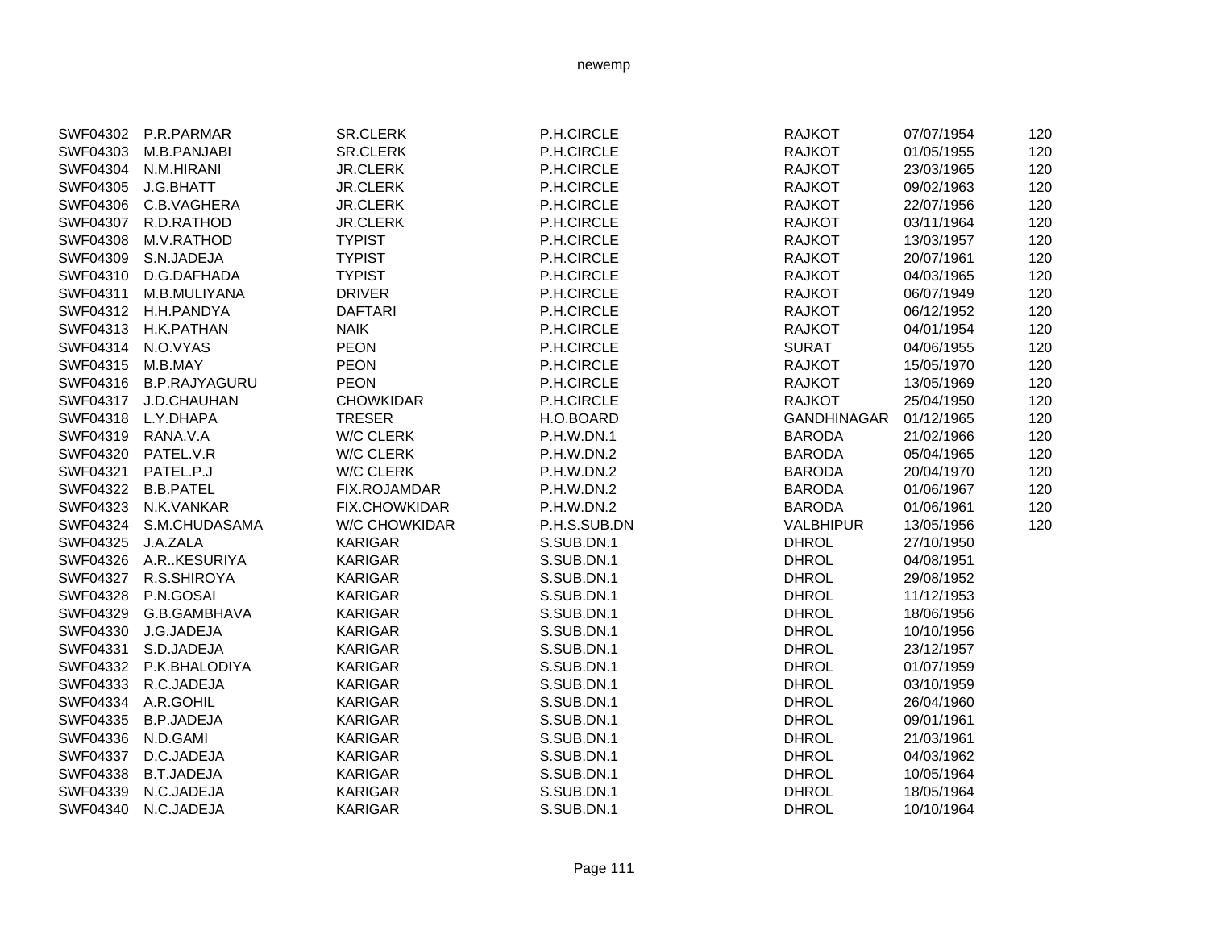| | | | | | | |
|---|---|---|---|---|---|---|
| SWF04302 | P.R.PARMAR | SR.CLERK | P.H.CIRCLE | RAJKOT | 07/07/1954 | 120 |
| SWF04303 | M.B.PANJABI | SR.CLERK | P.H.CIRCLE | RAJKOT | 01/05/1955 | 120 |
| SWF04304 | N.M.HIRANI | JR.CLERK | P.H.CIRCLE | RAJKOT | 23/03/1965 | 120 |
| SWF04305 | J.G.BHATT | JR.CLERK | P.H.CIRCLE | RAJKOT | 09/02/1963 | 120 |
| SWF04306 | C.B.VAGHERA | JR.CLERK | P.H.CIRCLE | RAJKOT | 22/07/1956 | 120 |
| SWF04307 | R.D.RATHOD | JR.CLERK | P.H.CIRCLE | RAJKOT | 03/11/1964 | 120 |
| SWF04308 | M.V.RATHOD | TYPIST | P.H.CIRCLE | RAJKOT | 13/03/1957 | 120 |
| SWF04309 | S.N.JADEJA | TYPIST | P.H.CIRCLE | RAJKOT | 20/07/1961 | 120 |
| SWF04310 | D.G.DAFHADA | TYPIST | P.H.CIRCLE | RAJKOT | 04/03/1965 | 120 |
| SWF04311 | M.B.MULIYANA | DRIVER | P.H.CIRCLE | RAJKOT | 06/07/1949 | 120 |
| SWF04312 | H.H.PANDYA | DAFTARI | P.H.CIRCLE | RAJKOT | 06/12/1952 | 120 |
| SWF04313 | H.K.PATHAN | NAIK | P.H.CIRCLE | RAJKOT | 04/01/1954 | 120 |
| SWF04314 | N.O.VYAS | PEON | P.H.CIRCLE | SURAT | 04/06/1955 | 120 |
| SWF04315 | M.B.MAY | PEON | P.H.CIRCLE | RAJKOT | 15/05/1970 | 120 |
| SWF04316 | B.P.RAJYAGURU | PEON | P.H.CIRCLE | RAJKOT | 13/05/1969 | 120 |
| SWF04317 | J.D.CHAUHAN | CHOWKIDAR | P.H.CIRCLE | RAJKOT | 25/04/1950 | 120 |
| SWF04318 | L.Y.DHAPA | TRESER | H.O.BOARD | GANDHINAGAR | 01/12/1965 | 120 |
| SWF04319 | RANA.V.A | W/C CLERK | P.H.W.DN.1 | BARODA | 21/02/1966 | 120 |
| SWF04320 | PATEL.V.R | W/C CLERK | P.H.W.DN.2 | BARODA | 05/04/1965 | 120 |
| SWF04321 | PATEL.P.J | W/C CLERK | P.H.W.DN.2 | BARODA | 20/04/1970 | 120 |
| SWF04322 | B.B.PATEL | FIX.ROJAMDAR | P.H.W.DN.2 | BARODA | 01/06/1967 | 120 |
| SWF04323 | N.K.VANKAR | FIX.CHOWKIDAR | P.H.W.DN.2 | BARODA | 01/06/1961 | 120 |
| SWF04324 | S.M.CHUDASAMA | W/C CHOWKIDAR | P.H.S.SUB.DN | VALBHIPUR | 13/05/1956 | 120 |
| SWF04325 | J.A.ZALA | KARIGAR | S.SUB.DN.1 | DHROL | 27/10/1950 | |
| SWF04326 | A.R..KESURIYA | KARIGAR | S.SUB.DN.1 | DHROL | 04/08/1951 | |
| SWF04327 | R.S.SHIROYA | KARIGAR | S.SUB.DN.1 | DHROL | 29/08/1952 | |
| SWF04328 | P.N.GOSAI | KARIGAR | S.SUB.DN.1 | DHROL | 11/12/1953 | |
| SWF04329 | G.B.GAMBHAVA | KARIGAR | S.SUB.DN.1 | DHROL | 18/06/1956 | |
| SWF04330 | J.G.JADEJA | KARIGAR | S.SUB.DN.1 | DHROL | 10/10/1956 | |
| SWF04331 | S.D.JADEJA | KARIGAR | S.SUB.DN.1 | DHROL | 23/12/1957 | |
| SWF04332 | P.K.BHALODIYA | KARIGAR | S.SUB.DN.1 | DHROL | 01/07/1959 | |
| SWF04333 | R.C.JADEJA | KARIGAR | S.SUB.DN.1 | DHROL | 03/10/1959 | |
| SWF04334 | A.R.GOHIL | KARIGAR | S.SUB.DN.1 | DHROL | 26/04/1960 | |
| SWF04335 | B.P.JADEJA | KARIGAR | S.SUB.DN.1 | DHROL | 09/01/1961 | |
| SWF04336 | N.D.GAMI | KARIGAR | S.SUB.DN.1 | DHROL | 21/03/1961 | |
| SWF04337 | D.C.JADEJA | KARIGAR | S.SUB.DN.1 | DHROL | 04/03/1962 | |
| SWF04338 | B.T.JADEJA | KARIGAR | S.SUB.DN.1 | DHROL | 10/05/1964 | |
| SWF04339 | N.C.JADEJA | KARIGAR | S.SUB.DN.1 | DHROL | 18/05/1964 | |
| SWF04340 | N.C.JADEJA | KARIGAR | S.SUB.DN.1 | DHROL | 10/10/1964 | |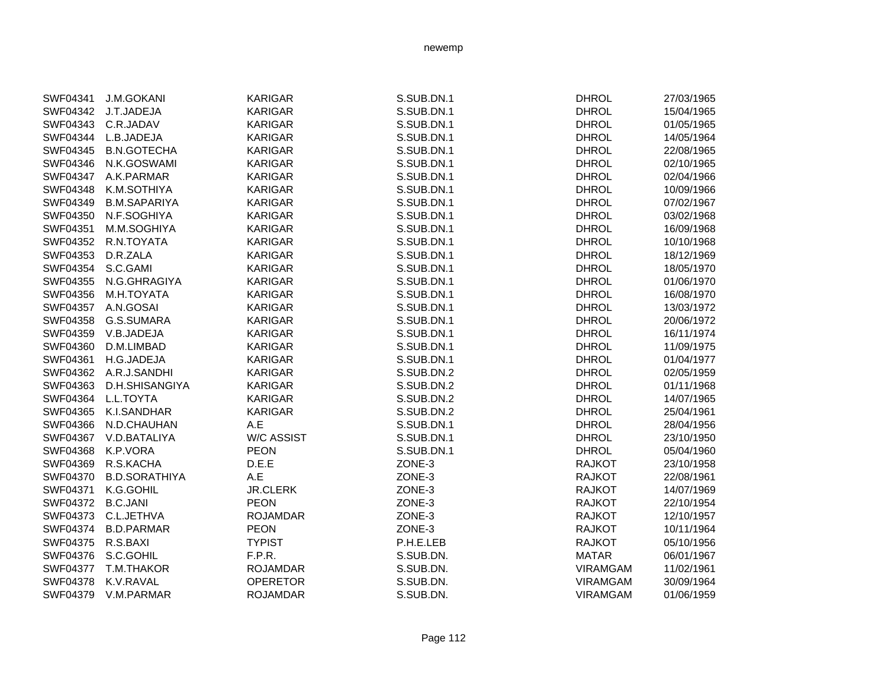| | | | | | |
|---|---|---|---|---|---|
| SWF04341 | J.M.GOKANI | KARIGAR | S.SUB.DN.1 | DHROL | 27/03/1965 |
| SWF04342 | J.T.JADEJA | KARIGAR | S.SUB.DN.1 | DHROL | 15/04/1965 |
| SWF04343 | C.R.JADAV | KARIGAR | S.SUB.DN.1 | DHROL | 01/05/1965 |
| SWF04344 | L.B.JADEJA | KARIGAR | S.SUB.DN.1 | DHROL | 14/05/1964 |
| SWF04345 | B.N.GOTECHA | KARIGAR | S.SUB.DN.1 | DHROL | 22/08/1965 |
| SWF04346 | N.K.GOSWAMI | KARIGAR | S.SUB.DN.1 | DHROL | 02/10/1965 |
| SWF04347 | A.K.PARMAR | KARIGAR | S.SUB.DN.1 | DHROL | 02/04/1966 |
| SWF04348 | K.M.SOTHIYA | KARIGAR | S.SUB.DN.1 | DHROL | 10/09/1966 |
| SWF04349 | B.M.SAPARIYA | KARIGAR | S.SUB.DN.1 | DHROL | 07/02/1967 |
| SWF04350 | N.F.SOGHIYA | KARIGAR | S.SUB.DN.1 | DHROL | 03/02/1968 |
| SWF04351 | M.M.SOGHIYA | KARIGAR | S.SUB.DN.1 | DHROL | 16/09/1968 |
| SWF04352 | R.N.TOYATA | KARIGAR | S.SUB.DN.1 | DHROL | 10/10/1968 |
| SWF04353 | D.R.ZALA | KARIGAR | S.SUB.DN.1 | DHROL | 18/12/1969 |
| SWF04354 | S.C.GAMI | KARIGAR | S.SUB.DN.1 | DHROL | 18/05/1970 |
| SWF04355 | N.G.GHRAGIYA | KARIGAR | S.SUB.DN.1 | DHROL | 01/06/1970 |
| SWF04356 | M.H.TOYATA | KARIGAR | S.SUB.DN.1 | DHROL | 16/08/1970 |
| SWF04357 | A.N.GOSAI | KARIGAR | S.SUB.DN.1 | DHROL | 13/03/1972 |
| SWF04358 | G.S.SUMARA | KARIGAR | S.SUB.DN.1 | DHROL | 20/06/1972 |
| SWF04359 | V.B.JADEJA | KARIGAR | S.SUB.DN.1 | DHROL | 16/11/1974 |
| SWF04360 | D.M.LIMBAD | KARIGAR | S.SUB.DN.1 | DHROL | 11/09/1975 |
| SWF04361 | H.G.JADEJA | KARIGAR | S.SUB.DN.1 | DHROL | 01/04/1977 |
| SWF04362 | A.R.J.SANDHI | KARIGAR | S.SUB.DN.2 | DHROL | 02/05/1959 |
| SWF04363 | D.H.SHISANGIYA | KARIGAR | S.SUB.DN.2 | DHROL | 01/11/1968 |
| SWF04364 | L.L.TOYTA | KARIGAR | S.SUB.DN.2 | DHROL | 14/07/1965 |
| SWF04365 | K.I.SANDHAR | KARIGAR | S.SUB.DN.2 | DHROL | 25/04/1961 |
| SWF04366 | N.D.CHAUHAN | A.E | S.SUB.DN.1 | DHROL | 28/04/1956 |
| SWF04367 | V.D.BATALIYA | W/C ASSIST | S.SUB.DN.1 | DHROL | 23/10/1950 |
| SWF04368 | K.P.VORA | PEON | S.SUB.DN.1 | DHROL | 05/04/1960 |
| SWF04369 | R.S.KACHA | D.E.E | ZONE-3 | RAJKOT | 23/10/1958 |
| SWF04370 | B.D.SORATHIYA | A.E | ZONE-3 | RAJKOT | 22/08/1961 |
| SWF04371 | K.G.GOHIL | JR.CLERK | ZONE-3 | RAJKOT | 14/07/1969 |
| SWF04372 | B.C.JANI | PEON | ZONE-3 | RAJKOT | 22/10/1954 |
| SWF04373 | C.L.JETHVA | ROJAMDAR | ZONE-3 | RAJKOT | 12/10/1957 |
| SWF04374 | B.D.PARMAR | PEON | ZONE-3 | RAJKOT | 10/11/1964 |
| SWF04375 | R.S.BAXI | TYPIST | P.H.E.LEB | RAJKOT | 05/10/1956 |
| SWF04376 | S.C.GOHIL | F.P.R. | S.SUB.DN. | MATAR | 06/01/1967 |
| SWF04377 | T.M.THAKOR | ROJAMDAR | S.SUB.DN. | VIRAMGAM | 11/02/1961 |
| SWF04378 | K.V.RAVAL | OPERETOR | S.SUB.DN. | VIRAMGAM | 30/09/1964 |
| SWF04379 | V.M.PARMAR | ROJAMDAR | S.SUB.DN. | VIRAMGAM | 01/06/1959 |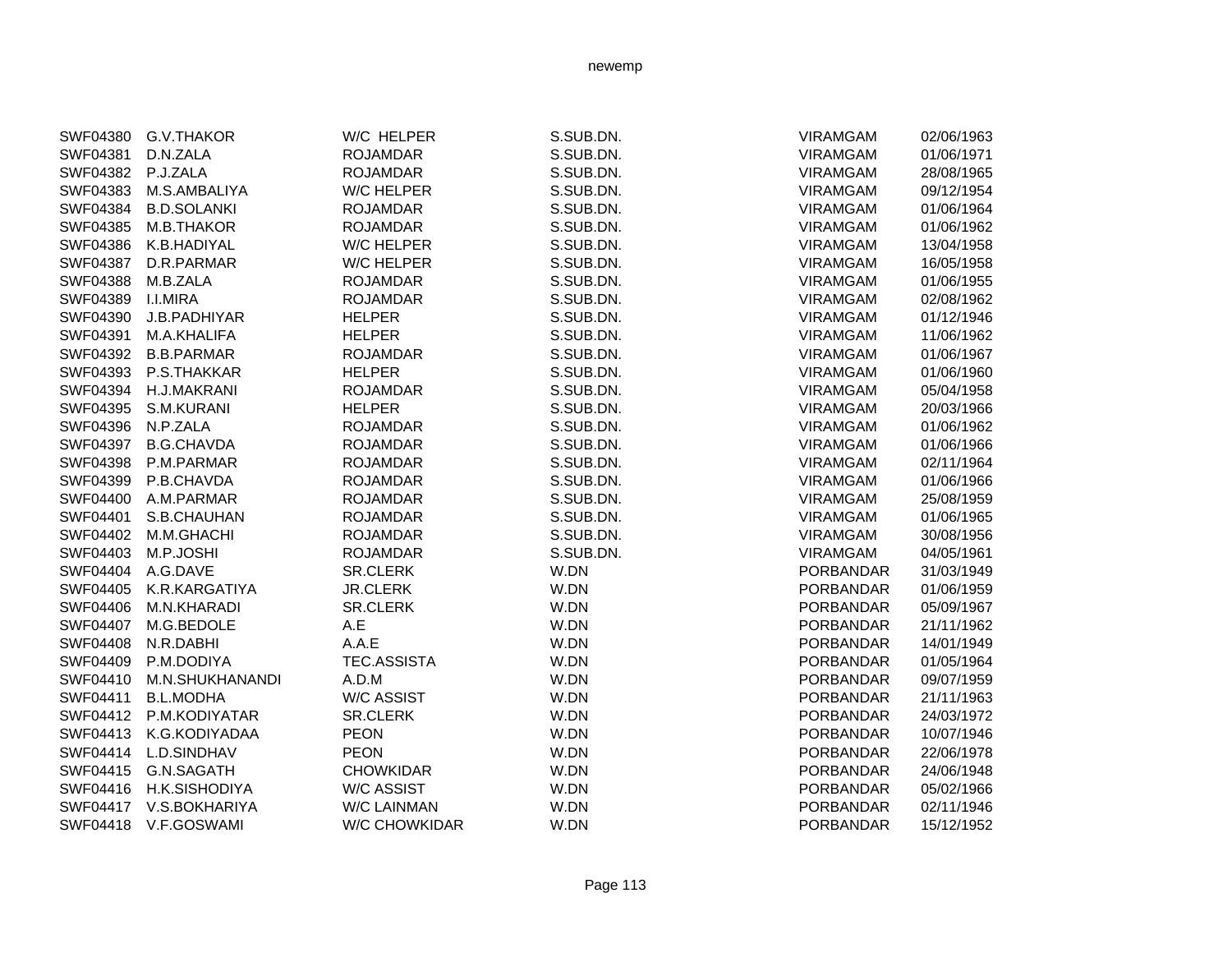| | | | | | |
|---|---|---|---|---|---|
| SWF04380 | G.V.THAKOR | W/C HELPER | S.SUB.DN. | VIRAMGAM | 02/06/1963 |
| SWF04381 | D.N.ZALA | ROJAMDAR | S.SUB.DN. | VIRAMGAM | 01/06/1971 |
| SWF04382 | P.J.ZALA | ROJAMDAR | S.SUB.DN. | VIRAMGAM | 28/08/1965 |
| SWF04383 | M.S.AMBALIYA | W/C HELPER | S.SUB.DN. | VIRAMGAM | 09/12/1954 |
| SWF04384 | B.D.SOLANKI | ROJAMDAR | S.SUB.DN. | VIRAMGAM | 01/06/1964 |
| SWF04385 | M.B.THAKOR | ROJAMDAR | S.SUB.DN. | VIRAMGAM | 01/06/1962 |
| SWF04386 | K.B.HADIYAL | W/C HELPER | S.SUB.DN. | VIRAMGAM | 13/04/1958 |
| SWF04387 | D.R.PARMAR | W/C HELPER | S.SUB.DN. | VIRAMGAM | 16/05/1958 |
| SWF04388 | M.B.ZALA | ROJAMDAR | S.SUB.DN. | VIRAMGAM | 01/06/1955 |
| SWF04389 | I.I.MIRA | ROJAMDAR | S.SUB.DN. | VIRAMGAM | 02/08/1962 |
| SWF04390 | J.B.PADHIYAR | HELPER | S.SUB.DN. | VIRAMGAM | 01/12/1946 |
| SWF04391 | M.A.KHALIFA | HELPER | S.SUB.DN. | VIRAMGAM | 11/06/1962 |
| SWF04392 | B.B.PARMAR | ROJAMDAR | S.SUB.DN. | VIRAMGAM | 01/06/1967 |
| SWF04393 | P.S.THAKKAR | HELPER | S.SUB.DN. | VIRAMGAM | 01/06/1960 |
| SWF04394 | H.J.MAKRANI | ROJAMDAR | S.SUB.DN. | VIRAMGAM | 05/04/1958 |
| SWF04395 | S.M.KURANI | HELPER | S.SUB.DN. | VIRAMGAM | 20/03/1966 |
| SWF04396 | N.P.ZALA | ROJAMDAR | S.SUB.DN. | VIRAMGAM | 01/06/1962 |
| SWF04397 | B.G.CHAVDA | ROJAMDAR | S.SUB.DN. | VIRAMGAM | 01/06/1966 |
| SWF04398 | P.M.PARMAR | ROJAMDAR | S.SUB.DN. | VIRAMGAM | 02/11/1964 |
| SWF04399 | P.B.CHAVDA | ROJAMDAR | S.SUB.DN. | VIRAMGAM | 01/06/1966 |
| SWF04400 | A.M.PARMAR | ROJAMDAR | S.SUB.DN. | VIRAMGAM | 25/08/1959 |
| SWF04401 | S.B.CHAUHAN | ROJAMDAR | S.SUB.DN. | VIRAMGAM | 01/06/1965 |
| SWF04402 | M.M.GHACHI | ROJAMDAR | S.SUB.DN. | VIRAMGAM | 30/08/1956 |
| SWF04403 | M.P.JOSHI | ROJAMDAR | S.SUB.DN. | VIRAMGAM | 04/05/1961 |
| SWF04404 | A.G.DAVE | SR.CLERK | W.DN | PORBANDAR | 31/03/1949 |
| SWF04405 | K.R.KARGATIYA | JR.CLERK | W.DN | PORBANDAR | 01/06/1959 |
| SWF04406 | M.N.KHARADI | SR.CLERK | W.DN | PORBANDAR | 05/09/1967 |
| SWF04407 | M.G.BEDOLE | A.E | W.DN | PORBANDAR | 21/11/1962 |
| SWF04408 | N.R.DABHI | A.A.E | W.DN | PORBANDAR | 14/01/1949 |
| SWF04409 | P.M.DODIYA | TEC.ASSISTA | W.DN | PORBANDAR | 01/05/1964 |
| SWF04410 | M.N.SHUKHANANDI | A.D.M | W.DN | PORBANDAR | 09/07/1959 |
| SWF04411 | B.L.MODHA | W/C ASSIST | W.DN | PORBANDAR | 21/11/1963 |
| SWF04412 | P.M.KODIYATAR | SR.CLERK | W.DN | PORBANDAR | 24/03/1972 |
| SWF04413 | K.G.KODIYADAA | PEON | W.DN | PORBANDAR | 10/07/1946 |
| SWF04414 | L.D.SINDHAV | PEON | W.DN | PORBANDAR | 22/06/1978 |
| SWF04415 | G.N.SAGATH | CHOWKIDAR | W.DN | PORBANDAR | 24/06/1948 |
| SWF04416 | H.K.SISHODIYA | W/C ASSIST | W.DN | PORBANDAR | 05/02/1966 |
| SWF04417 | V.S.BOKHARIYA | W/C LAINMAN | W.DN | PORBANDAR | 02/11/1946 |
| SWF04418 | V.F.GOSWAMI | W/C CHOWKIDAR | W.DN | PORBANDAR | 15/12/1952 |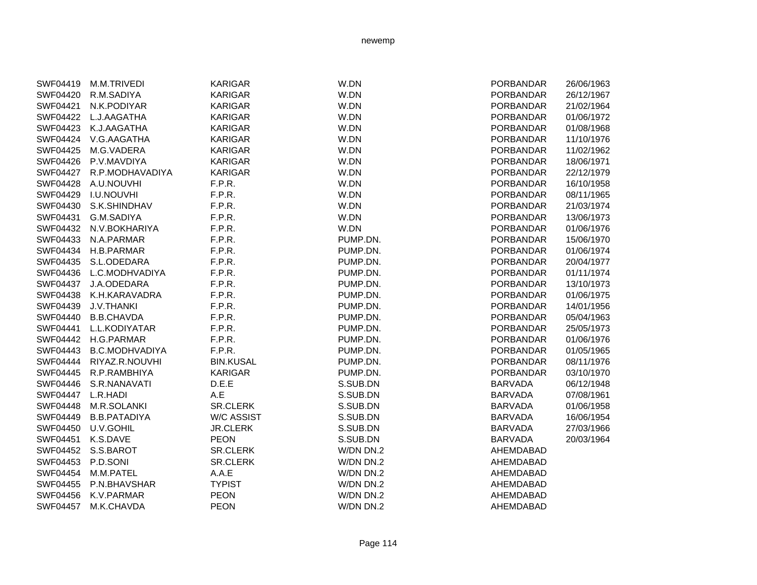| | | | | | |
|---|---|---|---|---|---|
| SWF04419 | M.M.TRIVEDI | KARIGAR | W.DN | PORBANDAR | 26/06/1963 |
| SWF04420 | R.M.SADIYA | KARIGAR | W.DN | PORBANDAR | 26/12/1967 |
| SWF04421 | N.K.PODIYAR | KARIGAR | W.DN | PORBANDAR | 21/02/1964 |
| SWF04422 | L.J.AAGATHA | KARIGAR | W.DN | PORBANDAR | 01/06/1972 |
| SWF04423 | K.J.AAGATHA | KARIGAR | W.DN | PORBANDAR | 01/08/1968 |
| SWF04424 | V.G.AAGATHA | KARIGAR | W.DN | PORBANDAR | 11/10/1976 |
| SWF04425 | M.G.VADERA | KARIGAR | W.DN | PORBANDAR | 11/02/1962 |
| SWF04426 | P.V.MAVDIYA | KARIGAR | W.DN | PORBANDAR | 18/06/1971 |
| SWF04427 | R.P.MODHAVADIYA | KARIGAR | W.DN | PORBANDAR | 22/12/1979 |
| SWF04428 | A.U.NOUVHI | F.P.R. | W.DN | PORBANDAR | 16/10/1958 |
| SWF04429 | I.U.NOUVHI | F.P.R. | W.DN | PORBANDAR | 08/11/1965 |
| SWF04430 | S.K.SHINDHAV | F.P.R. | W.DN | PORBANDAR | 21/03/1974 |
| SWF04431 | G.M.SADIYA | F.P.R. | W.DN | PORBANDAR | 13/06/1973 |
| SWF04432 | N.V.BOKHARIYA | F.P.R. | W.DN | PORBANDAR | 01/06/1976 |
| SWF04433 | N.A.PARMAR | F.P.R. | PUMP.DN. | PORBANDAR | 15/06/1970 |
| SWF04434 | H.B.PARMAR | F.P.R. | PUMP.DN. | PORBANDAR | 01/06/1974 |
| SWF04435 | S.L.ODEDARA | F.P.R. | PUMP.DN. | PORBANDAR | 20/04/1977 |
| SWF04436 | L.C.MODHVADIYA | F.P.R. | PUMP.DN. | PORBANDAR | 01/11/1974 |
| SWF04437 | J.A.ODEDARA | F.P.R. | PUMP.DN. | PORBANDAR | 13/10/1973 |
| SWF04438 | K.H.KARAVADRA | F.P.R. | PUMP.DN. | PORBANDAR | 01/06/1975 |
| SWF04439 | J.V.THANKI | F.P.R. | PUMP.DN. | PORBANDAR | 14/01/1956 |
| SWF04440 | B.B.CHAVDA | F.P.R. | PUMP.DN. | PORBANDAR | 05/04/1963 |
| SWF04441 | L.L.KODIYATAR | F.P.R. | PUMP.DN. | PORBANDAR | 25/05/1973 |
| SWF04442 | H.G.PARMAR | F.P.R. | PUMP.DN. | PORBANDAR | 01/06/1976 |
| SWF04443 | B.C.MODHVADIYA | F.P.R. | PUMP.DN. | PORBANDAR | 01/05/1965 |
| SWF04444 | RIYAZ.R.NOUVHI | BIN.KUSAL | PUMP.DN. | PORBANDAR | 08/11/1976 |
| SWF04445 | R.P.RAMBHIYA | KARIGAR | PUMP.DN. | PORBANDAR | 03/10/1970 |
| SWF04446 | S.R.NANAVATI | D.E.E | S.SUB.DN | BARVADA | 06/12/1948 |
| SWF04447 | L.R.HADI | A.E | S.SUB.DN | BARVADA | 07/08/1961 |
| SWF04448 | M.R.SOLANKI | SR.CLERK | S.SUB.DN | BARVADA | 01/06/1958 |
| SWF04449 | B.B.PATADIYA | W/C ASSIST | S.SUB.DN | BARVADA | 16/06/1954 |
| SWF04450 | U.V.GOHIL | JR.CLERK | S.SUB.DN | BARVADA | 27/03/1966 |
| SWF04451 | K.S.DAVE | PEON | S.SUB.DN | BARVADA | 20/03/1964 |
| SWF04452 | S.S.BAROT | SR.CLERK | W/DN DN.2 | AHEMDABAD | |
| SWF04453 | P.D.SONI | SR.CLERK | W/DN DN.2 | AHEMDABAD | |
| SWF04454 | M.M.PATEL | A.A.E | W/DN DN.2 | AHEMDABAD | |
| SWF04455 | P.N.BHAVSHAR | TYPIST | W/DN DN.2 | AHEMDABAD | |
| SWF04456 | K.V.PARMAR | PEON | W/DN DN.2 | AHEMDABAD | |
| SWF04457 | M.K.CHAVDA | PEON | W/DN DN.2 | AHEMDABAD | |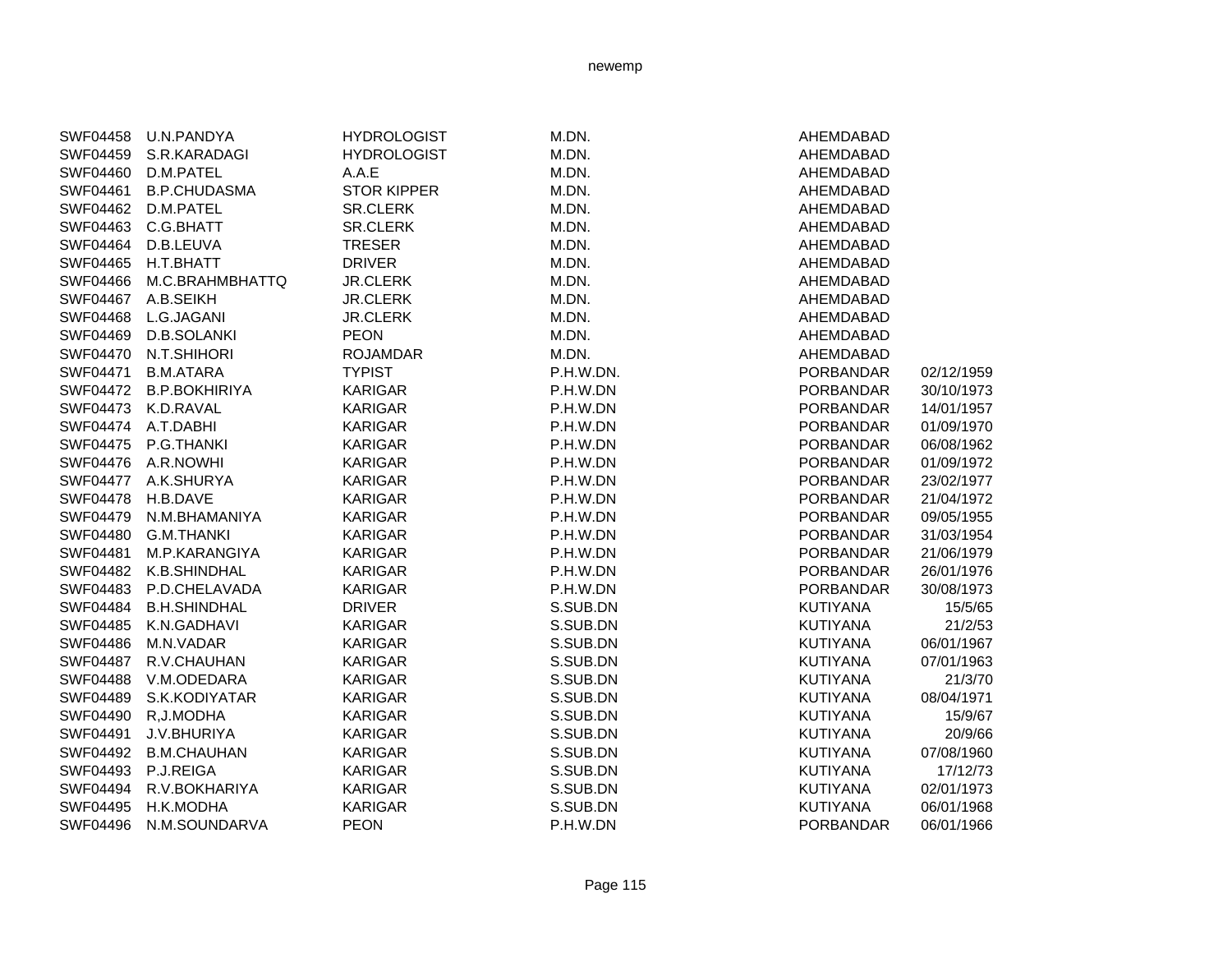| | | | | | |
|---|---|---|---|---|---|
| SWF04458 | U.N.PANDYA | HYDROLOGIST | M.DN. | AHEMDABAD | |
| SWF04459 | S.R.KARADAGI | HYDROLOGIST | M.DN. | AHEMDABAD | |
| SWF04460 | D.M.PATEL | A.A.E | M.DN. | AHEMDABAD | |
| SWF04461 | B.P.CHUDASMA | STOR KIPPER | M.DN. | AHEMDABAD | |
| SWF04462 | D.M.PATEL | SR.CLERK | M.DN. | AHEMDABAD | |
| SWF04463 | C.G.BHATT | SR.CLERK | M.DN. | AHEMDABAD | |
| SWF04464 | D.B.LEUVA | TRESER | M.DN. | AHEMDABAD | |
| SWF04465 | H.T.BHATT | DRIVER | M.DN. | AHEMDABAD | |
| SWF04466 | M.C.BRAHMBHATTQ | JR.CLERK | M.DN. | AHEMDABAD | |
| SWF04467 | A.B.SEIKH | JR.CLERK | M.DN. | AHEMDABAD | |
| SWF04468 | L.G.JAGANI | JR.CLERK | M.DN. | AHEMDABAD | |
| SWF04469 | D.B.SOLANKI | PEON | M.DN. | AHEMDABAD | |
| SWF04470 | N.T.SHIHORI | ROJAMDAR | M.DN. | AHEMDABAD | |
| SWF04471 | B.M.ATARA | TYPIST | P.H.W.DN. | PORBANDAR | 02/12/1959 |
| SWF04472 | B.P.BOKHIRIYA | KARIGAR | P.H.W.DN | PORBANDAR | 30/10/1973 |
| SWF04473 | K.D.RAVAL | KARIGAR | P.H.W.DN | PORBANDAR | 14/01/1957 |
| SWF04474 | A.T.DABHI | KARIGAR | P.H.W.DN | PORBANDAR | 01/09/1970 |
| SWF04475 | P.G.THANKI | KARIGAR | P.H.W.DN | PORBANDAR | 06/08/1962 |
| SWF04476 | A.R.NOWHI | KARIGAR | P.H.W.DN | PORBANDAR | 01/09/1972 |
| SWF04477 | A.K.SHURYA | KARIGAR | P.H.W.DN | PORBANDAR | 23/02/1977 |
| SWF04478 | H.B.DAVE | KARIGAR | P.H.W.DN | PORBANDAR | 21/04/1972 |
| SWF04479 | N.M.BHAMANIYA | KARIGAR | P.H.W.DN | PORBANDAR | 09/05/1955 |
| SWF04480 | G.M.THANKI | KARIGAR | P.H.W.DN | PORBANDAR | 31/03/1954 |
| SWF04481 | M.P.KARANGIYA | KARIGAR | P.H.W.DN | PORBANDAR | 21/06/1979 |
| SWF04482 | K.B.SHINDHAL | KARIGAR | P.H.W.DN | PORBANDAR | 26/01/1976 |
| SWF04483 | P.D.CHELAVADA | KARIGAR | P.H.W.DN | PORBANDAR | 30/08/1973 |
| SWF04484 | B.H.SHINDHAL | DRIVER | S.SUB.DN | KUTIYANA | 15/5/65 |
| SWF04485 | K.N.GADHAVI | KARIGAR | S.SUB.DN | KUTIYANA | 21/2/53 |
| SWF04486 | M.N.VADAR | KARIGAR | S.SUB.DN | KUTIYANA | 06/01/1967 |
| SWF04487 | R.V.CHAUHAN | KARIGAR | S.SUB.DN | KUTIYANA | 07/01/1963 |
| SWF04488 | V.M.ODEDARA | KARIGAR | S.SUB.DN | KUTIYANA | 21/3/70 |
| SWF04489 | S.K.KODIYATAR | KARIGAR | S.SUB.DN | KUTIYANA | 08/04/1971 |
| SWF04490 | R,J.MODHA | KARIGAR | S.SUB.DN | KUTIYANA | 15/9/67 |
| SWF04491 | J.V.BHURIYA | KARIGAR | S.SUB.DN | KUTIYANA | 20/9/66 |
| SWF04492 | B.M.CHAUHAN | KARIGAR | S.SUB.DN | KUTIYANA | 07/08/1960 |
| SWF04493 | P.J.REIGA | KARIGAR | S.SUB.DN | KUTIYANA | 17/12/73 |
| SWF04494 | R.V.BOKHARIYA | KARIGAR | S.SUB.DN | KUTIYANA | 02/01/1973 |
| SWF04495 | H.K.MODHA | KARIGAR | S.SUB.DN | KUTIYANA | 06/01/1968 |
| SWF04496 | N.M.SOUNDARVA | PEON | P.H.W.DN | PORBANDAR | 06/01/1966 |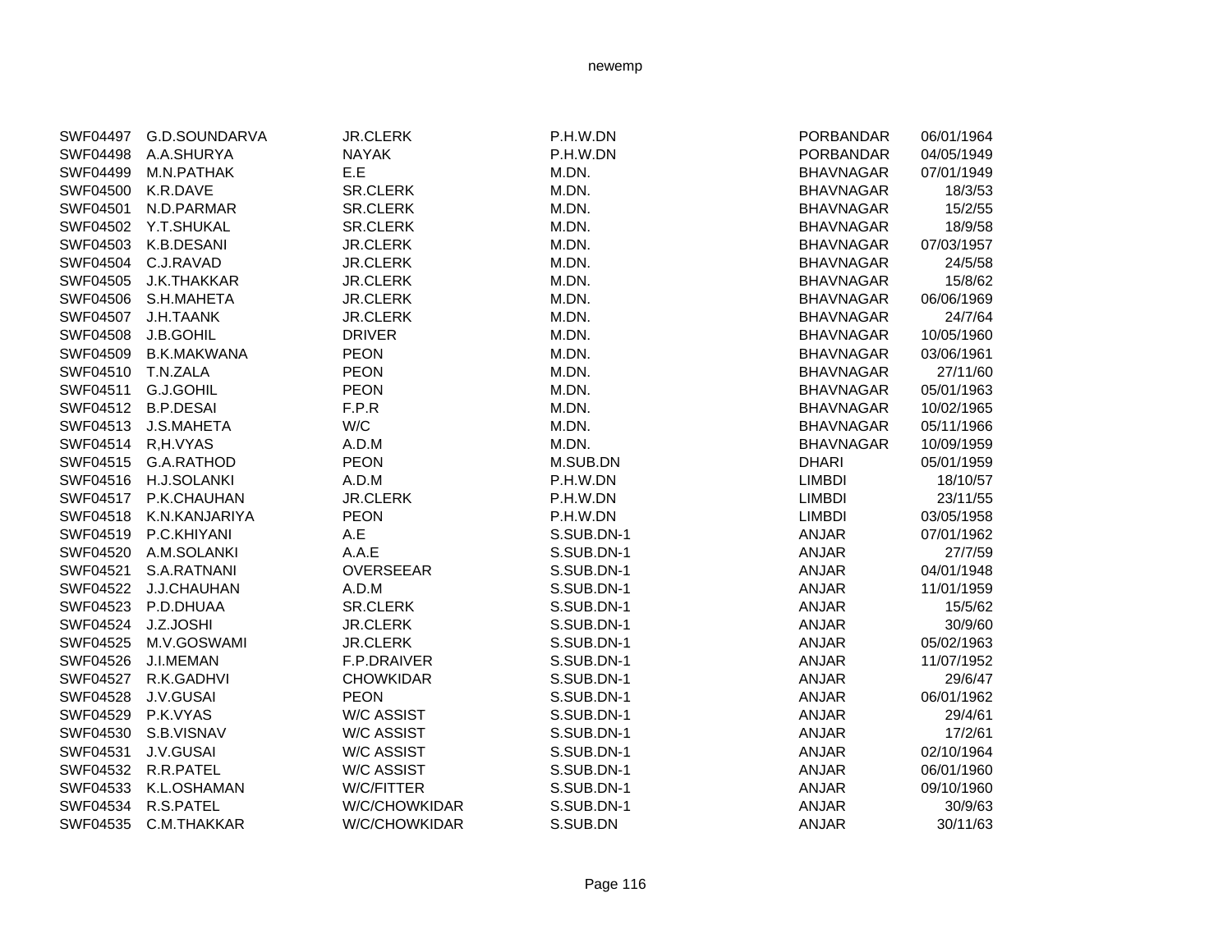| | | | | | |
|---|---|---|---|---|---|
| SWF04497 | G.D.SOUNDARVA | JR.CLERK | P.H.W.DN | PORBANDAR | 06/01/1964 |
| SWF04498 | A.A.SHURYA | NAYAK | P.H.W.DN | PORBANDAR | 04/05/1949 |
| SWF04499 | M.N.PATHAK | E.E | M.DN. | BHAVNAGAR | 07/01/1949 |
| SWF04500 | K.R.DAVE | SR.CLERK | M.DN. | BHAVNAGAR | 18/3/53 |
| SWF04501 | N.D.PARMAR | SR.CLERK | M.DN. | BHAVNAGAR | 15/2/55 |
| SWF04502 | Y.T.SHUKAL | SR.CLERK | M.DN. | BHAVNAGAR | 18/9/58 |
| SWF04503 | K.B.DESANI | JR.CLERK | M.DN. | BHAVNAGAR | 07/03/1957 |
| SWF04504 | C.J.RAVAD | JR.CLERK | M.DN. | BHAVNAGAR | 24/5/58 |
| SWF04505 | J.K.THAKKAR | JR.CLERK | M.DN. | BHAVNAGAR | 15/8/62 |
| SWF04506 | S.H.MAHETA | JR.CLERK | M.DN. | BHAVNAGAR | 06/06/1969 |
| SWF04507 | J.H.TAANK | JR.CLERK | M.DN. | BHAVNAGAR | 24/7/64 |
| SWF04508 | J.B.GOHIL | DRIVER | M.DN. | BHAVNAGAR | 10/05/1960 |
| SWF04509 | B.K.MAKWANA | PEON | M.DN. | BHAVNAGAR | 03/06/1961 |
| SWF04510 | T.N.ZALA | PEON | M.DN. | BHAVNAGAR | 27/11/60 |
| SWF04511 | G.J.GOHIL | PEON | M.DN. | BHAVNAGAR | 05/01/1963 |
| SWF04512 | B.P.DESAI | F.P.R | M.DN. | BHAVNAGAR | 10/02/1965 |
| SWF04513 | J.S.MAHETA | W/C | M.DN. | BHAVNAGAR | 05/11/1966 |
| SWF04514 | R,H.VYAS | A.D.M | M.DN. | BHAVNAGAR | 10/09/1959 |
| SWF04515 | G.A.RATHOD | PEON | M.SUB.DN | DHARI | 05/01/1959 |
| SWF04516 | H.J.SOLANKI | A.D.M | P.H.W.DN | LIMBDI | 18/10/57 |
| SWF04517 | P.K.CHAUHAN | JR.CLERK | P.H.W.DN | LIMBDI | 23/11/55 |
| SWF04518 | K.N.KANJARIYA | PEON | P.H.W.DN | LIMBDI | 03/05/1958 |
| SWF04519 | P.C.KHIYANI | A.E | S.SUB.DN-1 | ANJAR | 07/01/1962 |
| SWF04520 | A.M.SOLANKI | A.A.E | S.SUB.DN-1 | ANJAR | 27/7/59 |
| SWF04521 | S.A.RATNANI | OVERSEEAR | S.SUB.DN-1 | ANJAR | 04/01/1948 |
| SWF04522 | J.J.CHAUHAN | A.D.M | S.SUB.DN-1 | ANJAR | 11/01/1959 |
| SWF04523 | P.D.DHUAA | SR.CLERK | S.SUB.DN-1 | ANJAR | 15/5/62 |
| SWF04524 | J.Z.JOSHI | JR.CLERK | S.SUB.DN-1 | ANJAR | 30/9/60 |
| SWF04525 | M.V.GOSWAMI | JR.CLERK | S.SUB.DN-1 | ANJAR | 05/02/1963 |
| SWF04526 | J.I.MEMAN | F.P.DRAIVER | S.SUB.DN-1 | ANJAR | 11/07/1952 |
| SWF04527 | R.K.GADHVI | CHOWKIDAR | S.SUB.DN-1 | ANJAR | 29/6/47 |
| SWF04528 | J.V.GUSAI | PEON | S.SUB.DN-1 | ANJAR | 06/01/1962 |
| SWF04529 | P.K.VYAS | W/C ASSIST | S.SUB.DN-1 | ANJAR | 29/4/61 |
| SWF04530 | S.B.VISNAV | W/C ASSIST | S.SUB.DN-1 | ANJAR | 17/2/61 |
| SWF04531 | J.V.GUSAI | W/C ASSIST | S.SUB.DN-1 | ANJAR | 02/10/1964 |
| SWF04532 | R.R.PATEL | W/C ASSIST | S.SUB.DN-1 | ANJAR | 06/01/1960 |
| SWF04533 | K.L.OSHAMAN | W/C/FITTER | S.SUB.DN-1 | ANJAR | 09/10/1960 |
| SWF04534 | R.S.PATEL | W/C/CHOWKIDAR | S.SUB.DN-1 | ANJAR | 30/9/63 |
| SWF04535 | C.M.THAKKAR | W/C/CHOWKIDAR | S.SUB.DN | ANJAR | 30/11/63 |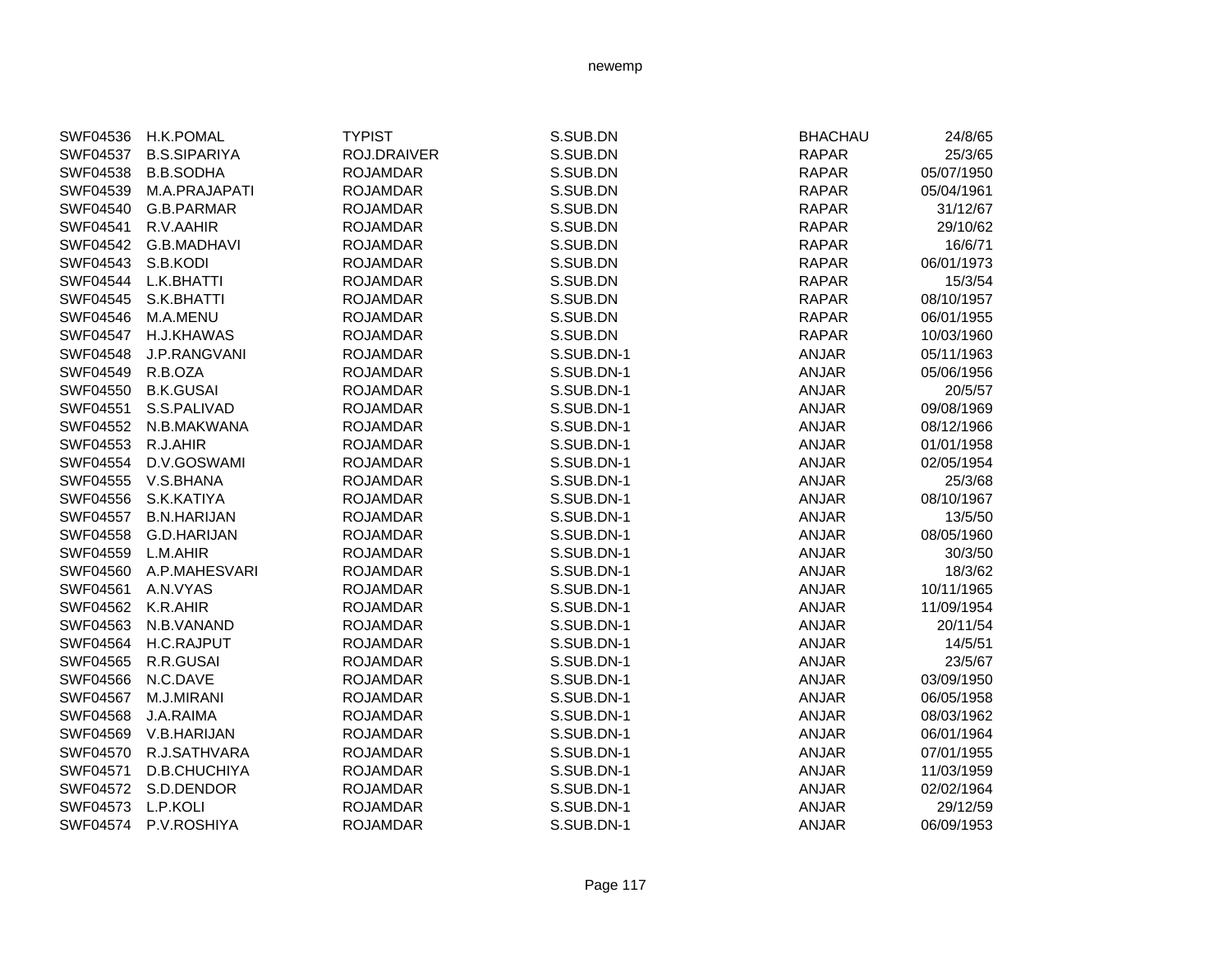| | | | | | |
|---|---|---|---|---|---|
| SWF04536 | H.K.POMAL | TYPIST | S.SUB.DN | BHACHAU | 24/8/65 |
| SWF04537 | B.S.SIPARIYA | ROJ.DRAIVER | S.SUB.DN | RAPAR | 25/3/65 |
| SWF04538 | B.B.SODHA | ROJAMDAR | S.SUB.DN | RAPAR | 05/07/1950 |
| SWF04539 | M.A.PRAJAPATI | ROJAMDAR | S.SUB.DN | RAPAR | 05/04/1961 |
| SWF04540 | G.B.PARMAR | ROJAMDAR | S.SUB.DN | RAPAR | 31/12/67 |
| SWF04541 | R.V.AAHIR | ROJAMDAR | S.SUB.DN | RAPAR | 29/10/62 |
| SWF04542 | G.B.MADHAVI | ROJAMDAR | S.SUB.DN | RAPAR | 16/6/71 |
| SWF04543 | S.B.KODI | ROJAMDAR | S.SUB.DN | RAPAR | 06/01/1973 |
| SWF04544 | L.K.BHATTI | ROJAMDAR | S.SUB.DN | RAPAR | 15/3/54 |
| SWF04545 | S.K.BHATTI | ROJAMDAR | S.SUB.DN | RAPAR | 08/10/1957 |
| SWF04546 | M.A.MENU | ROJAMDAR | S.SUB.DN | RAPAR | 06/01/1955 |
| SWF04547 | H.J.KHAWAS | ROJAMDAR | S.SUB.DN | RAPAR | 10/03/1960 |
| SWF04548 | J.P.RANGVANI | ROJAMDAR | S.SUB.DN-1 | ANJAR | 05/11/1963 |
| SWF04549 | R.B.OZA | ROJAMDAR | S.SUB.DN-1 | ANJAR | 05/06/1956 |
| SWF04550 | B.K.GUSAI | ROJAMDAR | S.SUB.DN-1 | ANJAR | 20/5/57 |
| SWF04551 | S.S.PALIVAD | ROJAMDAR | S.SUB.DN-1 | ANJAR | 09/08/1969 |
| SWF04552 | N.B.MAKWANA | ROJAMDAR | S.SUB.DN-1 | ANJAR | 08/12/1966 |
| SWF04553 | R.J.AHIR | ROJAMDAR | S.SUB.DN-1 | ANJAR | 01/01/1958 |
| SWF04554 | D.V.GOSWAMI | ROJAMDAR | S.SUB.DN-1 | ANJAR | 02/05/1954 |
| SWF04555 | V.S.BHANA | ROJAMDAR | S.SUB.DN-1 | ANJAR | 25/3/68 |
| SWF04556 | S.K.KATIYA | ROJAMDAR | S.SUB.DN-1 | ANJAR | 08/10/1967 |
| SWF04557 | B.N.HARIJAN | ROJAMDAR | S.SUB.DN-1 | ANJAR | 13/5/50 |
| SWF04558 | G.D.HARIJAN | ROJAMDAR | S.SUB.DN-1 | ANJAR | 08/05/1960 |
| SWF04559 | L.M.AHIR | ROJAMDAR | S.SUB.DN-1 | ANJAR | 30/3/50 |
| SWF04560 | A.P.MAHESVARI | ROJAMDAR | S.SUB.DN-1 | ANJAR | 18/3/62 |
| SWF04561 | A.N.VYAS | ROJAMDAR | S.SUB.DN-1 | ANJAR | 10/11/1965 |
| SWF04562 | K.R.AHIR | ROJAMDAR | S.SUB.DN-1 | ANJAR | 11/09/1954 |
| SWF04563 | N.B.VANAND | ROJAMDAR | S.SUB.DN-1 | ANJAR | 20/11/54 |
| SWF04564 | H.C.RAJPUT | ROJAMDAR | S.SUB.DN-1 | ANJAR | 14/5/51 |
| SWF04565 | R.R.GUSAI | ROJAMDAR | S.SUB.DN-1 | ANJAR | 23/5/67 |
| SWF04566 | N.C.DAVE | ROJAMDAR | S.SUB.DN-1 | ANJAR | 03/09/1950 |
| SWF04567 | M.J.MIRANI | ROJAMDAR | S.SUB.DN-1 | ANJAR | 06/05/1958 |
| SWF04568 | J.A.RAIMA | ROJAMDAR | S.SUB.DN-1 | ANJAR | 08/03/1962 |
| SWF04569 | V.B.HARIJAN | ROJAMDAR | S.SUB.DN-1 | ANJAR | 06/01/1964 |
| SWF04570 | R.J.SATHVARA | ROJAMDAR | S.SUB.DN-1 | ANJAR | 07/01/1955 |
| SWF04571 | D.B.CHUCHIYA | ROJAMDAR | S.SUB.DN-1 | ANJAR | 11/03/1959 |
| SWF04572 | S.D.DENDOR | ROJAMDAR | S.SUB.DN-1 | ANJAR | 02/02/1964 |
| SWF04573 | L.P.KOLI | ROJAMDAR | S.SUB.DN-1 | ANJAR | 29/12/59 |
| SWF04574 | P.V.ROSHIYA | ROJAMDAR | S.SUB.DN-1 | ANJAR | 06/09/1953 |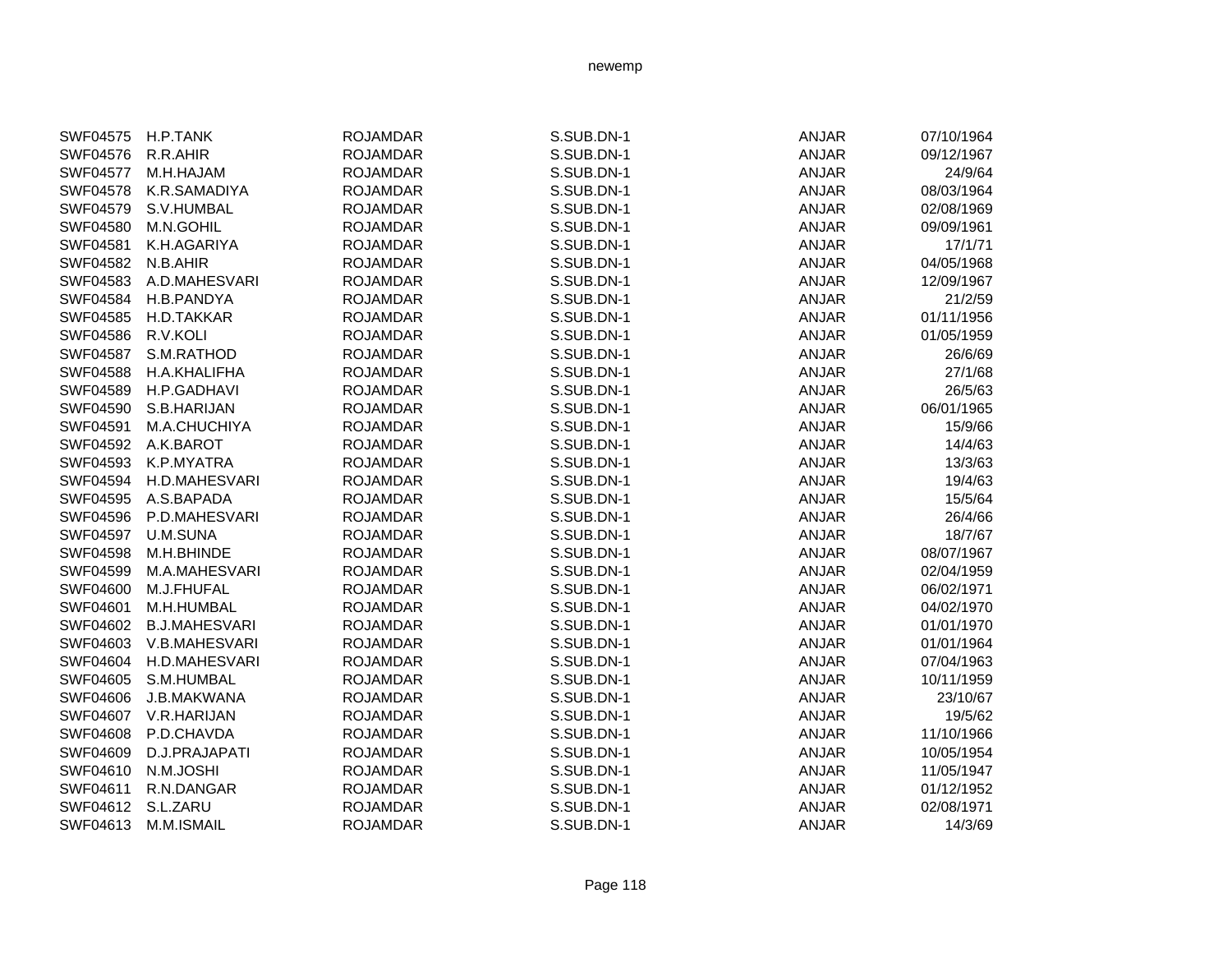| | | | | | |
|---|---|---|---|---|---|
| SWF04575 | H.P.TANK | ROJAMDAR | S.SUB.DN-1 | ANJAR | 07/10/1964 |
| SWF04576 | R.R.AHIR | ROJAMDAR | S.SUB.DN-1 | ANJAR | 09/12/1967 |
| SWF04577 | M.H.HAJAM | ROJAMDAR | S.SUB.DN-1 | ANJAR | 24/9/64 |
| SWF04578 | K.R.SAMADIYA | ROJAMDAR | S.SUB.DN-1 | ANJAR | 08/03/1964 |
| SWF04579 | S.V.HUMBAL | ROJAMDAR | S.SUB.DN-1 | ANJAR | 02/08/1969 |
| SWF04580 | M.N.GOHIL | ROJAMDAR | S.SUB.DN-1 | ANJAR | 09/09/1961 |
| SWF04581 | K.H.AGARIYA | ROJAMDAR | S.SUB.DN-1 | ANJAR | 17/1/71 |
| SWF04582 | N.B.AHIR | ROJAMDAR | S.SUB.DN-1 | ANJAR | 04/05/1968 |
| SWF04583 | A.D.MAHESVARI | ROJAMDAR | S.SUB.DN-1 | ANJAR | 12/09/1967 |
| SWF04584 | H.B.PANDYA | ROJAMDAR | S.SUB.DN-1 | ANJAR | 21/2/59 |
| SWF04585 | H.D.TAKKAR | ROJAMDAR | S.SUB.DN-1 | ANJAR | 01/11/1956 |
| SWF04586 | R.V.KOLI | ROJAMDAR | S.SUB.DN-1 | ANJAR | 01/05/1959 |
| SWF04587 | S.M.RATHOD | ROJAMDAR | S.SUB.DN-1 | ANJAR | 26/6/69 |
| SWF04588 | H.A.KHALIFHA | ROJAMDAR | S.SUB.DN-1 | ANJAR | 27/1/68 |
| SWF04589 | H.P.GADHAVI | ROJAMDAR | S.SUB.DN-1 | ANJAR | 26/5/63 |
| SWF04590 | S.B.HARIJAN | ROJAMDAR | S.SUB.DN-1 | ANJAR | 06/01/1965 |
| SWF04591 | M.A.CHUCHIYA | ROJAMDAR | S.SUB.DN-1 | ANJAR | 15/9/66 |
| SWF04592 | A.K.BAROT | ROJAMDAR | S.SUB.DN-1 | ANJAR | 14/4/63 |
| SWF04593 | K.P.MYATRA | ROJAMDAR | S.SUB.DN-1 | ANJAR | 13/3/63 |
| SWF04594 | H.D.MAHESVARI | ROJAMDAR | S.SUB.DN-1 | ANJAR | 19/4/63 |
| SWF04595 | A.S.BAPADA | ROJAMDAR | S.SUB.DN-1 | ANJAR | 15/5/64 |
| SWF04596 | P.D.MAHESVARI | ROJAMDAR | S.SUB.DN-1 | ANJAR | 26/4/66 |
| SWF04597 | U.M.SUNA | ROJAMDAR | S.SUB.DN-1 | ANJAR | 18/7/67 |
| SWF04598 | M.H.BHINDE | ROJAMDAR | S.SUB.DN-1 | ANJAR | 08/07/1967 |
| SWF04599 | M.A.MAHESVARI | ROJAMDAR | S.SUB.DN-1 | ANJAR | 02/04/1959 |
| SWF04600 | M.J.FHUFAL | ROJAMDAR | S.SUB.DN-1 | ANJAR | 06/02/1971 |
| SWF04601 | M.H.HUMBAL | ROJAMDAR | S.SUB.DN-1 | ANJAR | 04/02/1970 |
| SWF04602 | B.J.MAHESVARI | ROJAMDAR | S.SUB.DN-1 | ANJAR | 01/01/1970 |
| SWF04603 | V.B.MAHESVARI | ROJAMDAR | S.SUB.DN-1 | ANJAR | 01/01/1964 |
| SWF04604 | H.D.MAHESVARI | ROJAMDAR | S.SUB.DN-1 | ANJAR | 07/04/1963 |
| SWF04605 | S.M.HUMBAL | ROJAMDAR | S.SUB.DN-1 | ANJAR | 10/11/1959 |
| SWF04606 | J.B.MAKWANA | ROJAMDAR | S.SUB.DN-1 | ANJAR | 23/10/67 |
| SWF04607 | V.R.HARIJAN | ROJAMDAR | S.SUB.DN-1 | ANJAR | 19/5/62 |
| SWF04608 | P.D.CHAVDA | ROJAMDAR | S.SUB.DN-1 | ANJAR | 11/10/1966 |
| SWF04609 | D.J.PRAJAPATI | ROJAMDAR | S.SUB.DN-1 | ANJAR | 10/05/1954 |
| SWF04610 | N.M.JOSHI | ROJAMDAR | S.SUB.DN-1 | ANJAR | 11/05/1947 |
| SWF04611 | R.N.DANGAR | ROJAMDAR | S.SUB.DN-1 | ANJAR | 01/12/1952 |
| SWF04612 | S.L.ZARU | ROJAMDAR | S.SUB.DN-1 | ANJAR | 02/08/1971 |
| SWF04613 | M.M.ISMAIL | ROJAMDAR | S.SUB.DN-1 | ANJAR | 14/3/69 |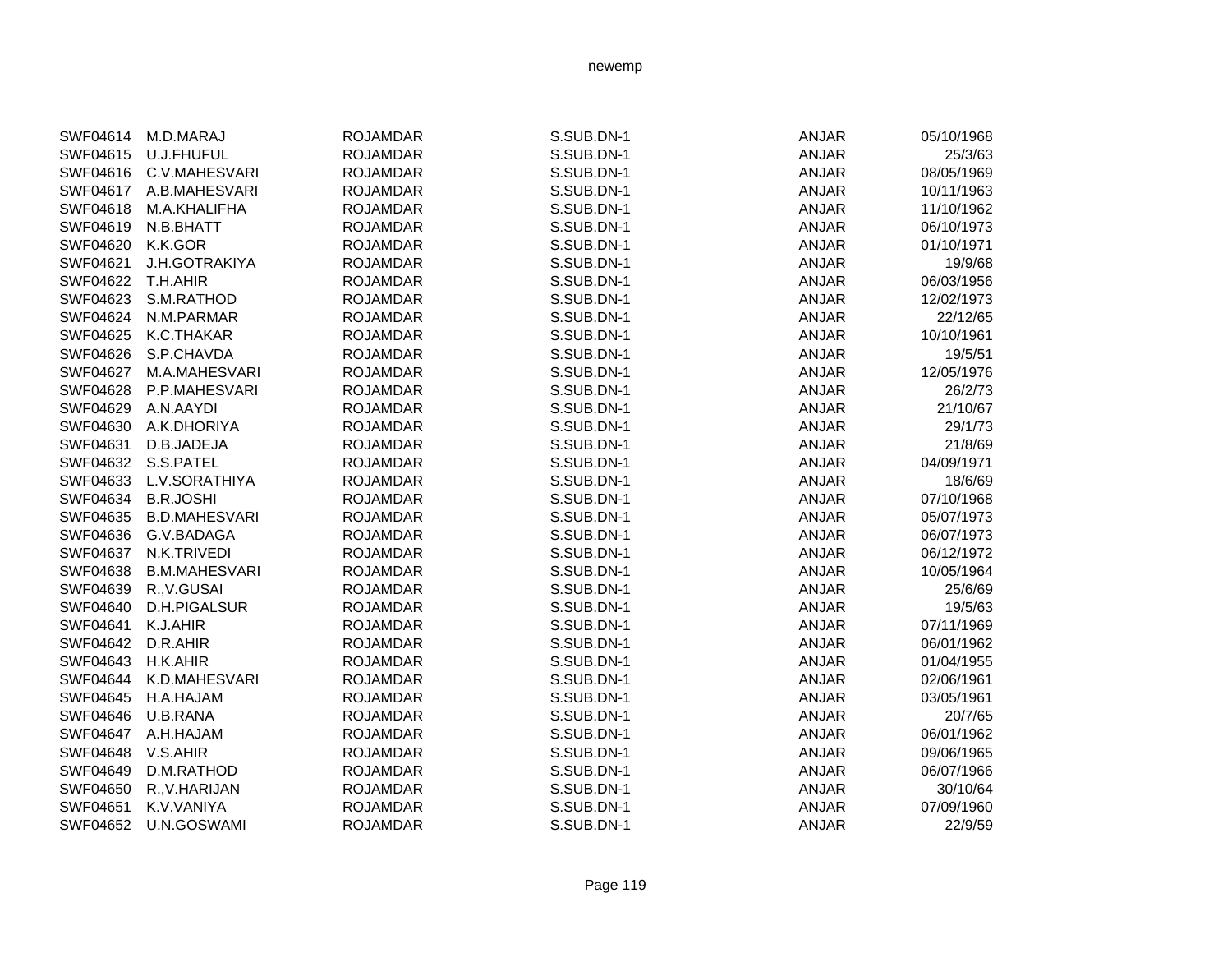| | | | | | |
|---|---|---|---|---|---|
| SWF04614 | M.D.MARAJ | ROJAMDAR | S.SUB.DN-1 | ANJAR | 05/10/1968 |
| SWF04615 | U.J.FHUFUL | ROJAMDAR | S.SUB.DN-1 | ANJAR | 25/3/63 |
| SWF04616 | C.V.MAHESVARI | ROJAMDAR | S.SUB.DN-1 | ANJAR | 08/05/1969 |
| SWF04617 | A.B.MAHESVARI | ROJAMDAR | S.SUB.DN-1 | ANJAR | 10/11/1963 |
| SWF04618 | M.A.KHALIFHA | ROJAMDAR | S.SUB.DN-1 | ANJAR | 11/10/1962 |
| SWF04619 | N.B.BHATT | ROJAMDAR | S.SUB.DN-1 | ANJAR | 06/10/1973 |
| SWF04620 | K.K.GOR | ROJAMDAR | S.SUB.DN-1 | ANJAR | 01/10/1971 |
| SWF04621 | J.H.GOTRAKIYA | ROJAMDAR | S.SUB.DN-1 | ANJAR | 19/9/68 |
| SWF04622 | T.H.AHIR | ROJAMDAR | S.SUB.DN-1 | ANJAR | 06/03/1956 |
| SWF04623 | S.M.RATHOD | ROJAMDAR | S.SUB.DN-1 | ANJAR | 12/02/1973 |
| SWF04624 | N.M.PARMAR | ROJAMDAR | S.SUB.DN-1 | ANJAR | 22/12/65 |
| SWF04625 | K.C.THAKAR | ROJAMDAR | S.SUB.DN-1 | ANJAR | 10/10/1961 |
| SWF04626 | S.P.CHAVDA | ROJAMDAR | S.SUB.DN-1 | ANJAR | 19/5/51 |
| SWF04627 | M.A.MAHESVARI | ROJAMDAR | S.SUB.DN-1 | ANJAR | 12/05/1976 |
| SWF04628 | P.P.MAHESVARI | ROJAMDAR | S.SUB.DN-1 | ANJAR | 26/2/73 |
| SWF04629 | A.N.AAYDI | ROJAMDAR | S.SUB.DN-1 | ANJAR | 21/10/67 |
| SWF04630 | A.K.DHORIYA | ROJAMDAR | S.SUB.DN-1 | ANJAR | 29/1/73 |
| SWF04631 | D.B.JADEJA | ROJAMDAR | S.SUB.DN-1 | ANJAR | 21/8/69 |
| SWF04632 | S.S.PATEL | ROJAMDAR | S.SUB.DN-1 | ANJAR | 04/09/1971 |
| SWF04633 | L.V.SORATHIYA | ROJAMDAR | S.SUB.DN-1 | ANJAR | 18/6/69 |
| SWF04634 | B.R.JOSHI | ROJAMDAR | S.SUB.DN-1 | ANJAR | 07/10/1968 |
| SWF04635 | B.D.MAHESVARI | ROJAMDAR | S.SUB.DN-1 | ANJAR | 05/07/1973 |
| SWF04636 | G.V.BADAGA | ROJAMDAR | S.SUB.DN-1 | ANJAR | 06/07/1973 |
| SWF04637 | N.K.TRIVEDI | ROJAMDAR | S.SUB.DN-1 | ANJAR | 06/12/1972 |
| SWF04638 | B.M.MAHESVARI | ROJAMDAR | S.SUB.DN-1 | ANJAR | 10/05/1964 |
| SWF04639 | R.,V.GUSAI | ROJAMDAR | S.SUB.DN-1 | ANJAR | 25/6/69 |
| SWF04640 | D.H.PIGALSUR | ROJAMDAR | S.SUB.DN-1 | ANJAR | 19/5/63 |
| SWF04641 | K.J.AHIR | ROJAMDAR | S.SUB.DN-1 | ANJAR | 07/11/1969 |
| SWF04642 | D.R.AHIR | ROJAMDAR | S.SUB.DN-1 | ANJAR | 06/01/1962 |
| SWF04643 | H.K.AHIR | ROJAMDAR | S.SUB.DN-1 | ANJAR | 01/04/1955 |
| SWF04644 | K.D.MAHESVARI | ROJAMDAR | S.SUB.DN-1 | ANJAR | 02/06/1961 |
| SWF04645 | H.A.HAJAM | ROJAMDAR | S.SUB.DN-1 | ANJAR | 03/05/1961 |
| SWF04646 | U.B.RANA | ROJAMDAR | S.SUB.DN-1 | ANJAR | 20/7/65 |
| SWF04647 | A.H.HAJAM | ROJAMDAR | S.SUB.DN-1 | ANJAR | 06/01/1962 |
| SWF04648 | V.S.AHIR | ROJAMDAR | S.SUB.DN-1 | ANJAR | 09/06/1965 |
| SWF04649 | D.M.RATHOD | ROJAMDAR | S.SUB.DN-1 | ANJAR | 06/07/1966 |
| SWF04650 | R.,V.HARIJAN | ROJAMDAR | S.SUB.DN-1 | ANJAR | 30/10/64 |
| SWF04651 | K.V.VANIYA | ROJAMDAR | S.SUB.DN-1 | ANJAR | 07/09/1960 |
| SWF04652 | U.N.GOSWAMI | ROJAMDAR | S.SUB.DN-1 | ANJAR | 22/9/59 |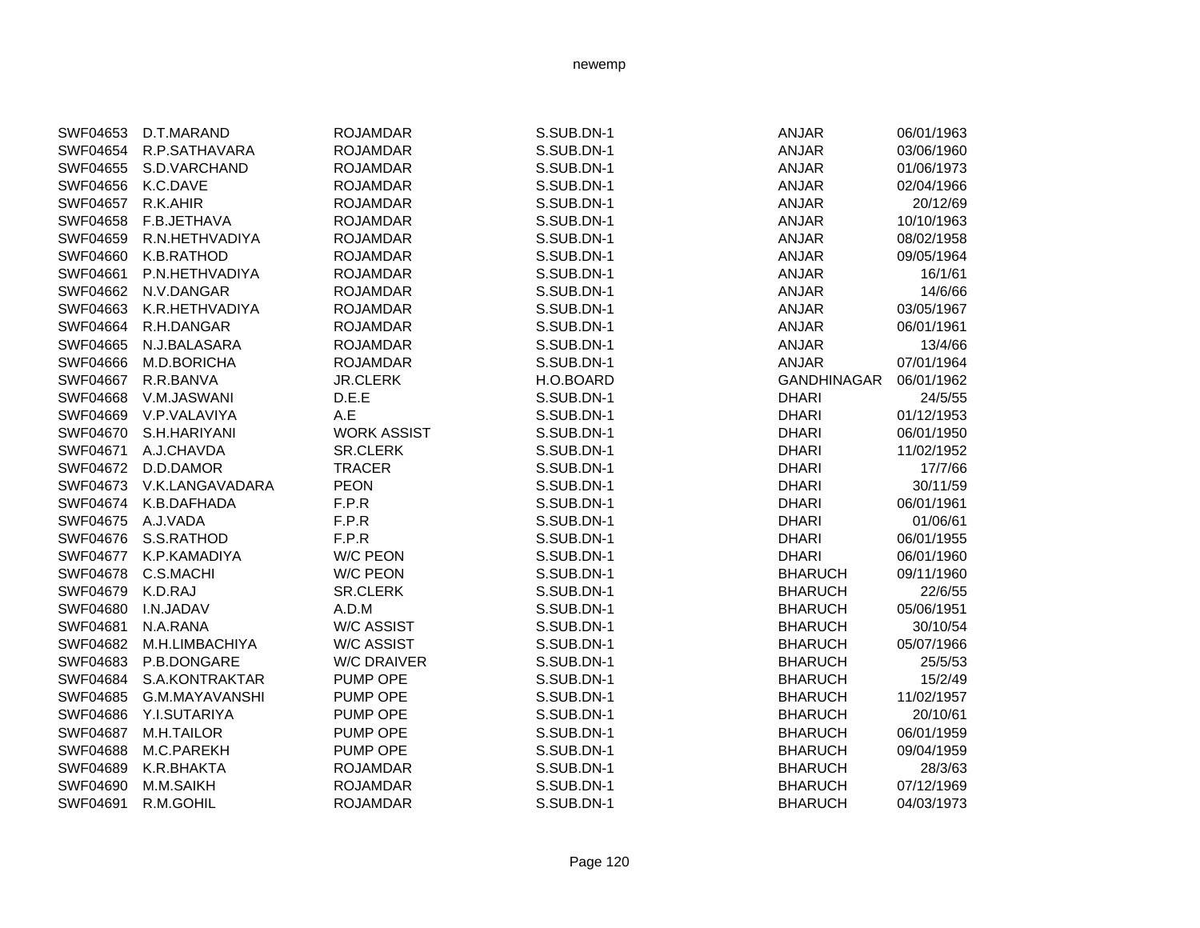| | | | | | |
|---|---|---|---|---|---|
| SWF04653 | D.T.MARAND | ROJAMDAR | S.SUB.DN-1 | ANJAR | 06/01/1963 |
| SWF04654 | R.P.SATHAVARA | ROJAMDAR | S.SUB.DN-1 | ANJAR | 03/06/1960 |
| SWF04655 | S.D.VARCHAND | ROJAMDAR | S.SUB.DN-1 | ANJAR | 01/06/1973 |
| SWF04656 | K.C.DAVE | ROJAMDAR | S.SUB.DN-1 | ANJAR | 02/04/1966 |
| SWF04657 | R.K.AHIR | ROJAMDAR | S.SUB.DN-1 | ANJAR | 20/12/69 |
| SWF04658 | F.B.JETHAVA | ROJAMDAR | S.SUB.DN-1 | ANJAR | 10/10/1963 |
| SWF04659 | R.N.HETHVADIYA | ROJAMDAR | S.SUB.DN-1 | ANJAR | 08/02/1958 |
| SWF04660 | K.B.RATHOD | ROJAMDAR | S.SUB.DN-1 | ANJAR | 09/05/1964 |
| SWF04661 | P.N.HETHVADIYA | ROJAMDAR | S.SUB.DN-1 | ANJAR | 16/1/61 |
| SWF04662 | N.V.DANGAR | ROJAMDAR | S.SUB.DN-1 | ANJAR | 14/6/66 |
| SWF04663 | K.R.HETHVADIYA | ROJAMDAR | S.SUB.DN-1 | ANJAR | 03/05/1967 |
| SWF04664 | R.H.DANGAR | ROJAMDAR | S.SUB.DN-1 | ANJAR | 06/01/1961 |
| SWF04665 | N.J.BALASARA | ROJAMDAR | S.SUB.DN-1 | ANJAR | 13/4/66 |
| SWF04666 | M.D.BORICHA | ROJAMDAR | S.SUB.DN-1 | ANJAR | 07/01/1964 |
| SWF04667 | R.R.BANVA | JR.CLERK | H.O.BOARD | GANDHINAGAR | 06/01/1962 |
| SWF04668 | V.M.JASWANI | D.E.E | S.SUB.DN-1 | DHARI | 24/5/55 |
| SWF04669 | V.P.VALAVIYA | A.E | S.SUB.DN-1 | DHARI | 01/12/1953 |
| SWF04670 | S.H.HARIYANI | WORK ASSIST | S.SUB.DN-1 | DHARI | 06/01/1950 |
| SWF04671 | A.J.CHAVDA | SR.CLERK | S.SUB.DN-1 | DHARI | 11/02/1952 |
| SWF04672 | D.D.DAMOR | TRACER | S.SUB.DN-1 | DHARI | 17/7/66 |
| SWF04673 | V.K.LANGAVADARA | PEON | S.SUB.DN-1 | DHARI | 30/11/59 |
| SWF04674 | K.B.DAFHADA | F.P.R | S.SUB.DN-1 | DHARI | 06/01/1961 |
| SWF04675 | A.J.VADA | F.P.R | S.SUB.DN-1 | DHARI | 01/06/61 |
| SWF04676 | S.S.RATHOD | F.P.R | S.SUB.DN-1 | DHARI | 06/01/1955 |
| SWF04677 | K.P.KAMADIYA | W/C PEON | S.SUB.DN-1 | DHARI | 06/01/1960 |
| SWF04678 | C.S.MACHI | W/C PEON | S.SUB.DN-1 | BHARUCH | 09/11/1960 |
| SWF04679 | K.D.RAJ | SR.CLERK | S.SUB.DN-1 | BHARUCH | 22/6/55 |
| SWF04680 | I.N.JADAV | A.D.M | S.SUB.DN-1 | BHARUCH | 05/06/1951 |
| SWF04681 | N.A.RANA | W/C ASSIST | S.SUB.DN-1 | BHARUCH | 30/10/54 |
| SWF04682 | M.H.LIMBACHIYA | W/C ASSIST | S.SUB.DN-1 | BHARUCH | 05/07/1966 |
| SWF04683 | P.B.DONGARE | W/C DRAIVER | S.SUB.DN-1 | BHARUCH | 25/5/53 |
| SWF04684 | S.A.KONTRAKTAR | PUMP OPE | S.SUB.DN-1 | BHARUCH | 15/2/49 |
| SWF04685 | G.M.MAYAVANSHI | PUMP OPE | S.SUB.DN-1 | BHARUCH | 11/02/1957 |
| SWF04686 | Y.I.SUTARIYA | PUMP OPE | S.SUB.DN-1 | BHARUCH | 20/10/61 |
| SWF04687 | M.H.TAILOR | PUMP OPE | S.SUB.DN-1 | BHARUCH | 06/01/1959 |
| SWF04688 | M.C.PAREKH | PUMP OPE | S.SUB.DN-1 | BHARUCH | 09/04/1959 |
| SWF04689 | K.R.BHAKTA | ROJAMDAR | S.SUB.DN-1 | BHARUCH | 28/3/63 |
| SWF04690 | M.M.SAIKH | ROJAMDAR | S.SUB.DN-1 | BHARUCH | 07/12/1969 |
| SWF04691 | R.M.GOHIL | ROJAMDAR | S.SUB.DN-1 | BHARUCH | 04/03/1973 |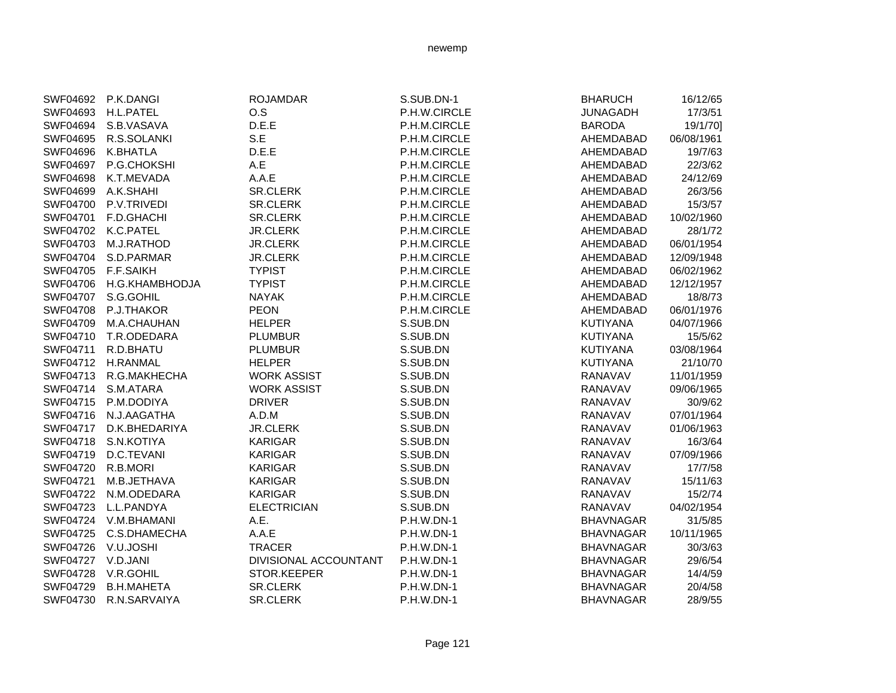| | | | | | |
|---|---|---|---|---|---|
| SWF04692 | P.K.DANGI | ROJAMDAR | S.SUB.DN-1 | BHARUCH | 16/12/65 |
| SWF04693 | H.L.PATEL | O.S | P.H.W.CIRCLE | JUNAGADH | 17/3/51 |
| SWF04694 | S.B.VASAVA | D.E.E | P.H.M.CIRCLE | BARODA | 19/1/70] |
| SWF04695 | R.S.SOLANKI | S.E | P.H.M.CIRCLE | AHEMDABAD | 06/08/1961 |
| SWF04696 | K.BHATLA | D.E.E | P.H.M.CIRCLE | AHEMDABAD | 19/7/63 |
| SWF04697 | P.G.CHOKSHI | A.E | P.H.M.CIRCLE | AHEMDABAD | 22/3/62 |
| SWF04698 | K.T.MEVADA | A.A.E | P.H.M.CIRCLE | AHEMDABAD | 24/12/69 |
| SWF04699 | A.K.SHAHI | SR.CLERK | P.H.M.CIRCLE | AHEMDABAD | 26/3/56 |
| SWF04700 | P.V.TRIVEDI | SR.CLERK | P.H.M.CIRCLE | AHEMDABAD | 15/3/57 |
| SWF04701 | F.D.GHACHI | SR.CLERK | P.H.M.CIRCLE | AHEMDABAD | 10/02/1960 |
| SWF04702 | K.C.PATEL | JR.CLERK | P.H.M.CIRCLE | AHEMDABAD | 28/1/72 |
| SWF04703 | M.J.RATHOD | JR.CLERK | P.H.M.CIRCLE | AHEMDABAD | 06/01/1954 |
| SWF04704 | S.D.PARMAR | JR.CLERK | P.H.M.CIRCLE | AHEMDABAD | 12/09/1948 |
| SWF04705 | F.F.SAIKH | TYPIST | P.H.M.CIRCLE | AHEMDABAD | 06/02/1962 |
| SWF04706 | H.G.KHAMBHODJA | TYPIST | P.H.M.CIRCLE | AHEMDABAD | 12/12/1957 |
| SWF04707 | S.G.GOHIL | NAYAK | P.H.M.CIRCLE | AHEMDABAD | 18/8/73 |
| SWF04708 | P.J.THAKOR | PEON | P.H.M.CIRCLE | AHEMDABAD | 06/01/1976 |
| SWF04709 | M.A.CHAUHAN | HELPER | S.SUB.DN | KUTIYANA | 04/07/1966 |
| SWF04710 | T.R.ODEDARA | PLUMBUR | S.SUB.DN | KUTIYANA | 15/5/62 |
| SWF04711 | R.D.BHATU | PLUMBUR | S.SUB.DN | KUTIYANA | 03/08/1964 |
| SWF04712 | H.RANMAL | HELPER | S.SUB.DN | KUTIYANA | 21/10/70 |
| SWF04713 | R.G.MAKHECHA | WORK ASSIST | S.SUB.DN | RANAVAV | 11/01/1959 |
| SWF04714 | S.M.ATARA | WORK ASSIST | S.SUB.DN | RANAVAV | 09/06/1965 |
| SWF04715 | P.M.DODIYA | DRIVER | S.SUB.DN | RANAVAV | 30/9/62 |
| SWF04716 | N.J.AAGATHA | A.D.M | S.SUB.DN | RANAVAV | 07/01/1964 |
| SWF04717 | D.K.BHEDARIYA | JR.CLERK | S.SUB.DN | RANAVAV | 01/06/1963 |
| SWF04718 | S.N.KOTIYA | KARIGAR | S.SUB.DN | RANAVAV | 16/3/64 |
| SWF04719 | D.C.TEVANI | KARIGAR | S.SUB.DN | RANAVAV | 07/09/1966 |
| SWF04720 | R.B.MORI | KARIGAR | S.SUB.DN | RANAVAV | 17/7/58 |
| SWF04721 | M.B.JETHAVA | KARIGAR | S.SUB.DN | RANAVAV | 15/11/63 |
| SWF04722 | N.M.ODEDARA | KARIGAR | S.SUB.DN | RANAVAV | 15/2/74 |
| SWF04723 | L.L.PANDYA | ELECTRICIAN | S.SUB.DN | RANAVAV | 04/02/1954 |
| SWF04724 | V.M.BHAMANI | A.E. | P.H.W.DN-1 | BHAVNAGAR | 31/5/85 |
| SWF04725 | C.S.DHAMECHA | A.A.E | P.H.W.DN-1 | BHAVNAGAR | 10/11/1965 |
| SWF04726 | V.U.JOSHI | TRACER | P.H.W.DN-1 | BHAVNAGAR | 30/3/63 |
| SWF04727 | V.D.JANI | DIVISIONAL ACCOUNTANT | P.H.W.DN-1 | BHAVNAGAR | 29/6/54 |
| SWF04728 | V.R.GOHIL | STOR.KEEPER | P.H.W.DN-1 | BHAVNAGAR | 14/4/59 |
| SWF04729 | B.H.MAHETA | SR.CLERK | P.H.W.DN-1 | BHAVNAGAR | 20/4/58 |
| SWF04730 | R.N.SARVAIYA | SR.CLERK | P.H.W.DN-1 | BHAVNAGAR | 28/9/55 |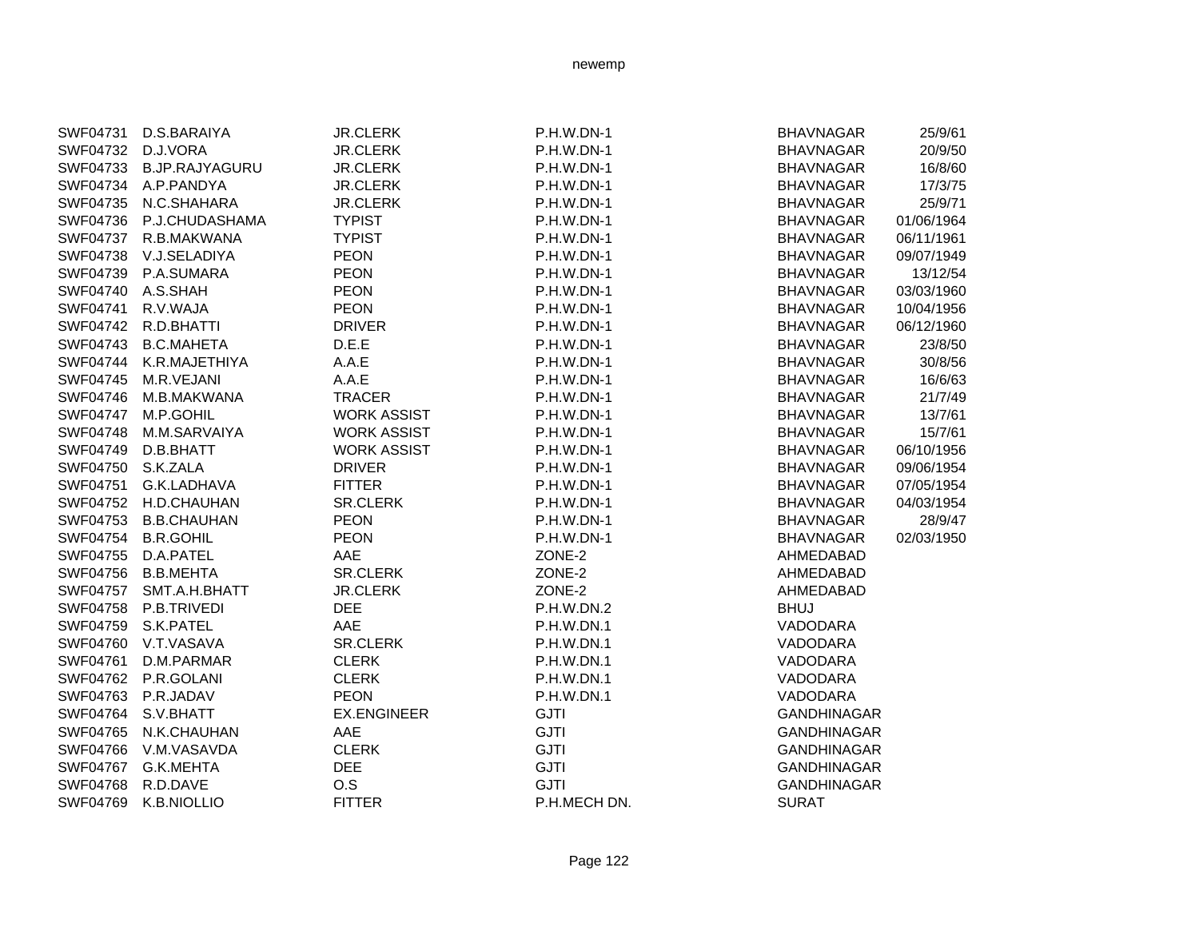| | | | | | |
|---|---|---|---|---|---|
| SWF04731 | D.S.BARAIYA | JR.CLERK | P.H.W.DN-1 | BHAVNAGAR | 25/9/61 |
| SWF04732 | D.J.VORA | JR.CLERK | P.H.W.DN-1 | BHAVNAGAR | 20/9/50 |
| SWF04733 | B.JP.RAJYAGURU | JR.CLERK | P.H.W.DN-1 | BHAVNAGAR | 16/8/60 |
| SWF04734 | A.P.PANDYA | JR.CLERK | P.H.W.DN-1 | BHAVNAGAR | 17/3/75 |
| SWF04735 | N.C.SHAHARA | JR.CLERK | P.H.W.DN-1 | BHAVNAGAR | 25/9/71 |
| SWF04736 | P.J.CHUDASHAMA | TYPIST | P.H.W.DN-1 | BHAVNAGAR | 01/06/1964 |
| SWF04737 | R.B.MAKWANA | TYPIST | P.H.W.DN-1 | BHAVNAGAR | 06/11/1961 |
| SWF04738 | V.J.SELADIYA | PEON | P.H.W.DN-1 | BHAVNAGAR | 09/07/1949 |
| SWF04739 | P.A.SUMARA | PEON | P.H.W.DN-1 | BHAVNAGAR | 13/12/54 |
| SWF04740 | A.S.SHAH | PEON | P.H.W.DN-1 | BHAVNAGAR | 03/03/1960 |
| SWF04741 | R.V.WAJA | PEON | P.H.W.DN-1 | BHAVNAGAR | 10/04/1956 |
| SWF04742 | R.D.BHATTI | DRIVER | P.H.W.DN-1 | BHAVNAGAR | 06/12/1960 |
| SWF04743 | B.C.MAHETA | D.E.E | P.H.W.DN-1 | BHAVNAGAR | 23/8/50 |
| SWF04744 | K.R.MAJETHIYA | A.A.E | P.H.W.DN-1 | BHAVNAGAR | 30/8/56 |
| SWF04745 | M.R.VEJANI | A.A.E | P.H.W.DN-1 | BHAVNAGAR | 16/6/63 |
| SWF04746 | M.B.MAKWANA | TRACER | P.H.W.DN-1 | BHAVNAGAR | 21/7/49 |
| SWF04747 | M.P.GOHIL | WORK ASSIST | P.H.W.DN-1 | BHAVNAGAR | 13/7/61 |
| SWF04748 | M.M.SARVAIYA | WORK ASSIST | P.H.W.DN-1 | BHAVNAGAR | 15/7/61 |
| SWF04749 | D.B.BHATT | WORK ASSIST | P.H.W.DN-1 | BHAVNAGAR | 06/10/1956 |
| SWF04750 | S.K.ZALA | DRIVER | P.H.W.DN-1 | BHAVNAGAR | 09/06/1954 |
| SWF04751 | G.K.LADHAVA | FITTER | P.H.W.DN-1 | BHAVNAGAR | 07/05/1954 |
| SWF04752 | H.D.CHAUHAN | SR.CLERK | P.H.W.DN-1 | BHAVNAGAR | 04/03/1954 |
| SWF04753 | B.B.CHAUHAN | PEON | P.H.W.DN-1 | BHAVNAGAR | 28/9/47 |
| SWF04754 | B.R.GOHIL | PEON | P.H.W.DN-1 | BHAVNAGAR | 02/03/1950 |
| SWF04755 | D.A.PATEL | AAE | ZONE-2 | AHMEDABAD | |
| SWF04756 | B.B.MEHTA | SR.CLERK | ZONE-2 | AHMEDABAD | |
| SWF04757 | SMT.A.H.BHATT | JR.CLERK | ZONE-2 | AHMEDABAD | |
| SWF04758 | P.B.TRIVEDI | DEE | P.H.W.DN.2 | BHUJ | |
| SWF04759 | S.K.PATEL | AAE | P.H.W.DN.1 | VADODARA | |
| SWF04760 | V.T.VASAVA | SR.CLERK | P.H.W.DN.1 | VADODARA | |
| SWF04761 | D.M.PARMAR | CLERK | P.H.W.DN.1 | VADODARA | |
| SWF04762 | P.R.GOLANI | CLERK | P.H.W.DN.1 | VADODARA | |
| SWF04763 | P.R.JADAV | PEON | P.H.W.DN.1 | VADODARA | |
| SWF04764 | S.V.BHATT | EX.ENGINEER | GJTI | GANDHINAGAR | |
| SWF04765 | N.K.CHAUHAN | AAE | GJTI | GANDHINAGAR | |
| SWF04766 | V.M.VASAVDA | CLERK | GJTI | GANDHINAGAR | |
| SWF04767 | G.K.MEHTA | DEE | GJTI | GANDHINAGAR | |
| SWF04768 | R.D.DAVE | O.S | GJTI | GANDHINAGAR | |
| SWF04769 | K.B.NIOLLIO | FITTER | P.H.MECH DN. | SURAT | |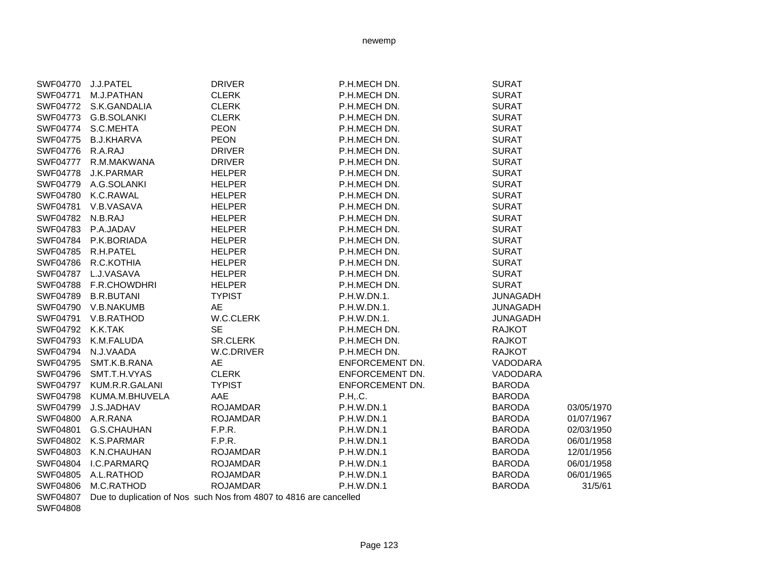| | | | | | |
|---|---|---|---|---|---|
| SWF04770 | J.J.PATEL | DRIVER | P.H.MECH DN. | SURAT | |
| SWF04771 | M.J.PATHAN | CLERK | P.H.MECH DN. | SURAT | |
| SWF04772 | S.K.GANDALIA | CLERK | P.H.MECH DN. | SURAT | |
| SWF04773 | G.B.SOLANKI | CLERK | P.H.MECH DN. | SURAT | |
| SWF04774 | S.C.MEHTA | PEON | P.H.MECH DN. | SURAT | |
| SWF04775 | B.J.KHARVA | PEON | P.H.MECH DN. | SURAT | |
| SWF04776 | R.A.RAJ | DRIVER | P.H.MECH DN. | SURAT | |
| SWF04777 | R.M.MAKWANA | DRIVER | P.H.MECH DN. | SURAT | |
| SWF04778 | J.K.PARMAR | HELPER | P.H.MECH DN. | SURAT | |
| SWF04779 | A.G.SOLANKI | HELPER | P.H.MECH DN. | SURAT | |
| SWF04780 | K.C.RAWAL | HELPER | P.H.MECH DN. | SURAT | |
| SWF04781 | V.B.VASAVA | HELPER | P.H.MECH DN. | SURAT | |
| SWF04782 | N.B.RAJ | HELPER | P.H.MECH DN. | SURAT | |
| SWF04783 | P.A.JADAV | HELPER | P.H.MECH DN. | SURAT | |
| SWF04784 | P.K.BORIADA | HELPER | P.H.MECH DN. | SURAT | |
| SWF04785 | R.H.PATEL | HELPER | P.H.MECH DN. | SURAT | |
| SWF04786 | R.C.KOTHIA | HELPER | P.H.MECH DN. | SURAT | |
| SWF04787 | L.J.VASAVA | HELPER | P.H.MECH DN. | SURAT | |
| SWF04788 | F.R.CHOWDHRI | HELPER | P.H.MECH DN. | SURAT | |
| SWF04789 | B.R.BUTANI | TYPIST | P.H.W.DN.1. | JUNAGADH | |
| SWF04790 | V.B.NAKUMB | AE | P.H.W.DN.1. | JUNAGADH | |
| SWF04791 | V.B.RATHOD | W.C.CLERK | P.H.W.DN.1. | JUNAGADH | |
| SWF04792 | K.K.TAK | SE | P.H.MECH DN. | RAJKOT | |
| SWF04793 | K.M.FALUDA | SR.CLERK | P.H.MECH DN. | RAJKOT | |
| SWF04794 | N.J.VAADA | W.C.DRIVER | P.H.MECH DN. | RAJKOT | |
| SWF04795 | SMT.K.B.RANA | AE | ENFORCEMENT DN. | VADODARA | |
| SWF04796 | SMT.T.H.VYAS | CLERK | ENFORCEMENT DN. | VADODARA | |
| SWF04797 | KUM.R.R.GALANI | TYPIST | ENFORCEMENT DN. | BARODA | |
| SWF04798 | KUMA.M.BHUVELA | AAE | P.H,.C. | BARODA | |
| SWF04799 | J.S.JADHAV | ROJAMDAR | P.H.W.DN.1 | BARODA | 03/05/1970 |
| SWF04800 | A.R.RANA | ROJAMDAR | P.H.W.DN.1 | BARODA | 01/07/1967 |
| SWF04801 | G.S.CHAUHAN | F.P.R. | P.H.W.DN.1 | BARODA | 02/03/1950 |
| SWF04802 | K.S.PARMAR | F.P.R. | P.H.W.DN.1 | BARODA | 06/01/1958 |
| SWF04803 | K.N.CHAUHAN | ROJAMDAR | P.H.W.DN.1 | BARODA | 12/01/1956 |
| SWF04804 | I.C.PARMARQ | ROJAMDAR | P.H.W.DN.1 | BARODA | 06/01/1958 |
| SWF04805 | A.L.RATHOD | ROJAMDAR | P.H.W.DN.1 | BARODA | 06/01/1965 |
| SWF04806 | M.C.RATHOD | ROJAMDAR | P.H.W.DN.1 | BARODA | 31/5/61 |
| SWF04807 | Due to duplication of Nos such Nos from 4807 to 4816 are cancelled | | | | |
| SWF04808 | | | | | |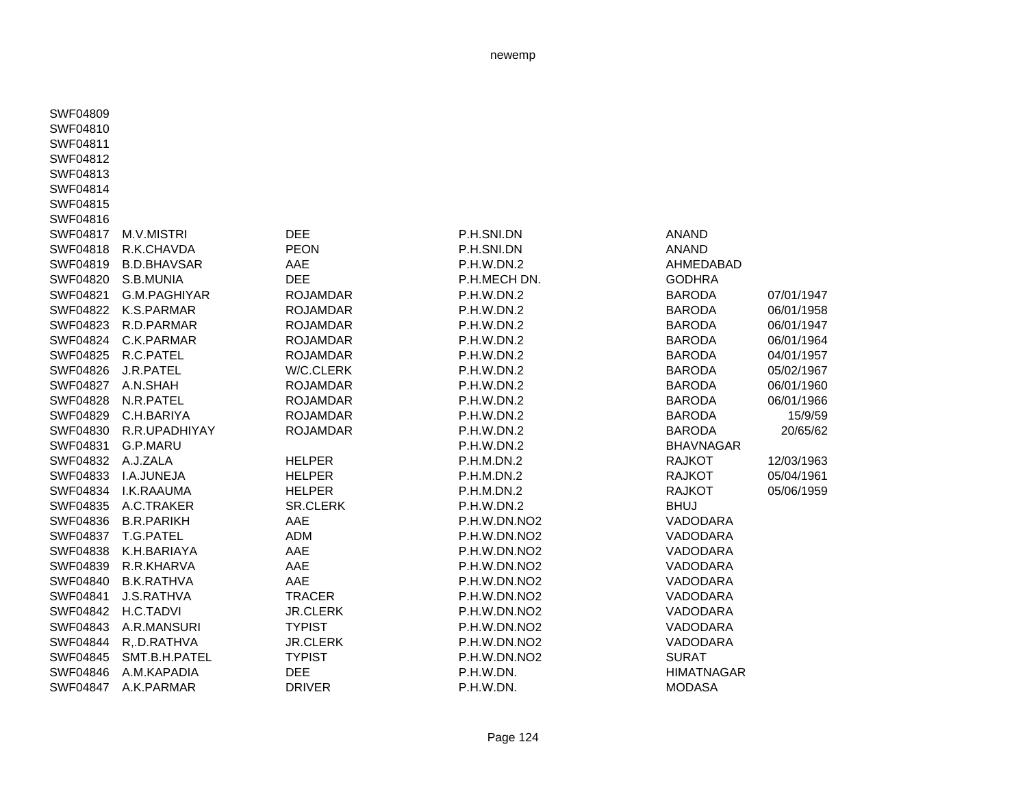| | | | | | |
|---|---|---|---|---|---|
| SWF04809 | | | | | |
| SWF04810 | | | | | |
| SWF04811 | | | | | |
| SWF04812 | | | | | |
| SWF04813 | | | | | |
| SWF04814 | | | | | |
| SWF04815 | | | | | |
| SWF04816 | | | | | |
| SWF04817 | M.V.MISTRI | DEE | P.H.SNI.DN | ANAND | |
| SWF04818 | R.K.CHAVDA | PEON | P.H.SNI.DN | ANAND | |
| SWF04819 | B.D.BHAVSAR | AAE | P.H.W.DN.2 | AHMEDABAD | |
| SWF04820 | S.B.MUNIA | DEE | P.H.MECH DN. | GODHRA | |
| SWF04821 | G.M.PAGHIYAR | ROJAMDAR | P.H.W.DN.2 | BARODA | 07/01/1947 |
| SWF04822 | K.S.PARMAR | ROJAMDAR | P.H.W.DN.2 | BARODA | 06/01/1958 |
| SWF04823 | R.D.PARMAR | ROJAMDAR | P.H.W.DN.2 | BARODA | 06/01/1947 |
| SWF04824 | C.K.PARMAR | ROJAMDAR | P.H.W.DN.2 | BARODA | 06/01/1964 |
| SWF04825 | R.C.PATEL | ROJAMDAR | P.H.W.DN.2 | BARODA | 04/01/1957 |
| SWF04826 | J.R.PATEL | W/C.CLERK | P.H.W.DN.2 | BARODA | 05/02/1967 |
| SWF04827 | A.N.SHAH | ROJAMDAR | P.H.W.DN.2 | BARODA | 06/01/1960 |
| SWF04828 | N.R.PATEL | ROJAMDAR | P.H.W.DN.2 | BARODA | 06/01/1966 |
| SWF04829 | C.H.BARIYA | ROJAMDAR | P.H.W.DN.2 | BARODA | 15/9/59 |
| SWF04830 | R.R.UPADHIYAY | ROJAMDAR | P.H.W.DN.2 | BARODA | 20/65/62 |
| SWF04831 | G.P.MARU | | P.H.W.DN.2 | BHAVNAGAR | |
| SWF04832 | A.J.ZALA | HELPER | P.H.M.DN.2 | RAJKOT | 12/03/1963 |
| SWF04833 | I.A.JUNEJA | HELPER | P.H.M.DN.2 | RAJKOT | 05/04/1961 |
| SWF04834 | I.K.RAAUMA | HELPER | P.H.M.DN.2 | RAJKOT | 05/06/1959 |
| SWF04835 | A.C.TRAKER | SR.CLERK | P.H.W.DN.2 | BHUJ | |
| SWF04836 | B.R.PARIKH | AAE | P.H.W.DN.NO2 | VADODARA | |
| SWF04837 | T.G.PATEL | ADM | P.H.W.DN.NO2 | VADODARA | |
| SWF04838 | K.H.BARIAYA | AAE | P.H.W.DN.NO2 | VADODARA | |
| SWF04839 | R.R.KHARVA | AAE | P.H.W.DN.NO2 | VADODARA | |
| SWF04840 | B.K.RATHVA | AAE | P.H.W.DN.NO2 | VADODARA | |
| SWF04841 | J.S.RATHVA | TRACER | P.H.W.DN.NO2 | VADODARA | |
| SWF04842 | H.C.TADVI | JR.CLERK | P.H.W.DN.NO2 | VADODARA | |
| SWF04843 | A.R.MANSURI | TYPIST | P.H.W.DN.NO2 | VADODARA | |
| SWF04844 | R,.D.RATHVA | JR.CLERK | P.H.W.DN.NO2 | VADODARA | |
| SWF04845 | SMT.B.H.PATEL | TYPIST | P.H.W.DN.NO2 | SURAT | |
| SWF04846 | A.M.KAPADIA | DEE | P.H.W.DN. | HIMATNAGAR | |
| SWF04847 | A.K.PARMAR | DRIVER | P.H.W.DN. | MODASA | |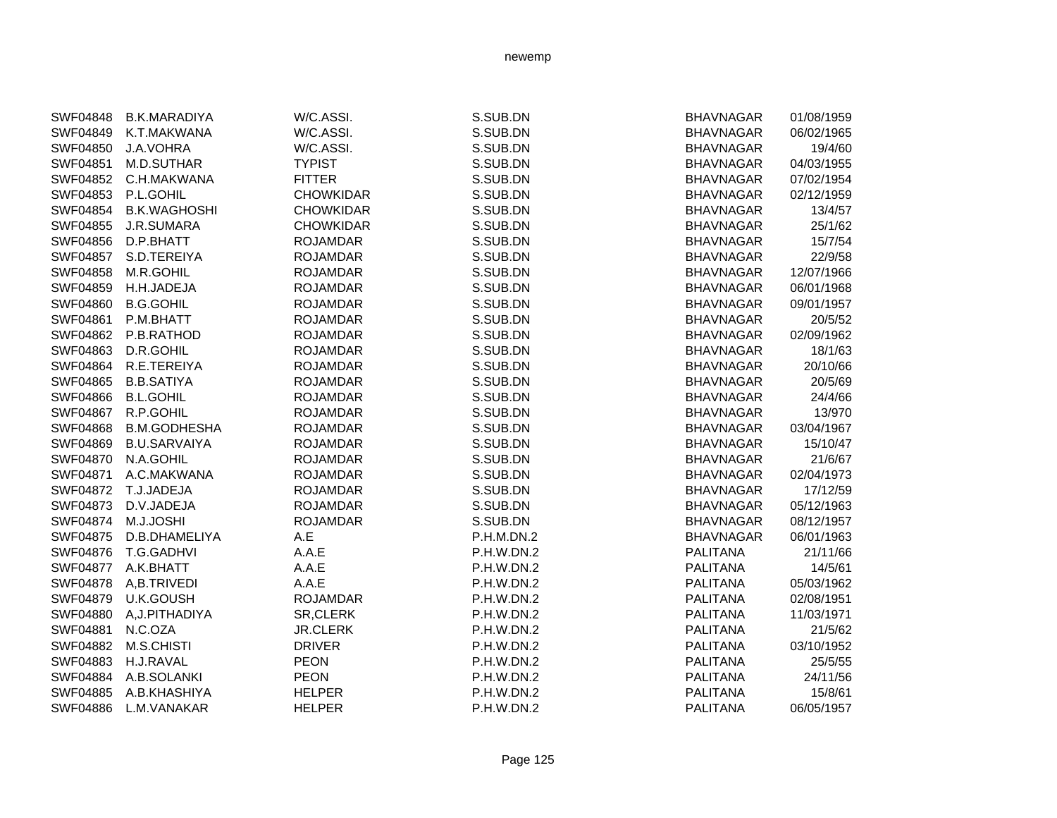| | | | | | |
|---|---|---|---|---|---|
| SWF04848 | B.K.MARADIYA | W/C.ASSI. | S.SUB.DN | BHAVNAGAR | 01/08/1959 |
| SWF04849 | K.T.MAKWANA | W/C.ASSI. | S.SUB.DN | BHAVNAGAR | 06/02/1965 |
| SWF04850 | J.A.VOHRA | W/C.ASSI. | S.SUB.DN | BHAVNAGAR | 19/4/60 |
| SWF04851 | M.D.SUTHAR | TYPIST | S.SUB.DN | BHAVNAGAR | 04/03/1955 |
| SWF04852 | C.H.MAKWANA | FITTER | S.SUB.DN | BHAVNAGAR | 07/02/1954 |
| SWF04853 | P.L.GOHIL | CHOWKIDAR | S.SUB.DN | BHAVNAGAR | 02/12/1959 |
| SWF04854 | B.K.WAGHOSHI | CHOWKIDAR | S.SUB.DN | BHAVNAGAR | 13/4/57 |
| SWF04855 | J.R.SUMARA | CHOWKIDAR | S.SUB.DN | BHAVNAGAR | 25/1/62 |
| SWF04856 | D.P.BHATT | ROJAMDAR | S.SUB.DN | BHAVNAGAR | 15/7/54 |
| SWF04857 | S.D.TEREIYA | ROJAMDAR | S.SUB.DN | BHAVNAGAR | 22/9/58 |
| SWF04858 | M.R.GOHIL | ROJAMDAR | S.SUB.DN | BHAVNAGAR | 12/07/1966 |
| SWF04859 | H.H.JADEJA | ROJAMDAR | S.SUB.DN | BHAVNAGAR | 06/01/1968 |
| SWF04860 | B.G.GOHIL | ROJAMDAR | S.SUB.DN | BHAVNAGAR | 09/01/1957 |
| SWF04861 | P.M.BHATT | ROJAMDAR | S.SUB.DN | BHAVNAGAR | 20/5/52 |
| SWF04862 | P.B.RATHOD | ROJAMDAR | S.SUB.DN | BHAVNAGAR | 02/09/1962 |
| SWF04863 | D.R.GOHIL | ROJAMDAR | S.SUB.DN | BHAVNAGAR | 18/1/63 |
| SWF04864 | R.E.TEREIYA | ROJAMDAR | S.SUB.DN | BHAVNAGAR | 20/10/66 |
| SWF04865 | B.B.SATIYA | ROJAMDAR | S.SUB.DN | BHAVNAGAR | 20/5/69 |
| SWF04866 | B.L.GOHIL | ROJAMDAR | S.SUB.DN | BHAVNAGAR | 24/4/66 |
| SWF04867 | R.P.GOHIL | ROJAMDAR | S.SUB.DN | BHAVNAGAR | 13/970 |
| SWF04868 | B.M.GODHESHA | ROJAMDAR | S.SUB.DN | BHAVNAGAR | 03/04/1967 |
| SWF04869 | B.U.SARVAIYA | ROJAMDAR | S.SUB.DN | BHAVNAGAR | 15/10/47 |
| SWF04870 | N.A.GOHIL | ROJAMDAR | S.SUB.DN | BHAVNAGAR | 21/6/67 |
| SWF04871 | A.C.MAKWANA | ROJAMDAR | S.SUB.DN | BHAVNAGAR | 02/04/1973 |
| SWF04872 | T.J.JADEJA | ROJAMDAR | S.SUB.DN | BHAVNAGAR | 17/12/59 |
| SWF04873 | D.V.JADEJA | ROJAMDAR | S.SUB.DN | BHAVNAGAR | 05/12/1963 |
| SWF04874 | M.J.JOSHI | ROJAMDAR | S.SUB.DN | BHAVNAGAR | 08/12/1957 |
| SWF04875 | D.B.DHAMELIYA | A.E | P.H.M.DN.2 | BHAVNAGAR | 06/01/1963 |
| SWF04876 | T.G.GADHVI | A.A.E | P.H.W.DN.2 | PALITANA | 21/11/66 |
| SWF04877 | A.K.BHATT | A.A.E | P.H.W.DN.2 | PALITANA | 14/5/61 |
| SWF04878 | A,B.TRIVEDI | A.A.E | P.H.W.DN.2 | PALITANA | 05/03/1962 |
| SWF04879 | U.K.GOUSH | ROJAMDAR | P.H.W.DN.2 | PALITANA | 02/08/1951 |
| SWF04880 | A,J.PITHADIYA | SR,CLERK | P.H.W.DN.2 | PALITANA | 11/03/1971 |
| SWF04881 | N.C.OZA | JR.CLERK | P.H.W.DN.2 | PALITANA | 21/5/62 |
| SWF04882 | M.S.CHISTI | DRIVER | P.H.W.DN.2 | PALITANA | 03/10/1952 |
| SWF04883 | H.J.RAVAL | PEON | P.H.W.DN.2 | PALITANA | 25/5/55 |
| SWF04884 | A.B.SOLANKI | PEON | P.H.W.DN.2 | PALITANA | 24/11/56 |
| SWF04885 | A.B.KHASHIYA | HELPER | P.H.W.DN.2 | PALITANA | 15/8/61 |
| SWF04886 | L.M.VANAKAR | HELPER | P.H.W.DN.2 | PALITANA | 06/05/1957 |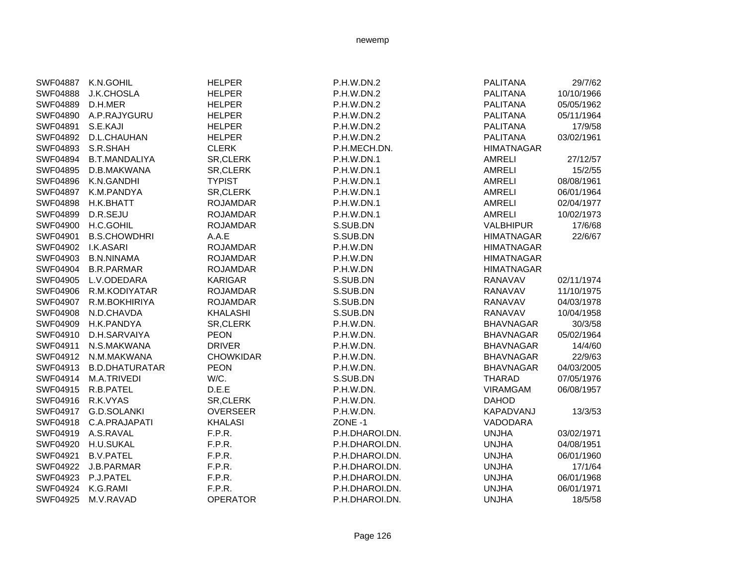| | | | | | |
|---|---|---|---|---|---|
| SWF04887 | K.N.GOHIL | HELPER | P.H.W.DN.2 | PALITANA | 29/7/62 |
| SWF04888 | J.K.CHOSLA | HELPER | P.H.W.DN.2 | PALITANA | 10/10/1966 |
| SWF04889 | D.H.MER | HELPER | P.H.W.DN.2 | PALITANA | 05/05/1962 |
| SWF04890 | A.P.RAJYGURU | HELPER | P.H.W.DN.2 | PALITANA | 05/11/1964 |
| SWF04891 | S.E.KAJI | HELPER | P.H.W.DN.2 | PALITANA | 17/9/58 |
| SWF04892 | D.L.CHAUHAN | HELPER | P.H.W.DN.2 | PALITANA | 03/02/1961 |
| SWF04893 | S.R.SHAH | CLERK | P.H.MECH.DN. | HIMATNAGAR | |
| SWF04894 | B.T.MANDALIYA | SR,CLERK | P.H.W.DN.1 | AMRELI | 27/12/57 |
| SWF04895 | D.B.MAKWANA | SR,CLERK | P.H.W.DN.1 | AMRELI | 15/2/55 |
| SWF04896 | K.N.GANDHI | TYPIST | P.H.W.DN.1 | AMRELI | 08/08/1961 |
| SWF04897 | K.M.PANDYA | SR,CLERK | P.H.W.DN.1 | AMRELI | 06/01/1964 |
| SWF04898 | H.K.BHATT | ROJAMDAR | P.H.W.DN.1 | AMRELI | 02/04/1977 |
| SWF04899 | D.R.SEJU | ROJAMDAR | P.H.W.DN.1 | AMRELI | 10/02/1973 |
| SWF04900 | H.C.GOHIL | ROJAMDAR | S.SUB.DN | VALBHIPUR | 17/6/68 |
| SWF04901 | B.S.CHOWDHRI | A.A.E | S.SUB.DN | HIMATNAGAR | 22/6/67 |
| SWF04902 | I.K.ASARI | ROJAMDAR | P.H.W.DN | HIMATNAGAR | |
| SWF04903 | B.N.NINAMA | ROJAMDAR | P.H.W.DN | HIMATNAGAR | |
| SWF04904 | B.R.PARMAR | ROJAMDAR | P.H.W.DN | HIMATNAGAR | |
| SWF04905 | L.V.ODEDARA | KARIGAR | S.SUB.DN | RANAVAV | 02/11/1974 |
| SWF04906 | R.M.KODIYATAR | ROJAMDAR | S.SUB.DN | RANAVAV | 11/10/1975 |
| SWF04907 | R.M.BOKHIRIYA | ROJAMDAR | S.SUB.DN | RANAVAV | 04/03/1978 |
| SWF04908 | N.D.CHAVDA | KHALASHI | S.SUB.DN | RANAVAV | 10/04/1958 |
| SWF04909 | H.K.PANDYA | SR,CLERK | P.H.W.DN. | BHAVNAGAR | 30/3/58 |
| SWF04910 | D.H.SARVAIYA | PEON | P.H.W.DN. | BHAVNAGAR | 05/02/1964 |
| SWF04911 | N.S.MAKWANA | DRIVER | P.H.W.DN. | BHAVNAGAR | 14/4/60 |
| SWF04912 | N.M.MAKWANA | CHOWKIDAR | P.H.W.DN. | BHAVNAGAR | 22/9/63 |
| SWF04913 | B.D.DHATURATAR | PEON | P.H.W.DN. | BHAVNAGAR | 04/03/2005 |
| SWF04914 | M.A.TRIVEDI | W/C. | S.SUB.DN | THARAD | 07/05/1976 |
| SWF04915 | R.B.PATEL | D.E.E | P.H.W.DN. | VIRAMGAM | 06/08/1957 |
| SWF04916 | R.K.VYAS | SR,CLERK | P.H.W.DN. | DAHOD | |
| SWF04917 | G.D.SOLANKI | OVERSEER | P.H.W.DN. | KAPADVANJ | 13/3/53 |
| SWF04918 | C.A.PRAJAPATI | KHALASI | ZONE -1 | VADODARA | |
| SWF04919 | A.S.RAVAL | F.P.R. | P.H.DHAROI.DN. | UNJHA | 03/02/1971 |
| SWF04920 | H.U.SUKAL | F.P.R. | P.H.DHAROI.DN. | UNJHA | 04/08/1951 |
| SWF04921 | B.V.PATEL | F.P.R. | P.H.DHAROI.DN. | UNJHA | 06/01/1960 |
| SWF04922 | J.B.PARMAR | F.P.R. | P.H.DHAROI.DN. | UNJHA | 17/1/64 |
| SWF04923 | P.J.PATEL | F.P.R. | P.H.DHAROI.DN. | UNJHA | 06/01/1968 |
| SWF04924 | K.G.RAMI | F.P.R. | P.H.DHAROI.DN. | UNJHA | 06/01/1971 |
| SWF04925 | M.V.RAVAD | OPERATOR | P.H.DHAROI.DN. | UNJHA | 18/5/58 |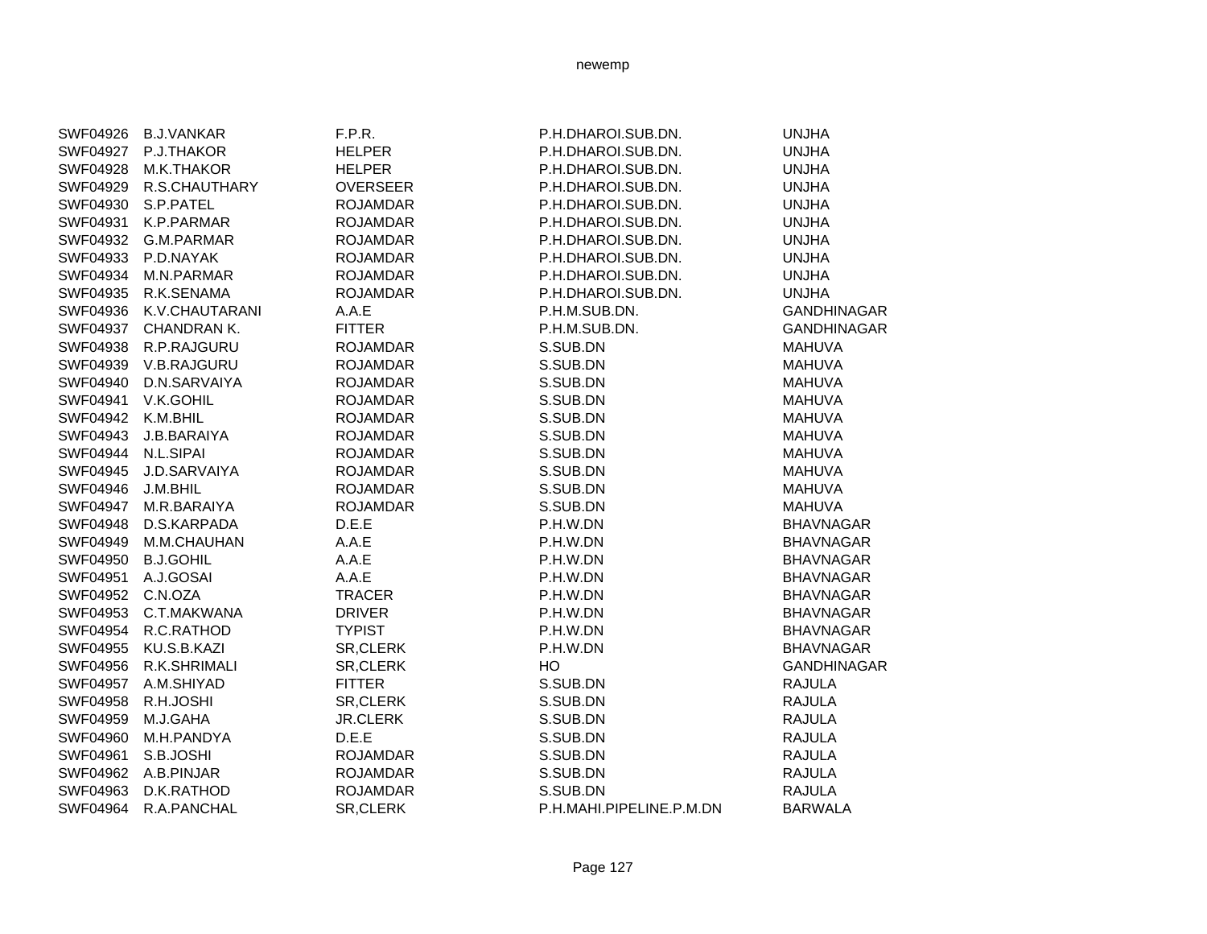| | | | | |
|---|---|---|---|---|
| SWF04926 | B.J.VANKAR | F.P.R. | P.H.DHAROI.SUB.DN. | UNJHA |
| SWF04927 | P.J.THAKOR | HELPER | P.H.DHAROI.SUB.DN. | UNJHA |
| SWF04928 | M.K.THAKOR | HELPER | P.H.DHAROI.SUB.DN. | UNJHA |
| SWF04929 | R.S.CHAUTHARY | OVERSEER | P.H.DHAROI.SUB.DN. | UNJHA |
| SWF04930 | S.P.PATEL | ROJAMDAR | P.H.DHAROI.SUB.DN. | UNJHA |
| SWF04931 | K.P.PARMAR | ROJAMDAR | P.H.DHAROI.SUB.DN. | UNJHA |
| SWF04932 | G.M.PARMAR | ROJAMDAR | P.H.DHAROI.SUB.DN. | UNJHA |
| SWF04933 | P.D.NAYAK | ROJAMDAR | P.H.DHAROI.SUB.DN. | UNJHA |
| SWF04934 | M.N.PARMAR | ROJAMDAR | P.H.DHAROI.SUB.DN. | UNJHA |
| SWF04935 | R.K.SENAMA | ROJAMDAR | P.H.DHAROI.SUB.DN. | UNJHA |
| SWF04936 | K.V.CHAUTARANI | A.A.E | P.H.M.SUB.DN. | GANDHINAGAR |
| SWF04937 | CHANDRAN K. | FITTER | P.H.M.SUB.DN. | GANDHINAGAR |
| SWF04938 | R.P.RAJGURU | ROJAMDAR | S.SUB.DN | MAHUVA |
| SWF04939 | V.B.RAJGURU | ROJAMDAR | S.SUB.DN | MAHUVA |
| SWF04940 | D.N.SARVAIYA | ROJAMDAR | S.SUB.DN | MAHUVA |
| SWF04941 | V.K.GOHIL | ROJAMDAR | S.SUB.DN | MAHUVA |
| SWF04942 | K.M.BHIL | ROJAMDAR | S.SUB.DN | MAHUVA |
| SWF04943 | J.B.BARAIYA | ROJAMDAR | S.SUB.DN | MAHUVA |
| SWF04944 | N.L.SIPAI | ROJAMDAR | S.SUB.DN | MAHUVA |
| SWF04945 | J.D.SARVAIYA | ROJAMDAR | S.SUB.DN | MAHUVA |
| SWF04946 | J.M.BHIL | ROJAMDAR | S.SUB.DN | MAHUVA |
| SWF04947 | M.R.BARAIYA | ROJAMDAR | S.SUB.DN | MAHUVA |
| SWF04948 | D.S.KARPADA | D.E.E | P.H.W.DN | BHAVNAGAR |
| SWF04949 | M.M.CHAUHAN | A.A.E | P.H.W.DN | BHAVNAGAR |
| SWF04950 | B.J.GOHIL | A.A.E | P.H.W.DN | BHAVNAGAR |
| SWF04951 | A.J.GOSAI | A.A.E | P.H.W.DN | BHAVNAGAR |
| SWF04952 | C.N.OZA | TRACER | P.H.W.DN | BHAVNAGAR |
| SWF04953 | C.T.MAKWANA | DRIVER | P.H.W.DN | BHAVNAGAR |
| SWF04954 | R.C.RATHOD | TYPIST | P.H.W.DN | BHAVNAGAR |
| SWF04955 | KU.S.B.KAZI | SR,CLERK | P.H.W.DN | BHAVNAGAR |
| SWF04956 | R.K.SHRIMALI | SR,CLERK | HO | GANDHINAGAR |
| SWF04957 | A.M.SHIYAD | FITTER | S.SUB.DN | RAJULA |
| SWF04958 | R.H.JOSHI | SR,CLERK | S.SUB.DN | RAJULA |
| SWF04959 | M.J.GAHA | JR.CLERK | S.SUB.DN | RAJULA |
| SWF04960 | M.H.PANDYA | D.E.E | S.SUB.DN | RAJULA |
| SWF04961 | S.B.JOSHI | ROJAMDAR | S.SUB.DN | RAJULA |
| SWF04962 | A.B.PINJAR | ROJAMDAR | S.SUB.DN | RAJULA |
| SWF04963 | D.K.RATHOD | ROJAMDAR | S.SUB.DN | RAJULA |
| SWF04964 | R.A.PANCHAL | SR,CLERK | P.H.MAHI.PIPELINE.P.M.DN | BARWALA |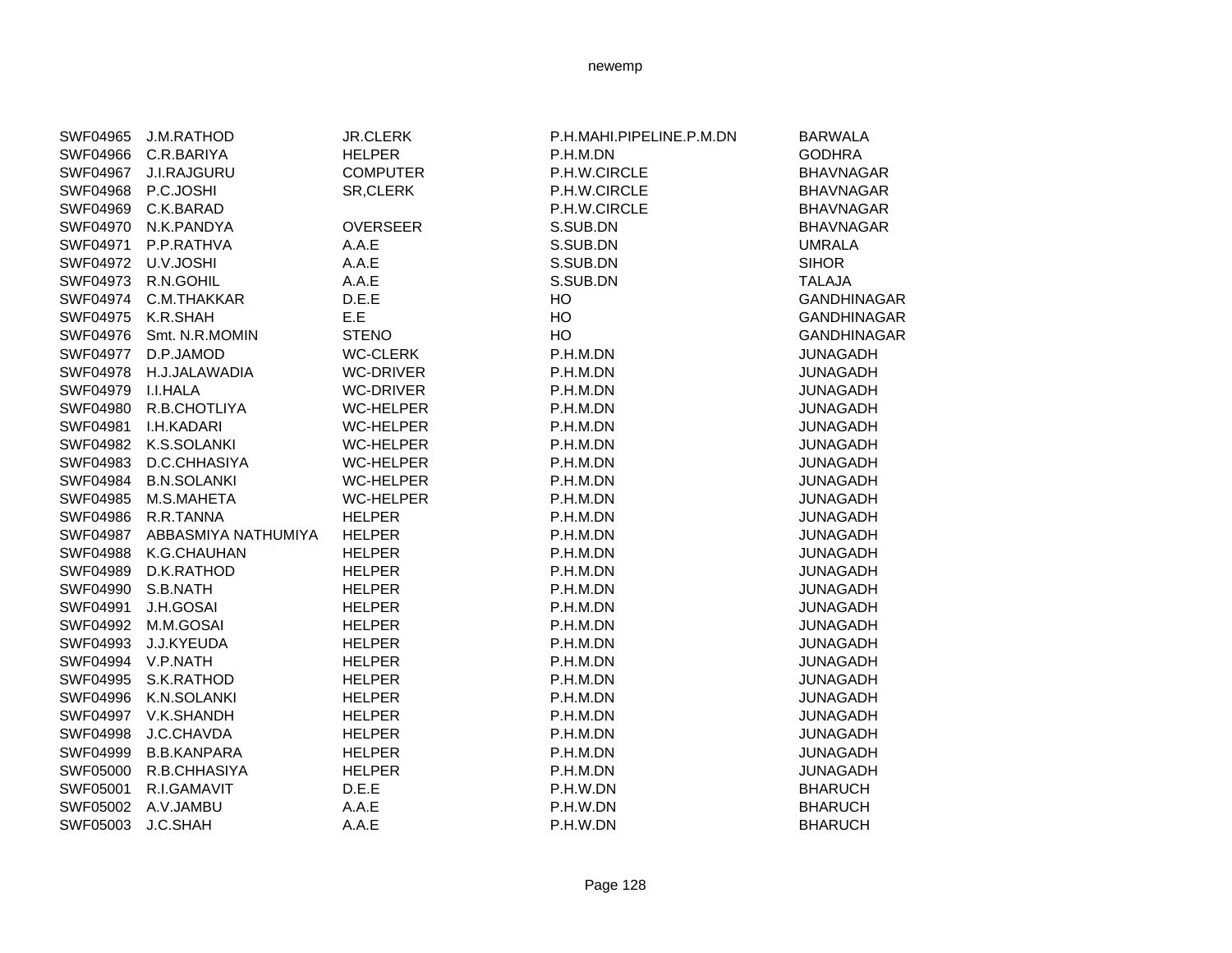| | | | | |
|---|---|---|---|---|
| SWF04965 | J.M.RATHOD | JR.CLERK | P.H.MAHI.PIPELINE.P.M.DN | BARWALA |
| SWF04966 | C.R.BARIYA | HELPER | P.H.M.DN | GODHRA |
| SWF04967 | J.I.RAJGURU | COMPUTER | P.H.W.CIRCLE | BHAVNAGAR |
| SWF04968 | P.C.JOSHI | SR,CLERK | P.H.W.CIRCLE | BHAVNAGAR |
| SWF04969 | C.K.BARAD | | P.H.W.CIRCLE | BHAVNAGAR |
| SWF04970 | N.K.PANDYA | OVERSEER | S.SUB.DN | BHAVNAGAR |
| SWF04971 | P.P.RATHVA | A.A.E | S.SUB.DN | UMRALA |
| SWF04972 | U.V.JOSHI | A.A.E | S.SUB.DN | SIHOR |
| SWF04973 | R.N.GOHIL | A.A.E | S.SUB.DN | TALAJA |
| SWF04974 | C.M.THAKKAR | D.E.E | HO | GANDHINAGAR |
| SWF04975 | K.R.SHAH | E.E | HO | GANDHINAGAR |
| SWF04976 | Smt. N.R.MOMIN | STENO | HO | GANDHINAGAR |
| SWF04977 | D.P.JAMOD | WC-CLERK | P.H.M.DN | JUNAGADH |
| SWF04978 | H.J.JALAWADIA | WC-DRIVER | P.H.M.DN | JUNAGADH |
| SWF04979 | I.I.HALA | WC-DRIVER | P.H.M.DN | JUNAGADH |
| SWF04980 | R.B.CHOTLIYA | WC-HELPER | P.H.M.DN | JUNAGADH |
| SWF04981 | I.H.KADARI | WC-HELPER | P.H.M.DN | JUNAGADH |
| SWF04982 | K.S.SOLANKI | WC-HELPER | P.H.M.DN | JUNAGADH |
| SWF04983 | D.C.CHHASIYA | WC-HELPER | P.H.M.DN | JUNAGADH |
| SWF04984 | B.N.SOLANKI | WC-HELPER | P.H.M.DN | JUNAGADH |
| SWF04985 | M.S.MAHETA | WC-HELPER | P.H.M.DN | JUNAGADH |
| SWF04986 | R.R.TANNA | HELPER | P.H.M.DN | JUNAGADH |
| SWF04987 | ABBASMIYA NATHUMIYA | HELPER | P.H.M.DN | JUNAGADH |
| SWF04988 | K.G.CHAUHAN | HELPER | P.H.M.DN | JUNAGADH |
| SWF04989 | D.K.RATHOD | HELPER | P.H.M.DN | JUNAGADH |
| SWF04990 | S.B.NATH | HELPER | P.H.M.DN | JUNAGADH |
| SWF04991 | J.H.GOSAI | HELPER | P.H.M.DN | JUNAGADH |
| SWF04992 | M.M.GOSAI | HELPER | P.H.M.DN | JUNAGADH |
| SWF04993 | J.J.KYEUDA | HELPER | P.H.M.DN | JUNAGADH |
| SWF04994 | V.P.NATH | HELPER | P.H.M.DN | JUNAGADH |
| SWF04995 | S.K.RATHOD | HELPER | P.H.M.DN | JUNAGADH |
| SWF04996 | K.N.SOLANKI | HELPER | P.H.M.DN | JUNAGADH |
| SWF04997 | V.K.SHANDH | HELPER | P.H.M.DN | JUNAGADH |
| SWF04998 | J.C.CHAVDA | HELPER | P.H.M.DN | JUNAGADH |
| SWF04999 | B.B.KANPARA | HELPER | P.H.M.DN | JUNAGADH |
| SWF05000 | R.B.CHHASIYA | HELPER | P.H.M.DN | JUNAGADH |
| SWF05001 | R.I.GAMAVIT | D.E.E | P.H.W.DN | BHARUCH |
| SWF05002 | A.V.JAMBU | A.A.E | P.H.W.DN | BHARUCH |
| SWF05003 | J.C.SHAH | A.A.E | P.H.W.DN | BHARUCH |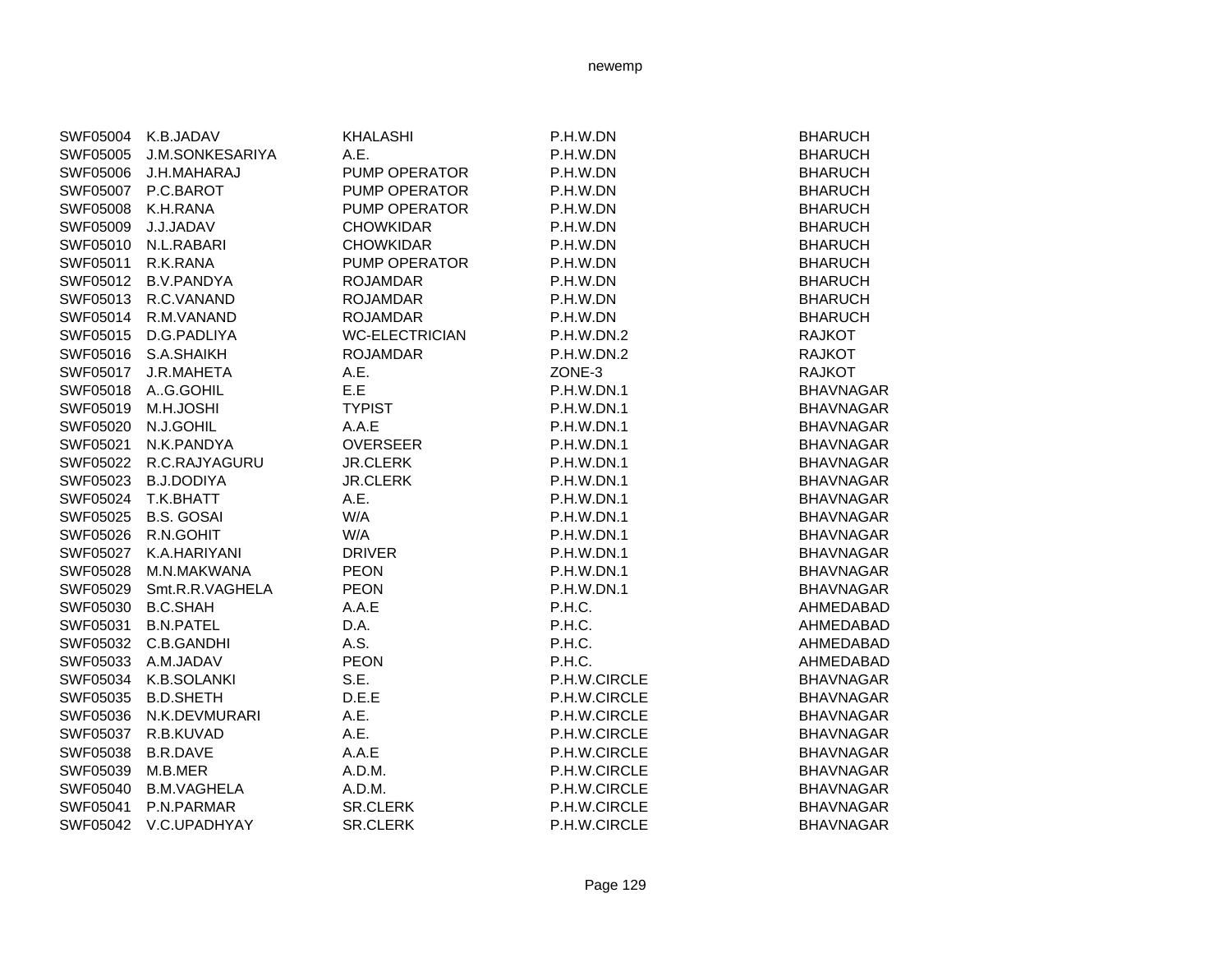| | | | | |
|---|---|---|---|---|
| SWF05004 | K.B.JADAV | KHALASHI | P.H.W.DN | BHARUCH |
| SWF05005 | J.M.SONKESARIYA | A.E. | P.H.W.DN | BHARUCH |
| SWF05006 | J.H.MAHARAJ | PUMP OPERATOR | P.H.W.DN | BHARUCH |
| SWF05007 | P.C.BAROT | PUMP OPERATOR | P.H.W.DN | BHARUCH |
| SWF05008 | K.H.RANA | PUMP OPERATOR | P.H.W.DN | BHARUCH |
| SWF05009 | J.J.JADAV | CHOWKIDAR | P.H.W.DN | BHARUCH |
| SWF05010 | N.L.RABARI | CHOWKIDAR | P.H.W.DN | BHARUCH |
| SWF05011 | R.K.RANA | PUMP OPERATOR | P.H.W.DN | BHARUCH |
| SWF05012 | B.V.PANDYA | ROJAMDAR | P.H.W.DN | BHARUCH |
| SWF05013 | R.C.VANAND | ROJAMDAR | P.H.W.DN | BHARUCH |
| SWF05014 | R.M.VANAND | ROJAMDAR | P.H.W.DN | BHARUCH |
| SWF05015 | D.G.PADLIYA | WC-ELECTRICIAN | P.H.W.DN.2 | RAJKOT |
| SWF05016 | S.A.SHAIKH | ROJAMDAR | P.H.W.DN.2 | RAJKOT |
| SWF05017 | J.R.MAHETA | A.E. | ZONE-3 | RAJKOT |
| SWF05018 | A..G.GOHIL | E.E | P.H.W.DN.1 | BHAVNAGAR |
| SWF05019 | M.H.JOSHI | TYPIST | P.H.W.DN.1 | BHAVNAGAR |
| SWF05020 | N.J.GOHIL | A.A.E | P.H.W.DN.1 | BHAVNAGAR |
| SWF05021 | N.K.PANDYA | OVERSEER | P.H.W.DN.1 | BHAVNAGAR |
| SWF05022 | R.C.RAJYAGURU | JR.CLERK | P.H.W.DN.1 | BHAVNAGAR |
| SWF05023 | B.J.DODIYA | JR.CLERK | P.H.W.DN.1 | BHAVNAGAR |
| SWF05024 | T.K.BHATT | A.E. | P.H.W.DN.1 | BHAVNAGAR |
| SWF05025 | B.S. GOSAI | W/A | P.H.W.DN.1 | BHAVNAGAR |
| SWF05026 | R.N.GOHIT | W/A | P.H.W.DN.1 | BHAVNAGAR |
| SWF05027 | K.A.HARIYANI | DRIVER | P.H.W.DN.1 | BHAVNAGAR |
| SWF05028 | M.N.MAKWANA | PEON | P.H.W.DN.1 | BHAVNAGAR |
| SWF05029 | Smt.R.R.VAGHELA | PEON | P.H.W.DN.1 | BHAVNAGAR |
| SWF05030 | B.C.SHAH | A.A.E | P.H.C. | AHMEDABAD |
| SWF05031 | B.N.PATEL | D.A. | P.H.C. | AHMEDABAD |
| SWF05032 | C.B.GANDHI | A.S. | P.H.C. | AHMEDABAD |
| SWF05033 | A.M.JADAV | PEON | P.H.C. | AHMEDABAD |
| SWF05034 | K.B.SOLANKI | S.E. | P.H.W.CIRCLE | BHAVNAGAR |
| SWF05035 | B.D.SHETH | D.E.E | P.H.W.CIRCLE | BHAVNAGAR |
| SWF05036 | N.K.DEVMURARI | A.E. | P.H.W.CIRCLE | BHAVNAGAR |
| SWF05037 | R.B.KUVAD | A.E. | P.H.W.CIRCLE | BHAVNAGAR |
| SWF05038 | B.R.DAVE | A.A.E | P.H.W.CIRCLE | BHAVNAGAR |
| SWF05039 | M.B.MER | A.D.M. | P.H.W.CIRCLE | BHAVNAGAR |
| SWF05040 | B.M.VAGHELA | A.D.M. | P.H.W.CIRCLE | BHAVNAGAR |
| SWF05041 | P.N.PARMAR | SR.CLERK | P.H.W.CIRCLE | BHAVNAGAR |
| SWF05042 | V.C.UPADHYAY | SR.CLERK | P.H.W.CIRCLE | BHAVNAGAR |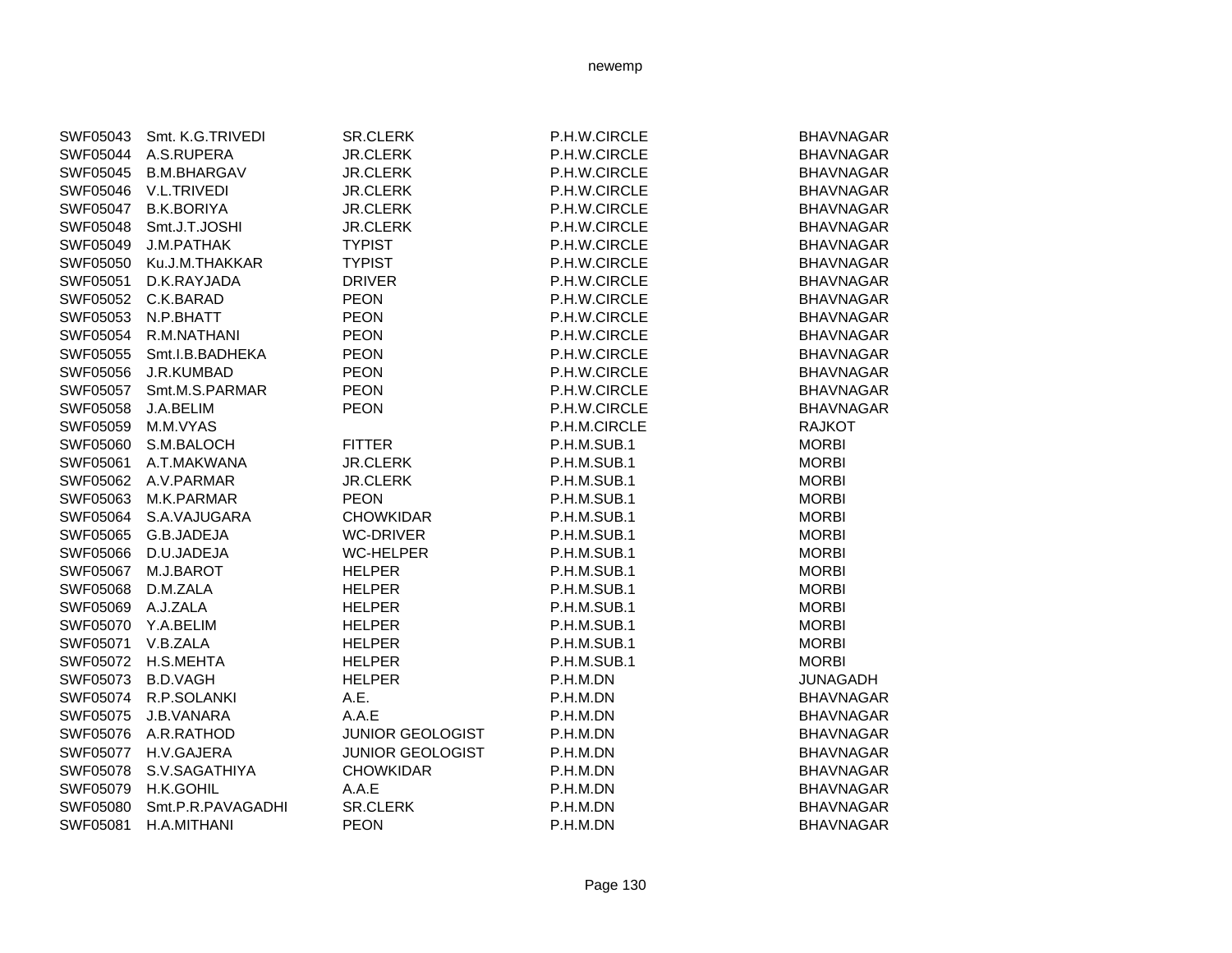| | | | | |
|---|---|---|---|---|
| SWF05043 | Smt. K.G.TRIVEDI | SR.CLERK | P.H.W.CIRCLE | BHAVNAGAR |
| SWF05044 | A.S.RUPERA | JR.CLERK | P.H.W.CIRCLE | BHAVNAGAR |
| SWF05045 | B.M.BHARGAV | JR.CLERK | P.H.W.CIRCLE | BHAVNAGAR |
| SWF05046 | V.L.TRIVEDI | JR.CLERK | P.H.W.CIRCLE | BHAVNAGAR |
| SWF05047 | B.K.BORIYA | JR.CLERK | P.H.W.CIRCLE | BHAVNAGAR |
| SWF05048 | Smt.J.T.JOSHI | JR.CLERK | P.H.W.CIRCLE | BHAVNAGAR |
| SWF05049 | J.M.PATHAK | TYPIST | P.H.W.CIRCLE | BHAVNAGAR |
| SWF05050 | Ku.J.M.THAKKAR | TYPIST | P.H.W.CIRCLE | BHAVNAGAR |
| SWF05051 | D.K.RAYJADA | DRIVER | P.H.W.CIRCLE | BHAVNAGAR |
| SWF05052 | C.K.BARAD | PEON | P.H.W.CIRCLE | BHAVNAGAR |
| SWF05053 | N.P.BHATT | PEON | P.H.W.CIRCLE | BHAVNAGAR |
| SWF05054 | R.M.NATHANI | PEON | P.H.W.CIRCLE | BHAVNAGAR |
| SWF05055 | Smt.I.B.BADHEKA | PEON | P.H.W.CIRCLE | BHAVNAGAR |
| SWF05056 | J.R.KUMBAD | PEON | P.H.W.CIRCLE | BHAVNAGAR |
| SWF05057 | Smt.M.S.PARMAR | PEON | P.H.W.CIRCLE | BHAVNAGAR |
| SWF05058 | J.A.BELIM | PEON | P.H.W.CIRCLE | BHAVNAGAR |
| SWF05059 | M.M.VYAS | | P.H.M.CIRCLE | RAJKOT |
| SWF05060 | S.M.BALOCH | FITTER | P.H.M.SUB.1 | MORBI |
| SWF05061 | A.T.MAKWANA | JR.CLERK | P.H.M.SUB.1 | MORBI |
| SWF05062 | A.V.PARMAR | JR.CLERK | P.H.M.SUB.1 | MORBI |
| SWF05063 | M.K.PARMAR | PEON | P.H.M.SUB.1 | MORBI |
| SWF05064 | S.A.VAJUGARA | CHOWKIDAR | P.H.M.SUB.1 | MORBI |
| SWF05065 | G.B.JADEJA | WC-DRIVER | P.H.M.SUB.1 | MORBI |
| SWF05066 | D.U.JADEJA | WC-HELPER | P.H.M.SUB.1 | MORBI |
| SWF05067 | M.J.BAROT | HELPER | P.H.M.SUB.1 | MORBI |
| SWF05068 | D.M.ZALA | HELPER | P.H.M.SUB.1 | MORBI |
| SWF05069 | A.J.ZALA | HELPER | P.H.M.SUB.1 | MORBI |
| SWF05070 | Y.A.BELIM | HELPER | P.H.M.SUB.1 | MORBI |
| SWF05071 | V.B.ZALA | HELPER | P.H.M.SUB.1 | MORBI |
| SWF05072 | H.S.MEHTA | HELPER | P.H.M.SUB.1 | MORBI |
| SWF05073 | B.D.VAGH | HELPER | P.H.M.DN | JUNAGADH |
| SWF05074 | R.P.SOLANKI | A.E. | P.H.M.DN | BHAVNAGAR |
| SWF05075 | J.B.VANARA | A.A.E | P.H.M.DN | BHAVNAGAR |
| SWF05076 | A.R.RATHOD | JUNIOR GEOLOGIST | P.H.M.DN | BHAVNAGAR |
| SWF05077 | H.V.GAJERA | JUNIOR GEOLOGIST | P.H.M.DN | BHAVNAGAR |
| SWF05078 | S.V.SAGATHIYA | CHOWKIDAR | P.H.M.DN | BHAVNAGAR |
| SWF05079 | H.K.GOHIL | A.A.E | P.H.M.DN | BHAVNAGAR |
| SWF05080 | Smt.P.R.PAVAGADHI | SR.CLERK | P.H.M.DN | BHAVNAGAR |
| SWF05081 | H.A.MITHANI | PEON | P.H.M.DN | BHAVNAGAR |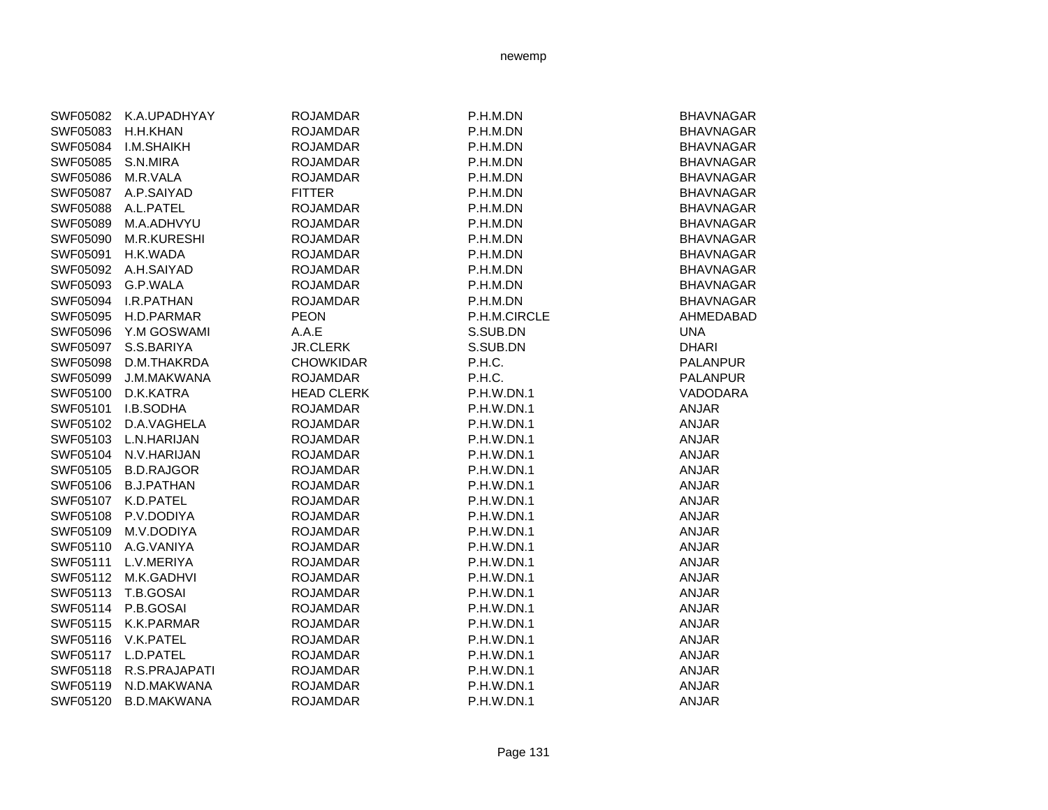| | | | | |
|---|---|---|---|---|
| SWF05082 | K.A.UPADHYAY | ROJAMDAR | P.H.M.DN | BHAVNAGAR |
| SWF05083 | H.H.KHAN | ROJAMDAR | P.H.M.DN | BHAVNAGAR |
| SWF05084 | I.M.SHAIKH | ROJAMDAR | P.H.M.DN | BHAVNAGAR |
| SWF05085 | S.N.MIRA | ROJAMDAR | P.H.M.DN | BHAVNAGAR |
| SWF05086 | M.R.VALA | ROJAMDAR | P.H.M.DN | BHAVNAGAR |
| SWF05087 | A.P.SAIYAD | FITTER | P.H.M.DN | BHAVNAGAR |
| SWF05088 | A.L.PATEL | ROJAMDAR | P.H.M.DN | BHAVNAGAR |
| SWF05089 | M.A.ADHVYU | ROJAMDAR | P.H.M.DN | BHAVNAGAR |
| SWF05090 | M.R.KURESHI | ROJAMDAR | P.H.M.DN | BHAVNAGAR |
| SWF05091 | H.K.WADA | ROJAMDAR | P.H.M.DN | BHAVNAGAR |
| SWF05092 | A.H.SAIYAD | ROJAMDAR | P.H.M.DN | BHAVNAGAR |
| SWF05093 | G.P.WALA | ROJAMDAR | P.H.M.DN | BHAVNAGAR |
| SWF05094 | I.R.PATHAN | ROJAMDAR | P.H.M.DN | BHAVNAGAR |
| SWF05095 | H.D.PARMAR | PEON | P.H.M.CIRCLE | AHMEDABAD |
| SWF05096 | Y.M GOSWAMI | A.A.E | S.SUB.DN | UNA |
| SWF05097 | S.S.BARIYA | JR.CLERK | S.SUB.DN | DHARI |
| SWF05098 | D.M.THAKRDA | CHOWKIDAR | P.H.C. | PALANPUR |
| SWF05099 | J.M.MAKWANA | ROJAMDAR | P.H.C. | PALANPUR |
| SWF05100 | D.K.KATRA | HEAD CLERK | P.H.W.DN.1 | VADODARA |
| SWF05101 | I.B.SODHA | ROJAMDAR | P.H.W.DN.1 | ANJAR |
| SWF05102 | D.A.VAGHELA | ROJAMDAR | P.H.W.DN.1 | ANJAR |
| SWF05103 | L.N.HARIJAN | ROJAMDAR | P.H.W.DN.1 | ANJAR |
| SWF05104 | N.V.HARIJAN | ROJAMDAR | P.H.W.DN.1 | ANJAR |
| SWF05105 | B.D.RAJGOR | ROJAMDAR | P.H.W.DN.1 | ANJAR |
| SWF05106 | B.J.PATHAN | ROJAMDAR | P.H.W.DN.1 | ANJAR |
| SWF05107 | K.D.PATEL | ROJAMDAR | P.H.W.DN.1 | ANJAR |
| SWF05108 | P.V.DODIYA | ROJAMDAR | P.H.W.DN.1 | ANJAR |
| SWF05109 | M.V.DODIYA | ROJAMDAR | P.H.W.DN.1 | ANJAR |
| SWF05110 | A.G.VANIYA | ROJAMDAR | P.H.W.DN.1 | ANJAR |
| SWF05111 | L.V.MERIYA | ROJAMDAR | P.H.W.DN.1 | ANJAR |
| SWF05112 | M.K.GADHVI | ROJAMDAR | P.H.W.DN.1 | ANJAR |
| SWF05113 | T.B.GOSAI | ROJAMDAR | P.H.W.DN.1 | ANJAR |
| SWF05114 | P.B.GOSAI | ROJAMDAR | P.H.W.DN.1 | ANJAR |
| SWF05115 | K.K.PARMAR | ROJAMDAR | P.H.W.DN.1 | ANJAR |
| SWF05116 | V.K.PATEL | ROJAMDAR | P.H.W.DN.1 | ANJAR |
| SWF05117 | L.D.PATEL | ROJAMDAR | P.H.W.DN.1 | ANJAR |
| SWF05118 | R.S.PRAJAPATI | ROJAMDAR | P.H.W.DN.1 | ANJAR |
| SWF05119 | N.D.MAKWANA | ROJAMDAR | P.H.W.DN.1 | ANJAR |
| SWF05120 | B.D.MAKWANA | ROJAMDAR | P.H.W.DN.1 | ANJAR |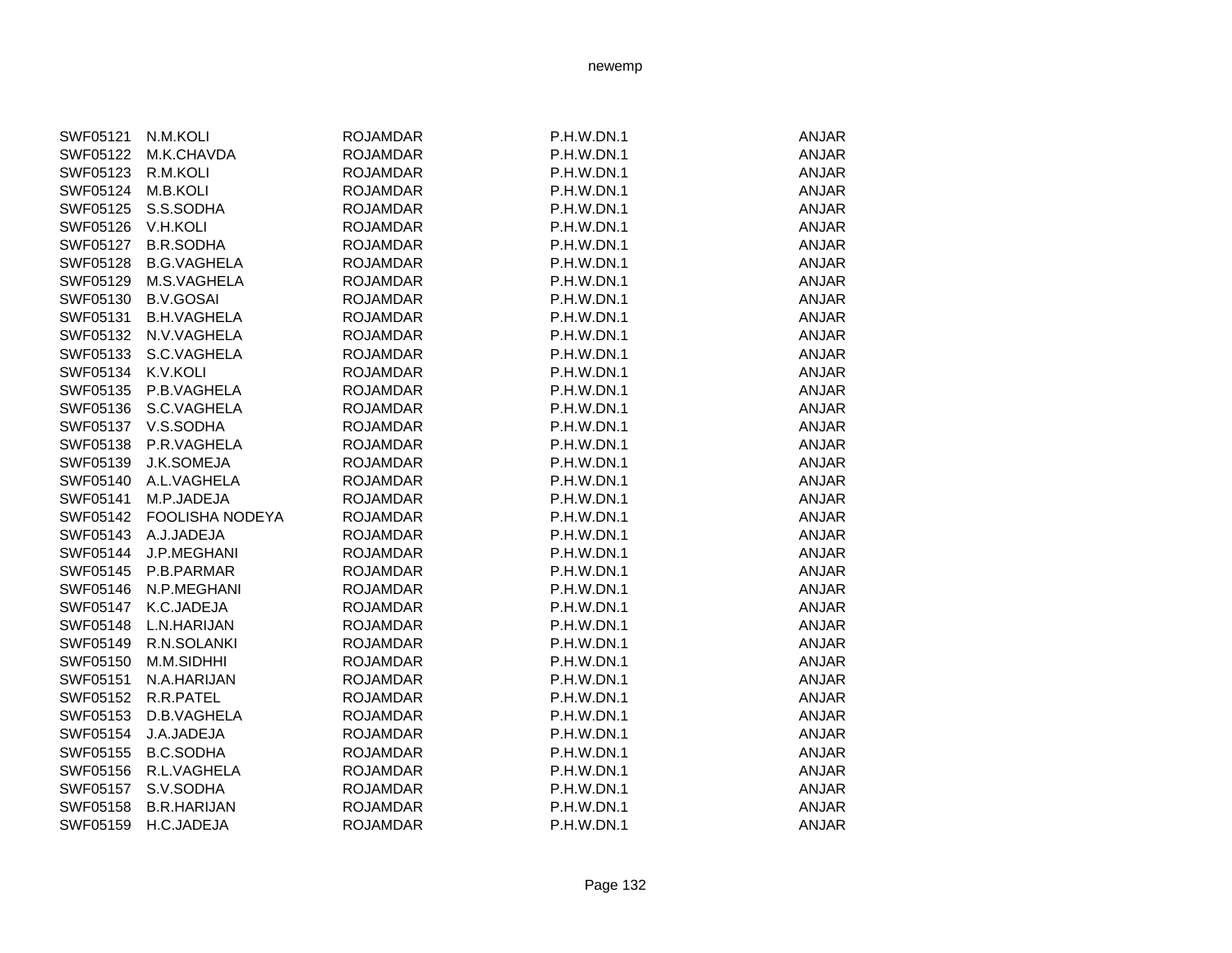| | | | | |
|---|---|---|---|---|
| SWF05121 | N.M.KOLI | ROJAMDAR | P.H.W.DN.1 | ANJAR |
| SWF05122 | M.K.CHAVDA | ROJAMDAR | P.H.W.DN.1 | ANJAR |
| SWF05123 | R.M.KOLI | ROJAMDAR | P.H.W.DN.1 | ANJAR |
| SWF05124 | M.B.KOLI | ROJAMDAR | P.H.W.DN.1 | ANJAR |
| SWF05125 | S.S.SODHA | ROJAMDAR | P.H.W.DN.1 | ANJAR |
| SWF05126 | V.H.KOLI | ROJAMDAR | P.H.W.DN.1 | ANJAR |
| SWF05127 | B.R.SODHA | ROJAMDAR | P.H.W.DN.1 | ANJAR |
| SWF05128 | B.G.VAGHELA | ROJAMDAR | P.H.W.DN.1 | ANJAR |
| SWF05129 | M.S.VAGHELA | ROJAMDAR | P.H.W.DN.1 | ANJAR |
| SWF05130 | B.V.GOSAI | ROJAMDAR | P.H.W.DN.1 | ANJAR |
| SWF05131 | B.H.VAGHELA | ROJAMDAR | P.H.W.DN.1 | ANJAR |
| SWF05132 | N.V.VAGHELA | ROJAMDAR | P.H.W.DN.1 | ANJAR |
| SWF05133 | S.C.VAGHELA | ROJAMDAR | P.H.W.DN.1 | ANJAR |
| SWF05134 | K.V.KOLI | ROJAMDAR | P.H.W.DN.1 | ANJAR |
| SWF05135 | P.B.VAGHELA | ROJAMDAR | P.H.W.DN.1 | ANJAR |
| SWF05136 | S.C.VAGHELA | ROJAMDAR | P.H.W.DN.1 | ANJAR |
| SWF05137 | V.S.SODHA | ROJAMDAR | P.H.W.DN.1 | ANJAR |
| SWF05138 | P.R.VAGHELA | ROJAMDAR | P.H.W.DN.1 | ANJAR |
| SWF05139 | J.K.SOMEJA | ROJAMDAR | P.H.W.DN.1 | ANJAR |
| SWF05140 | A.L.VAGHELA | ROJAMDAR | P.H.W.DN.1 | ANJAR |
| SWF05141 | M.P.JADEJA | ROJAMDAR | P.H.W.DN.1 | ANJAR |
| SWF05142 | FOOLISHA NODEYA | ROJAMDAR | P.H.W.DN.1 | ANJAR |
| SWF05143 | A.J.JADEJA | ROJAMDAR | P.H.W.DN.1 | ANJAR |
| SWF05144 | J.P.MEGHANI | ROJAMDAR | P.H.W.DN.1 | ANJAR |
| SWF05145 | P.B.PARMAR | ROJAMDAR | P.H.W.DN.1 | ANJAR |
| SWF05146 | N.P.MEGHANI | ROJAMDAR | P.H.W.DN.1 | ANJAR |
| SWF05147 | K.C.JADEJA | ROJAMDAR | P.H.W.DN.1 | ANJAR |
| SWF05148 | L.N.HARIJAN | ROJAMDAR | P.H.W.DN.1 | ANJAR |
| SWF05149 | R.N.SOLANKI | ROJAMDAR | P.H.W.DN.1 | ANJAR |
| SWF05150 | M.M.SIDHHI | ROJAMDAR | P.H.W.DN.1 | ANJAR |
| SWF05151 | N.A.HARIJAN | ROJAMDAR | P.H.W.DN.1 | ANJAR |
| SWF05152 | R.R.PATEL | ROJAMDAR | P.H.W.DN.1 | ANJAR |
| SWF05153 | D.B.VAGHELA | ROJAMDAR | P.H.W.DN.1 | ANJAR |
| SWF05154 | J.A.JADEJA | ROJAMDAR | P.H.W.DN.1 | ANJAR |
| SWF05155 | B.C.SODHA | ROJAMDAR | P.H.W.DN.1 | ANJAR |
| SWF05156 | R.L.VAGHELA | ROJAMDAR | P.H.W.DN.1 | ANJAR |
| SWF05157 | S.V.SODHA | ROJAMDAR | P.H.W.DN.1 | ANJAR |
| SWF05158 | B.R.HARIJAN | ROJAMDAR | P.H.W.DN.1 | ANJAR |
| SWF05159 | H.C.JADEJA | ROJAMDAR | P.H.W.DN.1 | ANJAR |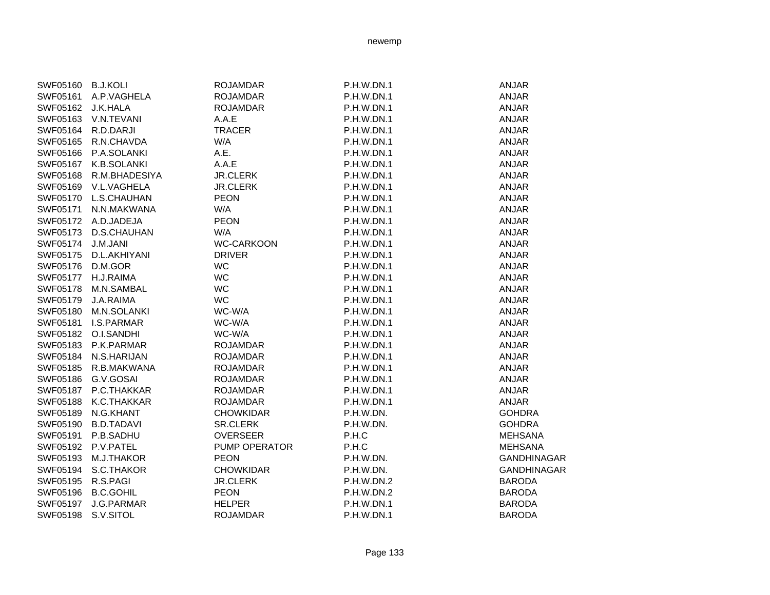| SWF05160 | B.J.KOLI | ROJAMDAR | P.H.W.DN.1 | ANJAR |
|---|---|---|---|---|
| SWF05161 | A.P.VAGHELA | ROJAMDAR | P.H.W.DN.1 | ANJAR |
| SWF05162 | J.K.HALA | ROJAMDAR | P.H.W.DN.1 | ANJAR |
| SWF05163 | V.N.TEVANI | A.A.E | P.H.W.DN.1 | ANJAR |
| SWF05164 | R.D.DARJI | TRACER | P.H.W.DN.1 | ANJAR |
| SWF05165 | R.N.CHAVDA | W/A | P.H.W.DN.1 | ANJAR |
| SWF05166 | P.A.SOLANKI | A.E. | P.H.W.DN.1 | ANJAR |
| SWF05167 | K.B.SOLANKI | A.A.E | P.H.W.DN.1 | ANJAR |
| SWF05168 | R.M.BHADESIYA | JR.CLERK | P.H.W.DN.1 | ANJAR |
| SWF05169 | V.L.VAGHELA | JR.CLERK | P.H.W.DN.1 | ANJAR |
| SWF05170 | L.S.CHAUHAN | PEON | P.H.W.DN.1 | ANJAR |
| SWF05171 | N.N.MAKWANA | W/A | P.H.W.DN.1 | ANJAR |
| SWF05172 | A.D.JADEJA | PEON | P.H.W.DN.1 | ANJAR |
| SWF05173 | D.S.CHAUHAN | W/A | P.H.W.DN.1 | ANJAR |
| SWF05174 | J.M.JANI | WC-CARKOON | P.H.W.DN.1 | ANJAR |
| SWF05175 | D.L.AKHIYANI | DRIVER | P.H.W.DN.1 | ANJAR |
| SWF05176 | D.M.GOR | WC | P.H.W.DN.1 | ANJAR |
| SWF05177 | H.J.RAIMA | WC | P.H.W.DN.1 | ANJAR |
| SWF05178 | M.N.SAMBAL | WC | P.H.W.DN.1 | ANJAR |
| SWF05179 | J.A.RAIMA | WC | P.H.W.DN.1 | ANJAR |
| SWF05180 | M.N.SOLANKI | WC-W/A | P.H.W.DN.1 | ANJAR |
| SWF05181 | I.S.PARMAR | WC-W/A | P.H.W.DN.1 | ANJAR |
| SWF05182 | O.I.SANDHI | WC-W/A | P.H.W.DN.1 | ANJAR |
| SWF05183 | P.K.PARMAR | ROJAMDAR | P.H.W.DN.1 | ANJAR |
| SWF05184 | N.S.HARIJAN | ROJAMDAR | P.H.W.DN.1 | ANJAR |
| SWF05185 | R.B.MAKWANA | ROJAMDAR | P.H.W.DN.1 | ANJAR |
| SWF05186 | G.V.GOSAI | ROJAMDAR | P.H.W.DN.1 | ANJAR |
| SWF05187 | P.C.THAKKAR | ROJAMDAR | P.H.W.DN.1 | ANJAR |
| SWF05188 | K.C.THAKKAR | ROJAMDAR | P.H.W.DN.1 | ANJAR |
| SWF05189 | N.G.KHANT | CHOWKIDAR | P.H.W.DN. | GOHDRA |
| SWF05190 | B.D.TADAVI | SR.CLERK | P.H.W.DN. | GOHDRA |
| SWF05191 | P.B.SADHU | OVERSEER | P.H.C | MEHSANA |
| SWF05192 | P.V.PATEL | PUMP OPERATOR | P.H.C | MEHSANA |
| SWF05193 | M.J.THAKOR | PEON | P.H.W.DN. | GANDHINAGAR |
| SWF05194 | S.C.THAKOR | CHOWKIDAR | P.H.W.DN. | GANDHINAGAR |
| SWF05195 | R.S.PAGI | JR.CLERK | P.H.W.DN.2 | BARODA |
| SWF05196 | B.C.GOHIL | PEON | P.H.W.DN.2 | BARODA |
| SWF05197 | J.G.PARMAR | HELPER | P.H.W.DN.1 | BARODA |
| SWF05198 | S.V.SITOL | ROJAMDAR | P.H.W.DN.1 | BARODA |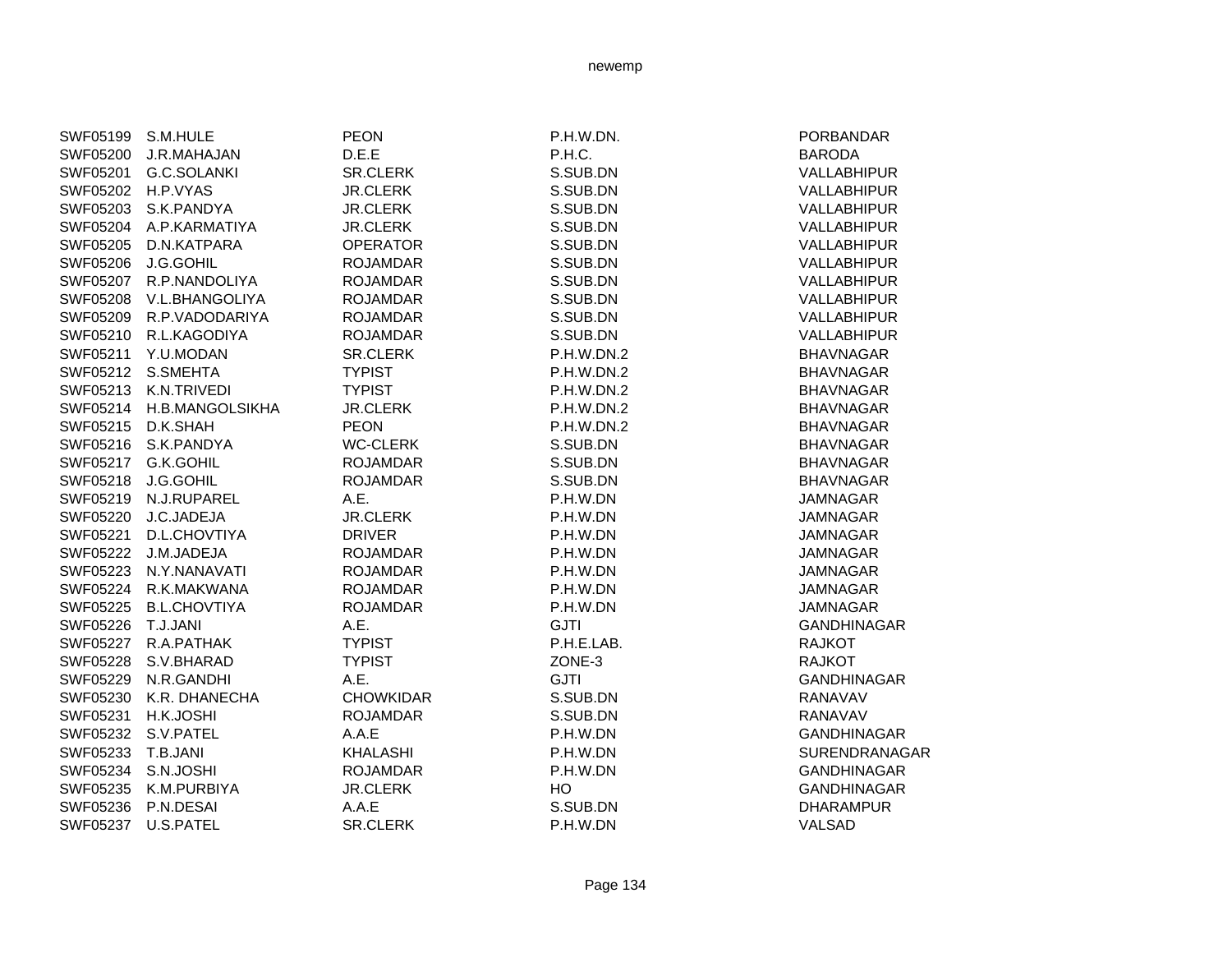| | | | | |
|---|---|---|---|---|
| SWF05199 | S.M.HULE | PEON | P.H.W.DN. | PORBANDAR |
| SWF05200 | J.R.MAHAJAN | D.E.E | P.H.C. | BARODA |
| SWF05201 | G.C.SOLANKI | SR.CLERK | S.SUB.DN | VALLABHIPUR |
| SWF05202 | H.P.VYAS | JR.CLERK | S.SUB.DN | VALLABHIPUR |
| SWF05203 | S.K.PANDYA | JR.CLERK | S.SUB.DN | VALLABHIPUR |
| SWF05204 | A.P.KARMATIYA | JR.CLERK | S.SUB.DN | VALLABHIPUR |
| SWF05205 | D.N.KATPARA | OPERATOR | S.SUB.DN | VALLABHIPUR |
| SWF05206 | J.G.GOHIL | ROJAMDAR | S.SUB.DN | VALLABHIPUR |
| SWF05207 | R.P.NANDOLIYA | ROJAMDAR | S.SUB.DN | VALLABHIPUR |
| SWF05208 | V.L.BHANGOLIYA | ROJAMDAR | S.SUB.DN | VALLABHIPUR |
| SWF05209 | R.P.VADODARIYA | ROJAMDAR | S.SUB.DN | VALLABHIPUR |
| SWF05210 | R.L.KAGODIYA | ROJAMDAR | S.SUB.DN | VALLABHIPUR |
| SWF05211 | Y.U.MODAN | SR.CLERK | P.H.W.DN.2 | BHAVNAGAR |
| SWF05212 | S.SMEHTA | TYPIST | P.H.W.DN.2 | BHAVNAGAR |
| SWF05213 | K.N.TRIVEDI | TYPIST | P.H.W.DN.2 | BHAVNAGAR |
| SWF05214 | H.B.MANGOLSIKHA | JR.CLERK | P.H.W.DN.2 | BHAVNAGAR |
| SWF05215 | D.K.SHAH | PEON | P.H.W.DN.2 | BHAVNAGAR |
| SWF05216 | S.K.PANDYA | WC-CLERK | S.SUB.DN | BHAVNAGAR |
| SWF05217 | G.K.GOHIL | ROJAMDAR | S.SUB.DN | BHAVNAGAR |
| SWF05218 | J.G.GOHIL | ROJAMDAR | S.SUB.DN | BHAVNAGAR |
| SWF05219 | N.J.RUPAREL | A.E. | P.H.W.DN | JAMNAGAR |
| SWF05220 | J.C.JADEJA | JR.CLERK | P.H.W.DN | JAMNAGAR |
| SWF05221 | D.L.CHOVTIYA | DRIVER | P.H.W.DN | JAMNAGAR |
| SWF05222 | J.M.JADEJA | ROJAMDAR | P.H.W.DN | JAMNAGAR |
| SWF05223 | N.Y.NANAVATI | ROJAMDAR | P.H.W.DN | JAMNAGAR |
| SWF05224 | R.K.MAKWANA | ROJAMDAR | P.H.W.DN | JAMNAGAR |
| SWF05225 | B.L.CHOVTIYA | ROJAMDAR | P.H.W.DN | JAMNAGAR |
| SWF05226 | T.J.JANI | A.E. | GJTI | GANDHINAGAR |
| SWF05227 | R.A.PATHAK | TYPIST | P.H.E.LAB. | RAJKOT |
| SWF05228 | S.V.BHARAD | TYPIST | ZONE-3 | RAJKOT |
| SWF05229 | N.R.GANDHI | A.E. | GJTI | GANDHINAGAR |
| SWF05230 | K.R. DHANECHA | CHOWKIDAR | S.SUB.DN | RANAVAV |
| SWF05231 | H.K.JOSHI | ROJAMDAR | S.SUB.DN | RANAVAV |
| SWF05232 | S.V.PATEL | A.A.E | P.H.W.DN | GANDHINAGAR |
| SWF05233 | T.B.JANI | KHALASHI | P.H.W.DN | SURENDRANAGAR |
| SWF05234 | S.N.JOSHI | ROJAMDAR | P.H.W.DN | GANDHINAGAR |
| SWF05235 | K.M.PURBIYA | JR.CLERK | HO | GANDHINAGAR |
| SWF05236 | P.N.DESAI | A.A.E | S.SUB.DN | DHARAMPUR |
| SWF05237 | U.S.PATEL | SR.CLERK | P.H.W.DN | VALSAD |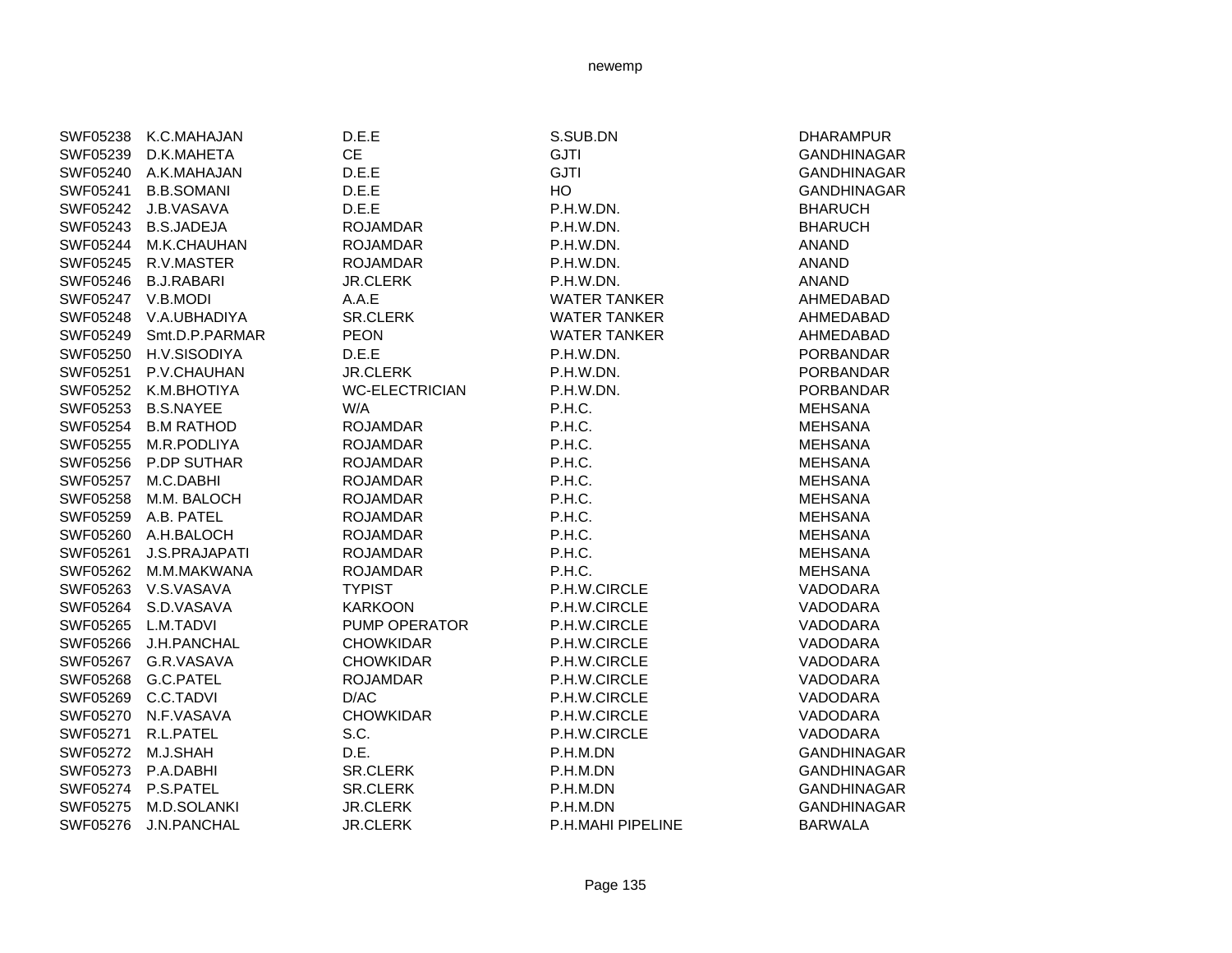| | | | | |
|---|---|---|---|---|
| SWF05238 | K.C.MAHAJAN | D.E.E | S.SUB.DN | DHARAMPUR |
| SWF05239 | D.K.MAHETA | CE | GJTI | GANDHINAGAR |
| SWF05240 | A.K.MAHAJAN | D.E.E | GJTI | GANDHINAGAR |
| SWF05241 | B.B.SOMANI | D.E.E | HO | GANDHINAGAR |
| SWF05242 | J.B.VASAVA | D.E.E | P.H.W.DN. | BHARUCH |
| SWF05243 | B.S.JADEJA | ROJAMDAR | P.H.W.DN. | BHARUCH |
| SWF05244 | M.K.CHAUHAN | ROJAMDAR | P.H.W.DN. | ANAND |
| SWF05245 | R.V.MASTER | ROJAMDAR | P.H.W.DN. | ANAND |
| SWF05246 | B.J.RABARI | JR.CLERK | P.H.W.DN. | ANAND |
| SWF05247 | V.B.MODI | A.A.E | WATER TANKER | AHMEDABAD |
| SWF05248 | V.A.UBHADIYA | SR.CLERK | WATER TANKER | AHMEDABAD |
| SWF05249 | Smt.D.P.PARMAR | PEON | WATER TANKER | AHMEDABAD |
| SWF05250 | H.V.SISODIYA | D.E.E | P.H.W.DN. | PORBANDAR |
| SWF05251 | P.V.CHAUHAN | JR.CLERK | P.H.W.DN. | PORBANDAR |
| SWF05252 | K.M.BHOTIYA | WC-ELECTRICIAN | P.H.W.DN. | PORBANDAR |
| SWF05253 | B.S.NAYEE | W/A | P.H.C. | MEHSANA |
| SWF05254 | B.M RATHOD | ROJAMDAR | P.H.C. | MEHSANA |
| SWF05255 | M.R.PODLIYA | ROJAMDAR | P.H.C. | MEHSANA |
| SWF05256 | P.DP SUTHAR | ROJAMDAR | P.H.C. | MEHSANA |
| SWF05257 | M.C.DABHI | ROJAMDAR | P.H.C. | MEHSANA |
| SWF05258 | M.M. BALOCH | ROJAMDAR | P.H.C. | MEHSANA |
| SWF05259 | A.B. PATEL | ROJAMDAR | P.H.C. | MEHSANA |
| SWF05260 | A.H.BALOCH | ROJAMDAR | P.H.C. | MEHSANA |
| SWF05261 | J.S.PRAJAPATI | ROJAMDAR | P.H.C. | MEHSANA |
| SWF05262 | M.M.MAKWANA | ROJAMDAR | P.H.C. | MEHSANA |
| SWF05263 | V.S.VASAVA | TYPIST | P.H.W.CIRCLE | VADODARA |
| SWF05264 | S.D.VASAVA | KARKOON | P.H.W.CIRCLE | VADODARA |
| SWF05265 | L.M.TADVI | PUMP OPERATOR | P.H.W.CIRCLE | VADODARA |
| SWF05266 | J.H.PANCHAL | CHOWKIDAR | P.H.W.CIRCLE | VADODARA |
| SWF05267 | G.R.VASAVA | CHOWKIDAR | P.H.W.CIRCLE | VADODARA |
| SWF05268 | G.C.PATEL | ROJAMDAR | P.H.W.CIRCLE | VADODARA |
| SWF05269 | C.C.TADVI | D/AC | P.H.W.CIRCLE | VADODARA |
| SWF05270 | N.F.VASAVA | CHOWKIDAR | P.H.W.CIRCLE | VADODARA |
| SWF05271 | R.L.PATEL | S.C. | P.H.W.CIRCLE | VADODARA |
| SWF05272 | M.J.SHAH | D.E. | P.H.M.DN | GANDHINAGAR |
| SWF05273 | P.A.DABHI | SR.CLERK | P.H.M.DN | GANDHINAGAR |
| SWF05274 | P.S.PATEL | SR.CLERK | P.H.M.DN | GANDHINAGAR |
| SWF05275 | M.D.SOLANKI | JR.CLERK | P.H.M.DN | GANDHINAGAR |
| SWF05276 | J.N.PANCHAL | JR.CLERK | P.H.MAHI PIPELINE | BARWALA |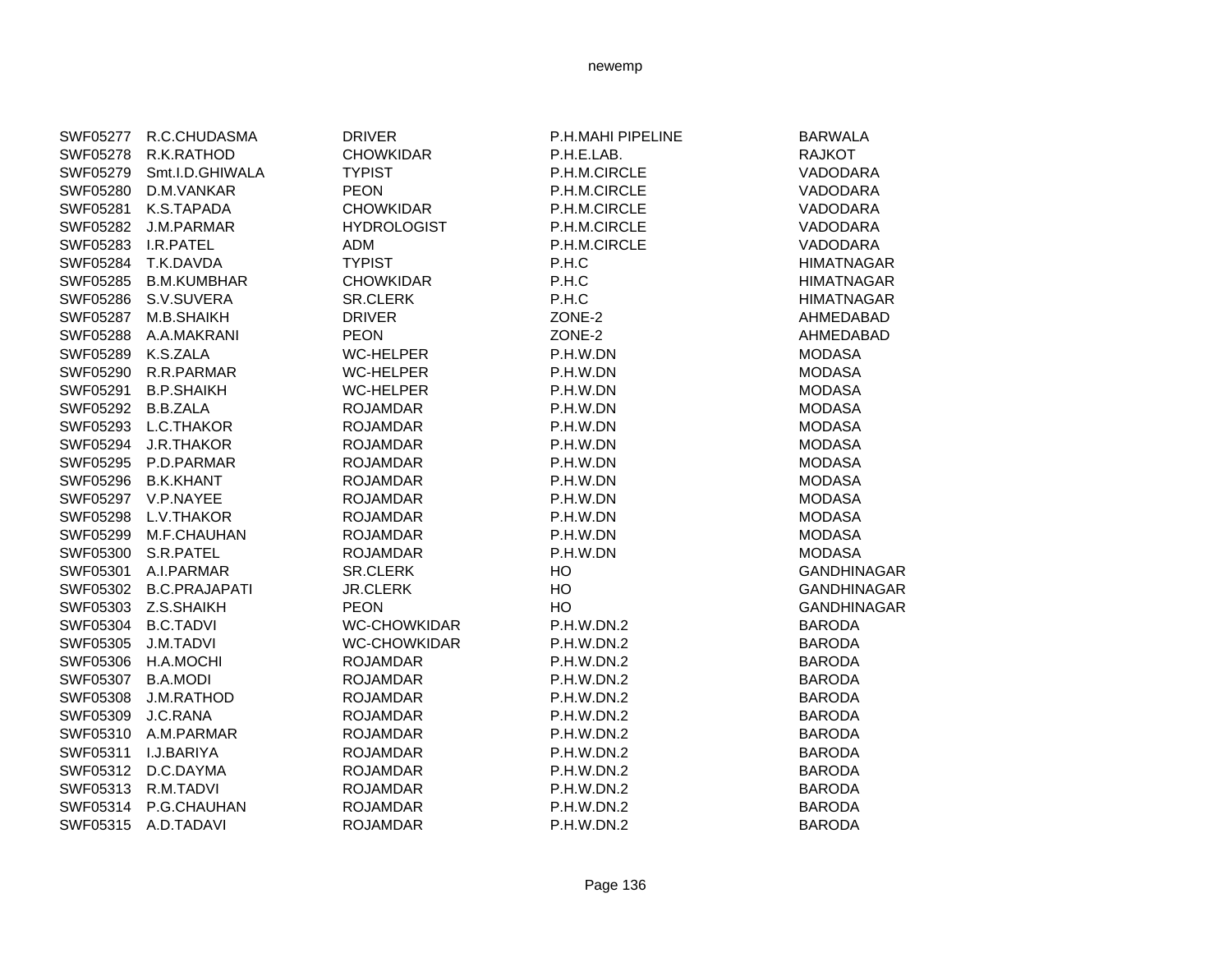| SWF05277 | R.C.CHUDASMA | DRIVER | P.H.MAHI PIPELINE | BARWALA |
|---|---|---|---|---|
| SWF05278 | R.K.RATHOD | CHOWKIDAR | P.H.E.LAB. | RAJKOT |
| SWF05279 | Smt.I.D.GHIWALA | TYPIST | P.H.M.CIRCLE | VADODARA |
| SWF05280 | D.M.VANKAR | PEON | P.H.M.CIRCLE | VADODARA |
| SWF05281 | K.S.TAPADA | CHOWKIDAR | P.H.M.CIRCLE | VADODARA |
| SWF05282 | J.M.PARMAR | HYDROLOGIST | P.H.M.CIRCLE | VADODARA |
| SWF05283 | I.R.PATEL | ADM | P.H.M.CIRCLE | VADODARA |
| SWF05284 | T.K.DAVDA | TYPIST | P.H.C | HIMATNAGAR |
| SWF05285 | B.M.KUMBHAR | CHOWKIDAR | P.H.C | HIMATNAGAR |
| SWF05286 | S.V.SUVERA | SR.CLERK | P.H.C | HIMATNAGAR |
| SWF05287 | M.B.SHAIKH | DRIVER | ZONE-2 | AHMEDABAD |
| SWF05288 | A.A.MAKRANI | PEON | ZONE-2 | AHMEDABAD |
| SWF05289 | K.S.ZALA | WC-HELPER | P.H.W.DN | MODASA |
| SWF05290 | R.R.PARMAR | WC-HELPER | P.H.W.DN | MODASA |
| SWF05291 | B.P.SHAIKH | WC-HELPER | P.H.W.DN | MODASA |
| SWF05292 | B.B.ZALA | ROJAMDAR | P.H.W.DN | MODASA |
| SWF05293 | L.C.THAKOR | ROJAMDAR | P.H.W.DN | MODASA |
| SWF05294 | J.R.THAKOR | ROJAMDAR | P.H.W.DN | MODASA |
| SWF05295 | P.D.PARMAR | ROJAMDAR | P.H.W.DN | MODASA |
| SWF05296 | B.K.KHANT | ROJAMDAR | P.H.W.DN | MODASA |
| SWF05297 | V.P.NAYEE | ROJAMDAR | P.H.W.DN | MODASA |
| SWF05298 | L.V.THAKOR | ROJAMDAR | P.H.W.DN | MODASA |
| SWF05299 | M.F.CHAUHAN | ROJAMDAR | P.H.W.DN | MODASA |
| SWF05300 | S.R.PATEL | ROJAMDAR | P.H.W.DN | MODASA |
| SWF05301 | A.I.PARMAR | SR.CLERK | HO | GANDHINAGAR |
| SWF05302 | B.C.PRAJAPATI | JR.CLERK | HO | GANDHINAGAR |
| SWF05303 | Z.S.SHAIKH | PEON | HO | GANDHINAGAR |
| SWF05304 | B.C.TADVI | WC-CHOWKIDAR | P.H.W.DN.2 | BARODA |
| SWF05305 | J.M.TADVI | WC-CHOWKIDAR | P.H.W.DN.2 | BARODA |
| SWF05306 | H.A.MOCHI | ROJAMDAR | P.H.W.DN.2 | BARODA |
| SWF05307 | B.A.MODI | ROJAMDAR | P.H.W.DN.2 | BARODA |
| SWF05308 | J.M.RATHOD | ROJAMDAR | P.H.W.DN.2 | BARODA |
| SWF05309 | J.C.RANA | ROJAMDAR | P.H.W.DN.2 | BARODA |
| SWF05310 | A.M.PARMAR | ROJAMDAR | P.H.W.DN.2 | BARODA |
| SWF05311 | I.J.BARIYA | ROJAMDAR | P.H.W.DN.2 | BARODA |
| SWF05312 | D.C.DAYMA | ROJAMDAR | P.H.W.DN.2 | BARODA |
| SWF05313 | R.M.TADVI | ROJAMDAR | P.H.W.DN.2 | BARODA |
| SWF05314 | P.G.CHAUHAN | ROJAMDAR | P.H.W.DN.2 | BARODA |
| SWF05315 | A.D.TADAVI | ROJAMDAR | P.H.W.DN.2 | BARODA |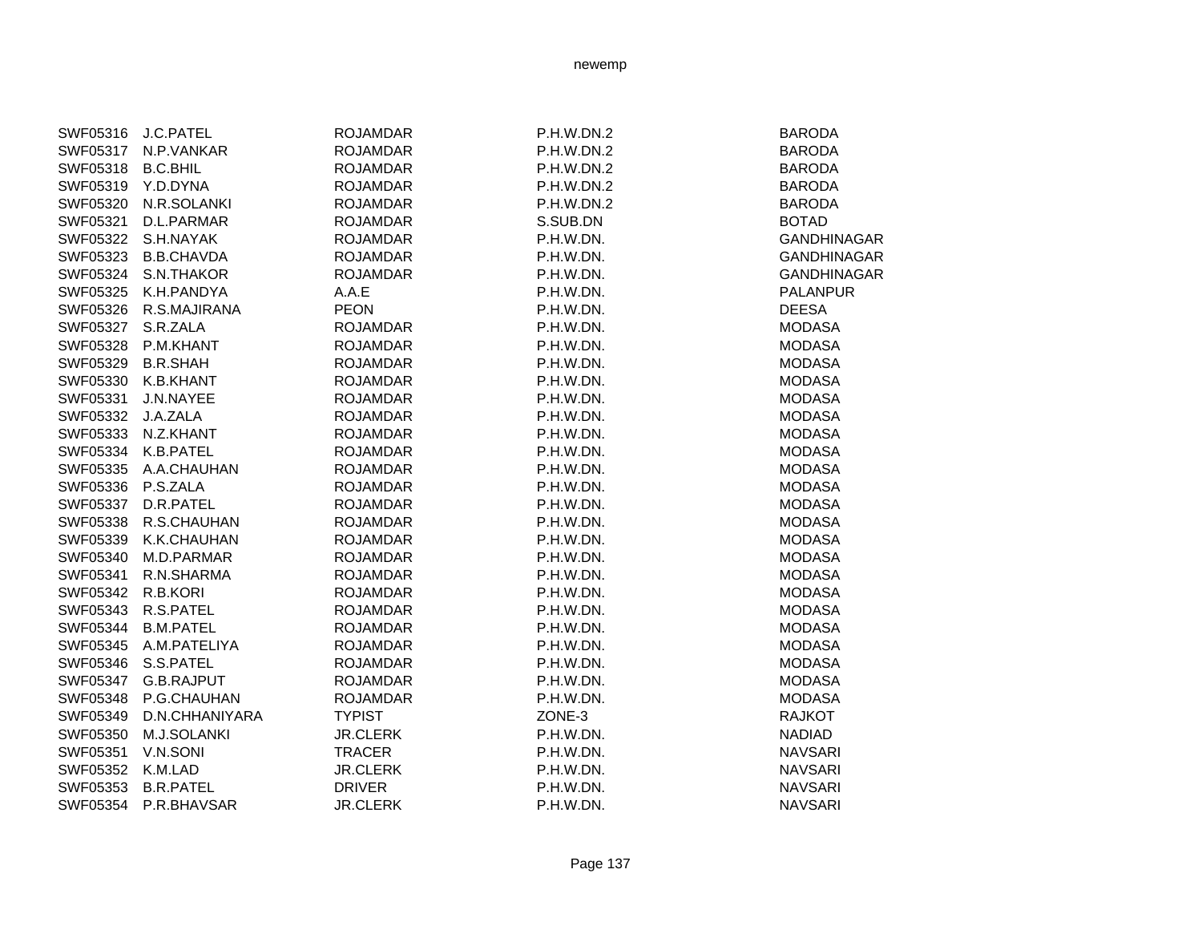| | | | | |
|---|---|---|---|---|
| SWF05316 | J.C.PATEL | ROJAMDAR | P.H.W.DN.2 | BARODA |
| SWF05317 | N.P.VANKAR | ROJAMDAR | P.H.W.DN.2 | BARODA |
| SWF05318 | B.C.BHIL | ROJAMDAR | P.H.W.DN.2 | BARODA |
| SWF05319 | Y.D.DYNA | ROJAMDAR | P.H.W.DN.2 | BARODA |
| SWF05320 | N.R.SOLANKI | ROJAMDAR | P.H.W.DN.2 | BARODA |
| SWF05321 | D.L.PARMAR | ROJAMDAR | S.SUB.DN | BOTAD |
| SWF05322 | S.H.NAYAK | ROJAMDAR | P.H.W.DN. | GANDHINAGAR |
| SWF05323 | B.B.CHAVDA | ROJAMDAR | P.H.W.DN. | GANDHINAGAR |
| SWF05324 | S.N.THAKOR | ROJAMDAR | P.H.W.DN. | GANDHINAGAR |
| SWF05325 | K.H.PANDYA | A.A.E | P.H.W.DN. | PALANPUR |
| SWF05326 | R.S.MAJIRANA | PEON | P.H.W.DN. | DEESA |
| SWF05327 | S.R.ZALA | ROJAMDAR | P.H.W.DN. | MODASA |
| SWF05328 | P.M.KHANT | ROJAMDAR | P.H.W.DN. | MODASA |
| SWF05329 | B.R.SHAH | ROJAMDAR | P.H.W.DN. | MODASA |
| SWF05330 | K.B.KHANT | ROJAMDAR | P.H.W.DN. | MODASA |
| SWF05331 | J.N.NAYEE | ROJAMDAR | P.H.W.DN. | MODASA |
| SWF05332 | J.A.ZALA | ROJAMDAR | P.H.W.DN. | MODASA |
| SWF05333 | N.Z.KHANT | ROJAMDAR | P.H.W.DN. | MODASA |
| SWF05334 | K.B.PATEL | ROJAMDAR | P.H.W.DN. | MODASA |
| SWF05335 | A.A.CHAUHAN | ROJAMDAR | P.H.W.DN. | MODASA |
| SWF05336 | P.S.ZALA | ROJAMDAR | P.H.W.DN. | MODASA |
| SWF05337 | D.R.PATEL | ROJAMDAR | P.H.W.DN. | MODASA |
| SWF05338 | R.S.CHAUHAN | ROJAMDAR | P.H.W.DN. | MODASA |
| SWF05339 | K.K.CHAUHAN | ROJAMDAR | P.H.W.DN. | MODASA |
| SWF05340 | M.D.PARMAR | ROJAMDAR | P.H.W.DN. | MODASA |
| SWF05341 | R.N.SHARMA | ROJAMDAR | P.H.W.DN. | MODASA |
| SWF05342 | R.B.KORI | ROJAMDAR | P.H.W.DN. | MODASA |
| SWF05343 | R.S.PATEL | ROJAMDAR | P.H.W.DN. | MODASA |
| SWF05344 | B.M.PATEL | ROJAMDAR | P.H.W.DN. | MODASA |
| SWF05345 | A.M.PATELIYA | ROJAMDAR | P.H.W.DN. | MODASA |
| SWF05346 | S.S.PATEL | ROJAMDAR | P.H.W.DN. | MODASA |
| SWF05347 | G.B.RAJPUT | ROJAMDAR | P.H.W.DN. | MODASA |
| SWF05348 | P.G.CHAUHAN | ROJAMDAR | P.H.W.DN. | MODASA |
| SWF05349 | D.N.CHHANIYARA | TYPIST | ZONE-3 | RAJKOT |
| SWF05350 | M.J.SOLANKI | JR.CLERK | P.H.W.DN. | NADIAD |
| SWF05351 | V.N.SONI | TRACER | P.H.W.DN. | NAVSARI |
| SWF05352 | K.M.LAD | JR.CLERK | P.H.W.DN. | NAVSARI |
| SWF05353 | B.R.PATEL | DRIVER | P.H.W.DN. | NAVSARI |
| SWF05354 | P.R.BHAVSAR | JR.CLERK | P.H.W.DN. | NAVSARI |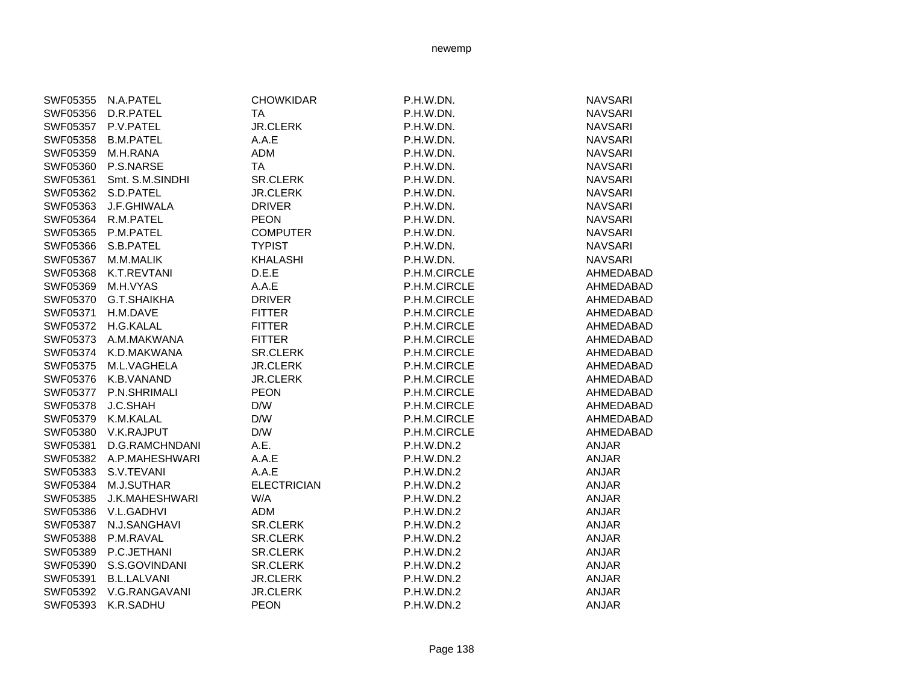| | | | | |
|---|---|---|---|---|
| SWF05355 | N.A.PATEL | CHOWKIDAR | P.H.W.DN. | NAVSARI |
| SWF05356 | D.R.PATEL | TA | P.H.W.DN. | NAVSARI |
| SWF05357 | P.V.PATEL | JR.CLERK | P.H.W.DN. | NAVSARI |
| SWF05358 | B.M.PATEL | A.A.E | P.H.W.DN. | NAVSARI |
| SWF05359 | M.H.RANA | ADM | P.H.W.DN. | NAVSARI |
| SWF05360 | P.S.NARSE | TA | P.H.W.DN. | NAVSARI |
| SWF05361 | Smt. S.M.SINDHI | SR.CLERK | P.H.W.DN. | NAVSARI |
| SWF05362 | S.D.PATEL | JR.CLERK | P.H.W.DN. | NAVSARI |
| SWF05363 | J.F.GHIWALA | DRIVER | P.H.W.DN. | NAVSARI |
| SWF05364 | R.M.PATEL | PEON | P.H.W.DN. | NAVSARI |
| SWF05365 | P.M.PATEL | COMPUTER | P.H.W.DN. | NAVSARI |
| SWF05366 | S.B.PATEL | TYPIST | P.H.W.DN. | NAVSARI |
| SWF05367 | M.M.MALIK | KHALASHI | P.H.W.DN. | NAVSARI |
| SWF05368 | K.T.REVTANI | D.E.E | P.H.M.CIRCLE | AHMEDABAD |
| SWF05369 | M.H.VYAS | A.A.E | P.H.M.CIRCLE | AHMEDABAD |
| SWF05370 | G.T.SHAIKHA | DRIVER | P.H.M.CIRCLE | AHMEDABAD |
| SWF05371 | H.M.DAVE | FITTER | P.H.M.CIRCLE | AHMEDABAD |
| SWF05372 | H.G.KALAL | FITTER | P.H.M.CIRCLE | AHMEDABAD |
| SWF05373 | A.M.MAKWANA | FITTER | P.H.M.CIRCLE | AHMEDABAD |
| SWF05374 | K.D.MAKWANA | SR.CLERK | P.H.M.CIRCLE | AHMEDABAD |
| SWF05375 | M.L.VAGHELA | JR.CLERK | P.H.M.CIRCLE | AHMEDABAD |
| SWF05376 | K.B.VANAND | JR.CLERK | P.H.M.CIRCLE | AHMEDABAD |
| SWF05377 | P.N.SHRIMALI | PEON | P.H.M.CIRCLE | AHMEDABAD |
| SWF05378 | J.C.SHAH | D/W | P.H.M.CIRCLE | AHMEDABAD |
| SWF05379 | K.M.KALAL | D/W | P.H.M.CIRCLE | AHMEDABAD |
| SWF05380 | V.K.RAJPUT | D/W | P.H.M.CIRCLE | AHMEDABAD |
| SWF05381 | D.G.RAMCHNDANI | A.E. | P.H.W.DN.2 | ANJAR |
| SWF05382 | A.P.MAHESHWARI | A.A.E | P.H.W.DN.2 | ANJAR |
| SWF05383 | S.V.TEVANI | A.A.E | P.H.W.DN.2 | ANJAR |
| SWF05384 | M.J.SUTHAR | ELECTRICIAN | P.H.W.DN.2 | ANJAR |
| SWF05385 | J.K.MAHESHWARI | W/A | P.H.W.DN.2 | ANJAR |
| SWF05386 | V.L.GADHVI | ADM | P.H.W.DN.2 | ANJAR |
| SWF05387 | N.J.SANGHAVI | SR.CLERK | P.H.W.DN.2 | ANJAR |
| SWF05388 | P.M.RAVAL | SR.CLERK | P.H.W.DN.2 | ANJAR |
| SWF05389 | P.C.JETHANI | SR.CLERK | P.H.W.DN.2 | ANJAR |
| SWF05390 | S.S.GOVINDANI | SR.CLERK | P.H.W.DN.2 | ANJAR |
| SWF05391 | B.L.LALVANI | JR.CLERK | P.H.W.DN.2 | ANJAR |
| SWF05392 | V.G.RANGAVANI | JR.CLERK | P.H.W.DN.2 | ANJAR |
| SWF05393 | K.R.SADHU | PEON | P.H.W.DN.2 | ANJAR |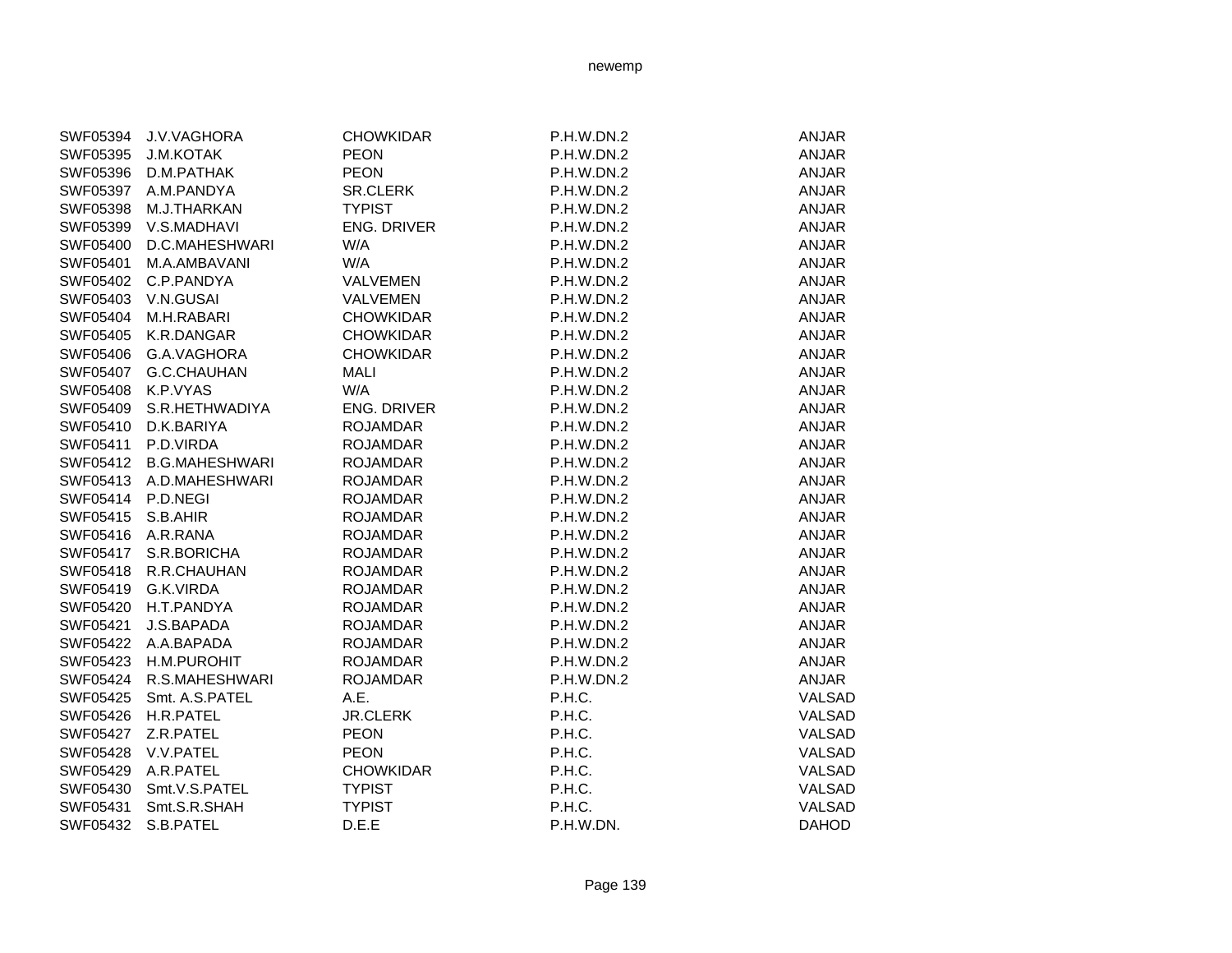| | | | | |
|---|---|---|---|---|
| SWF05394 | J.V.VAGHORA | CHOWKIDAR | P.H.W.DN.2 | ANJAR |
| SWF05395 | J.M.KOTAK | PEON | P.H.W.DN.2 | ANJAR |
| SWF05396 | D.M.PATHAK | PEON | P.H.W.DN.2 | ANJAR |
| SWF05397 | A.M.PANDYA | SR.CLERK | P.H.W.DN.2 | ANJAR |
| SWF05398 | M.J.THARKAN | TYPIST | P.H.W.DN.2 | ANJAR |
| SWF05399 | V.S.MADHAVI | ENG. DRIVER | P.H.W.DN.2 | ANJAR |
| SWF05400 | D.C.MAHESHWARI | W/A | P.H.W.DN.2 | ANJAR |
| SWF05401 | M.A.AMBAVANI | W/A | P.H.W.DN.2 | ANJAR |
| SWF05402 | C.P.PANDYA | VALVEMEN | P.H.W.DN.2 | ANJAR |
| SWF05403 | V.N.GUSAI | VALVEMEN | P.H.W.DN.2 | ANJAR |
| SWF05404 | M.H.RABARI | CHOWKIDAR | P.H.W.DN.2 | ANJAR |
| SWF05405 | K.R.DANGAR | CHOWKIDAR | P.H.W.DN.2 | ANJAR |
| SWF05406 | G.A.VAGHORA | CHOWKIDAR | P.H.W.DN.2 | ANJAR |
| SWF05407 | G.C.CHAUHAN | MALI | P.H.W.DN.2 | ANJAR |
| SWF05408 | K.P.VYAS | W/A | P.H.W.DN.2 | ANJAR |
| SWF05409 | S.R.HETHWADIYA | ENG. DRIVER | P.H.W.DN.2 | ANJAR |
| SWF05410 | D.K.BARIYA | ROJAMDAR | P.H.W.DN.2 | ANJAR |
| SWF05411 | P.D.VIRDA | ROJAMDAR | P.H.W.DN.2 | ANJAR |
| SWF05412 | B.G.MAHESHWARI | ROJAMDAR | P.H.W.DN.2 | ANJAR |
| SWF05413 | A.D.MAHESHWARI | ROJAMDAR | P.H.W.DN.2 | ANJAR |
| SWF05414 | P.D.NEGI | ROJAMDAR | P.H.W.DN.2 | ANJAR |
| SWF05415 | S.B.AHIR | ROJAMDAR | P.H.W.DN.2 | ANJAR |
| SWF05416 | A.R.RANA | ROJAMDAR | P.H.W.DN.2 | ANJAR |
| SWF05417 | S.R.BORICHA | ROJAMDAR | P.H.W.DN.2 | ANJAR |
| SWF05418 | R.R.CHAUHAN | ROJAMDAR | P.H.W.DN.2 | ANJAR |
| SWF05419 | G.K.VIRDA | ROJAMDAR | P.H.W.DN.2 | ANJAR |
| SWF05420 | H.T.PANDYA | ROJAMDAR | P.H.W.DN.2 | ANJAR |
| SWF05421 | J.S.BAPADA | ROJAMDAR | P.H.W.DN.2 | ANJAR |
| SWF05422 | A.A.BAPADA | ROJAMDAR | P.H.W.DN.2 | ANJAR |
| SWF05423 | H.M.PUROHIT | ROJAMDAR | P.H.W.DN.2 | ANJAR |
| SWF05424 | R.S.MAHESHWARI | ROJAMDAR | P.H.W.DN.2 | ANJAR |
| SWF05425 | Smt. A.S.PATEL | A.E. | P.H.C. | VALSAD |
| SWF05426 | H.R.PATEL | JR.CLERK | P.H.C. | VALSAD |
| SWF05427 | Z.R.PATEL | PEON | P.H.C. | VALSAD |
| SWF05428 | V.V.PATEL | PEON | P.H.C. | VALSAD |
| SWF05429 | A.R.PATEL | CHOWKIDAR | P.H.C. | VALSAD |
| SWF05430 | Smt.V.S.PATEL | TYPIST | P.H.C. | VALSAD |
| SWF05431 | Smt.S.R.SHAH | TYPIST | P.H.C. | VALSAD |
| SWF05432 | S.B.PATEL | D.E.E | P.H.W.DN. | DAHOD |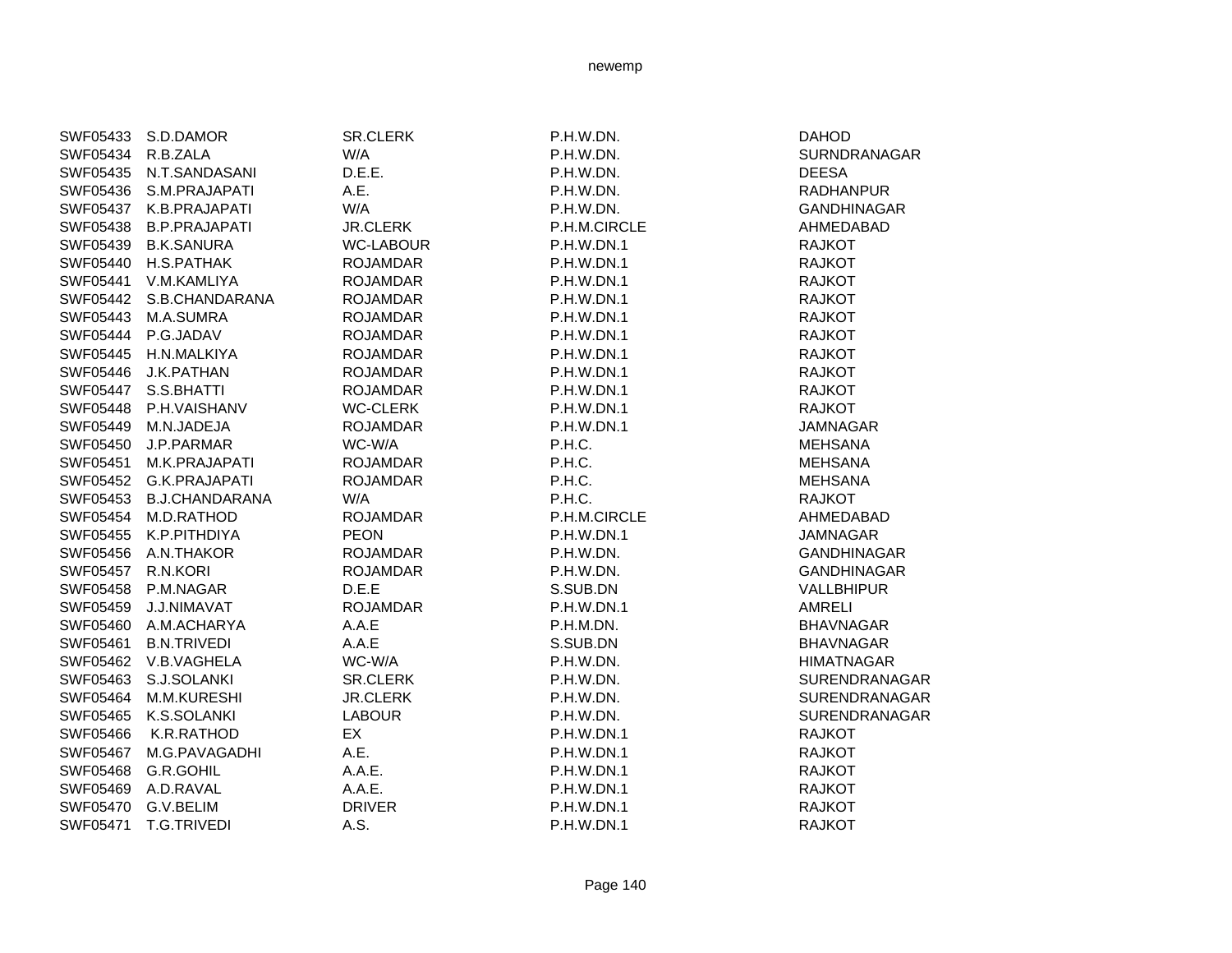| | | | | |
|---|---|---|---|---|
| SWF05433 | S.D.DAMOR | SR.CLERK | P.H.W.DN. | DAHOD |
| SWF05434 | R.B.ZALA | W/A | P.H.W.DN. | SURNDRANAGAR |
| SWF05435 | N.T.SANDASANI | D.E.E. | P.H.W.DN. | DEESA |
| SWF05436 | S.M.PRAJAPATI | A.E. | P.H.W.DN. | RADHANPUR |
| SWF05437 | K.B.PRAJAPATI | W/A | P.H.W.DN. | GANDHINAGAR |
| SWF05438 | B.P.PRAJAPATI | JR.CLERK | P.H.M.CIRCLE | AHMEDABAD |
| SWF05439 | B.K.SANURA | WC-LABOUR | P.H.W.DN.1 | RAJKOT |
| SWF05440 | H.S.PATHAK | ROJAMDAR | P.H.W.DN.1 | RAJKOT |
| SWF05441 | V.M.KAMLIYA | ROJAMDAR | P.H.W.DN.1 | RAJKOT |
| SWF05442 | S.B.CHANDARANA | ROJAMDAR | P.H.W.DN.1 | RAJKOT |
| SWF05443 | M.A.SUMRA | ROJAMDAR | P.H.W.DN.1 | RAJKOT |
| SWF05444 | P.G.JADAV | ROJAMDAR | P.H.W.DN.1 | RAJKOT |
| SWF05445 | H.N.MALKIYA | ROJAMDAR | P.H.W.DN.1 | RAJKOT |
| SWF05446 | J.K.PATHAN | ROJAMDAR | P.H.W.DN.1 | RAJKOT |
| SWF05447 | S.S.BHATTI | ROJAMDAR | P.H.W.DN.1 | RAJKOT |
| SWF05448 | P.H.VAISHANV | WC-CLERK | P.H.W.DN.1 | RAJKOT |
| SWF05449 | M.N.JADEJA | ROJAMDAR | P.H.W.DN.1 | JAMNAGAR |
| SWF05450 | J.P.PARMAR | WC-W/A | P.H.C. | MEHSANA |
| SWF05451 | M.K.PRAJAPATI | ROJAMDAR | P.H.C. | MEHSANA |
| SWF05452 | G.K.PRAJAPATI | ROJAMDAR | P.H.C. | MEHSANA |
| SWF05453 | B.J.CHANDARANA | W/A | P.H.C. | RAJKOT |
| SWF05454 | M.D.RATHOD | ROJAMDAR | P.H.M.CIRCLE | AHMEDABAD |
| SWF05455 | K.P.PITHDIYA | PEON | P.H.W.DN.1 | JAMNAGAR |
| SWF05456 | A.N.THAKOR | ROJAMDAR | P.H.W.DN. | GANDHINAGAR |
| SWF05457 | R.N.KORI | ROJAMDAR | P.H.W.DN. | GANDHINAGAR |
| SWF05458 | P.M.NAGAR | D.E.E | S.SUB.DN | VALLBHIPUR |
| SWF05459 | J.J.NIMAVAT | ROJAMDAR | P.H.W.DN.1 | AMRELI |
| SWF05460 | A.M.ACHARYA | A.A.E | P.H.M.DN. | BHAVNAGAR |
| SWF05461 | B.N.TRIVEDI | A.A.E | S.SUB.DN | BHAVNAGAR |
| SWF05462 | V.B.VAGHELA | WC-W/A | P.H.W.DN. | HIMATNAGAR |
| SWF05463 | S.J.SOLANKI | SR.CLERK | P.H.W.DN. | SURENDRANAGAR |
| SWF05464 | M.M.KURESHI | JR.CLERK | P.H.W.DN. | SURENDRANAGAR |
| SWF05465 | K.S.SOLANKI | LABOUR | P.H.W.DN. | SURENDRANAGAR |
| SWF05466 | K.R.RATHOD | EX | P.H.W.DN.1 | RAJKOT |
| SWF05467 | M.G.PAVAGADHI | A.E. | P.H.W.DN.1 | RAJKOT |
| SWF05468 | G.R.GOHIL | A.A.E. | P.H.W.DN.1 | RAJKOT |
| SWF05469 | A.D.RAVAL | A.A.E. | P.H.W.DN.1 | RAJKOT |
| SWF05470 | G.V.BELIM | DRIVER | P.H.W.DN.1 | RAJKOT |
| SWF05471 | T.G.TRIVEDI | A.S. | P.H.W.DN.1 | RAJKOT |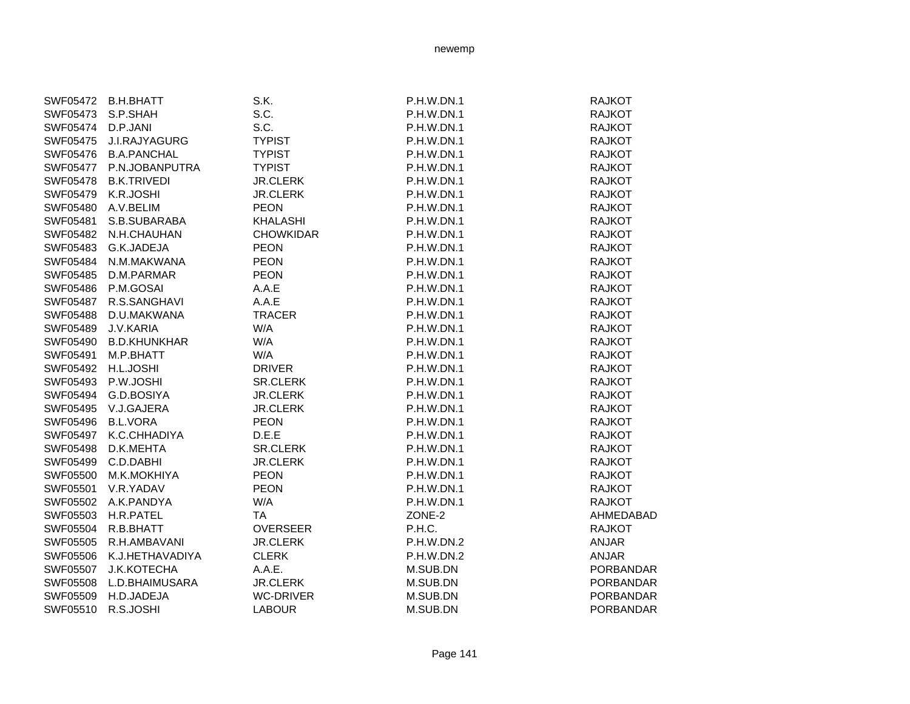| | | | | |
|---|---|---|---|---|
| SWF05472 | B.H.BHATT | S.K. | P.H.W.DN.1 | RAJKOT |
| SWF05473 | S.P.SHAH | S.C. | P.H.W.DN.1 | RAJKOT |
| SWF05474 | D.P.JANI | S.C. | P.H.W.DN.1 | RAJKOT |
| SWF05475 | J.I.RAJYAGURG | TYPIST | P.H.W.DN.1 | RAJKOT |
| SWF05476 | B.A.PANCHAL | TYPIST | P.H.W.DN.1 | RAJKOT |
| SWF05477 | P.N.JOBANPUTRA | TYPIST | P.H.W.DN.1 | RAJKOT |
| SWF05478 | B.K.TRIVEDI | JR.CLERK | P.H.W.DN.1 | RAJKOT |
| SWF05479 | K.R.JOSHI | JR.CLERK | P.H.W.DN.1 | RAJKOT |
| SWF05480 | A.V.BELIM | PEON | P.H.W.DN.1 | RAJKOT |
| SWF05481 | S.B.SUBARABA | KHALASHI | P.H.W.DN.1 | RAJKOT |
| SWF05482 | N.H.CHAUHAN | CHOWKIDAR | P.H.W.DN.1 | RAJKOT |
| SWF05483 | G.K.JADEJA | PEON | P.H.W.DN.1 | RAJKOT |
| SWF05484 | N.M.MAKWANA | PEON | P.H.W.DN.1 | RAJKOT |
| SWF05485 | D.M.PARMAR | PEON | P.H.W.DN.1 | RAJKOT |
| SWF05486 | P.M.GOSAI | A.A.E | P.H.W.DN.1 | RAJKOT |
| SWF05487 | R.S.SANGHAVI | A.A.E | P.H.W.DN.1 | RAJKOT |
| SWF05488 | D.U.MAKWANA | TRACER | P.H.W.DN.1 | RAJKOT |
| SWF05489 | J.V.KARIA | W/A | P.H.W.DN.1 | RAJKOT |
| SWF05490 | B.D.KHUNKHAR | W/A | P.H.W.DN.1 | RAJKOT |
| SWF05491 | M.P.BHATT | W/A | P.H.W.DN.1 | RAJKOT |
| SWF05492 | H.L.JOSHI | DRIVER | P.H.W.DN.1 | RAJKOT |
| SWF05493 | P.W.JOSHI | SR.CLERK | P.H.W.DN.1 | RAJKOT |
| SWF05494 | G.D.BOSIYA | JR.CLERK | P.H.W.DN.1 | RAJKOT |
| SWF05495 | V.J.GAJERA | JR.CLERK | P.H.W.DN.1 | RAJKOT |
| SWF05496 | B.L.VORA | PEON | P.H.W.DN.1 | RAJKOT |
| SWF05497 | K.C.CHHADIYA | D.E.E | P.H.W.DN.1 | RAJKOT |
| SWF05498 | D.K.MEHTA | SR.CLERK | P.H.W.DN.1 | RAJKOT |
| SWF05499 | C.D.DABHI | JR.CLERK | P.H.W.DN.1 | RAJKOT |
| SWF05500 | M.K.MOKHIYA | PEON | P.H.W.DN.1 | RAJKOT |
| SWF05501 | V.R.YADAV | PEON | P.H.W.DN.1 | RAJKOT |
| SWF05502 | A.K.PANDYA | W/A | P.H.W.DN.1 | RAJKOT |
| SWF05503 | H.R.PATEL | TA | ZONE-2 | AHMEDABAD |
| SWF05504 | R.B.BHATT | OVERSEER | P.H.C. | RAJKOT |
| SWF05505 | R.H.AMBAVANI | JR.CLERK | P.H.W.DN.2 | ANJAR |
| SWF05506 | K.J.HETHAVADIYA | CLERK | P.H.W.DN.2 | ANJAR |
| SWF05507 | J.K.KOTECHA | A.A.E. | M.SUB.DN | PORBANDAR |
| SWF05508 | L.D.BHAIMUSARA | JR.CLERK | M.SUB.DN | PORBANDAR |
| SWF05509 | H.D.JADEJA | WC-DRIVER | M.SUB.DN | PORBANDAR |
| SWF05510 | R.S.JOSHI | LABOUR | M.SUB.DN | PORBANDAR |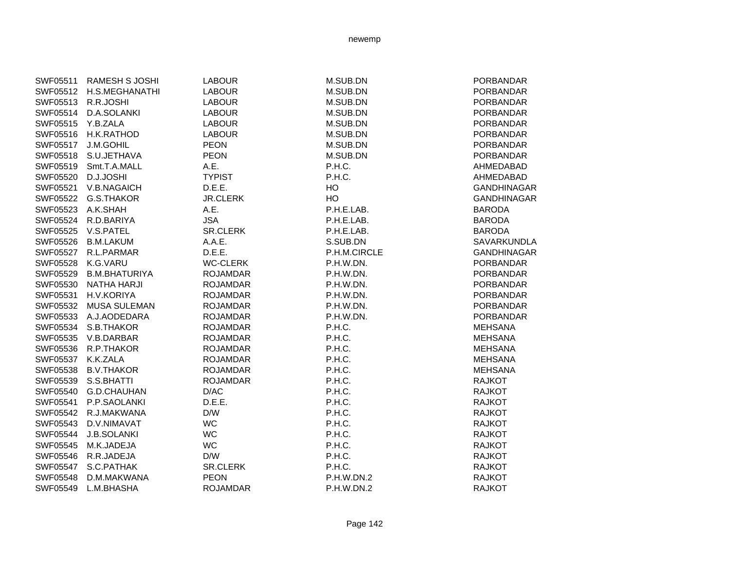| | | | | |
|---|---|---|---|---|
| SWF05511 | RAMESH S JOSHI | LABOUR | M.SUB.DN | PORBANDAR |
| SWF05512 | H.S.MEGHANATHI | LABOUR | M.SUB.DN | PORBANDAR |
| SWF05513 | R.R.JOSHI | LABOUR | M.SUB.DN | PORBANDAR |
| SWF05514 | D.A.SOLANKI | LABOUR | M.SUB.DN | PORBANDAR |
| SWF05515 | Y.B.ZALA | LABOUR | M.SUB.DN | PORBANDAR |
| SWF05516 | H.K.RATHOD | LABOUR | M.SUB.DN | PORBANDAR |
| SWF05517 | J.M.GOHIL | PEON | M.SUB.DN | PORBANDAR |
| SWF05518 | S.U.JETHAVA | PEON | M.SUB.DN | PORBANDAR |
| SWF05519 | Smt.T.A.MALL | A.E. | P.H.C. | AHMEDABAD |
| SWF05520 | D.J.JOSHI | TYPIST | P.H.C. | AHMEDABAD |
| SWF05521 | V.B.NAGAICH | D.E.E. | HO | GANDHINAGAR |
| SWF05522 | G.S.THAKOR | JR.CLERK | HO | GANDHINAGAR |
| SWF05523 | A.K.SHAH | A.E. | P.H.E.LAB. | BARODA |
| SWF05524 | R.D.BARIYA | JSA | P.H.E.LAB. | BARODA |
| SWF05525 | V.S.PATEL | SR.CLERK | P.H.E.LAB. | BARODA |
| SWF05526 | B.M.LAKUM | A.A.E. | S.SUB.DN | SAVARKUNDLA |
| SWF05527 | R.L.PARMAR | D.E.E. | P.H.M.CIRCLE | GANDHINAGAR |
| SWF05528 | K.G.VARU | WC-CLERK | P.H.W.DN. | PORBANDAR |
| SWF05529 | B.M.BHATURIYA | ROJAMDAR | P.H.W.DN. | PORBANDAR |
| SWF05530 | NATHA HARJI | ROJAMDAR | P.H.W.DN. | PORBANDAR |
| SWF05531 | H.V.KORIYA | ROJAMDAR | P.H.W.DN. | PORBANDAR |
| SWF05532 | MUSA SULEMAN | ROJAMDAR | P.H.W.DN. | PORBANDAR |
| SWF05533 | A.J.AODEDARA | ROJAMDAR | P.H.W.DN. | PORBANDAR |
| SWF05534 | S.B.THAKOR | ROJAMDAR | P.H.C. | MEHSANA |
| SWF05535 | V.B.DARBAR | ROJAMDAR | P.H.C. | MEHSANA |
| SWF05536 | R.P.THAKOR | ROJAMDAR | P.H.C. | MEHSANA |
| SWF05537 | K.K.ZALA | ROJAMDAR | P.H.C. | MEHSANA |
| SWF05538 | B.V.THAKOR | ROJAMDAR | P.H.C. | MEHSANA |
| SWF05539 | S.S.BHATTI | ROJAMDAR | P.H.C. | RAJKOT |
| SWF05540 | G.D.CHAUHAN | D/AC | P.H.C. | RAJKOT |
| SWF05541 | P.P.SAOLANKI | D.E.E. | P.H.C. | RAJKOT |
| SWF05542 | R.J.MAKWANA | D/W | P.H.C. | RAJKOT |
| SWF05543 | D.V.NIMAVAT | WC | P.H.C. | RAJKOT |
| SWF05544 | J.B.SOLANKI | WC | P.H.C. | RAJKOT |
| SWF05545 | M.K.JADEJA | WC | P.H.C. | RAJKOT |
| SWF05546 | R.R.JADEJA | D/W | P.H.C. | RAJKOT |
| SWF05547 | S.C.PATHAK | SR.CLERK | P.H.C. | RAJKOT |
| SWF05548 | D.M.MAKWANA | PEON | P.H.W.DN.2 | RAJKOT |
| SWF05549 | L.M.BHASHA | ROJAMDAR | P.H.W.DN.2 | RAJKOT |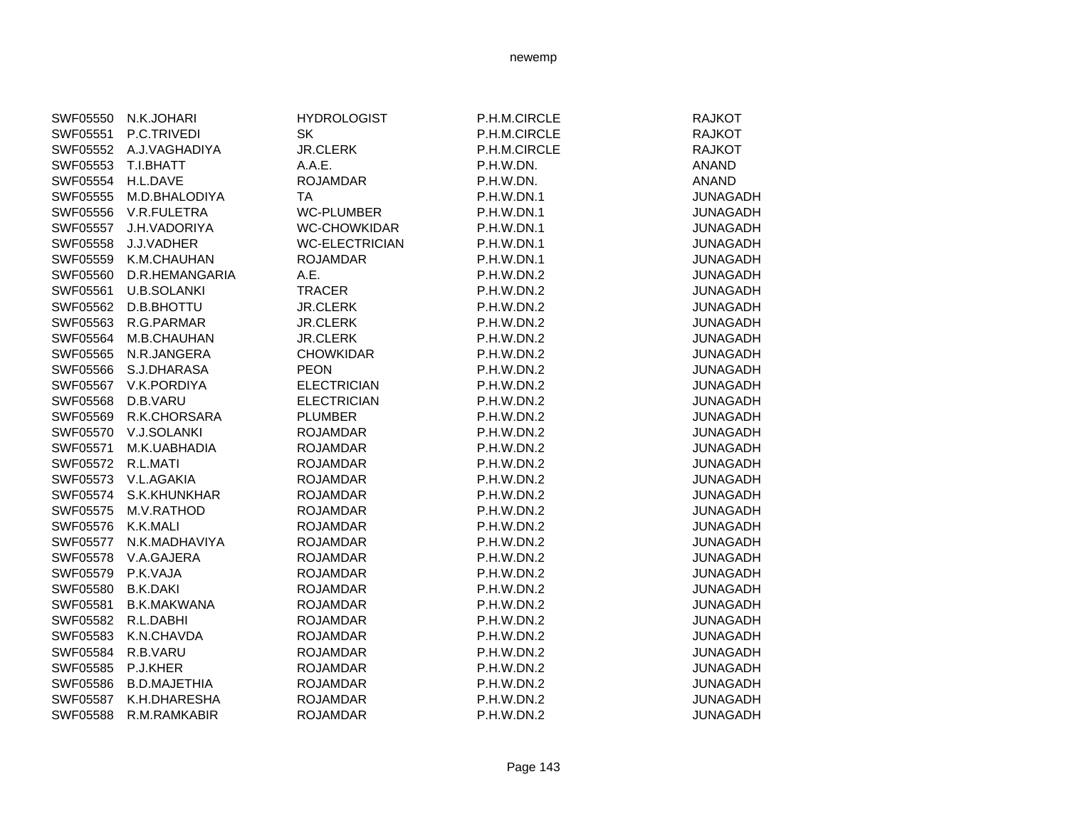| | | | | |
|---|---|---|---|---|
| SWF05550 | N.K.JOHARI | HYDROLOGIST | P.H.M.CIRCLE | RAJKOT |
| SWF05551 | P.C.TRIVEDI | SK | P.H.M.CIRCLE | RAJKOT |
| SWF05552 | A.J.VAGHADIYA | JR.CLERK | P.H.M.CIRCLE | RAJKOT |
| SWF05553 | T.I.BHATT | A.A.E. | P.H.W.DN. | ANAND |
| SWF05554 | H.L.DAVE | ROJAMDAR | P.H.W.DN. | ANAND |
| SWF05555 | M.D.BHALODIYA | TA | P.H.W.DN.1 | JUNAGADH |
| SWF05556 | V.R.FULETRA | WC-PLUMBER | P.H.W.DN.1 | JUNAGADH |
| SWF05557 | J.H.VADORIYA | WC-CHOWKIDAR | P.H.W.DN.1 | JUNAGADH |
| SWF05558 | J.J.VADHER | WC-ELECTRICIAN | P.H.W.DN.1 | JUNAGADH |
| SWF05559 | K.M.CHAUHAN | ROJAMDAR | P.H.W.DN.1 | JUNAGADH |
| SWF05560 | D.R.HEMANGARIA | A.E. | P.H.W.DN.2 | JUNAGADH |
| SWF05561 | U.B.SOLANKI | TRACER | P.H.W.DN.2 | JUNAGADH |
| SWF05562 | D.B.BHOTTU | JR.CLERK | P.H.W.DN.2 | JUNAGADH |
| SWF05563 | R.G.PARMAR | JR.CLERK | P.H.W.DN.2 | JUNAGADH |
| SWF05564 | M.B.CHAUHAN | JR.CLERK | P.H.W.DN.2 | JUNAGADH |
| SWF05565 | N.R.JANGERA | CHOWKIDAR | P.H.W.DN.2 | JUNAGADH |
| SWF05566 | S.J.DHARASA | PEON | P.H.W.DN.2 | JUNAGADH |
| SWF05567 | V.K.PORDIYA | ELECTRICIAN | P.H.W.DN.2 | JUNAGADH |
| SWF05568 | D.B.VARU | ELECTRICIAN | P.H.W.DN.2 | JUNAGADH |
| SWF05569 | R.K.CHORSARA | PLUMBER | P.H.W.DN.2 | JUNAGADH |
| SWF05570 | V.J.SOLANKI | ROJAMDAR | P.H.W.DN.2 | JUNAGADH |
| SWF05571 | M.K.UABHADIA | ROJAMDAR | P.H.W.DN.2 | JUNAGADH |
| SWF05572 | R.L.MATI | ROJAMDAR | P.H.W.DN.2 | JUNAGADH |
| SWF05573 | V.L.AGAKIA | ROJAMDAR | P.H.W.DN.2 | JUNAGADH |
| SWF05574 | S.K.KHUNKHAR | ROJAMDAR | P.H.W.DN.2 | JUNAGADH |
| SWF05575 | M.V.RATHOD | ROJAMDAR | P.H.W.DN.2 | JUNAGADH |
| SWF05576 | K.K.MALI | ROJAMDAR | P.H.W.DN.2 | JUNAGADH |
| SWF05577 | N.K.MADHAVIYA | ROJAMDAR | P.H.W.DN.2 | JUNAGADH |
| SWF05578 | V.A.GAJERA | ROJAMDAR | P.H.W.DN.2 | JUNAGADH |
| SWF05579 | P.K.VAJA | ROJAMDAR | P.H.W.DN.2 | JUNAGADH |
| SWF05580 | B.K.DAKI | ROJAMDAR | P.H.W.DN.2 | JUNAGADH |
| SWF05581 | B.K.MAKWANA | ROJAMDAR | P.H.W.DN.2 | JUNAGADH |
| SWF05582 | R.L.DABHI | ROJAMDAR | P.H.W.DN.2 | JUNAGADH |
| SWF05583 | K.N.CHAVDA | ROJAMDAR | P.H.W.DN.2 | JUNAGADH |
| SWF05584 | R.B.VARU | ROJAMDAR | P.H.W.DN.2 | JUNAGADH |
| SWF05585 | P.J.KHER | ROJAMDAR | P.H.W.DN.2 | JUNAGADH |
| SWF05586 | B.D.MAJETHIA | ROJAMDAR | P.H.W.DN.2 | JUNAGADH |
| SWF05587 | K.H.DHARESHA | ROJAMDAR | P.H.W.DN.2 | JUNAGADH |
| SWF05588 | R.M.RAMKABIR | ROJAMDAR | P.H.W.DN.2 | JUNAGADH |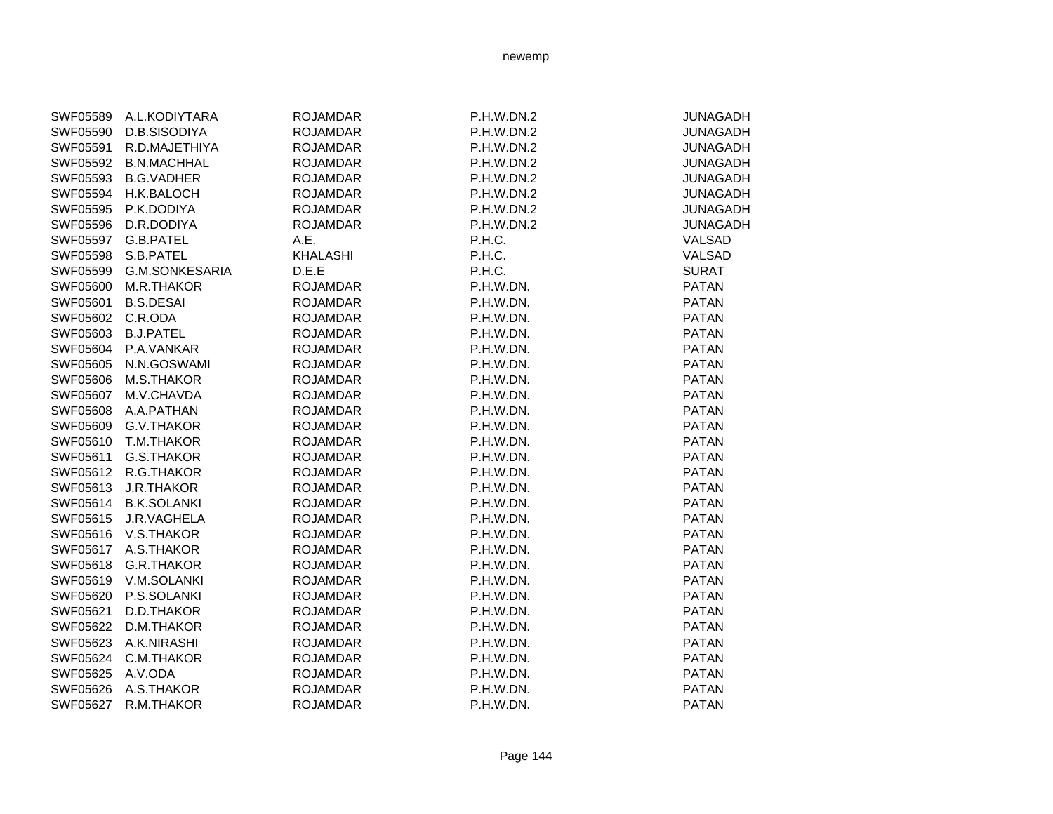| | | | | |
|---|---|---|---|---|
| SWF05589 | A.L.KODIYTARA | ROJAMDAR | P.H.W.DN.2 | JUNAGADH |
| SWF05590 | D.B.SISODIYA | ROJAMDAR | P.H.W.DN.2 | JUNAGADH |
| SWF05591 | R.D.MAJETHIYA | ROJAMDAR | P.H.W.DN.2 | JUNAGADH |
| SWF05592 | B.N.MACHHAL | ROJAMDAR | P.H.W.DN.2 | JUNAGADH |
| SWF05593 | B.G.VADHER | ROJAMDAR | P.H.W.DN.2 | JUNAGADH |
| SWF05594 | H.K.BALOCH | ROJAMDAR | P.H.W.DN.2 | JUNAGADH |
| SWF05595 | P.K.DODIYA | ROJAMDAR | P.H.W.DN.2 | JUNAGADH |
| SWF05596 | D.R.DODIYA | ROJAMDAR | P.H.W.DN.2 | JUNAGADH |
| SWF05597 | G.B.PATEL | A.E. | P.H.C. | VALSAD |
| SWF05598 | S.B.PATEL | KHALASHI | P.H.C. | VALSAD |
| SWF05599 | G.M.SONKESARIA | D.E.E | P.H.C. | SURAT |
| SWF05600 | M.R.THAKOR | ROJAMDAR | P.H.W.DN. | PATAN |
| SWF05601 | B.S.DESAI | ROJAMDAR | P.H.W.DN. | PATAN |
| SWF05602 | C.R.ODA | ROJAMDAR | P.H.W.DN. | PATAN |
| SWF05603 | B.J.PATEL | ROJAMDAR | P.H.W.DN. | PATAN |
| SWF05604 | P.A.VANKAR | ROJAMDAR | P.H.W.DN. | PATAN |
| SWF05605 | N.N.GOSWAMI | ROJAMDAR | P.H.W.DN. | PATAN |
| SWF05606 | M.S.THAKOR | ROJAMDAR | P.H.W.DN. | PATAN |
| SWF05607 | M.V.CHAVDA | ROJAMDAR | P.H.W.DN. | PATAN |
| SWF05608 | A.A.PATHAN | ROJAMDAR | P.H.W.DN. | PATAN |
| SWF05609 | G.V.THAKOR | ROJAMDAR | P.H.W.DN. | PATAN |
| SWF05610 | T.M.THAKOR | ROJAMDAR | P.H.W.DN. | PATAN |
| SWF05611 | G.S.THAKOR | ROJAMDAR | P.H.W.DN. | PATAN |
| SWF05612 | R.G.THAKOR | ROJAMDAR | P.H.W.DN. | PATAN |
| SWF05613 | J.R.THAKOR | ROJAMDAR | P.H.W.DN. | PATAN |
| SWF05614 | B.K.SOLANKI | ROJAMDAR | P.H.W.DN. | PATAN |
| SWF05615 | J.R.VAGHELA | ROJAMDAR | P.H.W.DN. | PATAN |
| SWF05616 | V.S.THAKOR | ROJAMDAR | P.H.W.DN. | PATAN |
| SWF05617 | A.S.THAKOR | ROJAMDAR | P.H.W.DN. | PATAN |
| SWF05618 | G.R.THAKOR | ROJAMDAR | P.H.W.DN. | PATAN |
| SWF05619 | V.M.SOLANKI | ROJAMDAR | P.H.W.DN. | PATAN |
| SWF05620 | P.S.SOLANKI | ROJAMDAR | P.H.W.DN. | PATAN |
| SWF05621 | D.D.THAKOR | ROJAMDAR | P.H.W.DN. | PATAN |
| SWF05622 | D.M.THAKOR | ROJAMDAR | P.H.W.DN. | PATAN |
| SWF05623 | A.K.NIRASHI | ROJAMDAR | P.H.W.DN. | PATAN |
| SWF05624 | C.M.THAKOR | ROJAMDAR | P.H.W.DN. | PATAN |
| SWF05625 | A.V.ODA | ROJAMDAR | P.H.W.DN. | PATAN |
| SWF05626 | A.S.THAKOR | ROJAMDAR | P.H.W.DN. | PATAN |
| SWF05627 | R.M.THAKOR | ROJAMDAR | P.H.W.DN. | PATAN |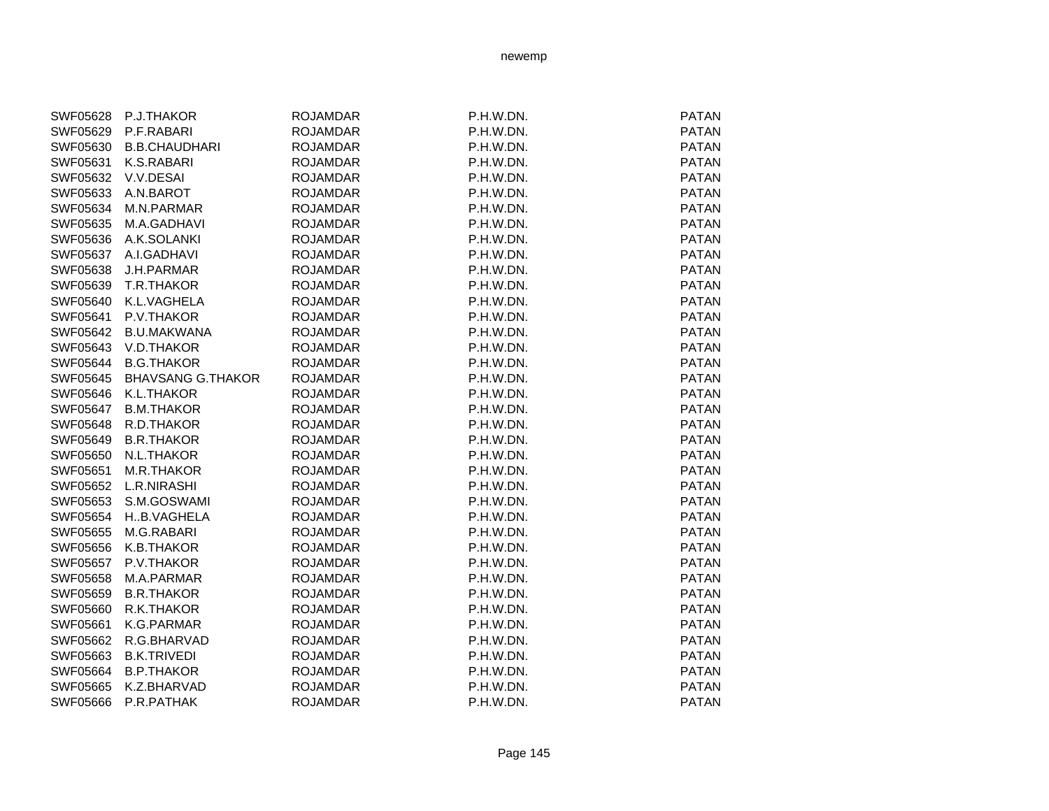| | | | | |
|---|---|---|---|---|
| SWF05628 | P.J.THAKOR | ROJAMDAR | P.H.W.DN. | PATAN |
| SWF05629 | P.F.RABARI | ROJAMDAR | P.H.W.DN. | PATAN |
| SWF05630 | B.B.CHAUDHARI | ROJAMDAR | P.H.W.DN. | PATAN |
| SWF05631 | K.S.RABARI | ROJAMDAR | P.H.W.DN. | PATAN |
| SWF05632 | V.V.DESAI | ROJAMDAR | P.H.W.DN. | PATAN |
| SWF05633 | A.N.BAROT | ROJAMDAR | P.H.W.DN. | PATAN |
| SWF05634 | M.N.PARMAR | ROJAMDAR | P.H.W.DN. | PATAN |
| SWF05635 | M.A.GADHAVI | ROJAMDAR | P.H.W.DN. | PATAN |
| SWF05636 | A.K.SOLANKI | ROJAMDAR | P.H.W.DN. | PATAN |
| SWF05637 | A.I.GADHAVI | ROJAMDAR | P.H.W.DN. | PATAN |
| SWF05638 | J.H.PARMAR | ROJAMDAR | P.H.W.DN. | PATAN |
| SWF05639 | T.R.THAKOR | ROJAMDAR | P.H.W.DN. | PATAN |
| SWF05640 | K.L.VAGHELA | ROJAMDAR | P.H.W.DN. | PATAN |
| SWF05641 | P.V.THAKOR | ROJAMDAR | P.H.W.DN. | PATAN |
| SWF05642 | B.U.MAKWANA | ROJAMDAR | P.H.W.DN. | PATAN |
| SWF05643 | V.D.THAKOR | ROJAMDAR | P.H.W.DN. | PATAN |
| SWF05644 | B.G.THAKOR | ROJAMDAR | P.H.W.DN. | PATAN |
| SWF05645 | BHAVSANG G.THAKOR | ROJAMDAR | P.H.W.DN. | PATAN |
| SWF05646 | K.L.THAKOR | ROJAMDAR | P.H.W.DN. | PATAN |
| SWF05647 | B.M.THAKOR | ROJAMDAR | P.H.W.DN. | PATAN |
| SWF05648 | R.D.THAKOR | ROJAMDAR | P.H.W.DN. | PATAN |
| SWF05649 | B.R.THAKOR | ROJAMDAR | P.H.W.DN. | PATAN |
| SWF05650 | N.L.THAKOR | ROJAMDAR | P.H.W.DN. | PATAN |
| SWF05651 | M.R.THAKOR | ROJAMDAR | P.H.W.DN. | PATAN |
| SWF05652 | L.R.NIRASHI | ROJAMDAR | P.H.W.DN. | PATAN |
| SWF05653 | S.M.GOSWAMI | ROJAMDAR | P.H.W.DN. | PATAN |
| SWF05654 | H..B.VAGHELA | ROJAMDAR | P.H.W.DN. | PATAN |
| SWF05655 | M.G.RABARI | ROJAMDAR | P.H.W.DN. | PATAN |
| SWF05656 | K.B.THAKOR | ROJAMDAR | P.H.W.DN. | PATAN |
| SWF05657 | P.V.THAKOR | ROJAMDAR | P.H.W.DN. | PATAN |
| SWF05658 | M.A.PARMAR | ROJAMDAR | P.H.W.DN. | PATAN |
| SWF05659 | B.R.THAKOR | ROJAMDAR | P.H.W.DN. | PATAN |
| SWF05660 | R.K.THAKOR | ROJAMDAR | P.H.W.DN. | PATAN |
| SWF05661 | K.G.PARMAR | ROJAMDAR | P.H.W.DN. | PATAN |
| SWF05662 | R.G.BHARVAD | ROJAMDAR | P.H.W.DN. | PATAN |
| SWF05663 | B.K.TRIVEDI | ROJAMDAR | P.H.W.DN. | PATAN |
| SWF05664 | B.P.THAKOR | ROJAMDAR | P.H.W.DN. | PATAN |
| SWF05665 | K.Z.BHARVAD | ROJAMDAR | P.H.W.DN. | PATAN |
| SWF05666 | P.R.PATHAK | ROJAMDAR | P.H.W.DN. | PATAN |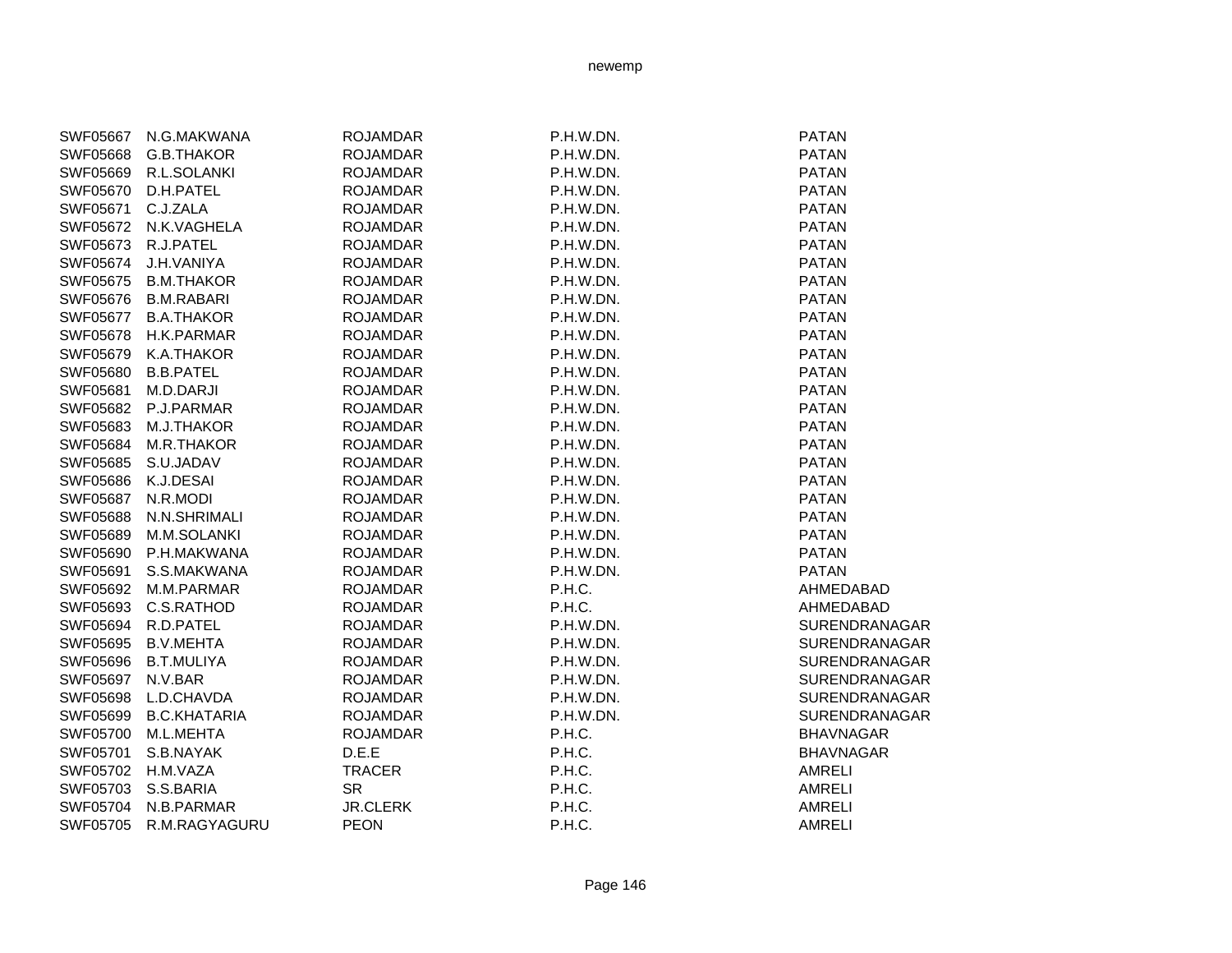| | | | | |
|---|---|---|---|---|
| SWF05667 | N.G.MAKWANA | ROJAMDAR | P.H.W.DN. | PATAN |
| SWF05668 | G.B.THAKOR | ROJAMDAR | P.H.W.DN. | PATAN |
| SWF05669 | R.L.SOLANKI | ROJAMDAR | P.H.W.DN. | PATAN |
| SWF05670 | D.H.PATEL | ROJAMDAR | P.H.W.DN. | PATAN |
| SWF05671 | C.J.ZALA | ROJAMDAR | P.H.W.DN. | PATAN |
| SWF05672 | N.K.VAGHELA | ROJAMDAR | P.H.W.DN. | PATAN |
| SWF05673 | R.J.PATEL | ROJAMDAR | P.H.W.DN. | PATAN |
| SWF05674 | J.H.VANIYA | ROJAMDAR | P.H.W.DN. | PATAN |
| SWF05675 | B.M.THAKOR | ROJAMDAR | P.H.W.DN. | PATAN |
| SWF05676 | B.M.RABARI | ROJAMDAR | P.H.W.DN. | PATAN |
| SWF05677 | B.A.THAKOR | ROJAMDAR | P.H.W.DN. | PATAN |
| SWF05678 | H.K.PARMAR | ROJAMDAR | P.H.W.DN. | PATAN |
| SWF05679 | K.A.THAKOR | ROJAMDAR | P.H.W.DN. | PATAN |
| SWF05680 | B.B.PATEL | ROJAMDAR | P.H.W.DN. | PATAN |
| SWF05681 | M.D.DARJI | ROJAMDAR | P.H.W.DN. | PATAN |
| SWF05682 | P.J.PARMAR | ROJAMDAR | P.H.W.DN. | PATAN |
| SWF05683 | M.J.THAKOR | ROJAMDAR | P.H.W.DN. | PATAN |
| SWF05684 | M.R.THAKOR | ROJAMDAR | P.H.W.DN. | PATAN |
| SWF05685 | S.U.JADAV | ROJAMDAR | P.H.W.DN. | PATAN |
| SWF05686 | K.J.DESAI | ROJAMDAR | P.H.W.DN. | PATAN |
| SWF05687 | N.R.MODI | ROJAMDAR | P.H.W.DN. | PATAN |
| SWF05688 | N.N.SHRIMALI | ROJAMDAR | P.H.W.DN. | PATAN |
| SWF05689 | M.M.SOLANKI | ROJAMDAR | P.H.W.DN. | PATAN |
| SWF05690 | P.H.MAKWANA | ROJAMDAR | P.H.W.DN. | PATAN |
| SWF05691 | S.S.MAKWANA | ROJAMDAR | P.H.W.DN. | PATAN |
| SWF05692 | M.M.PARMAR | ROJAMDAR | P.H.C. | AHMEDABAD |
| SWF05693 | C.S.RATHOD | ROJAMDAR | P.H.C. | AHMEDABAD |
| SWF05694 | R.D.PATEL | ROJAMDAR | P.H.W.DN. | SURENDRANAGAR |
| SWF05695 | B.V.MEHTA | ROJAMDAR | P.H.W.DN. | SURENDRANAGAR |
| SWF05696 | B.T.MULIYA | ROJAMDAR | P.H.W.DN. | SURENDRANAGAR |
| SWF05697 | N.V.BAR | ROJAMDAR | P.H.W.DN. | SURENDRANAGAR |
| SWF05698 | L.D.CHAVDA | ROJAMDAR | P.H.W.DN. | SURENDRANAGAR |
| SWF05699 | B.C.KHATARIA | ROJAMDAR | P.H.W.DN. | SURENDRANAGAR |
| SWF05700 | M.L.MEHTA | ROJAMDAR | P.H.C. | BHAVNAGAR |
| SWF05701 | S.B.NAYAK | D.E.E | P.H.C. | BHAVNAGAR |
| SWF05702 | H.M.VAZA | TRACER | P.H.C. | AMRELI |
| SWF05703 | S.S.BARIA | SR | P.H.C. | AMRELI |
| SWF05704 | N.B.PARMAR | JR.CLERK | P.H.C. | AMRELI |
| SWF05705 | R.M.RAGYAGURU | PEON | P.H.C. | AMRELI |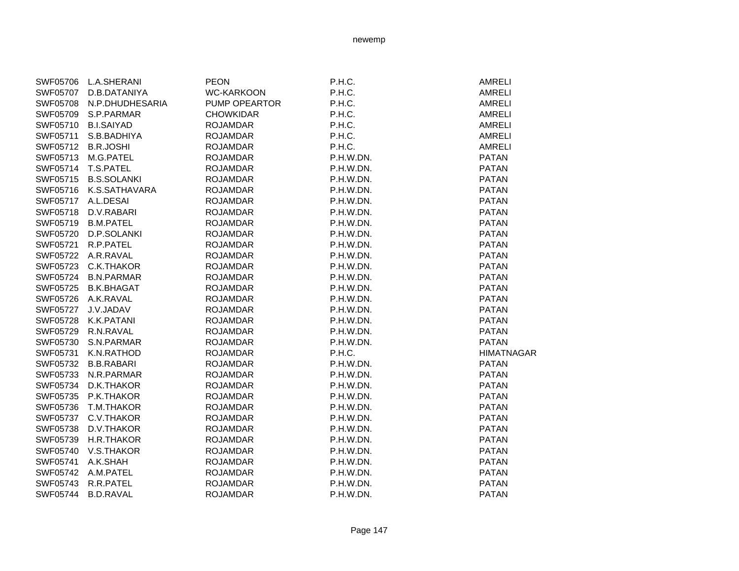| | | | | |
|---|---|---|---|---|
| SWF05706 | L.A.SHERANI | PEON | P.H.C. | AMRELI |
| SWF05707 | D.B.DATANIYA | WC-KARKOON | P.H.C. | AMRELI |
| SWF05708 | N.P.DHUDHESARIA | PUMP OPEARTOR | P.H.C. | AMRELI |
| SWF05709 | S.P.PARMAR | CHOWKIDAR | P.H.C. | AMRELI |
| SWF05710 | B.I.SAIYAD | ROJAMDAR | P.H.C. | AMRELI |
| SWF05711 | S.B.BADHIYA | ROJAMDAR | P.H.C. | AMRELI |
| SWF05712 | B.R.JOSHI | ROJAMDAR | P.H.C. | AMRELI |
| SWF05713 | M.G.PATEL | ROJAMDAR | P.H.W.DN. | PATAN |
| SWF05714 | T.S.PATEL | ROJAMDAR | P.H.W.DN. | PATAN |
| SWF05715 | B.S.SOLANKI | ROJAMDAR | P.H.W.DN. | PATAN |
| SWF05716 | K.S.SATHAVARA | ROJAMDAR | P.H.W.DN. | PATAN |
| SWF05717 | A.L.DESAI | ROJAMDAR | P.H.W.DN. | PATAN |
| SWF05718 | D.V.RABARI | ROJAMDAR | P.H.W.DN. | PATAN |
| SWF05719 | B.M.PATEL | ROJAMDAR | P.H.W.DN. | PATAN |
| SWF05720 | D.P.SOLANKI | ROJAMDAR | P.H.W.DN. | PATAN |
| SWF05721 | R.P.PATEL | ROJAMDAR | P.H.W.DN. | PATAN |
| SWF05722 | A.R.RAVAL | ROJAMDAR | P.H.W.DN. | PATAN |
| SWF05723 | C.K.THAKOR | ROJAMDAR | P.H.W.DN. | PATAN |
| SWF05724 | B.N.PARMAR | ROJAMDAR | P.H.W.DN. | PATAN |
| SWF05725 | B.K.BHAGAT | ROJAMDAR | P.H.W.DN. | PATAN |
| SWF05726 | A.K.RAVAL | ROJAMDAR | P.H.W.DN. | PATAN |
| SWF05727 | J.V.JADAV | ROJAMDAR | P.H.W.DN. | PATAN |
| SWF05728 | K.K.PATANI | ROJAMDAR | P.H.W.DN. | PATAN |
| SWF05729 | R.N.RAVAL | ROJAMDAR | P.H.W.DN. | PATAN |
| SWF05730 | S.N.PARMAR | ROJAMDAR | P.H.W.DN. | PATAN |
| SWF05731 | K.N.RATHOD | ROJAMDAR | P.H.C. | HIMATNAGAR |
| SWF05732 | B.B.RABARI | ROJAMDAR | P.H.W.DN. | PATAN |
| SWF05733 | N.R.PARMAR | ROJAMDAR | P.H.W.DN. | PATAN |
| SWF05734 | D.K.THAKOR | ROJAMDAR | P.H.W.DN. | PATAN |
| SWF05735 | P.K.THAKOR | ROJAMDAR | P.H.W.DN. | PATAN |
| SWF05736 | T.M.THAKOR | ROJAMDAR | P.H.W.DN. | PATAN |
| SWF05737 | C.V.THAKOR | ROJAMDAR | P.H.W.DN. | PATAN |
| SWF05738 | D.V.THAKOR | ROJAMDAR | P.H.W.DN. | PATAN |
| SWF05739 | H.R.THAKOR | ROJAMDAR | P.H.W.DN. | PATAN |
| SWF05740 | V.S.THAKOR | ROJAMDAR | P.H.W.DN. | PATAN |
| SWF05741 | A.K.SHAH | ROJAMDAR | P.H.W.DN. | PATAN |
| SWF05742 | A.M.PATEL | ROJAMDAR | P.H.W.DN. | PATAN |
| SWF05743 | R.R.PATEL | ROJAMDAR | P.H.W.DN. | PATAN |
| SWF05744 | B.D.RAVAL | ROJAMDAR | P.H.W.DN. | PATAN |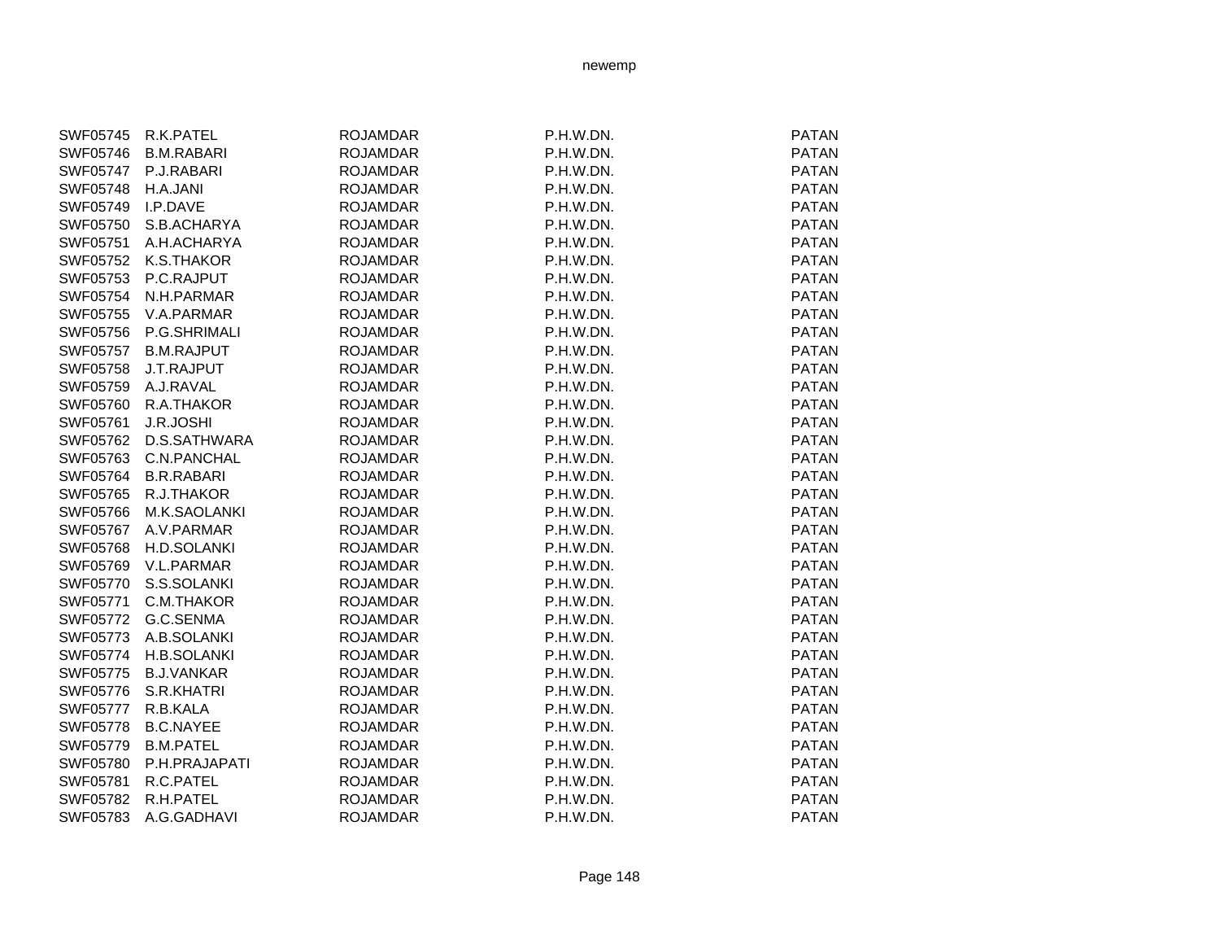| SWF05745 | R.K.PATEL | ROJAMDAR | P.H.W.DN. | PATAN |
|---|---|---|---|---|
| SWF05746 | B.M.RABARI | ROJAMDAR | P.H.W.DN. | PATAN |
| SWF05747 | P.J.RABARI | ROJAMDAR | P.H.W.DN. | PATAN |
| SWF05748 | H.A.JANI | ROJAMDAR | P.H.W.DN. | PATAN |
| SWF05749 | I.P.DAVE | ROJAMDAR | P.H.W.DN. | PATAN |
| SWF05750 | S.B.ACHARYA | ROJAMDAR | P.H.W.DN. | PATAN |
| SWF05751 | A.H.ACHARYA | ROJAMDAR | P.H.W.DN. | PATAN |
| SWF05752 | K.S.THAKOR | ROJAMDAR | P.H.W.DN. | PATAN |
| SWF05753 | P.C.RAJPUT | ROJAMDAR | P.H.W.DN. | PATAN |
| SWF05754 | N.H.PARMAR | ROJAMDAR | P.H.W.DN. | PATAN |
| SWF05755 | V.A.PARMAR | ROJAMDAR | P.H.W.DN. | PATAN |
| SWF05756 | P.G.SHRIMALI | ROJAMDAR | P.H.W.DN. | PATAN |
| SWF05757 | B.M.RAJPUT | ROJAMDAR | P.H.W.DN. | PATAN |
| SWF05758 | J.T.RAJPUT | ROJAMDAR | P.H.W.DN. | PATAN |
| SWF05759 | A.J.RAVAL | ROJAMDAR | P.H.W.DN. | PATAN |
| SWF05760 | R.A.THAKOR | ROJAMDAR | P.H.W.DN. | PATAN |
| SWF05761 | J.R.JOSHI | ROJAMDAR | P.H.W.DN. | PATAN |
| SWF05762 | D.S.SATHWARA | ROJAMDAR | P.H.W.DN. | PATAN |
| SWF05763 | C.N.PANCHAL | ROJAMDAR | P.H.W.DN. | PATAN |
| SWF05764 | B.R.RABARI | ROJAMDAR | P.H.W.DN. | PATAN |
| SWF05765 | R.J.THAKOR | ROJAMDAR | P.H.W.DN. | PATAN |
| SWF05766 | M.K.SAOLANKI | ROJAMDAR | P.H.W.DN. | PATAN |
| SWF05767 | A.V.PARMAR | ROJAMDAR | P.H.W.DN. | PATAN |
| SWF05768 | H.D.SOLANKI | ROJAMDAR | P.H.W.DN. | PATAN |
| SWF05769 | V.L.PARMAR | ROJAMDAR | P.H.W.DN. | PATAN |
| SWF05770 | S.S.SOLANKI | ROJAMDAR | P.H.W.DN. | PATAN |
| SWF05771 | C.M.THAKOR | ROJAMDAR | P.H.W.DN. | PATAN |
| SWF05772 | G.C.SENMA | ROJAMDAR | P.H.W.DN. | PATAN |
| SWF05773 | A.B.SOLANKI | ROJAMDAR | P.H.W.DN. | PATAN |
| SWF05774 | H.B.SOLANKI | ROJAMDAR | P.H.W.DN. | PATAN |
| SWF05775 | B.J.VANKAR | ROJAMDAR | P.H.W.DN. | PATAN |
| SWF05776 | S.R.KHATRI | ROJAMDAR | P.H.W.DN. | PATAN |
| SWF05777 | R.B.KALA | ROJAMDAR | P.H.W.DN. | PATAN |
| SWF05778 | B.C.NAYEE | ROJAMDAR | P.H.W.DN. | PATAN |
| SWF05779 | B.M.PATEL | ROJAMDAR | P.H.W.DN. | PATAN |
| SWF05780 | P.H.PRAJAPATI | ROJAMDAR | P.H.W.DN. | PATAN |
| SWF05781 | R.C.PATEL | ROJAMDAR | P.H.W.DN. | PATAN |
| SWF05782 | R.H.PATEL | ROJAMDAR | P.H.W.DN. | PATAN |
| SWF05783 | A.G.GADHAVI | ROJAMDAR | P.H.W.DN. | PATAN |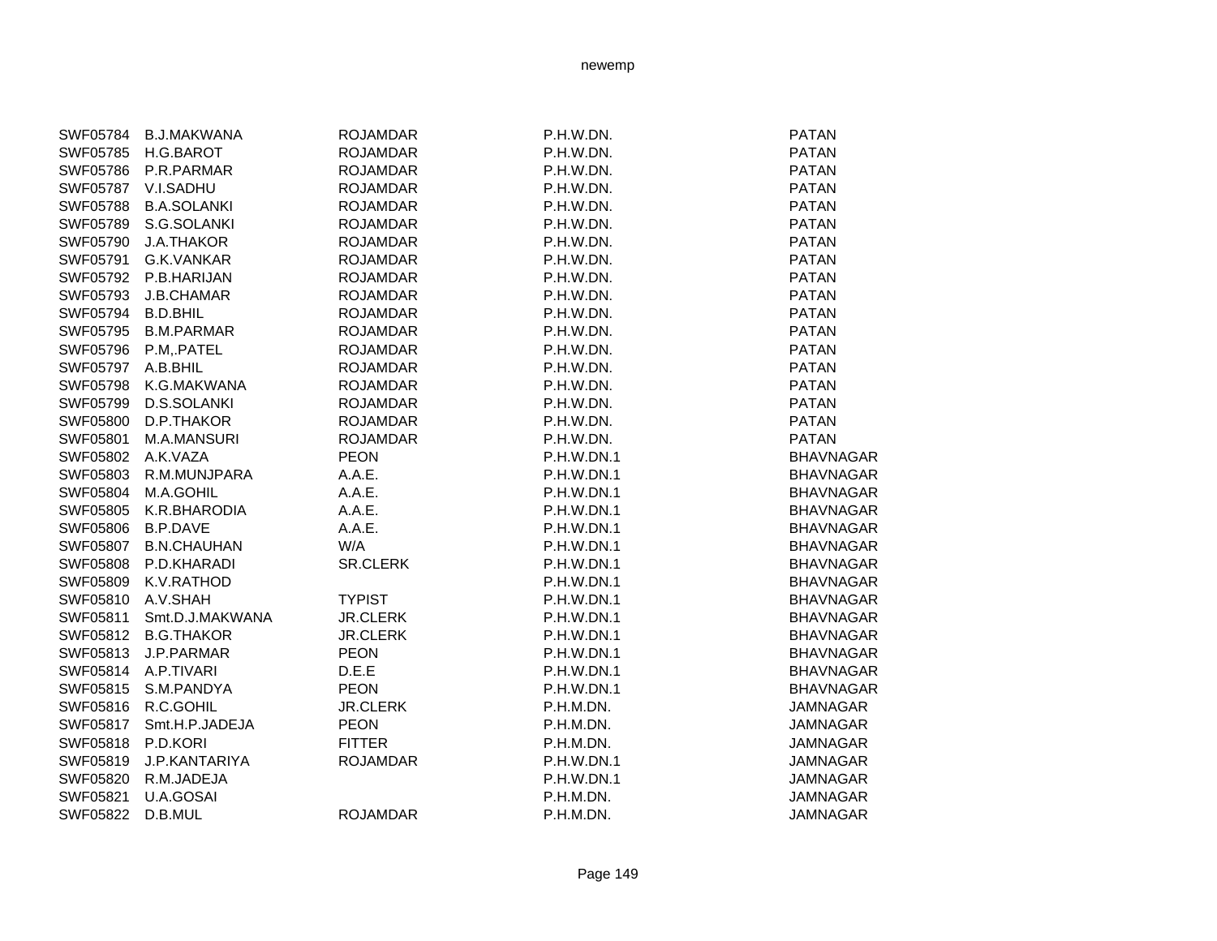| | | | | |
|---|---|---|---|---|
| SWF05784 | B.J.MAKWANA | ROJAMDAR | P.H.W.DN. | PATAN |
| SWF05785 | H.G.BAROT | ROJAMDAR | P.H.W.DN. | PATAN |
| SWF05786 | P.R.PARMAR | ROJAMDAR | P.H.W.DN. | PATAN |
| SWF05787 | V.I.SADHU | ROJAMDAR | P.H.W.DN. | PATAN |
| SWF05788 | B.A.SOLANKI | ROJAMDAR | P.H.W.DN. | PATAN |
| SWF05789 | S.G.SOLANKI | ROJAMDAR | P.H.W.DN. | PATAN |
| SWF05790 | J.A.THAKOR | ROJAMDAR | P.H.W.DN. | PATAN |
| SWF05791 | G.K.VANKAR | ROJAMDAR | P.H.W.DN. | PATAN |
| SWF05792 | P.B.HARIJAN | ROJAMDAR | P.H.W.DN. | PATAN |
| SWF05793 | J.B.CHAMAR | ROJAMDAR | P.H.W.DN. | PATAN |
| SWF05794 | B.D.BHIL | ROJAMDAR | P.H.W.DN. | PATAN |
| SWF05795 | B.M.PARMAR | ROJAMDAR | P.H.W.DN. | PATAN |
| SWF05796 | P.M,.PATEL | ROJAMDAR | P.H.W.DN. | PATAN |
| SWF05797 | A.B.BHIL | ROJAMDAR | P.H.W.DN. | PATAN |
| SWF05798 | K.G.MAKWANA | ROJAMDAR | P.H.W.DN. | PATAN |
| SWF05799 | D.S.SOLANKI | ROJAMDAR | P.H.W.DN. | PATAN |
| SWF05800 | D.P.THAKOR | ROJAMDAR | P.H.W.DN. | PATAN |
| SWF05801 | M.A.MANSURI | ROJAMDAR | P.H.W.DN. | PATAN |
| SWF05802 | A.K.VAZA | PEON | P.H.W.DN.1 | BHAVNAGAR |
| SWF05803 | R.M.MUNJPARA | A.A.E. | P.H.W.DN.1 | BHAVNAGAR |
| SWF05804 | M.A.GOHIL | A.A.E. | P.H.W.DN.1 | BHAVNAGAR |
| SWF05805 | K.R.BHARODIA | A.A.E. | P.H.W.DN.1 | BHAVNAGAR |
| SWF05806 | B.P.DAVE | A.A.E. | P.H.W.DN.1 | BHAVNAGAR |
| SWF05807 | B.N.CHAUHAN | W/A | P.H.W.DN.1 | BHAVNAGAR |
| SWF05808 | P.D.KHARADI | SR.CLERK | P.H.W.DN.1 | BHAVNAGAR |
| SWF05809 | K.V.RATHOD | | P.H.W.DN.1 | BHAVNAGAR |
| SWF05810 | A.V.SHAH | TYPIST | P.H.W.DN.1 | BHAVNAGAR |
| SWF05811 | Smt.D.J.MAKWANA | JR.CLERK | P.H.W.DN.1 | BHAVNAGAR |
| SWF05812 | B.G.THAKOR | JR.CLERK | P.H.W.DN.1 | BHAVNAGAR |
| SWF05813 | J.P.PARMAR | PEON | P.H.W.DN.1 | BHAVNAGAR |
| SWF05814 | A.P.TIVARI | D.E.E | P.H.W.DN.1 | BHAVNAGAR |
| SWF05815 | S.M.PANDYA | PEON | P.H.W.DN.1 | BHAVNAGAR |
| SWF05816 | R.C.GOHIL | JR.CLERK | P.H.M.DN. | JAMNAGAR |
| SWF05817 | Smt.H.P.JADEJA | PEON | P.H.M.DN. | JAMNAGAR |
| SWF05818 | P.D.KORI | FITTER | P.H.M.DN. | JAMNAGAR |
| SWF05819 | J.P.KANTARIYA | ROJAMDAR | P.H.W.DN.1 | JAMNAGAR |
| SWF05820 | R.M.JADEJA | | P.H.W.DN.1 | JAMNAGAR |
| SWF05821 | U.A.GOSAI | | P.H.M.DN. | JAMNAGAR |
| SWF05822 | D.B.MUL | ROJAMDAR | P.H.M.DN. | JAMNAGAR |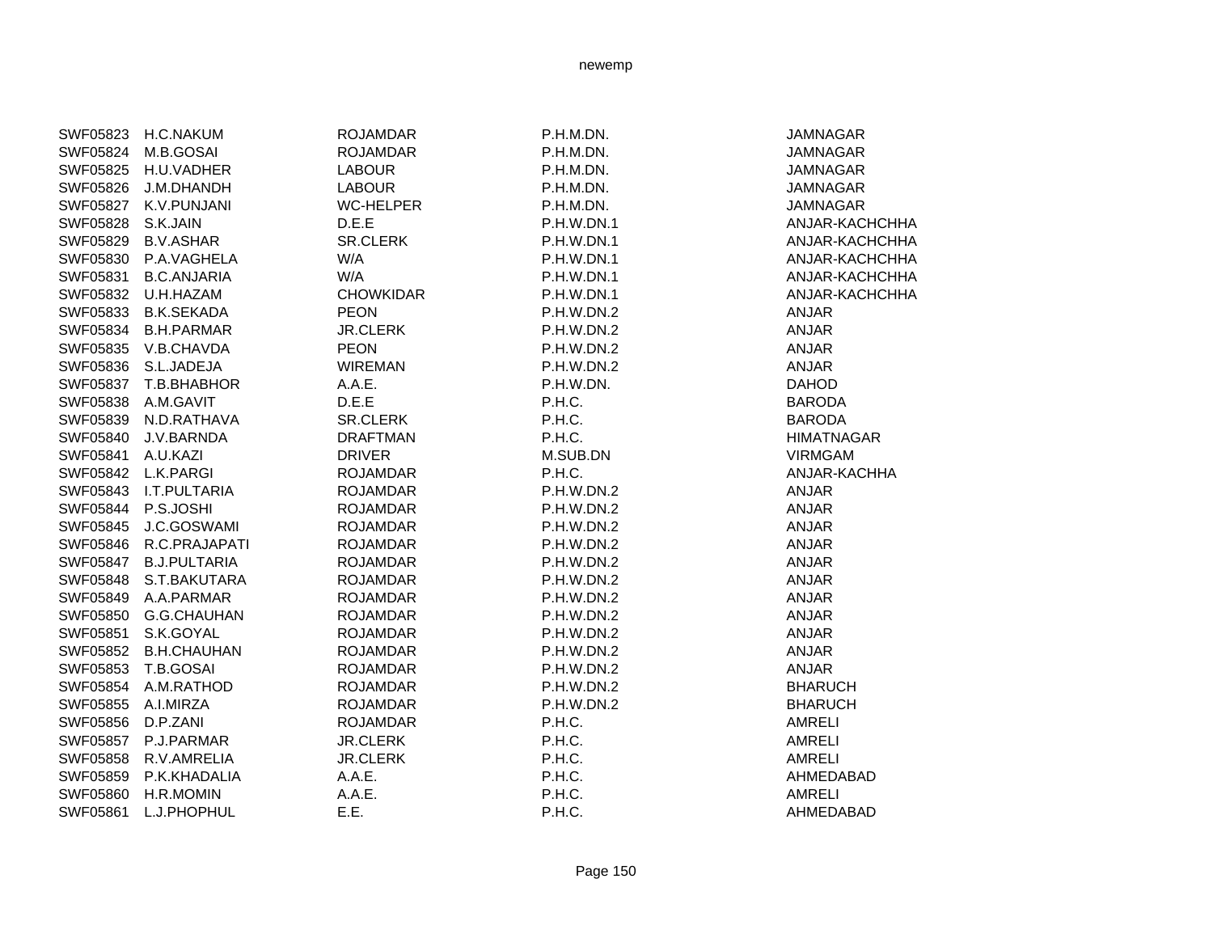| | | | | |
|---|---|---|---|---|
| SWF05823 | H.C.NAKUM | ROJAMDAR | P.H.M.DN. | JAMNAGAR |
| SWF05824 | M.B.GOSAI | ROJAMDAR | P.H.M.DN. | JAMNAGAR |
| SWF05825 | H.U.VADHER | LABOUR | P.H.M.DN. | JAMNAGAR |
| SWF05826 | J.M.DHANDH | LABOUR | P.H.M.DN. | JAMNAGAR |
| SWF05827 | K.V.PUNJANI | WC-HELPER | P.H.M.DN. | JAMNAGAR |
| SWF05828 | S.K.JAIN | D.E.E | P.H.W.DN.1 | ANJAR-KACHCHHA |
| SWF05829 | B.V.ASHAR | SR.CLERK | P.H.W.DN.1 | ANJAR-KACHCHHA |
| SWF05830 | P.A.VAGHELA | W/A | P.H.W.DN.1 | ANJAR-KACHCHHA |
| SWF05831 | B.C.ANJARIA | W/A | P.H.W.DN.1 | ANJAR-KACHCHHA |
| SWF05832 | U.H.HAZAM | CHOWKIDAR | P.H.W.DN.1 | ANJAR-KACHCHHA |
| SWF05833 | B.K.SEKADA | PEON | P.H.W.DN.2 | ANJAR |
| SWF05834 | B.H.PARMAR | JR.CLERK | P.H.W.DN.2 | ANJAR |
| SWF05835 | V.B.CHAVDA | PEON | P.H.W.DN.2 | ANJAR |
| SWF05836 | S.L.JADEJA | WIREMAN | P.H.W.DN.2 | ANJAR |
| SWF05837 | T.B.BHABHOR | A.A.E. | P.H.W.DN. | DAHOD |
| SWF05838 | A.M.GAVIT | D.E.E | P.H.C. | BARODA |
| SWF05839 | N.D.RATHAVA | SR.CLERK | P.H.C. | BARODA |
| SWF05840 | J.V.BARNDA | DRAFTMAN | P.H.C. | HIMATNAGAR |
| SWF05841 | A.U.KAZI | DRIVER | M.SUB.DN | VIRMGAM |
| SWF05842 | L.K.PARGI | ROJAMDAR | P.H.C. | ANJAR-KACHHA |
| SWF05843 | I.T.PULTARIA | ROJAMDAR | P.H.W.DN.2 | ANJAR |
| SWF05844 | P.S.JOSHI | ROJAMDAR | P.H.W.DN.2 | ANJAR |
| SWF05845 | J.C.GOSWAMI | ROJAMDAR | P.H.W.DN.2 | ANJAR |
| SWF05846 | R.C.PRAJAPATI | ROJAMDAR | P.H.W.DN.2 | ANJAR |
| SWF05847 | B.J.PULTARIA | ROJAMDAR | P.H.W.DN.2 | ANJAR |
| SWF05848 | S.T.BAKUTARA | ROJAMDAR | P.H.W.DN.2 | ANJAR |
| SWF05849 | A.A.PARMAR | ROJAMDAR | P.H.W.DN.2 | ANJAR |
| SWF05850 | G.G.CHAUHAN | ROJAMDAR | P.H.W.DN.2 | ANJAR |
| SWF05851 | S.K.GOYAL | ROJAMDAR | P.H.W.DN.2 | ANJAR |
| SWF05852 | B.H.CHAUHAN | ROJAMDAR | P.H.W.DN.2 | ANJAR |
| SWF05853 | T.B.GOSAI | ROJAMDAR | P.H.W.DN.2 | ANJAR |
| SWF05854 | A.M.RATHOD | ROJAMDAR | P.H.W.DN.2 | BHARUCH |
| SWF05855 | A.I.MIRZA | ROJAMDAR | P.H.W.DN.2 | BHARUCH |
| SWF05856 | D.P.ZANI | ROJAMDAR | P.H.C. | AMRELI |
| SWF05857 | P.J.PARMAR | JR.CLERK | P.H.C. | AMRELI |
| SWF05858 | R.V.AMRELIA | JR.CLERK | P.H.C. | AMRELI |
| SWF05859 | P.K.KHADALIA | A.A.E. | P.H.C. | AHMEDABAD |
| SWF05860 | H.R.MOMIN | A.A.E. | P.H.C. | AMRELI |
| SWF05861 | L.J.PHOPHUL | E.E. | P.H.C. | AHMEDABAD |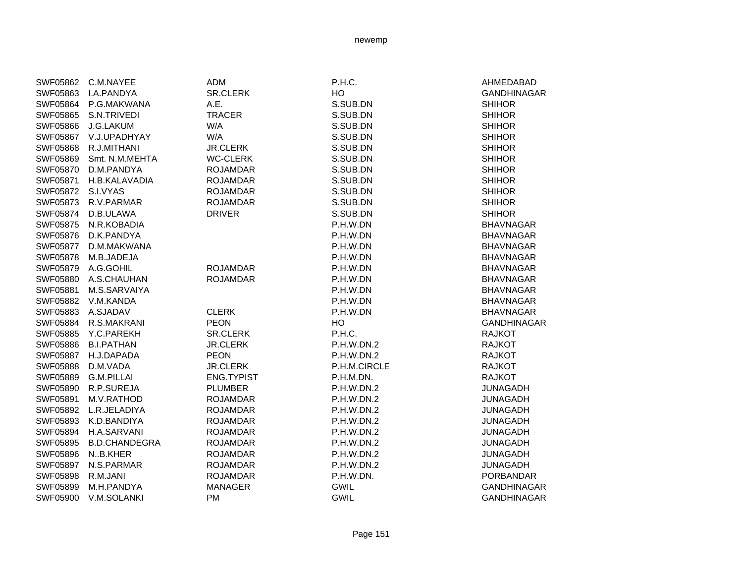| | | | | |
|---|---|---|---|---|
| SWF05862 | C.M.NAYEE | ADM | P.H.C. | AHMEDABAD |
| SWF05863 | I.A.PANDYA | SR.CLERK | HO | GANDHINAGAR |
| SWF05864 | P.G.MAKWANA | A.E. | S.SUB.DN | SHIHOR |
| SWF05865 | S.N.TRIVEDI | TRACER | S.SUB.DN | SHIHOR |
| SWF05866 | J.G.LAKUM | W/A | S.SUB.DN | SHIHOR |
| SWF05867 | V.J.UPADHYAY | W/A | S.SUB.DN | SHIHOR |
| SWF05868 | R.J.MITHANI | JR.CLERK | S.SUB.DN | SHIHOR |
| SWF05869 | Smt. N.M.MEHTA | WC-CLERK | S.SUB.DN | SHIHOR |
| SWF05870 | D.M.PANDYA | ROJAMDAR | S.SUB.DN | SHIHOR |
| SWF05871 | H.B.KALAVADIA | ROJAMDAR | S.SUB.DN | SHIHOR |
| SWF05872 | S.I.VYAS | ROJAMDAR | S.SUB.DN | SHIHOR |
| SWF05873 | R.V.PARMAR | ROJAMDAR | S.SUB.DN | SHIHOR |
| SWF05874 | D.B.ULAWA | DRIVER | S.SUB.DN | SHIHOR |
| SWF05875 | N.R.KOBADIA | | P.H.W.DN | BHAVNAGAR |
| SWF05876 | D.K.PANDYA | | P.H.W.DN | BHAVNAGAR |
| SWF05877 | D.M.MAKWANA | | P.H.W.DN | BHAVNAGAR |
| SWF05878 | M.B.JADEJA | | P.H.W.DN | BHAVNAGAR |
| SWF05879 | A.G.GOHIL | ROJAMDAR | P.H.W.DN | BHAVNAGAR |
| SWF05880 | A.S.CHAUHAN | ROJAMDAR | P.H.W.DN | BHAVNAGAR |
| SWF05881 | M.S.SARVAIYA | | P.H.W.DN | BHAVNAGAR |
| SWF05882 | V.M.KANDA | | P.H.W.DN | BHAVNAGAR |
| SWF05883 | A.SJADAV | CLERK | P.H.W.DN | BHAVNAGAR |
| SWF05884 | R.S.MAKRANI | PEON | HO | GANDHINAGAR |
| SWF05885 | Y.C.PAREKH | SR.CLERK | P.H.C. | RAJKOT |
| SWF05886 | B.I.PATHAN | JR.CLERK | P.H.W.DN.2 | RAJKOT |
| SWF05887 | H.J.DAPADA | PEON | P.H.W.DN.2 | RAJKOT |
| SWF05888 | D.M.VADA | JR.CLERK | P.H.M.CIRCLE | RAJKOT |
| SWF05889 | G.M.PILLAI | ENG.TYPIST | P.H.M.DN. | RAJKOT |
| SWF05890 | R.P.SUREJA | PLUMBER | P.H.W.DN.2 | JUNAGADH |
| SWF05891 | M.V.RATHOD | ROJAMDAR | P.H.W.DN.2 | JUNAGADH |
| SWF05892 | L.R.JELADIYA | ROJAMDAR | P.H.W.DN.2 | JUNAGADH |
| SWF05893 | K.D.BANDIYA | ROJAMDAR | P.H.W.DN.2 | JUNAGADH |
| SWF05894 | H.A.SARVANI | ROJAMDAR | P.H.W.DN.2 | JUNAGADH |
| SWF05895 | B.D.CHANDEGRA | ROJAMDAR | P.H.W.DN.2 | JUNAGADH |
| SWF05896 | N..B.KHER | ROJAMDAR | P.H.W.DN.2 | JUNAGADH |
| SWF05897 | N.S.PARMAR | ROJAMDAR | P.H.W.DN.2 | JUNAGADH |
| SWF05898 | R.M.JANI | ROJAMDAR | P.H.W.DN. | PORBANDAR |
| SWF05899 | M.H.PANDYA | MANAGER | GWIL | GANDHINAGAR |
| SWF05900 | V.M.SOLANKI | PM | GWIL | GANDHINAGAR |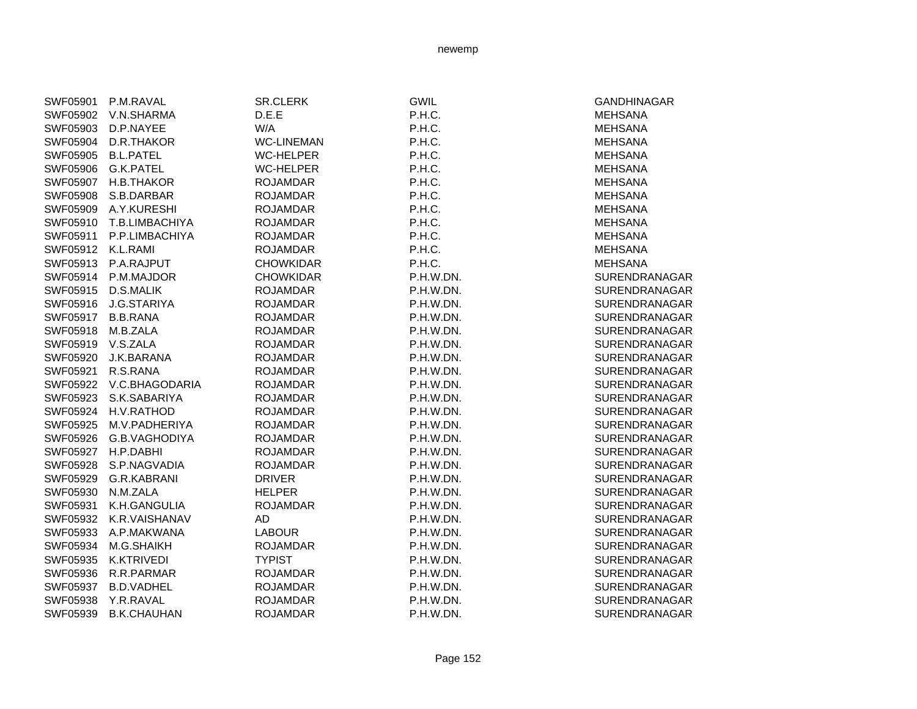| | | | | |
|---|---|---|---|---|
| SWF05901 | P.M.RAVAL | SR.CLERK | GWIL | GANDHINAGAR |
| SWF05902 | V.N.SHARMA | D.E.E | P.H.C. | MEHSANA |
| SWF05903 | D.P.NAYEE | W/A | P.H.C. | MEHSANA |
| SWF05904 | D.R.THAKOR | WC-LINEMAN | P.H.C. | MEHSANA |
| SWF05905 | B.L.PATEL | WC-HELPER | P.H.C. | MEHSANA |
| SWF05906 | G.K.PATEL | WC-HELPER | P.H.C. | MEHSANA |
| SWF05907 | H.B.THAKOR | ROJAMDAR | P.H.C. | MEHSANA |
| SWF05908 | S.B.DARBAR | ROJAMDAR | P.H.C. | MEHSANA |
| SWF05909 | A.Y.KURESHI | ROJAMDAR | P.H.C. | MEHSANA |
| SWF05910 | T.B.LIMBACHIYA | ROJAMDAR | P.H.C. | MEHSANA |
| SWF05911 | P.P.LIMBACHIYA | ROJAMDAR | P.H.C. | MEHSANA |
| SWF05912 | K.L.RAMI | ROJAMDAR | P.H.C. | MEHSANA |
| SWF05913 | P.A.RAJPUT | CHOWKIDAR | P.H.C. | MEHSANA |
| SWF05914 | P.M.MAJDOR | CHOWKIDAR | P.H.W.DN. | SURENDRANAGAR |
| SWF05915 | D.S.MALIK | ROJAMDAR | P.H.W.DN. | SURENDRANAGAR |
| SWF05916 | J.G.STARIYA | ROJAMDAR | P.H.W.DN. | SURENDRANAGAR |
| SWF05917 | B.B.RANA | ROJAMDAR | P.H.W.DN. | SURENDRANAGAR |
| SWF05918 | M.B.ZALA | ROJAMDAR | P.H.W.DN. | SURENDRANAGAR |
| SWF05919 | V.S.ZALA | ROJAMDAR | P.H.W.DN. | SURENDRANAGAR |
| SWF05920 | J.K.BARANA | ROJAMDAR | P.H.W.DN. | SURENDRANAGAR |
| SWF05921 | R.S.RANA | ROJAMDAR | P.H.W.DN. | SURENDRANAGAR |
| SWF05922 | V.C.BHAGODARIA | ROJAMDAR | P.H.W.DN. | SURENDRANAGAR |
| SWF05923 | S.K.SABARIYA | ROJAMDAR | P.H.W.DN. | SURENDRANAGAR |
| SWF05924 | H.V.RATHOD | ROJAMDAR | P.H.W.DN. | SURENDRANAGAR |
| SWF05925 | M.V.PADHERIYA | ROJAMDAR | P.H.W.DN. | SURENDRANAGAR |
| SWF05926 | G.B.VAGHODIYA | ROJAMDAR | P.H.W.DN. | SURENDRANAGAR |
| SWF05927 | H.P.DABHI | ROJAMDAR | P.H.W.DN. | SURENDRANAGAR |
| SWF05928 | S.P.NAGVADIA | ROJAMDAR | P.H.W.DN. | SURENDRANAGAR |
| SWF05929 | G.R.KABRANI | DRIVER | P.H.W.DN. | SURENDRANAGAR |
| SWF05930 | N.M.ZALA | HELPER | P.H.W.DN. | SURENDRANAGAR |
| SWF05931 | K.H.GANGULIA | ROJAMDAR | P.H.W.DN. | SURENDRANAGAR |
| SWF05932 | K.R.VAISHANAV | AD | P.H.W.DN. | SURENDRANAGAR |
| SWF05933 | A.P.MAKWANA | LABOUR | P.H.W.DN. | SURENDRANAGAR |
| SWF05934 | M.G.SHAIKH | ROJAMDAR | P.H.W.DN. | SURENDRANAGAR |
| SWF05935 | K.KTRIVEDI | TYPIST | P.H.W.DN. | SURENDRANAGAR |
| SWF05936 | R.R.PARMAR | ROJAMDAR | P.H.W.DN. | SURENDRANAGAR |
| SWF05937 | B.D.VADHEL | ROJAMDAR | P.H.W.DN. | SURENDRANAGAR |
| SWF05938 | Y.R.RAVAL | ROJAMDAR | P.H.W.DN. | SURENDRANAGAR |
| SWF05939 | B.K.CHAUHAN | ROJAMDAR | P.H.W.DN. | SURENDRANAGAR |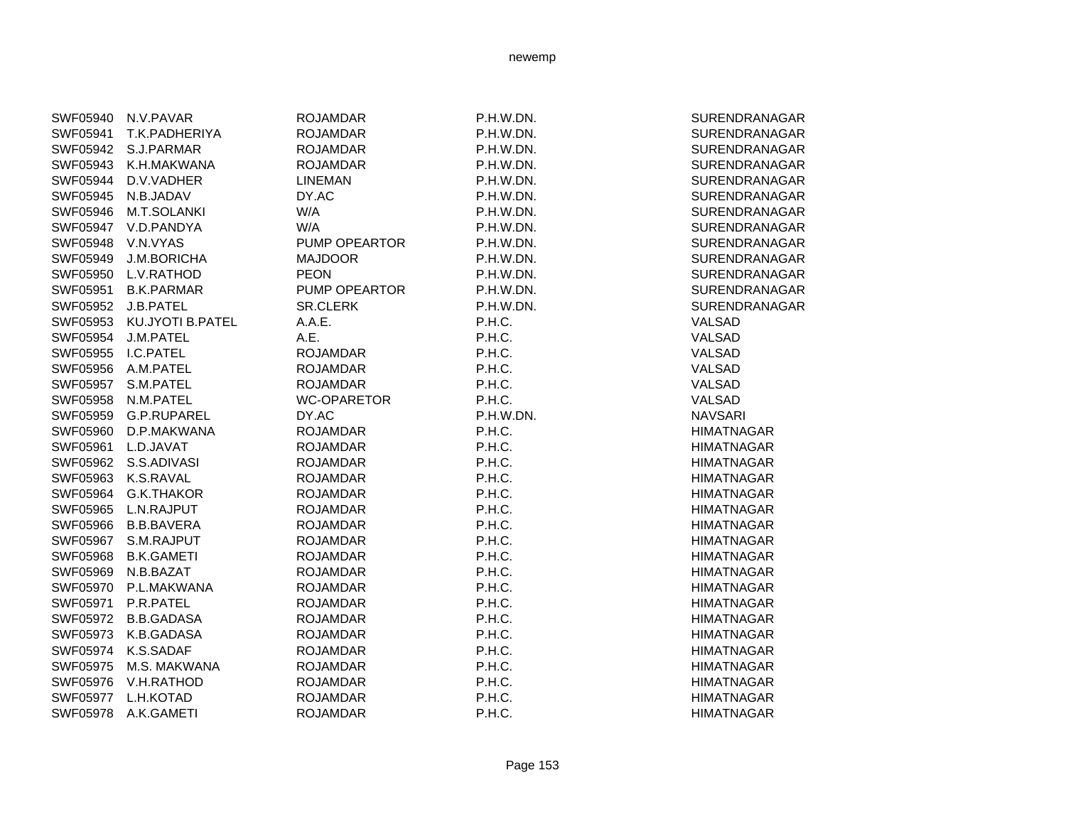| | | | | |
|---|---|---|---|---|
| SWF05940 | N.V.PAVAR | ROJAMDAR | P.H.W.DN. | SURENDRANAGAR |
| SWF05941 | T.K.PADHERIYA | ROJAMDAR | P.H.W.DN. | SURENDRANAGAR |
| SWF05942 | S.J.PARMAR | ROJAMDAR | P.H.W.DN. | SURENDRANAGAR |
| SWF05943 | K.H.MAKWANA | ROJAMDAR | P.H.W.DN. | SURENDRANAGAR |
| SWF05944 | D.V.VADHER | LINEMAN | P.H.W.DN. | SURENDRANAGAR |
| SWF05945 | N.B.JADAV | DY.AC | P.H.W.DN. | SURENDRANAGAR |
| SWF05946 | M.T.SOLANKI | W/A | P.H.W.DN. | SURENDRANAGAR |
| SWF05947 | V.D.PANDYA | W/A | P.H.W.DN. | SURENDRANAGAR |
| SWF05948 | V.N.VYAS | PUMP OPEARTOR | P.H.W.DN. | SURENDRANAGAR |
| SWF05949 | J.M.BORICHA | MAJDOOR | P.H.W.DN. | SURENDRANAGAR |
| SWF05950 | L.V.RATHOD | PEON | P.H.W.DN. | SURENDRANAGAR |
| SWF05951 | B.K.PARMAR | PUMP OPEARTOR | P.H.W.DN. | SURENDRANAGAR |
| SWF05952 | J.B.PATEL | SR.CLERK | P.H.W.DN. | SURENDRANAGAR |
| SWF05953 | KU.JYOTI B.PATEL | A.A.E. | P.H.C. | VALSAD |
| SWF05954 | J.M.PATEL | A.E. | P.H.C. | VALSAD |
| SWF05955 | I.C.PATEL | ROJAMDAR | P.H.C. | VALSAD |
| SWF05956 | A.M.PATEL | ROJAMDAR | P.H.C. | VALSAD |
| SWF05957 | S.M.PATEL | ROJAMDAR | P.H.C. | VALSAD |
| SWF05958 | N.M.PATEL | WC-OPARETOR | P.H.C. | VALSAD |
| SWF05959 | G.P.RUPAREL | DY.AC | P.H.W.DN. | NAVSARI |
| SWF05960 | D.P.MAKWANA | ROJAMDAR | P.H.C. | HIMATNAGAR |
| SWF05961 | L.D.JAVAT | ROJAMDAR | P.H.C. | HIMATNAGAR |
| SWF05962 | S.S.ADIVASI | ROJAMDAR | P.H.C. | HIMATNAGAR |
| SWF05963 | K.S.RAVAL | ROJAMDAR | P.H.C. | HIMATNAGAR |
| SWF05964 | G.K.THAKOR | ROJAMDAR | P.H.C. | HIMATNAGAR |
| SWF05965 | L.N.RAJPUT | ROJAMDAR | P.H.C. | HIMATNAGAR |
| SWF05966 | B.B.BAVERA | ROJAMDAR | P.H.C. | HIMATNAGAR |
| SWF05967 | S.M.RAJPUT | ROJAMDAR | P.H.C. | HIMATNAGAR |
| SWF05968 | B.K.GAMETI | ROJAMDAR | P.H.C. | HIMATNAGAR |
| SWF05969 | N.B.BAZAT | ROJAMDAR | P.H.C. | HIMATNAGAR |
| SWF05970 | P.L.MAKWANA | ROJAMDAR | P.H.C. | HIMATNAGAR |
| SWF05971 | P.R.PATEL | ROJAMDAR | P.H.C. | HIMATNAGAR |
| SWF05972 | B.B.GADASA | ROJAMDAR | P.H.C. | HIMATNAGAR |
| SWF05973 | K.B.GADASA | ROJAMDAR | P.H.C. | HIMATNAGAR |
| SWF05974 | K.S.SADAF | ROJAMDAR | P.H.C. | HIMATNAGAR |
| SWF05975 | M.S. MAKWANA | ROJAMDAR | P.H.C. | HIMATNAGAR |
| SWF05976 | V.H.RATHOD | ROJAMDAR | P.H.C. | HIMATNAGAR |
| SWF05977 | L.H.KOTAD | ROJAMDAR | P.H.C. | HIMATNAGAR |
| SWF05978 | A.K.GAMETI | ROJAMDAR | P.H.C. | HIMATNAGAR |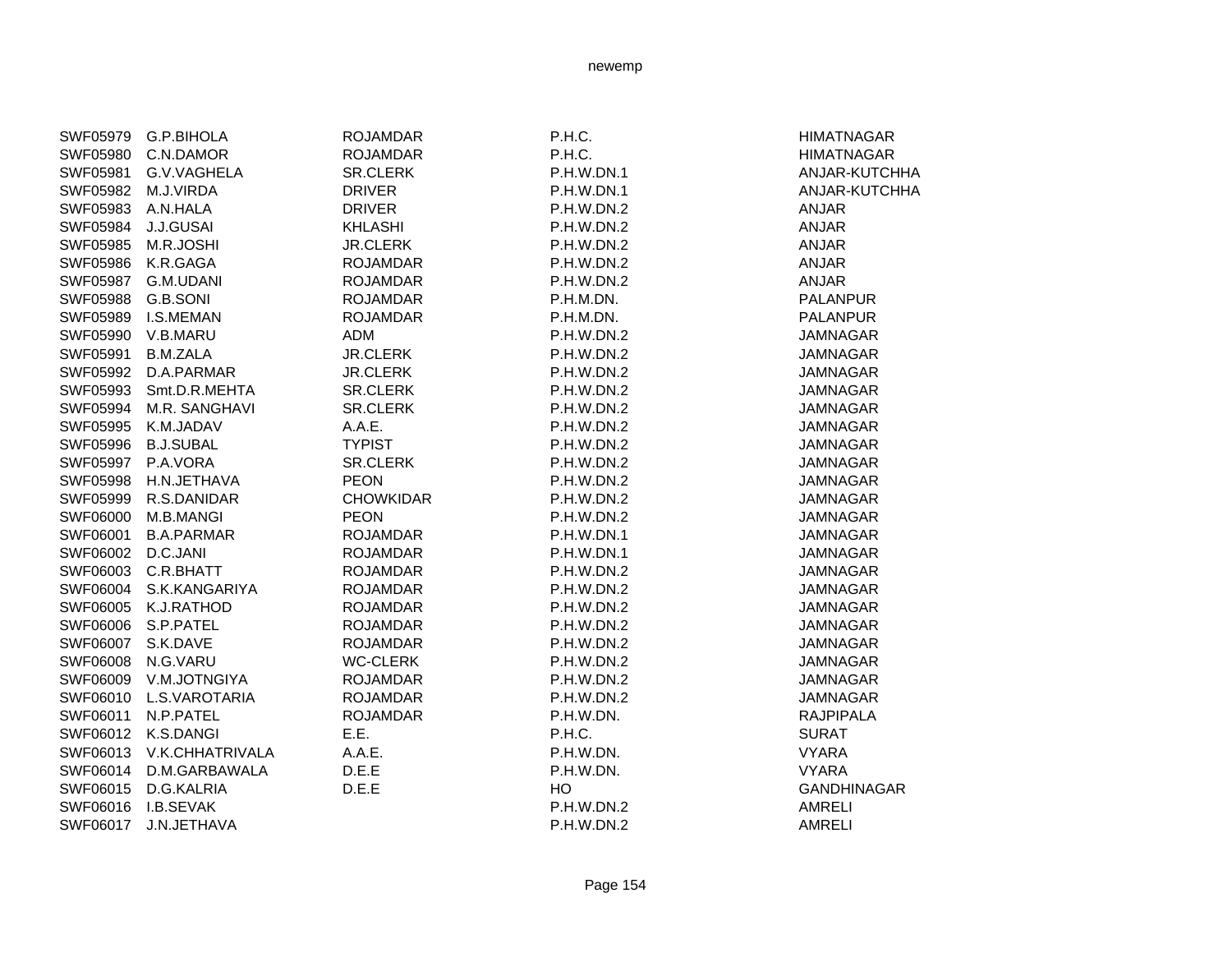| | | | | |
|---|---|---|---|---|
| SWF05979 | G.P.BIHOLA | ROJAMDAR | P.H.C. | HIMATNAGAR |
| SWF05980 | C.N.DAMOR | ROJAMDAR | P.H.C. | HIMATNAGAR |
| SWF05981 | G.V.VAGHELA | SR.CLERK | P.H.W.DN.1 | ANJAR-KUTCHHA |
| SWF05982 | M.J.VIRDA | DRIVER | P.H.W.DN.1 | ANJAR-KUTCHHA |
| SWF05983 | A.N.HALA | DRIVER | P.H.W.DN.2 | ANJAR |
| SWF05984 | J.J.GUSAI | KHLASHI | P.H.W.DN.2 | ANJAR |
| SWF05985 | M.R.JOSHI | JR.CLERK | P.H.W.DN.2 | ANJAR |
| SWF05986 | K.R.GAGA | ROJAMDAR | P.H.W.DN.2 | ANJAR |
| SWF05987 | G.M.UDANI | ROJAMDAR | P.H.W.DN.2 | ANJAR |
| SWF05988 | G.B.SONI | ROJAMDAR | P.H.M.DN. | PALANPUR |
| SWF05989 | I.S.MEMAN | ROJAMDAR | P.H.M.DN. | PALANPUR |
| SWF05990 | V.B.MARU | ADM | P.H.W.DN.2 | JAMNAGAR |
| SWF05991 | B.M.ZALA | JR.CLERK | P.H.W.DN.2 | JAMNAGAR |
| SWF05992 | D.A.PARMAR | JR.CLERK | P.H.W.DN.2 | JAMNAGAR |
| SWF05993 | Smt.D.R.MEHTA | SR.CLERK | P.H.W.DN.2 | JAMNAGAR |
| SWF05994 | M.R. SANGHAVI | SR.CLERK | P.H.W.DN.2 | JAMNAGAR |
| SWF05995 | K.M.JADAV | A.A.E. | P.H.W.DN.2 | JAMNAGAR |
| SWF05996 | B.J.SUBAL | TYPIST | P.H.W.DN.2 | JAMNAGAR |
| SWF05997 | P.A.VORA | SR.CLERK | P.H.W.DN.2 | JAMNAGAR |
| SWF05998 | H.N.JETHAVA | PEON | P.H.W.DN.2 | JAMNAGAR |
| SWF05999 | R.S.DANIDAR | CHOWKIDAR | P.H.W.DN.2 | JAMNAGAR |
| SWF06000 | M.B.MANGI | PEON | P.H.W.DN.2 | JAMNAGAR |
| SWF06001 | B.A.PARMAR | ROJAMDAR | P.H.W.DN.1 | JAMNAGAR |
| SWF06002 | D.C.JANI | ROJAMDAR | P.H.W.DN.1 | JAMNAGAR |
| SWF06003 | C.R.BHATT | ROJAMDAR | P.H.W.DN.2 | JAMNAGAR |
| SWF06004 | S.K.KANGARIYA | ROJAMDAR | P.H.W.DN.2 | JAMNAGAR |
| SWF06005 | K.J.RATHOD | ROJAMDAR | P.H.W.DN.2 | JAMNAGAR |
| SWF06006 | S.P.PATEL | ROJAMDAR | P.H.W.DN.2 | JAMNAGAR |
| SWF06007 | S.K.DAVE | ROJAMDAR | P.H.W.DN.2 | JAMNAGAR |
| SWF06008 | N.G.VARU | WC-CLERK | P.H.W.DN.2 | JAMNAGAR |
| SWF06009 | V.M.JOTNGIYA | ROJAMDAR | P.H.W.DN.2 | JAMNAGAR |
| SWF06010 | L.S.VAROTARIA | ROJAMDAR | P.H.W.DN.2 | JAMNAGAR |
| SWF06011 | N.P.PATEL | ROJAMDAR | P.H.W.DN. | RAJPIPALA |
| SWF06012 | K.S.DANGI | E.E. | P.H.C. | SURAT |
| SWF06013 | V.K.CHHATRIVALA | A.A.E. | P.H.W.DN. | VYARA |
| SWF06014 | D.M.GARBAWALA | D.E.E | P.H.W.DN. | VYARA |
| SWF06015 | D.G.KALRIA | D.E.E | HO | GANDHINAGAR |
| SWF06016 | I.B.SEVAK | | P.H.W.DN.2 | AMRELI |
| SWF06017 | J.N.JETHAVA | | P.H.W.DN.2 | AMRELI |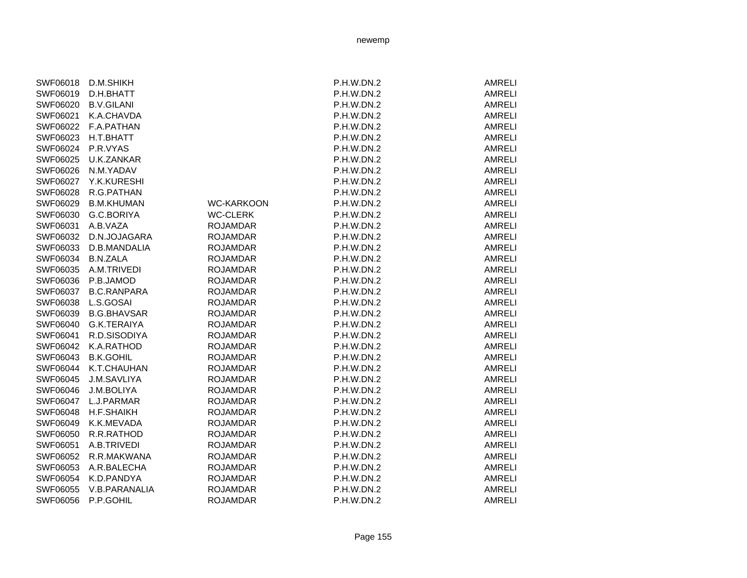| | | | | |
|---|---|---|---|---|
| SWF06018 | D.M.SHIKH | | P.H.W.DN.2 | AMRELI |
| SWF06019 | D.H.BHATT | | P.H.W.DN.2 | AMRELI |
| SWF06020 | B.V.GILANI | | P.H.W.DN.2 | AMRELI |
| SWF06021 | K.A.CHAVDA | | P.H.W.DN.2 | AMRELI |
| SWF06022 | F.A.PATHAN | | P.H.W.DN.2 | AMRELI |
| SWF06023 | H.T.BHATT | | P.H.W.DN.2 | AMRELI |
| SWF06024 | P.R.VYAS | | P.H.W.DN.2 | AMRELI |
| SWF06025 | U.K.ZANKAR | | P.H.W.DN.2 | AMRELI |
| SWF06026 | N.M.YADAV | | P.H.W.DN.2 | AMRELI |
| SWF06027 | Y.K.KURESHI | | P.H.W.DN.2 | AMRELI |
| SWF06028 | R.G.PATHAN | | P.H.W.DN.2 | AMRELI |
| SWF06029 | B.M.KHUMAN | WC-KARKOON | P.H.W.DN.2 | AMRELI |
| SWF06030 | G.C.BORIYA | WC-CLERK | P.H.W.DN.2 | AMRELI |
| SWF06031 | A.B.VAZA | ROJAMDAR | P.H.W.DN.2 | AMRELI |
| SWF06032 | D.N.JOJAGARA | ROJAMDAR | P.H.W.DN.2 | AMRELI |
| SWF06033 | D.B.MANDALIA | ROJAMDAR | P.H.W.DN.2 | AMRELI |
| SWF06034 | B.N.ZALA | ROJAMDAR | P.H.W.DN.2 | AMRELI |
| SWF06035 | A.M.TRIVEDI | ROJAMDAR | P.H.W.DN.2 | AMRELI |
| SWF06036 | P.B.JAMOD | ROJAMDAR | P.H.W.DN.2 | AMRELI |
| SWF06037 | B.C.RANPARA | ROJAMDAR | P.H.W.DN.2 | AMRELI |
| SWF06038 | L.S.GOSAI | ROJAMDAR | P.H.W.DN.2 | AMRELI |
| SWF06039 | B.G.BHAVSAR | ROJAMDAR | P.H.W.DN.2 | AMRELI |
| SWF06040 | G.K.TERAIYA | ROJAMDAR | P.H.W.DN.2 | AMRELI |
| SWF06041 | R.D.SISODIYA | ROJAMDAR | P.H.W.DN.2 | AMRELI |
| SWF06042 | K.A.RATHOD | ROJAMDAR | P.H.W.DN.2 | AMRELI |
| SWF06043 | B.K.GOHIL | ROJAMDAR | P.H.W.DN.2 | AMRELI |
| SWF06044 | K.T.CHAUHAN | ROJAMDAR | P.H.W.DN.2 | AMRELI |
| SWF06045 | J.M.SAVLIYA | ROJAMDAR | P.H.W.DN.2 | AMRELI |
| SWF06046 | J.M.BOLIYA | ROJAMDAR | P.H.W.DN.2 | AMRELI |
| SWF06047 | L.J.PARMAR | ROJAMDAR | P.H.W.DN.2 | AMRELI |
| SWF06048 | H.F.SHAIKH | ROJAMDAR | P.H.W.DN.2 | AMRELI |
| SWF06049 | K.K.MEVADA | ROJAMDAR | P.H.W.DN.2 | AMRELI |
| SWF06050 | R.R.RATHOD | ROJAMDAR | P.H.W.DN.2 | AMRELI |
| SWF06051 | A.B.TRIVEDI | ROJAMDAR | P.H.W.DN.2 | AMRELI |
| SWF06052 | R.R.MAKWANA | ROJAMDAR | P.H.W.DN.2 | AMRELI |
| SWF06053 | A.R.BALECHA | ROJAMDAR | P.H.W.DN.2 | AMRELI |
| SWF06054 | K.D.PANDYA | ROJAMDAR | P.H.W.DN.2 | AMRELI |
| SWF06055 | V.B.PARANALIA | ROJAMDAR | P.H.W.DN.2 | AMRELI |
| SWF06056 | P.P.GOHIL | ROJAMDAR | P.H.W.DN.2 | AMRELI |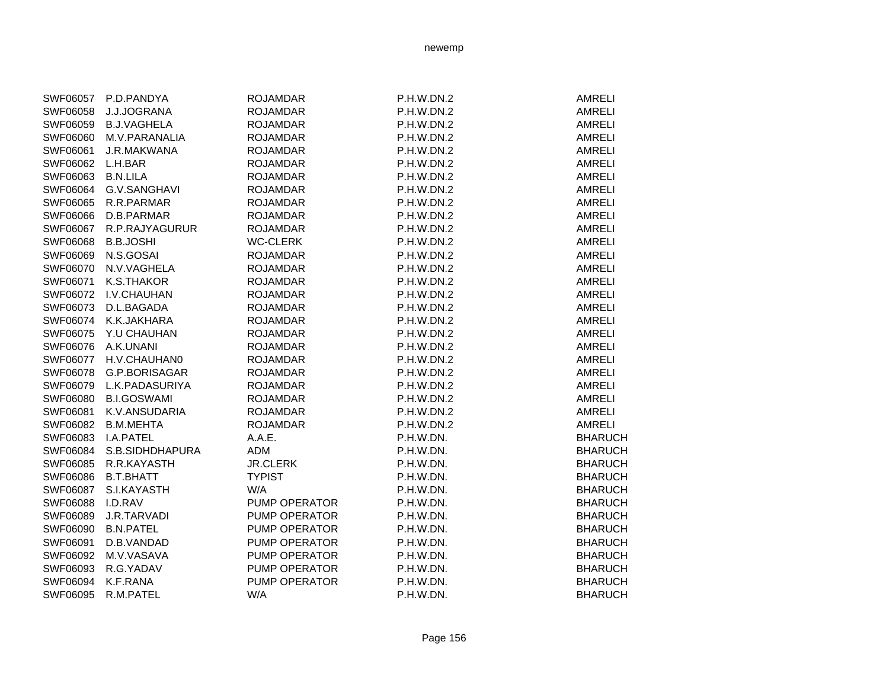| | | | | |
|---|---|---|---|---|
| SWF06057 | P.D.PANDYA | ROJAMDAR | P.H.W.DN.2 | AMRELI |
| SWF06058 | J.J.JOGRANA | ROJAMDAR | P.H.W.DN.2 | AMRELI |
| SWF06059 | B.J.VAGHELA | ROJAMDAR | P.H.W.DN.2 | AMRELI |
| SWF06060 | M.V.PARANALIA | ROJAMDAR | P.H.W.DN.2 | AMRELI |
| SWF06061 | J.R.MAKWANA | ROJAMDAR | P.H.W.DN.2 | AMRELI |
| SWF06062 | L.H.BAR | ROJAMDAR | P.H.W.DN.2 | AMRELI |
| SWF06063 | B.N.LILA | ROJAMDAR | P.H.W.DN.2 | AMRELI |
| SWF06064 | G.V.SANGHAVI | ROJAMDAR | P.H.W.DN.2 | AMRELI |
| SWF06065 | R.R.PARMAR | ROJAMDAR | P.H.W.DN.2 | AMRELI |
| SWF06066 | D.B.PARMAR | ROJAMDAR | P.H.W.DN.2 | AMRELI |
| SWF06067 | R.P.RAJYAGURUR | ROJAMDAR | P.H.W.DN.2 | AMRELI |
| SWF06068 | B.B.JOSHI | WC-CLERK | P.H.W.DN.2 | AMRELI |
| SWF06069 | N.S.GOSAI | ROJAMDAR | P.H.W.DN.2 | AMRELI |
| SWF06070 | N.V.VAGHELA | ROJAMDAR | P.H.W.DN.2 | AMRELI |
| SWF06071 | K.S.THAKOR | ROJAMDAR | P.H.W.DN.2 | AMRELI |
| SWF06072 | I.V.CHAUHAN | ROJAMDAR | P.H.W.DN.2 | AMRELI |
| SWF06073 | D.L.BAGADA | ROJAMDAR | P.H.W.DN.2 | AMRELI |
| SWF06074 | K.K.JAKHARA | ROJAMDAR | P.H.W.DN.2 | AMRELI |
| SWF06075 | Y.U CHAUHAN | ROJAMDAR | P.H.W.DN.2 | AMRELI |
| SWF06076 | A.K.UNANI | ROJAMDAR | P.H.W.DN.2 | AMRELI |
| SWF06077 | H.V.CHAUHAN0 | ROJAMDAR | P.H.W.DN.2 | AMRELI |
| SWF06078 | G.P.BORISAGAR | ROJAMDAR | P.H.W.DN.2 | AMRELI |
| SWF06079 | L.K.PADASURIYA | ROJAMDAR | P.H.W.DN.2 | AMRELI |
| SWF06080 | B.I.GOSWAMI | ROJAMDAR | P.H.W.DN.2 | AMRELI |
| SWF06081 | K.V.ANSUDARIA | ROJAMDAR | P.H.W.DN.2 | AMRELI |
| SWF06082 | B.M.MEHTA | ROJAMDAR | P.H.W.DN.2 | AMRELI |
| SWF06083 | I.A.PATEL | A.A.E. | P.H.W.DN. | BHARUCH |
| SWF06084 | S.B.SIDHDHAPURA | ADM | P.H.W.DN. | BHARUCH |
| SWF06085 | R.R.KAYASTH | JR.CLERK | P.H.W.DN. | BHARUCH |
| SWF06086 | B.T.BHATT | TYPIST | P.H.W.DN. | BHARUCH |
| SWF06087 | S.I.KAYASTH | W/A | P.H.W.DN. | BHARUCH |
| SWF06088 | I.D.RAV | PUMP OPERATOR | P.H.W.DN. | BHARUCH |
| SWF06089 | J.R.TARVADI | PUMP OPERATOR | P.H.W.DN. | BHARUCH |
| SWF06090 | B.N.PATEL | PUMP OPERATOR | P.H.W.DN. | BHARUCH |
| SWF06091 | D.B.VANDAD | PUMP OPERATOR | P.H.W.DN. | BHARUCH |
| SWF06092 | M.V.VASAVA | PUMP OPERATOR | P.H.W.DN. | BHARUCH |
| SWF06093 | R.G.YADAV | PUMP OPERATOR | P.H.W.DN. | BHARUCH |
| SWF06094 | K.F.RANA | PUMP OPERATOR | P.H.W.DN. | BHARUCH |
| SWF06095 | R.M.PATEL | W/A | P.H.W.DN. | BHARUCH |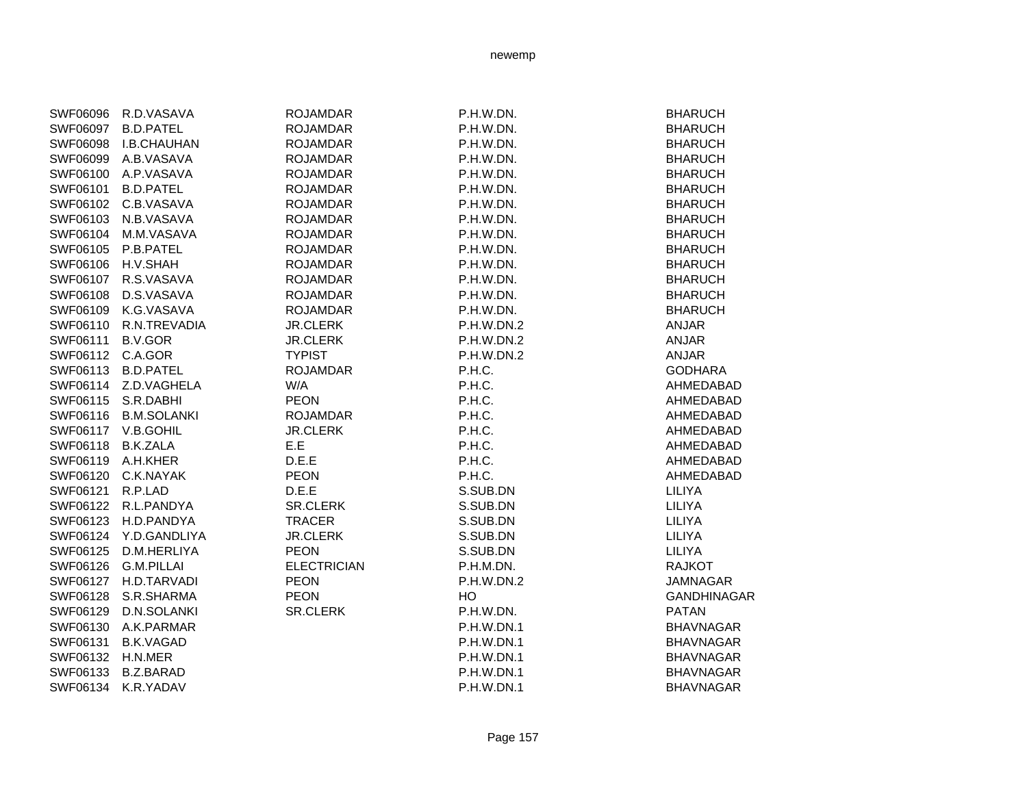| | | | | |
|---|---|---|---|---|
| SWF06096 | R.D.VASAVA | ROJAMDAR | P.H.W.DN. | BHARUCH |
| SWF06097 | B.D.PATEL | ROJAMDAR | P.H.W.DN. | BHARUCH |
| SWF06098 | I.B.CHAUHAN | ROJAMDAR | P.H.W.DN. | BHARUCH |
| SWF06099 | A.B.VASAVA | ROJAMDAR | P.H.W.DN. | BHARUCH |
| SWF06100 | A.P.VASAVA | ROJAMDAR | P.H.W.DN. | BHARUCH |
| SWF06101 | B.D.PATEL | ROJAMDAR | P.H.W.DN. | BHARUCH |
| SWF06102 | C.B.VASAVA | ROJAMDAR | P.H.W.DN. | BHARUCH |
| SWF06103 | N.B.VASAVA | ROJAMDAR | P.H.W.DN. | BHARUCH |
| SWF06104 | M.M.VASAVA | ROJAMDAR | P.H.W.DN. | BHARUCH |
| SWF06105 | P.B.PATEL | ROJAMDAR | P.H.W.DN. | BHARUCH |
| SWF06106 | H.V.SHAH | ROJAMDAR | P.H.W.DN. | BHARUCH |
| SWF06107 | R.S.VASAVA | ROJAMDAR | P.H.W.DN. | BHARUCH |
| SWF06108 | D.S.VASAVA | ROJAMDAR | P.H.W.DN. | BHARUCH |
| SWF06109 | K.G.VASAVA | ROJAMDAR | P.H.W.DN. | BHARUCH |
| SWF06110 | R.N.TREVADIA | JR.CLERK | P.H.W.DN.2 | ANJAR |
| SWF06111 | B.V.GOR | JR.CLERK | P.H.W.DN.2 | ANJAR |
| SWF06112 | C.A.GOR | TYPIST | P.H.W.DN.2 | ANJAR |
| SWF06113 | B.D.PATEL | ROJAMDAR | P.H.C. | GODHARA |
| SWF06114 | Z.D.VAGHELA | W/A | P.H.C. | AHMEDABAD |
| SWF06115 | S.R.DABHI | PEON | P.H.C. | AHMEDABAD |
| SWF06116 | B.M.SOLANKI | ROJAMDAR | P.H.C. | AHMEDABAD |
| SWF06117 | V.B.GOHIL | JR.CLERK | P.H.C. | AHMEDABAD |
| SWF06118 | B.K.ZALA | E.E | P.H.C. | AHMEDABAD |
| SWF06119 | A.H.KHER | D.E.E | P.H.C. | AHMEDABAD |
| SWF06120 | C.K.NAYAK | PEON | P.H.C. | AHMEDABAD |
| SWF06121 | R.P.LAD | D.E.E | S.SUB.DN | LILIYA |
| SWF06122 | R.L.PANDYA | SR.CLERK | S.SUB.DN | LILIYA |
| SWF06123 | H.D.PANDYA | TRACER | S.SUB.DN | LILIYA |
| SWF06124 | Y.D.GANDLIYA | JR.CLERK | S.SUB.DN | LILIYA |
| SWF06125 | D.M.HERLIYA | PEON | S.SUB.DN | LILIYA |
| SWF06126 | G.M.PILLAI | ELECTRICIAN | P.H.M.DN. | RAJKOT |
| SWF06127 | H.D.TARVADI | PEON | P.H.W.DN.2 | JAMNAGAR |
| SWF06128 | S.R.SHARMA | PEON | HO | GANDHINAGAR |
| SWF06129 | D.N.SOLANKI | SR.CLERK | P.H.W.DN. | PATAN |
| SWF06130 | A.K.PARMAR | | P.H.W.DN.1 | BHAVNAGAR |
| SWF06131 | B.K.VAGAD | | P.H.W.DN.1 | BHAVNAGAR |
| SWF06132 | H.N.MER | | P.H.W.DN.1 | BHAVNAGAR |
| SWF06133 | B.Z.BARAD | | P.H.W.DN.1 | BHAVNAGAR |
| SWF06134 | K.R.YADAV | | P.H.W.DN.1 | BHAVNAGAR |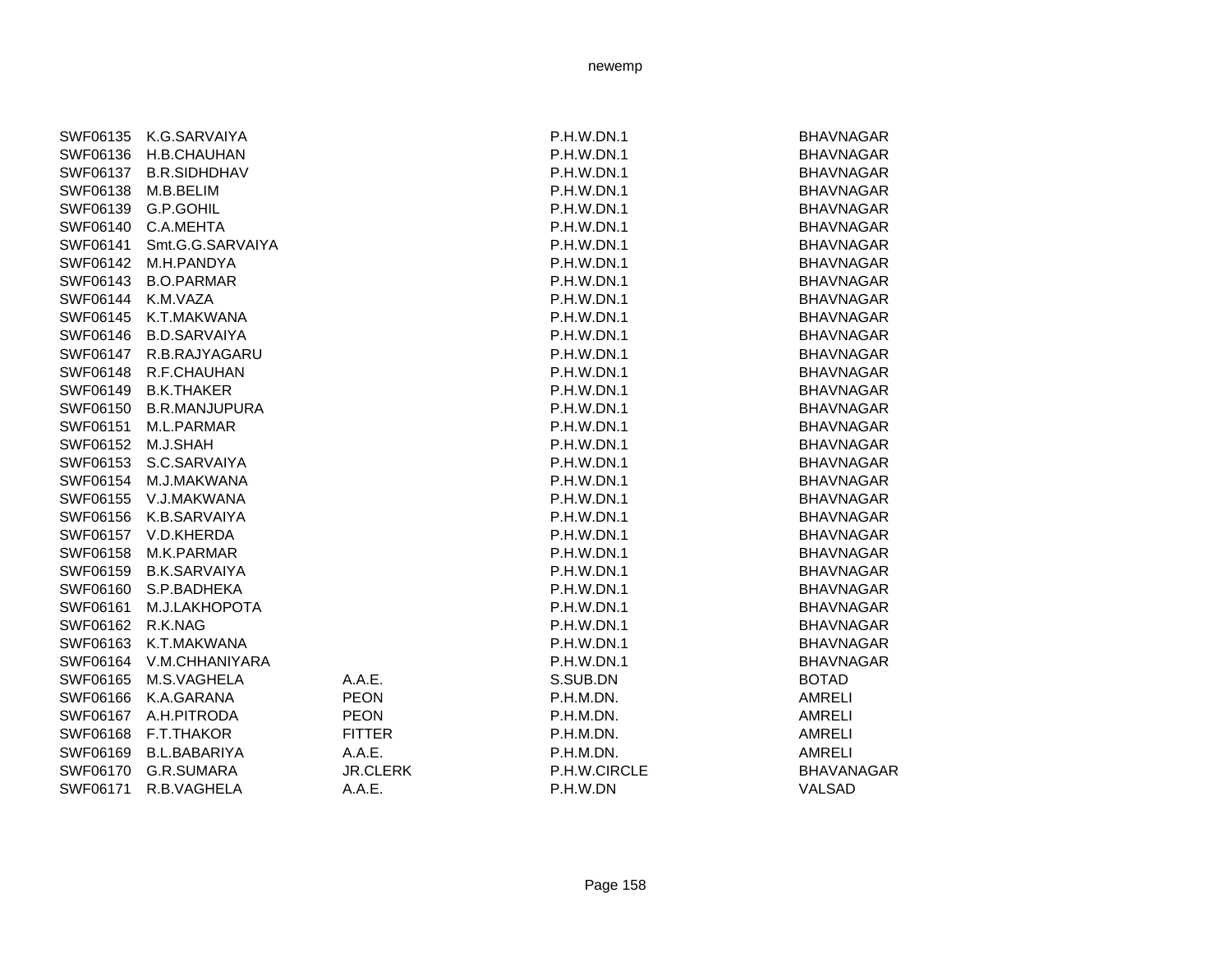| | | | | |
|---|---|---|---|---|
| SWF06135 | K.G.SARVAIYA | | P.H.W.DN.1 | BHAVNAGAR |
| SWF06136 | H.B.CHAUHAN | | P.H.W.DN.1 | BHAVNAGAR |
| SWF06137 | B.R.SIDHDHAV | | P.H.W.DN.1 | BHAVNAGAR |
| SWF06138 | M.B.BELIM | | P.H.W.DN.1 | BHAVNAGAR |
| SWF06139 | G.P.GOHIL | | P.H.W.DN.1 | BHAVNAGAR |
| SWF06140 | C.A.MEHTA | | P.H.W.DN.1 | BHAVNAGAR |
| SWF06141 | Smt.G.G.SARVAIYA | | P.H.W.DN.1 | BHAVNAGAR |
| SWF06142 | M.H.PANDYA | | P.H.W.DN.1 | BHAVNAGAR |
| SWF06143 | B.O.PARMAR | | P.H.W.DN.1 | BHAVNAGAR |
| SWF06144 | K.M.VAZA | | P.H.W.DN.1 | BHAVNAGAR |
| SWF06145 | K.T.MAKWANA | | P.H.W.DN.1 | BHAVNAGAR |
| SWF06146 | B.D.SARVAIYA | | P.H.W.DN.1 | BHAVNAGAR |
| SWF06147 | R.B.RAJYAGARU | | P.H.W.DN.1 | BHAVNAGAR |
| SWF06148 | R.F.CHAUHAN | | P.H.W.DN.1 | BHAVNAGAR |
| SWF06149 | B.K.THAKER | | P.H.W.DN.1 | BHAVNAGAR |
| SWF06150 | B.R.MANJUPURA | | P.H.W.DN.1 | BHAVNAGAR |
| SWF06151 | M.L.PARMAR | | P.H.W.DN.1 | BHAVNAGAR |
| SWF06152 | M.J.SHAH | | P.H.W.DN.1 | BHAVNAGAR |
| SWF06153 | S.C.SARVAIYA | | P.H.W.DN.1 | BHAVNAGAR |
| SWF06154 | M.J.MAKWANA | | P.H.W.DN.1 | BHAVNAGAR |
| SWF06155 | V.J.MAKWANA | | P.H.W.DN.1 | BHAVNAGAR |
| SWF06156 | K.B.SARVAIYA | | P.H.W.DN.1 | BHAVNAGAR |
| SWF06157 | V.D.KHERDA | | P.H.W.DN.1 | BHAVNAGAR |
| SWF06158 | M.K.PARMAR | | P.H.W.DN.1 | BHAVNAGAR |
| SWF06159 | B.K.SARVAIYA | | P.H.W.DN.1 | BHAVNAGAR |
| SWF06160 | S.P.BADHEKA | | P.H.W.DN.1 | BHAVNAGAR |
| SWF06161 | M.J.LAKHOPOTA | | P.H.W.DN.1 | BHAVNAGAR |
| SWF06162 | R.K.NAG | | P.H.W.DN.1 | BHAVNAGAR |
| SWF06163 | K.T.MAKWANA | | P.H.W.DN.1 | BHAVNAGAR |
| SWF06164 | V.M.CHHANIYARA | | P.H.W.DN.1 | BHAVNAGAR |
| SWF06165 | M.S.VAGHELA | A.A.E. | S.SUB.DN | BOTAD |
| SWF06166 | K.A.GARANA | PEON | P.H.M.DN. | AMRELI |
| SWF06167 | A.H.PITRODA | PEON | P.H.M.DN. | AMRELI |
| SWF06168 | F.T.THAKOR | FITTER | P.H.M.DN. | AMRELI |
| SWF06169 | B.L.BABARIYA | A.A.E. | P.H.M.DN. | AMRELI |
| SWF06170 | G.R.SUMARA | JR.CLERK | P.H.W.CIRCLE | BHAVANAGAR |
| SWF06171 | R.B.VAGHELA | A.A.E. | P.H.W.DN | VALSAD |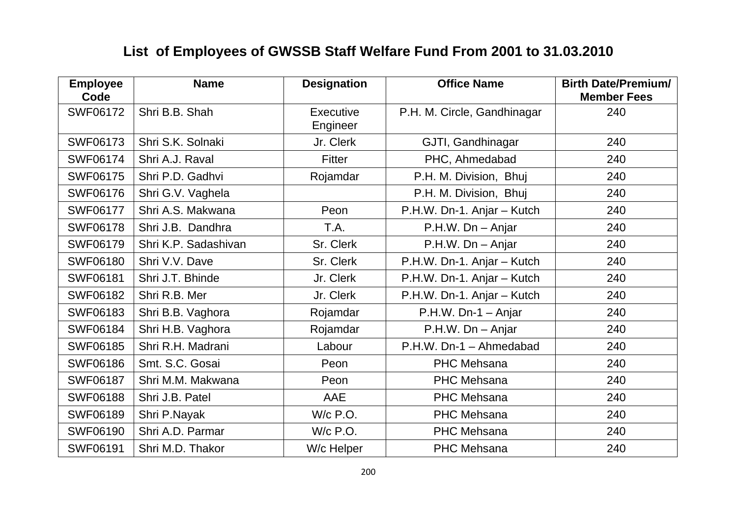# List of Employees of GWSSB Staff Welfare Fund From 2001 to 31.03.2010

| Employee Code | Name | Designation | Office Name | Birth Date/Premium/ Member Fees |
|---|---|---|---|---|
| SWF06172 | Shri B.B. Shah | Executive Engineer | P.H. M. Circle, Gandhinagar | 240 |
| SWF06173 | Shri S.K. Solnaki | Jr. Clerk | GJTI, Gandhinagar | 240 |
| SWF06174 | Shri A.J. Raval | Fitter | PHC, Ahmedabad | 240 |
| SWF06175 | Shri P.D. Gadhvi | Rojamdar | P.H. M. Division, Bhuj | 240 |
| SWF06176 | Shri G.V. Vaghela | | P.H. M. Division, Bhuj | 240 |
| SWF06177 | Shri A.S. Makwana | Peon | P.H.W. Dn-1. Anjar – Kutch | 240 |
| SWF06178 | Shri J.B. Dandhra | T.A. | P.H.W. Dn – Anjar | 240 |
| SWF06179 | Shri K.P. Sadashivan | Sr. Clerk | P.H.W. Dn – Anjar | 240 |
| SWF06180 | Shri V.V. Dave | Sr. Clerk | P.H.W. Dn-1. Anjar – Kutch | 240 |
| SWF06181 | Shri J.T. Bhinde | Jr. Clerk | P.H.W. Dn-1. Anjar – Kutch | 240 |
| SWF06182 | Shri R.B. Mer | Jr. Clerk | P.H.W. Dn-1. Anjar – Kutch | 240 |
| SWF06183 | Shri B.B. Vaghora | Rojamdar | P.H.W. Dn-1 – Anjar | 240 |
| SWF06184 | Shri H.B. Vaghora | Rojamdar | P.H.W. Dn – Anjar | 240 |
| SWF06185 | Shri R.H. Madrani | Labour | P.H.W. Dn-1 – Ahmedabad | 240 |
| SWF06186 | Smt. S.C. Gosai | Peon | PHC Mehsana | 240 |
| SWF06187 | Shri M.M. Makwana | Peon | PHC Mehsana | 240 |
| SWF06188 | Shri J.B. Patel | AAE | PHC Mehsana | 240 |
| SWF06189 | Shri P.Nayak | W/c P.O. | PHC Mehsana | 240 |
| SWF06190 | Shri A.D. Parmar | W/c P.O. | PHC Mehsana | 240 |
| SWF06191 | Shri M.D. Thakor | W/c Helper | PHC Mehsana | 240 |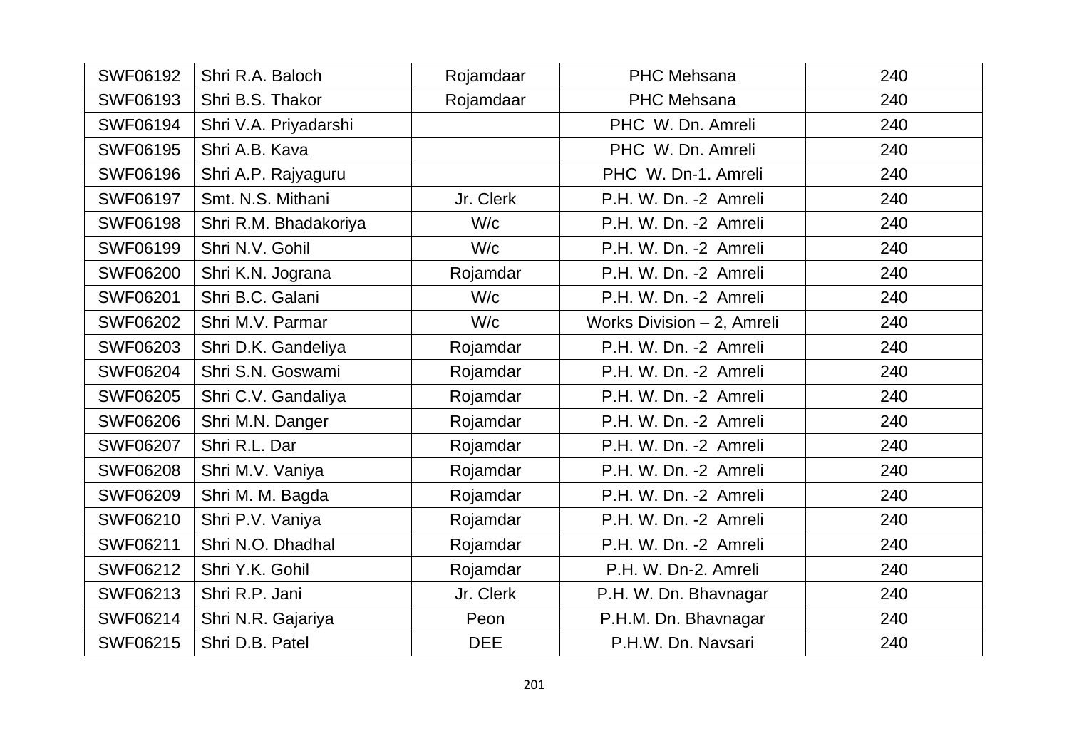| SWF06192 | Shri R.A. Baloch | Rojamdaar | PHC Mehsana | 240 |
|---|---|---|---|---|
| SWF06193 | Shri B.S. Thakor | Rojamdaar | PHC Mehsana | 240 |
| SWF06194 | Shri V.A. Priyadarshi | | PHC W. Dn. Amreli | 240 |
| SWF06195 | Shri A.B. Kava | | PHC W. Dn. Amreli | 240 |
| SWF06196 | Shri A.P. Rajyaguru | | PHC W. Dn-1. Amreli | 240 |
| SWF06197 | Smt. N.S. Mithani | Jr. Clerk | P.H. W. Dn. -2 Amreli | 240 |
| SWF06198 | Shri R.M. Bhadakoriya | W/c | P.H. W. Dn. -2 Amreli | 240 |
| SWF06199 | Shri N.V. Gohil | W/c | P.H. W. Dn. -2 Amreli | 240 |
| SWF06200 | Shri K.N. Jograna | Rojamdar | P.H. W. Dn. -2 Amreli | 240 |
| SWF06201 | Shri B.C. Galani | W/c | P.H. W. Dn. -2 Amreli | 240 |
| SWF06202 | Shri M.V. Parmar | W/c | Works Division – 2, Amreli | 240 |
| SWF06203 | Shri D.K. Gandeliya | Rojamdar | P.H. W. Dn. -2 Amreli | 240 |
| SWF06204 | Shri S.N. Goswami | Rojamdar | P.H. W. Dn. -2 Amreli | 240 |
| SWF06205 | Shri C.V. Gandaliya | Rojamdar | P.H. W. Dn. -2 Amreli | 240 |
| SWF06206 | Shri M.N. Danger | Rojamdar | P.H. W. Dn. -2 Amreli | 240 |
| SWF06207 | Shri R.L. Dar | Rojamdar | P.H. W. Dn. -2 Amreli | 240 |
| SWF06208 | Shri M.V. Vaniya | Rojamdar | P.H. W. Dn. -2 Amreli | 240 |
| SWF06209 | Shri M. M. Bagda | Rojamdar | P.H. W. Dn. -2 Amreli | 240 |
| SWF06210 | Shri P.V. Vaniya | Rojamdar | P.H. W. Dn. -2 Amreli | 240 |
| SWF06211 | Shri N.O. Dhadhal | Rojamdar | P.H. W. Dn. -2 Amreli | 240 |
| SWF06212 | Shri Y.K. Gohil | Rojamdar | P.H. W. Dn-2. Amreli | 240 |
| SWF06213 | Shri R.P. Jani | Jr. Clerk | P.H. W. Dn. Bhavnagar | 240 |
| SWF06214 | Shri N.R. Gajariya | Peon | P.H.M. Dn. Bhavnagar | 240 |
| SWF06215 | Shri D.B. Patel | DEE | P.H.W. Dn. Navsari | 240 |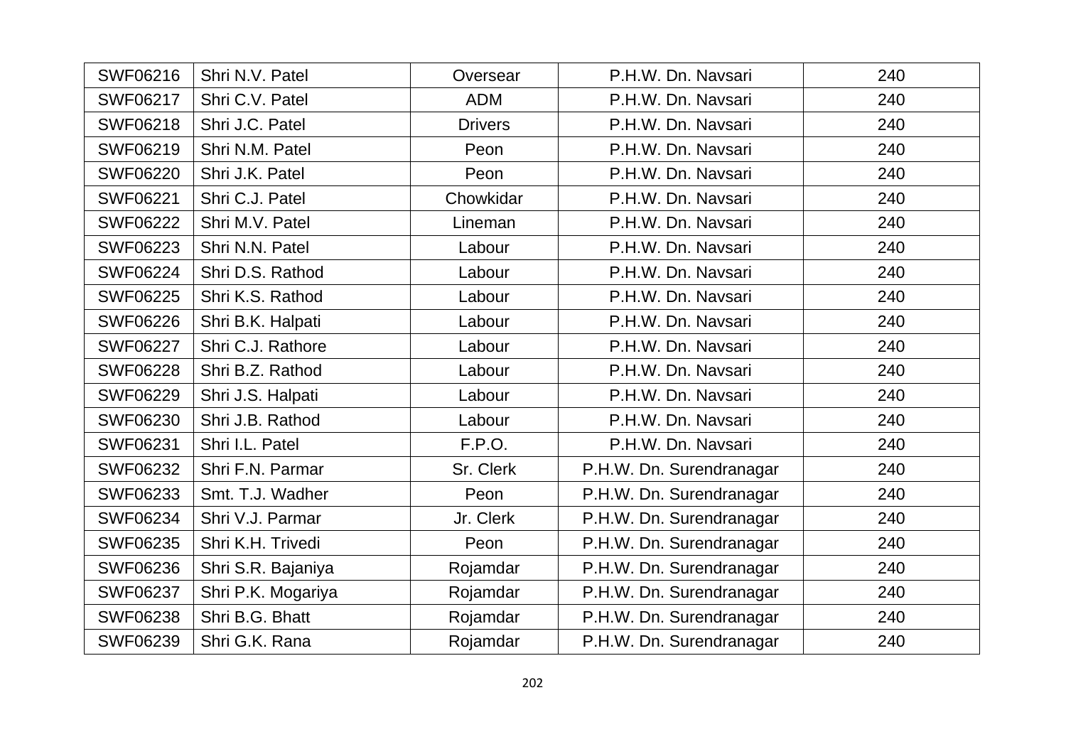| SWF06216 | Shri N.V. Patel | Oversear | P.H.W. Dn. Navsari | 240 |
|---|---|---|---|---|
| SWF06217 | Shri C.V. Patel | ADM | P.H.W. Dn. Navsari | 240 |
| SWF06218 | Shri J.C. Patel | Drivers | P.H.W. Dn. Navsari | 240 |
| SWF06219 | Shri N.M. Patel | Peon | P.H.W. Dn. Navsari | 240 |
| SWF06220 | Shri J.K. Patel | Peon | P.H.W. Dn. Navsari | 240 |
| SWF06221 | Shri C.J. Patel | Chowkidar | P.H.W. Dn. Navsari | 240 |
| SWF06222 | Shri M.V. Patel | Lineman | P.H.W. Dn. Navsari | 240 |
| SWF06223 | Shri N.N. Patel | Labour | P.H.W. Dn. Navsari | 240 |
| SWF06224 | Shri D.S. Rathod | Labour | P.H.W. Dn. Navsari | 240 |
| SWF06225 | Shri K.S. Rathod | Labour | P.H.W. Dn. Navsari | 240 |
| SWF06226 | Shri B.K. Halpati | Labour | P.H.W. Dn. Navsari | 240 |
| SWF06227 | Shri C.J. Rathore | Labour | P.H.W. Dn. Navsari | 240 |
| SWF06228 | Shri B.Z. Rathod | Labour | P.H.W. Dn. Navsari | 240 |
| SWF06229 | Shri J.S. Halpati | Labour | P.H.W. Dn. Navsari | 240 |
| SWF06230 | Shri J.B. Rathod | Labour | P.H.W. Dn. Navsari | 240 |
| SWF06231 | Shri I.L. Patel | F.P.O. | P.H.W. Dn. Navsari | 240 |
| SWF06232 | Shri F.N. Parmar | Sr. Clerk | P.H.W. Dn. Surendranagar | 240 |
| SWF06233 | Smt. T.J. Wadher | Peon | P.H.W. Dn. Surendranagar | 240 |
| SWF06234 | Shri V.J. Parmar | Jr. Clerk | P.H.W. Dn. Surendranagar | 240 |
| SWF06235 | Shri K.H. Trivedi | Peon | P.H.W. Dn. Surendranagar | 240 |
| SWF06236 | Shri S.R. Bajaniya | Rojamdar | P.H.W. Dn. Surendranagar | 240 |
| SWF06237 | Shri P.K. Mogariya | Rojamdar | P.H.W. Dn. Surendranagar | 240 |
| SWF06238 | Shri B.G. Bhatt | Rojamdar | P.H.W. Dn. Surendranagar | 240 |
| SWF06239 | Shri G.K. Rana | Rojamdar | P.H.W. Dn. Surendranagar | 240 |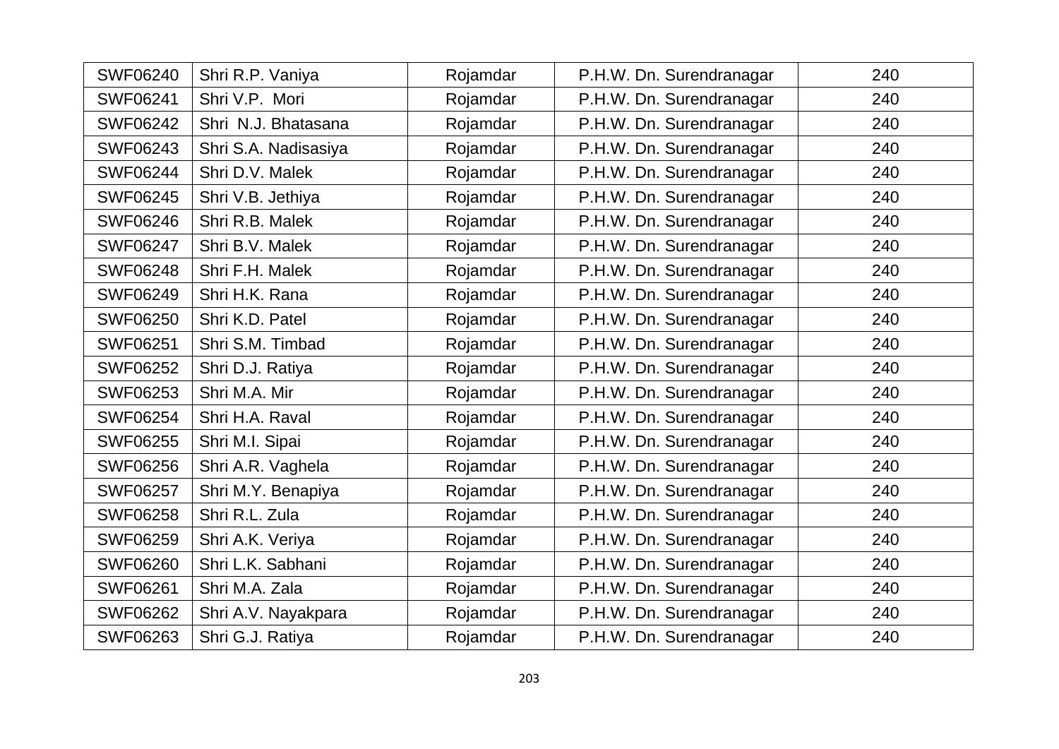| SWF06240 | Shri R.P. Vaniya | Rojamdar | P.H.W. Dn. Surendranagar | 240 |
|---|---|---|---|---|
| SWF06241 | Shri V.P. Mori | Rojamdar | P.H.W. Dn. Surendranagar | 240 |
| SWF06242 | Shri N.J. Bhatasana | Rojamdar | P.H.W. Dn. Surendranagar | 240 |
| SWF06243 | Shri S.A. Nadisasiya | Rojamdar | P.H.W. Dn. Surendranagar | 240 |
| SWF06244 | Shri D.V. Malek | Rojamdar | P.H.W. Dn. Surendranagar | 240 |
| SWF06245 | Shri V.B. Jethiya | Rojamdar | P.H.W. Dn. Surendranagar | 240 |
| SWF06246 | Shri R.B. Malek | Rojamdar | P.H.W. Dn. Surendranagar | 240 |
| SWF06247 | Shri B.V. Malek | Rojamdar | P.H.W. Dn. Surendranagar | 240 |
| SWF06248 | Shri F.H. Malek | Rojamdar | P.H.W. Dn. Surendranagar | 240 |
| SWF06249 | Shri H.K. Rana | Rojamdar | P.H.W. Dn. Surendranagar | 240 |
| SWF06250 | Shri K.D. Patel | Rojamdar | P.H.W. Dn. Surendranagar | 240 |
| SWF06251 | Shri S.M. Timbad | Rojamdar | P.H.W. Dn. Surendranagar | 240 |
| SWF06252 | Shri D.J. Ratiya | Rojamdar | P.H.W. Dn. Surendranagar | 240 |
| SWF06253 | Shri M.A. Mir | Rojamdar | P.H.W. Dn. Surendranagar | 240 |
| SWF06254 | Shri H.A. Raval | Rojamdar | P.H.W. Dn. Surendranagar | 240 |
| SWF06255 | Shri M.I. Sipai | Rojamdar | P.H.W. Dn. Surendranagar | 240 |
| SWF06256 | Shri A.R. Vaghela | Rojamdar | P.H.W. Dn. Surendranagar | 240 |
| SWF06257 | Shri M.Y. Benapiya | Rojamdar | P.H.W. Dn. Surendranagar | 240 |
| SWF06258 | Shri R.L. Zula | Rojamdar | P.H.W. Dn. Surendranagar | 240 |
| SWF06259 | Shri A.K. Veriya | Rojamdar | P.H.W. Dn. Surendranagar | 240 |
| SWF06260 | Shri L.K. Sabhani | Rojamdar | P.H.W. Dn. Surendranagar | 240 |
| SWF06261 | Shri M.A. Zala | Rojamdar | P.H.W. Dn. Surendranagar | 240 |
| SWF06262 | Shri A.V. Nayakpara | Rojamdar | P.H.W. Dn. Surendranagar | 240 |
| SWF06263 | Shri G.J. Ratiya | Rojamdar | P.H.W. Dn. Surendranagar | 240 |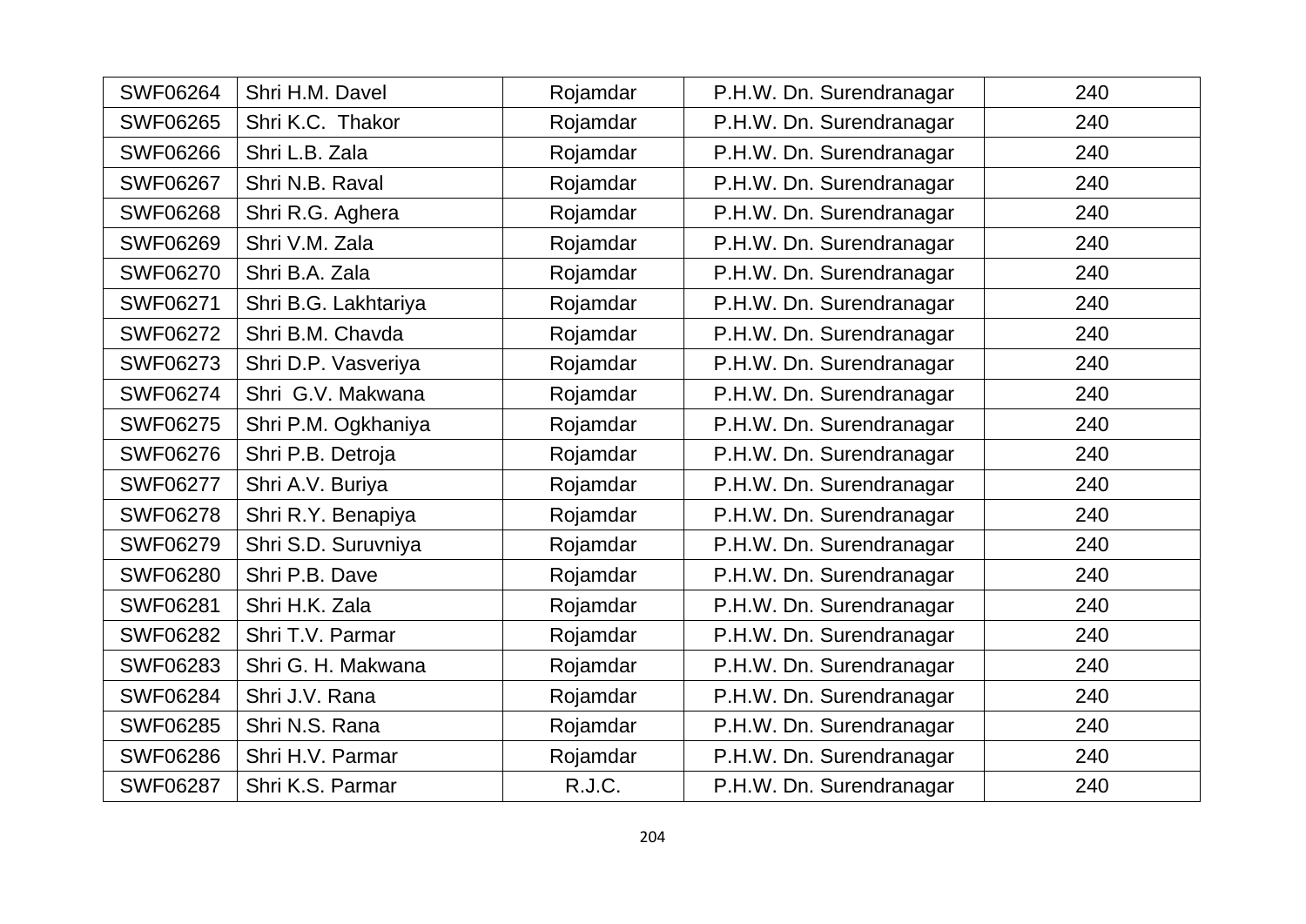| SWF06264 | Shri H.M. Davel | Rojamdar | P.H.W. Dn. Surendranagar | 240 |
|---|---|---|---|---|
| SWF06265 | Shri K.C. Thakor | Rojamdar | P.H.W. Dn. Surendranagar | 240 |
| SWF06266 | Shri L.B. Zala | Rojamdar | P.H.W. Dn. Surendranagar | 240 |
| SWF06267 | Shri N.B. Raval | Rojamdar | P.H.W. Dn. Surendranagar | 240 |
| SWF06268 | Shri R.G. Aghera | Rojamdar | P.H.W. Dn. Surendranagar | 240 |
| SWF06269 | Shri V.M. Zala | Rojamdar | P.H.W. Dn. Surendranagar | 240 |
| SWF06270 | Shri B.A. Zala | Rojamdar | P.H.W. Dn. Surendranagar | 240 |
| SWF06271 | Shri B.G. Lakhtariya | Rojamdar | P.H.W. Dn. Surendranagar | 240 |
| SWF06272 | Shri B.M. Chavda | Rojamdar | P.H.W. Dn. Surendranagar | 240 |
| SWF06273 | Shri D.P. Vasveriya | Rojamdar | P.H.W. Dn. Surendranagar | 240 |
| SWF06274 | Shri G.V. Makwana | Rojamdar | P.H.W. Dn. Surendranagar | 240 |
| SWF06275 | Shri P.M. Ogkhaniya | Rojamdar | P.H.W. Dn. Surendranagar | 240 |
| SWF06276 | Shri P.B. Detroja | Rojamdar | P.H.W. Dn. Surendranagar | 240 |
| SWF06277 | Shri A.V. Buriya | Rojamdar | P.H.W. Dn. Surendranagar | 240 |
| SWF06278 | Shri R.Y. Benapiya | Rojamdar | P.H.W. Dn. Surendranagar | 240 |
| SWF06279 | Shri S.D. Suruvniya | Rojamdar | P.H.W. Dn. Surendranagar | 240 |
| SWF06280 | Shri P.B. Dave | Rojamdar | P.H.W. Dn. Surendranagar | 240 |
| SWF06281 | Shri H.K. Zala | Rojamdar | P.H.W. Dn. Surendranagar | 240 |
| SWF06282 | Shri T.V. Parmar | Rojamdar | P.H.W. Dn. Surendranagar | 240 |
| SWF06283 | Shri G. H. Makwana | Rojamdar | P.H.W. Dn. Surendranagar | 240 |
| SWF06284 | Shri J.V. Rana | Rojamdar | P.H.W. Dn. Surendranagar | 240 |
| SWF06285 | Shri N.S. Rana | Rojamdar | P.H.W. Dn. Surendranagar | 240 |
| SWF06286 | Shri H.V. Parmar | Rojamdar | P.H.W. Dn. Surendranagar | 240 |
| SWF06287 | Shri K.S. Parmar | R.J.C. | P.H.W. Dn. Surendranagar | 240 |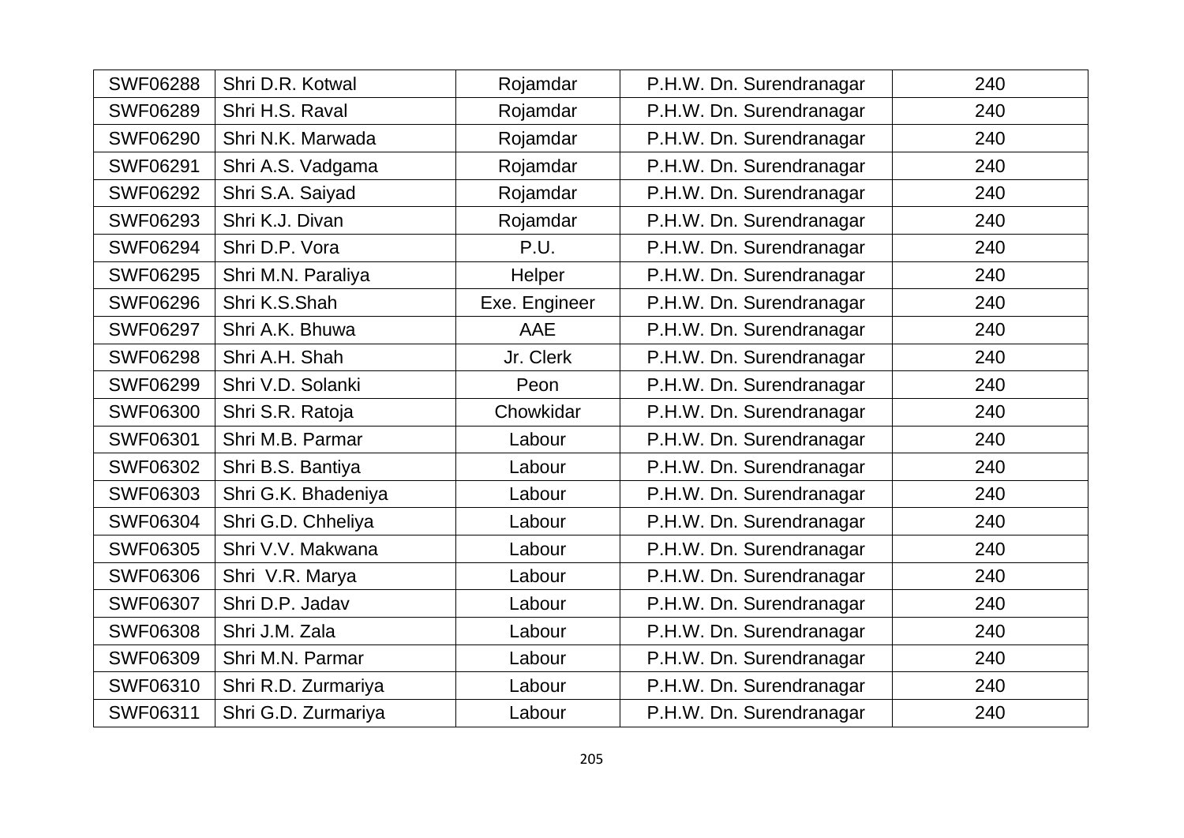| SWF06288 | Shri D.R. Kotwal | Rojamdar | P.H.W. Dn. Surendranagar | 240 |
|---|---|---|---|---|
| SWF06289 | Shri H.S. Raval | Rojamdar | P.H.W. Dn. Surendranagar | 240 |
| SWF06290 | Shri N.K. Marwada | Rojamdar | P.H.W. Dn. Surendranagar | 240 |
| SWF06291 | Shri A.S. Vadgama | Rojamdar | P.H.W. Dn. Surendranagar | 240 |
| SWF06292 | Shri S.A. Saiyad | Rojamdar | P.H.W. Dn. Surendranagar | 240 |
| SWF06293 | Shri K.J. Divan | Rojamdar | P.H.W. Dn. Surendranagar | 240 |
| SWF06294 | Shri D.P. Vora | P.U. | P.H.W. Dn. Surendranagar | 240 |
| SWF06295 | Shri M.N. Paraliya | Helper | P.H.W. Dn. Surendranagar | 240 |
| SWF06296 | Shri K.S.Shah | Exe. Engineer | P.H.W. Dn. Surendranagar | 240 |
| SWF06297 | Shri A.K. Bhuwa | AAE | P.H.W. Dn. Surendranagar | 240 |
| SWF06298 | Shri A.H. Shah | Jr. Clerk | P.H.W. Dn. Surendranagar | 240 |
| SWF06299 | Shri V.D. Solanki | Peon | P.H.W. Dn. Surendranagar | 240 |
| SWF06300 | Shri S.R. Ratoja | Chowkidar | P.H.W. Dn. Surendranagar | 240 |
| SWF06301 | Shri M.B. Parmar | Labour | P.H.W. Dn. Surendranagar | 240 |
| SWF06302 | Shri B.S. Bantiya | Labour | P.H.W. Dn. Surendranagar | 240 |
| SWF06303 | Shri G.K. Bhadeniya | Labour | P.H.W. Dn. Surendranagar | 240 |
| SWF06304 | Shri G.D. Chheliya | Labour | P.H.W. Dn. Surendranagar | 240 |
| SWF06305 | Shri V.V. Makwana | Labour | P.H.W. Dn. Surendranagar | 240 |
| SWF06306 | Shri V.R. Marya | Labour | P.H.W. Dn. Surendranagar | 240 |
| SWF06307 | Shri D.P. Jadav | Labour | P.H.W. Dn. Surendranagar | 240 |
| SWF06308 | Shri J.M. Zala | Labour | P.H.W. Dn. Surendranagar | 240 |
| SWF06309 | Shri M.N. Parmar | Labour | P.H.W. Dn. Surendranagar | 240 |
| SWF06310 | Shri R.D. Zurmariya | Labour | P.H.W. Dn. Surendranagar | 240 |
| SWF06311 | Shri G.D. Zurmariya | Labour | P.H.W. Dn. Surendranagar | 240 |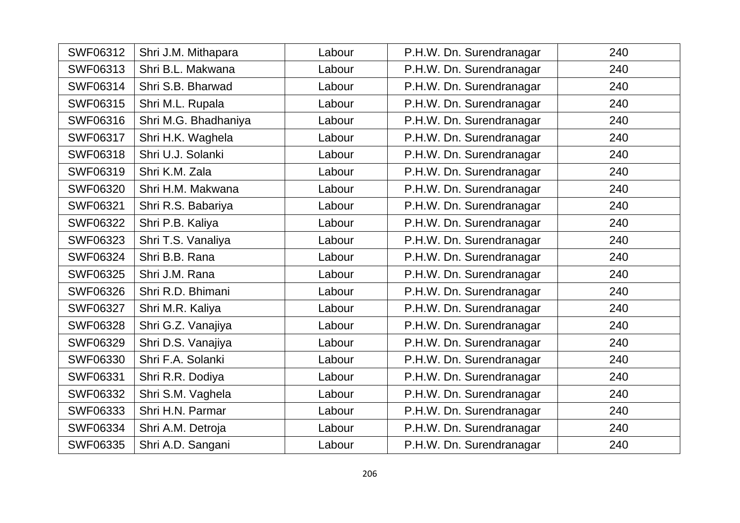| SWF06312 | Shri J.M. Mithapara | Labour | P.H.W. Dn. Surendranagar | 240 |
|---|---|---|---|---|
| SWF06313 | Shri B.L. Makwana | Labour | P.H.W. Dn. Surendranagar | 240 |
| SWF06314 | Shri S.B. Bharwad | Labour | P.H.W. Dn. Surendranagar | 240 |
| SWF06315 | Shri M.L. Rupala | Labour | P.H.W. Dn. Surendranagar | 240 |
| SWF06316 | Shri M.G. Bhadhaniya | Labour | P.H.W. Dn. Surendranagar | 240 |
| SWF06317 | Shri H.K. Waghela | Labour | P.H.W. Dn. Surendranagar | 240 |
| SWF06318 | Shri U.J. Solanki | Labour | P.H.W. Dn. Surendranagar | 240 |
| SWF06319 | Shri K.M. Zala | Labour | P.H.W. Dn. Surendranagar | 240 |
| SWF06320 | Shri H.M. Makwana | Labour | P.H.W. Dn. Surendranagar | 240 |
| SWF06321 | Shri R.S. Babariya | Labour | P.H.W. Dn. Surendranagar | 240 |
| SWF06322 | Shri P.B. Kaliya | Labour | P.H.W. Dn. Surendranagar | 240 |
| SWF06323 | Shri T.S. Vanaliya | Labour | P.H.W. Dn. Surendranagar | 240 |
| SWF06324 | Shri B.B. Rana | Labour | P.H.W. Dn. Surendranagar | 240 |
| SWF06325 | Shri J.M. Rana | Labour | P.H.W. Dn. Surendranagar | 240 |
| SWF06326 | Shri R.D. Bhimani | Labour | P.H.W. Dn. Surendranagar | 240 |
| SWF06327 | Shri M.R. Kaliya | Labour | P.H.W. Dn. Surendranagar | 240 |
| SWF06328 | Shri G.Z. Vanajiya | Labour | P.H.W. Dn. Surendranagar | 240 |
| SWF06329 | Shri D.S. Vanajiya | Labour | P.H.W. Dn. Surendranagar | 240 |
| SWF06330 | Shri F.A. Solanki | Labour | P.H.W. Dn. Surendranagar | 240 |
| SWF06331 | Shri R.R. Dodiya | Labour | P.H.W. Dn. Surendranagar | 240 |
| SWF06332 | Shri S.M. Vaghela | Labour | P.H.W. Dn. Surendranagar | 240 |
| SWF06333 | Shri H.N. Parmar | Labour | P.H.W. Dn. Surendranagar | 240 |
| SWF06334 | Shri A.M. Detroja | Labour | P.H.W. Dn. Surendranagar | 240 |
| SWF06335 | Shri A.D. Sangani | Labour | P.H.W. Dn. Surendranagar | 240 |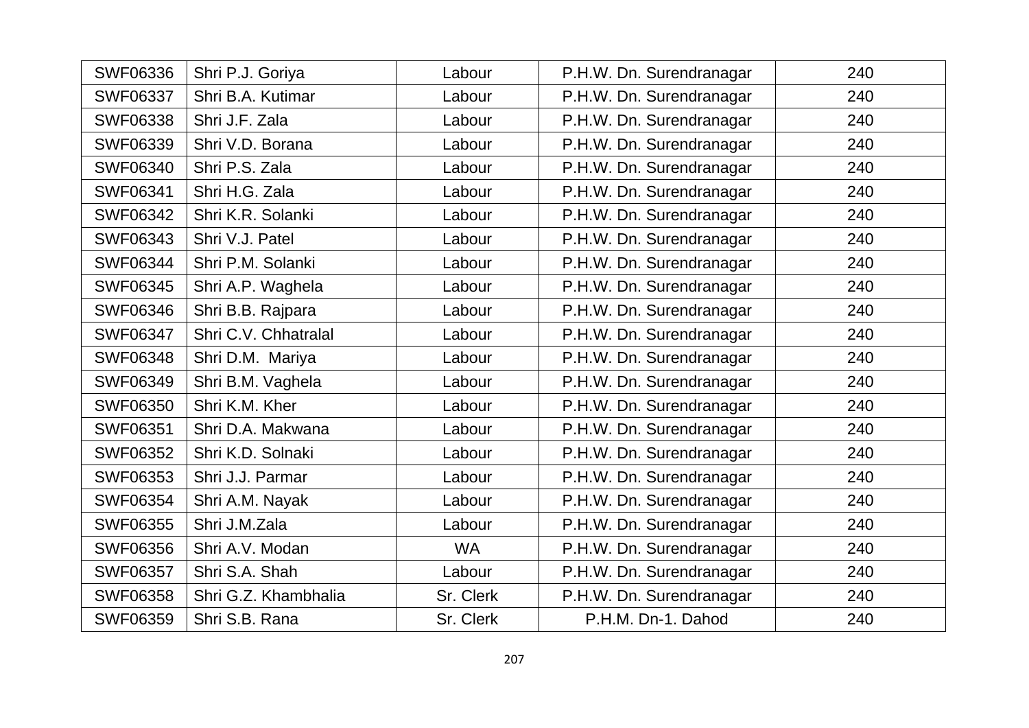| SWF06336 | Shri P.J. Goriya | Labour | P.H.W. Dn. Surendranagar | 240 |
|---|---|---|---|---|
| SWF06337 | Shri B.A. Kutimar | Labour | P.H.W. Dn. Surendranagar | 240 |
| SWF06338 | Shri J.F. Zala | Labour | P.H.W. Dn. Surendranagar | 240 |
| SWF06339 | Shri V.D. Borana | Labour | P.H.W. Dn. Surendranagar | 240 |
| SWF06340 | Shri P.S. Zala | Labour | P.H.W. Dn. Surendranagar | 240 |
| SWF06341 | Shri H.G. Zala | Labour | P.H.W. Dn. Surendranagar | 240 |
| SWF06342 | Shri K.R. Solanki | Labour | P.H.W. Dn. Surendranagar | 240 |
| SWF06343 | Shri V.J. Patel | Labour | P.H.W. Dn. Surendranagar | 240 |
| SWF06344 | Shri P.M. Solanki | Labour | P.H.W. Dn. Surendranagar | 240 |
| SWF06345 | Shri A.P. Waghela | Labour | P.H.W. Dn. Surendranagar | 240 |
| SWF06346 | Shri B.B. Rajpara | Labour | P.H.W. Dn. Surendranagar | 240 |
| SWF06347 | Shri C.V. Chhatralal | Labour | P.H.W. Dn. Surendranagar | 240 |
| SWF06348 | Shri D.M. Mariya | Labour | P.H.W. Dn. Surendranagar | 240 |
| SWF06349 | Shri B.M. Vaghela | Labour | P.H.W. Dn. Surendranagar | 240 |
| SWF06350 | Shri K.M. Kher | Labour | P.H.W. Dn. Surendranagar | 240 |
| SWF06351 | Shri D.A. Makwana | Labour | P.H.W. Dn. Surendranagar | 240 |
| SWF06352 | Shri K.D. Solnaki | Labour | P.H.W. Dn. Surendranagar | 240 |
| SWF06353 | Shri J.J. Parmar | Labour | P.H.W. Dn. Surendranagar | 240 |
| SWF06354 | Shri A.M. Nayak | Labour | P.H.W. Dn. Surendranagar | 240 |
| SWF06355 | Shri J.M.Zala | Labour | P.H.W. Dn. Surendranagar | 240 |
| SWF06356 | Shri A.V. Modan | WA | P.H.W. Dn. Surendranagar | 240 |
| SWF06357 | Shri S.A. Shah | Labour | P.H.W. Dn. Surendranagar | 240 |
| SWF06358 | Shri G.Z. Khambhalia | Sr. Clerk | P.H.W. Dn. Surendranagar | 240 |
| SWF06359 | Shri S.B. Rana | Sr. Clerk | P.H.M. Dn-1. Dahod | 240 |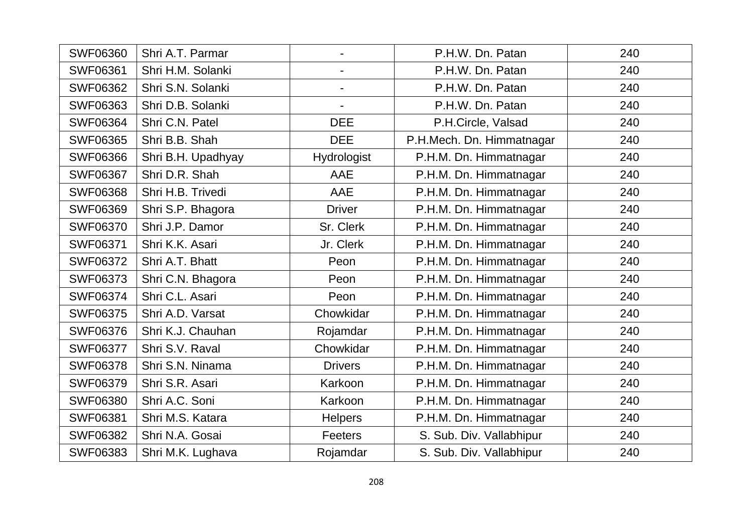| SWF06360 | Shri A.T. Parmar | - | P.H.W. Dn. Patan | 240 |
|---|---|---|---|---|
| SWF06361 | Shri H.M. Solanki | - | P.H.W. Dn. Patan | 240 |
| SWF06362 | Shri S.N. Solanki | - | P.H.W. Dn. Patan | 240 |
| SWF06363 | Shri D.B. Solanki | - | P.H.W. Dn. Patan | 240 |
| SWF06364 | Shri C.N. Patel | DEE | P.H.Circle, Valsad | 240 |
| SWF06365 | Shri B.B. Shah | DEE | P.H.Mech. Dn. Himmatnagar | 240 |
| SWF06366 | Shri B.H. Upadhyay | Hydrologist | P.H.M. Dn. Himmatnagar | 240 |
| SWF06367 | Shri D.R. Shah | AAE | P.H.M. Dn. Himmatnagar | 240 |
| SWF06368 | Shri H.B. Trivedi | AAE | P.H.M. Dn. Himmatnagar | 240 |
| SWF06369 | Shri S.P. Bhagora | Driver | P.H.M. Dn. Himmatnagar | 240 |
| SWF06370 | Shri J.P. Damor | Sr. Clerk | P.H.M. Dn. Himmatnagar | 240 |
| SWF06371 | Shri K.K. Asari | Jr. Clerk | P.H.M. Dn. Himmatnagar | 240 |
| SWF06372 | Shri A.T. Bhatt | Peon | P.H.M. Dn. Himmatnagar | 240 |
| SWF06373 | Shri C.N. Bhagora | Peon | P.H.M. Dn. Himmatnagar | 240 |
| SWF06374 | Shri C.L. Asari | Peon | P.H.M. Dn. Himmatnagar | 240 |
| SWF06375 | Shri A.D. Varsat | Chowkidar | P.H.M. Dn. Himmatnagar | 240 |
| SWF06376 | Shri K.J. Chauhan | Rojamdar | P.H.M. Dn. Himmatnagar | 240 |
| SWF06377 | Shri S.V. Raval | Chowkidar | P.H.M. Dn. Himmatnagar | 240 |
| SWF06378 | Shri S.N. Ninama | Drivers | P.H.M. Dn. Himmatnagar | 240 |
| SWF06379 | Shri S.R. Asari | Karkoon | P.H.M. Dn. Himmatnagar | 240 |
| SWF06380 | Shri A.C. Soni | Karkoon | P.H.M. Dn. Himmatnagar | 240 |
| SWF06381 | Shri M.S. Katara | Helpers | P.H.M. Dn. Himmatnagar | 240 |
| SWF06382 | Shri N.A. Gosai | Feeters | S. Sub. Div. Vallabhipur | 240 |
| SWF06383 | Shri M.K. Lughava | Rojamdar | S. Sub. Div. Vallabhipur | 240 |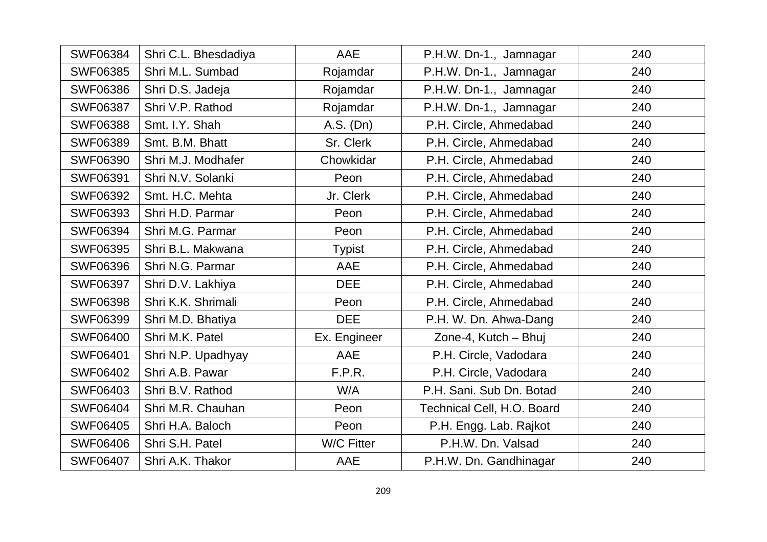| SWF06384 | Shri C.L. Bhesdadiya | AAE | P.H.W. Dn-1., Jamnagar | 240 |
|---|---|---|---|---|
| SWF06385 | Shri M.L. Sumbad | Rojamdar | P.H.W. Dn-1., Jamnagar | 240 |
| SWF06386 | Shri D.S. Jadeja | Rojamdar | P.H.W. Dn-1., Jamnagar | 240 |
| SWF06387 | Shri V.P. Rathod | Rojamdar | P.H.W. Dn-1., Jamnagar | 240 |
| SWF06388 | Smt. I.Y. Shah | A.S. (Dn) | P.H. Circle, Ahmedabad | 240 |
| SWF06389 | Smt. B.M. Bhatt | Sr. Clerk | P.H. Circle, Ahmedabad | 240 |
| SWF06390 | Shri M.J. Modhafer | Chowkidar | P.H. Circle, Ahmedabad | 240 |
| SWF06391 | Shri N.V. Solanki | Peon | P.H. Circle, Ahmedabad | 240 |
| SWF06392 | Smt. H.C. Mehta | Jr. Clerk | P.H. Circle, Ahmedabad | 240 |
| SWF06393 | Shri H.D. Parmar | Peon | P.H. Circle, Ahmedabad | 240 |
| SWF06394 | Shri M.G. Parmar | Peon | P.H. Circle, Ahmedabad | 240 |
| SWF06395 | Shri B.L. Makwana | Typist | P.H. Circle, Ahmedabad | 240 |
| SWF06396 | Shri N.G. Parmar | AAE | P.H. Circle, Ahmedabad | 240 |
| SWF06397 | Shri D.V. Lakhiya | DEE | P.H. Circle, Ahmedabad | 240 |
| SWF06398 | Shri K.K. Shrimali | Peon | P.H. Circle, Ahmedabad | 240 |
| SWF06399 | Shri M.D. Bhatiya | DEE | P.H. W. Dn. Ahwa-Dang | 240 |
| SWF06400 | Shri M.K. Patel | Ex. Engineer | Zone-4, Kutch – Bhuj | 240 |
| SWF06401 | Shri N.P. Upadhyay | AAE | P.H. Circle, Vadodara | 240 |
| SWF06402 | Shri A.B. Pawar | F.P.R. | P.H. Circle, Vadodara | 240 |
| SWF06403 | Shri B.V. Rathod | W/A | P.H. Sani. Sub Dn. Botad | 240 |
| SWF06404 | Shri M.R. Chauhan | Peon | Technical Cell, H.O. Board | 240 |
| SWF06405 | Shri H.A. Baloch | Peon | P.H. Engg. Lab. Rajkot | 240 |
| SWF06406 | Shri S.H. Patel | W/C Fitter | P.H.W. Dn. Valsad | 240 |
| SWF06407 | Shri A.K. Thakor | AAE | P.H.W. Dn. Gandhinagar | 240 |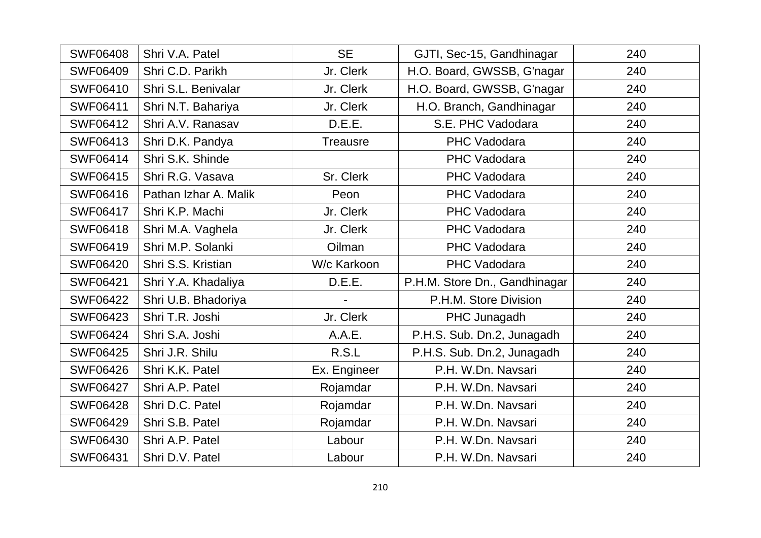| SWF06408 | Shri V.A. Patel | SE | GJTI, Sec-15, Gandhinagar | 240 |
|---|---|---|---|---|
| SWF06409 | Shri C.D. Parikh | Jr. Clerk | H.O. Board, GWSSB, G'nagar | 240 |
| SWF06410 | Shri S.L. Benivalar | Jr. Clerk | H.O. Board, GWSSB, G'nagar | 240 |
| SWF06411 | Shri N.T. Bahariya | Jr. Clerk | H.O. Branch, Gandhinagar | 240 |
| SWF06412 | Shri A.V. Ranasav | D.E.E. | S.E. PHC Vadodara | 240 |
| SWF06413 | Shri D.K. Pandya | Treausre | PHC Vadodara | 240 |
| SWF06414 | Shri S.K. Shinde | | PHC Vadodara | 240 |
| SWF06415 | Shri R.G. Vasava | Sr. Clerk | PHC Vadodara | 240 |
| SWF06416 | Pathan Izhar A. Malik | Peon | PHC Vadodara | 240 |
| SWF06417 | Shri K.P. Machi | Jr. Clerk | PHC Vadodara | 240 |
| SWF06418 | Shri M.A. Vaghela | Jr. Clerk | PHC Vadodara | 240 |
| SWF06419 | Shri M.P. Solanki | Oilman | PHC Vadodara | 240 |
| SWF06420 | Shri S.S. Kristian | W/c Karkoon | PHC Vadodara | 240 |
| SWF06421 | Shri Y.A. Khadaliya | D.E.E. | P.H.M. Store Dn., Gandhinagar | 240 |
| SWF06422 | Shri U.B. Bhadoriya | - | P.H.M. Store Division | 240 |
| SWF06423 | Shri T.R. Joshi | Jr. Clerk | PHC Junagadh | 240 |
| SWF06424 | Shri S.A. Joshi | A.A.E. | P.H.S. Sub. Dn.2, Junagadh | 240 |
| SWF06425 | Shri J.R. Shilu | R.S.L | P.H.S. Sub. Dn.2, Junagadh | 240 |
| SWF06426 | Shri K.K. Patel | Ex. Engineer | P.H. W.Dn. Navsari | 240 |
| SWF06427 | Shri A.P. Patel | Rojamdar | P.H. W.Dn. Navsari | 240 |
| SWF06428 | Shri D.C. Patel | Rojamdar | P.H. W.Dn. Navsari | 240 |
| SWF06429 | Shri S.B. Patel | Rojamdar | P.H. W.Dn. Navsari | 240 |
| SWF06430 | Shri A.P. Patel | Labour | P.H. W.Dn. Navsari | 240 |
| SWF06431 | Shri D.V. Patel | Labour | P.H. W.Dn. Navsari | 240 |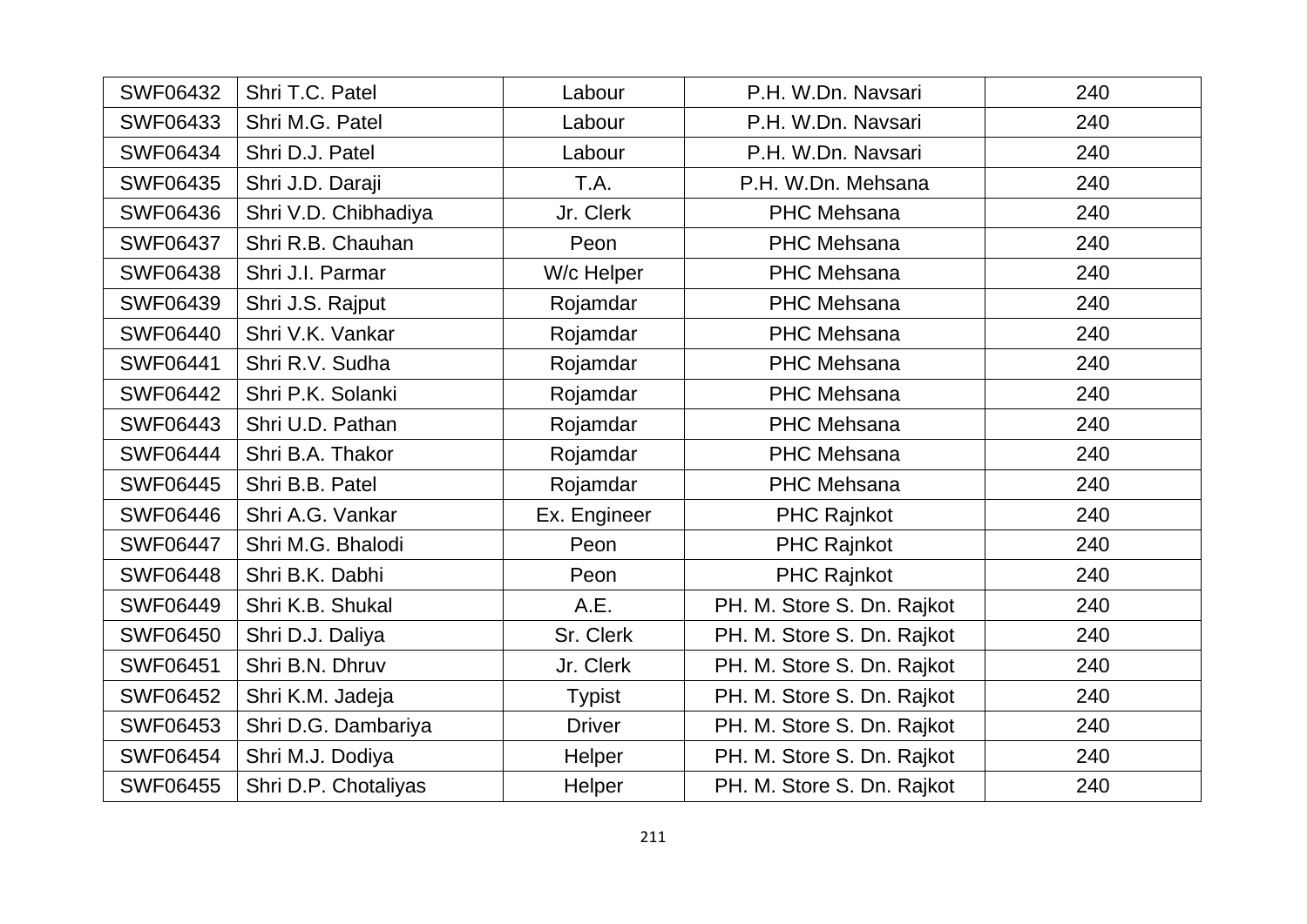| SWF06432 | Shri T.C. Patel | Labour | P.H. W.Dn. Navsari | 240 |
|---|---|---|---|---|
| SWF06433 | Shri M.G. Patel | Labour | P.H. W.Dn. Navsari | 240 |
| SWF06434 | Shri D.J. Patel | Labour | P.H. W.Dn. Navsari | 240 |
| SWF06435 | Shri J.D. Daraji | T.A. | P.H. W.Dn. Mehsana | 240 |
| SWF06436 | Shri V.D. Chibhadiya | Jr. Clerk | PHC Mehsana | 240 |
| SWF06437 | Shri R.B. Chauhan | Peon | PHC Mehsana | 240 |
| SWF06438 | Shri J.I. Parmar | W/c Helper | PHC Mehsana | 240 |
| SWF06439 | Shri J.S. Rajput | Rojamdar | PHC Mehsana | 240 |
| SWF06440 | Shri V.K. Vankar | Rojamdar | PHC Mehsana | 240 |
| SWF06441 | Shri R.V. Sudha | Rojamdar | PHC Mehsana | 240 |
| SWF06442 | Shri P.K. Solanki | Rojamdar | PHC Mehsana | 240 |
| SWF06443 | Shri U.D. Pathan | Rojamdar | PHC Mehsana | 240 |
| SWF06444 | Shri B.A. Thakor | Rojamdar | PHC Mehsana | 240 |
| SWF06445 | Shri B.B. Patel | Rojamdar | PHC Mehsana | 240 |
| SWF06446 | Shri A.G. Vankar | Ex. Engineer | PHC Rajnkot | 240 |
| SWF06447 | Shri M.G. Bhalodi | Peon | PHC Rajnkot | 240 |
| SWF06448 | Shri B.K. Dabhi | Peon | PHC Rajnkot | 240 |
| SWF06449 | Shri K.B. Shukal | A.E. | PH. M. Store S. Dn. Rajkot | 240 |
| SWF06450 | Shri D.J. Daliya | Sr. Clerk | PH. M. Store S. Dn. Rajkot | 240 |
| SWF06451 | Shri B.N. Dhruv | Jr. Clerk | PH. M. Store S. Dn. Rajkot | 240 |
| SWF06452 | Shri K.M. Jadeja | Typist | PH. M. Store S. Dn. Rajkot | 240 |
| SWF06453 | Shri D.G. Dambariya | Driver | PH. M. Store S. Dn. Rajkot | 240 |
| SWF06454 | Shri M.J. Dodiya | Helper | PH. M. Store S. Dn. Rajkot | 240 |
| SWF06455 | Shri D.P. Chotaliyas | Helper | PH. M. Store S. Dn. Rajkot | 240 |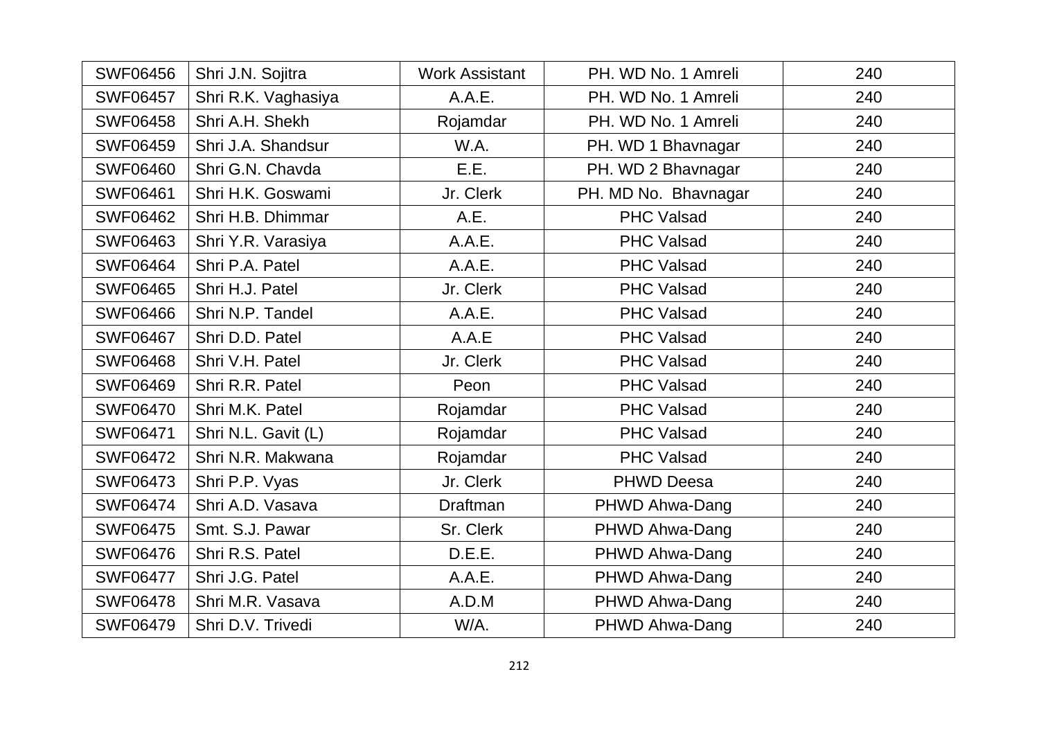| SWF06456 | Shri J.N. Sojitra | Work Assistant | PH. WD No. 1 Amreli | 240 |
|---|---|---|---|---|
| SWF06457 | Shri R.K. Vaghasiya | A.A.E. | PH. WD No. 1 Amreli | 240 |
| SWF06458 | Shri A.H. Shekh | Rojamdar | PH. WD No. 1 Amreli | 240 |
| SWF06459 | Shri J.A. Shandsur | W.A. | PH. WD 1 Bhavnagar | 240 |
| SWF06460 | Shri G.N. Chavda | E.E. | PH. WD 2 Bhavnagar | 240 |
| SWF06461 | Shri H.K. Goswami | Jr. Clerk | PH. MD No. Bhavnagar | 240 |
| SWF06462 | Shri H.B. Dhimmar | A.E. | PHC Valsad | 240 |
| SWF06463 | Shri Y.R. Varasiya | A.A.E. | PHC Valsad | 240 |
| SWF06464 | Shri P.A. Patel | A.A.E. | PHC Valsad | 240 |
| SWF06465 | Shri H.J. Patel | Jr. Clerk | PHC Valsad | 240 |
| SWF06466 | Shri N.P. Tandel | A.A.E. | PHC Valsad | 240 |
| SWF06467 | Shri D.D. Patel | A.A.E | PHC Valsad | 240 |
| SWF06468 | Shri V.H. Patel | Jr. Clerk | PHC Valsad | 240 |
| SWF06469 | Shri R.R. Patel | Peon | PHC Valsad | 240 |
| SWF06470 | Shri M.K. Patel | Rojamdar | PHC Valsad | 240 |
| SWF06471 | Shri N.L. Gavit (L) | Rojamdar | PHC Valsad | 240 |
| SWF06472 | Shri N.R. Makwana | Rojamdar | PHC Valsad | 240 |
| SWF06473 | Shri P.P. Vyas | Jr. Clerk | PHWD Deesa | 240 |
| SWF06474 | Shri A.D. Vasava | Draftman | PHWD Ahwa-Dang | 240 |
| SWF06475 | Smt. S.J. Pawar | Sr. Clerk | PHWD Ahwa-Dang | 240 |
| SWF06476 | Shri R.S. Patel | D.E.E. | PHWD Ahwa-Dang | 240 |
| SWF06477 | Shri J.G. Patel | A.A.E. | PHWD Ahwa-Dang | 240 |
| SWF06478 | Shri M.R. Vasava | A.D.M | PHWD Ahwa-Dang | 240 |
| SWF06479 | Shri D.V. Trivedi | W/A. | PHWD Ahwa-Dang | 240 |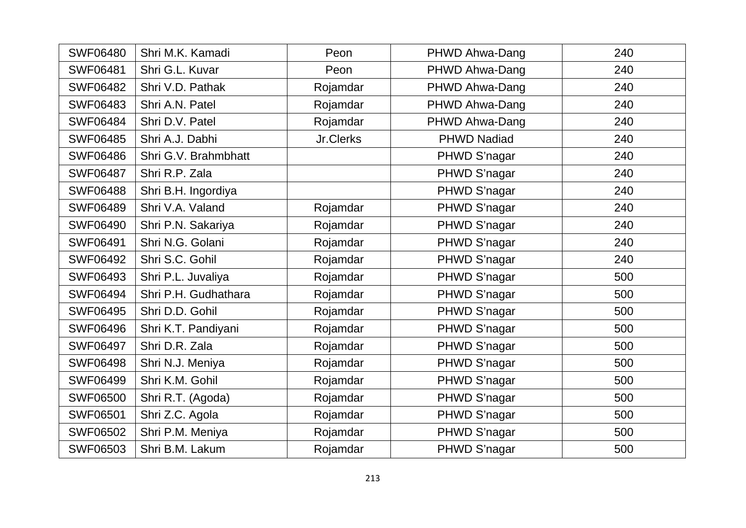| SWF06480 | Shri M.K. Kamadi | Peon | PHWD Ahwa-Dang | 240 |
|---|---|---|---|---|
| SWF06481 | Shri G.L. Kuvar | Peon | PHWD Ahwa-Dang | 240 |
| SWF06482 | Shri V.D. Pathak | Rojamdar | PHWD Ahwa-Dang | 240 |
| SWF06483 | Shri A.N. Patel | Rojamdar | PHWD Ahwa-Dang | 240 |
| SWF06484 | Shri D.V. Patel | Rojamdar | PHWD Ahwa-Dang | 240 |
| SWF06485 | Shri A.J. Dabhi | Jr.Clerks | PHWD Nadiad | 240 |
| SWF06486 | Shri G.V. Brahmbhatt | | PHWD S'nagar | 240 |
| SWF06487 | Shri R.P. Zala | | PHWD S'nagar | 240 |
| SWF06488 | Shri B.H. Ingordiya | | PHWD S'nagar | 240 |
| SWF06489 | Shri V.A. Valand | Rojamdar | PHWD S'nagar | 240 |
| SWF06490 | Shri P.N. Sakariya | Rojamdar | PHWD S'nagar | 240 |
| SWF06491 | Shri N.G. Golani | Rojamdar | PHWD S'nagar | 240 |
| SWF06492 | Shri S.C. Gohil | Rojamdar | PHWD S'nagar | 240 |
| SWF06493 | Shri P.L. Juvaliya | Rojamdar | PHWD S'nagar | 500 |
| SWF06494 | Shri P.H. Gudhathara | Rojamdar | PHWD S'nagar | 500 |
| SWF06495 | Shri D.D. Gohil | Rojamdar | PHWD S'nagar | 500 |
| SWF06496 | Shri K.T. Pandiyani | Rojamdar | PHWD S'nagar | 500 |
| SWF06497 | Shri D.R. Zala | Rojamdar | PHWD S'nagar | 500 |
| SWF06498 | Shri N.J. Meniya | Rojamdar | PHWD S'nagar | 500 |
| SWF06499 | Shri K.M. Gohil | Rojamdar | PHWD S'nagar | 500 |
| SWF06500 | Shri R.T. (Agoda) | Rojamdar | PHWD S'nagar | 500 |
| SWF06501 | Shri Z.C. Agola | Rojamdar | PHWD S'nagar | 500 |
| SWF06502 | Shri P.M. Meniya | Rojamdar | PHWD S'nagar | 500 |
| SWF06503 | Shri B.M. Lakum | Rojamdar | PHWD S'nagar | 500 |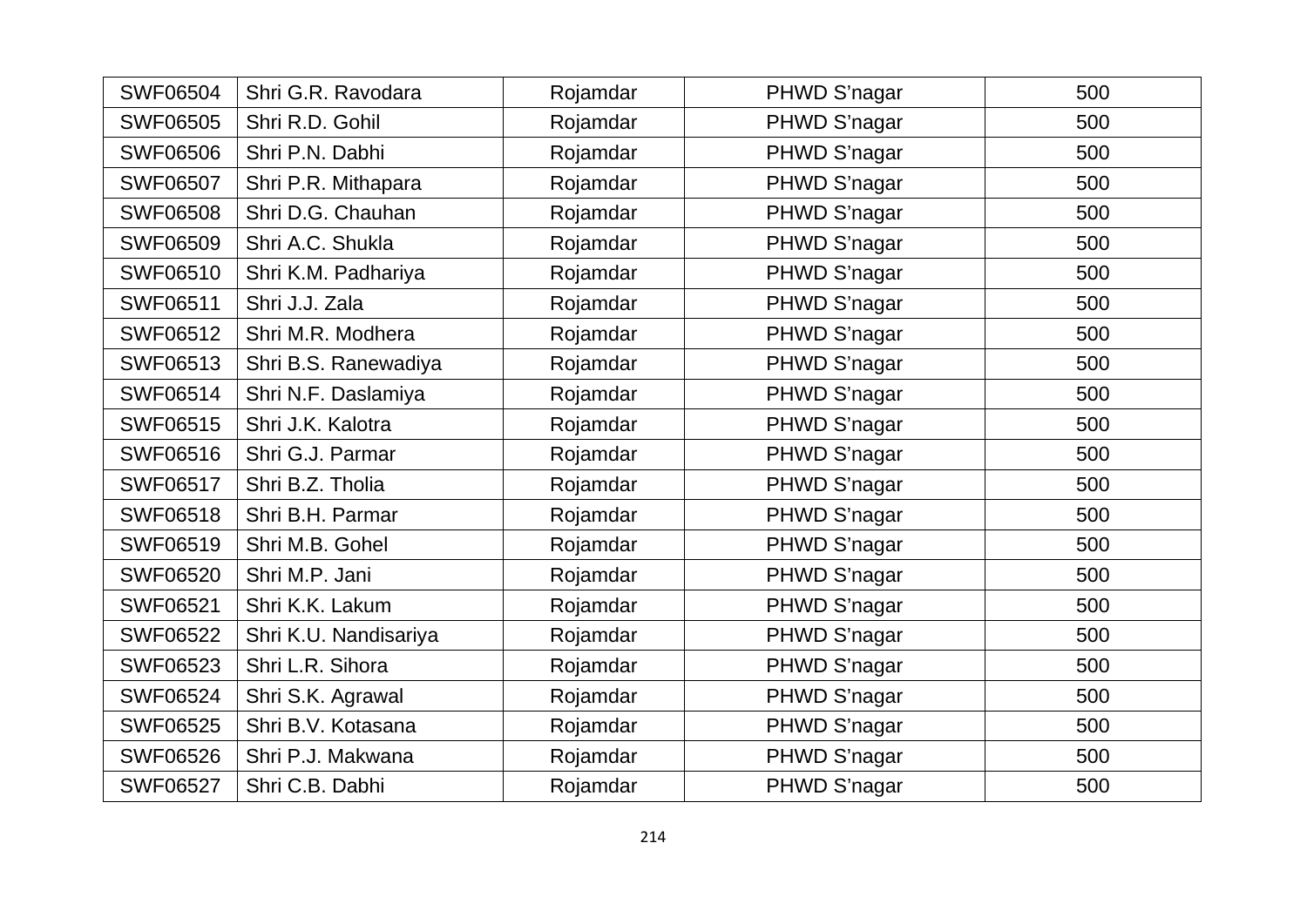| SWF06504 | Shri G.R. Ravodara | Rojamdar | PHWD S'nagar | 500 |
|---|---|---|---|---|
| SWF06505 | Shri R.D. Gohil | Rojamdar | PHWD S'nagar | 500 |
| SWF06506 | Shri P.N. Dabhi | Rojamdar | PHWD S'nagar | 500 |
| SWF06507 | Shri P.R. Mithapara | Rojamdar | PHWD S'nagar | 500 |
| SWF06508 | Shri D.G. Chauhan | Rojamdar | PHWD S'nagar | 500 |
| SWF06509 | Shri A.C. Shukla | Rojamdar | PHWD S'nagar | 500 |
| SWF06510 | Shri K.M. Padhariya | Rojamdar | PHWD S'nagar | 500 |
| SWF06511 | Shri J.J. Zala | Rojamdar | PHWD S'nagar | 500 |
| SWF06512 | Shri M.R. Modhera | Rojamdar | PHWD S'nagar | 500 |
| SWF06513 | Shri B.S. Ranewadiya | Rojamdar | PHWD S'nagar | 500 |
| SWF06514 | Shri N.F. Daslamiya | Rojamdar | PHWD S'nagar | 500 |
| SWF06515 | Shri J.K. Kalotra | Rojamdar | PHWD S'nagar | 500 |
| SWF06516 | Shri G.J. Parmar | Rojamdar | PHWD S'nagar | 500 |
| SWF06517 | Shri B.Z. Tholia | Rojamdar | PHWD S'nagar | 500 |
| SWF06518 | Shri B.H. Parmar | Rojamdar | PHWD S'nagar | 500 |
| SWF06519 | Shri M.B. Gohel | Rojamdar | PHWD S'nagar | 500 |
| SWF06520 | Shri M.P. Jani | Rojamdar | PHWD S'nagar | 500 |
| SWF06521 | Shri K.K. Lakum | Rojamdar | PHWD S'nagar | 500 |
| SWF06522 | Shri K.U. Nandisariya | Rojamdar | PHWD S'nagar | 500 |
| SWF06523 | Shri L.R. Sihora | Rojamdar | PHWD S'nagar | 500 |
| SWF06524 | Shri S.K. Agrawal | Rojamdar | PHWD S'nagar | 500 |
| SWF06525 | Shri B.V. Kotasana | Rojamdar | PHWD S'nagar | 500 |
| SWF06526 | Shri P.J. Makwana | Rojamdar | PHWD S'nagar | 500 |
| SWF06527 | Shri C.B. Dabhi | Rojamdar | PHWD S'nagar | 500 |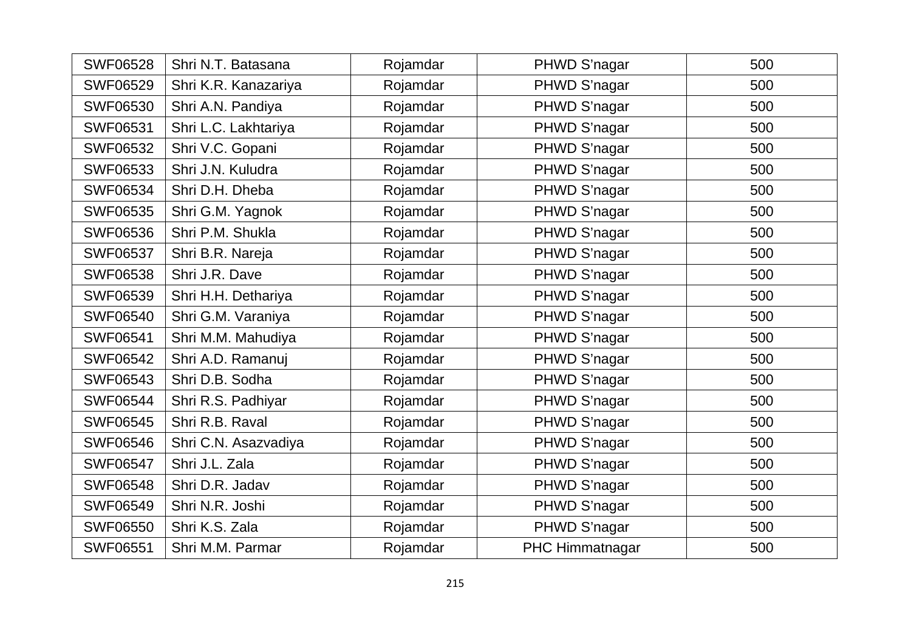| | | | | |
|---|---|---|---|---|
| SWF06528 | Shri N.T. Batasana | Rojamdar | PHWD S'nagar | 500 |
| SWF06529 | Shri K.R. Kanazariya | Rojamdar | PHWD S'nagar | 500 |
| SWF06530 | Shri A.N. Pandiya | Rojamdar | PHWD S'nagar | 500 |
| SWF06531 | Shri L.C. Lakhtariya | Rojamdar | PHWD S'nagar | 500 |
| SWF06532 | Shri V.C. Gopani | Rojamdar | PHWD S'nagar | 500 |
| SWF06533 | Shri J.N. Kuludra | Rojamdar | PHWD S'nagar | 500 |
| SWF06534 | Shri D.H. Dheba | Rojamdar | PHWD S'nagar | 500 |
| SWF06535 | Shri G.M. Yagnok | Rojamdar | PHWD S'nagar | 500 |
| SWF06536 | Shri P.M. Shukla | Rojamdar | PHWD S'nagar | 500 |
| SWF06537 | Shri B.R. Nareja | Rojamdar | PHWD S'nagar | 500 |
| SWF06538 | Shri J.R. Dave | Rojamdar | PHWD S'nagar | 500 |
| SWF06539 | Shri H.H. Dethariya | Rojamdar | PHWD S'nagar | 500 |
| SWF06540 | Shri G.M. Varaniya | Rojamdar | PHWD S'nagar | 500 |
| SWF06541 | Shri M.M. Mahudiya | Rojamdar | PHWD S'nagar | 500 |
| SWF06542 | Shri A.D. Ramanuj | Rojamdar | PHWD S'nagar | 500 |
| SWF06543 | Shri D.B. Sodha | Rojamdar | PHWD S'nagar | 500 |
| SWF06544 | Shri R.S. Padhiyar | Rojamdar | PHWD S'nagar | 500 |
| SWF06545 | Shri R.B. Raval | Rojamdar | PHWD S'nagar | 500 |
| SWF06546 | Shri C.N. Asazvadiya | Rojamdar | PHWD S'nagar | 500 |
| SWF06547 | Shri J.L. Zala | Rojamdar | PHWD S'nagar | 500 |
| SWF06548 | Shri D.R. Jadav | Rojamdar | PHWD S'nagar | 500 |
| SWF06549 | Shri N.R. Joshi | Rojamdar | PHWD S'nagar | 500 |
| SWF06550 | Shri K.S. Zala | Rojamdar | PHWD S'nagar | 500 |
| SWF06551 | Shri M.M. Parmar | Rojamdar | PHC Himmatnagar | 500 |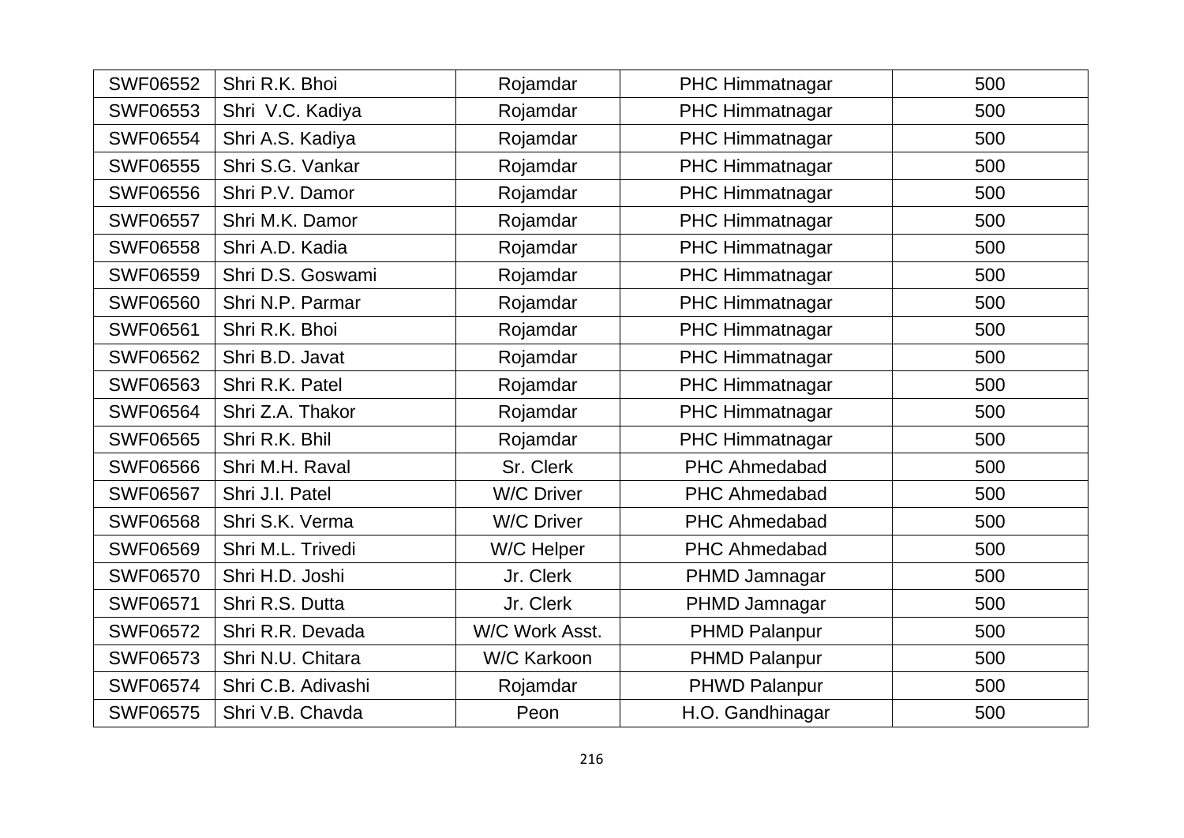| SWF06552 | Shri R.K. Bhoi | Rojamdar | PHC Himmatnagar | 500 |
|---|---|---|---|---|
| SWF06553 | Shri V.C. Kadiya | Rojamdar | PHC Himmatnagar | 500 |
| SWF06554 | Shri A.S. Kadiya | Rojamdar | PHC Himmatnagar | 500 |
| SWF06555 | Shri S.G. Vankar | Rojamdar | PHC Himmatnagar | 500 |
| SWF06556 | Shri P.V. Damor | Rojamdar | PHC Himmatnagar | 500 |
| SWF06557 | Shri M.K. Damor | Rojamdar | PHC Himmatnagar | 500 |
| SWF06558 | Shri A.D. Kadia | Rojamdar | PHC Himmatnagar | 500 |
| SWF06559 | Shri D.S. Goswami | Rojamdar | PHC Himmatnagar | 500 |
| SWF06560 | Shri N.P. Parmar | Rojamdar | PHC Himmatnagar | 500 |
| SWF06561 | Shri R.K. Bhoi | Rojamdar | PHC Himmatnagar | 500 |
| SWF06562 | Shri B.D. Javat | Rojamdar | PHC Himmatnagar | 500 |
| SWF06563 | Shri R.K. Patel | Rojamdar | PHC Himmatnagar | 500 |
| SWF06564 | Shri Z.A. Thakor | Rojamdar | PHC Himmatnagar | 500 |
| SWF06565 | Shri R.K. Bhil | Rojamdar | PHC Himmatnagar | 500 |
| SWF06566 | Shri M.H. Raval | Sr. Clerk | PHC Ahmedabad | 500 |
| SWF06567 | Shri J.I. Patel | W/C Driver | PHC Ahmedabad | 500 |
| SWF06568 | Shri S.K. Verma | W/C Driver | PHC Ahmedabad | 500 |
| SWF06569 | Shri M.L. Trivedi | W/C Helper | PHC Ahmedabad | 500 |
| SWF06570 | Shri H.D. Joshi | Jr. Clerk | PHMD Jamnagar | 500 |
| SWF06571 | Shri R.S. Dutta | Jr. Clerk | PHMD Jamnagar | 500 |
| SWF06572 | Shri R.R. Devada | W/C Work Asst. | PHMD Palanpur | 500 |
| SWF06573 | Shri N.U. Chitara | W/C Karkoon | PHMD Palanpur | 500 |
| SWF06574 | Shri C.B. Adivashi | Rojamdar | PHWD Palanpur | 500 |
| SWF06575 | Shri V.B. Chavda | Peon | H.O. Gandhinagar | 500 |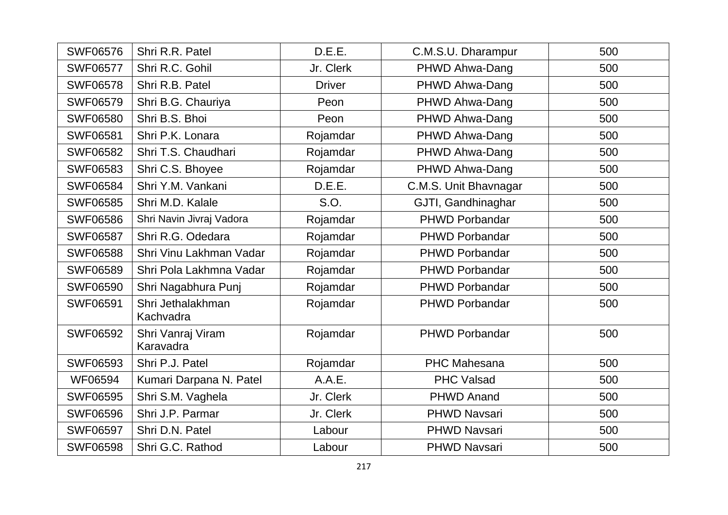| SWF06576 | Shri R.R. Patel | D.E.E. | C.M.S.U. Dharampur | 500 |
|---|---|---|---|---|
| SWF06577 | Shri R.C. Gohil | Jr. Clerk | PHWD Ahwa-Dang | 500 |
| SWF06578 | Shri R.B. Patel | Driver | PHWD Ahwa-Dang | 500 |
| SWF06579 | Shri B.G. Chauriya | Peon | PHWD Ahwa-Dang | 500 |
| SWF06580 | Shri B.S. Bhoi | Peon | PHWD Ahwa-Dang | 500 |
| SWF06581 | Shri P.K. Lonara | Rojamdar | PHWD Ahwa-Dang | 500 |
| SWF06582 | Shri T.S. Chaudhari | Rojamdar | PHWD Ahwa-Dang | 500 |
| SWF06583 | Shri C.S. Bhoyee | Rojamdar | PHWD Ahwa-Dang | 500 |
| SWF06584 | Shri Y.M. Vankani | D.E.E. | C.M.S. Unit Bhavnagar | 500 |
| SWF06585 | Shri M.D. Kalale | S.O. | GJTI, Gandhinaghar | 500 |
| SWF06586 | Shri Navin Jivraj Vadora | Rojamdar | PHWD Porbandar | 500 |
| SWF06587 | Shri R.G. Odedara | Rojamdar | PHWD Porbandar | 500 |
| SWF06588 | Shri Vinu Lakhman Vadar | Rojamdar | PHWD Porbandar | 500 |
| SWF06589 | Shri Pola Lakhmna Vadar | Rojamdar | PHWD Porbandar | 500 |
| SWF06590 | Shri Nagabhura Punj | Rojamdar | PHWD Porbandar | 500 |
| SWF06591 | Shri Jethalakhman Kachvadra | Rojamdar | PHWD Porbandar | 500 |
| SWF06592 | Shri Vanraj Viram Karavadra | Rojamdar | PHWD Porbandar | 500 |
| SWF06593 | Shri P.J. Patel | Rojamdar | PHC Mahesana | 500 |
| WF06594 | Kumari Darpana N. Patel | A.A.E. | PHC Valsad | 500 |
| SWF06595 | Shri S.M. Vaghela | Jr. Clerk | PHWD Anand | 500 |
| SWF06596 | Shri J.P. Parmar | Jr. Clerk | PHWD Navsari | 500 |
| SWF06597 | Shri D.N. Patel | Labour | PHWD Navsari | 500 |
| SWF06598 | Shri G.C. Rathod | Labour | PHWD Navsari | 500 |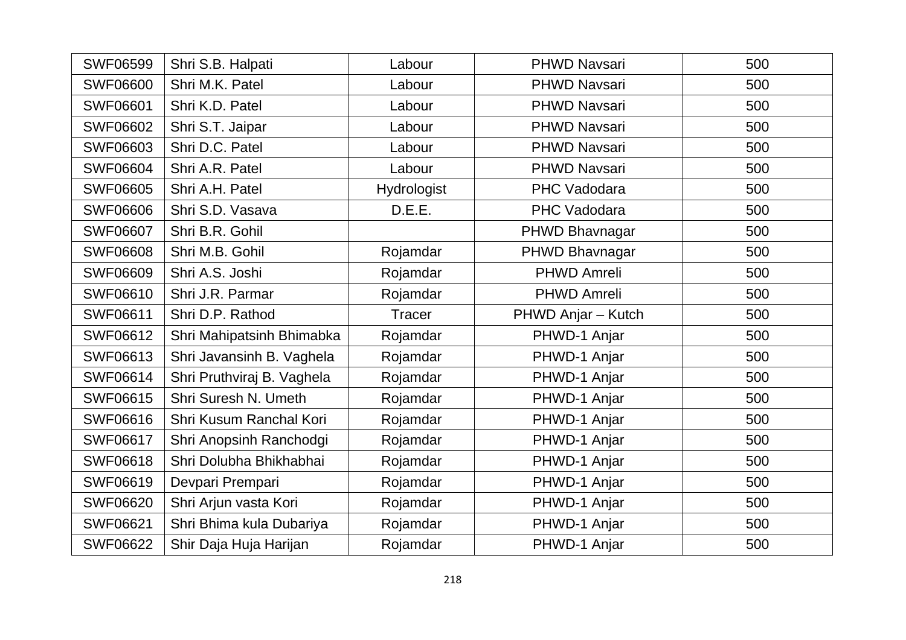| SWF06599 | Shri S.B. Halpati | Labour | PHWD Navsari | 500 |
|---|---|---|---|---|
| SWF06600 | Shri M.K. Patel | Labour | PHWD Navsari | 500 |
| SWF06601 | Shri K.D. Patel | Labour | PHWD Navsari | 500 |
| SWF06602 | Shri S.T. Jaipar | Labour | PHWD Navsari | 500 |
| SWF06603 | Shri D.C. Patel | Labour | PHWD Navsari | 500 |
| SWF06604 | Shri A.R. Patel | Labour | PHWD Navsari | 500 |
| SWF06605 | Shri A.H. Patel | Hydrologist | PHC Vadodara | 500 |
| SWF06606 | Shri S.D. Vasava | D.E.E. | PHC Vadodara | 500 |
| SWF06607 | Shri B.R. Gohil | | PHWD Bhavnagar | 500 |
| SWF06608 | Shri M.B. Gohil | Rojamdar | PHWD Bhavnagar | 500 |
| SWF06609 | Shri A.S. Joshi | Rojamdar | PHWD Amreli | 500 |
| SWF06610 | Shri J.R. Parmar | Rojamdar | PHWD Amreli | 500 |
| SWF06611 | Shri D.P. Rathod | Tracer | PHWD Anjar – Kutch | 500 |
| SWF06612 | Shri Mahipatsinh Bhimabka | Rojamdar | PHWD-1 Anjar | 500 |
| SWF06613 | Shri Javansinh B. Vaghela | Rojamdar | PHWD-1 Anjar | 500 |
| SWF06614 | Shri Pruthviraj B. Vaghela | Rojamdar | PHWD-1 Anjar | 500 |
| SWF06615 | Shri Suresh N. Umeth | Rojamdar | PHWD-1 Anjar | 500 |
| SWF06616 | Shri Kusum Ranchal Kori | Rojamdar | PHWD-1 Anjar | 500 |
| SWF06617 | Shri Anopsinh Ranchodgi | Rojamdar | PHWD-1 Anjar | 500 |
| SWF06618 | Shri Dolubha Bhikhabhai | Rojamdar | PHWD-1 Anjar | 500 |
| SWF06619 | Devpari Prempari | Rojamdar | PHWD-1 Anjar | 500 |
| SWF06620 | Shri Arjun vasta Kori | Rojamdar | PHWD-1 Anjar | 500 |
| SWF06621 | Shri Bhima kula Dubariya | Rojamdar | PHWD-1 Anjar | 500 |
| SWF06622 | Shir Daja Huja Harijan | Rojamdar | PHWD-1 Anjar | 500 |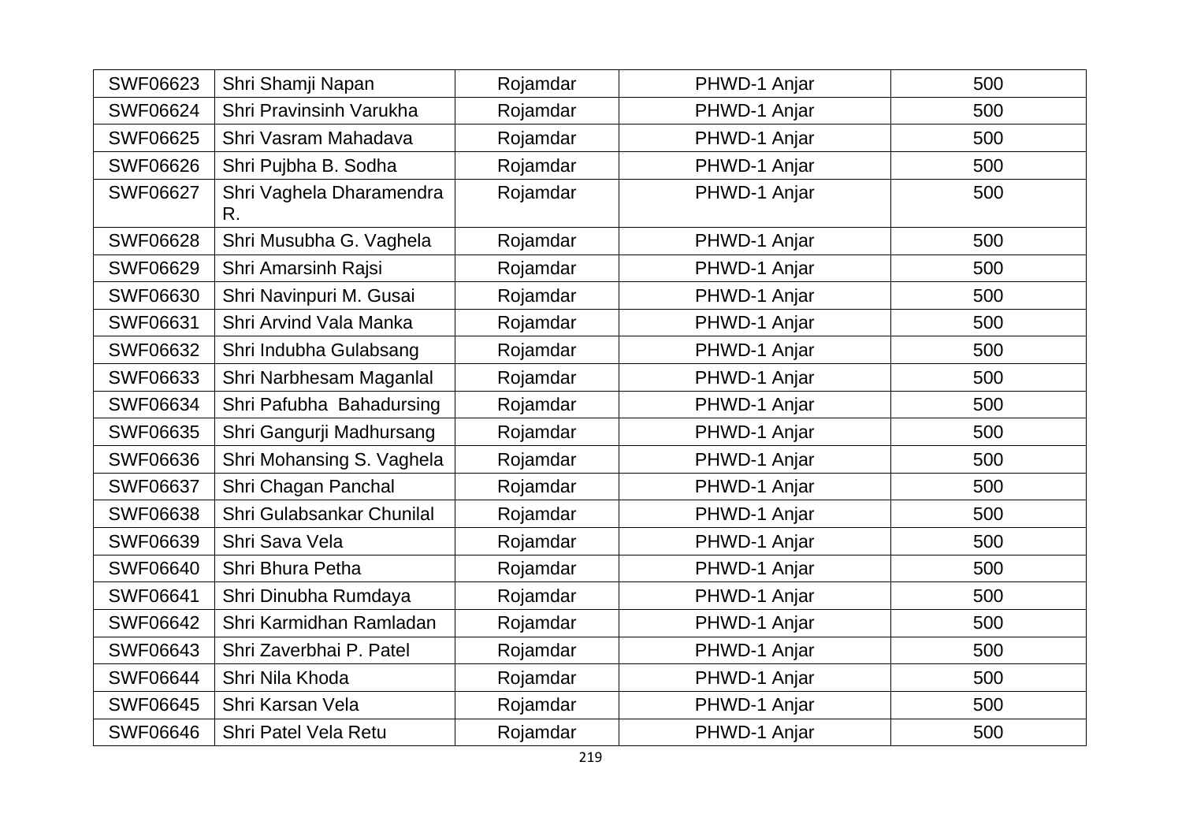| SWF06623 | Shri Shamji Napan | Rojamdar | PHWD-1 Anjar | 500 |
|---|---|---|---|---|
| SWF06624 | Shri Pravinsinh Varukha | Rojamdar | PHWD-1 Anjar | 500 |
| SWF06625 | Shri Vasram Mahadava | Rojamdar | PHWD-1 Anjar | 500 |
| SWF06626 | Shri Pujbha B. Sodha | Rojamdar | PHWD-1 Anjar | 500 |
| SWF06627 | Shri Vaghela Dharamendra R. | Rojamdar | PHWD-1 Anjar | 500 |
| SWF06628 | Shri Musubha G. Vaghela | Rojamdar | PHWD-1 Anjar | 500 |
| SWF06629 | Shri Amarsinh Rajsi | Rojamdar | PHWD-1 Anjar | 500 |
| SWF06630 | Shri Navinpuri M. Gusai | Rojamdar | PHWD-1 Anjar | 500 |
| SWF06631 | Shri Arvind Vala Manka | Rojamdar | PHWD-1 Anjar | 500 |
| SWF06632 | Shri Indubha Gulabsang | Rojamdar | PHWD-1 Anjar | 500 |
| SWF06633 | Shri Narbhesam Maganlal | Rojamdar | PHWD-1 Anjar | 500 |
| SWF06634 | Shri Pafubha Bahadursing | Rojamdar | PHWD-1 Anjar | 500 |
| SWF06635 | Shri Gangurji Madhursang | Rojamdar | PHWD-1 Anjar | 500 |
| SWF06636 | Shri Mohansing S. Vaghela | Rojamdar | PHWD-1 Anjar | 500 |
| SWF06637 | Shri Chagan Panchal | Rojamdar | PHWD-1 Anjar | 500 |
| SWF06638 | Shri Gulabsankar Chunilal | Rojamdar | PHWD-1 Anjar | 500 |
| SWF06639 | Shri Sava Vela | Rojamdar | PHWD-1 Anjar | 500 |
| SWF06640 | Shri Bhura Petha | Rojamdar | PHWD-1 Anjar | 500 |
| SWF06641 | Shri Dinubha Rumdaya | Rojamdar | PHWD-1 Anjar | 500 |
| SWF06642 | Shri Karmidhan Ramladan | Rojamdar | PHWD-1 Anjar | 500 |
| SWF06643 | Shri Zaverbhai P. Patel | Rojamdar | PHWD-1 Anjar | 500 |
| SWF06644 | Shri Nila Khoda | Rojamdar | PHWD-1 Anjar | 500 |
| SWF06645 | Shri Karsan Vela | Rojamdar | PHWD-1 Anjar | 500 |
| SWF06646 | Shri Patel Vela Retu | Rojamdar | PHWD-1 Anjar | 500 |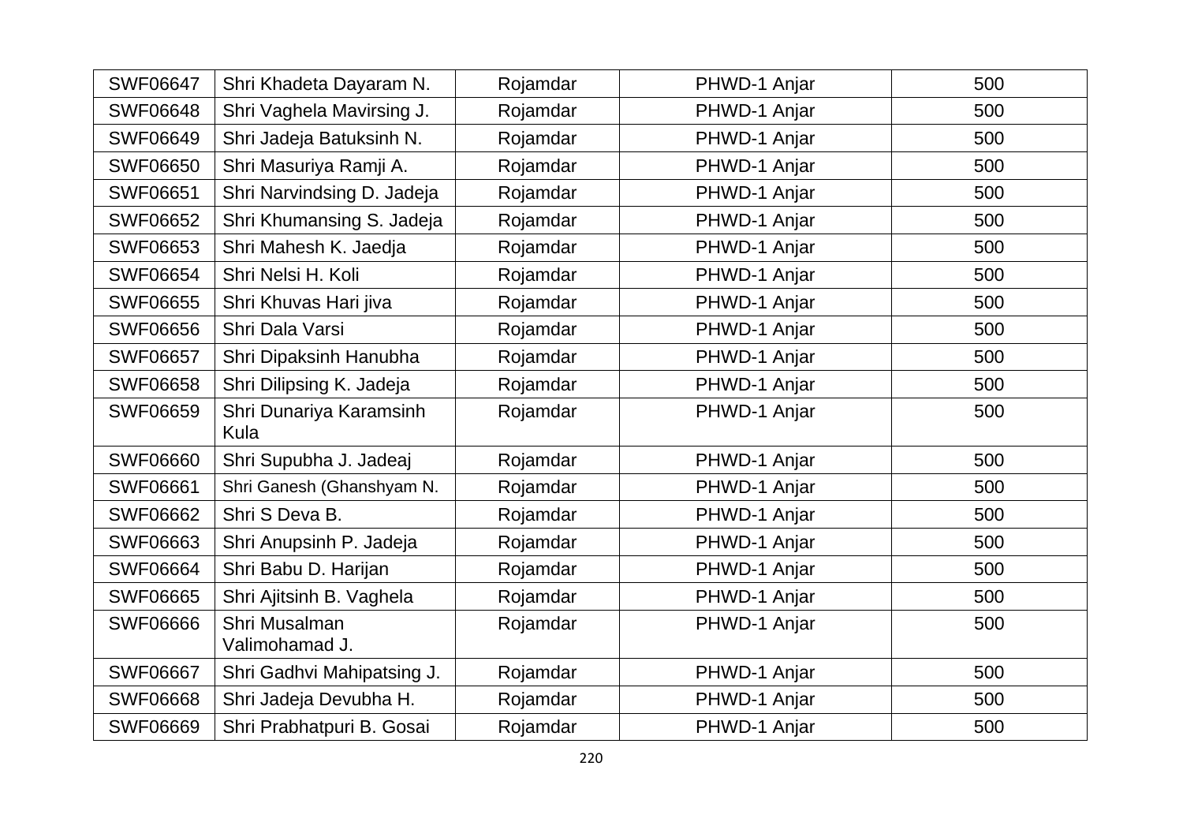| SWF06647 | Shri Khadeta Dayaram N. | Rojamdar | PHWD-1 Anjar | 500 |
|---|---|---|---|---|
| SWF06648 | Shri Vaghela Mavirsing J. | Rojamdar | PHWD-1 Anjar | 500 |
| SWF06649 | Shri Jadeja Batuksinh N. | Rojamdar | PHWD-1 Anjar | 500 |
| SWF06650 | Shri Masuriya Ramji A. | Rojamdar | PHWD-1 Anjar | 500 |
| SWF06651 | Shri Narvindsing D. Jadeja | Rojamdar | PHWD-1 Anjar | 500 |
| SWF06652 | Shri Khumansing S. Jadeja | Rojamdar | PHWD-1 Anjar | 500 |
| SWF06653 | Shri Mahesh K. Jaedja | Rojamdar | PHWD-1 Anjar | 500 |
| SWF06654 | Shri Nelsi H. Koli | Rojamdar | PHWD-1 Anjar | 500 |
| SWF06655 | Shri Khuvas Hari jiva | Rojamdar | PHWD-1 Anjar | 500 |
| SWF06656 | Shri Dala Varsi | Rojamdar | PHWD-1 Anjar | 500 |
| SWF06657 | Shri Dipaksinh Hanubha | Rojamdar | PHWD-1 Anjar | 500 |
| SWF06658 | Shri Dilipsing K. Jadeja | Rojamdar | PHWD-1 Anjar | 500 |
| SWF06659 | Shri Dunariya Karamsinh Kula | Rojamdar | PHWD-1 Anjar | 500 |
| SWF06660 | Shri Supubha J. Jadeaj | Rojamdar | PHWD-1 Anjar | 500 |
| SWF06661 | Shri Ganesh (Ghanshyam N. | Rojamdar | PHWD-1 Anjar | 500 |
| SWF06662 | Shri S Deva B. | Rojamdar | PHWD-1 Anjar | 500 |
| SWF06663 | Shri Anupsinh P. Jadeja | Rojamdar | PHWD-1 Anjar | 500 |
| SWF06664 | Shri Babu D. Harijan | Rojamdar | PHWD-1 Anjar | 500 |
| SWF06665 | Shri Ajitsinh B. Vaghela | Rojamdar | PHWD-1 Anjar | 500 |
| SWF06666 | Shri Musalman Valimohamad J. | Rojamdar | PHWD-1 Anjar | 500 |
| SWF06667 | Shri Gadhvi Mahipatsing J. | Rojamdar | PHWD-1 Anjar | 500 |
| SWF06668 | Shri Jadeja Devubha H. | Rojamdar | PHWD-1 Anjar | 500 |
| SWF06669 | Shri Prabhatpuri B. Gosai | Rojamdar | PHWD-1 Anjar | 500 |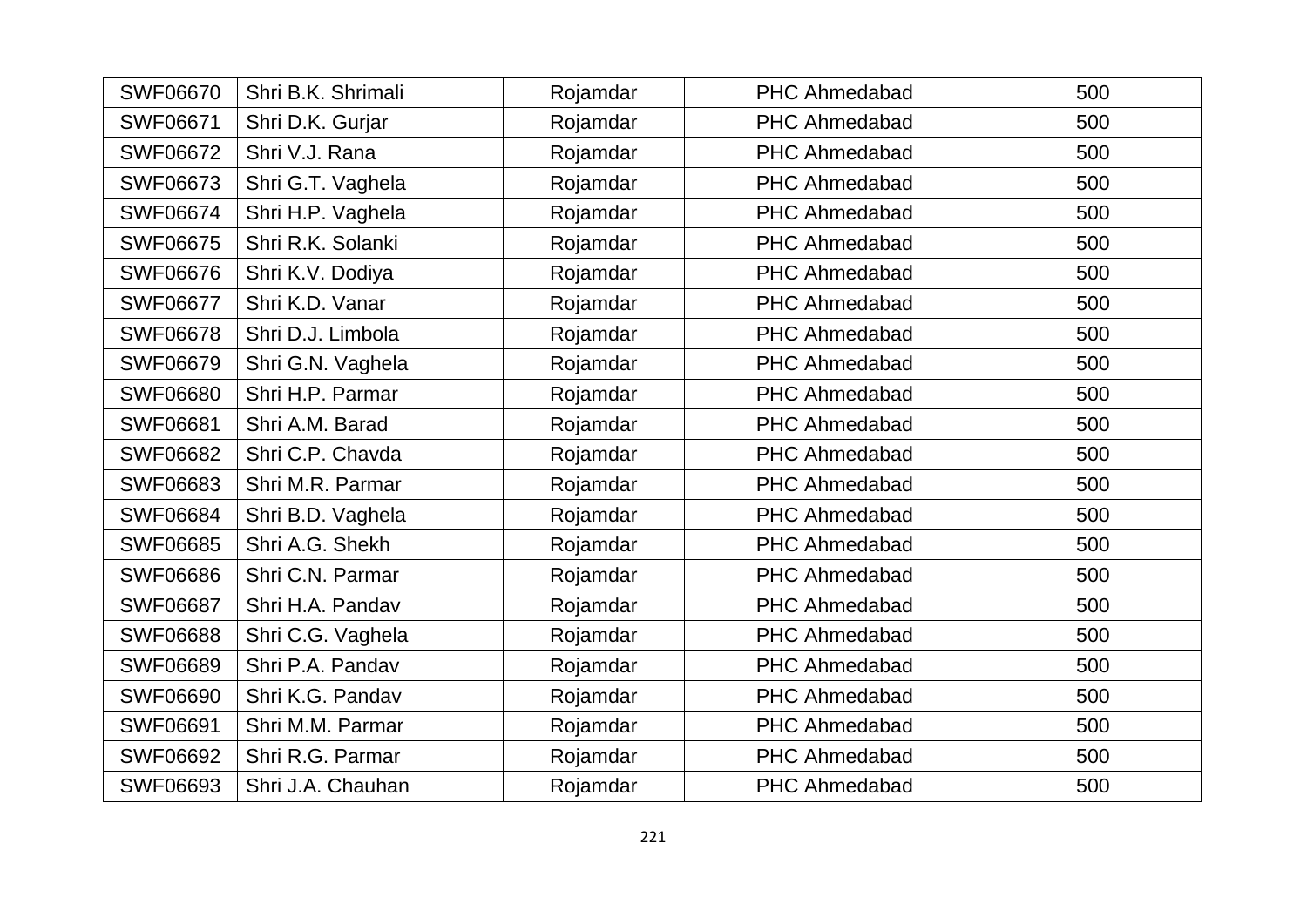| SWF06670 | Shri B.K. Shrimali | Rojamdar | PHC Ahmedabad | 500 |
|---|---|---|---|---|
| SWF06671 | Shri D.K. Gurjar | Rojamdar | PHC Ahmedabad | 500 |
| SWF06672 | Shri V.J. Rana | Rojamdar | PHC Ahmedabad | 500 |
| SWF06673 | Shri G.T. Vaghela | Rojamdar | PHC Ahmedabad | 500 |
| SWF06674 | Shri H.P. Vaghela | Rojamdar | PHC Ahmedabad | 500 |
| SWF06675 | Shri R.K. Solanki | Rojamdar | PHC Ahmedabad | 500 |
| SWF06676 | Shri K.V. Dodiya | Rojamdar | PHC Ahmedabad | 500 |
| SWF06677 | Shri K.D. Vanar | Rojamdar | PHC Ahmedabad | 500 |
| SWF06678 | Shri D.J. Limbola | Rojamdar | PHC Ahmedabad | 500 |
| SWF06679 | Shri G.N. Vaghela | Rojamdar | PHC Ahmedabad | 500 |
| SWF06680 | Shri H.P. Parmar | Rojamdar | PHC Ahmedabad | 500 |
| SWF06681 | Shri A.M. Barad | Rojamdar | PHC Ahmedabad | 500 |
| SWF06682 | Shri C.P. Chavda | Rojamdar | PHC Ahmedabad | 500 |
| SWF06683 | Shri M.R. Parmar | Rojamdar | PHC Ahmedabad | 500 |
| SWF06684 | Shri B.D. Vaghela | Rojamdar | PHC Ahmedabad | 500 |
| SWF06685 | Shri A.G. Shekh | Rojamdar | PHC Ahmedabad | 500 |
| SWF06686 | Shri C.N. Parmar | Rojamdar | PHC Ahmedabad | 500 |
| SWF06687 | Shri H.A. Pandav | Rojamdar | PHC Ahmedabad | 500 |
| SWF06688 | Shri C.G. Vaghela | Rojamdar | PHC Ahmedabad | 500 |
| SWF06689 | Shri P.A. Pandav | Rojamdar | PHC Ahmedabad | 500 |
| SWF06690 | Shri K.G. Pandav | Rojamdar | PHC Ahmedabad | 500 |
| SWF06691 | Shri M.M. Parmar | Rojamdar | PHC Ahmedabad | 500 |
| SWF06692 | Shri R.G. Parmar | Rojamdar | PHC Ahmedabad | 500 |
| SWF06693 | Shri J.A. Chauhan | Rojamdar | PHC Ahmedabad | 500 |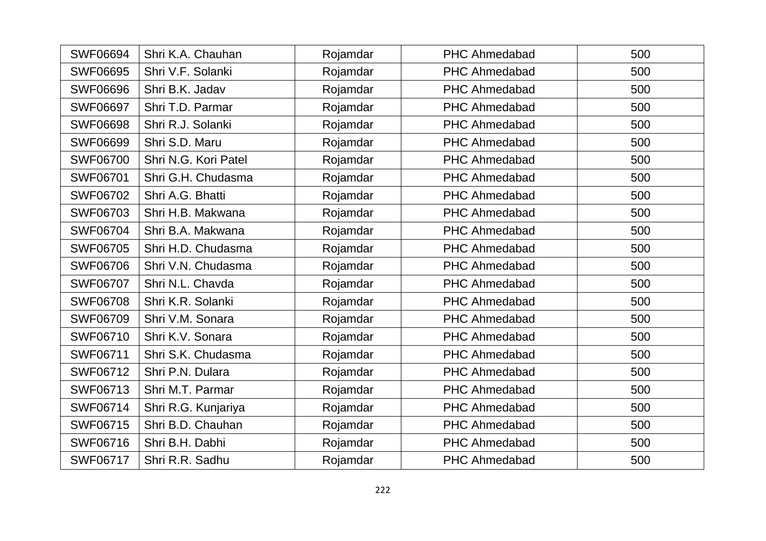| SWF06694 | Shri K.A. Chauhan | Rojamdar | PHC Ahmedabad | 500 |
|---|---|---|---|---|
| SWF06695 | Shri V.F. Solanki | Rojamdar | PHC Ahmedabad | 500 |
| SWF06696 | Shri B.K. Jadav | Rojamdar | PHC Ahmedabad | 500 |
| SWF06697 | Shri T.D. Parmar | Rojamdar | PHC Ahmedabad | 500 |
| SWF06698 | Shri R.J. Solanki | Rojamdar | PHC Ahmedabad | 500 |
| SWF06699 | Shri S.D. Maru | Rojamdar | PHC Ahmedabad | 500 |
| SWF06700 | Shri N.G. Kori Patel | Rojamdar | PHC Ahmedabad | 500 |
| SWF06701 | Shri G.H. Chudasma | Rojamdar | PHC Ahmedabad | 500 |
| SWF06702 | Shri A.G. Bhatti | Rojamdar | PHC Ahmedabad | 500 |
| SWF06703 | Shri H.B. Makwana | Rojamdar | PHC Ahmedabad | 500 |
| SWF06704 | Shri B.A. Makwana | Rojamdar | PHC Ahmedabad | 500 |
| SWF06705 | Shri H.D. Chudasma | Rojamdar | PHC Ahmedabad | 500 |
| SWF06706 | Shri V.N. Chudasma | Rojamdar | PHC Ahmedabad | 500 |
| SWF06707 | Shri N.L. Chavda | Rojamdar | PHC Ahmedabad | 500 |
| SWF06708 | Shri K.R. Solanki | Rojamdar | PHC Ahmedabad | 500 |
| SWF06709 | Shri V.M. Sonara | Rojamdar | PHC Ahmedabad | 500 |
| SWF06710 | Shri K.V. Sonara | Rojamdar | PHC Ahmedabad | 500 |
| SWF06711 | Shri S.K. Chudasma | Rojamdar | PHC Ahmedabad | 500 |
| SWF06712 | Shri P.N. Dulara | Rojamdar | PHC Ahmedabad | 500 |
| SWF06713 | Shri M.T. Parmar | Rojamdar | PHC Ahmedabad | 500 |
| SWF06714 | Shri R.G. Kunjariya | Rojamdar | PHC Ahmedabad | 500 |
| SWF06715 | Shri B.D. Chauhan | Rojamdar | PHC Ahmedabad | 500 |
| SWF06716 | Shri B.H. Dabhi | Rojamdar | PHC Ahmedabad | 500 |
| SWF06717 | Shri R.R. Sadhu | Rojamdar | PHC Ahmedabad | 500 |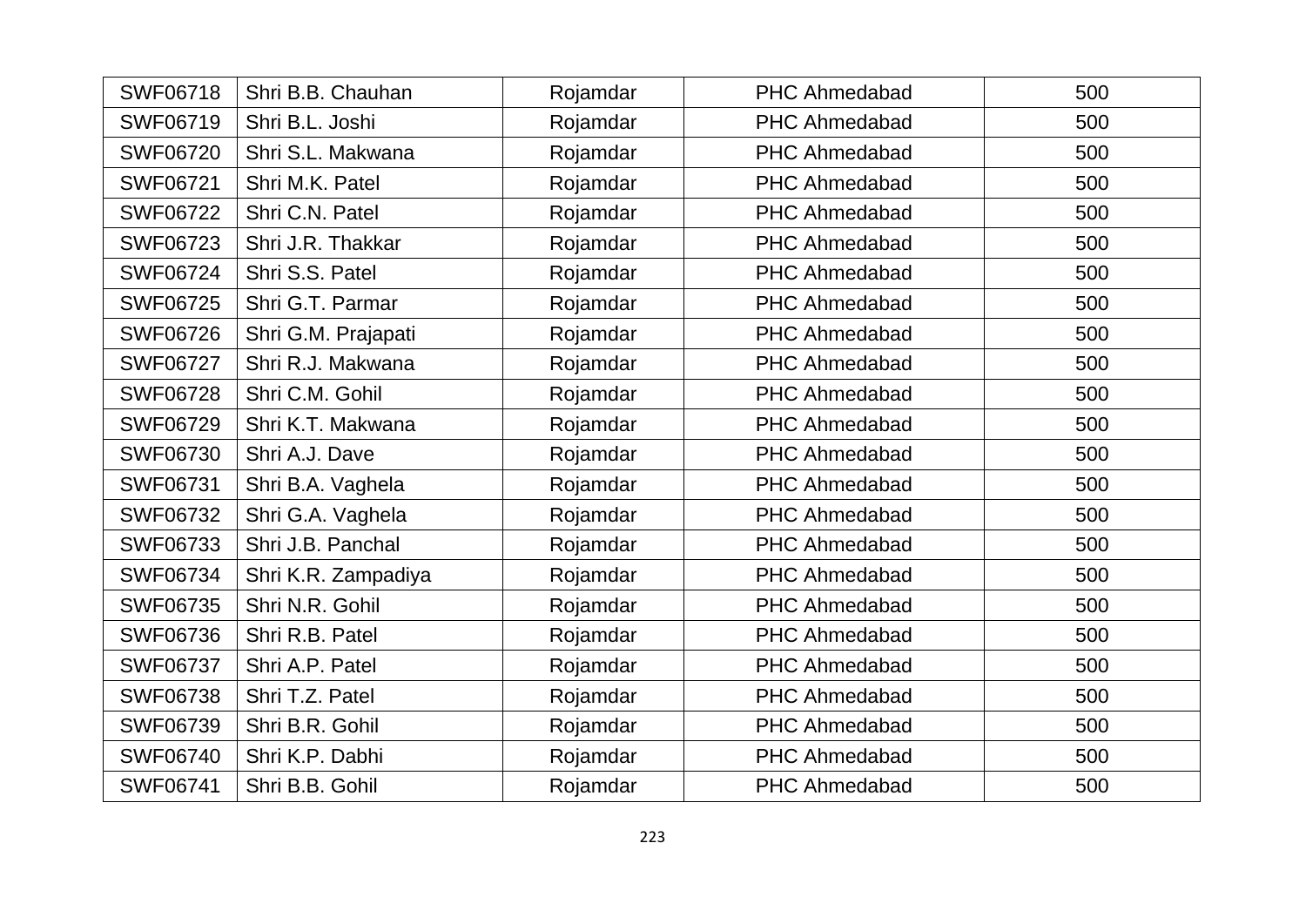| SWF06718 | Shri B.B. Chauhan | Rojamdar | PHC Ahmedabad | 500 |
|---|---|---|---|---|
| SWF06719 | Shri B.L. Joshi | Rojamdar | PHC Ahmedabad | 500 |
| SWF06720 | Shri S.L. Makwana | Rojamdar | PHC Ahmedabad | 500 |
| SWF06721 | Shri M.K. Patel | Rojamdar | PHC Ahmedabad | 500 |
| SWF06722 | Shri C.N. Patel | Rojamdar | PHC Ahmedabad | 500 |
| SWF06723 | Shri J.R. Thakkar | Rojamdar | PHC Ahmedabad | 500 |
| SWF06724 | Shri S.S. Patel | Rojamdar | PHC Ahmedabad | 500 |
| SWF06725 | Shri G.T. Parmar | Rojamdar | PHC Ahmedabad | 500 |
| SWF06726 | Shri G.M. Prajapati | Rojamdar | PHC Ahmedabad | 500 |
| SWF06727 | Shri R.J. Makwana | Rojamdar | PHC Ahmedabad | 500 |
| SWF06728 | Shri C.M. Gohil | Rojamdar | PHC Ahmedabad | 500 |
| SWF06729 | Shri K.T. Makwana | Rojamdar | PHC Ahmedabad | 500 |
| SWF06730 | Shri A.J. Dave | Rojamdar | PHC Ahmedabad | 500 |
| SWF06731 | Shri B.A. Vaghela | Rojamdar | PHC Ahmedabad | 500 |
| SWF06732 | Shri G.A. Vaghela | Rojamdar | PHC Ahmedabad | 500 |
| SWF06733 | Shri J.B. Panchal | Rojamdar | PHC Ahmedabad | 500 |
| SWF06734 | Shri K.R. Zampadiya | Rojamdar | PHC Ahmedabad | 500 |
| SWF06735 | Shri N.R. Gohil | Rojamdar | PHC Ahmedabad | 500 |
| SWF06736 | Shri R.B. Patel | Rojamdar | PHC Ahmedabad | 500 |
| SWF06737 | Shri A.P. Patel | Rojamdar | PHC Ahmedabad | 500 |
| SWF06738 | Shri T.Z. Patel | Rojamdar | PHC Ahmedabad | 500 |
| SWF06739 | Shri B.R. Gohil | Rojamdar | PHC Ahmedabad | 500 |
| SWF06740 | Shri K.P. Dabhi | Rojamdar | PHC Ahmedabad | 500 |
| SWF06741 | Shri B.B. Gohil | Rojamdar | PHC Ahmedabad | 500 |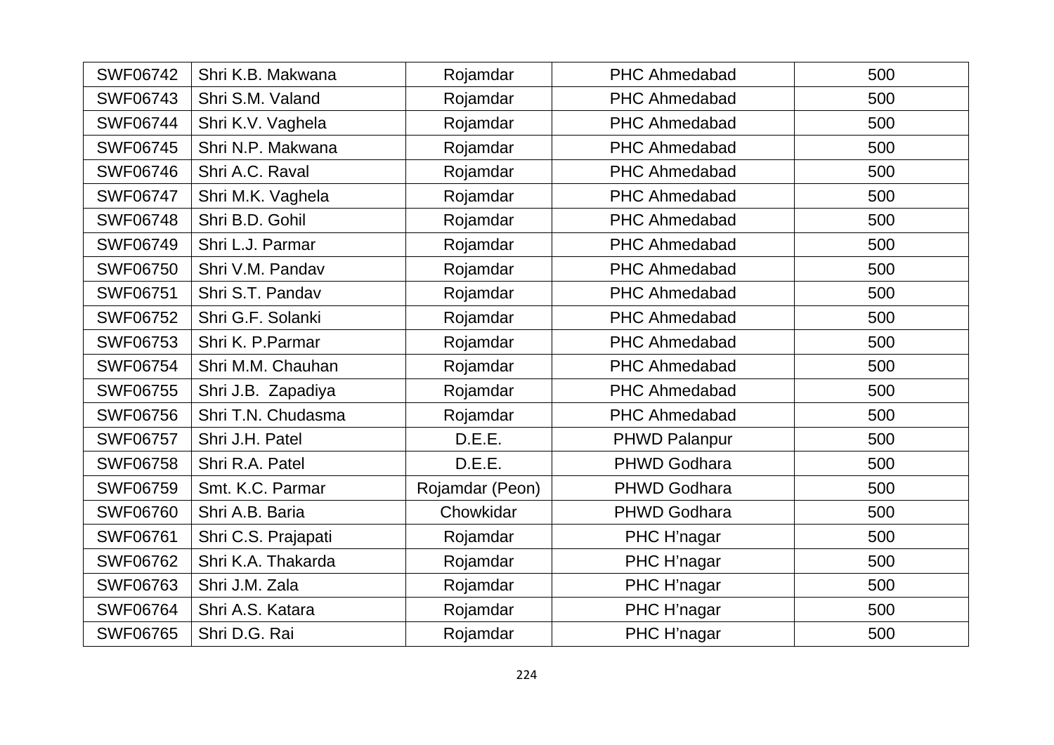| SWF06742 | Shri K.B. Makwana | Rojamdar | PHC Ahmedabad | 500 |
|---|---|---|---|---|
| SWF06743 | Shri S.M. Valand | Rojamdar | PHC Ahmedabad | 500 |
| SWF06744 | Shri K.V. Vaghela | Rojamdar | PHC Ahmedabad | 500 |
| SWF06745 | Shri N.P. Makwana | Rojamdar | PHC Ahmedabad | 500 |
| SWF06746 | Shri A.C. Raval | Rojamdar | PHC Ahmedabad | 500 |
| SWF06747 | Shri M.K. Vaghela | Rojamdar | PHC Ahmedabad | 500 |
| SWF06748 | Shri B.D. Gohil | Rojamdar | PHC Ahmedabad | 500 |
| SWF06749 | Shri L.J. Parmar | Rojamdar | PHC Ahmedabad | 500 |
| SWF06750 | Shri V.M. Pandav | Rojamdar | PHC Ahmedabad | 500 |
| SWF06751 | Shri S.T. Pandav | Rojamdar | PHC Ahmedabad | 500 |
| SWF06752 | Shri G.F. Solanki | Rojamdar | PHC Ahmedabad | 500 |
| SWF06753 | Shri K. P.Parmar | Rojamdar | PHC Ahmedabad | 500 |
| SWF06754 | Shri M.M. Chauhan | Rojamdar | PHC Ahmedabad | 500 |
| SWF06755 | Shri J.B. Zapadiya | Rojamdar | PHC Ahmedabad | 500 |
| SWF06756 | Shri T.N. Chudasma | Rojamdar | PHC Ahmedabad | 500 |
| SWF06757 | Shri J.H. Patel | D.E.E. | PHWD Palanpur | 500 |
| SWF06758 | Shri R.A. Patel | D.E.E. | PHWD Godhara | 500 |
| SWF06759 | Smt. K.C. Parmar | Rojamdar (Peon) | PHWD Godhara | 500 |
| SWF06760 | Shri A.B. Baria | Chowkidar | PHWD Godhara | 500 |
| SWF06761 | Shri C.S. Prajapati | Rojamdar | PHC H'nagar | 500 |
| SWF06762 | Shri K.A. Thakarda | Rojamdar | PHC H'nagar | 500 |
| SWF06763 | Shri J.M. Zala | Rojamdar | PHC H'nagar | 500 |
| SWF06764 | Shri A.S. Katara | Rojamdar | PHC H'nagar | 500 |
| SWF06765 | Shri D.G. Rai | Rojamdar | PHC H'nagar | 500 |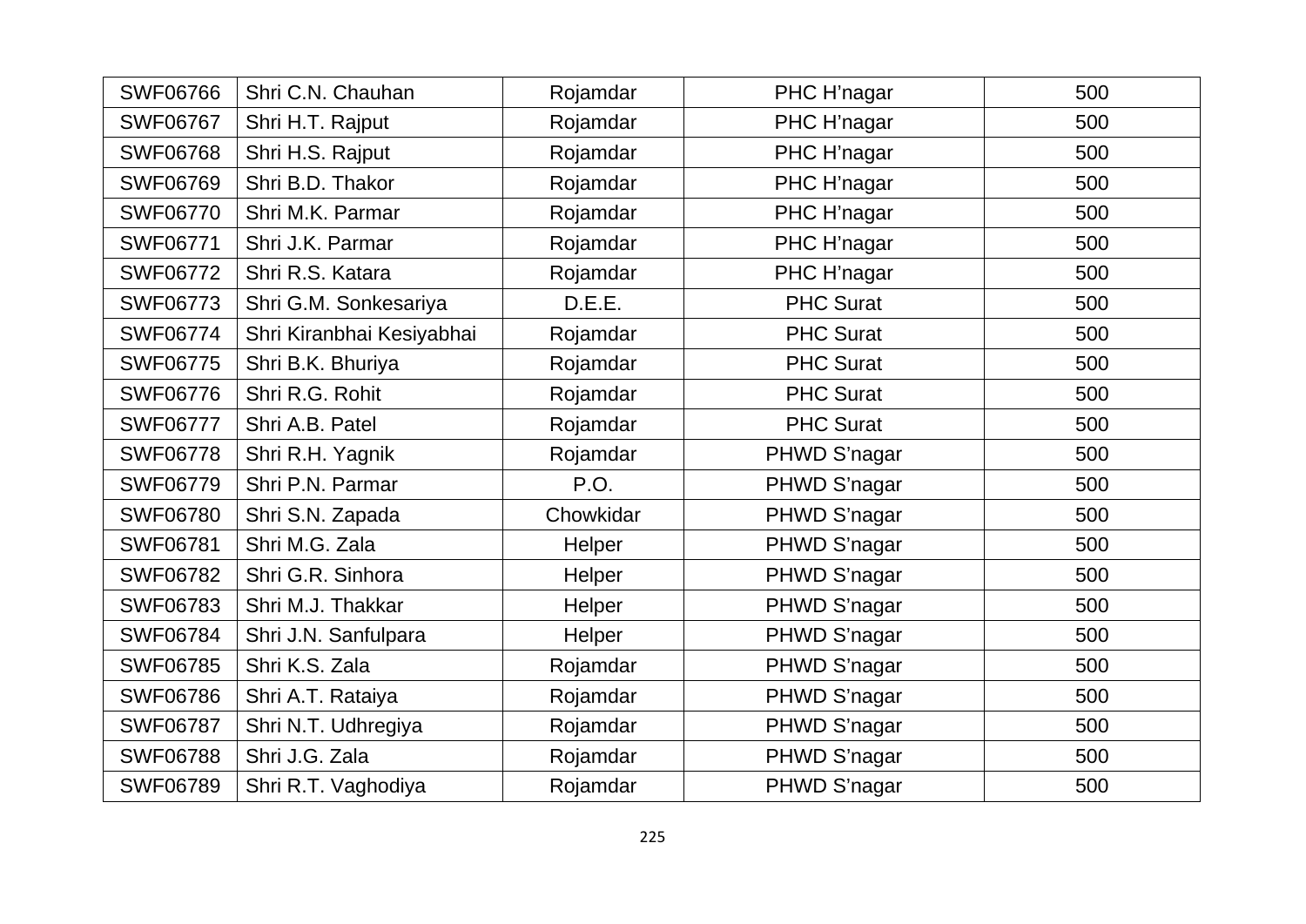| SWF06766 | Shri C.N. Chauhan | Rojamdar | PHC H'nagar | 500 |
|---|---|---|---|---|
| SWF06767 | Shri H.T. Rajput | Rojamdar | PHC H'nagar | 500 |
| SWF06768 | Shri H.S. Rajput | Rojamdar | PHC H'nagar | 500 |
| SWF06769 | Shri B.D. Thakor | Rojamdar | PHC H'nagar | 500 |
| SWF06770 | Shri M.K. Parmar | Rojamdar | PHC H'nagar | 500 |
| SWF06771 | Shri J.K. Parmar | Rojamdar | PHC H'nagar | 500 |
| SWF06772 | Shri R.S. Katara | Rojamdar | PHC H'nagar | 500 |
| SWF06773 | Shri G.M. Sonkesariya | D.E.E. | PHC Surat | 500 |
| SWF06774 | Shri Kiranbhai Kesiyabhai | Rojamdar | PHC Surat | 500 |
| SWF06775 | Shri B.K. Bhuriya | Rojamdar | PHC Surat | 500 |
| SWF06776 | Shri R.G. Rohit | Rojamdar | PHC Surat | 500 |
| SWF06777 | Shri A.B. Patel | Rojamdar | PHC Surat | 500 |
| SWF06778 | Shri R.H. Yagnik | Rojamdar | PHWD S'nagar | 500 |
| SWF06779 | Shri P.N. Parmar | P.O. | PHWD S'nagar | 500 |
| SWF06780 | Shri S.N. Zapada | Chowkidar | PHWD S'nagar | 500 |
| SWF06781 | Shri M.G. Zala | Helper | PHWD S'nagar | 500 |
| SWF06782 | Shri G.R. Sinhora | Helper | PHWD S'nagar | 500 |
| SWF06783 | Shri M.J. Thakkar | Helper | PHWD S'nagar | 500 |
| SWF06784 | Shri J.N. Sanfulpara | Helper | PHWD S'nagar | 500 |
| SWF06785 | Shri K.S. Zala | Rojamdar | PHWD S'nagar | 500 |
| SWF06786 | Shri A.T. Rataiya | Rojamdar | PHWD S'nagar | 500 |
| SWF06787 | Shri N.T. Udhregiya | Rojamdar | PHWD S'nagar | 500 |
| SWF06788 | Shri J.G. Zala | Rojamdar | PHWD S'nagar | 500 |
| SWF06789 | Shri R.T. Vaghodiya | Rojamdar | PHWD S'nagar | 500 |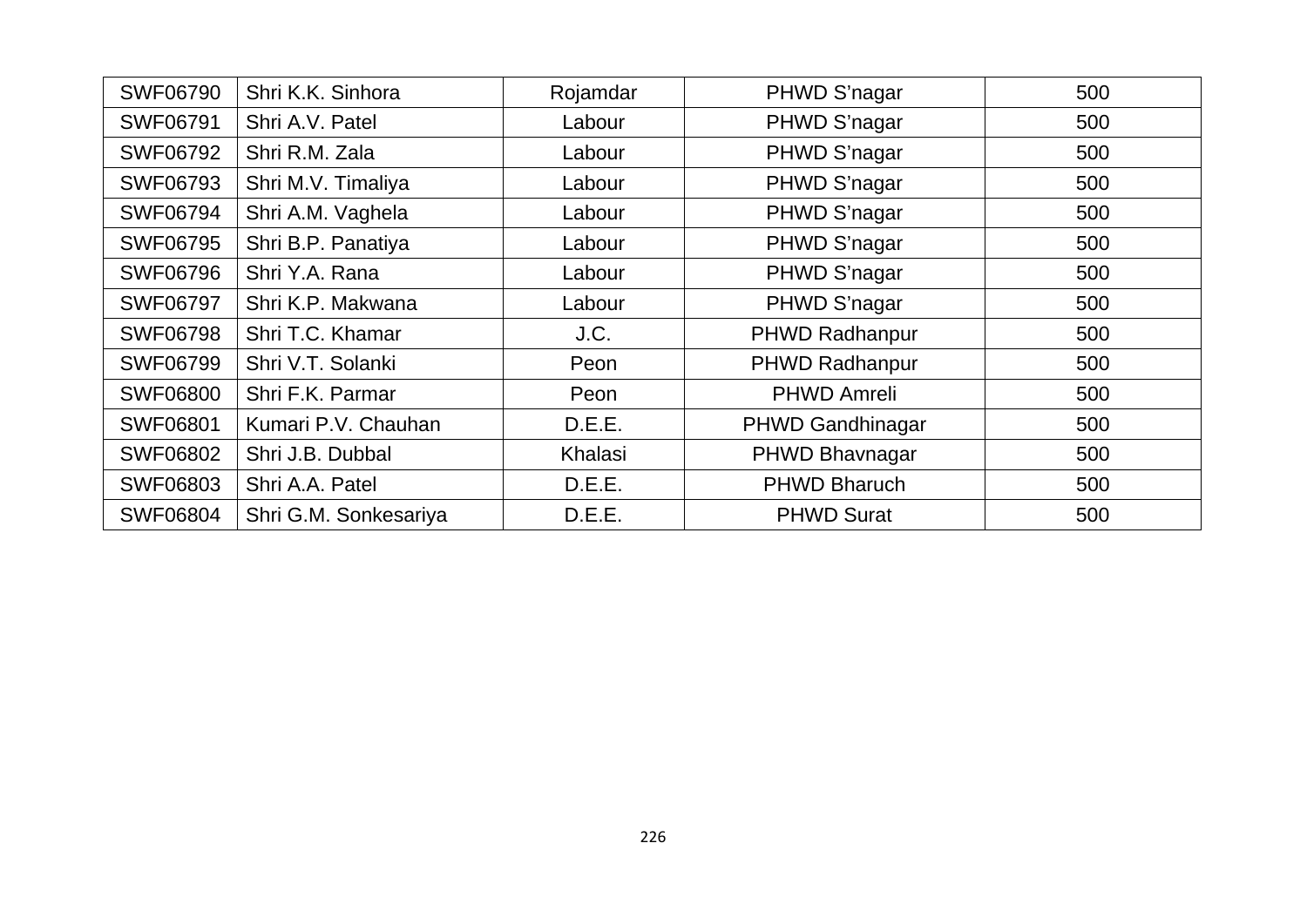| | | | | |
|---|---|---|---|---|
| SWF06790 | Shri K.K. Sinhora | Rojamdar | PHWD S'nagar | 500 |
| SWF06791 | Shri A.V. Patel | Labour | PHWD S'nagar | 500 |
| SWF06792 | Shri R.M. Zala | Labour | PHWD S'nagar | 500 |
| SWF06793 | Shri M.V. Timaliya | Labour | PHWD S'nagar | 500 |
| SWF06794 | Shri A.M. Vaghela | Labour | PHWD S'nagar | 500 |
| SWF06795 | Shri B.P. Panatiya | Labour | PHWD S'nagar | 500 |
| SWF06796 | Shri Y.A. Rana | Labour | PHWD S'nagar | 500 |
| SWF06797 | Shri K.P. Makwana | Labour | PHWD S'nagar | 500 |
| SWF06798 | Shri T.C. Khamar | J.C. | PHWD Radhanpur | 500 |
| SWF06799 | Shri V.T. Solanki | Peon | PHWD Radhanpur | 500 |
| SWF06800 | Shri F.K. Parmar | Peon | PHWD Amreli | 500 |
| SWF06801 | Kumari P.V. Chauhan | D.E.E. | PHWD Gandhinagar | 500 |
| SWF06802 | Shri J.B. Dubbal | Khalasi | PHWD Bhavnagar | 500 |
| SWF06803 | Shri A.A. Patel | D.E.E. | PHWD Bharuch | 500 |
| SWF06804 | Shri G.M. Sonkesariya | D.E.E. | PHWD Surat | 500 |